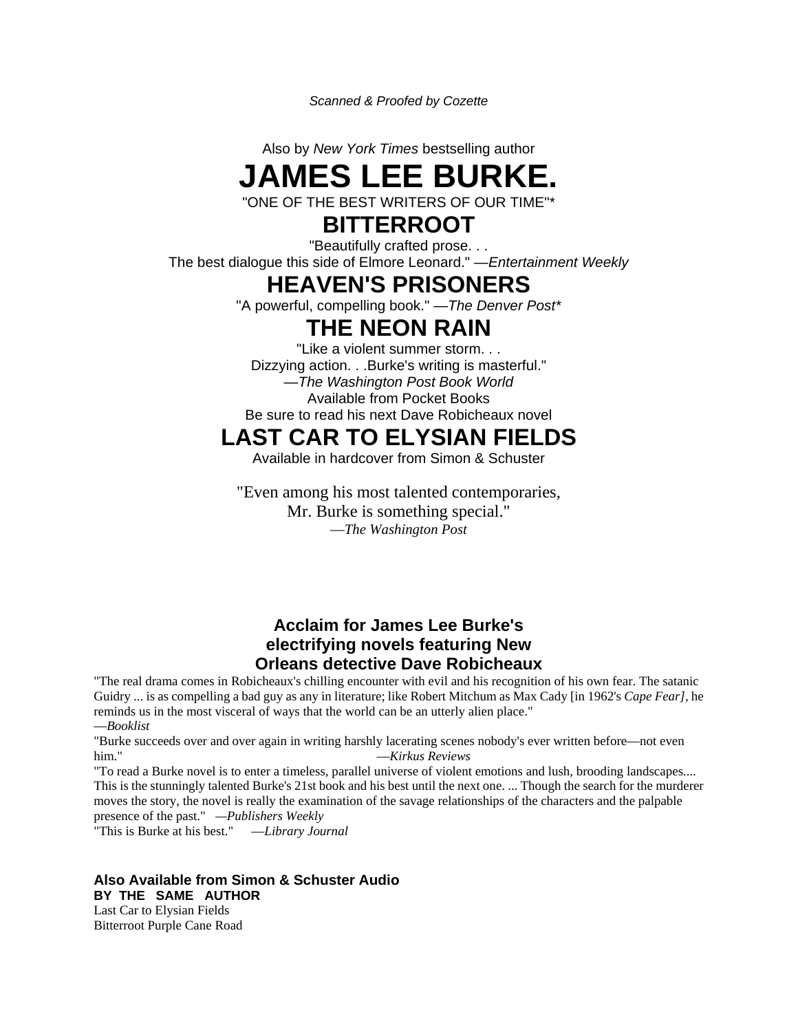*Scanned & Proofed by Cozette*

Also by *New York Times* bestselling author

# JAMES LEE BURKE.

"ONE OF THE BEST WRITERS OF OUR TIME"*

## BITTERROOT

"Beautifully crafted prose. . .
The best dialogue this side of Elmore Leonard." —*Entertainment Weekly*

## HEAVEN'S PRISONERS

"A powerful, compelling book." —*The Denver Post**

## THE NEON RAIN

"Like a violent summer storm. . .
Dizzying action. . .Burke's writing is masterful."
—*The Washington Post Book World*

Available from Pocket Books

Be sure to read his next Dave Robicheaux novel

## LAST CAR TO ELYSIAN FIELDS

Available in hardcover from Simon & Schuster

"Even among his most talented contemporaries,
Mr. Burke is something special."
—*The Washington Post*

### Acclaim for James Lee Burke's electrifying novels featuring New Orleans detective Dave Robicheaux

"The real drama comes in Robicheaux's chilling encounter with evil and his recognition of his own fear. The satanic Guidry ... is as compelling a bad guy as any in literature; like Robert Mitchum as Max Cady [in 1962's *Cape Fear]*, he reminds us in the most visceral of ways that the world can be an utterly alien place."
—*Booklist*

"Burke succeeds over and over again in writing harshly lacerating scenes nobody's ever written before—not even him." —*Kirkus Reviews*

"To read a Burke novel is to enter a timeless, parallel universe of violent emotions and lush, brooding landscapes.... This is the stunningly talented Burke's 21st book and his best until the next one. ... Though the search for the murderer moves the story, the novel is really the examination of the savage relationships of the characters and the palpable presence of the past." —*Publishers Weekly*

"This is Burke at his best." —*Library Journal*

**Also Available from Simon & Schuster Audio**

**BY THE SAME AUTHOR**

Last Car to Elysian Fields

Bitterroot Purple Cane Road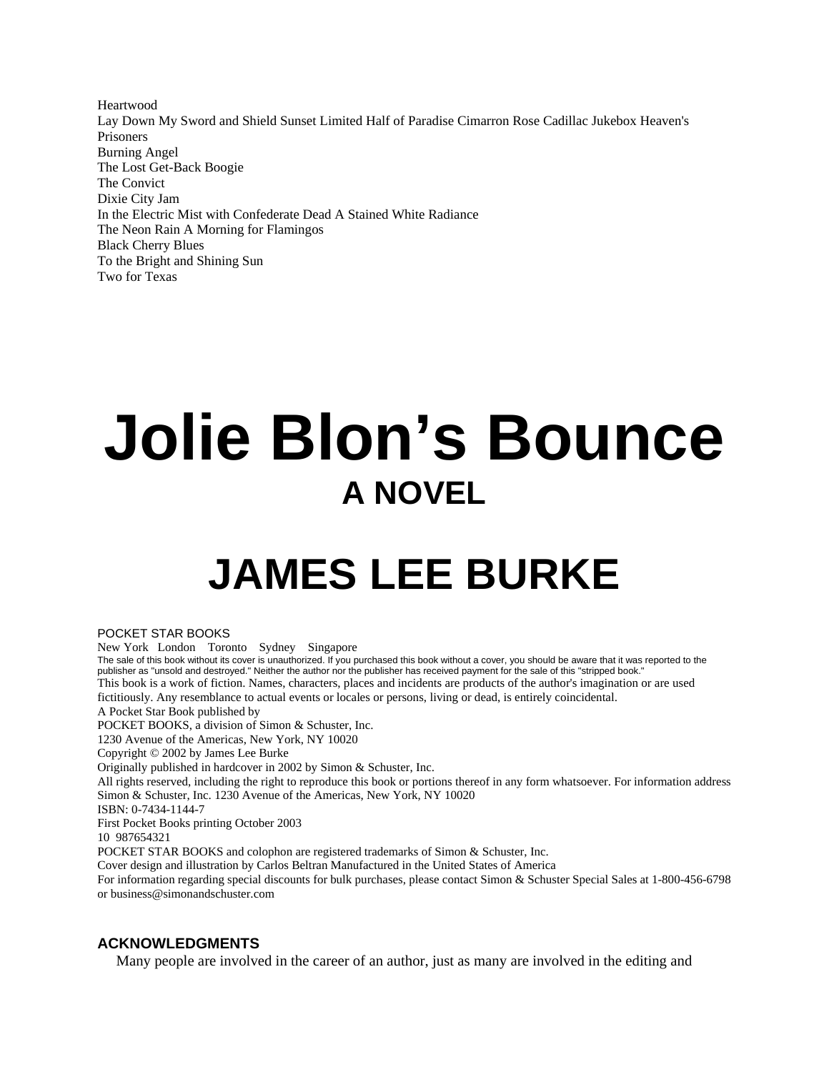Heartwood
Lay Down My Sword and Shield Sunset Limited Half of Paradise Cimarron Rose Cadillac Jukebox Heaven's Prisoners
Burning Angel
The Lost Get-Back Boogie
The Convict
Dixie City Jam
In the Electric Mist with Confederate Dead A Stained White Radiance
The Neon Rain A Morning for Flamingos
Black Cherry Blues
To the Bright and Shining Sun
Two for Texas

# Jolie Blon's Bounce

## A NOVEL

## JAMES LEE BURKE

POCKET STAR BOOKS
New York London Toronto Sydney Singapore
The sale of this book without its cover is unauthorized. If you purchased this book without a cover, you should be aware that it was reported to the publisher as "unsold and destroyed." Neither the author nor the publisher has received payment for the sale of this "stripped book."
This book is a work of fiction. Names, characters, places and incidents are products of the author's imagination or are used fictitiously. Any resemblance to actual events or locales or persons, living or dead, is entirely coincidental.
A Pocket Star Book published by
POCKET BOOKS, a division of Simon & Schuster, Inc.
1230 Avenue of the Americas, New York, NY 10020
Copyright © 2002 by James Lee Burke
Originally published in hardcover in 2002 by Simon & Schuster, Inc.
All rights reserved, including the right to reproduce this book or portions thereof in any form whatsoever. For information address Simon & Schuster, Inc. 1230 Avenue of the Americas, New York, NY 10020
ISBN: 0-7434-1144-7
First Pocket Books printing October 2003
10 987654321
POCKET STAR BOOKS and colophon are registered trademarks of Simon & Schuster, Inc.
Cover design and illustration by Carlos Beltran Manufactured in the United States of America
For information regarding special discounts for bulk purchases, please contact Simon & Schuster Special Sales at 1-800-456-6798 or business@simonandschuster.com

### ACKNOWLEDGMENTS

Many people are involved in the career of an author, just as many are involved in the editing and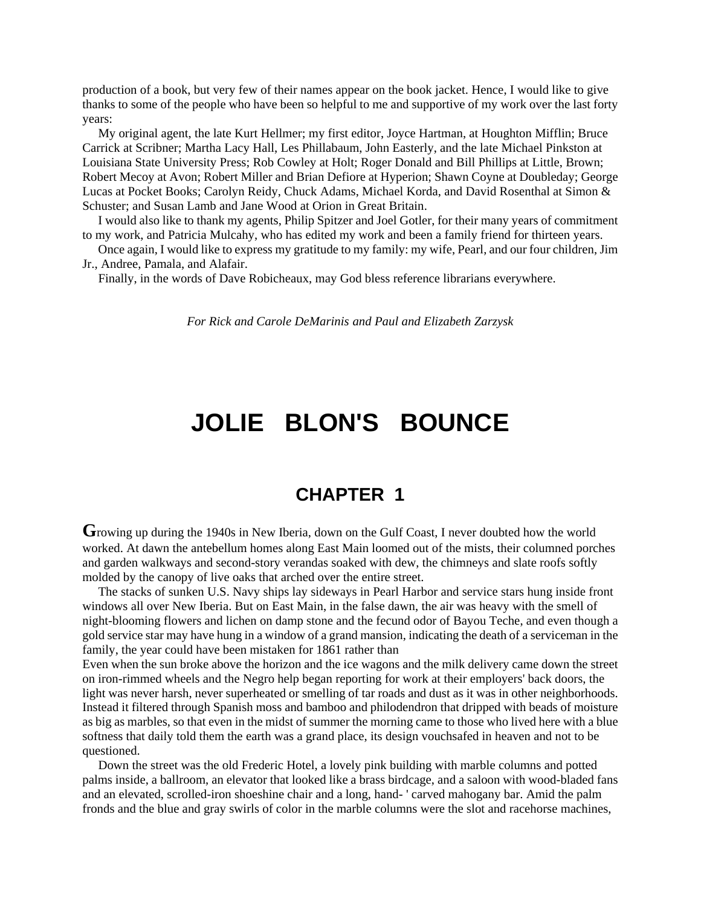production of a book, but very few of their names appear on the book jacket. Hence, I would like to give thanks to some of the people who have been so helpful to me and supportive of my work over the last forty years:

My original agent, the late Kurt Hellmer; my first editor, Joyce Hartman, at Houghton Mifflin; Bruce Carrick at Scribner; Martha Lacy Hall, Les Phillabaum, John Easterly, and the late Michael Pinkston at Louisiana State University Press; Rob Cowley at Holt; Roger Donald and Bill Phillips at Little, Brown; Robert Mecoy at Avon; Robert Miller and Brian Defiore at Hyperion; Shawn Coyne at Doubleday; George Lucas at Pocket Books; Carolyn Reidy, Chuck Adams, Michael Korda, and David Rosenthal at Simon & Schuster; and Susan Lamb and Jane Wood at Orion in Great Britain.

I would also like to thank my agents, Philip Spitzer and Joel Gotler, for their many years of commitment to my work, and Patricia Mulcahy, who has edited my work and been a family friend for thirteen years.

Once again, I would like to express my gratitude to my family: my wife, Pearl, and our four children, Jim Jr., Andree, Pamala, and Alafair.

Finally, in the words of Dave Robicheaux, may God bless reference librarians everywhere.

*For Rick and Carole DeMarinis and Paul and Elizabeth Zarzysk*

# JOLIE BLON'S BOUNCE

## CHAPTER 1

**G**rowing up during the 1940s in New Iberia, down on the Gulf Coast, I never doubted how the world worked. At dawn the antebellum homes along East Main loomed out of the mists, their columned porches and garden walkways and second-story verandas soaked with dew, the chimneys and slate roofs softly molded by the canopy of live oaks that arched over the entire street.

The stacks of sunken U.S. Navy ships lay sideways in Pearl Harbor and service stars hung inside front windows all over New Iberia. But on East Main, in the false dawn, the air was heavy with the smell of night-blooming flowers and lichen on damp stone and the fecund odor of Bayou Teche, and even though a gold service star may have hung in a window of a grand mansion, indicating the death of a serviceman in the family, the year could have been mistaken for 1861 rather than

Even when the sun broke above the horizon and the ice wagons and the milk delivery came down the street on iron-rimmed wheels and the Negro help began reporting for work at their employers' back doors, the light was never harsh, never superheated or smelling of tar roads and dust as it was in other neighborhoods. Instead it filtered through Spanish moss and bamboo and philodendron that dripped with beads of moisture as big as marbles, so that even in the midst of summer the morning came to those who lived here with a blue softness that daily told them the earth was a grand place, its design vouchsafed in heaven and not to be questioned.

Down the street was the old Frederic Hotel, a lovely pink building with marble columns and potted palms inside, a ballroom, an elevator that looked like a brass birdcage, and a saloon with wood-bladed fans and an elevated, scrolled-iron shoeshine chair and a long, hand- ' carved mahogany bar. Amid the palm fronds and the blue and gray swirls of color in the marble columns were the slot and racehorse machines,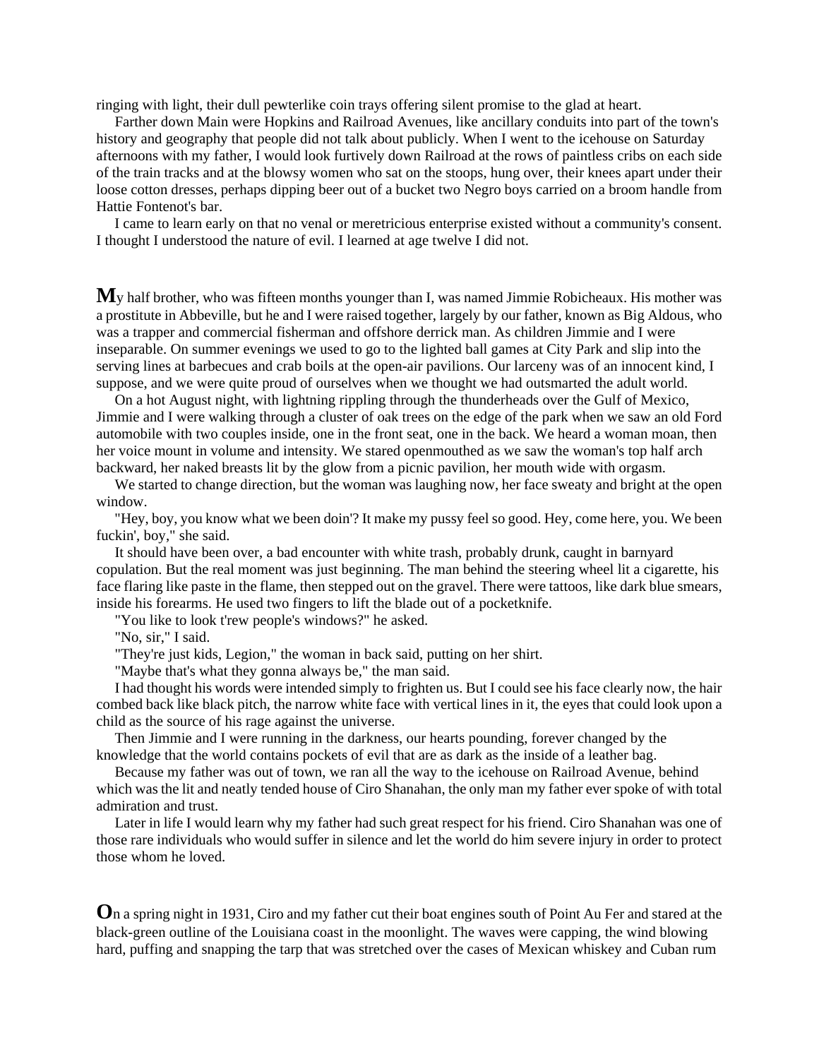ringing with light, their dull pewterlike coin trays offering silent promise to the glad at heart.

Farther down Main were Hopkins and Railroad Avenues, like ancillary conduits into part of the town's history and geography that people did not talk about publicly. When I went to the icehouse on Saturday afternoons with my father, I would look furtively down Railroad at the rows of paintless cribs on each side of the train tracks and at the blowsy women who sat on the stoops, hung over, their knees apart under their loose cotton dresses, perhaps dipping beer out of a bucket two Negro boys carried on a broom handle from Hattie Fontenot's bar.

I came to learn early on that no venal or meretricious enterprise existed without a community's consent. I thought I understood the nature of evil. I learned at age twelve I did not.

**M**y half brother, who was fifteen months younger than I, was named Jimmie Robicheaux. His mother was a prostitute in Abbeville, but he and I were raised together, largely by our father, known as Big Aldous, who was a trapper and commercial fisherman and offshore derrick man. As children Jimmie and I were inseparable. On summer evenings we used to go to the lighted ball games at City Park and slip into the serving lines at barbecues and crab boils at the open-air pavilions. Our larceny was of an innocent kind, I suppose, and we were quite proud of ourselves when we thought we had outsmarted the adult world.

On a hot August night, with lightning rippling through the thunderheads over the Gulf of Mexico, Jimmie and I were walking through a cluster of oak trees on the edge of the park when we saw an old Ford automobile with two couples inside, one in the front seat, one in the back. We heard a woman moan, then her voice mount in volume and intensity. We stared openmouthed as we saw the woman's top half arch backward, her naked breasts lit by the glow from a picnic pavilion, her mouth wide with orgasm.

We started to change direction, but the woman was laughing now, her face sweaty and bright at the open window.

"Hey, boy, you know what we been doin'? It make my pussy feel so good. Hey, come here, you. We been fuckin', boy," she said.

It should have been over, a bad encounter with white trash, probably drunk, caught in barnyard copulation. But the real moment was just beginning. The man behind the steering wheel lit a cigarette, his face flaring like paste in the flame, then stepped out on the gravel. There were tattoos, like dark blue smears, inside his forearms. He used two fingers to lift the blade out of a pocketknife.

"You like to look t'rew people's windows?" he asked.

"No, sir," I said.

"They're just kids, Legion," the woman in back said, putting on her shirt.

"Maybe that's what they gonna always be," the man said.

I had thought his words were intended simply to frighten us. But I could see his face clearly now, the hair combed back like black pitch, the narrow white face with vertical lines in it, the eyes that could look upon a child as the source of his rage against the universe.

Then Jimmie and I were running in the darkness, our hearts pounding, forever changed by the knowledge that the world contains pockets of evil that are as dark as the inside of a leather bag.

Because my father was out of town, we ran all the way to the icehouse on Railroad Avenue, behind which was the lit and neatly tended house of Ciro Shanahan, the only man my father ever spoke of with total admiration and trust.

Later in life I would learn why my father had such great respect for his friend. Ciro Shanahan was one of those rare individuals who would suffer in silence and let the world do him severe injury in order to protect those whom he loved.

**O**n a spring night in 1931, Ciro and my father cut their boat engines south of Point Au Fer and stared at the black-green outline of the Louisiana coast in the moonlight. The waves were capping, the wind blowing hard, puffing and snapping the tarp that was stretched over the cases of Mexican whiskey and Cuban rum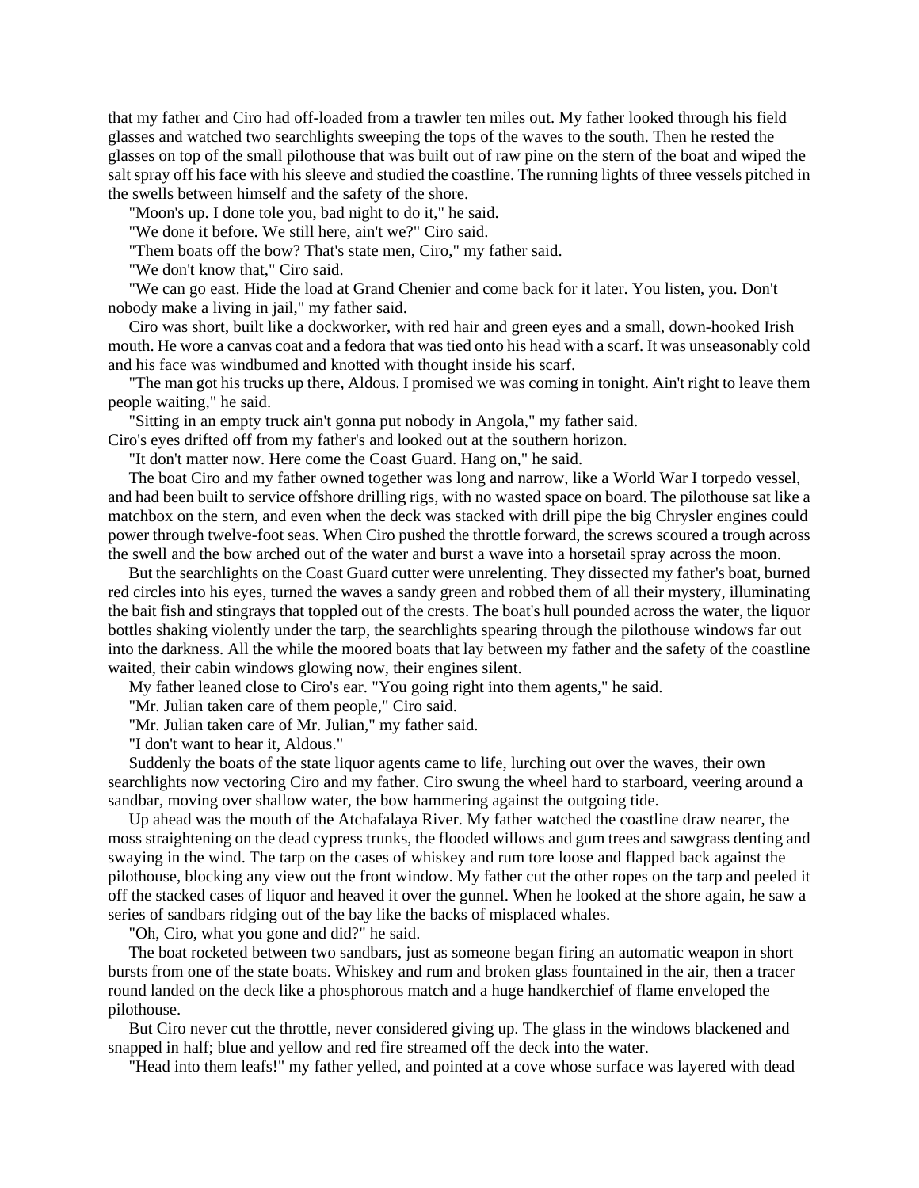that my father and Ciro had off-loaded from a trawler ten miles out. My father looked through his field glasses and watched two searchlights sweeping the tops of the waves to the south. Then he rested the glasses on top of the small pilothouse that was built out of raw pine on the stern of the boat and wiped the salt spray off his face with his sleeve and studied the coastline. The running lights of three vessels pitched in the swells between himself and the safety of the shore.

"Moon's up. I done tole you, bad night to do it," he said.

"We done it before. We still here, ain't we?" Ciro said.

"Them boats off the bow? That's state men, Ciro," my father said.

"We don't know that," Ciro said.

"We can go east. Hide the load at Grand Chenier and come back for it later. You listen, you. Don't nobody make a living in jail," my father said.

Ciro was short, built like a dockworker, with red hair and green eyes and a small, down-hooked Irish mouth. He wore a canvas coat and a fedora that was tied onto his head with a scarf. It was unseasonably cold and his face was windbumed and knotted with thought inside his scarf.

"The man got his trucks up there, Aldous. I promised we was coming in tonight. Ain't right to leave them people waiting," he said.

"Sitting in an empty truck ain't gonna put nobody in Angola," my father said.

Ciro's eyes drifted off from my father's and looked out at the southern horizon.

"It don't matter now. Here come the Coast Guard. Hang on," he said.

The boat Ciro and my father owned together was long and narrow, like a World War I torpedo vessel, and had been built to service offshore drilling rigs, with no wasted space on board. The pilothouse sat like a matchbox on the stern, and even when the deck was stacked with drill pipe the big Chrysler engines could power through twelve-foot seas. When Ciro pushed the throttle forward, the screws scoured a trough across the swell and the bow arched out of the water and burst a wave into a horsetail spray across the moon.

But the searchlights on the Coast Guard cutter were unrelenting. They dissected my father's boat, burned red circles into his eyes, turned the waves a sandy green and robbed them of all their mystery, illuminating the bait fish and stingrays that toppled out of the crests. The boat's hull pounded across the water, the liquor bottles shaking violently under the tarp, the searchlights spearing through the pilothouse windows far out into the darkness. All the while the moored boats that lay between my father and the safety of the coastline waited, their cabin windows glowing now, their engines silent.

My father leaned close to Ciro's ear. "You going right into them agents," he said.

"Mr. Julian taken care of them people," Ciro said.

"Mr. Julian taken care of Mr. Julian," my father said.

"I don't want to hear it, Aldous."

Suddenly the boats of the state liquor agents came to life, lurching out over the waves, their own searchlights now vectoring Ciro and my father. Ciro swung the wheel hard to starboard, veering around a sandbar, moving over shallow water, the bow hammering against the outgoing tide.

Up ahead was the mouth of the Atchafalaya River. My father watched the coastline draw nearer, the moss straightening on the dead cypress trunks, the flooded willows and gum trees and sawgrass denting and swaying in the wind. The tarp on the cases of whiskey and rum tore loose and flapped back against the pilothouse, blocking any view out the front window. My father cut the other ropes on the tarp and peeled it off the stacked cases of liquor and heaved it over the gunnel. When he looked at the shore again, he saw a series of sandbars ridging out of the bay like the backs of misplaced whales.

"Oh, Ciro, what you gone and did?" he said.

The boat rocketed between two sandbars, just as someone began firing an automatic weapon in short bursts from one of the state boats. Whiskey and rum and broken glass fountained in the air, then a tracer round landed on the deck like a phosphorous match and a huge handkerchief of flame enveloped the pilothouse.

But Ciro never cut the throttle, never considered giving up. The glass in the windows blackened and snapped in half; blue and yellow and red fire streamed off the deck into the water.

"Head into them leafs!" my father yelled, and pointed at a cove whose surface was layered with dead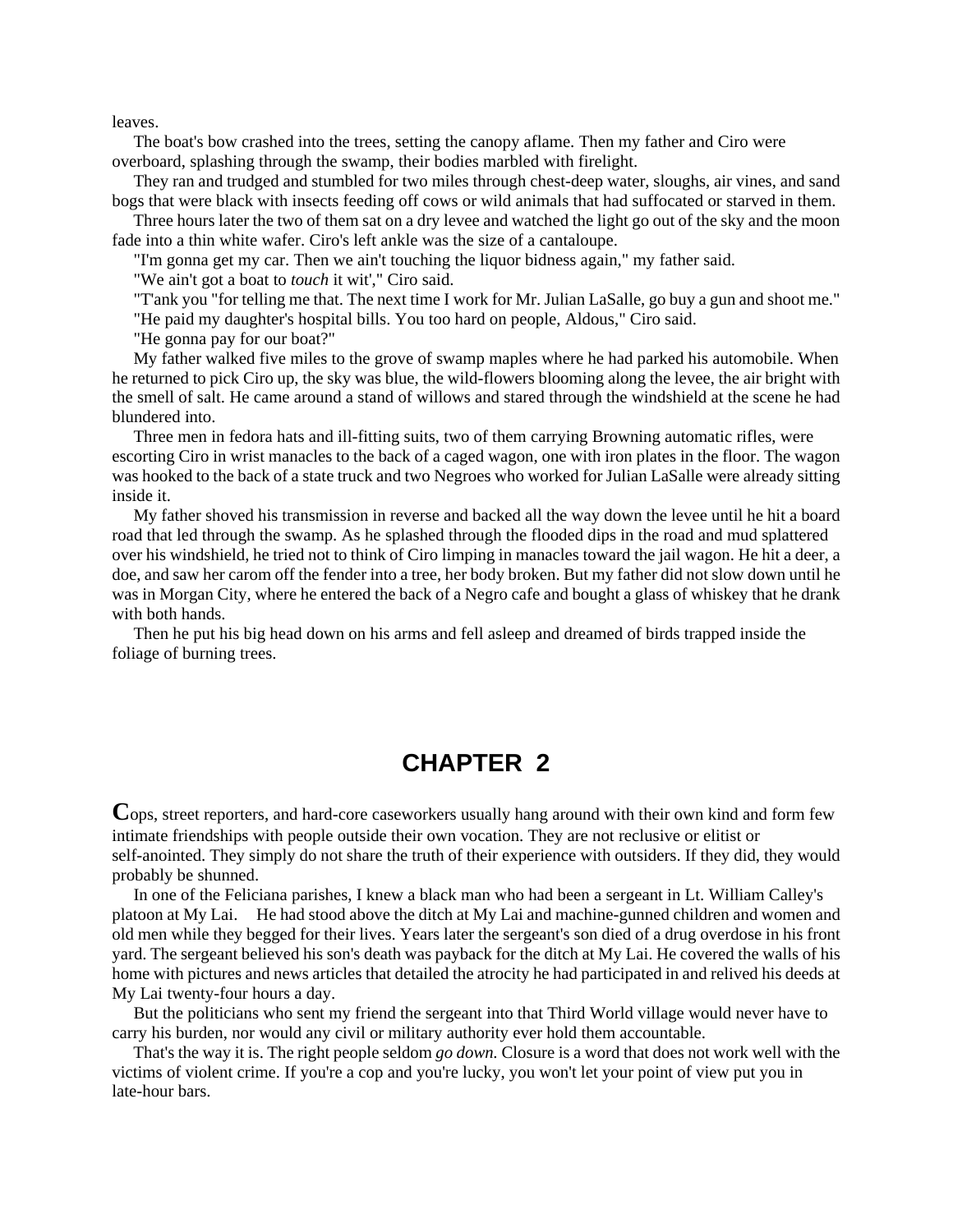leaves.

The boat's bow crashed into the trees, setting the canopy aflame. Then my father and Ciro were overboard, splashing through the swamp, their bodies marbled with firelight.

They ran and trudged and stumbled for two miles through chest-deep water, sloughs, air vines, and sand bogs that were black with insects feeding off cows or wild animals that had suffocated or starved in them.

Three hours later the two of them sat on a dry levee and watched the light go out of the sky and the moon fade into a thin white wafer. Ciro's left ankle was the size of a cantaloupe.

"I'm gonna get my car. Then we ain't touching the liquor bidness again," my father said.

"We ain't got a boat to *touch* it wit'," Ciro said.

"T'ank you "for telling me that. The next time I work for Mr. Julian LaSalle, go buy a gun and shoot me."

"He paid my daughter's hospital bills. You too hard on people, Aldous," Ciro said.

"He gonna pay for our boat?"

My father walked five miles to the grove of swamp maples where he had parked his automobile. When he returned to pick Ciro up, the sky was blue, the wild-flowers blooming along the levee, the air bright with the smell of salt. He came around a stand of willows and stared through the windshield at the scene he had blundered into.

Three men in fedora hats and ill-fitting suits, two of them carrying Browning automatic rifles, were escorting Ciro in wrist manacles to the back of a caged wagon, one with iron plates in the floor. The wagon was hooked to the back of a state truck and two Negroes who worked for Julian LaSalle were already sitting inside it.

My father shoved his transmission in reverse and backed all the way down the levee until he hit a board road that led through the swamp. As he splashed through the flooded dips in the road and mud splattered over his windshield, he tried not to think of Ciro limping in manacles toward the jail wagon. He hit a deer, a doe, and saw her carom off the fender into a tree, her body broken. But my father did not slow down until he was in Morgan City, where he entered the back of a Negro cafe and bought a glass of whiskey that he drank with both hands.

Then he put his big head down on his arms and fell asleep and dreamed of birds trapped inside the foliage of burning trees.

# CHAPTER 2

**C**ops, street reporters, and hard-core caseworkers usually hang around with their own kind and form few intimate friendships with people outside their own vocation. They are not reclusive or elitist or self-anointed. They simply do not share the truth of their experience with outsiders. If they did, they would probably be shunned.

In one of the Feliciana parishes, I knew a black man who had been a sergeant in Lt. William Calley's platoon at My Lai. He had stood above the ditch at My Lai and machine-gunned children and women and old men while they begged for their lives. Years later the sergeant's son died of a drug overdose in his front yard. The sergeant believed his son's death was payback for the ditch at My Lai. He covered the walls of his home with pictures and news articles that detailed the atrocity he had participated in and relived his deeds at My Lai twenty-four hours a day.

But the politicians who sent my friend the sergeant into that Third World village would never have to carry his burden, nor would any civil or military authority ever hold them accountable.

That's the way it is. The right people seldom *go down.* Closure is a word that does not work well with the victims of violent crime. If you're a cop and you're lucky, you won't let your point of view put you in late-hour bars.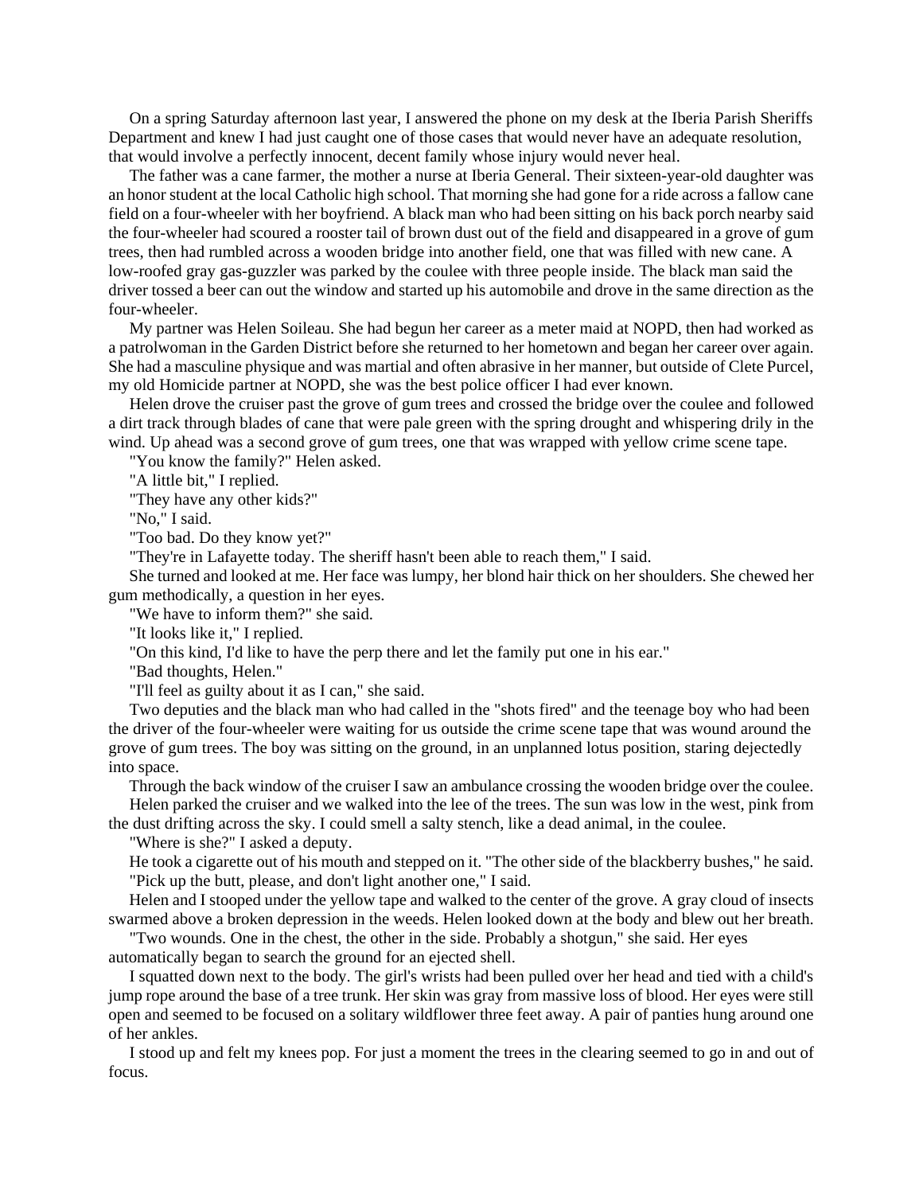On a spring Saturday afternoon last year, I answered the phone on my desk at the Iberia Parish Sheriffs Department and knew I had just caught one of those cases that would never have an adequate resolution, that would involve a perfectly innocent, decent family whose injury would never heal.

The father was a cane farmer, the mother a nurse at Iberia General. Their sixteen-year-old daughter was an honor student at the local Catholic high school. That morning she had gone for a ride across a fallow cane field on a four-wheeler with her boyfriend. A black man who had been sitting on his back porch nearby said the four-wheeler had scoured a rooster tail of brown dust out of the field and disappeared in a grove of gum trees, then had rumbled across a wooden bridge into another field, one that was filled with new cane. A low-roofed gray gas-guzzler was parked by the coulee with three people inside. The black man said the driver tossed a beer can out the window and started up his automobile and drove in the same direction as the four-wheeler.

My partner was Helen Soileau. She had begun her career as a meter maid at NOPD, then had worked as a patrolwoman in the Garden District before she returned to her hometown and began her career over again. She had a masculine physique and was martial and often abrasive in her manner, but outside of Clete Purcel, my old Homicide partner at NOPD, she was the best police officer I had ever known.

Helen drove the cruiser past the grove of gum trees and crossed the bridge over the coulee and followed a dirt track through blades of cane that were pale green with the spring drought and whispering drily in the wind. Up ahead was a second grove of gum trees, one that was wrapped with yellow crime scene tape.

"You know the family?" Helen asked.

"A little bit," I replied.

"They have any other kids?"

"No," I said.

"Too bad. Do they know yet?"

"They're in Lafayette today. The sheriff hasn't been able to reach them," I said.

She turned and looked at me. Her face was lumpy, her blond hair thick on her shoulders. She chewed her gum methodically, a question in her eyes.

"We have to inform them?" she said.

"It looks like it," I replied.

"On this kind, I'd like to have the perp there and let the family put one in his ear."

"Bad thoughts, Helen."

"I'll feel as guilty about it as I can," she said.

Two deputies and the black man who had called in the "shots fired" and the teenage boy who had been the driver of the four-wheeler were waiting for us outside the crime scene tape that was wound around the grove of gum trees. The boy was sitting on the ground, in an unplanned lotus position, staring dejectedly into space.

Through the back window of the cruiser I saw an ambulance crossing the wooden bridge over the coulee.

Helen parked the cruiser and we walked into the lee of the trees. The sun was low in the west, pink from the dust drifting across the sky. I could smell a salty stench, like a dead animal, in the coulee.

"Where is she?" I asked a deputy.

He took a cigarette out of his mouth and stepped on it. "The other side of the blackberry bushes," he said.

"Pick up the butt, please, and don't light another one," I said.

Helen and I stooped under the yellow tape and walked to the center of the grove. A gray cloud of insects swarmed above a broken depression in the weeds. Helen looked down at the body and blew out her breath.

"Two wounds. One in the chest, the other in the side. Probably a shotgun," she said. Her eyes automatically began to search the ground for an ejected shell.

I squatted down next to the body. The girl's wrists had been pulled over her head and tied with a child's jump rope around the base of a tree trunk. Her skin was gray from massive loss of blood. Her eyes were still open and seemed to be focused on a solitary wildflower three feet away. A pair of panties hung around one of her ankles.

I stood up and felt my knees pop. For just a moment the trees in the clearing seemed to go in and out of focus.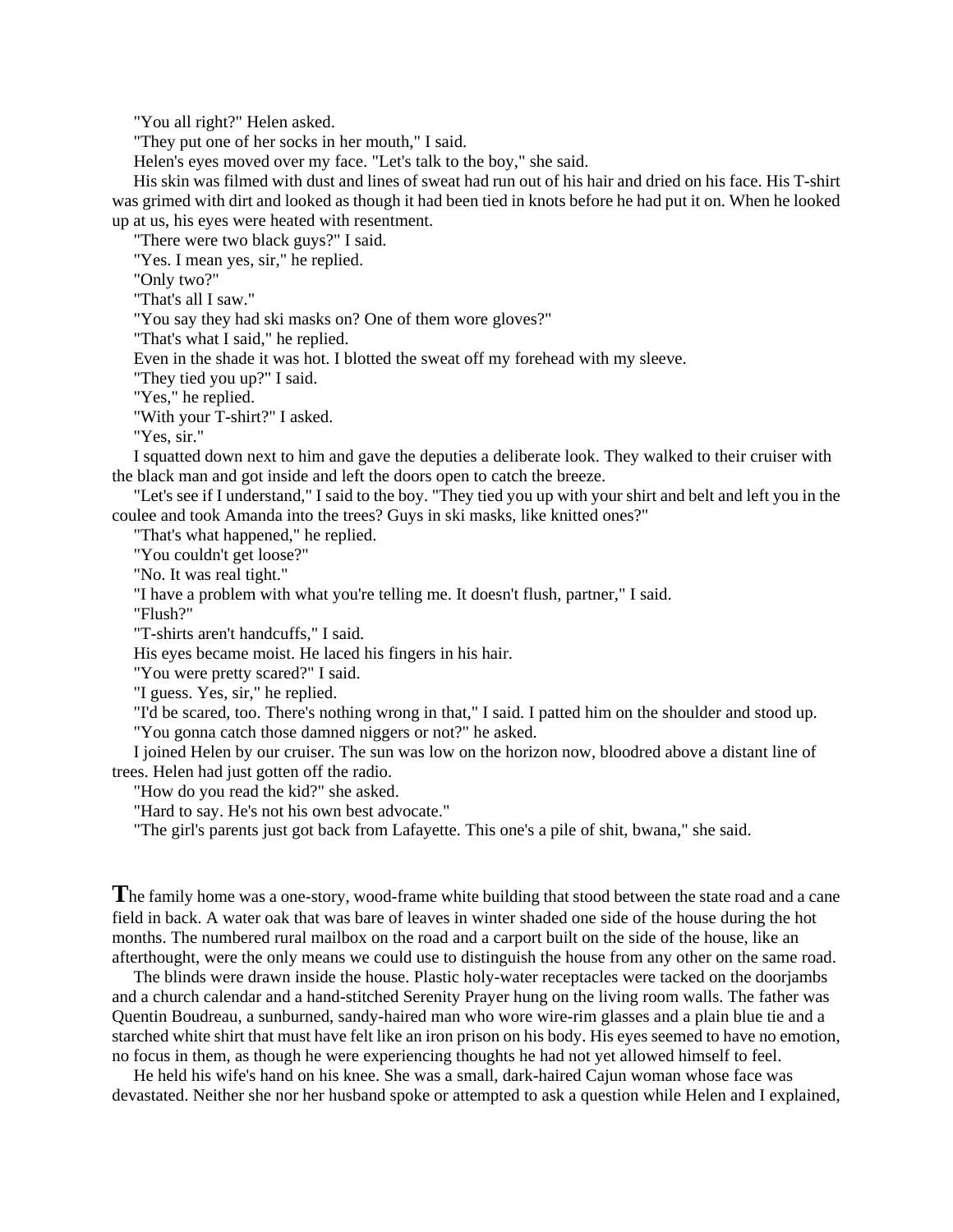"You all right?" Helen asked.

"They put one of her socks in her mouth," I said.

Helen's eyes moved over my face. "Let's talk to the boy," she said.

His skin was filmed with dust and lines of sweat had run out of his hair and dried on his face. His T-shirt was grimed with dirt and looked as though it had been tied in knots before he had put it on. When he looked up at us, his eyes were heated with resentment.

"There were two black guys?" I said.

"Yes. I mean yes, sir," he replied.

"Only two?"

"That's all I saw."

"You say they had ski masks on? One of them wore gloves?"

"That's what I said," he replied.

Even in the shade it was hot. I blotted the sweat off my forehead with my sleeve.

"They tied you up?" I said.

"Yes," he replied.

"With your T-shirt?" I asked.

"Yes, sir."

I squatted down next to him and gave the deputies a deliberate look. They walked to their cruiser with the black man and got inside and left the doors open to catch the breeze.

"Let's see if I understand," I said to the boy. "They tied you up with your shirt and belt and left you in the coulee and took Amanda into the trees? Guys in ski masks, like knitted ones?"

"That's what happened," he replied.

"You couldn't get loose?"

"No. It was real tight."

"I have a problem with what you're telling me. It doesn't flush, partner," I said.

"Flush?"

"T-shirts aren't handcuffs," I said.

His eyes became moist. He laced his fingers in his hair.

"You were pretty scared?" I said.

"I guess. Yes, sir," he replied.

"I'd be scared, too. There's nothing wrong in that," I said. I patted him on the shoulder and stood up.

"You gonna catch those damned niggers or not?" he asked.

I joined Helen by our cruiser. The sun was low on the horizon now, bloodred above a distant line of trees. Helen had just gotten off the radio.

"How do you read the kid?" she asked.

"Hard to say. He's not his own best advocate."

"The girl's parents just got back from Lafayette. This one's a pile of shit, bwana," she said.

**T**he family home was a one-story, wood-frame white building that stood between the state road and a cane field in back. A water oak that was bare of leaves in winter shaded one side of the house during the hot months. The numbered rural mailbox on the road and a carport built on the side of the house, like an afterthought, were the only means we could use to distinguish the house from any other on the same road.

The blinds were drawn inside the house. Plastic holy-water receptacles were tacked on the doorjambs and a church calendar and a hand-stitched Serenity Prayer hung on the living room walls. The father was Quentin Boudreau, a sunburned, sandy-haired man who wore wire-rim glasses and a plain blue tie and a starched white shirt that must have felt like an iron prison on his body. His eyes seemed to have no emotion, no focus in them, as though he were experiencing thoughts he had not yet allowed himself to feel.

He held his wife's hand on his knee. She was a small, dark-haired Cajun woman whose face was devastated. Neither she nor her husband spoke or attempted to ask a question while Helen and I explained,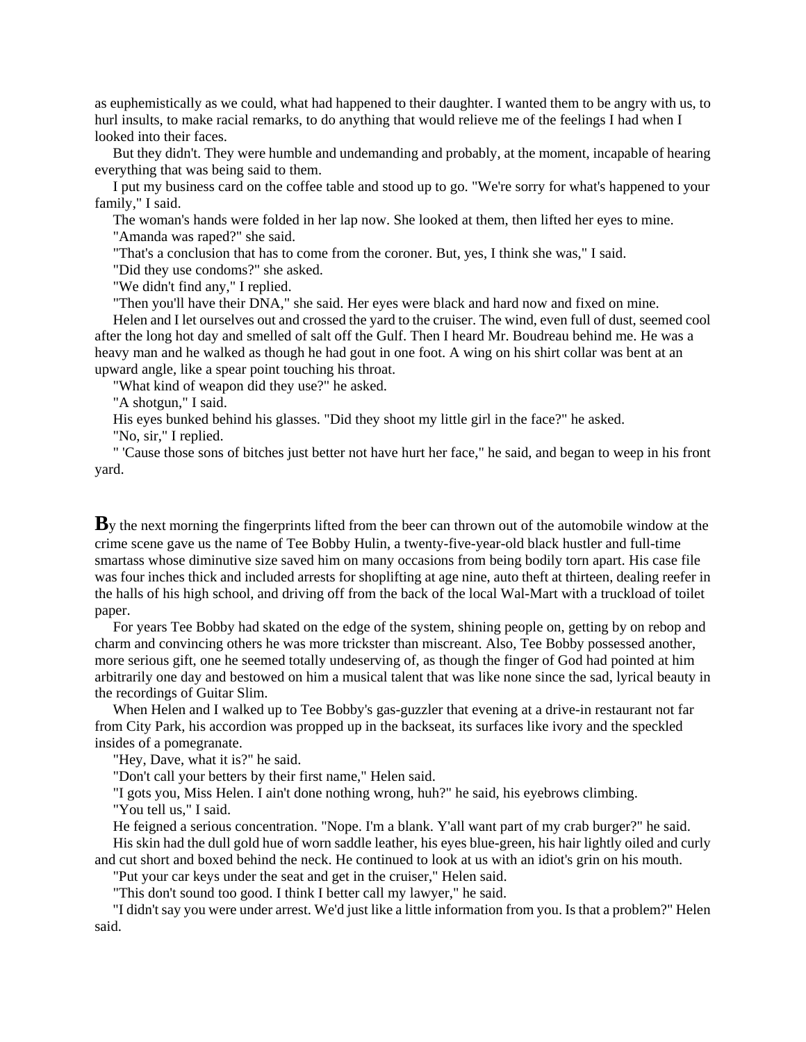as euphemistically as we could, what had happened to their daughter. I wanted them to be angry with us, to hurl insults, to make racial remarks, to do anything that would relieve me of the feelings I had when I looked into their faces.

But they didn't. They were humble and undemanding and probably, at the moment, incapable of hearing everything that was being said to them.

I put my business card on the coffee table and stood up to go. "We're sorry for what's happened to your family," I said.

The woman's hands were folded in her lap now. She looked at them, then lifted her eyes to mine.

"Amanda was raped?" she said.

"That's a conclusion that has to come from the coroner. But, yes, I think she was," I said.

"Did they use condoms?" she asked.

"We didn't find any," I replied.

"Then you'll have their DNA," she said. Her eyes were black and hard now and fixed on mine.

Helen and I let ourselves out and crossed the yard to the cruiser. The wind, even full of dust, seemed cool after the long hot day and smelled of salt off the Gulf. Then I heard Mr. Boudreau behind me. He was a heavy man and he walked as though he had gout in one foot. A wing on his shirt collar was bent at an upward angle, like a spear point touching his throat.

"What kind of weapon did they use?" he asked.

"A shotgun," I said.

His eyes bunked behind his glasses. "Did they shoot my little girl in the face?" he asked.

"No, sir," I replied.

" 'Cause those sons of bitches just better not have hurt her face," he said, and began to weep in his front yard.

**B**y the next morning the fingerprints lifted from the beer can thrown out of the automobile window at the crime scene gave us the name of Tee Bobby Hulin, a twenty-five-year-old black hustler and full-time smartass whose diminutive size saved him on many occasions from being bodily torn apart. His case file was four inches thick and included arrests for shoplifting at age nine, auto theft at thirteen, dealing reefer in the halls of his high school, and driving off from the back of the local Wal-Mart with a truckload of toilet paper.

For years Tee Bobby had skated on the edge of the system, shining people on, getting by on rebop and charm and convincing others he was more trickster than miscreant. Also, Tee Bobby possessed another, more serious gift, one he seemed totally undeserving of, as though the finger of God had pointed at him arbitrarily one day and bestowed on him a musical talent that was like none since the sad, lyrical beauty in the recordings of Guitar Slim.

When Helen and I walked up to Tee Bobby's gas-guzzler that evening at a drive-in restaurant not far from City Park, his accordion was propped up in the backseat, its surfaces like ivory and the speckled insides of a pomegranate.

"Hey, Dave, what it is?" he said.

"Don't call your betters by their first name," Helen said.

"I gots you, Miss Helen. I ain't done nothing wrong, huh?" he said, his eyebrows climbing.

"You tell us," I said.

He feigned a serious concentration. "Nope. I'm a blank. Y'all want part of my crab burger?" he said.

His skin had the dull gold hue of worn saddle leather, his eyes blue-green, his hair lightly oiled and curly and cut short and boxed behind the neck. He continued to look at us with an idiot's grin on his mouth.

"Put your car keys under the seat and get in the cruiser," Helen said.

"This don't sound too good. I think I better call my lawyer," he said.

"I didn't say you were under arrest. We'd just like a little information from you. Is that a problem?" Helen said.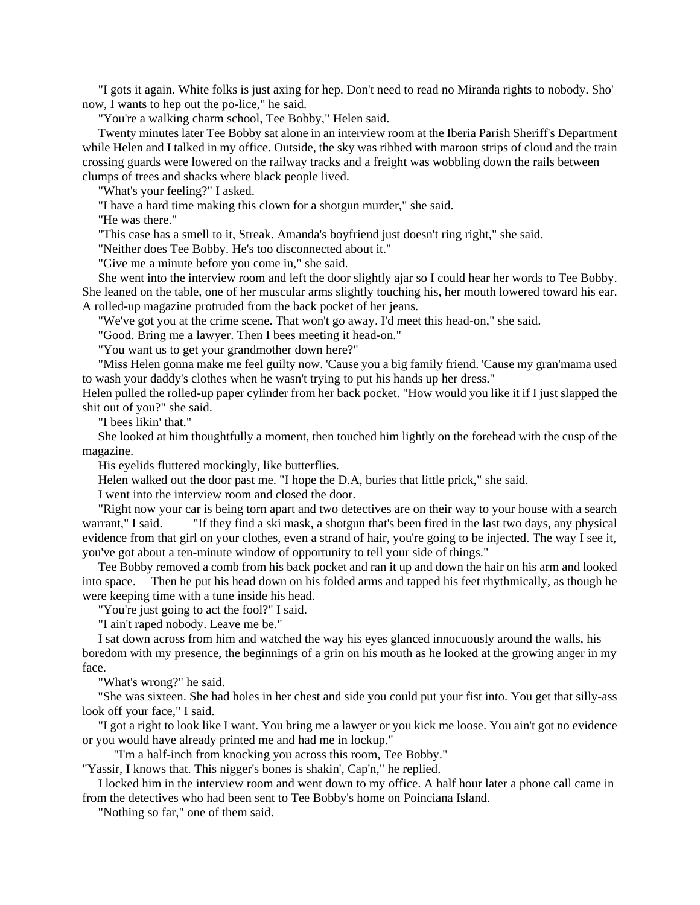"I gots it again. White folks is just axing for hep. Don't need to read no Miranda rights to nobody. Sho' now, I wants to hep out the po-lice," he said.

"You're a walking charm school, Tee Bobby," Helen said.

Twenty minutes later Tee Bobby sat alone in an interview room at the Iberia Parish Sheriff's Department while Helen and I talked in my office. Outside, the sky was ribbed with maroon strips of cloud and the train crossing guards were lowered on the railway tracks and a freight was wobbling down the rails between clumps of trees and shacks where black people lived.

"What's your feeling?" I asked.

"I have a hard time making this clown for a shotgun murder," she said.

"He was there."

"This case has a smell to it, Streak. Amanda's boyfriend just doesn't ring right," she said.

"Neither does Tee Bobby. He's too disconnected about it."

"Give me a minute before you come in," she said.

She went into the interview room and left the door slightly ajar so I could hear her words to Tee Bobby. She leaned on the table, one of her muscular arms slightly touching his, her mouth lowered toward his ear. A rolled-up magazine protruded from the back pocket of her jeans.

"We've got you at the crime scene. That won't go away. I'd meet this head-on," she said.

"Good. Bring me a lawyer. Then I bees meeting it head-on."

"You want us to get your grandmother down here?"

"Miss Helen gonna make me feel guilty now. 'Cause you a big family friend. 'Cause my gran'mama used to wash your daddy's clothes when he wasn't trying to put his hands up her dress."

Helen pulled the rolled-up paper cylinder from her back pocket. "How would you like it if I just slapped the shit out of you?" she said.

"I bees likin' that."

She looked at him thoughtfully a moment, then touched him lightly on the forehead with the cusp of the magazine.

His eyelids fluttered mockingly, like butterflies.

Helen walked out the door past me. "I hope the D.A, buries that little prick," she said.

I went into the interview room and closed the door.

"Right now your car is being torn apart and two detectives are on their way to your house with a search warrant," I said. "If they find a ski mask, a shotgun that's been fired in the last two days, any physical evidence from that girl on your clothes, even a strand of hair, you're going to be injected. The way I see it, you've got about a ten-minute window of opportunity to tell your side of things."

Tee Bobby removed a comb from his back pocket and ran it up and down the hair on his arm and looked into space. Then he put his head down on his folded arms and tapped his feet rhythmically, as though he were keeping time with a tune inside his head.

"You're just going to act the fool?" I said.

"I ain't raped nobody. Leave me be."

I sat down across from him and watched the way his eyes glanced innocuously around the walls, his boredom with my presence, the beginnings of a grin on his mouth as he looked at the growing anger in my face.

"What's wrong?" he said.

"She was sixteen. She had holes in her chest and side you could put your fist into. You get that silly-ass look off your face," I said.

"I got a right to look like I want. You bring me a lawyer or you kick me loose. You ain't got no evidence or you would have already printed me and had me in lockup."

"I'm a half-inch from knocking you across this room, Tee Bobby."

"Yassir, I knows that. This nigger's bones is shakin', Cap'n," he replied.

I locked him in the interview room and went down to my office. A half hour later a phone call came in from the detectives who had been sent to Tee Bobby's home on Poinciana Island.

"Nothing so far," one of them said.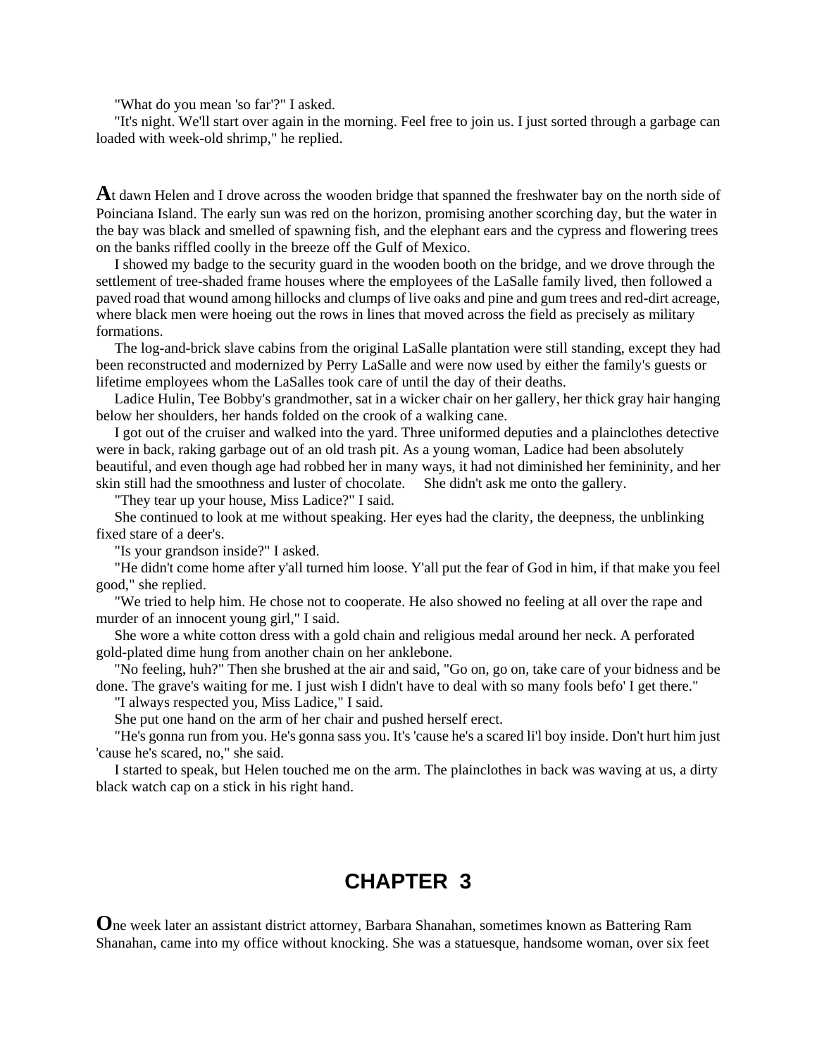"What do you mean 'so far'?" I asked.

"It's night. We'll start over again in the morning. Feel free to join us. I just sorted through a garbage can loaded with week-old shrimp," he replied.

**A**t dawn Helen and I drove across the wooden bridge that spanned the freshwater bay on the north side of Poinciana Island. The early sun was red on the horizon, promising another scorching day, but the water in the bay was black and smelled of spawning fish, and the elephant ears and the cypress and flowering trees on the banks riffled coolly in the breeze off the Gulf of Mexico.

I showed my badge to the security guard in the wooden booth on the bridge, and we drove through the settlement of tree-shaded frame houses where the employees of the LaSalle family lived, then followed a paved road that wound among hillocks and clumps of live oaks and pine and gum trees and red-dirt acreage, where black men were hoeing out the rows in lines that moved across the field as precisely as military formations.

The log-and-brick slave cabins from the original LaSalle plantation were still standing, except they had been reconstructed and modernized by Perry LaSalle and were now used by either the family's guests or lifetime employees whom the LaSalles took care of until the day of their deaths.

Ladice Hulin, Tee Bobby's grandmother, sat in a wicker chair on her gallery, her thick gray hair hanging below her shoulders, her hands folded on the crook of a walking cane.

I got out of the cruiser and walked into the yard. Three uniformed deputies and a plainclothes detective were in back, raking garbage out of an old trash pit. As a young woman, Ladice had been absolutely beautiful, and even though age had robbed her in many ways, it had not diminished her femininity, and her skin still had the smoothness and luster of chocolate. She didn't ask me onto the gallery.

"They tear up your house, Miss Ladice?" I said.

She continued to look at me without speaking. Her eyes had the clarity, the deepness, the unblinking fixed stare of a deer's.

"Is your grandson inside?" I asked.

"He didn't come home after y'all turned him loose. Y'all put the fear of God in him, if that make you feel good," she replied.

"We tried to help him. He chose not to cooperate. He also showed no feeling at all over the rape and murder of an innocent young girl," I said.

She wore a white cotton dress with a gold chain and religious medal around her neck. A perforated gold-plated dime hung from another chain on her anklebone.

"No feeling, huh?" Then she brushed at the air and said, "Go on, go on, take care of your bidness and be done. The grave's waiting for me. I just wish I didn't have to deal with so many fools befo' I get there."

"I always respected you, Miss Ladice," I said.

She put one hand on the arm of her chair and pushed herself erect.

"He's gonna run from you. He's gonna sass you. It's 'cause he's a scared li'l boy inside. Don't hurt him just 'cause he's scared, no," she said.

I started to speak, but Helen touched me on the arm. The plainclothes in back was waving at us, a dirty black watch cap on a stick in his right hand.

## CHAPTER 3

**O**ne week later an assistant district attorney, Barbara Shanahan, sometimes known as Battering Ram Shanahan, came into my office without knocking. She was a statuesque, handsome woman, over six feet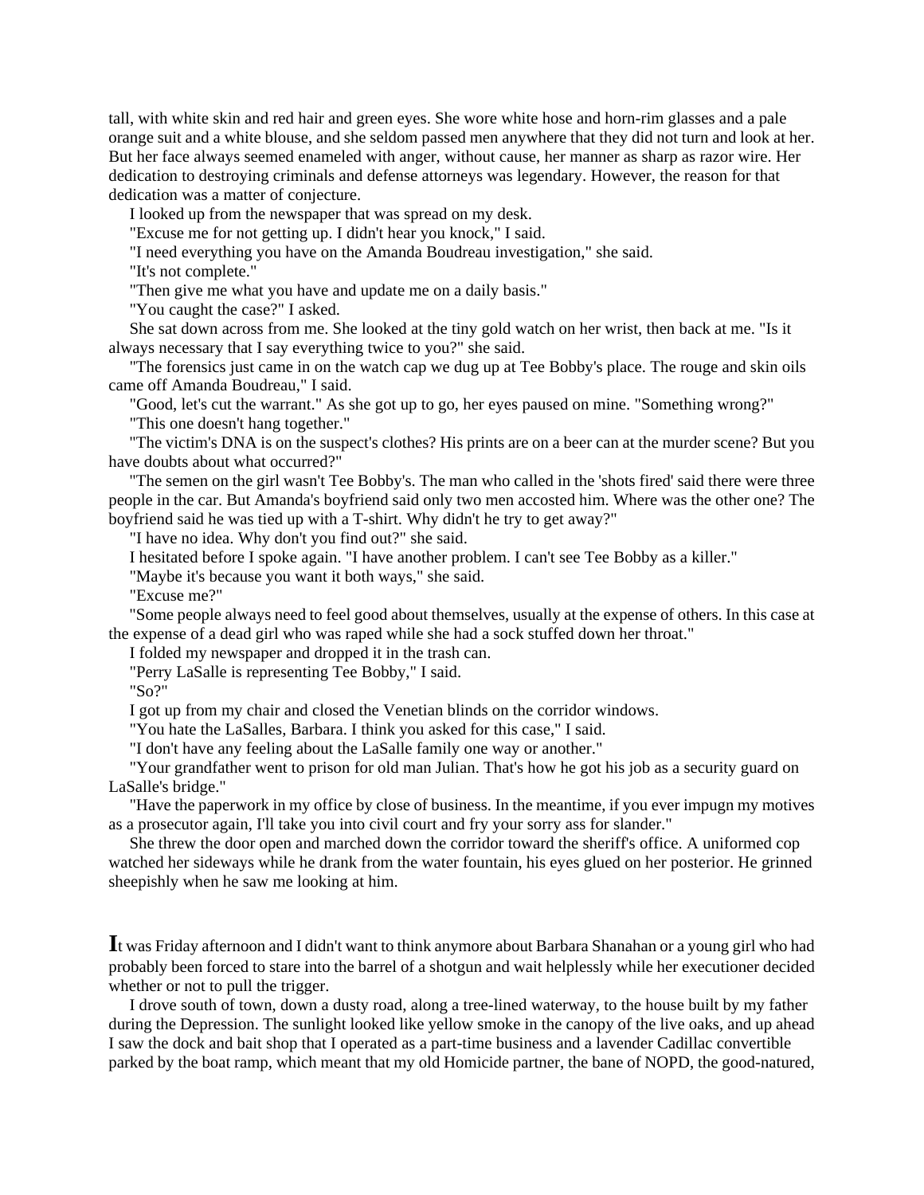tall, with white skin and red hair and green eyes. She wore white hose and horn-rim glasses and a pale orange suit and a white blouse, and she seldom passed men anywhere that they did not turn and look at her. But her face always seemed enameled with anger, without cause, her manner as sharp as razor wire. Her dedication to destroying criminals and defense attorneys was legendary. However, the reason for that dedication was a matter of conjecture.

I looked up from the newspaper that was spread on my desk.

"Excuse me for not getting up. I didn't hear you knock," I said.

"I need everything you have on the Amanda Boudreau investigation," she said.

"It's not complete."

"Then give me what you have and update me on a daily basis."

"You caught the case?" I asked.

She sat down across from me. She looked at the tiny gold watch on her wrist, then back at me. "Is it always necessary that I say everything twice to you?" she said.

"The forensics just came in on the watch cap we dug up at Tee Bobby's place. The rouge and skin oils came off Amanda Boudreau," I said.

"Good, let's cut the warrant." As she got up to go, her eyes paused on mine. "Something wrong?"

"This one doesn't hang together."

"The victim's DNA is on the suspect's clothes? His prints are on a beer can at the murder scene? But you have doubts about what occurred?"

"The semen on the girl wasn't Tee Bobby's. The man who called in the 'shots fired' said there were three people in the car. But Amanda's boyfriend said only two men accosted him. Where was the other one? The boyfriend said he was tied up with a T-shirt. Why didn't he try to get away?"

"I have no idea. Why don't you find out?" she said.

I hesitated before I spoke again. "I have another problem. I can't see Tee Bobby as a killer."

"Maybe it's because you want it both ways," she said.

"Excuse me?"

"Some people always need to feel good about themselves, usually at the expense of others. In this case at the expense of a dead girl who was raped while she had a sock stuffed down her throat."

I folded my newspaper and dropped it in the trash can.

"Perry LaSalle is representing Tee Bobby," I said.

"So?"

I got up from my chair and closed the Venetian blinds on the corridor windows.

"You hate the LaSalles, Barbara. I think you asked for this case," I said.

"I don't have any feeling about the LaSalle family one way or another."

"Your grandfather went to prison for old man Julian. That's how he got his job as a security guard on LaSalle's bridge."

"Have the paperwork in my office by close of business. In the meantime, if you ever impugn my motives as a prosecutor again, I'll take you into civil court and fry your sorry ass for slander."

She threw the door open and marched down the corridor toward the sheriff's office. A uniformed cop watched her sideways while he drank from the water fountain, his eyes glued on her posterior. He grinned sheepishly when he saw me looking at him.

**I**t was Friday afternoon and I didn't want to think anymore about Barbara Shanahan or a young girl who had probably been forced to stare into the barrel of a shotgun and wait helplessly while her executioner decided whether or not to pull the trigger.

I drove south of town, down a dusty road, along a tree-lined waterway, to the house built by my father during the Depression. The sunlight looked like yellow smoke in the canopy of the live oaks, and up ahead I saw the dock and bait shop that I operated as a part-time business and a lavender Cadillac convertible parked by the boat ramp, which meant that my old Homicide partner, the bane of NOPD, the good-natured,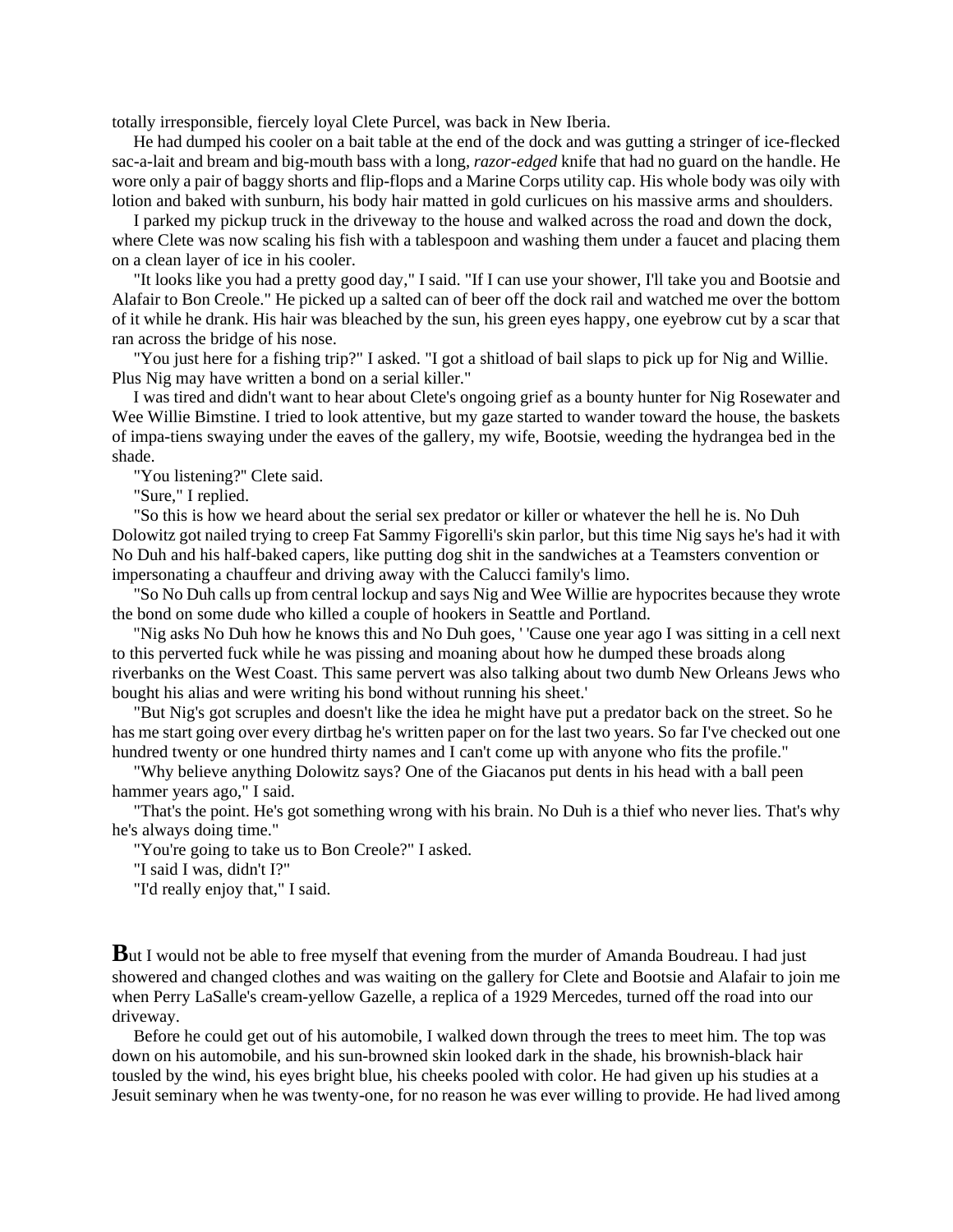totally irresponsible, fiercely loyal Clete Purcel, was back in New Iberia.

He had dumped his cooler on a bait table at the end of the dock and was gutting a stringer of ice-flecked sac-a-lait and bream and big-mouth bass with a long, *razor-edged* knife that had no guard on the handle. He wore only a pair of baggy shorts and flip-flops and a Marine Corps utility cap. His whole body was oily with lotion and baked with sunburn, his body hair matted in gold curlicues on his massive arms and shoulders.

I parked my pickup truck in the driveway to the house and walked across the road and down the dock, where Clete was now scaling his fish with a tablespoon and washing them under a faucet and placing them on a clean layer of ice in his cooler.

"It looks like you had a pretty good day," I said. "If I can use your shower, I'll take you and Bootsie and Alafair to Bon Creole." He picked up a salted can of beer off the dock rail and watched me over the bottom of it while he drank. His hair was bleached by the sun, his green eyes happy, one eyebrow cut by a scar that ran across the bridge of his nose.

"You just here for a fishing trip?" I asked. "I got a shitload of bail slaps to pick up for Nig and Willie. Plus Nig may have written a bond on a serial killer."

I was tired and didn't want to hear about Clete's ongoing grief as a bounty hunter for Nig Rosewater and Wee Willie Bimstine. I tried to look attentive, but my gaze started to wander toward the house, the baskets of impa-tiens swaying under the eaves of the gallery, my wife, Bootsie, weeding the hydrangea bed in the shade.

"You listening?" Clete said.

"Sure," I replied.

"So this is how we heard about the serial sex predator or killer or whatever the hell he is. No Duh Dolowitz got nailed trying to creep Fat Sammy Figorelli's skin parlor, but this time Nig says he's had it with No Duh and his half-baked capers, like putting dog shit in the sandwiches at a Teamsters convention or impersonating a chauffeur and driving away with the Calucci family's limo.

"So No Duh calls up from central lockup and says Nig and Wee Willie are hypocrites because they wrote the bond on some dude who killed a couple of hookers in Seattle and Portland.

"Nig asks No Duh how he knows this and No Duh goes, ' 'Cause one year ago I was sitting in a cell next to this perverted fuck while he was pissing and moaning about how he dumped these broads along riverbanks on the West Coast. This same pervert was also talking about two dumb New Orleans Jews who bought his alias and were writing his bond without running his sheet.'

"But Nig's got scruples and doesn't like the idea he might have put a predator back on the street. So he has me start going over every dirtbag he's written paper on for the last two years. So far I've checked out one hundred twenty or one hundred thirty names and I can't come up with anyone who fits the profile."

"Why believe anything Dolowitz says? One of the Giacanos put dents in his head with a ball peen hammer years ago," I said.

"That's the point. He's got something wrong with his brain. No Duh is a thief who never lies. That's why he's always doing time."

"You're going to take us to Bon Creole?" I asked.

"I said I was, didn't I?"

"I'd really enjoy that," I said.

**B**ut I would not be able to free myself that evening from the murder of Amanda Boudreau. I had just showered and changed clothes and was waiting on the gallery for Clete and Bootsie and Alafair to join me when Perry LaSalle's cream-yellow Gazelle, a replica of a 1929 Mercedes, turned off the road into our driveway.

Before he could get out of his automobile, I walked down through the trees to meet him. The top was down on his automobile, and his sun-browned skin looked dark in the shade, his brownish-black hair tousled by the wind, his eyes bright blue, his cheeks pooled with color. He had given up his studies at a Jesuit seminary when he was twenty-one, for no reason he was ever willing to provide. He had lived among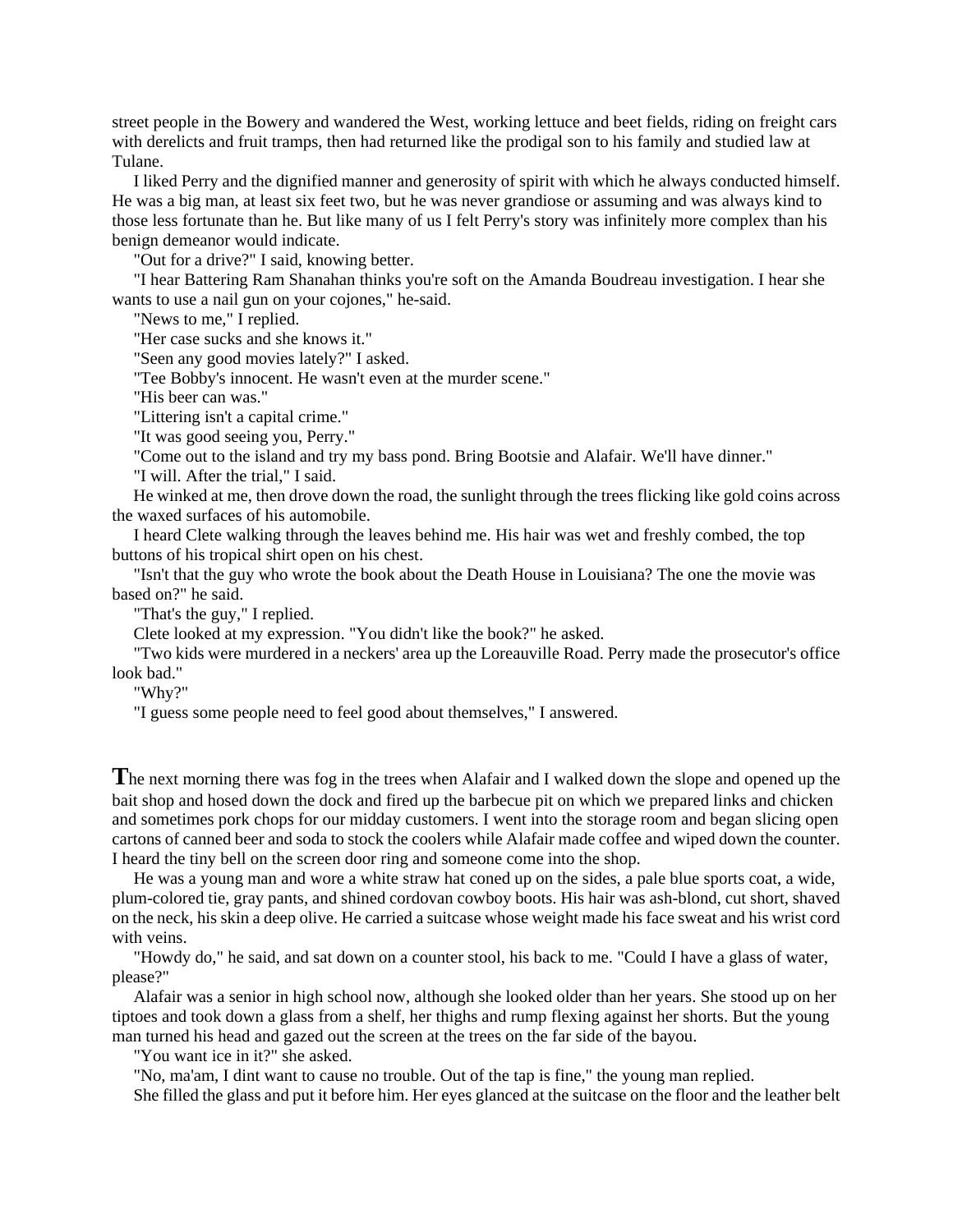street people in the Bowery and wandered the West, working lettuce and beet fields, riding on freight cars with derelicts and fruit tramps, then had returned like the prodigal son to his family and studied law at Tulane.

I liked Perry and the dignified manner and generosity of spirit with which he always conducted himself. He was a big man, at least six feet two, but he was never grandiose or assuming and was always kind to those less fortunate than he. But like many of us I felt Perry's story was infinitely more complex than his benign demeanor would indicate.

"Out for a drive?" I said, knowing better.

"I hear Battering Ram Shanahan thinks you're soft on the Amanda Boudreau investigation. I hear she wants to use a nail gun on your cojones," he-said.

"News to me," I replied.

"Her case sucks and she knows it."

"Seen any good movies lately?" I asked.

"Tee Bobby's innocent. He wasn't even at the murder scene."

"His beer can was."

"Littering isn't a capital crime."

"It was good seeing you, Perry."

"Come out to the island and try my bass pond. Bring Bootsie and Alafair. We'll have dinner."

"I will. After the trial," I said.

He winked at me, then drove down the road, the sunlight through the trees flicking like gold coins across the waxed surfaces of his automobile.

I heard Clete walking through the leaves behind me. His hair was wet and freshly combed, the top buttons of his tropical shirt open on his chest.

"Isn't that the guy who wrote the book about the Death House in Louisiana? The one the movie was based on?" he said.

"That's the guy," I replied.

Clete looked at my expression. "You didn't like the book?" he asked.

"Two kids were murdered in a neckers' area up the Loreauville Road. Perry made the prosecutor's office look bad."

"Why?"

"I guess some people need to feel good about themselves," I answered.

**T**he next morning there was fog in the trees when Alafair and I walked down the slope and opened up the bait shop and hosed down the dock and fired up the barbecue pit on which we prepared links and chicken and sometimes pork chops for our midday customers. I went into the storage room and began slicing open cartons of canned beer and soda to stock the coolers while Alafair made coffee and wiped down the counter. I heard the tiny bell on the screen door ring and someone come into the shop.

He was a young man and wore a white straw hat coned up on the sides, a pale blue sports coat, a wide, plum-colored tie, gray pants, and shined cordovan cowboy boots. His hair was ash-blond, cut short, shaved on the neck, his skin a deep olive. He carried a suitcase whose weight made his face sweat and his wrist cord with veins.

"Howdy do," he said, and sat down on a counter stool, his back to me. "Could I have a glass of water, please?"

Alafair was a senior in high school now, although she looked older than her years. She stood up on her tiptoes and took down a glass from a shelf, her thighs and rump flexing against her shorts. But the young man turned his head and gazed out the screen at the trees on the far side of the bayou.

"You want ice in it?" she asked.

"No, ma'am, I dint want to cause no trouble. Out of the tap is fine," the young man replied.

She filled the glass and put it before him. Her eyes glanced at the suitcase on the floor and the leather belt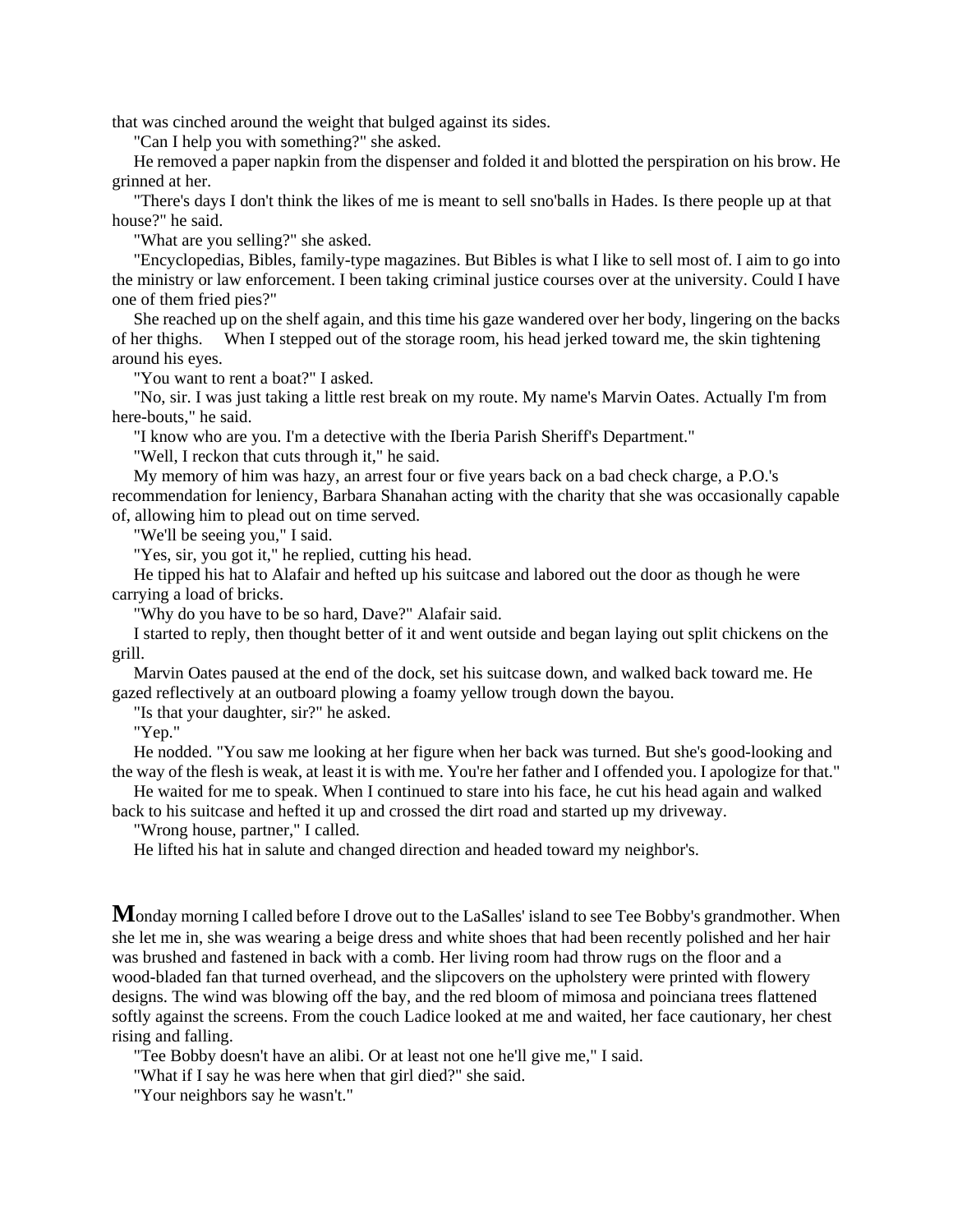that was cinched around the weight that bulged against its sides.

"Can I help you with something?" she asked.

He removed a paper napkin from the dispenser and folded it and blotted the perspiration on his brow. He grinned at her.

"There's days I don't think the likes of me is meant to sell sno'balls in Hades. Is there people up at that house?" he said.

"What are you selling?" she asked.

"Encyclopedias, Bibles, family-type magazines. But Bibles is what I like to sell most of. I aim to go into the ministry or law enforcement. I been taking criminal justice courses over at the university. Could I have one of them fried pies?"

She reached up on the shelf again, and this time his gaze wandered over her body, lingering on the backs of her thighs. When I stepped out of the storage room, his head jerked toward me, the skin tightening around his eyes.

"You want to rent a boat?" I asked.

"No, sir. I was just taking a little rest break on my route. My name's Marvin Oates. Actually I'm from here-bouts," he said.

"I know who are you. I'm a detective with the Iberia Parish Sheriff's Department."

"Well, I reckon that cuts through it," he said.

My memory of him was hazy, an arrest four or five years back on a bad check charge, a P.O.'s recommendation for leniency, Barbara Shanahan acting with the charity that she was occasionally capable of, allowing him to plead out on time served.

"We'll be seeing you," I said.

"Yes, sir, you got it," he replied, cutting his head.

He tipped his hat to Alafair and hefted up his suitcase and labored out the door as though he were carrying a load of bricks.

"Why do you have to be so hard, Dave?" Alafair said.

I started to reply, then thought better of it and went outside and began laying out split chickens on the grill.

Marvin Oates paused at the end of the dock, set his suitcase down, and walked back toward me. He gazed reflectively at an outboard plowing a foamy yellow trough down the bayou.

"Is that your daughter, sir?" he asked.

"Yep."

He nodded. "You saw me looking at her figure when her back was turned. But she's good-looking and the way of the flesh is weak, at least it is with me. You're her father and I offended you. I apologize for that."

He waited for me to speak. When I continued to stare into his face, he cut his head again and walked back to his suitcase and hefted it up and crossed the dirt road and started up my driveway.

"Wrong house, partner," I called.

He lifted his hat in salute and changed direction and headed toward my neighbor's.

**M**onday morning I called before I drove out to the LaSalles' island to see Tee Bobby's grandmother. When she let me in, she was wearing a beige dress and white shoes that had been recently polished and her hair was brushed and fastened in back with a comb. Her living room had throw rugs on the floor and a wood-bladed fan that turned overhead, and the slipcovers on the upholstery were printed with flowery designs. The wind was blowing off the bay, and the red bloom of mimosa and poinciana trees flattened softly against the screens. From the couch Ladice looked at me and waited, her face cautionary, her chest rising and falling.

"Tee Bobby doesn't have an alibi. Or at least not one he'll give me," I said.

"What if I say he was here when that girl died?" she said.

"Your neighbors say he wasn't."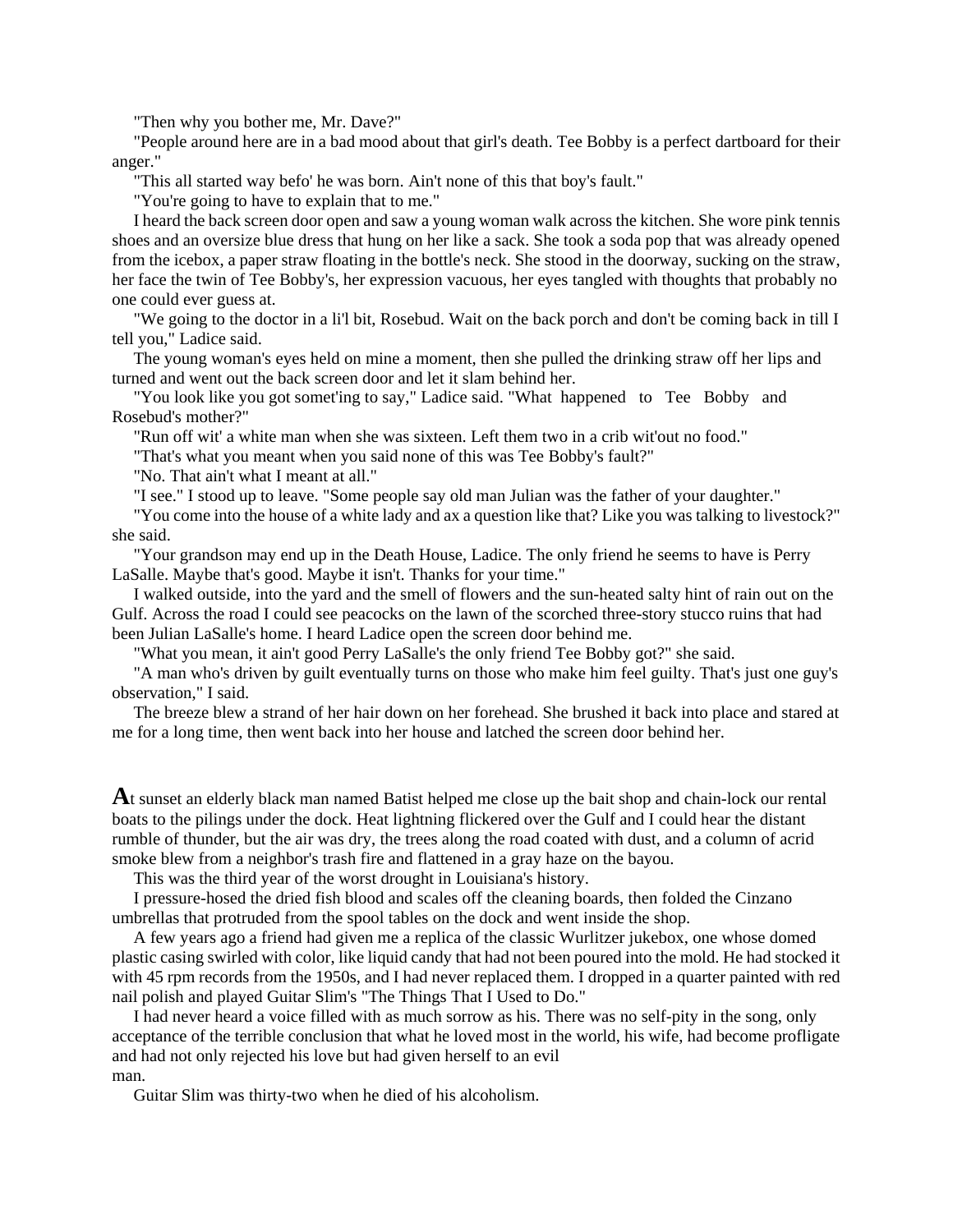"Then why you bother me, Mr. Dave?"

"People around here are in a bad mood about that girl's death. Tee Bobby is a perfect dartboard for their anger."

"This all started way befo' he was born. Ain't none of this that boy's fault."

"You're going to have to explain that to me."

I heard the back screen door open and saw a young woman walk across the kitchen. She wore pink tennis shoes and an oversize blue dress that hung on her like a sack. She took a soda pop that was already opened from the icebox, a paper straw floating in the bottle's neck. She stood in the doorway, sucking on the straw, her face the twin of Tee Bobby's, her expression vacuous, her eyes tangled with thoughts that probably no one could ever guess at.

"We going to the doctor in a li'l bit, Rosebud. Wait on the back porch and don't be coming back in till I tell you," Ladice said.

The young woman's eyes held on mine a moment, then she pulled the drinking straw off her lips and turned and went out the back screen door and let it slam behind her.

"You look like you got somet'ing to say," Ladice said. "What happened to Tee Bobby and Rosebud's mother?"

"Run off wit' a white man when she was sixteen. Left them two in a crib wit'out no food."

"That's what you meant when you said none of this was Tee Bobby's fault?"

"No. That ain't what I meant at all."

"I see." I stood up to leave. "Some people say old man Julian was the father of your daughter."

"You come into the house of a white lady and ax a question like that? Like you was talking to livestock?" she said.

"Your grandson may end up in the Death House, Ladice. The only friend he seems to have is Perry LaSalle. Maybe that's good. Maybe it isn't. Thanks for your time."

I walked outside, into the yard and the smell of flowers and the sun-heated salty hint of rain out on the Gulf. Across the road I could see peacocks on the lawn of the scorched three-story stucco ruins that had been Julian LaSalle's home. I heard Ladice open the screen door behind me.

"What you mean, it ain't good Perry LaSalle's the only friend Tee Bobby got?" she said.

"A man who's driven by guilt eventually turns on those who make him feel guilty. That's just one guy's observation," I said.

The breeze blew a strand of her hair down on her forehead. She brushed it back into place and stared at me for a long time, then went back into her house and latched the screen door behind her.

**A**t sunset an elderly black man named Batist helped me close up the bait shop and chain-lock our rental boats to the pilings under the dock. Heat lightning flickered over the Gulf and I could hear the distant rumble of thunder, but the air was dry, the trees along the road coated with dust, and a column of acrid smoke blew from a neighbor's trash fire and flattened in a gray haze on the bayou.

This was the third year of the worst drought in Louisiana's history.

I pressure-hosed the dried fish blood and scales off the cleaning boards, then folded the Cinzano umbrellas that protruded from the spool tables on the dock and went inside the shop.

A few years ago a friend had given me a replica of the classic Wurlitzer jukebox, one whose domed plastic casing swirled with color, like liquid candy that had not been poured into the mold. He had stocked it with 45 rpm records from the 1950s, and I had never replaced them. I dropped in a quarter painted with red nail polish and played Guitar Slim's "The Things That I Used to Do."

I had never heard a voice filled with as much sorrow as his. There was no self-pity in the song, only acceptance of the terrible conclusion that what he loved most in the world, his wife, had become profligate and had not only rejected his love but had given herself to an evil man.

Guitar Slim was thirty-two when he died of his alcoholism.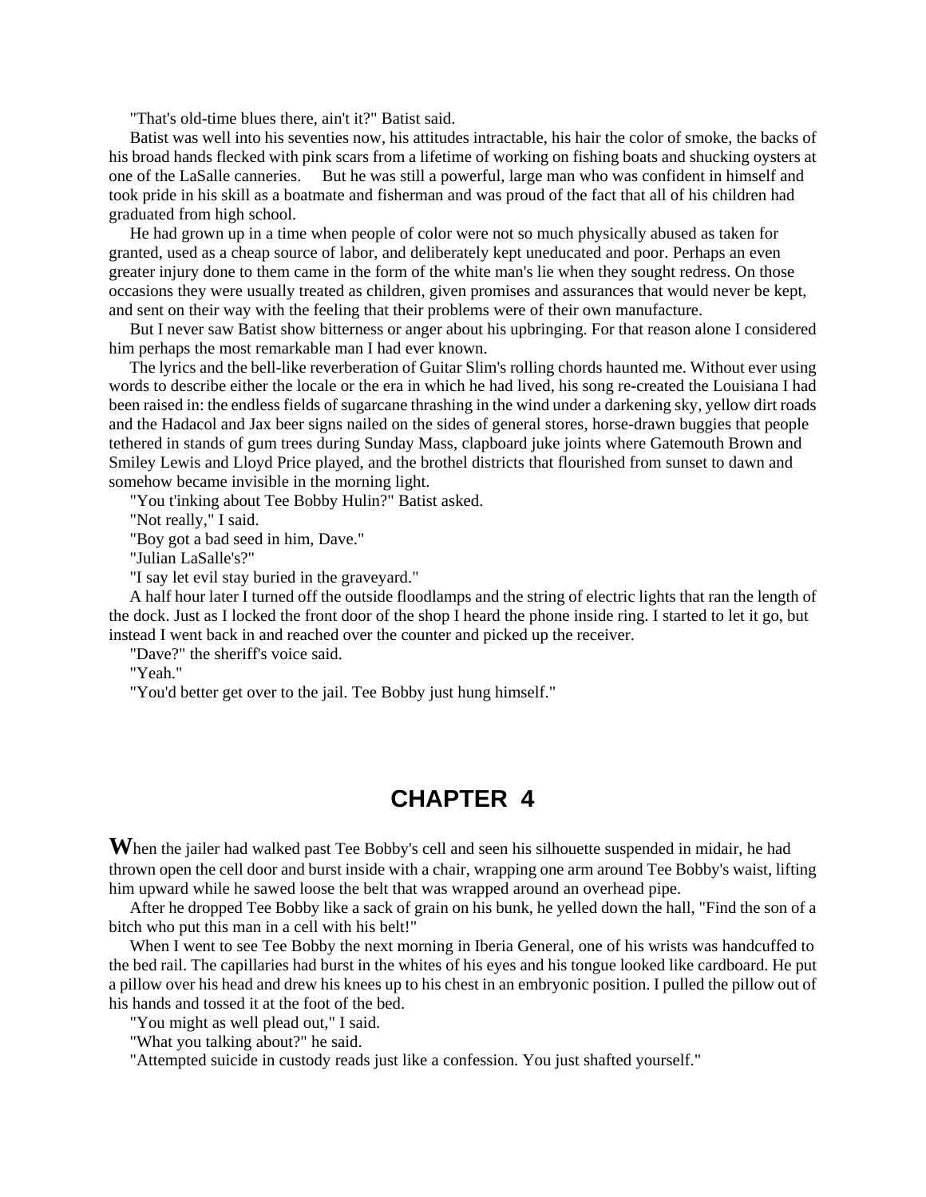"That's old-time blues there, ain't it?" Batist said.

Batist was well into his seventies now, his attitudes intractable, his hair the color of smoke, the backs of his broad hands flecked with pink scars from a lifetime of working on fishing boats and shucking oysters at one of the LaSalle canneries. But he was still a powerful, large man who was confident in himself and took pride in his skill as a boatmate and fisherman and was proud of the fact that all of his children had graduated from high school.

He had grown up in a time when people of color were not so much physically abused as taken for granted, used as a cheap source of labor, and deliberately kept uneducated and poor. Perhaps an even greater injury done to them came in the form of the white man's lie when they sought redress. On those occasions they were usually treated as children, given promises and assurances that would never be kept, and sent on their way with the feeling that their problems were of their own manufacture.

But I never saw Batist show bitterness or anger about his upbringing. For that reason alone I considered him perhaps the most remarkable man I had ever known.

The lyrics and the bell-like reverberation of Guitar Slim's rolling chords haunted me. Without ever using words to describe either the locale or the era in which he had lived, his song re-created the Louisiana I had been raised in: the endless fields of sugarcane thrashing in the wind under a darkening sky, yellow dirt roads and the Hadacol and Jax beer signs nailed on the sides of general stores, horse-drawn buggies that people tethered in stands of gum trees during Sunday Mass, clapboard juke joints where Gatemouth Brown and Smiley Lewis and Lloyd Price played, and the brothel districts that flourished from sunset to dawn and somehow became invisible in the morning light.

"You t'inking about Tee Bobby Hulin?" Batist asked.

"Not really," I said.

"Boy got a bad seed in him, Dave."

"Julian LaSalle's?"

"I say let evil stay buried in the graveyard."

A half hour later I turned off the outside floodlamps and the string of electric lights that ran the length of the dock. Just as I locked the front door of the shop I heard the phone inside ring. I started to let it go, but instead I went back in and reached over the counter and picked up the receiver.

"Dave?" the sheriff's voice said.

"Yeah."

"You'd better get over to the jail. Tee Bobby just hung himself."

## CHAPTER 4

When the jailer had walked past Tee Bobby's cell and seen his silhouette suspended in midair, he had thrown open the cell door and burst inside with a chair, wrapping one arm around Tee Bobby's waist, lifting him upward while he sawed loose the belt that was wrapped around an overhead pipe.

After he dropped Tee Bobby like a sack of grain on his bunk, he yelled down the hall, "Find the son of a bitch who put this man in a cell with his belt!"

When I went to see Tee Bobby the next morning in Iberia General, one of his wrists was handcuffed to the bed rail. The capillaries had burst in the whites of his eyes and his tongue looked like cardboard. He put a pillow over his head and drew his knees up to his chest in an embryonic position. I pulled the pillow out of his hands and tossed it at the foot of the bed.

"You might as well plead out," I said.

"What you talking about?" he said.

"Attempted suicide in custody reads just like a confession. You just shafted yourself."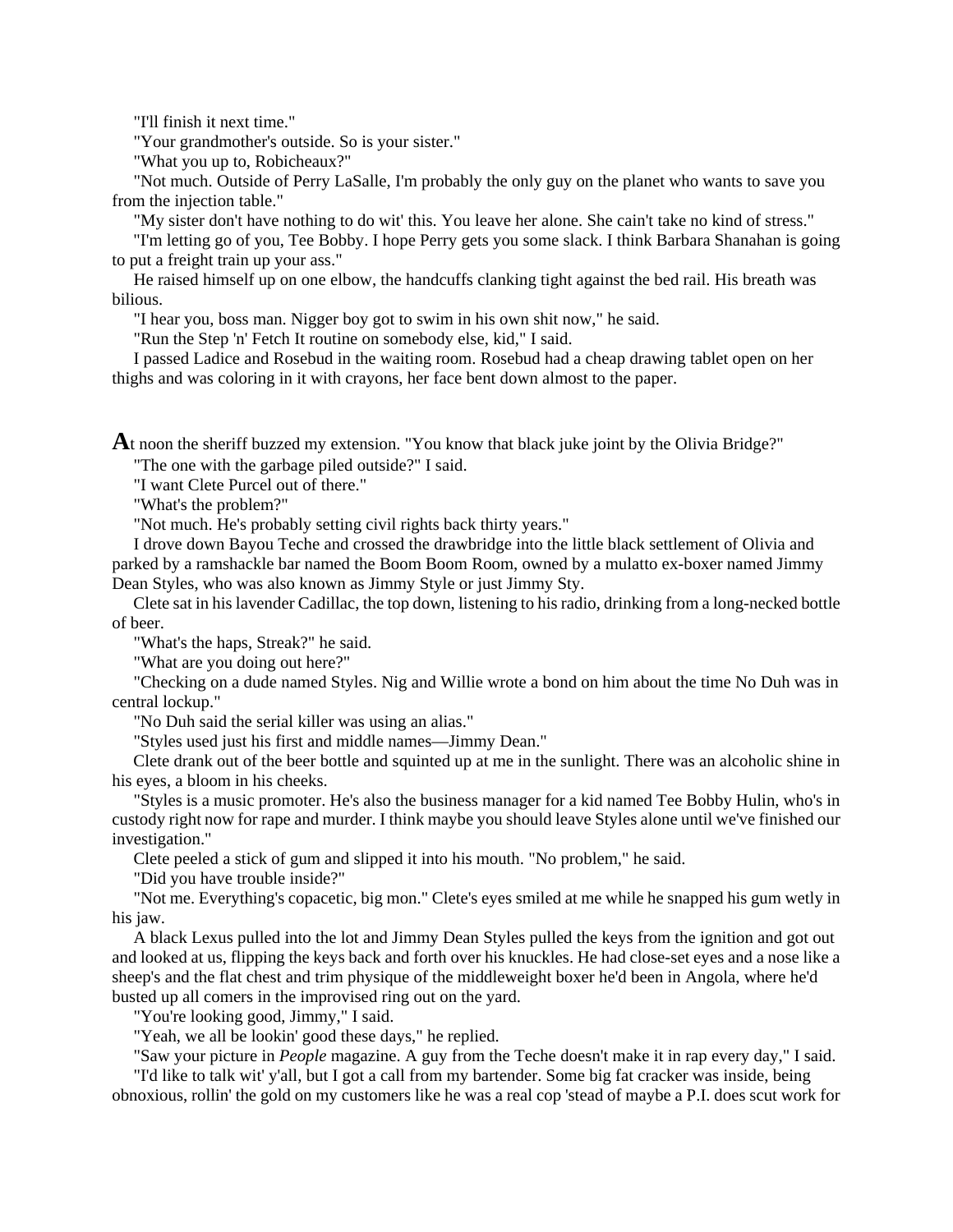"I'll finish it next time."

"Your grandmother's outside. So is your sister."

"What you up to, Robicheaux?"

"Not much. Outside of Perry LaSalle, I'm probably the only guy on the planet who wants to save you from the injection table."

"My sister don't have nothing to do wit' this. You leave her alone. She cain't take no kind of stress."

"I'm letting go of you, Tee Bobby. I hope Perry gets you some slack. I think Barbara Shanahan is going to put a freight train up your ass."

He raised himself up on one elbow, the handcuffs clanking tight against the bed rail. His breath was bilious.

"I hear you, boss man. Nigger boy got to swim in his own shit now," he said.

"Run the Step 'n' Fetch It routine on somebody else, kid," I said.

I passed Ladice and Rosebud in the waiting room. Rosebud had a cheap drawing tablet open on her thighs and was coloring in it with crayons, her face bent down almost to the paper.

**A**t noon the sheriff buzzed my extension. "You know that black juke joint by the Olivia Bridge?"

"The one with the garbage piled outside?" I said.

"I want Clete Purcel out of there."

"What's the problem?"

"Not much. He's probably setting civil rights back thirty years."

I drove down Bayou Teche and crossed the drawbridge into the little black settlement of Olivia and parked by a ramshackle bar named the Boom Boom Room, owned by a mulatto ex-boxer named Jimmy Dean Styles, who was also known as Jimmy Style or just Jimmy Sty.

Clete sat in his lavender Cadillac, the top down, listening to his radio, drinking from a long-necked bottle of beer.

"What's the haps, Streak?" he said.

"What are you doing out here?"

"Checking on a dude named Styles. Nig and Willie wrote a bond on him about the time No Duh was in central lockup."

"No Duh said the serial killer was using an alias."

"Styles used just his first and middle names—Jimmy Dean."

Clete drank out of the beer bottle and squinted up at me in the sunlight. There was an alcoholic shine in his eyes, a bloom in his cheeks.

"Styles is a music promoter. He's also the business manager for a kid named Tee Bobby Hulin, who's in custody right now for rape and murder. I think maybe you should leave Styles alone until we've finished our investigation."

Clete peeled a stick of gum and slipped it into his mouth. "No problem," he said.

"Did you have trouble inside?"

"Not me. Everything's copacetic, big mon." Clete's eyes smiled at me while he snapped his gum wetly in his jaw.

A black Lexus pulled into the lot and Jimmy Dean Styles pulled the keys from the ignition and got out and looked at us, flipping the keys back and forth over his knuckles. He had close-set eyes and a nose like a sheep's and the flat chest and trim physique of the middleweight boxer he'd been in Angola, where he'd busted up all comers in the improvised ring out on the yard.

"You're looking good, Jimmy," I said.

"Yeah, we all be lookin' good these days," he replied.

"Saw your picture in *People* magazine. A guy from the Teche doesn't make it in rap every day," I said.

"I'd like to talk wit' y'all, but I got a call from my bartender. Some big fat cracker was inside, being obnoxious, rollin' the gold on my customers like he was a real cop 'stead of maybe a P.I. does scut work for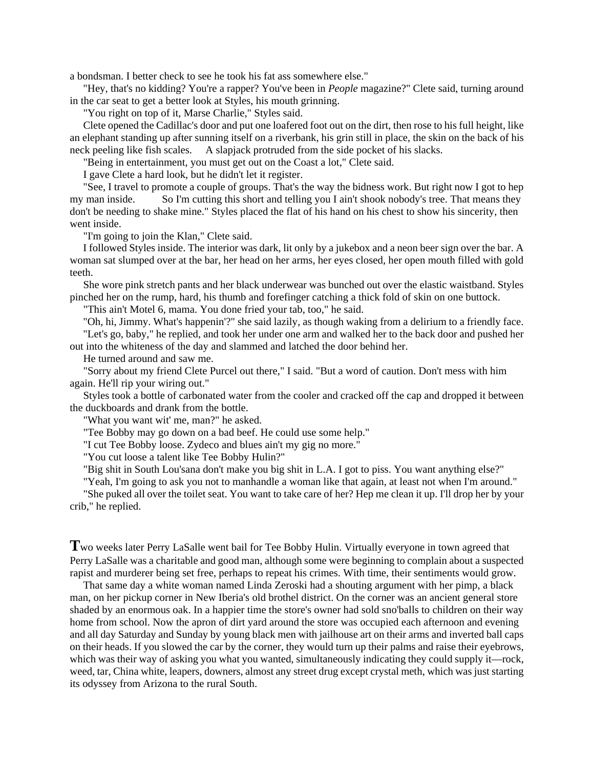a bondsman. I better check to see he took his fat ass somewhere else."

"Hey, that's no kidding? You're a rapper? You've been in *People* magazine?" Clete said, turning around in the car seat to get a better look at Styles, his mouth grinning.

"You right on top of it, Marse Charlie," Styles said.

Clete opened the Cadillac's door and put one loafered foot out on the dirt, then rose to his full height, like an elephant standing up after sunning itself on a riverbank, his grin still in place, the skin on the back of his neck peeling like fish scales. A slapjack protruded from the side pocket of his slacks.

"Being in entertainment, you must get out on the Coast a lot," Clete said.

I gave Clete a hard look, but he didn't let it register.

"See, I travel to promote a couple of groups. That's the way the bidness work. But right now I got to hep my man inside. So I'm cutting this short and telling you I ain't shook nobody's tree. That means they don't be needing to shake mine." Styles placed the flat of his hand on his chest to show his sincerity, then went inside.

"I'm going to join the Klan," Clete said.

I followed Styles inside. The interior was dark, lit only by a jukebox and a neon beer sign over the bar. A woman sat slumped over at the bar, her head on her arms, her eyes closed, her open mouth filled with gold teeth.

She wore pink stretch pants and her black underwear was bunched out over the elastic waistband. Styles pinched her on the rump, hard, his thumb and forefinger catching a thick fold of skin on one buttock.

"This ain't Motel 6, mama. You done fried your tab, too," he said.

"Oh, hi, Jimmy. What's happenin'?" she said lazily, as though waking from a delirium to a friendly face.

"Let's go, baby," he replied, and took her under one arm and walked her to the back door and pushed her out into the whiteness of the day and slammed and latched the door behind her.

He turned around and saw me.

"Sorry about my friend Clete Purcel out there," I said. "But a word of caution. Don't mess with him again. He'll rip your wiring out."

Styles took a bottle of carbonated water from the cooler and cracked off the cap and dropped it between the duckboards and drank from the bottle.

"What you want wit' me, man?" he asked.

"Tee Bobby may go down on a bad beef. He could use some help."

"I cut Tee Bobby loose. Zydeco and blues ain't my gig no more."

"You cut loose a talent like Tee Bobby Hulin?"

"Big shit in South Lou'sana don't make you big shit in L.A. I got to piss. You want anything else?"

"Yeah, I'm going to ask you not to manhandle a woman like that again, at least not when I'm around."

"She puked all over the toilet seat. You want to take care of her? Hep me clean it up. I'll drop her by your crib," he replied.

**T**wo weeks later Perry LaSalle went bail for Tee Bobby Hulin. Virtually everyone in town agreed that Perry LaSalle was a charitable and good man, although some were beginning to complain about a suspected rapist and murderer being set free, perhaps to repeat his crimes. With time, their sentiments would grow.

That same day a white woman named Linda Zeroski had a shouting argument with her pimp, a black man, on her pickup corner in New Iberia's old brothel district. On the corner was an ancient general store shaded by an enormous oak. In a happier time the store's owner had sold sno'balls to children on their way home from school. Now the apron of dirt yard around the store was occupied each afternoon and evening and all day Saturday and Sunday by young black men with jailhouse art on their arms and inverted ball caps on their heads. If you slowed the car by the corner, they would turn up their palms and raise their eyebrows, which was their way of asking you what you wanted, simultaneously indicating they could supply it—rock, weed, tar, China white, leapers, downers, almost any street drug except crystal meth, which was just starting its odyssey from Arizona to the rural South.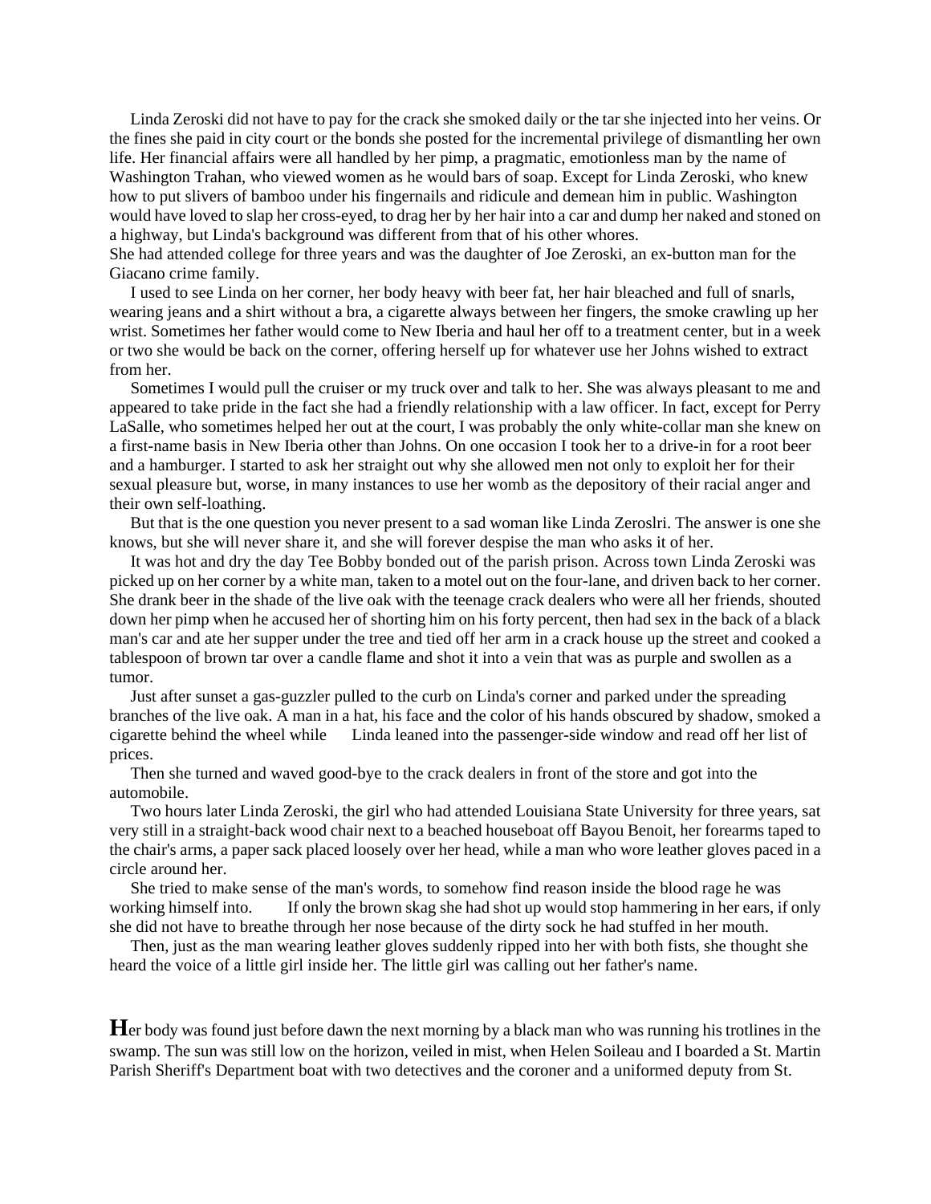Linda Zeroski did not have to pay for the crack she smoked daily or the tar she injected into her veins. Or the fines she paid in city court or the bonds she posted for the incremental privilege of dismantling her own life. Her financial affairs were all handled by her pimp, a pragmatic, emotionless man by the name of Washington Trahan, who viewed women as he would bars of soap. Except for Linda Zeroski, who knew how to put slivers of bamboo under his fingernails and ridicule and demean him in public. Washington would have loved to slap her cross-eyed, to drag her by her hair into a car and dump her naked and stoned on a highway, but Linda's background was different from that of his other whores.
She had attended college for three years and was the daughter of Joe Zeroski, an ex-button man for the Giacano crime family.

I used to see Linda on her corner, her body heavy with beer fat, her hair bleached and full of snarls, wearing jeans and a shirt without a bra, a cigarette always between her fingers, the smoke crawling up her wrist. Sometimes her father would come to New Iberia and haul her off to a treatment center, but in a week or two she would be back on the corner, offering herself up for whatever use her Johns wished to extract from her.

Sometimes I would pull the cruiser or my truck over and talk to her. She was always pleasant to me and appeared to take pride in the fact she had a friendly relationship with a law officer. In fact, except for Perry LaSalle, who sometimes helped her out at the court, I was probably the only white-collar man she knew on a first-name basis in New Iberia other than Johns. On one occasion I took her to a drive-in for a root beer and a hamburger. I started to ask her straight out why she allowed men not only to exploit her for their sexual pleasure but, worse, in many instances to use her womb as the depository of their racial anger and their own self-loathing.

But that is the one question you never present to a sad woman like Linda Zeroslri. The answer is one she knows, but she will never share it, and she will forever despise the man who asks it of her.

It was hot and dry the day Tee Bobby bonded out of the parish prison. Across town Linda Zeroski was picked up on her corner by a white man, taken to a motel out on the four-lane, and driven back to her corner. She drank beer in the shade of the live oak with the teenage crack dealers who were all her friends, shouted down her pimp when he accused her of shorting him on his forty percent, then had sex in the back of a black man's car and ate her supper under the tree and tied off her arm in a crack house up the street and cooked a tablespoon of brown tar over a candle flame and shot it into a vein that was as purple and swollen as a tumor.

Just after sunset a gas-guzzler pulled to the curb on Linda's corner and parked under the spreading branches of the live oak. A man in a hat, his face and the color of his hands obscured by shadow, smoked a cigarette behind the wheel while Linda leaned into the passenger-side window and read off her list of prices.

Then she turned and waved good-bye to the crack dealers in front of the store and got into the automobile.

Two hours later Linda Zeroski, the girl who had attended Louisiana State University for three years, sat very still in a straight-back wood chair next to a beached houseboat off Bayou Benoit, her forearms taped to the chair's arms, a paper sack placed loosely over her head, while a man who wore leather gloves paced in a circle around her.

She tried to make sense of the man's words, to somehow find reason inside the blood rage he was working himself into. If only the brown skag she had shot up would stop hammering in her ears, if only she did not have to breathe through her nose because of the dirty sock he had stuffed in her mouth.

Then, just as the man wearing leather gloves suddenly ripped into her with both fists, she thought she heard the voice of a little girl inside her. The little girl was calling out her father's name.

**H**er body was found just before dawn the next morning by a black man who was running his trotlines in the swamp. The sun was still low on the horizon, veiled in mist, when Helen Soileau and I boarded a St. Martin Parish Sheriff's Department boat with two detectives and the coroner and a uniformed deputy from St.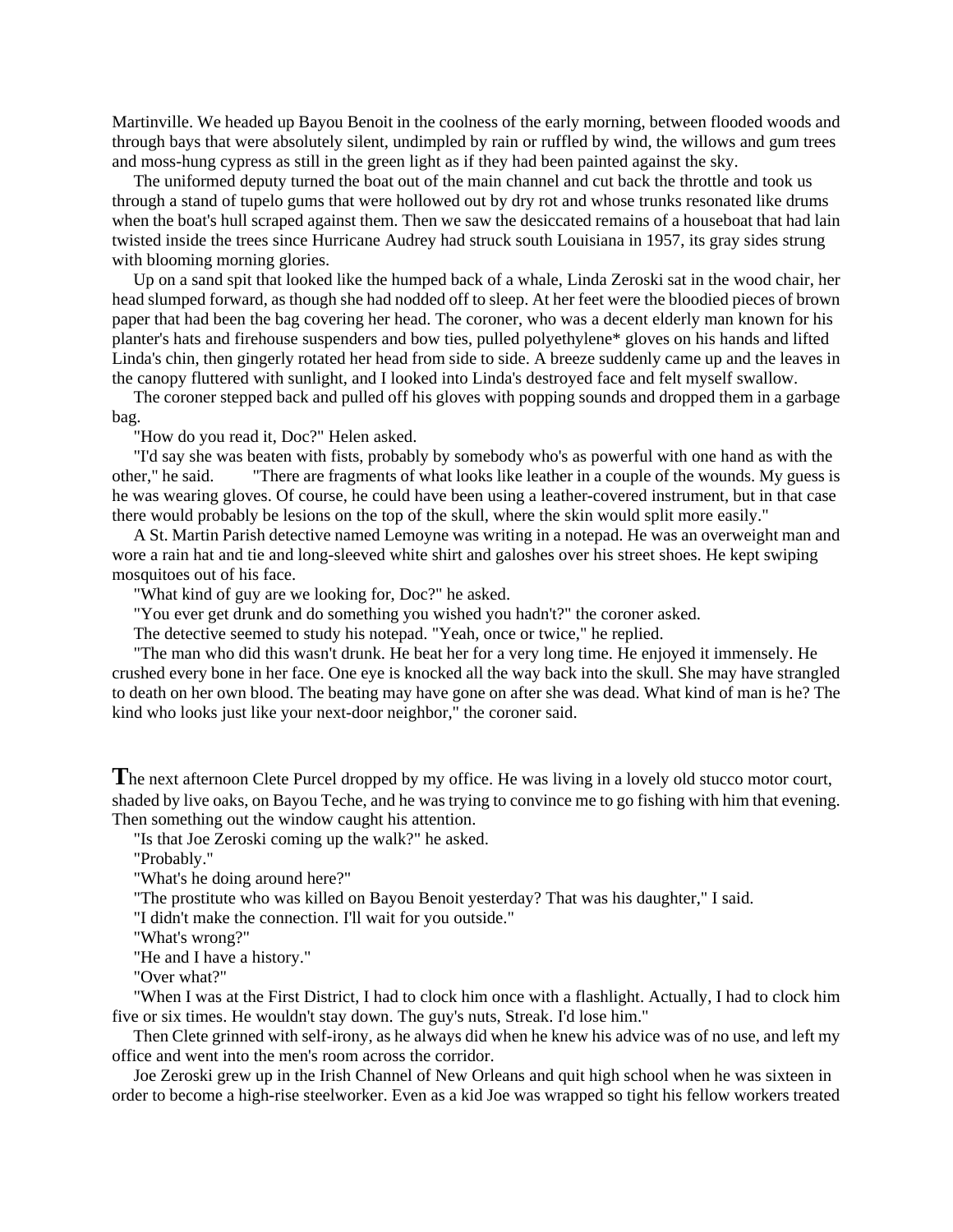Martinville. We headed up Bayou Benoit in the coolness of the early morning, between flooded woods and through bays that were absolutely silent, undimpled by rain or ruffled by wind, the willows and gum trees and moss-hung cypress as still in the green light as if they had been painted against the sky.

The uniformed deputy turned the boat out of the main channel and cut back the throttle and took us through a stand of tupelo gums that were hollowed out by dry rot and whose trunks resonated like drums when the boat's hull scraped against them. Then we saw the desiccated remains of a houseboat that had lain twisted inside the trees since Hurricane Audrey had struck south Louisiana in 1957, its gray sides strung with blooming morning glories.

Up on a sand spit that looked like the humped back of a whale, Linda Zeroski sat in the wood chair, her head slumped forward, as though she had nodded off to sleep. At her feet were the bloodied pieces of brown paper that had been the bag covering her head. The coroner, who was a decent elderly man known for his planter's hats and firehouse suspenders and bow ties, pulled polyethylene* gloves on his hands and lifted Linda's chin, then gingerly rotated her head from side to side. A breeze suddenly came up and the leaves in the canopy fluttered with sunlight, and I looked into Linda's destroyed face and felt myself swallow.

The coroner stepped back and pulled off his gloves with popping sounds and dropped them in a garbage bag.

"How do you read it, Doc?" Helen asked.

"I'd say she was beaten with fists, probably by somebody who's as powerful with one hand as with the other," he said. "There are fragments of what looks like leather in a couple of the wounds. My guess is he was wearing gloves. Of course, he could have been using a leather-covered instrument, but in that case there would probably be lesions on the top of the skull, where the skin would split more easily."

A St. Martin Parish detective named Lemoyne was writing in a notepad. He was an overweight man and wore a rain hat and tie and long-sleeved white shirt and galoshes over his street shoes. He kept swiping mosquitoes out of his face.

"What kind of guy are we looking for, Doc?" he asked.

"You ever get drunk and do something you wished you hadn't?" the coroner asked.

The detective seemed to study his notepad. "Yeah, once or twice," he replied.

"The man who did this wasn't drunk. He beat her for a very long time. He enjoyed it immensely. He crushed every bone in her face. One eye is knocked all the way back into the skull. She may have strangled to death on her own blood. The beating may have gone on after she was dead. What kind of man is he? The kind who looks just like your next-door neighbor," the coroner said.

**T**he next afternoon Clete Purcel dropped by my office. He was living in a lovely old stucco motor court, shaded by live oaks, on Bayou Teche, and he was trying to convince me to go fishing with him that evening. Then something out the window caught his attention.

"Is that Joe Zeroski coming up the walk?" he asked.

"Probably."

"What's he doing around here?"

"The prostitute who was killed on Bayou Benoit yesterday? That was his daughter," I said.

"I didn't make the connection. I'll wait for you outside."

"What's wrong?"

"He and I have a history."

"Over what?"

"When I was at the First District, I had to clock him once with a flashlight. Actually, I had to clock him five or six times. He wouldn't stay down. The guy's nuts, Streak. I'd lose him."

Then Clete grinned with self-irony, as he always did when he knew his advice was of no use, and left my office and went into the men's room across the corridor.

Joe Zeroski grew up in the Irish Channel of New Orleans and quit high school when he was sixteen in order to become a high-rise steelworker. Even as a kid Joe was wrapped so tight his fellow workers treated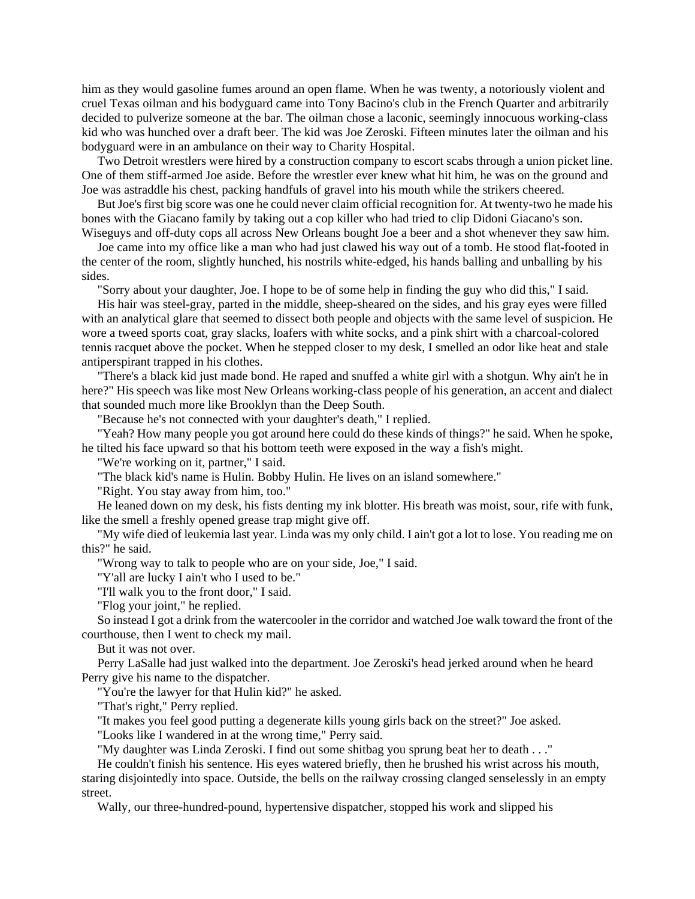him as they would gasoline fumes around an open flame. When he was twenty, a notoriously violent and cruel Texas oilman and his bodyguard came into Tony Bacino's club in the French Quarter and arbitrarily decided to pulverize someone at the bar. The oilman chose a laconic, seemingly innocuous working-class kid who was hunched over a draft beer. The kid was Joe Zeroski. Fifteen minutes later the oilman and his bodyguard were in an ambulance on their way to Charity Hospital.

Two Detroit wrestlers were hired by a construction company to escort scabs through a union picket line. One of them stiff-armed Joe aside. Before the wrestler ever knew what hit him, he was on the ground and Joe was astraddle his chest, packing handfuls of gravel into his mouth while the strikers cheered.

But Joe's first big score was one he could never claim official recognition for. At twenty-two he made his bones with the Giacano family by taking out a cop killer who had tried to clip Didoni Giacano's son. Wiseguys and off-duty cops all across New Orleans bought Joe a beer and a shot whenever they saw him.

Joe came into my office like a man who had just clawed his way out of a tomb. He stood flat-footed in the center of the room, slightly hunched, his nostrils white-edged, his hands balling and unballing by his sides.

"Sorry about your daughter, Joe. I hope to be of some help in finding the guy who did this," I said.

His hair was steel-gray, parted in the middle, sheep-sheared on the sides, and his gray eyes were filled with an analytical glare that seemed to dissect both people and objects with the same level of suspicion. He wore a tweed sports coat, gray slacks, loafers with white socks, and a pink shirt with a charcoal-colored tennis racquet above the pocket. When he stepped closer to my desk, I smelled an odor like heat and stale antiperspirant trapped in his clothes.

"There's a black kid just made bond. He raped and snuffed a white girl with a shotgun. Why ain't he in here?" His speech was like most New Orleans working-class people of his generation, an accent and dialect that sounded much more like Brooklyn than the Deep South.

"Because he's not connected with your daughter's death," I replied.

"Yeah? How many people you got around here could do these kinds of things?" he said. When he spoke, he tilted his face upward so that his bottom teeth were exposed in the way a fish's might.

"We're working on it, partner," I said.

"The black kid's name is Hulin. Bobby Hulin. He lives on an island somewhere."

"Right. You stay away from him, too."

He leaned down on my desk, his fists denting my ink blotter. His breath was moist, sour, rife with funk, like the smell a freshly opened grease trap might give off.

"My wife died of leukemia last year. Linda was my only child. I ain't got a lot to lose. You reading me on this?" he said.

"Wrong way to talk to people who are on your side, Joe," I said.

"Y'all are lucky I ain't who I used to be."

"I'll walk you to the front door," I said.

"Flog your joint," he replied.

So instead I got a drink from the watercooler in the corridor and watched Joe walk toward the front of the courthouse, then I went to check my mail.

But it was not over.

Perry LaSalle had just walked into the department. Joe Zeroski's head jerked around when he heard Perry give his name to the dispatcher.

"You're the lawyer for that Hulin kid?" he asked.

"That's right," Perry replied.

"It makes you feel good putting a degenerate kills young girls back on the street?" Joe asked.

"Looks like I wandered in at the wrong time," Perry said.

"My daughter was Linda Zeroski. I find out some shitbag you sprung beat her to death . . ."

He couldn't finish his sentence. His eyes watered briefly, then he brushed his wrist across his mouth, staring disjointedly into space. Outside, the bells on the railway crossing clanged senselessly in an empty street.

Wally, our three-hundred-pound, hypertensive dispatcher, stopped his work and slipped his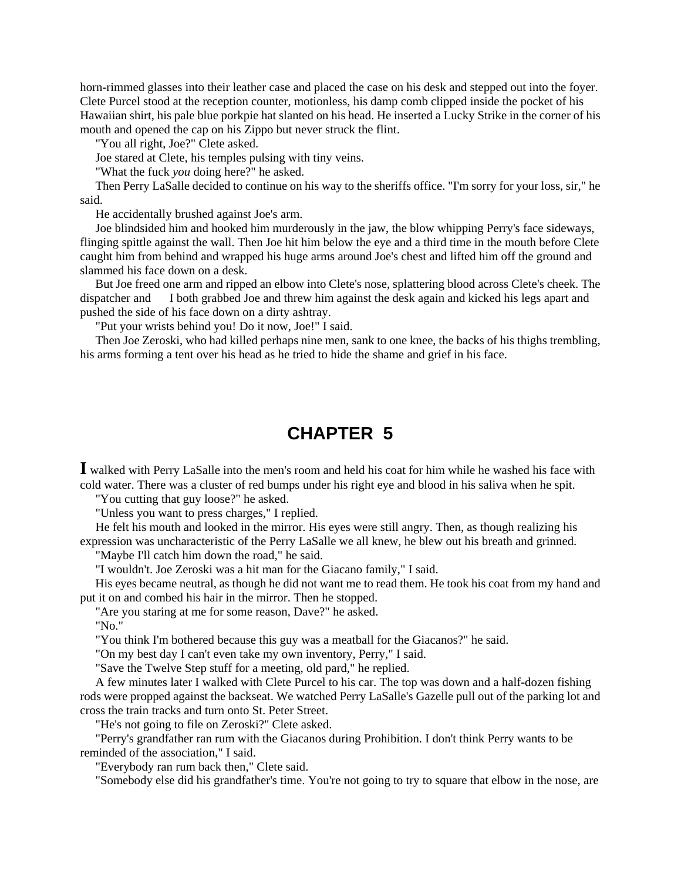horn-rimmed glasses into their leather case and placed the case on his desk and stepped out into the foyer. Clete Purcel stood at the reception counter, motionless, his damp comb clipped inside the pocket of his Hawaiian shirt, his pale blue porkpie hat slanted on his head. He inserted a Lucky Strike in the corner of his mouth and opened the cap on his Zippo but never struck the flint.

"You all right, Joe?" Clete asked.

Joe stared at Clete, his temples pulsing with tiny veins.

"What the fuck *you* doing here?" he asked.

Then Perry LaSalle decided to continue on his way to the sheriffs office. "I'm sorry for your loss, sir," he said.

He accidentally brushed against Joe's arm.

Joe blindsided him and hooked him murderously in the jaw, the blow whipping Perry's face sideways, flinging spittle against the wall. Then Joe hit him below the eye and a third time in the mouth before Clete caught him from behind and wrapped his huge arms around Joe's chest and lifted him off the ground and slammed his face down on a desk.

But Joe freed one arm and ripped an elbow into Clete's nose, splattering blood across Clete's cheek. The dispatcher and I both grabbed Joe and threw him against the desk again and kicked his legs apart and pushed the side of his face down on a dirty ashtray.

"Put your wrists behind you! Do it now, Joe!" I said.

Then Joe Zeroski, who had killed perhaps nine men, sank to one knee, the backs of his thighs trembling, his arms forming a tent over his head as he tried to hide the shame and grief in his face.

## CHAPTER 5

**I** walked with Perry LaSalle into the men's room and held his coat for him while he washed his face with cold water. There was a cluster of red bumps under his right eye and blood in his saliva when he spit.

"You cutting that guy loose?" he asked.

"Unless you want to press charges," I replied.

He felt his mouth and looked in the mirror. His eyes were still angry. Then, as though realizing his expression was uncharacteristic of the Perry LaSalle we all knew, he blew out his breath and grinned.

"Maybe I'll catch him down the road," he said.

"I wouldn't. Joe Zeroski was a hit man for the Giacano family," I said.

His eyes became neutral, as though he did not want me to read them. He took his coat from my hand and put it on and combed his hair in the mirror. Then he stopped.

"Are you staring at me for some reason, Dave?" he asked.

"No."

"You think I'm bothered because this guy was a meatball for the Giacanos?" he said.

"On my best day I can't even take my own inventory, Perry," I said.

"Save the Twelve Step stuff for a meeting, old pard," he replied.

A few minutes later I walked with Clete Purcel to his car. The top was down and a half-dozen fishing rods were propped against the backseat. We watched Perry LaSalle's Gazelle pull out of the parking lot and cross the train tracks and turn onto St. Peter Street.

"He's not going to file on Zeroski?" Clete asked.

"Perry's grandfather ran rum with the Giacanos during Prohibition. I don't think Perry wants to be reminded of the association," I said.

"Everybody ran rum back then," Clete said.

"Somebody else did his grandfather's time. You're not going to try to square that elbow in the nose, are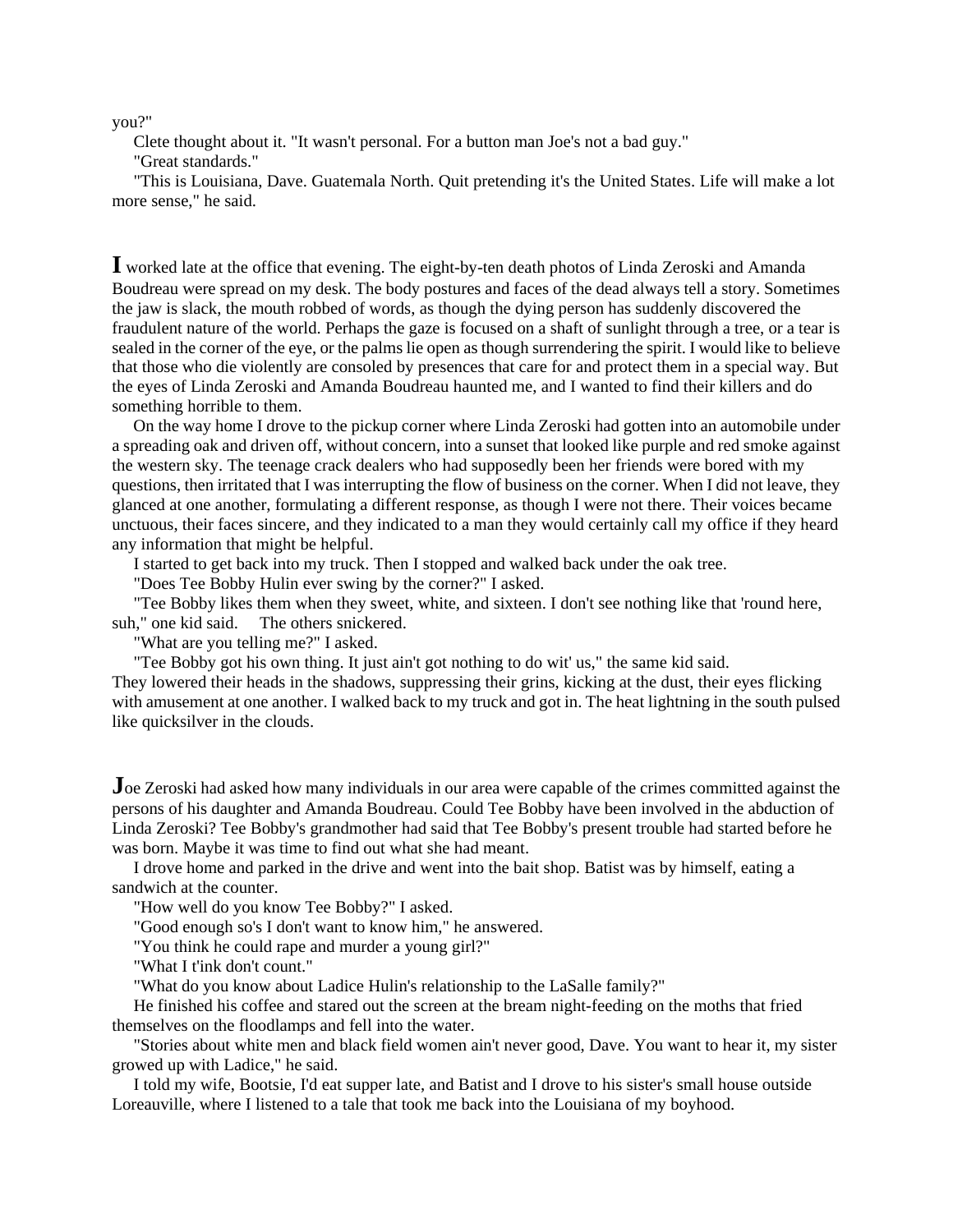you?"

Clete thought about it. "It wasn't personal. For a button man Joe's not a bad guy."

"Great standards."

"This is Louisiana, Dave. Guatemala North. Quit pretending it's the United States. Life will make a lot more sense," he said.

**I** worked late at the office that evening. The eight-by-ten death photos of Linda Zeroski and Amanda Boudreau were spread on my desk. The body postures and faces of the dead always tell a story. Sometimes the jaw is slack, the mouth robbed of words, as though the dying person has suddenly discovered the fraudulent nature of the world. Perhaps the gaze is focused on a shaft of sunlight through a tree, or a tear is sealed in the corner of the eye, or the palms lie open as though surrendering the spirit. I would like to believe that those who die violently are consoled by presences that care for and protect them in a special way. But the eyes of Linda Zeroski and Amanda Boudreau haunted me, and I wanted to find their killers and do something horrible to them.

On the way home I drove to the pickup corner where Linda Zeroski had gotten into an automobile under a spreading oak and driven off, without concern, into a sunset that looked like purple and red smoke against the western sky. The teenage crack dealers who had supposedly been her friends were bored with my questions, then irritated that I was interrupting the flow of business on the corner. When I did not leave, they glanced at one another, formulating a different response, as though I were not there. Their voices became unctuous, their faces sincere, and they indicated to a man they would certainly call my office if they heard any information that might be helpful.

I started to get back into my truck. Then I stopped and walked back under the oak tree.

"Does Tee Bobby Hulin ever swing by the corner?" I asked.

"Tee Bobby likes them when they sweet, white, and sixteen. I don't see nothing like that 'round here, suh," one kid said. The others snickered.

"What are you telling me?" I asked.

"Tee Bobby got his own thing. It just ain't got nothing to do wit' us," the same kid said.

They lowered their heads in the shadows, suppressing their grins, kicking at the dust, their eyes flicking with amusement at one another. I walked back to my truck and got in. The heat lightning in the south pulsed like quicksilver in the clouds.

**J**oe Zeroski had asked how many individuals in our area were capable of the crimes committed against the persons of his daughter and Amanda Boudreau. Could Tee Bobby have been involved in the abduction of Linda Zeroski? Tee Bobby's grandmother had said that Tee Bobby's present trouble had started before he was born. Maybe it was time to find out what she had meant.

I drove home and parked in the drive and went into the bait shop. Batist was by himself, eating a sandwich at the counter.

"How well do you know Tee Bobby?" I asked.

"Good enough so's I don't want to know him," he answered.

"You think he could rape and murder a young girl?"

"What I t'ink don't count."

"What do you know about Ladice Hulin's relationship to the LaSalle family?"

He finished his coffee and stared out the screen at the bream night-feeding on the moths that fried themselves on the floodlamps and fell into the water.

"Stories about white men and black field women ain't never good, Dave. You want to hear it, my sister growed up with Ladice," he said.

I told my wife, Bootsie, I'd eat supper late, and Batist and I drove to his sister's small house outside Loreauville, where I listened to a tale that took me back into the Louisiana of my boyhood.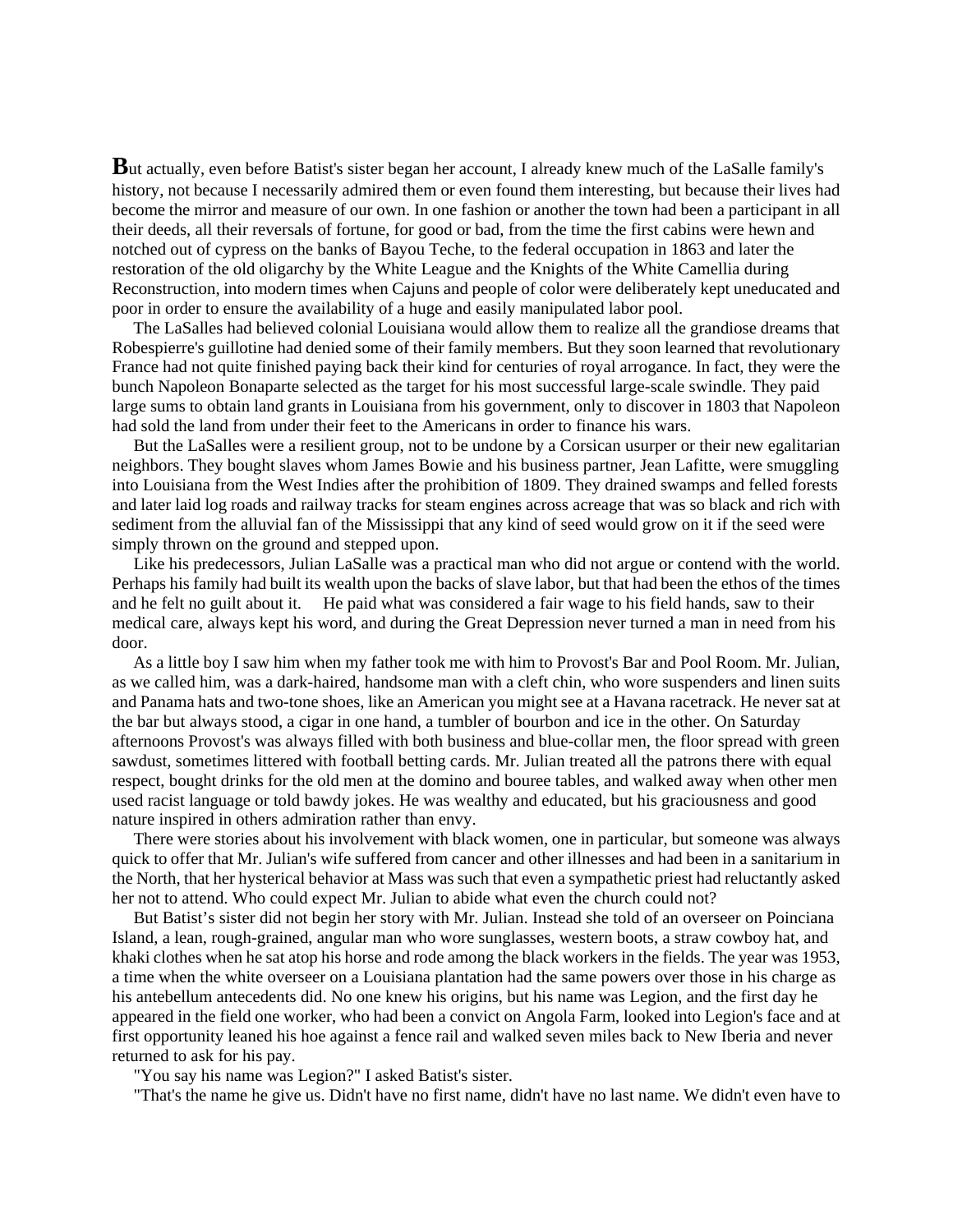**B**ut actually, even before Batist's sister began her account, I already knew much of the LaSalle family's history, not because I necessarily admired them or even found them interesting, but because their lives had become the mirror and measure of our own. In one fashion or another the town had been a participant in all their deeds, all their reversals of fortune, for good or bad, from the time the first cabins were hewn and notched out of cypress on the banks of Bayou Teche, to the federal occupation in 1863 and later the restoration of the old oligarchy by the White League and the Knights of the White Camellia during Reconstruction, into modern times when Cajuns and people of color were deliberately kept uneducated and poor in order to ensure the availability of a huge and easily manipulated labor pool.

The LaSalles had believed colonial Louisiana would allow them to realize all the grandiose dreams that Robespierre's guillotine had denied some of their family members. But they soon learned that revolutionary France had not quite finished paying back their kind for centuries of royal arrogance. In fact, they were the bunch Napoleon Bonaparte selected as the target for his most successful large-scale swindle. They paid large sums to obtain land grants in Louisiana from his government, only to discover in 1803 that Napoleon had sold the land from under their feet to the Americans in order to finance his wars.

But the LaSalles were a resilient group, not to be undone by a Corsican usurper or their new egalitarian neighbors. They bought slaves whom James Bowie and his business partner, Jean Lafitte, were smuggling into Louisiana from the West Indies after the prohibition of 1809. They drained swamps and felled forests and later laid log roads and railway tracks for steam engines across acreage that was so black and rich with sediment from the alluvial fan of the Mississippi that any kind of seed would grow on it if the seed were simply thrown on the ground and stepped upon.

Like his predecessors, Julian LaSalle was a practical man who did not argue or contend with the world. Perhaps his family had built its wealth upon the backs of slave labor, but that had been the ethos of the times and he felt no guilt about it. He paid what was considered a fair wage to his field hands, saw to their medical care, always kept his word, and during the Great Depression never turned a man in need from his door.

As a little boy I saw him when my father took me with him to Provost's Bar and Pool Room. Mr. Julian, as we called him, was a dark-haired, handsome man with a cleft chin, who wore suspenders and linen suits and Panama hats and two-tone shoes, like an American you might see at a Havana racetrack. He never sat at the bar but always stood, a cigar in one hand, a tumbler of bourbon and ice in the other. On Saturday afternoons Provost's was always filled with both business and blue-collar men, the floor spread with green sawdust, sometimes littered with football betting cards. Mr. Julian treated all the patrons there with equal respect, bought drinks for the old men at the domino and bouree tables, and walked away when other men used racist language or told bawdy jokes. He was wealthy and educated, but his graciousness and good nature inspired in others admiration rather than envy.

There were stories about his involvement with black women, one in particular, but someone was always quick to offer that Mr. Julian's wife suffered from cancer and other illnesses and had been in a sanitarium in the North, that her hysterical behavior at Mass was such that even a sympathetic priest had reluctantly asked her not to attend. Who could expect Mr. Julian to abide what even the church could not?

But Batist's sister did not begin her story with Mr. Julian. Instead she told of an overseer on Poinciana Island, a lean, rough-grained, angular man who wore sunglasses, western boots, a straw cowboy hat, and khaki clothes when he sat atop his horse and rode among the black workers in the fields. The year was 1953, a time when the white overseer on a Louisiana plantation had the same powers over those in his charge as his antebellum antecedents did. No one knew his origins, but his name was Legion, and the first day he appeared in the field one worker, who had been a convict on Angola Farm, looked into Legion's face and at first opportunity leaned his hoe against a fence rail and walked seven miles back to New Iberia and never returned to ask for his pay.

"You say his name was Legion?" I asked Batist's sister.

"That's the name he give us. Didn't have no first name, didn't have no last name. We didn't even have to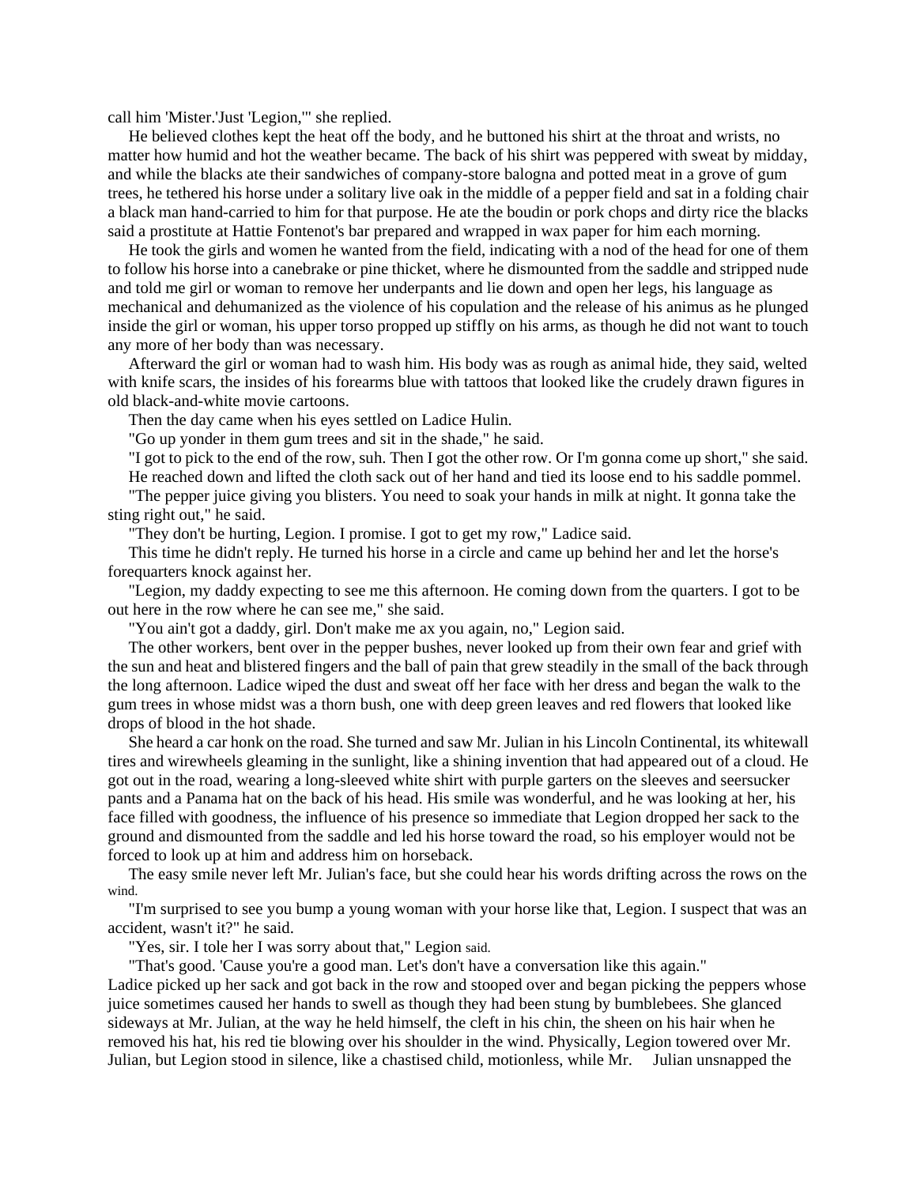call him 'Mister.'Just 'Legion,'" she replied.

He believed clothes kept the heat off the body, and he buttoned his shirt at the throat and wrists, no matter how humid and hot the weather became. The back of his shirt was peppered with sweat by midday, and while the blacks ate their sandwiches of company-store balogna and potted meat in a grove of gum trees, he tethered his horse under a solitary live oak in the middle of a pepper field and sat in a folding chair a black man hand-carried to him for that purpose. He ate the boudin or pork chops and dirty rice the blacks said a prostitute at Hattie Fontenot's bar prepared and wrapped in wax paper for him each morning.

He took the girls and women he wanted from the field, indicating with a nod of the head for one of them to follow his horse into a canebrake or pine thicket, where he dismounted from the saddle and stripped nude and told me girl or woman to remove her underpants and lie down and open her legs, his language as mechanical and dehumanized as the violence of his copulation and the release of his animus as he plunged inside the girl or woman, his upper torso propped up stiffly on his arms, as though he did not want to touch any more of her body than was necessary.

Afterward the girl or woman had to wash him. His body was as rough as animal hide, they said, welted with knife scars, the insides of his forearms blue with tattoos that looked like the crudely drawn figures in old black-and-white movie cartoons.

Then the day came when his eyes settled on Ladice Hulin.

"Go up yonder in them gum trees and sit in the shade," he said.

"I got to pick to the end of the row, suh. Then I got the other row. Or I'm gonna come up short," she said.

He reached down and lifted the cloth sack out of her hand and tied its loose end to his saddle pommel.

"The pepper juice giving you blisters. You need to soak your hands in milk at night. It gonna take the sting right out," he said.

"They don't be hurting, Legion. I promise. I got to get my row," Ladice said.

This time he didn't reply. He turned his horse in a circle and came up behind her and let the horse's forequarters knock against her.

"Legion, my daddy expecting to see me this afternoon. He coming down from the quarters. I got to be out here in the row where he can see me," she said.

"You ain't got a daddy, girl. Don't make me ax you again, no," Legion said.

The other workers, bent over in the pepper bushes, never looked up from their own fear and grief with the sun and heat and blistered fingers and the ball of pain that grew steadily in the small of the back through the long afternoon. Ladice wiped the dust and sweat off her face with her dress and began the walk to the gum trees in whose midst was a thorn bush, one with deep green leaves and red flowers that looked like drops of blood in the hot shade.

She heard a car honk on the road. She turned and saw Mr. Julian in his Lincoln Continental, its whitewall tires and wirewheels gleaming in the sunlight, like a shining invention that had appeared out of a cloud. He got out in the road, wearing a long-sleeved white shirt with purple garters on the sleeves and seersucker pants and a Panama hat on the back of his head. His smile was wonderful, and he was looking at her, his face filled with goodness, the influence of his presence so immediate that Legion dropped her sack to the ground and dismounted from the saddle and led his horse toward the road, so his employer would not be forced to look up at him and address him on horseback.

The easy smile never left Mr. Julian's face, but she could hear his words drifting across the rows on the wind.

"I'm surprised to see you bump a young woman with your horse like that, Legion. I suspect that was an accident, wasn't it?" he said.

"Yes, sir. I tole her I was sorry about that," Legion said.

"That's good. 'Cause you're a good man. Let's don't have a conversation like this again."

Ladice picked up her sack and got back in the row and stooped over and began picking the peppers whose juice sometimes caused her hands to swell as though they had been stung by bumblebees. She glanced sideways at Mr. Julian, at the way he held himself, the cleft in his chin, the sheen on his hair when he removed his hat, his red tie blowing over his shoulder in the wind. Physically, Legion towered over Mr. Julian, but Legion stood in silence, like a chastised child, motionless, while Mr. Julian unsnapped the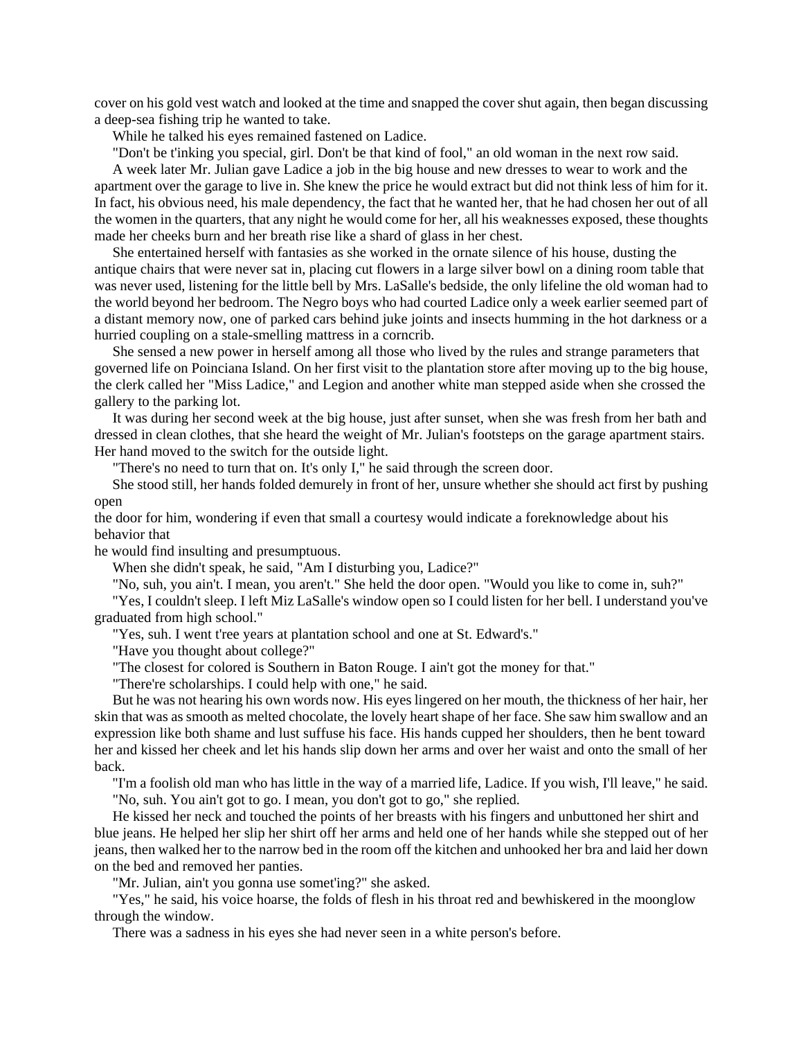cover on his gold vest watch and looked at the time and snapped the cover shut again, then began discussing a deep-sea fishing trip he wanted to take.

While he talked his eyes remained fastened on Ladice.

"Don't be t'inking you special, girl. Don't be that kind of fool," an old woman in the next row said.

A week later Mr. Julian gave Ladice a job in the big house and new dresses to wear to work and the apartment over the garage to live in. She knew the price he would extract but did not think less of him for it. In fact, his obvious need, his male dependency, the fact that he wanted her, that he had chosen her out of all the women in the quarters, that any night he would come for her, all his weaknesses exposed, these thoughts made her cheeks burn and her breath rise like a shard of glass in her chest.

She entertained herself with fantasies as she worked in the ornate silence of his house, dusting the antique chairs that were never sat in, placing cut flowers in a large silver bowl on a dining room table that was never used, listening for the little bell by Mrs. LaSalle's bedside, the only lifeline the old woman had to the world beyond her bedroom. The Negro boys who had courted Ladice only a week earlier seemed part of a distant memory now, one of parked cars behind juke joints and insects humming in the hot darkness or a hurried coupling on a stale-smelling mattress in a corncrib.

She sensed a new power in herself among all those who lived by the rules and strange parameters that governed life on Poinciana Island. On her first visit to the plantation store after moving up to the big house, the clerk called her "Miss Ladice," and Legion and another white man stepped aside when she crossed the gallery to the parking lot.

It was during her second week at the big house, just after sunset, when she was fresh from her bath and dressed in clean clothes, that she heard the weight of Mr. Julian's footsteps on the garage apartment stairs. Her hand moved to the switch for the outside light.

"There's no need to turn that on. It's only I," he said through the screen door.

She stood still, her hands folded demurely in front of her, unsure whether she should act first by pushing open the door for him, wondering if even that small a courtesy would indicate a foreknowledge about his behavior that he would find insulting and presumptuous.

When she didn't speak, he said, "Am I disturbing you, Ladice?"

"No, suh, you ain't. I mean, you aren't." She held the door open. "Would you like to come in, suh?"

"Yes, I couldn't sleep. I left Miz LaSalle's window open so I could listen for her bell. I understand you've graduated from high school."

"Yes, suh. I went t'ree years at plantation school and one at St. Edward's."

"Have you thought about college?"

"The closest for colored is Southern in Baton Rouge. I ain't got the money for that."

"There're scholarships. I could help with one," he said.

But he was not hearing his own words now. His eyes lingered on her mouth, the thickness of her hair, her skin that was as smooth as melted chocolate, the lovely heart shape of her face. She saw him swallow and an expression like both shame and lust suffuse his face. His hands cupped her shoulders, then he bent toward her and kissed her cheek and let his hands slip down her arms and over her waist and onto the small of her back.

"I'm a foolish old man who has little in the way of a married life, Ladice. If you wish, I'll leave," he said.

"No, suh. You ain't got to go. I mean, you don't got to go," she replied.

He kissed her neck and touched the points of her breasts with his fingers and unbuttoned her shirt and blue jeans. He helped her slip her shirt off her arms and held one of her hands while she stepped out of her jeans, then walked her to the narrow bed in the room off the kitchen and unhooked her bra and laid her down on the bed and removed her panties.

"Mr. Julian, ain't you gonna use somet'ing?" she asked.

"Yes," he said, his voice hoarse, the folds of flesh in his throat red and bewhiskered in the moonglow through the window.

There was a sadness in his eyes she had never seen in a white person's before.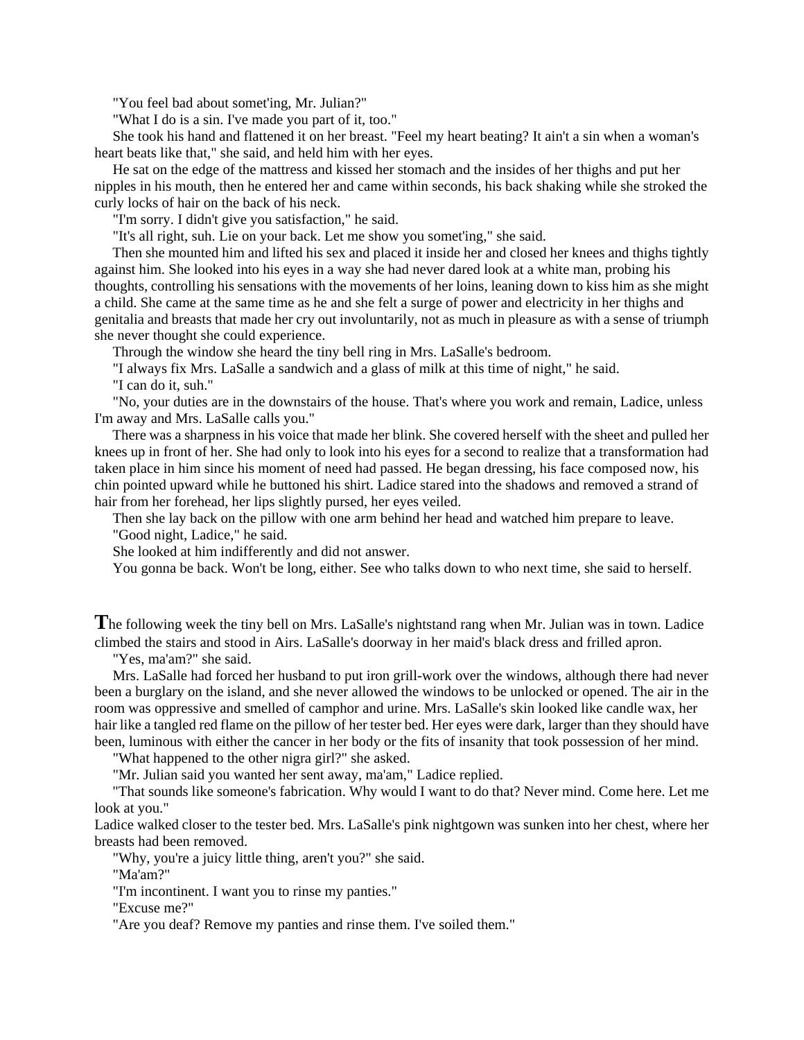"You feel bad about somet'ing, Mr. Julian?"

"What I do is a sin. I've made you part of it, too."

She took his hand and flattened it on her breast. "Feel my heart beating? It ain't a sin when a woman's heart beats like that," she said, and held him with her eyes.

He sat on the edge of the mattress and kissed her stomach and the insides of her thighs and put her nipples in his mouth, then he entered her and came within seconds, his back shaking while she stroked the curly locks of hair on the back of his neck.

"I'm sorry. I didn't give you satisfaction," he said.

"It's all right, suh. Lie on your back. Let me show you somet'ing," she said.

Then she mounted him and lifted his sex and placed it inside her and closed her knees and thighs tightly against him. She looked into his eyes in a way she had never dared look at a white man, probing his thoughts, controlling his sensations with the movements of her loins, leaning down to kiss him as she might a child. She came at the same time as he and she felt a surge of power and electricity in her thighs and genitalia and breasts that made her cry out involuntarily, not as much in pleasure as with a sense of triumph she never thought she could experience.

Through the window she heard the tiny bell ring in Mrs. LaSalle's bedroom.

"I always fix Mrs. LaSalle a sandwich and a glass of milk at this time of night," he said.

"I can do it, suh."

"No, your duties are in the downstairs of the house. That's where you work and remain, Ladice, unless I'm away and Mrs. LaSalle calls you."

There was a sharpness in his voice that made her blink. She covered herself with the sheet and pulled her knees up in front of her. She had only to look into his eyes for a second to realize that a transformation had taken place in him since his moment of need had passed. He began dressing, his face composed now, his chin pointed upward while he buttoned his shirt. Ladice stared into the shadows and removed a strand of hair from her forehead, her lips slightly pursed, her eyes veiled.

Then she lay back on the pillow with one arm behind her head and watched him prepare to leave.

"Good night, Ladice," he said.

She looked at him indifferently and did not answer.

You gonna be back. Won't be long, either. See who talks down to who next time, she said to herself.

**T**he following week the tiny bell on Mrs. LaSalle's nightstand rang when Mr. Julian was in town. Ladice climbed the stairs and stood in Airs. LaSalle's doorway in her maid's black dress and frilled apron.

"Yes, ma'am?" she said.

Mrs. LaSalle had forced her husband to put iron grill-work over the windows, although there had never been a burglary on the island, and she never allowed the windows to be unlocked or opened. The air in the room was oppressive and smelled of camphor and urine. Mrs. LaSalle's skin looked like candle wax, her hair like a tangled red flame on the pillow of her tester bed. Her eyes were dark, larger than they should have been, luminous with either the cancer in her body or the fits of insanity that took possession of her mind.

"What happened to the other nigra girl?" she asked.

"Mr. Julian said you wanted her sent away, ma'am," Ladice replied.

"That sounds like someone's fabrication. Why would I want to do that? Never mind. Come here. Let me look at you."

Ladice walked closer to the tester bed. Mrs. LaSalle's pink nightgown was sunken into her chest, where her breasts had been removed.

"Why, you're a juicy little thing, aren't you?" she said.

"Ma'am?"

"I'm incontinent. I want you to rinse my panties."

"Excuse me?"

"Are you deaf? Remove my panties and rinse them. I've soiled them."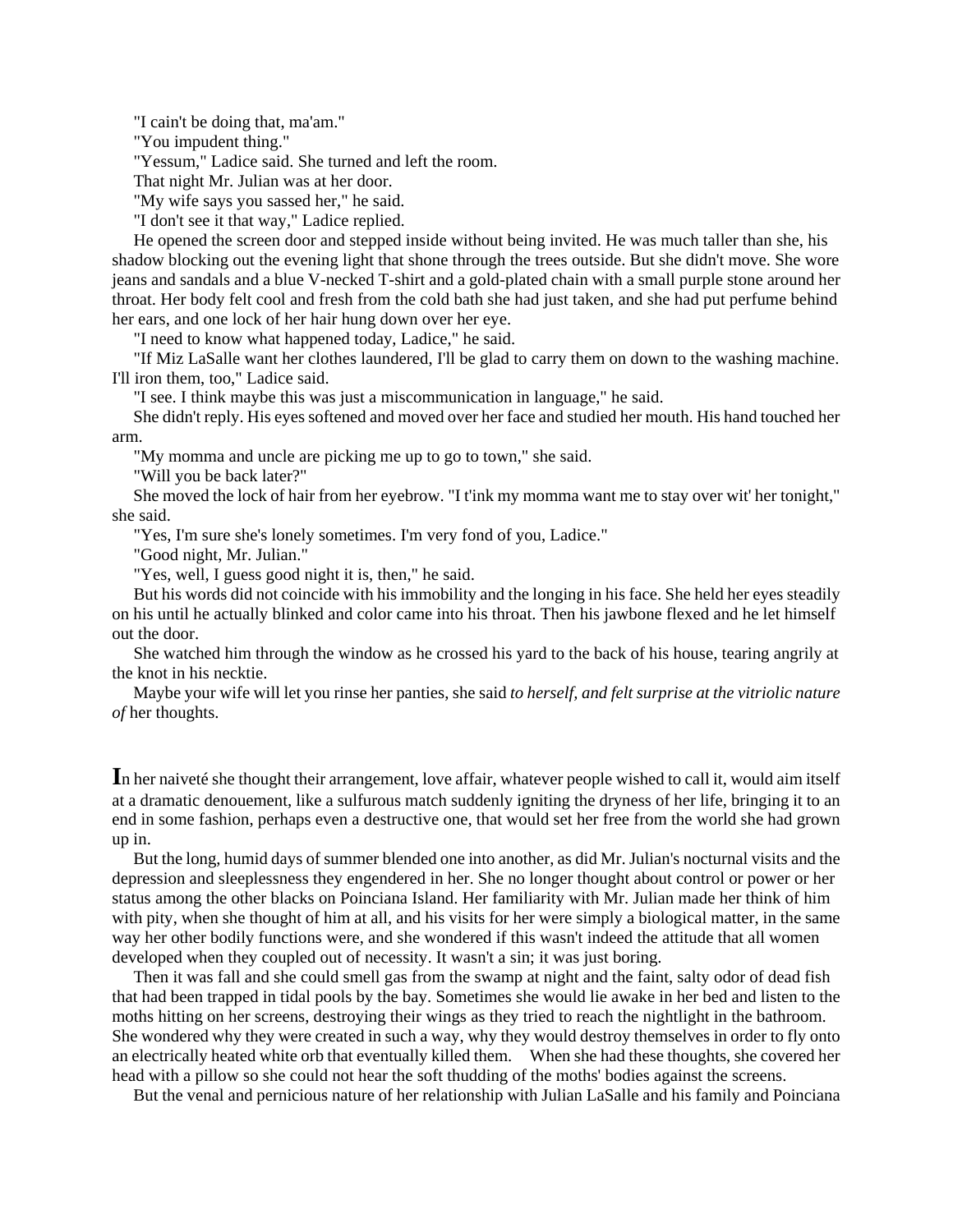"I cain't be doing that, ma'am."

"You impudent thing."

"Yessum," Ladice said. She turned and left the room.

That night Mr. Julian was at her door.

"My wife says you sassed her," he said.

"I don't see it that way," Ladice replied.

He opened the screen door and stepped inside without being invited. He was much taller than she, his shadow blocking out the evening light that shone through the trees outside. But she didn't move. She wore jeans and sandals and a blue V-necked T-shirt and a gold-plated chain with a small purple stone around her throat. Her body felt cool and fresh from the cold bath she had just taken, and she had put perfume behind her ears, and one lock of her hair hung down over her eye.

"I need to know what happened today, Ladice," he said.

"If Miz LaSalle want her clothes laundered, I'll be glad to carry them on down to the washing machine. I'll iron them, too," Ladice said.

"I see. I think maybe this was just a miscommunication in language," he said.

She didn't reply. His eyes softened and moved over her face and studied her mouth. His hand touched her arm.

"My momma and uncle are picking me up to go to town," she said.

"Will you be back later?"

She moved the lock of hair from her eyebrow. "I t'ink my momma want me to stay over wit' her tonight," she said.

"Yes, I'm sure she's lonely sometimes. I'm very fond of you, Ladice."

"Good night, Mr. Julian."

"Yes, well, I guess good night it is, then," he said.

But his words did not coincide with his immobility and the longing in his face. She held her eyes steadily on his until he actually blinked and color came into his throat. Then his jawbone flexed and he let himself out the door.

She watched him through the window as he crossed his yard to the back of his house, tearing angrily at the knot in his necktie.

Maybe your wife will let you rinse her panties, she said *to herself, and felt surprise at the vitriolic nature of* her thoughts.

**I**n her naiveté she thought their arrangement, love affair, whatever people wished to call it, would aim itself at a dramatic denouement, like a sulfurous match suddenly igniting the dryness of her life, bringing it to an end in some fashion, perhaps even a destructive one, that would set her free from the world she had grown up in.

But the long, humid days of summer blended one into another, as did Mr. Julian's nocturnal visits and the depression and sleeplessness they engendered in her. She no longer thought about control or power or her status among the other blacks on Poinciana Island. Her familiarity with Mr. Julian made her think of him with pity, when she thought of him at all, and his visits for her were simply a biological matter, in the same way her other bodily functions were, and she wondered if this wasn't indeed the attitude that all women developed when they coupled out of necessity. It wasn't a sin; it was just boring.

Then it was fall and she could smell gas from the swamp at night and the faint, salty odor of dead fish that had been trapped in tidal pools by the bay. Sometimes she would lie awake in her bed and listen to the moths hitting on her screens, destroying their wings as they tried to reach the nightlight in the bathroom. She wondered why they were created in such a way, why they would destroy themselves in order to fly onto an electrically heated white orb that eventually killed them. When she had these thoughts, she covered her head with a pillow so she could not hear the soft thudding of the moths' bodies against the screens.

But the venal and pernicious nature of her relationship with Julian LaSalle and his family and Poinciana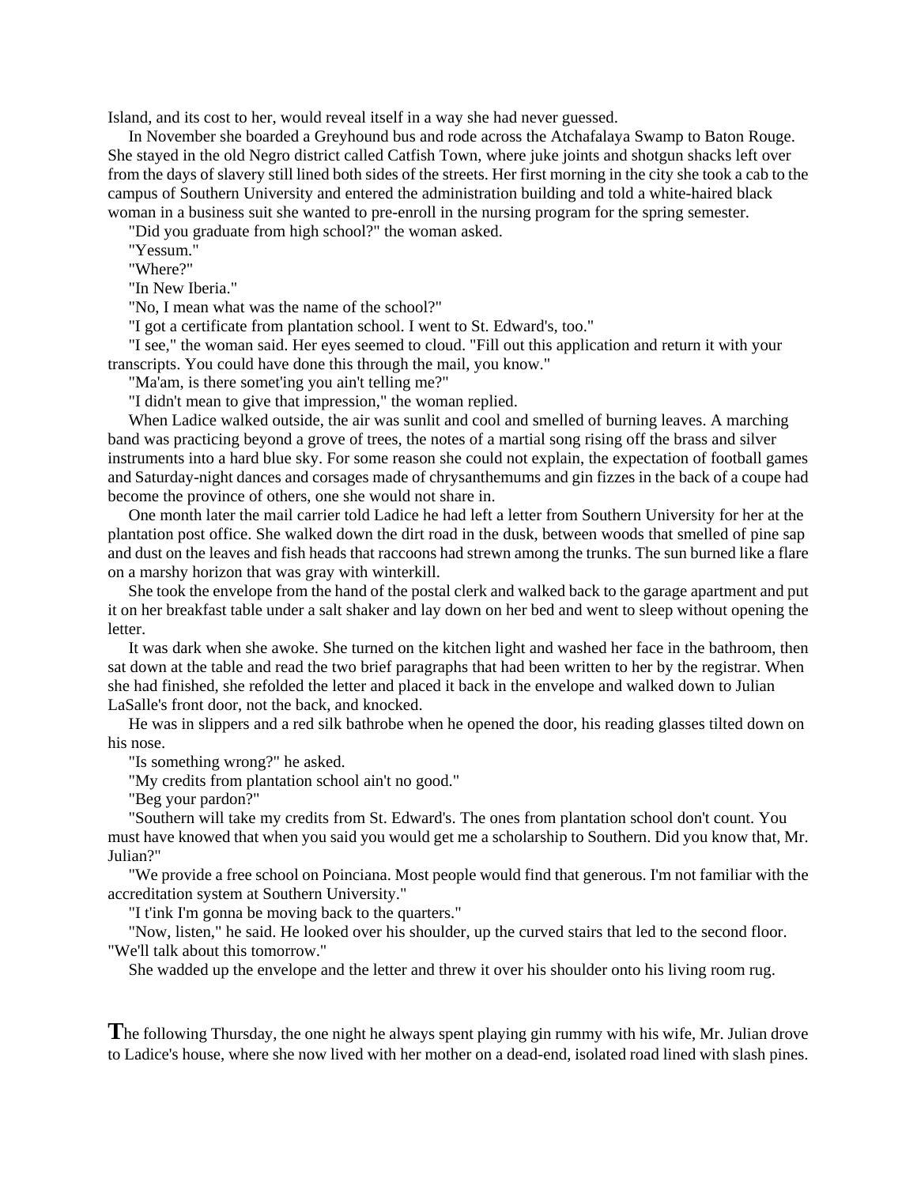Island, and its cost to her, would reveal itself in a way she had never guessed.

In November she boarded a Greyhound bus and rode across the Atchafalaya Swamp to Baton Rouge. She stayed in the old Negro district called Catfish Town, where juke joints and shotgun shacks left over from the days of slavery still lined both sides of the streets. Her first morning in the city she took a cab to the campus of Southern University and entered the administration building and told a white-haired black woman in a business suit she wanted to pre-enroll in the nursing program for the spring semester.

"Did you graduate from high school?" the woman asked.

"Yessum."

"Where?"

"In New Iberia."

"No, I mean what was the name of the school?"

"I got a certificate from plantation school. I went to St. Edward's, too."

"I see," the woman said. Her eyes seemed to cloud. "Fill out this application and return it with your transcripts. You could have done this through the mail, you know."

"Ma'am, is there somet'ing you ain't telling me?"

"I didn't mean to give that impression," the woman replied.

When Ladice walked outside, the air was sunlit and cool and smelled of burning leaves. A marching band was practicing beyond a grove of trees, the notes of a martial song rising off the brass and silver instruments into a hard blue sky. For some reason she could not explain, the expectation of football games and Saturday-night dances and corsages made of chrysanthemums and gin fizzes in the back of a coupe had become the province of others, one she would not share in.

One month later the mail carrier told Ladice he had left a letter from Southern University for her at the plantation post office. She walked down the dirt road in the dusk, between woods that smelled of pine sap and dust on the leaves and fish heads that raccoons had strewn among the trunks. The sun burned like a flare on a marshy horizon that was gray with winterkill.

She took the envelope from the hand of the postal clerk and walked back to the garage apartment and put it on her breakfast table under a salt shaker and lay down on her bed and went to sleep without opening the letter.

It was dark when she awoke. She turned on the kitchen light and washed her face in the bathroom, then sat down at the table and read the two brief paragraphs that had been written to her by the registrar. When she had finished, she refolded the letter and placed it back in the envelope and walked down to Julian LaSalle's front door, not the back, and knocked.

He was in slippers and a red silk bathrobe when he opened the door, his reading glasses tilted down on his nose.

"Is something wrong?" he asked.

"My credits from plantation school ain't no good."

"Beg your pardon?"

"Southern will take my credits from St. Edward's. The ones from plantation school don't count. You must have knowed that when you said you would get me a scholarship to Southern. Did you know that, Mr. Julian?"

"We provide a free school on Poinciana. Most people would find that generous. I'm not familiar with the accreditation system at Southern University."

"I t'ink I'm gonna be moving back to the quarters."

"Now, listen," he said. He looked over his shoulder, up the curved stairs that led to the second floor. "We'll talk about this tomorrow."

She wadded up the envelope and the letter and threw it over his shoulder onto his living room rug.

**T**he following Thursday, the one night he always spent playing gin rummy with his wife, Mr. Julian drove to Ladice's house, where she now lived with her mother on a dead-end, isolated road lined with slash pines.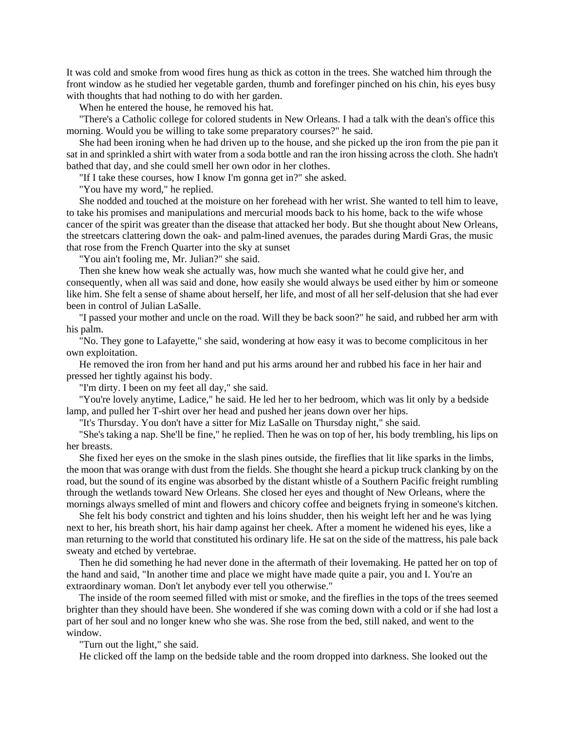It was cold and smoke from wood fires hung as thick as cotton in the trees. She watched him through the front window as he studied her vegetable garden, thumb and forefinger pinched on his chin, his eyes busy with thoughts that had nothing to do with her garden.

When he entered the house, he removed his hat.

"There's a Catholic college for colored students in New Orleans. I had a talk with the dean's office this morning. Would you be willing to take some preparatory courses?" he said.

She had been ironing when he had driven up to the house, and she picked up the iron from the pie pan it sat in and sprinkled a shirt with water from a soda bottle and ran the iron hissing across the cloth. She hadn't bathed that day, and she could smell her own odor in her clothes.

"If I take these courses, how I know I'm gonna get in?" she asked.

"You have my word," he replied.

She nodded and touched at the moisture on her forehead with her wrist. She wanted to tell him to leave, to take his promises and manipulations and mercurial moods back to his home, back to the wife whose cancer of the spirit was greater than the disease that attacked her body. But she thought about New Orleans, the streetcars clattering down the oak- and palm-lined avenues, the parades during Mardi Gras, the music that rose from the French Quarter into the sky at sunset

"You ain't fooling me, Mr. Julian?" she said.

Then she knew how weak she actually was, how much she wanted what he could give her, and consequently, when all was said and done, how easily she would always be used either by him or someone like him. She felt a sense of shame about herself, her life, and most of all her self-delusion that she had ever been in control of Julian LaSalle.

"I passed your mother and uncle on the road. Will they be back soon?" he said, and rubbed her arm with his palm.

"No. They gone to Lafayette," she said, wondering at how easy it was to become complicitous in her own exploitation.

He removed the iron from her hand and put his arms around her and rubbed his face in her hair and pressed her tightly against his body.

"I'm dirty. I been on my feet all day," she said.

"You're lovely anytime, Ladice," he said. He led her to her bedroom, which was lit only by a bedside lamp, and pulled her T-shirt over her head and pushed her jeans down over her hips.

"It's Thursday. You don't have a sitter for Miz LaSalle on Thursday night," she said.

"She's taking a nap. She'll be fine," he replied. Then he was on top of her, his body trembling, his lips on her breasts.

She fixed her eyes on the smoke in the slash pines outside, the fireflies that lit like sparks in the limbs, the moon that was orange with dust from the fields. She thought she heard a pickup truck clanking by on the road, but the sound of its engine was absorbed by the distant whistle of a Southern Pacific freight rumbling through the wetlands toward New Orleans. She closed her eyes and thought of New Orleans, where the mornings always smelled of mint and flowers and chicory coffee and beignets frying in someone's kitchen.

She felt his body constrict and tighten and his loins shudder, then his weight left her and he was lying next to her, his breath short, his hair damp against her cheek. After a moment he widened his eyes, like a man returning to the world that constituted his ordinary life. He sat on the side of the mattress, his pale back sweaty and etched by vertebrae.

Then he did something he had never done in the aftermath of their lovemaking. He patted her on top of the hand and said, "In another time and place we might have made quite a pair, you and I. You're an extraordinary woman. Don't let anybody ever tell you otherwise."

The inside of the room seemed filled with mist or smoke, and the fireflies in the tops of the trees seemed brighter than they should have been. She wondered if she was coming down with a cold or if she had lost a part of her soul and no longer knew who she was. She rose from the bed, still naked, and went to the window.

"Turn out the light," she said.

He clicked off the lamp on the bedside table and the room dropped into darkness. She looked out the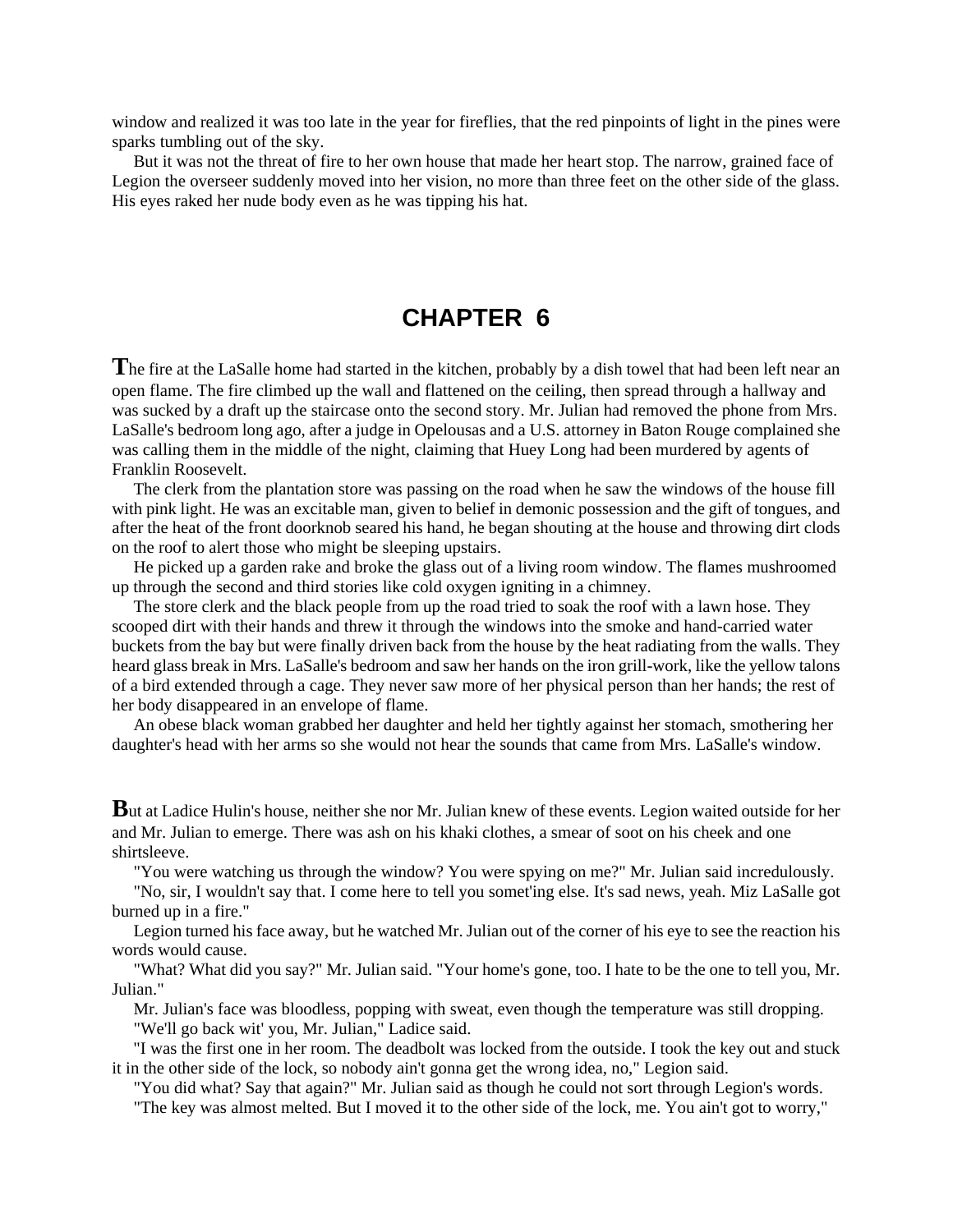window and realized it was too late in the year for fireflies, that the red pinpoints of light in the pines were sparks tumbling out of the sky.

But it was not the threat of fire to her own house that made her heart stop. The narrow, grained face of Legion the overseer suddenly moved into her vision, no more than three feet on the other side of the glass. His eyes raked her nude body even as he was tipping his hat.

# CHAPTER 6

**T**he fire at the LaSalle home had started in the kitchen, probably by a dish towel that had been left near an open flame. The fire climbed up the wall and flattened on the ceiling, then spread through a hallway and was sucked by a draft up the staircase onto the second story. Mr. Julian had removed the phone from Mrs. LaSalle's bedroom long ago, after a judge in Opelousas and a U.S. attorney in Baton Rouge complained she was calling them in the middle of the night, claiming that Huey Long had been murdered by agents of Franklin Roosevelt.

The clerk from the plantation store was passing on the road when he saw the windows of the house fill with pink light. He was an excitable man, given to belief in demonic possession and the gift of tongues, and after the heat of the front doorknob seared his hand, he began shouting at the house and throwing dirt clods on the roof to alert those who might be sleeping upstairs.

He picked up a garden rake and broke the glass out of a living room window. The flames mushroomed up through the second and third stories like cold oxygen igniting in a chimney.

The store clerk and the black people from up the road tried to soak the roof with a lawn hose. They scooped dirt with their hands and threw it through the windows into the smoke and hand-carried water buckets from the bay but were finally driven back from the house by the heat radiating from the walls. They heard glass break in Mrs. LaSalle's bedroom and saw her hands on the iron grill-work, like the yellow talons of a bird extended through a cage. They never saw more of her physical person than her hands; the rest of her body disappeared in an envelope of flame.

An obese black woman grabbed her daughter and held her tightly against her stomach, smothering her daughter's head with her arms so she would not hear the sounds that came from Mrs. LaSalle's window.

**B**ut at Ladice Hulin's house, neither she nor Mr. Julian knew of these events. Legion waited outside for her and Mr. Julian to emerge. There was ash on his khaki clothes, a smear of soot on his cheek and one shirtsleeve.

"You were watching us through the window? You were spying on me?" Mr. Julian said incredulously.

"No, sir, I wouldn't say that. I come here to tell you somet'ing else. It's sad news, yeah. Miz LaSalle got burned up in a fire."

Legion turned his face away, but he watched Mr. Julian out of the corner of his eye to see the reaction his words would cause.

"What? What did you say?" Mr. Julian said. "Your home's gone, too. I hate to be the one to tell you, Mr. Julian."

Mr. Julian's face was bloodless, popping with sweat, even though the temperature was still dropping.

"We'll go back wit' you, Mr. Julian," Ladice said.

"I was the first one in her room. The deadbolt was locked from the outside. I took the key out and stuck it in the other side of the lock, so nobody ain't gonna get the wrong idea, no," Legion said.

"You did what? Say that again?" Mr. Julian said as though he could not sort through Legion's words.

"The key was almost melted. But I moved it to the other side of the lock, me. You ain't got to worry,"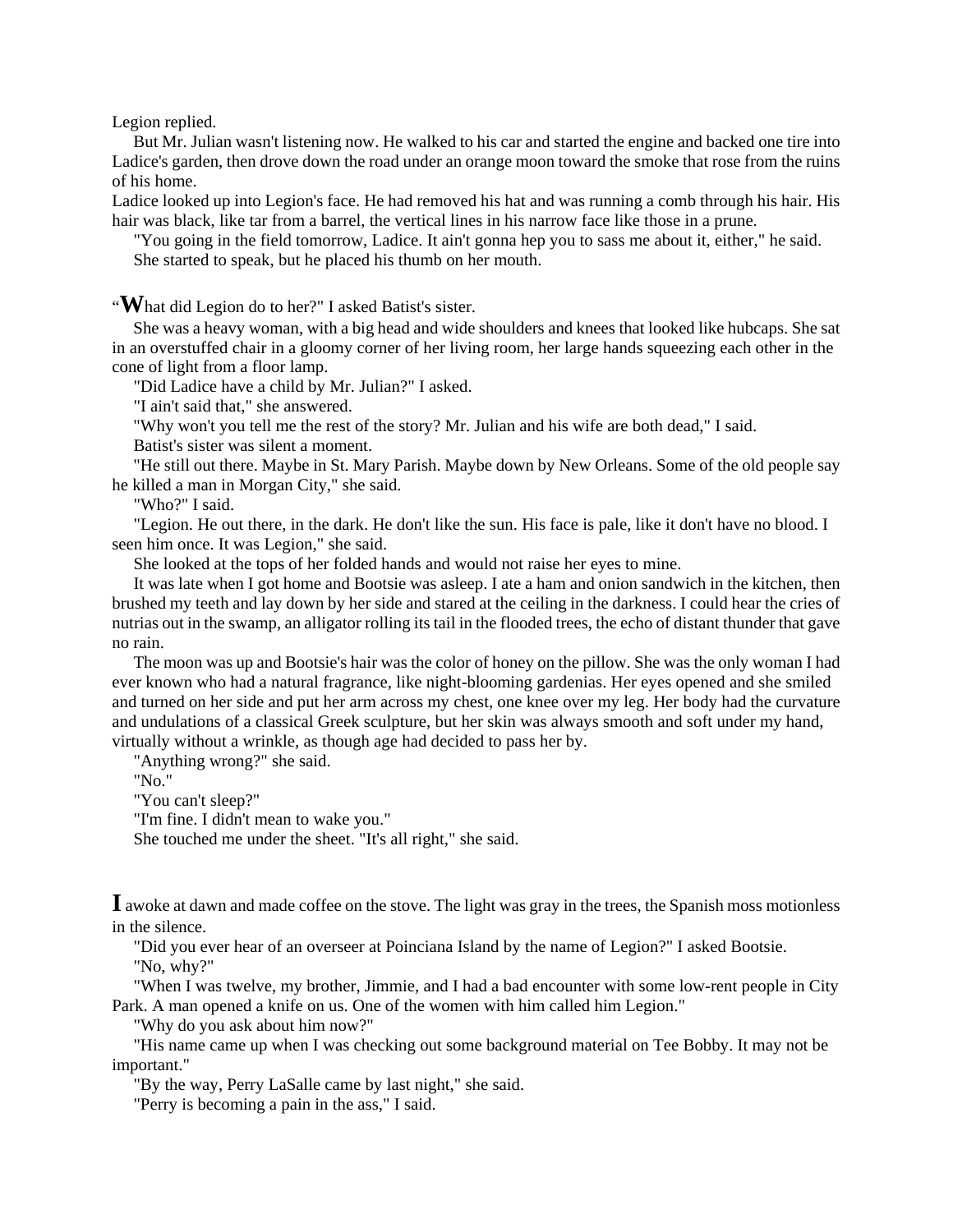Legion replied.

But Mr. Julian wasn't listening now. He walked to his car and started the engine and backed one tire into Ladice's garden, then drove down the road under an orange moon toward the smoke that rose from the ruins of his home.

Ladice looked up into Legion's face. He had removed his hat and was running a comb through his hair. His hair was black, like tar from a barrel, the vertical lines in his narrow face like those in a prune.

"You going in the field tomorrow, Ladice. It ain't gonna hep you to sass me about it, either," he said.

She started to speak, but he placed his thumb on her mouth.

"**W**hat did Legion do to her?" I asked Batist's sister.

She was a heavy woman, with a big head and wide shoulders and knees that looked like hubcaps. She sat in an overstuffed chair in a gloomy corner of her living room, her large hands squeezing each other in the cone of light from a floor lamp.

"Did Ladice have a child by Mr. Julian?" I asked.

"I ain't said that," she answered.

"Why won't you tell me the rest of the story? Mr. Julian and his wife are both dead," I said.

Batist's sister was silent a moment.

"He still out there. Maybe in St. Mary Parish. Maybe down by New Orleans. Some of the old people say he killed a man in Morgan City," she said.

"Who?" I said.

"Legion. He out there, in the dark. He don't like the sun. His face is pale, like it don't have no blood. I seen him once. It was Legion," she said.

She looked at the tops of her folded hands and would not raise her eyes to mine.

It was late when I got home and Bootsie was asleep. I ate a ham and onion sandwich in the kitchen, then brushed my teeth and lay down by her side and stared at the ceiling in the darkness. I could hear the cries of nutrias out in the swamp, an alligator rolling its tail in the flooded trees, the echo of distant thunder that gave no rain.

The moon was up and Bootsie's hair was the color of honey on the pillow. She was the only woman I had ever known who had a natural fragrance, like night-blooming gardenias. Her eyes opened and she smiled and turned on her side and put her arm across my chest, one knee over my leg. Her body had the curvature and undulations of a classical Greek sculpture, but her skin was always smooth and soft under my hand, virtually without a wrinkle, as though age had decided to pass her by.

"Anything wrong?" she said.

"No."

"You can't sleep?"

"I'm fine. I didn't mean to wake you."

She touched me under the sheet. "It's all right," she said.

**I** awoke at dawn and made coffee on the stove. The light was gray in the trees, the Spanish moss motionless in the silence.

"Did you ever hear of an overseer at Poinciana Island by the name of Legion?" I asked Bootsie.

"No, why?"

"When I was twelve, my brother, Jimmie, and I had a bad encounter with some low-rent people in City Park. A man opened a knife on us. One of the women with him called him Legion."

"Why do you ask about him now?"

"His name came up when I was checking out some background material on Tee Bobby. It may not be important."

"By the way, Perry LaSalle came by last night," she said.

"Perry is becoming a pain in the ass," I said.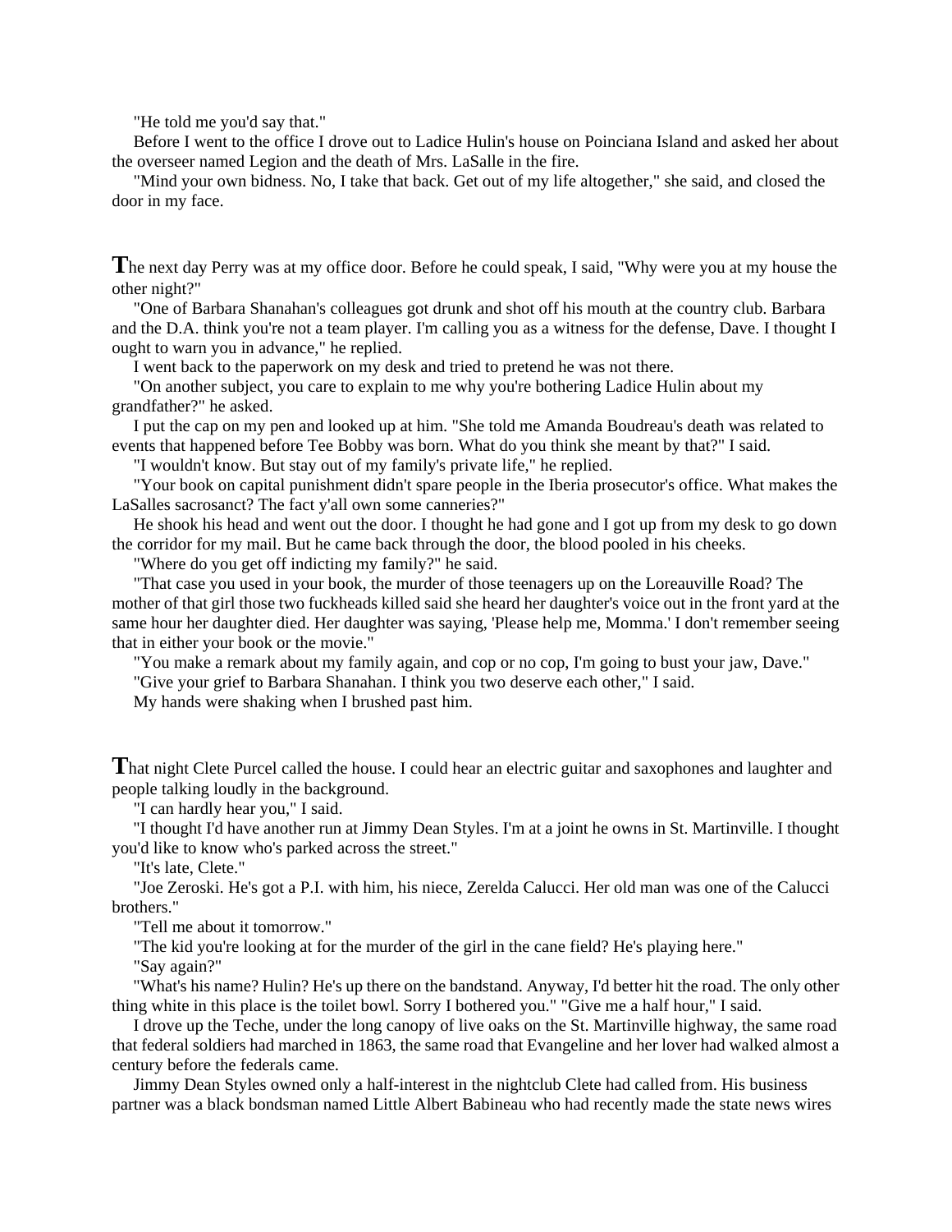"He told me you'd say that."

Before I went to the office I drove out to Ladice Hulin's house on Poinciana Island and asked her about the overseer named Legion and the death of Mrs. LaSalle in the fire.

"Mind your own bidness. No, I take that back. Get out of my life altogether," she said, and closed the door in my face.

**T**he next day Perry was at my office door. Before he could speak, I said, "Why were you at my house the other night?"

"One of Barbara Shanahan's colleagues got drunk and shot off his mouth at the country club. Barbara and the D.A. think you're not a team player. I'm calling you as a witness for the defense, Dave. I thought I ought to warn you in advance," he replied.

I went back to the paperwork on my desk and tried to pretend he was not there.

"On another subject, you care to explain to me why you're bothering Ladice Hulin about my grandfather?" he asked.

I put the cap on my pen and looked up at him. "She told me Amanda Boudreau's death was related to events that happened before Tee Bobby was born. What do you think she meant by that?" I said.

"I wouldn't know. But stay out of my family's private life," he replied.

"Your book on capital punishment didn't spare people in the Iberia prosecutor's office. What makes the LaSalles sacrosanct? The fact y'all own some canneries?"

He shook his head and went out the door. I thought he had gone and I got up from my desk to go down the corridor for my mail. But he came back through the door, the blood pooled in his cheeks.

"Where do you get off indicting my family?" he said.

"That case you used in your book, the murder of those teenagers up on the Loreauville Road? The mother of that girl those two fuckheads killed said she heard her daughter's voice out in the front yard at the same hour her daughter died. Her daughter was saying, 'Please help me, Momma.' I don't remember seeing that in either your book or the movie."

"You make a remark about my family again, and cop or no cop, I'm going to bust your jaw, Dave."

"Give your grief to Barbara Shanahan. I think you two deserve each other," I said.

My hands were shaking when I brushed past him.

**T**hat night Clete Purcel called the house. I could hear an electric guitar and saxophones and laughter and people talking loudly in the background.

"I can hardly hear you," I said.

"I thought I'd have another run at Jimmy Dean Styles. I'm at a joint he owns in St. Martinville. I thought you'd like to know who's parked across the street."

"It's late, Clete."

"Joe Zeroski. He's got a P.I. with him, his niece, Zerelda Calucci. Her old man was one of the Calucci brothers."

"Tell me about it tomorrow."

"The kid you're looking at for the murder of the girl in the cane field? He's playing here."

"Say again?"

"What's his name? Hulin? He's up there on the bandstand. Anyway, I'd better hit the road. The only other thing white in this place is the toilet bowl. Sorry I bothered you." "Give me a half hour," I said.

I drove up the Teche, under the long canopy of live oaks on the St. Martinville highway, the same road that federal soldiers had marched in 1863, the same road that Evangeline and her lover had walked almost a century before the federals came.

Jimmy Dean Styles owned only a half-interest in the nightclub Clete had called from. His business partner was a black bondsman named Little Albert Babineau who had recently made the state news wires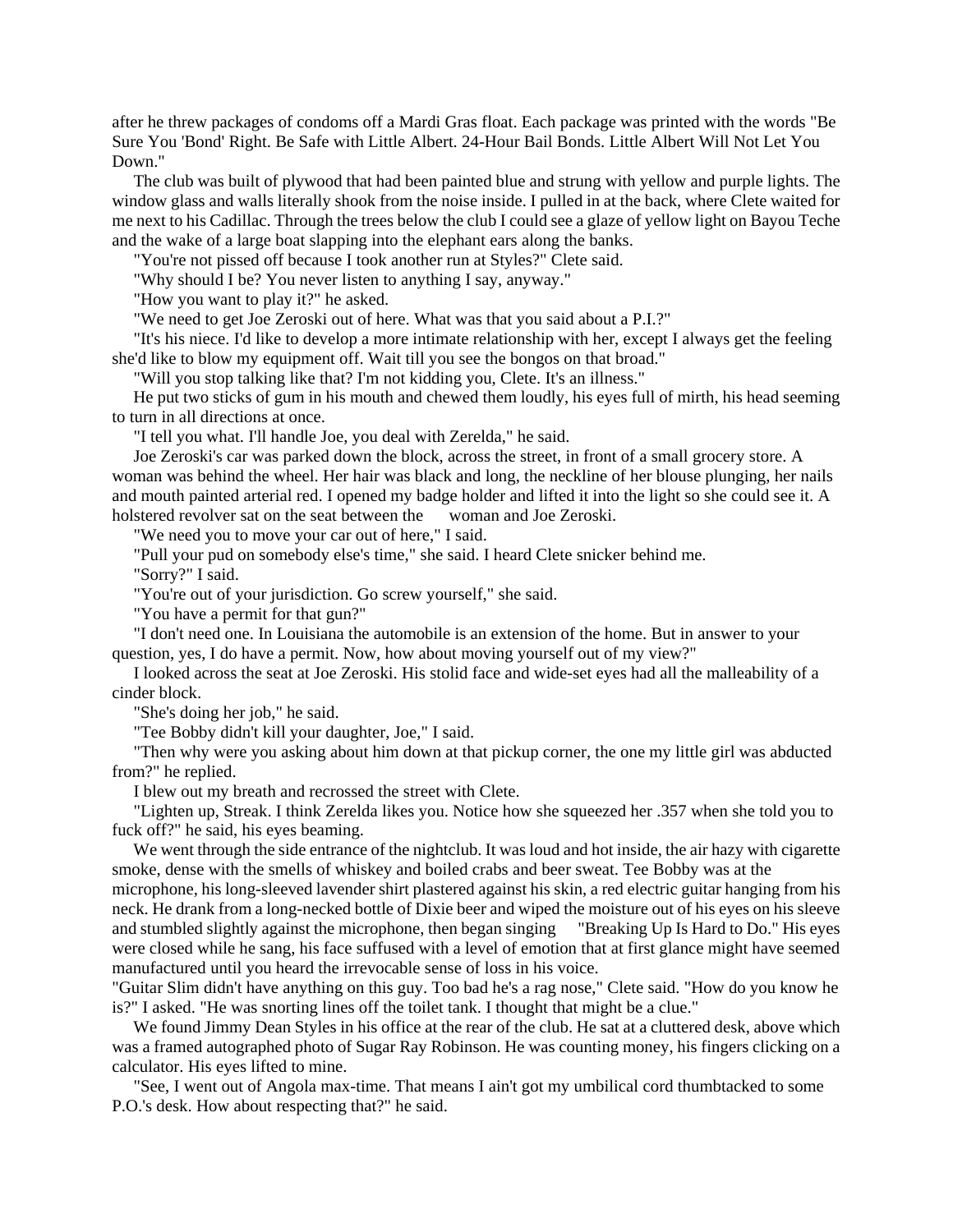after he threw packages of condoms off a Mardi Gras float. Each package was printed with the words "Be Sure You 'Bond' Right. Be Safe with Little Albert. 24-Hour Bail Bonds. Little Albert Will Not Let You Down."

The club was built of plywood that had been painted blue and strung with yellow and purple lights. The window glass and walls literally shook from the noise inside. I pulled in at the back, where Clete waited for me next to his Cadillac. Through the trees below the club I could see a glaze of yellow light on Bayou Teche and the wake of a large boat slapping into the elephant ears along the banks.

"You're not pissed off because I took another run at Styles?" Clete said.

"Why should I be? You never listen to anything I say, anyway."

"How you want to play it?" he asked.

"We need to get Joe Zeroski out of here. What was that you said about a P.I.?"

"It's his niece. I'd like to develop a more intimate relationship with her, except I always get the feeling she'd like to blow my equipment off. Wait till you see the bongos on that broad."

"Will you stop talking like that? I'm not kidding you, Clete. It's an illness."

He put two sticks of gum in his mouth and chewed them loudly, his eyes full of mirth, his head seeming to turn in all directions at once.

"I tell you what. I'll handle Joe, you deal with Zerelda," he said.

Joe Zeroski's car was parked down the block, across the street, in front of a small grocery store. A woman was behind the wheel. Her hair was black and long, the neckline of her blouse plunging, her nails and mouth painted arterial red. I opened my badge holder and lifted it into the light so she could see it. A holstered revolver sat on the seat between the woman and Joe Zeroski.

"We need you to move your car out of here," I said.

"Pull your pud on somebody else's time," she said. I heard Clete snicker behind me.

"Sorry?" I said.

"You're out of your jurisdiction. Go screw yourself," she said.

"You have a permit for that gun?"

"I don't need one. In Louisiana the automobile is an extension of the home. But in answer to your question, yes, I do have a permit. Now, how about moving yourself out of my view?"

I looked across the seat at Joe Zeroski. His stolid face and wide-set eyes had all the malleability of a cinder block.

"She's doing her job," he said.

"Tee Bobby didn't kill your daughter, Joe," I said.

"Then why were you asking about him down at that pickup corner, the one my little girl was abducted from?" he replied.

I blew out my breath and recrossed the street with Clete.

"Lighten up, Streak. I think Zerelda likes you. Notice how she squeezed her .357 when she told you to fuck off?" he said, his eyes beaming.

We went through the side entrance of the nightclub. It was loud and hot inside, the air hazy with cigarette smoke, dense with the smells of whiskey and boiled crabs and beer sweat. Tee Bobby was at the microphone, his long-sleeved lavender shirt plastered against his skin, a red electric guitar hanging from his neck. He drank from a long-necked bottle of Dixie beer and wiped the moisture out of his eyes on his sleeve and stumbled slightly against the microphone, then began singing "Breaking Up Is Hard to Do." His eyes were closed while he sang, his face suffused with a level of emotion that at first glance might have seemed manufactured until you heard the irrevocable sense of loss in his voice.

"Guitar Slim didn't have anything on this guy. Too bad he's a rag nose," Clete said. "How do you know he is?" I asked. "He was snorting lines off the toilet tank. I thought that might be a clue."

We found Jimmy Dean Styles in his office at the rear of the club. He sat at a cluttered desk, above which was a framed autographed photo of Sugar Ray Robinson. He was counting money, his fingers clicking on a calculator. His eyes lifted to mine.

"See, I went out of Angola max-time. That means I ain't got my umbilical cord thumbtacked to some P.O.'s desk. How about respecting that?" he said.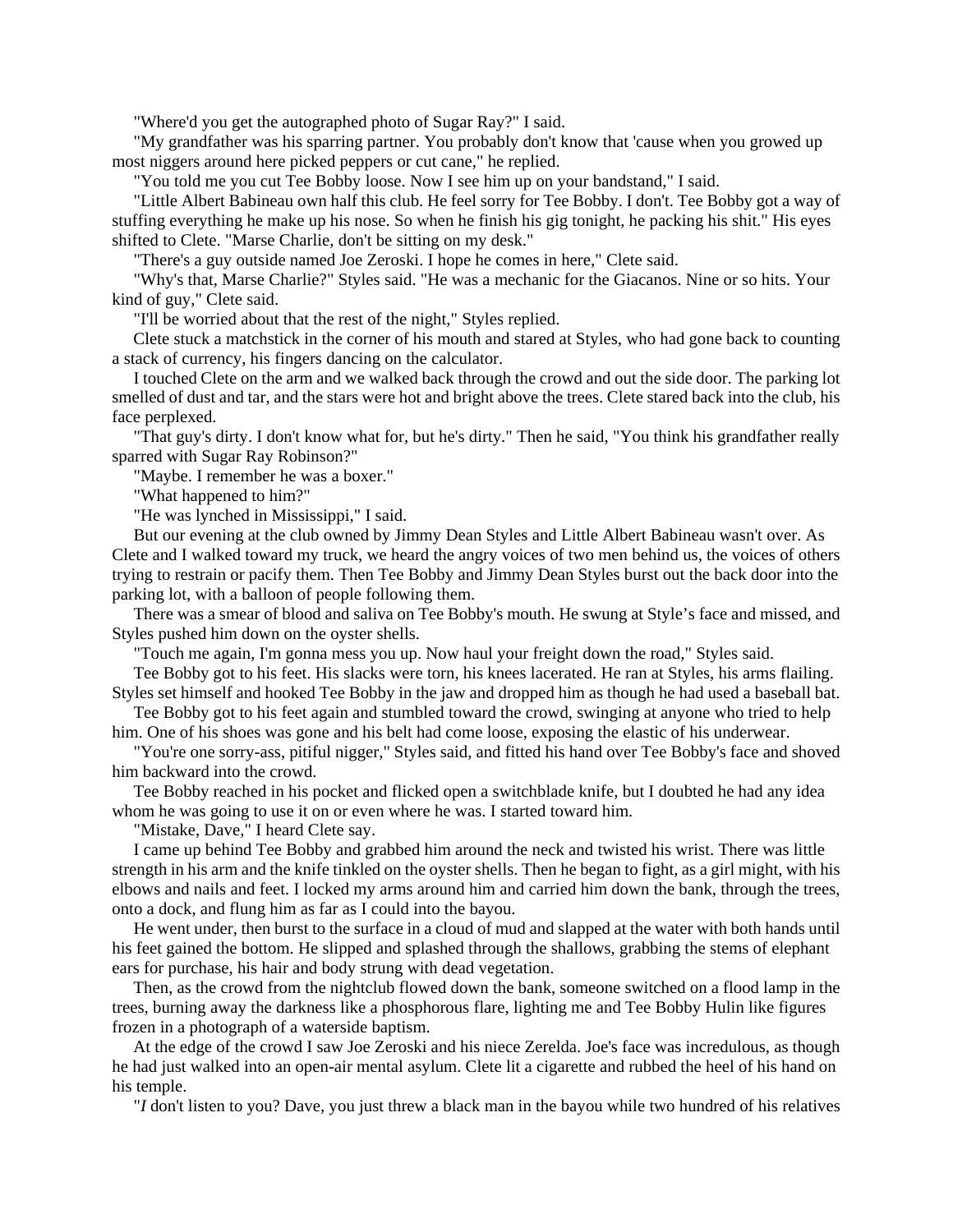"Where'd you get the autographed photo of Sugar Ray?" I said.

"My grandfather was his sparring partner. You probably don't know that 'cause when you growed up most niggers around here picked peppers or cut cane," he replied.

"You told me you cut Tee Bobby loose. Now I see him up on your bandstand," I said.

"Little Albert Babineau own half this club. He feel sorry for Tee Bobby. I don't. Tee Bobby got a way of stuffing everything he make up his nose. So when he finish his gig tonight, he packing his shit." His eyes shifted to Clete. "Marse Charlie, don't be sitting on my desk."

"There's a guy outside named Joe Zeroski. I hope he comes in here," Clete said.

"Why's that, Marse Charlie?" Styles said. "He was a mechanic for the Giacanos. Nine or so hits. Your kind of guy," Clete said.

"I'll be worried about that the rest of the night," Styles replied.

Clete stuck a matchstick in the corner of his mouth and stared at Styles, who had gone back to counting a stack of currency, his fingers dancing on the calculator.

I touched Clete on the arm and we walked back through the crowd and out the side door. The parking lot smelled of dust and tar, and the stars were hot and bright above the trees. Clete stared back into the club, his face perplexed.

"That guy's dirty. I don't know what for, but he's dirty." Then he said, "You think his grandfather really sparred with Sugar Ray Robinson?"

"Maybe. I remember he was a boxer."

"What happened to him?"

"He was lynched in Mississippi," I said.

But our evening at the club owned by Jimmy Dean Styles and Little Albert Babineau wasn't over. As Clete and I walked toward my truck, we heard the angry voices of two men behind us, the voices of others trying to restrain or pacify them. Then Tee Bobby and Jimmy Dean Styles burst out the back door into the parking lot, with a balloon of people following them.

There was a smear of blood and saliva on Tee Bobby's mouth. He swung at Style's face and missed, and Styles pushed him down on the oyster shells.

"Touch me again, I'm gonna mess you up. Now haul your freight down the road," Styles said.

Tee Bobby got to his feet. His slacks were torn, his knees lacerated. He ran at Styles, his arms flailing. Styles set himself and hooked Tee Bobby in the jaw and dropped him as though he had used a baseball bat.

Tee Bobby got to his feet again and stumbled toward the crowd, swinging at anyone who tried to help him. One of his shoes was gone and his belt had come loose, exposing the elastic of his underwear.

"You're one sorry-ass, pitiful nigger," Styles said, and fitted his hand over Tee Bobby's face and shoved him backward into the crowd.

Tee Bobby reached in his pocket and flicked open a switchblade knife, but I doubted he had any idea whom he was going to use it on or even where he was. I started toward him.

"Mistake, Dave," I heard Clete say.

I came up behind Tee Bobby and grabbed him around the neck and twisted his wrist. There was little strength in his arm and the knife tinkled on the oyster shells. Then he began to fight, as a girl might, with his elbows and nails and feet. I locked my arms around him and carried him down the bank, through the trees, onto a dock, and flung him as far as I could into the bayou.

He went under, then burst to the surface in a cloud of mud and slapped at the water with both hands until his feet gained the bottom. He slipped and splashed through the shallows, grabbing the stems of elephant ears for purchase, his hair and body strung with dead vegetation.

Then, as the crowd from the nightclub flowed down the bank, someone switched on a flood lamp in the trees, burning away the darkness like a phosphorous flare, lighting me and Tee Bobby Hulin like figures frozen in a photograph of a waterside baptism.

At the edge of the crowd I saw Joe Zeroski and his niece Zerelda. Joe's face was incredulous, as though he had just walked into an open-air mental asylum. Clete lit a cigarette and rubbed the heel of his hand on his temple.

"*I* don't listen to you? Dave, you just threw a black man in the bayou while two hundred of his relatives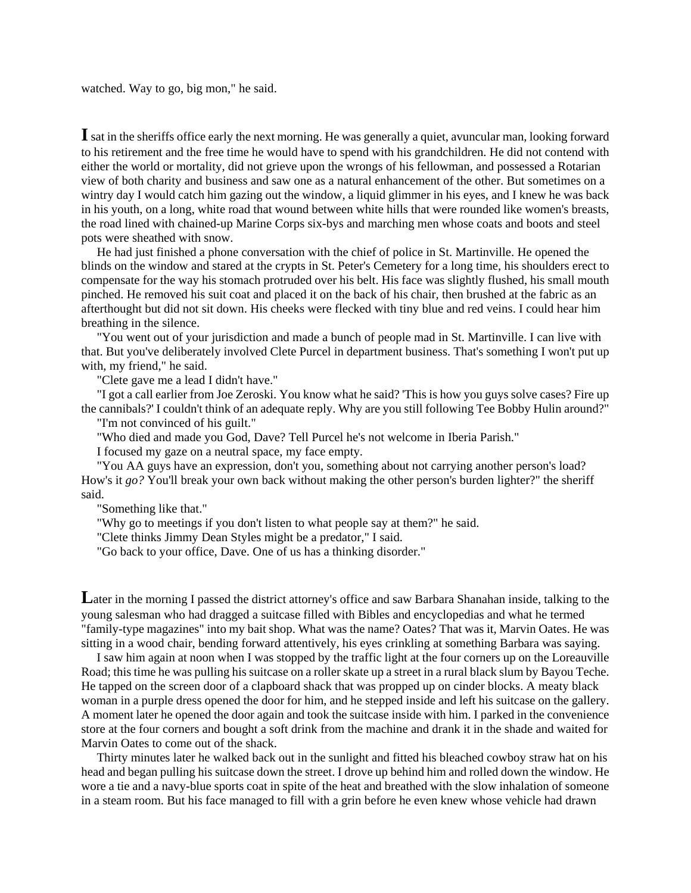watched. Way to go, big mon," he said.

**I** sat in the sheriffs office early the next morning. He was generally a quiet, avuncular man, looking forward to his retirement and the free time he would have to spend with his grandchildren. He did not contend with either the world or mortality, did not grieve upon the wrongs of his fellowman, and possessed a Rotarian view of both charity and business and saw one as a natural enhancement of the other. But sometimes on a wintry day I would catch him gazing out the window, a liquid glimmer in his eyes, and I knew he was back in his youth, on a long, white road that wound between white hills that were rounded like women's breasts, the road lined with chained-up Marine Corps six-bys and marching men whose coats and boots and steel pots were sheathed with snow.

He had just finished a phone conversation with the chief of police in St. Martinville. He opened the blinds on the window and stared at the crypts in St. Peter's Cemetery for a long time, his shoulders erect to compensate for the way his stomach protruded over his belt. His face was slightly flushed, his small mouth pinched. He removed his suit coat and placed it on the back of his chair, then brushed at the fabric as an afterthought but did not sit down. His cheeks were flecked with tiny blue and red veins. I could hear him breathing in the silence.

"You went out of your jurisdiction and made a bunch of people mad in St. Martinville. I can live with that. But you've deliberately involved Clete Purcel in department business. That's something I won't put up with, my friend," he said.

"Clete gave me a lead I didn't have."

"I got a call earlier from Joe Zeroski. You know what he said? 'This is how you guys solve cases? Fire up the cannibals?' I couldn't think of an adequate reply. Why are you still following Tee Bobby Hulin around?"

"I'm not convinced of his guilt."

"Who died and made you God, Dave? Tell Purcel he's not welcome in Iberia Parish."

I focused my gaze on a neutral space, my face empty.

"You AA guys have an expression, don't you, something about not carrying another person's load? How's it *go?* You'll break your own back without making the other person's burden lighter?" the sheriff said.

"Something like that."

"Why go to meetings if you don't listen to what people say at them?" he said.

"Clete thinks Jimmy Dean Styles might be a predator," I said.

"Go back to your office, Dave. One of us has a thinking disorder."

**L**ater in the morning I passed the district attorney's office and saw Barbara Shanahan inside, talking to the young salesman who had dragged a suitcase filled with Bibles and encyclopedias and what he termed "family-type magazines" into my bait shop. What was the name? Oates? That was it, Marvin Oates. He was sitting in a wood chair, bending forward attentively, his eyes crinkling at something Barbara was saying.

I saw him again at noon when I was stopped by the traffic light at the four corners up on the Loreauville Road; this time he was pulling his suitcase on a roller skate up a street in a rural black slum by Bayou Teche. He tapped on the screen door of a clapboard shack that was propped up on cinder blocks. A meaty black woman in a purple dress opened the door for him, and he stepped inside and left his suitcase on the gallery. A moment later he opened the door again and took the suitcase inside with him. I parked in the convenience store at the four corners and bought a soft drink from the machine and drank it in the shade and waited for Marvin Oates to come out of the shack.

Thirty minutes later he walked back out in the sunlight and fitted his bleached cowboy straw hat on his head and began pulling his suitcase down the street. I drove up behind him and rolled down the window. He wore a tie and a navy-blue sports coat in spite of the heat and breathed with the slow inhalation of someone in a steam room. But his face managed to fill with a grin before he even knew whose vehicle had drawn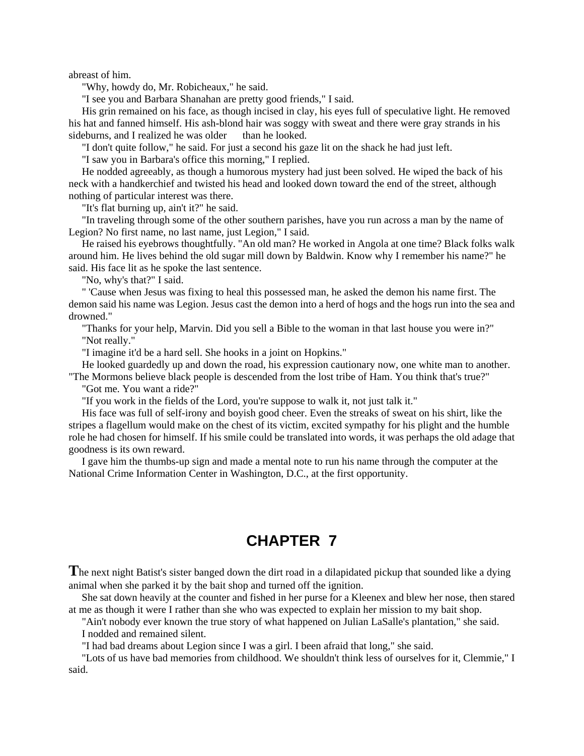abreast of him.

"Why, howdy do, Mr. Robicheaux," he said.

"I see you and Barbara Shanahan are pretty good friends," I said.

His grin remained on his face, as though incised in clay, his eyes full of speculative light. He removed his hat and fanned himself. His ash-blond hair was soggy with sweat and there were gray strands in his sideburns, and I realized he was older than he looked.

"I don't quite follow," he said. For just a second his gaze lit on the shack he had just left.

"I saw you in Barbara's office this morning," I replied.

He nodded agreeably, as though a humorous mystery had just been solved. He wiped the back of his neck with a handkerchief and twisted his head and looked down toward the end of the street, although nothing of particular interest was there.

"It's flat burning up, ain't it?" he said.

"In traveling through some of the other southern parishes, have you run across a man by the name of Legion? No first name, no last name, just Legion," I said.

He raised his eyebrows thoughtfully. "An old man? He worked in Angola at one time? Black folks walk around him. He lives behind the old sugar mill down by Baldwin. Know why I remember his name?" he said. His face lit as he spoke the last sentence.

"No, why's that?" I said.

" 'Cause when Jesus was fixing to heal this possessed man, he asked the demon his name first. The demon said his name was Legion. Jesus cast the demon into a herd of hogs and the hogs run into the sea and drowned."

"Thanks for your help, Marvin. Did you sell a Bible to the woman in that last house you were in?"

"Not really."

"I imagine it'd be a hard sell. She hooks in a joint on Hopkins."

He looked guardedly up and down the road, his expression cautionary now, one white man to another. "The Mormons believe black people is descended from the lost tribe of Ham. You think that's true?"

"Got me. You want a ride?"

"If you work in the fields of the Lord, you're suppose to walk it, not just talk it."

His face was full of self-irony and boyish good cheer. Even the streaks of sweat on his shirt, like the stripes a flagellum would make on the chest of its victim, excited sympathy for his plight and the humble role he had chosen for himself. If his smile could be translated into words, it was perhaps the old adage that goodness is its own reward.

I gave him the thumbs-up sign and made a mental note to run his name through the computer at the National Crime Information Center in Washington, D.C., at the first opportunity.

## CHAPTER 7

The next night Batist's sister banged down the dirt road in a dilapidated pickup that sounded like a dying animal when she parked it by the bait shop and turned off the ignition.

She sat down heavily at the counter and fished in her purse for a Kleenex and blew her nose, then stared at me as though it were I rather than she who was expected to explain her mission to my bait shop.

"Ain't nobody ever known the true story of what happened on Julian LaSalle's plantation," she said.

I nodded and remained silent.

"I had bad dreams about Legion since I was a girl. I been afraid that long," she said.

"Lots of us have bad memories from childhood. We shouldn't think less of ourselves for it, Clemmie," I said.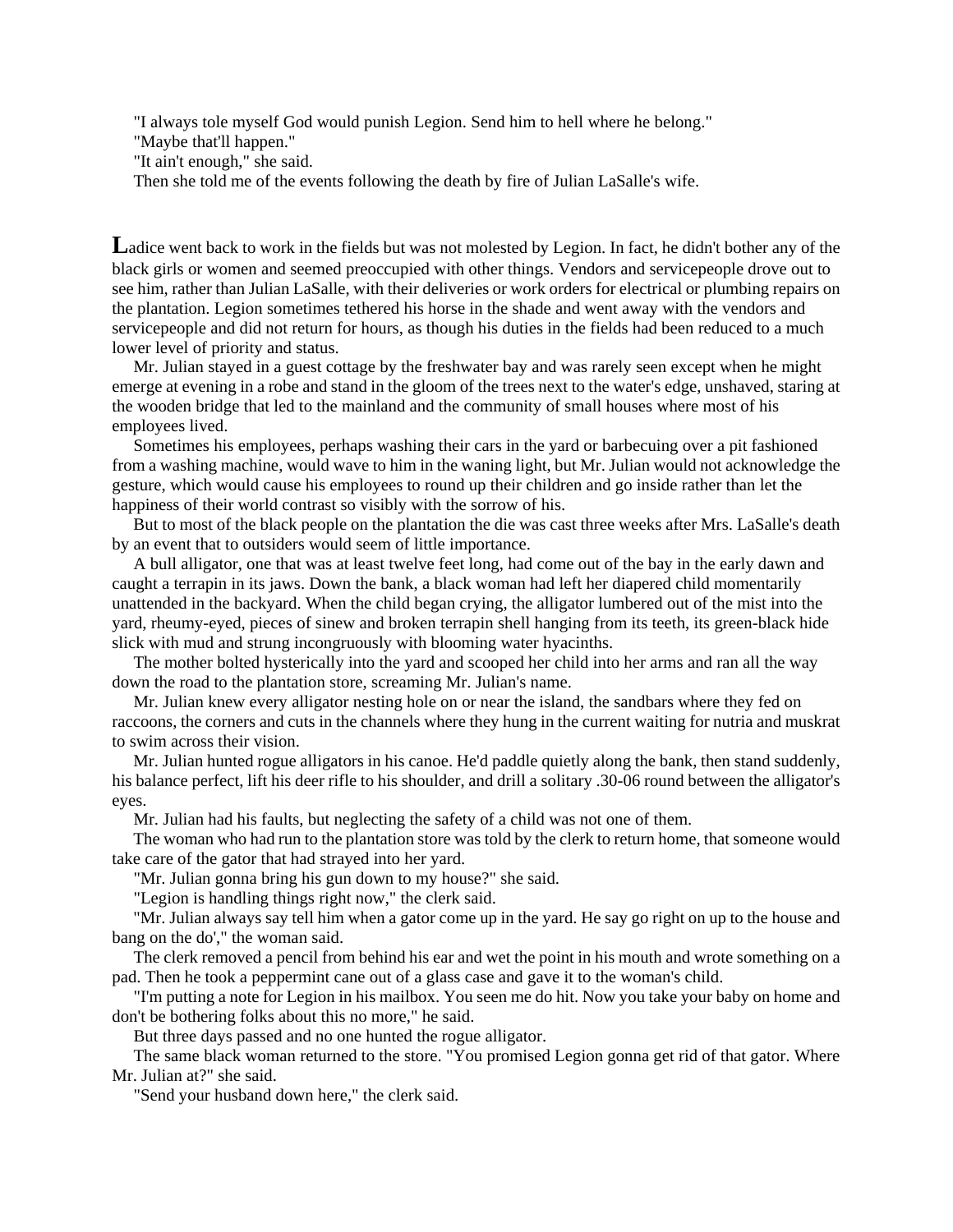"I always tole myself God would punish Legion. Send him to hell where he belong."

"Maybe that'll happen."

"It ain't enough," she said.

Then she told me of the events following the death by fire of Julian LaSalle's wife.

**L**adice went back to work in the fields but was not molested by Legion. In fact, he didn't bother any of the black girls or women and seemed preoccupied with other things. Vendors and servicepeople drove out to see him, rather than Julian LaSalle, with their deliveries or work orders for electrical or plumbing repairs on the plantation. Legion sometimes tethered his horse in the shade and went away with the vendors and servicepeople and did not return for hours, as though his duties in the fields had been reduced to a much lower level of priority and status.

Mr. Julian stayed in a guest cottage by the freshwater bay and was rarely seen except when he might emerge at evening in a robe and stand in the gloom of the trees next to the water's edge, unshaved, staring at the wooden bridge that led to the mainland and the community of small houses where most of his employees lived.

Sometimes his employees, perhaps washing their cars in the yard or barbecuing over a pit fashioned from a washing machine, would wave to him in the waning light, but Mr. Julian would not acknowledge the gesture, which would cause his employees to round up their children and go inside rather than let the happiness of their world contrast so visibly with the sorrow of his.

But to most of the black people on the plantation the die was cast three weeks after Mrs. LaSalle's death by an event that to outsiders would seem of little importance.

A bull alligator, one that was at least twelve feet long, had come out of the bay in the early dawn and caught a terrapin in its jaws. Down the bank, a black woman had left her diapered child momentarily unattended in the backyard. When the child began crying, the alligator lumbered out of the mist into the yard, rheumy-eyed, pieces of sinew and broken terrapin shell hanging from its teeth, its green-black hide slick with mud and strung incongruously with blooming water hyacinths.

The mother bolted hysterically into the yard and scooped her child into her arms and ran all the way down the road to the plantation store, screaming Mr. Julian's name.

Mr. Julian knew every alligator nesting hole on or near the island, the sandbars where they fed on raccoons, the corners and cuts in the channels where they hung in the current waiting for nutria and muskrat to swim across their vision.

Mr. Julian hunted rogue alligators in his canoe. He'd paddle quietly along the bank, then stand suddenly, his balance perfect, lift his deer rifle to his shoulder, and drill a solitary .30-06 round between the alligator's eyes.

Mr. Julian had his faults, but neglecting the safety of a child was not one of them.

The woman who had run to the plantation store was told by the clerk to return home, that someone would take care of the gator that had strayed into her yard.

"Mr. Julian gonna bring his gun down to my house?" she said.

"Legion is handling things right now," the clerk said.

"Mr. Julian always say tell him when a gator come up in the yard. He say go right on up to the house and bang on the do'," the woman said.

The clerk removed a pencil from behind his ear and wet the point in his mouth and wrote something on a pad. Then he took a peppermint cane out of a glass case and gave it to the woman's child.

"I'm putting a note for Legion in his mailbox. You seen me do hit. Now you take your baby on home and don't be bothering folks about this no more," he said.

But three days passed and no one hunted the rogue alligator.

The same black woman returned to the store. "You promised Legion gonna get rid of that gator. Where Mr. Julian at?" she said.

"Send your husband down here," the clerk said.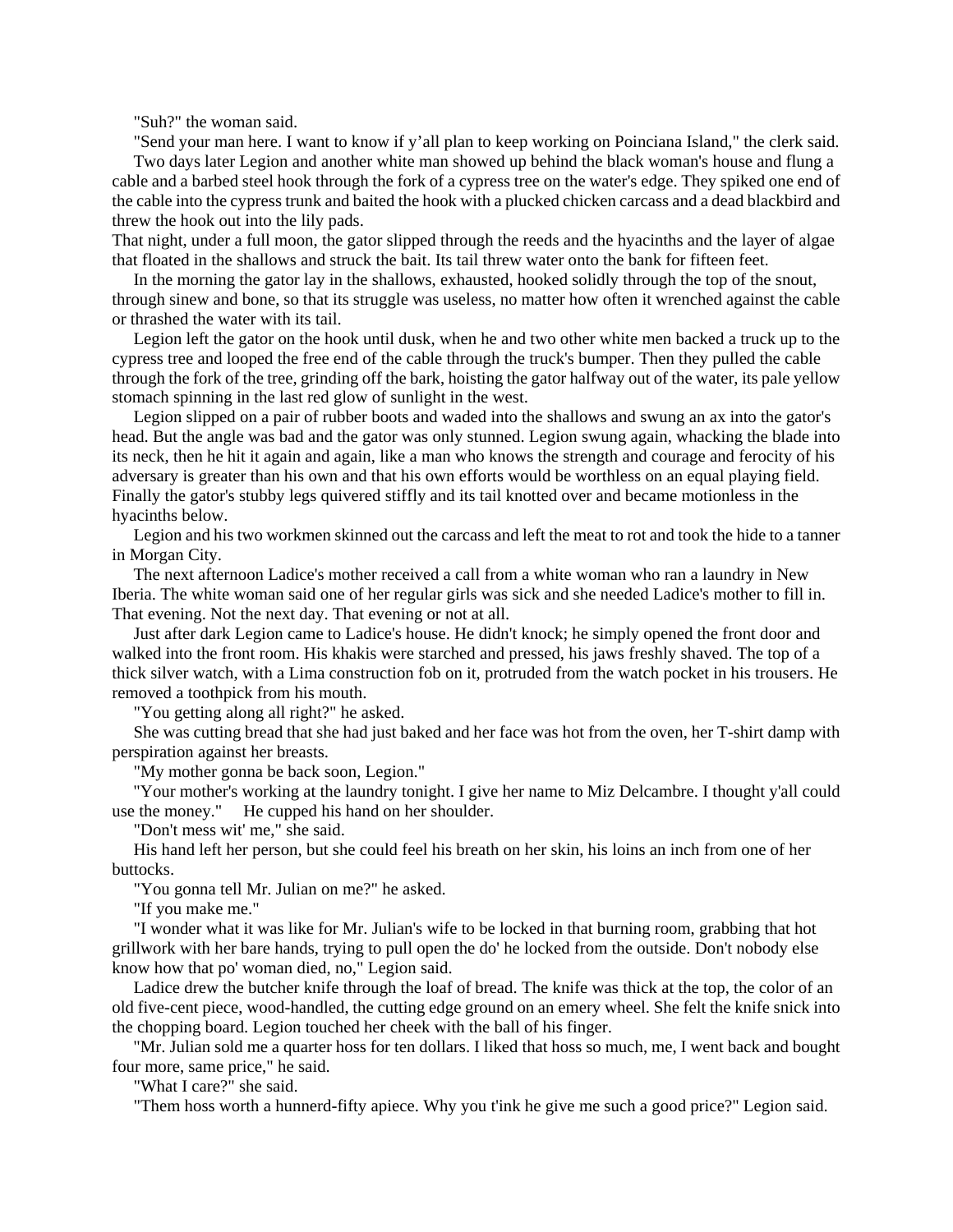"Suh?" the woman said.

"Send your man here. I want to know if y'all plan to keep working on Poinciana Island," the clerk said.

Two days later Legion and another white man showed up behind the black woman's house and flung a cable and a barbed steel hook through the fork of a cypress tree on the water's edge. They spiked one end of the cable into the cypress trunk and baited the hook with a plucked chicken carcass and a dead blackbird and threw the hook out into the lily pads.

That night, under a full moon, the gator slipped through the reeds and the hyacinths and the layer of algae that floated in the shallows and struck the bait. Its tail threw water onto the bank for fifteen feet.

In the morning the gator lay in the shallows, exhausted, hooked solidly through the top of the snout, through sinew and bone, so that its struggle was useless, no matter how often it wrenched against the cable or thrashed the water with its tail.

Legion left the gator on the hook until dusk, when he and two other white men backed a truck up to the cypress tree and looped the free end of the cable through the truck's bumper. Then they pulled the cable through the fork of the tree, grinding off the bark, hoisting the gator halfway out of the water, its pale yellow stomach spinning in the last red glow of sunlight in the west.

Legion slipped on a pair of rubber boots and waded into the shallows and swung an ax into the gator's head. But the angle was bad and the gator was only stunned. Legion swung again, whacking the blade into its neck, then he hit it again and again, like a man who knows the strength and courage and ferocity of his adversary is greater than his own and that his own efforts would be worthless on an equal playing field. Finally the gator's stubby legs quivered stiffly and its tail knotted over and became motionless in the hyacinths below.

Legion and his two workmen skinned out the carcass and left the meat to rot and took the hide to a tanner in Morgan City.

The next afternoon Ladice's mother received a call from a white woman who ran a laundry in New Iberia. The white woman said one of her regular girls was sick and she needed Ladice's mother to fill in. That evening. Not the next day. That evening or not at all.

Just after dark Legion came to Ladice's house. He didn't knock; he simply opened the front door and walked into the front room. His khakis were starched and pressed, his jaws freshly shaved. The top of a thick silver watch, with a Lima construction fob on it, protruded from the watch pocket in his trousers. He removed a toothpick from his mouth.

"You getting along all right?" he asked.

She was cutting bread that she had just baked and her face was hot from the oven, her T-shirt damp with perspiration against her breasts.

"My mother gonna be back soon, Legion."

"Your mother's working at the laundry tonight. I give her name to Miz Delcambre. I thought y'all could use the money." He cupped his hand on her shoulder.

"Don't mess wit' me," she said.

His hand left her person, but she could feel his breath on her skin, his loins an inch from one of her buttocks.

"You gonna tell Mr. Julian on me?" he asked.

"If you make me."

"I wonder what it was like for Mr. Julian's wife to be locked in that burning room, grabbing that hot grillwork with her bare hands, trying to pull open the do' he locked from the outside. Don't nobody else know how that po' woman died, no," Legion said.

Ladice drew the butcher knife through the loaf of bread. The knife was thick at the top, the color of an old five-cent piece, wood-handled, the cutting edge ground on an emery wheel. She felt the knife snick into the chopping board. Legion touched her cheek with the ball of his finger.

"Mr. Julian sold me a quarter hoss for ten dollars. I liked that hoss so much, me, I went back and bought four more, same price," he said.

"What I care?" she said.

"Them hoss worth a hunnerd-fifty apiece. Why you t'ink he give me such a good price?" Legion said.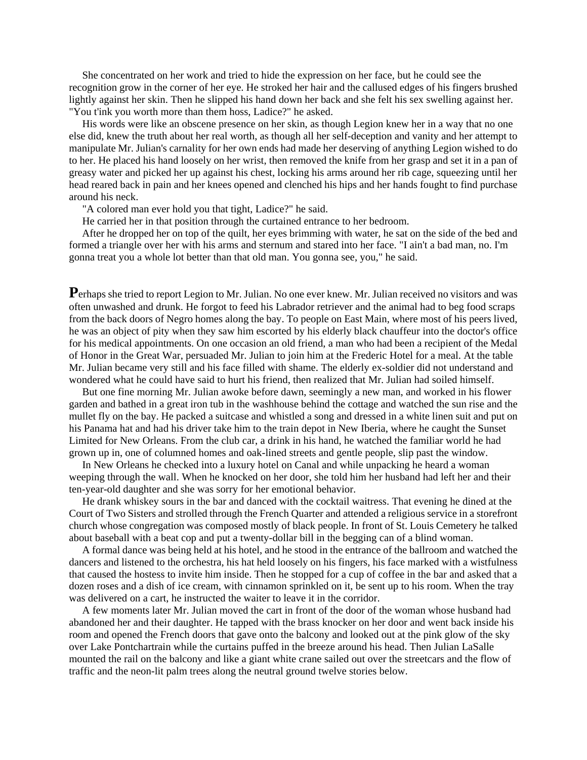She concentrated on her work and tried to hide the expression on her face, but he could see the recognition grow in the corner of her eye. He stroked her hair and the callused edges of his fingers brushed lightly against her skin. Then he slipped his hand down her back and she felt his sex swelling against her. "You t'ink you worth more than them hoss, Ladice?" he asked.

His words were like an obscene presence on her skin, as though Legion knew her in a way that no one else did, knew the truth about her real worth, as though all her self-deception and vanity and her attempt to manipulate Mr. Julian's carnality for her own ends had made her deserving of anything Legion wished to do to her. He placed his hand loosely on her wrist, then removed the knife from her grasp and set it in a pan of greasy water and picked her up against his chest, locking his arms around her rib cage, squeezing until her head reared back in pain and her knees opened and clenched his hips and her hands fought to find purchase around his neck.

"A colored man ever hold you that tight, Ladice?" he said.

He carried her in that position through the curtained entrance to her bedroom.

After he dropped her on top of the quilt, her eyes brimming with water, he sat on the side of the bed and formed a triangle over her with his arms and sternum and stared into her face. "I ain't a bad man, no. I'm gonna treat you a whole lot better than that old man. You gonna see, you," he said.

**P**erhaps she tried to report Legion to Mr. Julian. No one ever knew. Mr. Julian received no visitors and was often unwashed and drunk. He forgot to feed his Labrador retriever and the animal had to beg food scraps from the back doors of Negro homes along the bay. To people on East Main, where most of his peers lived, he was an object of pity when they saw him escorted by his elderly black chauffeur into the doctor's office for his medical appointments. On one occasion an old friend, a man who had been a recipient of the Medal of Honor in the Great War, persuaded Mr. Julian to join him at the Frederic Hotel for a meal. At the table Mr. Julian became very still and his face filled with shame. The elderly ex-soldier did not understand and wondered what he could have said to hurt his friend, then realized that Mr. Julian had soiled himself.

But one fine morning Mr. Julian awoke before dawn, seemingly a new man, and worked in his flower garden and bathed in a great iron tub in the washhouse behind the cottage and watched the sun rise and the mullet fly on the bay. He packed a suitcase and whistled a song and dressed in a white linen suit and put on his Panama hat and had his driver take him to the train depot in New Iberia, where he caught the Sunset Limited for New Orleans. From the club car, a drink in his hand, he watched the familiar world he had grown up in, one of columned homes and oak-lined streets and gentle people, slip past the window.

In New Orleans he checked into a luxury hotel on Canal and while unpacking he heard a woman weeping through the wall. When he knocked on her door, she told him her husband had left her and their ten-year-old daughter and she was sorry for her emotional behavior.

He drank whiskey sours in the bar and danced with the cocktail waitress. That evening he dined at the Court of Two Sisters and strolled through the French Quarter and attended a religious service in a storefront church whose congregation was composed mostly of black people. In front of St. Louis Cemetery he talked about baseball with a beat cop and put a twenty-dollar bill in the begging can of a blind woman.

A formal dance was being held at his hotel, and he stood in the entrance of the ballroom and watched the dancers and listened to the orchestra, his hat held loosely on his fingers, his face marked with a wistfulness that caused the hostess to invite him inside. Then he stopped for a cup of coffee in the bar and asked that a dozen roses and a dish of ice cream, with cinnamon sprinkled on it, be sent up to his room. When the tray was delivered on a cart, he instructed the waiter to leave it in the corridor.

A few moments later Mr. Julian moved the cart in front of the door of the woman whose husband had abandoned her and their daughter. He tapped with the brass knocker on her door and went back inside his room and opened the French doors that gave onto the balcony and looked out at the pink glow of the sky over Lake Pontchartrain while the curtains puffed in the breeze around his head. Then Julian LaSalle mounted the rail on the balcony and like a giant white crane sailed out over the streetcars and the flow of traffic and the neon-lit palm trees along the neutral ground twelve stories below.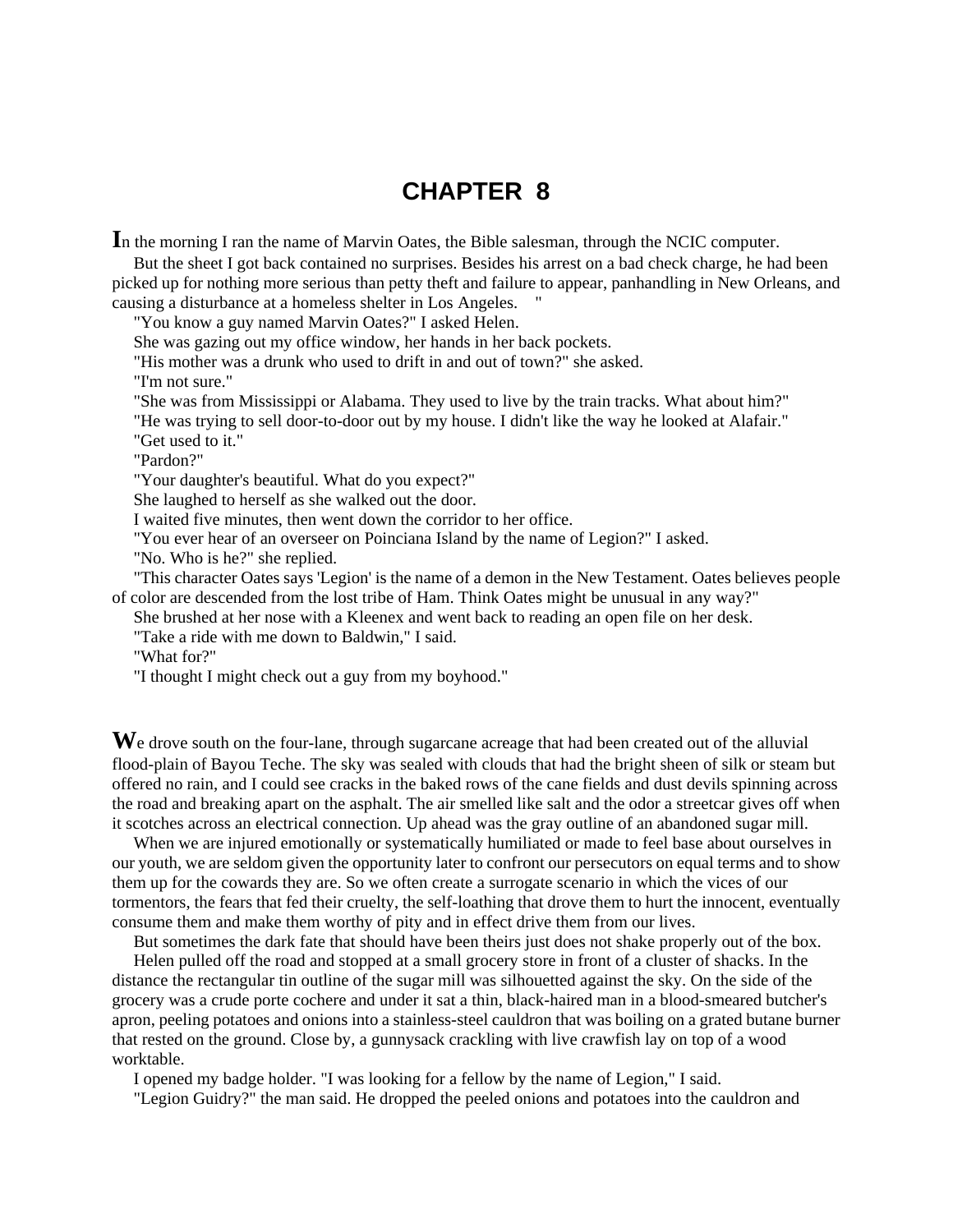# CHAPTER 8

In the morning I ran the name of Marvin Oates, the Bible salesman, through the NCIC computer.

But the sheet I got back contained no surprises. Besides his arrest on a bad check charge, he had been picked up for nothing more serious than petty theft and failure to appear, panhandling in New Orleans, and causing a disturbance at a homeless shelter in Los Angeles. "

"You know a guy named Marvin Oates?" I asked Helen.

She was gazing out my office window, her hands in her back pockets.

"His mother was a drunk who used to drift in and out of town?" she asked.

"I'm not sure."

"She was from Mississippi or Alabama. They used to live by the train tracks. What about him?"

"He was trying to sell door-to-door out by my house. I didn't like the way he looked at Alafair."

"Get used to it."

"Pardon?"

"Your daughter's beautiful. What do you expect?"

She laughed to herself as she walked out the door.

I waited five minutes, then went down the corridor to her office.

"You ever hear of an overseer on Poinciana Island by the name of Legion?" I asked.

"No. Who is he?" she replied.

"This character Oates says 'Legion' is the name of a demon in the New Testament. Oates believes people of color are descended from the lost tribe of Ham. Think Oates might be unusual in any way?"

She brushed at her nose with a Kleenex and went back to reading an open file on her desk.

"Take a ride with me down to Baldwin," I said.

"What for?"

"I thought I might check out a guy from my boyhood."

We drove south on the four-lane, through sugarcane acreage that had been created out of the alluvial flood-plain of Bayou Teche. The sky was sealed with clouds that had the bright sheen of silk or steam but offered no rain, and I could see cracks in the baked rows of the cane fields and dust devils spinning across the road and breaking apart on the asphalt. The air smelled like salt and the odor a streetcar gives off when it scotches across an electrical connection. Up ahead was the gray outline of an abandoned sugar mill.

When we are injured emotionally or systematically humiliated or made to feel base about ourselves in our youth, we are seldom given the opportunity later to confront our persecutors on equal terms and to show them up for the cowards they are. So we often create a surrogate scenario in which the vices of our tormentors, the fears that fed their cruelty, the self-loathing that drove them to hurt the innocent, eventually consume them and make them worthy of pity and in effect drive them from our lives.

But sometimes the dark fate that should have been theirs just does not shake properly out of the box.

Helen pulled off the road and stopped at a small grocery store in front of a cluster of shacks. In the distance the rectangular tin outline of the sugar mill was silhouetted against the sky. On the side of the grocery was a crude porte cochere and under it sat a thin, black-haired man in a blood-smeared butcher's apron, peeling potatoes and onions into a stainless-steel cauldron that was boiling on a grated butane burner that rested on the ground. Close by, a gunnysack crackling with live crawfish lay on top of a wood worktable.

I opened my badge holder. "I was looking for a fellow by the name of Legion," I said.

"Legion Guidry?" the man said. He dropped the peeled onions and potatoes into the cauldron and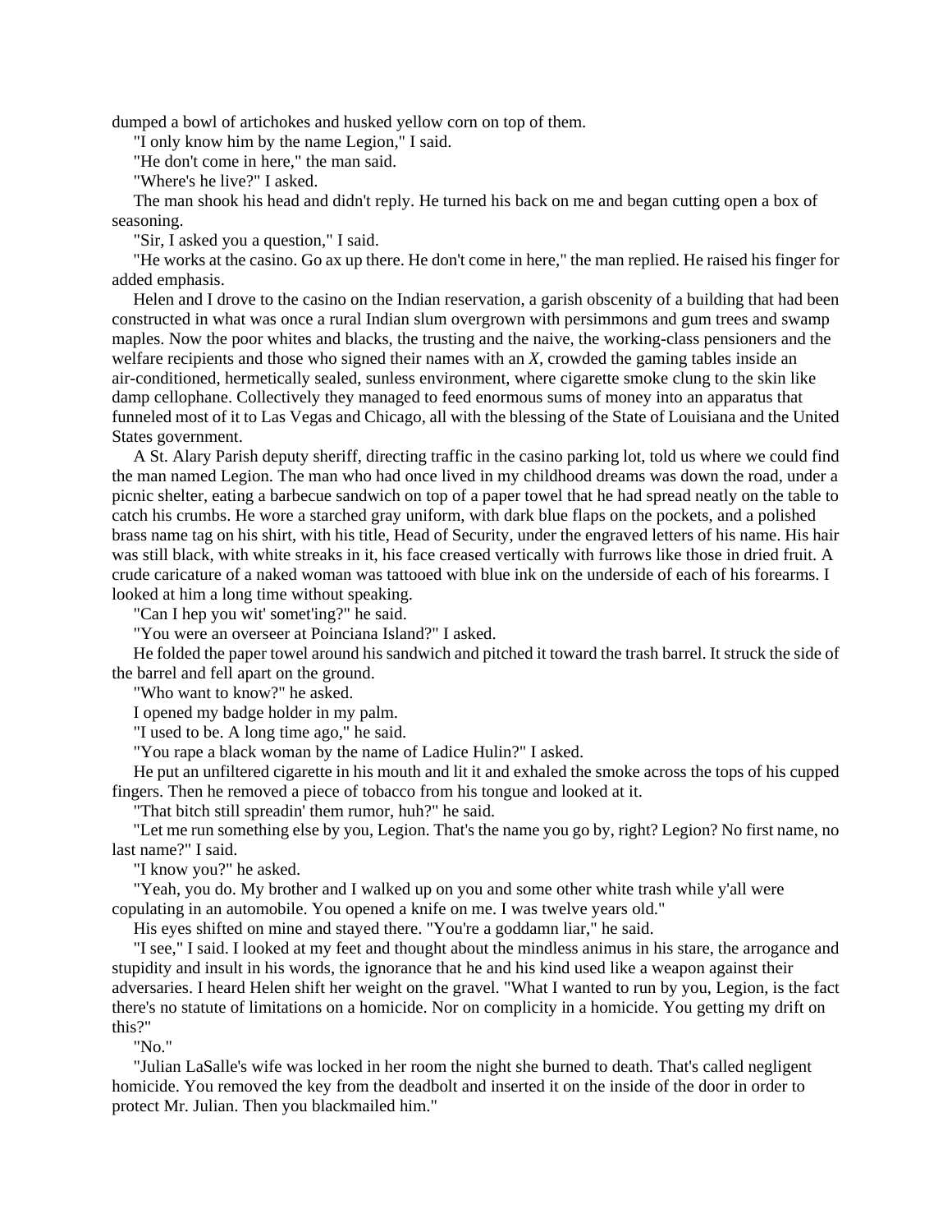dumped a bowl of artichokes and husked yellow corn on top of them.

"I only know him by the name Legion," I said.

"He don't come in here," the man said.

"Where's he live?" I asked.

The man shook his head and didn't reply. He turned his back on me and began cutting open a box of seasoning.

"Sir, I asked you a question," I said.

"He works at the casino. Go ax up there. He don't come in here," the man replied. He raised his finger for added emphasis.

Helen and I drove to the casino on the Indian reservation, a garish obscenity of a building that had been constructed in what was once a rural Indian slum overgrown with persimmons and gum trees and swamp maples. Now the poor whites and blacks, the trusting and the naive, the working-class pensioners and the welfare recipients and those who signed their names with an *X*, crowded the gaming tables inside an air-conditioned, hermetically sealed, sunless environment, where cigarette smoke clung to the skin like damp cellophane. Collectively they managed to feed enormous sums of money into an apparatus that funneled most of it to Las Vegas and Chicago, all with the blessing of the State of Louisiana and the United States government.

A St. Alary Parish deputy sheriff, directing traffic in the casino parking lot, told us where we could find the man named Legion. The man who had once lived in my childhood dreams was down the road, under a picnic shelter, eating a barbecue sandwich on top of a paper towel that he had spread neatly on the table to catch his crumbs. He wore a starched gray uniform, with dark blue flaps on the pockets, and a polished brass name tag on his shirt, with his title, Head of Security, under the engraved letters of his name. His hair was still black, with white streaks in it, his face creased vertically with furrows like those in dried fruit. A crude caricature of a naked woman was tattooed with blue ink on the underside of each of his forearms. I looked at him a long time without speaking.

"Can I hep you wit' somet'ing?" he said.

"You were an overseer at Poinciana Island?" I asked.

He folded the paper towel around his sandwich and pitched it toward the trash barrel. It struck the side of the barrel and fell apart on the ground.

"Who want to know?" he asked.

I opened my badge holder in my palm.

"I used to be. A long time ago," he said.

"You rape a black woman by the name of Ladice Hulin?" I asked.

He put an unfiltered cigarette in his mouth and lit it and exhaled the smoke across the tops of his cupped fingers. Then he removed a piece of tobacco from his tongue and looked at it.

"That bitch still spreadin' them rumor, huh?" he said.

"Let me run something else by you, Legion. That's the name you go by, right? Legion? No first name, no last name?" I said.

"I know you?" he asked.

"Yeah, you do. My brother and I walked up on you and some other white trash while y'all were copulating in an automobile. You opened a knife on me. I was twelve years old."

His eyes shifted on mine and stayed there. "You're a goddamn liar," he said.

"I see," I said. I looked at my feet and thought about the mindless animus in his stare, the arrogance and stupidity and insult in his words, the ignorance that he and his kind used like a weapon against their adversaries. I heard Helen shift her weight on the gravel. "What I wanted to run by you, Legion, is the fact there's no statute of limitations on a homicide. Nor on complicity in a homicide. You getting my drift on this?"

"No."

"Julian LaSalle's wife was locked in her room the night she burned to death. That's called negligent homicide. You removed the key from the deadbolt and inserted it on the inside of the door in order to protect Mr. Julian. Then you blackmailed him."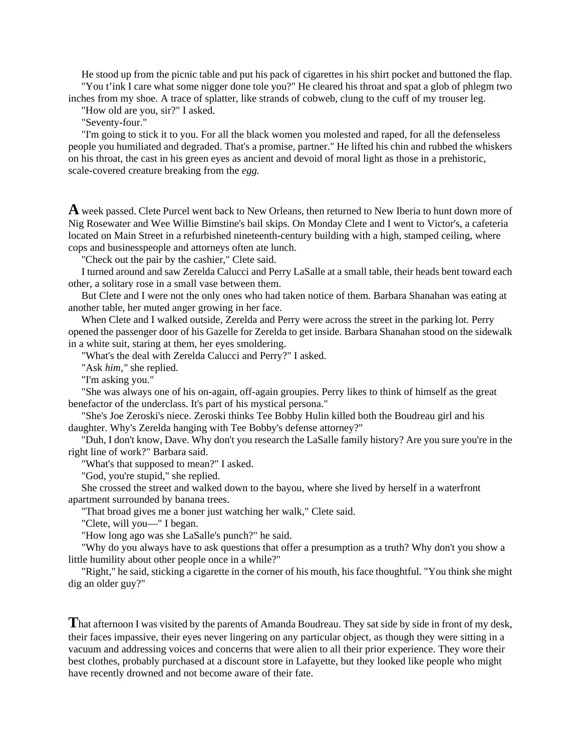He stood up from the picnic table and put his pack of cigarettes in his shirt pocket and buttoned the flap.

"You t'ink I care what some nigger done tole you?" He cleared his throat and spat a glob of phlegm two inches from my shoe. A trace of splatter, like strands of cobweb, clung to the cuff of my trouser leg.

"How old are you, sir?" I asked.

"Seventy-four."

"I'm going to stick it to you. For all the black women you molested and raped, for all the defenseless people you humiliated and degraded. That's a promise, partner." He lifted his chin and rubbed the whiskers on his throat, the cast in his green eyes as ancient and devoid of moral light as those in a prehistoric, scale-covered creature breaking from the *egg.*

**A** week passed. Clete Purcel went back to New Orleans, then returned to New Iberia to hunt down more of Nig Rosewater and Wee Willie Bimstine's bail skips. On Monday Clete and I went to Victor's, a cafeteria located on Main Street in a refurbished nineteenth-century building with a high, stamped ceiling, where cops and businesspeople and attorneys often ate lunch.

"Check out the pair by the cashier," Clete said.

I turned around and saw Zerelda Calucci and Perry LaSalle at a small table, their heads bent toward each other, a solitary rose in a small vase between them.

But Clete and I were not the only ones who had taken notice of them. Barbara Shanahan was eating at another table, her muted anger growing in her face.

When Clete and I walked outside, Zerelda and Perry were across the street in the parking lot. Perry opened the passenger door of his Gazelle for Zerelda to get inside. Barbara Shanahan stood on the sidewalk in a white suit, staring at them, her eyes smoldering.

"What's the deal with Zerelda Calucci and Perry?" I asked.

"Ask *him,"* she replied.

"I'm asking you."

"She was always one of his on-again, off-again groupies. Perry likes to think of himself as the great benefactor of the underclass. It's part of his mystical persona."

"She's Joe Zeroski's niece. Zeroski thinks Tee Bobby Hulin killed both the Boudreau girl and his daughter. Why's Zerelda hanging with Tee Bobby's defense attorney?"

"Duh, I don't know, Dave. Why don't you research the LaSalle family history? Are you sure you're in the right line of work?" Barbara said.

"What's that supposed to mean?" I asked.

"God, you're stupid," she replied.

She crossed the street and walked down to the bayou, where she lived by herself in a waterfront apartment surrounded by banana trees.

"That broad gives me a boner just watching her walk," Clete said.

"Clete, will you—" I began.

"How long ago was she LaSalle's punch?" he said.

"Why do you always have to ask questions that offer a presumption as a truth? Why don't you show a little humility about other people once in a while?"

"Right," he said, sticking a cigarette in the corner of his mouth, his face thoughtful. "You think she might dig an older guy?"

**T**hat afternoon I was visited by the parents of Amanda Boudreau. They sat side by side in front of my desk, their faces impassive, their eyes never lingering on any particular object, as though they were sitting in a vacuum and addressing voices and concerns that were alien to all their prior experience. They wore their best clothes, probably purchased at a discount store in Lafayette, but they looked like people who might have recently drowned and not become aware of their fate.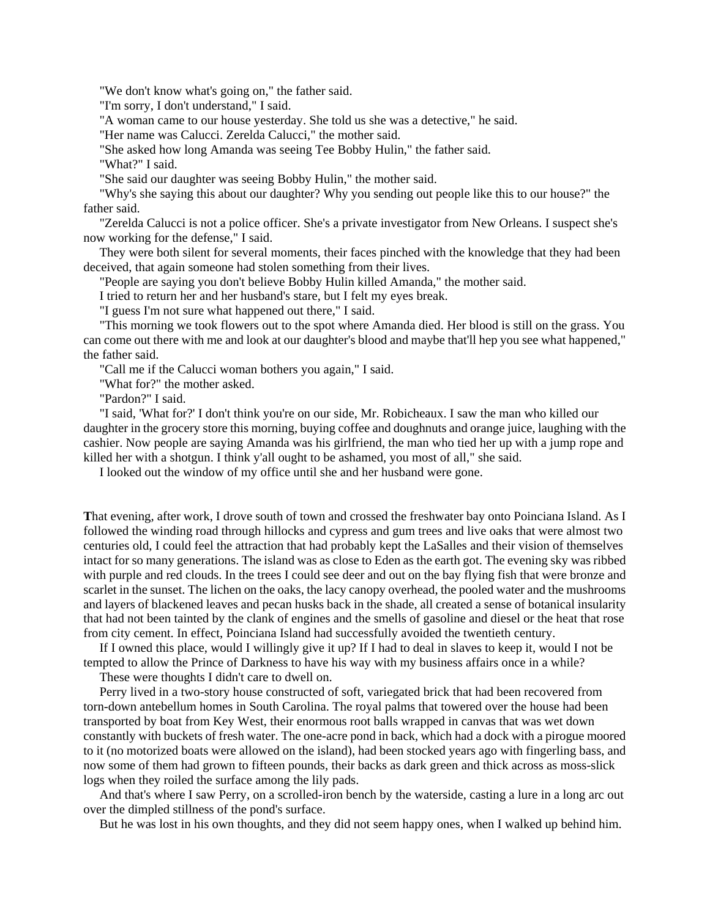"We don't know what's going on," the father said.

"I'm sorry, I don't understand," I said.

"A woman came to our house yesterday. She told us she was a detective," he said.

"Her name was Calucci. Zerelda Calucci," the mother said.

"She asked how long Amanda was seeing Tee Bobby Hulin," the father said.

"What?" I said.

"She said our daughter was seeing Bobby Hulin," the mother said.

"Why's she saying this about our daughter? Why you sending out people like this to our house?" the father said.

"Zerelda Calucci is not a police officer. She's a private investigator from New Orleans. I suspect she's now working for the defense," I said.

They were both silent for several moments, their faces pinched with the knowledge that they had been deceived, that again someone had stolen something from their lives.

"People are saying you don't believe Bobby Hulin killed Amanda," the mother said.

I tried to return her and her husband's stare, but I felt my eyes break.

"I guess I'm not sure what happened out there," I said.

"This morning we took flowers out to the spot where Amanda died. Her blood is still on the grass. You can come out there with me and look at our daughter's blood and maybe that'll hep you see what happened," the father said.

"Call me if the Calucci woman bothers you again," I said.

"What for?" the mother asked.

"Pardon?" I said.

"I said, 'What for?' I don't think you're on our side, Mr. Robicheaux. I saw the man who killed our daughter in the grocery store this morning, buying coffee and doughnuts and orange juice, laughing with the cashier. Now people are saying Amanda was his girlfriend, the man who tied her up with a jump rope and killed her with a shotgun. I think y'all ought to be ashamed, you most of all," she said.

I looked out the window of my office until she and her husband were gone.

**T**hat evening, after work, I drove south of town and crossed the freshwater bay onto Poinciana Island. As I followed the winding road through hillocks and cypress and gum trees and live oaks that were almost two centuries old, I could feel the attraction that had probably kept the LaSalles and their vision of themselves intact for so many generations. The island was as close to Eden as the earth got. The evening sky was ribbed with purple and red clouds. In the trees I could see deer and out on the bay flying fish that were bronze and scarlet in the sunset. The lichen on the oaks, the lacy canopy overhead, the pooled water and the mushrooms and layers of blackened leaves and pecan husks back in the shade, all created a sense of botanical insularity that had not been tainted by the clank of engines and the smells of gasoline and diesel or the heat that rose from city cement. In effect, Poinciana Island had successfully avoided the twentieth century.

If I owned this place, would I willingly give it up? If I had to deal in slaves to keep it, would I not be tempted to allow the Prince of Darkness to have his way with my business affairs once in a while?

These were thoughts I didn't care to dwell on.

Perry lived in a two-story house constructed of soft, variegated brick that had been recovered from torn-down antebellum homes in South Carolina. The royal palms that towered over the house had been transported by boat from Key West, their enormous root balls wrapped in canvas that was wet down constantly with buckets of fresh water. The one-acre pond in back, which had a dock with a pirogue moored to it (no motorized boats were allowed on the island), had been stocked years ago with fingerling bass, and now some of them had grown to fifteen pounds, their backs as dark green and thick across as moss-slick logs when they roiled the surface among the lily pads.

And that's where I saw Perry, on a scrolled-iron bench by the waterside, casting a lure in a long arc out over the dimpled stillness of the pond's surface.

But he was lost in his own thoughts, and they did not seem happy ones, when I walked up behind him.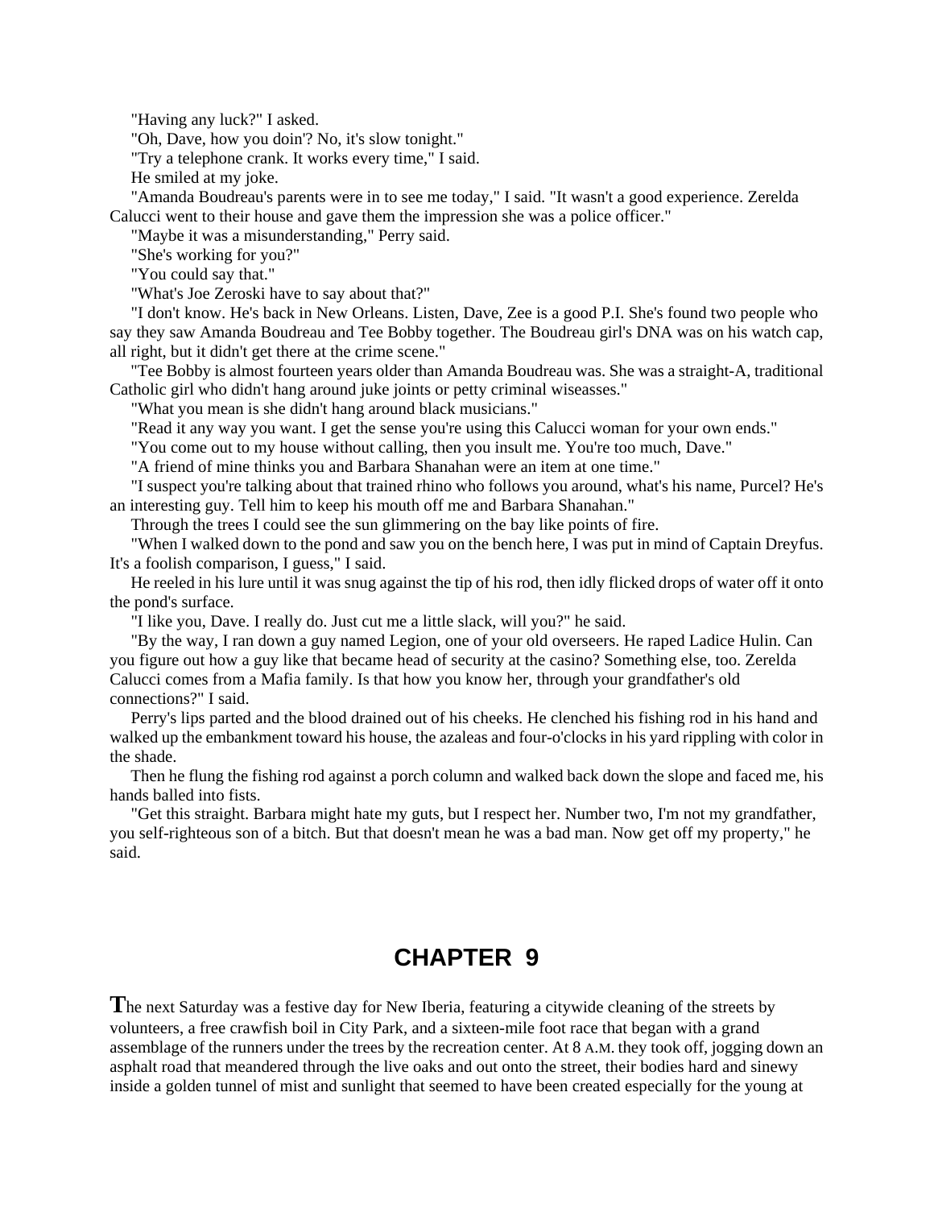"Having any luck?" I asked.

"Oh, Dave, how you doin'? No, it's slow tonight."

"Try a telephone crank. It works every time," I said.

He smiled at my joke.

"Amanda Boudreau's parents were in to see me today," I said. "It wasn't a good experience. Zerelda Calucci went to their house and gave them the impression she was a police officer."

"Maybe it was a misunderstanding," Perry said.

"She's working for you?"

"You could say that."

"What's Joe Zeroski have to say about that?"

"I don't know. He's back in New Orleans. Listen, Dave, Zee is a good P.I. She's found two people who say they saw Amanda Boudreau and Tee Bobby together. The Boudreau girl's DNA was on his watch cap, all right, but it didn't get there at the crime scene."

"Tee Bobby is almost fourteen years older than Amanda Boudreau was. She was a straight-A, traditional Catholic girl who didn't hang around juke joints or petty criminal wiseasses."

"What you mean is she didn't hang around black musicians."

"Read it any way you want. I get the sense you're using this Calucci woman for your own ends."

"You come out to my house without calling, then you insult me. You're too much, Dave."

"A friend of mine thinks you and Barbara Shanahan were an item at one time."

"I suspect you're talking about that trained rhino who follows you around, what's his name, Purcel? He's an interesting guy. Tell him to keep his mouth off me and Barbara Shanahan."

Through the trees I could see the sun glimmering on the bay like points of fire.

"When I walked down to the pond and saw you on the bench here, I was put in mind of Captain Dreyfus. It's a foolish comparison, I guess," I said.

He reeled in his lure until it was snug against the tip of his rod, then idly flicked drops of water off it onto the pond's surface.

"I like you, Dave. I really do. Just cut me a little slack, will you?" he said.

"By the way, I ran down a guy named Legion, one of your old overseers. He raped Ladice Hulin. Can you figure out how a guy like that became head of security at the casino? Something else, too. Zerelda Calucci comes from a Mafia family. Is that how you know her, through your grandfather's old connections?" I said.

Perry's lips parted and the blood drained out of his cheeks. He clenched his fishing rod in his hand and walked up the embankment toward his house, the azaleas and four-o'clocks in his yard rippling with color in the shade.

Then he flung the fishing rod against a porch column and walked back down the slope and faced me, his hands balled into fists.

"Get this straight. Barbara might hate my guts, but I respect her. Number two, I'm not my grandfather, you self-righteous son of a bitch. But that doesn't mean he was a bad man. Now get off my property," he said.

## CHAPTER 9

The next Saturday was a festive day for New Iberia, featuring a citywide cleaning of the streets by volunteers, a free crawfish boil in City Park, and a sixteen-mile foot race that began with a grand assemblage of the runners under the trees by the recreation center. At 8 A.M. they took off, jogging down an asphalt road that meandered through the live oaks and out onto the street, their bodies hard and sinewy inside a golden tunnel of mist and sunlight that seemed to have been created especially for the young at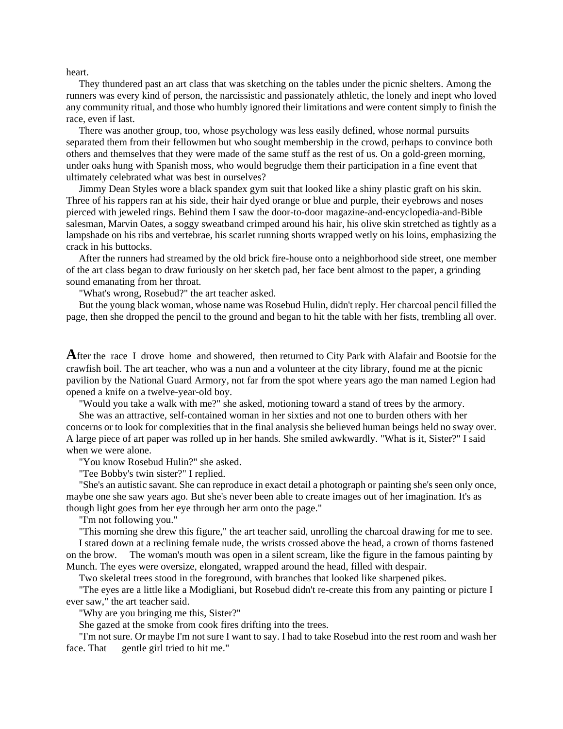heart.

They thundered past an art class that was sketching on the tables under the picnic shelters. Among the runners was every kind of person, the narcissistic and passionately athletic, the lonely and inept who loved any community ritual, and those who humbly ignored their limitations and were content simply to finish the race, even if last.

There was another group, too, whose psychology was less easily defined, whose normal pursuits separated them from their fellowmen but who sought membership in the crowd, perhaps to convince both others and themselves that they were made of the same stuff as the rest of us. On a gold-green morning, under oaks hung with Spanish moss, who would begrudge them their participation in a fine event that ultimately celebrated what was best in ourselves?

Jimmy Dean Styles wore a black spandex gym suit that looked like a shiny plastic graft on his skin. Three of his rappers ran at his side, their hair dyed orange or blue and purple, their eyebrows and noses pierced with jeweled rings. Behind them I saw the door-to-door magazine-and-encyclopedia-and-Bible salesman, Marvin Oates, a soggy sweatband crimped around his hair, his olive skin stretched as tightly as a lampshade on his ribs and vertebrae, his scarlet running shorts wrapped wetly on his loins, emphasizing the crack in his buttocks.

After the runners had streamed by the old brick fire-house onto a neighborhood side street, one member of the art class began to draw furiously on her sketch pad, her face bent almost to the paper, a grinding sound emanating from her throat.

"What's wrong, Rosebud?" the art teacher asked.

But the young black woman, whose name was Rosebud Hulin, didn't reply. Her charcoal pencil filled the page, then she dropped the pencil to the ground and began to hit the table with her fists, trembling all over.

**A**fter the race I drove home and showered, then returned to City Park with Alafair and Bootsie for the crawfish boil. The art teacher, who was a nun and a volunteer at the city library, found me at the picnic pavilion by the National Guard Armory, not far from the spot where years ago the man named Legion had opened a knife on a twelve-year-old boy.

"Would you take a walk with me?" she asked, motioning toward a stand of trees by the armory.

She was an attractive, self-contained woman in her sixties and not one to burden others with her concerns or to look for complexities that in the final analysis she believed human beings held no sway over. A large piece of art paper was rolled up in her hands. She smiled awkwardly. "What is it, Sister?" I said when we were alone.

"You know Rosebud Hulin?" she asked.

"Tee Bobby's twin sister?" I replied.

"She's an autistic savant. She can reproduce in exact detail a photograph or painting she's seen only once, maybe one she saw years ago. But she's never been able to create images out of her imagination. It's as though light goes from her eye through her arm onto the page."

"I'm not following you."

"This morning she drew this figure," the art teacher said, unrolling the charcoal drawing for me to see.

I stared down at a reclining female nude, the wrists crossed above the head, a crown of thorns fastened on the brow. The woman's mouth was open in a silent scream, like the figure in the famous painting by Munch. The eyes were oversize, elongated, wrapped around the head, filled with despair.

Two skeletal trees stood in the foreground, with branches that looked like sharpened pikes.

"The eyes are a little like a Modigliani, but Rosebud didn't re-create this from any painting or picture I ever saw," the art teacher said.

"Why are you bringing me this, Sister?"

She gazed at the smoke from cook fires drifting into the trees.

"I'm not sure. Or maybe I'm not sure I want to say. I had to take Rosebud into the rest room and wash her face. That gentle girl tried to hit me."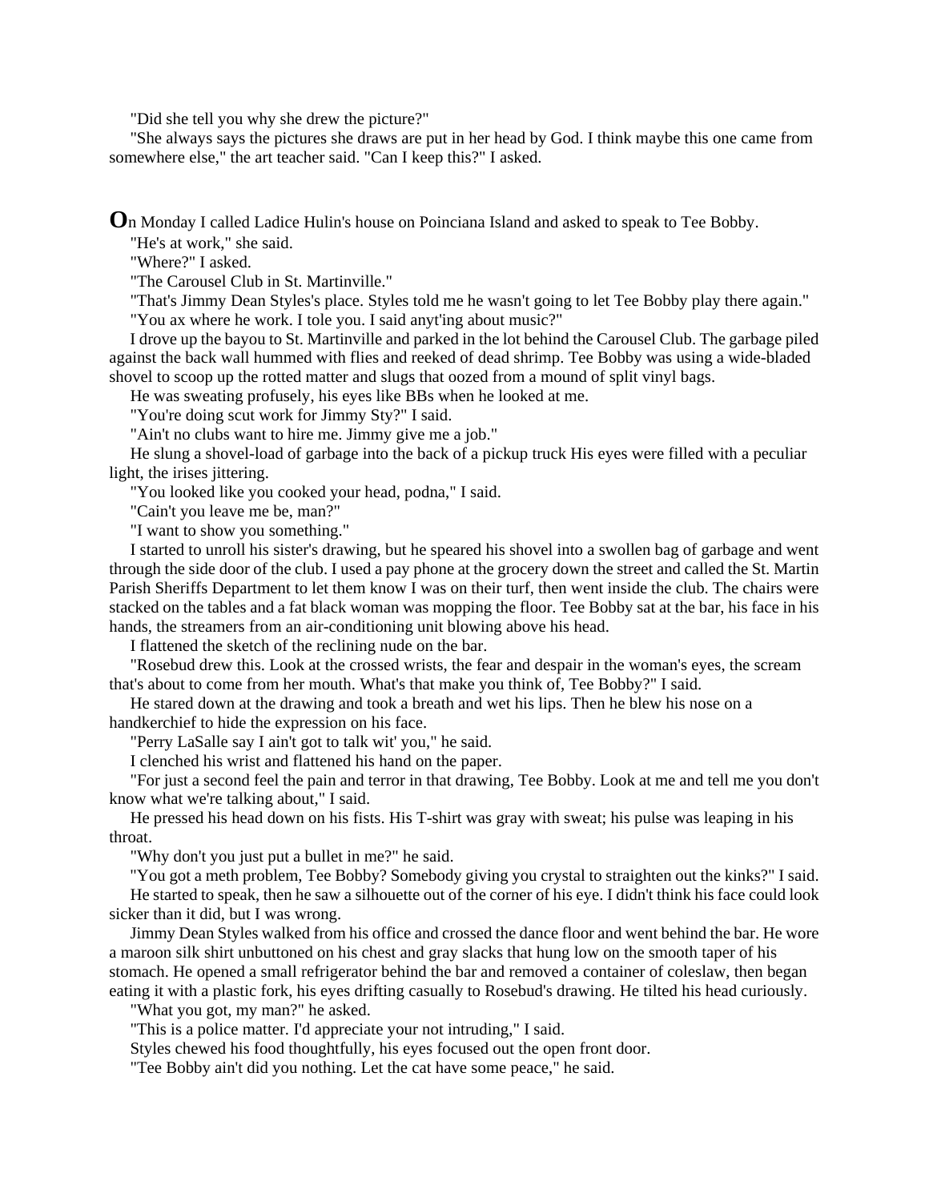"Did she tell you why she drew the picture?"

"She always says the pictures she draws are put in her head by God. I think maybe this one came from somewhere else," the art teacher said. "Can I keep this?" I asked.

**O**n Monday I called Ladice Hulin's house on Poinciana Island and asked to speak to Tee Bobby.

"He's at work," she said.

"Where?" I asked.

"The Carousel Club in St. Martinville."

"That's Jimmy Dean Styles's place. Styles told me he wasn't going to let Tee Bobby play there again."

"You ax where he work. I tole you. I said anyt'ing about music?"

I drove up the bayou to St. Martinville and parked in the lot behind the Carousel Club. The garbage piled against the back wall hummed with flies and reeked of dead shrimp. Tee Bobby was using a wide-bladed shovel to scoop up the rotted matter and slugs that oozed from a mound of split vinyl bags.

He was sweating profusely, his eyes like BBs when he looked at me.

"You're doing scut work for Jimmy Sty?" I said.

"Ain't no clubs want to hire me. Jimmy give me a job."

He slung a shovel-load of garbage into the back of a pickup truck His eyes were filled with a peculiar light, the irises jittering.

"You looked like you cooked your head, podna," I said.

"Cain't you leave me be, man?"

"I want to show you something."

I started to unroll his sister's drawing, but he speared his shovel into a swollen bag of garbage and went through the side door of the club. I used a pay phone at the grocery down the street and called the St. Martin Parish Sheriffs Department to let them know I was on their turf, then went inside the club. The chairs were stacked on the tables and a fat black woman was mopping the floor. Tee Bobby sat at the bar, his face in his hands, the streamers from an air-conditioning unit blowing above his head.

I flattened the sketch of the reclining nude on the bar.

"Rosebud drew this. Look at the crossed wrists, the fear and despair in the woman's eyes, the scream that's about to come from her mouth. What's that make you think of, Tee Bobby?" I said.

He stared down at the drawing and took a breath and wet his lips. Then he blew his nose on a handkerchief to hide the expression on his face.

"Perry LaSalle say I ain't got to talk wit' you," he said.

I clenched his wrist and flattened his hand on the paper.

"For just a second feel the pain and terror in that drawing, Tee Bobby. Look at me and tell me you don't know what we're talking about," I said.

He pressed his head down on his fists. His T-shirt was gray with sweat; his pulse was leaping in his throat.

"Why don't you just put a bullet in me?" he said.

"You got a meth problem, Tee Bobby? Somebody giving you crystal to straighten out the kinks?" I said.

He started to speak, then he saw a silhouette out of the corner of his eye. I didn't think his face could look sicker than it did, but I was wrong.

Jimmy Dean Styles walked from his office and crossed the dance floor and went behind the bar. He wore a maroon silk shirt unbuttoned on his chest and gray slacks that hung low on the smooth taper of his stomach. He opened a small refrigerator behind the bar and removed a container of coleslaw, then began eating it with a plastic fork, his eyes drifting casually to Rosebud's drawing. He tilted his head curiously.

"What you got, my man?" he asked.

"This is a police matter. I'd appreciate your not intruding," I said.

Styles chewed his food thoughtfully, his eyes focused out the open front door.

"Tee Bobby ain't did you nothing. Let the cat have some peace," he said.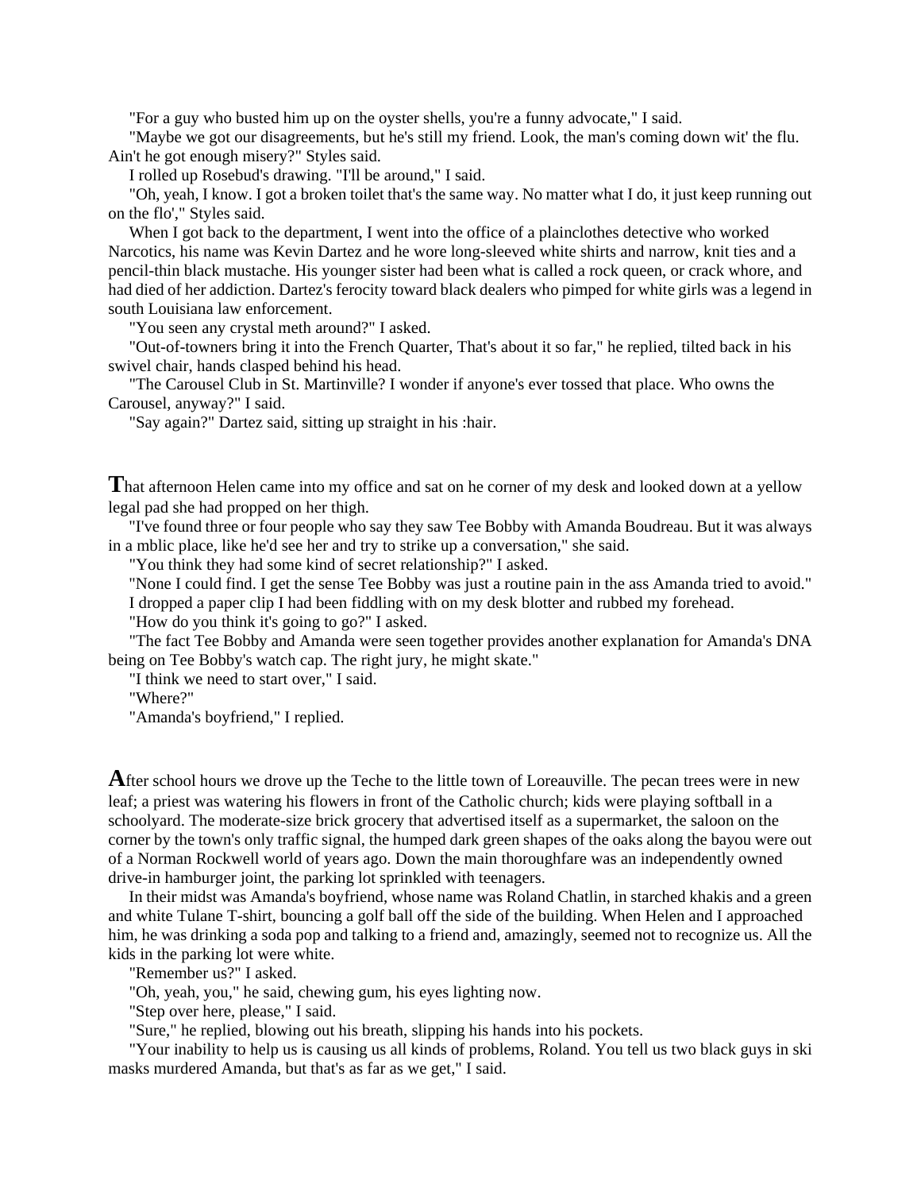"For a guy who busted him up on the oyster shells, you're a funny advocate," I said.

"Maybe we got our disagreements, but he's still my friend. Look, the man's coming down wit' the flu. Ain't he got enough misery?" Styles said.

I rolled up Rosebud's drawing. "I'll be around," I said.

"Oh, yeah, I know. I got a broken toilet that's the same way. No matter what I do, it just keep running out on the flo'," Styles said.

When I got back to the department, I went into the office of a plainclothes detective who worked Narcotics, his name was Kevin Dartez and he wore long-sleeved white shirts and narrow, knit ties and a pencil-thin black mustache. His younger sister had been what is called a rock queen, or crack whore, and had died of her addiction. Dartez's ferocity toward black dealers who pimped for white girls was a legend in south Louisiana law enforcement.

"You seen any crystal meth around?" I asked.

"Out-of-towners bring it into the French Quarter, That's about it so far," he replied, tilted back in his swivel chair, hands clasped behind his head.

"The Carousel Club in St. Martinville? I wonder if anyone's ever tossed that place. Who owns the Carousel, anyway?" I said.

"Say again?" Dartez said, sitting up straight in his :hair.

**T**hat afternoon Helen came into my office and sat on he corner of my desk and looked down at a yellow legal pad she had propped on her thigh.

"I've found three or four people who say they saw Tee Bobby with Amanda Boudreau. But it was always in a mblic place, like he'd see her and try to strike up a conversation," she said.

"You think they had some kind of secret relationship?" I asked.

"None I could find. I get the sense Tee Bobby was just a routine pain in the ass Amanda tried to avoid."

I dropped a paper clip I had been fiddling with on my desk blotter and rubbed my forehead.

"How do you think it's going to go?" I asked.

"The fact Tee Bobby and Amanda were seen together provides another explanation for Amanda's DNA being on Tee Bobby's watch cap. The right jury, he might skate."

"I think we need to start over," I said.

"Where?"

"Amanda's boyfriend," I replied.

**A**fter school hours we drove up the Teche to the little town of Loreauville. The pecan trees were in new leaf; a priest was watering his flowers in front of the Catholic church; kids were playing softball in a schoolyard. The moderate-size brick grocery that advertised itself as a supermarket, the saloon on the corner by the town's only traffic signal, the humped dark green shapes of the oaks along the bayou were out of a Norman Rockwell world of years ago. Down the main thoroughfare was an independently owned drive-in hamburger joint, the parking lot sprinkled with teenagers.

In their midst was Amanda's boyfriend, whose name was Roland Chatlin, in starched khakis and a green and white Tulane T-shirt, bouncing a golf ball off the side of the building. When Helen and I approached him, he was drinking a soda pop and talking to a friend and, amazingly, seemed not to recognize us. All the kids in the parking lot were white.

"Remember us?" I asked.

"Oh, yeah, you," he said, chewing gum, his eyes lighting now.

"Step over here, please," I said.

"Sure," he replied, blowing out his breath, slipping his hands into his pockets.

"Your inability to help us is causing us all kinds of problems, Roland. You tell us two black guys in ski masks murdered Amanda, but that's as far as we get," I said.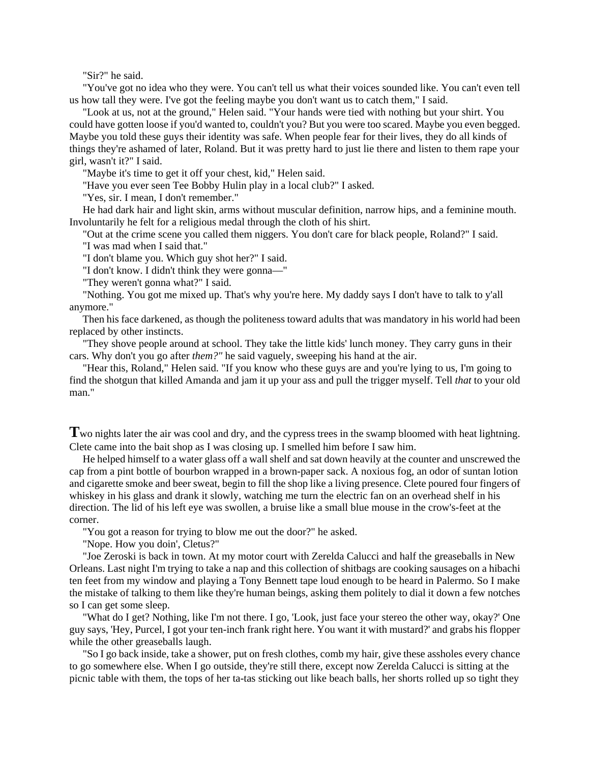"Sir?" he said.

"You've got no idea who they were. You can't tell us what their voices sounded like. You can't even tell us how tall they were. I've got the feeling maybe you don't want us to catch them," I said.

"Look at us, not at the ground," Helen said. "Your hands were tied with nothing but your shirt. You could have gotten loose if you'd wanted to, couldn't you? But you were too scared. Maybe you even begged. Maybe you told these guys their identity was safe. When people fear for their lives, they do all kinds of things they're ashamed of later, Roland. But it was pretty hard to just lie there and listen to them rape your girl, wasn't it?" I said.

"Maybe it's time to get it off your chest, kid," Helen said.

"Have you ever seen Tee Bobby Hulin play in a local club?" I asked.

"Yes, sir. I mean, I don't remember."

He had dark hair and light skin, arms without muscular definition, narrow hips, and a feminine mouth. Involuntarily he felt for a religious medal through the cloth of his shirt.

"Out at the crime scene you called them niggers. You don't care for black people, Roland?" I said.

"I was mad when I said that."

"I don't blame you. Which guy shot her?" I said.

"I don't know. I didn't think they were gonna—"

"They weren't gonna what?" I said.

"Nothing. You got me mixed up. That's why you're here. My daddy says I don't have to talk to y'all anymore."

Then his face darkened, as though the politeness toward adults that was mandatory in his world had been replaced by other instincts.

"They shove people around at school. They take the little kids' lunch money. They carry guns in their cars. Why don't you go after *them?"* he said vaguely, sweeping his hand at the air.

"Hear this, Roland," Helen said. "If you know who these guys are and you're lying to us, I'm going to find the shotgun that killed Amanda and jam it up your ass and pull the trigger myself. Tell *that* to your old man."

**T**wo nights later the air was cool and dry, and the cypress trees in the swamp bloomed with heat lightning. Clete came into the bait shop as I was closing up. I smelled him before I saw him.

He helped himself to a water glass off a wall shelf and sat down heavily at the counter and unscrewed the cap from a pint bottle of bourbon wrapped in a brown-paper sack. A noxious fog, an odor of suntan lotion and cigarette smoke and beer sweat, begin to fill the shop like a living presence. Clete poured four fingers of whiskey in his glass and drank it slowly, watching me turn the electric fan on an overhead shelf in his direction. The lid of his left eye was swollen, a bruise like a small blue mouse in the crow's-feet at the corner.

"You got a reason for trying to blow me out the door?" he asked.

"Nope. How you doin', Cletus?"

"Joe Zeroski is back in town. At my motor court with Zerelda Calucci and half the greaseballs in New Orleans. Last night I'm trying to take a nap and this collection of shitbags are cooking sausages on a hibachi ten feet from my window and playing a Tony Bennett tape loud enough to be heard in Palermo. So I make the mistake of talking to them like they're human beings, asking them politely to dial it down a few notches so I can get some sleep.

"What do I get? Nothing, like I'm not there. I go, 'Look, just face your stereo the other way, okay?' One guy says, 'Hey, Purcel, I got your ten-inch frank right here. You want it with mustard?' and grabs his flopper while the other greaseballs laugh.

"So I go back inside, take a shower, put on fresh clothes, comb my hair, give these assholes every chance to go somewhere else. When I go outside, they're still there, except now Zerelda Calucci is sitting at the picnic table with them, the tops of her ta-tas sticking out like beach balls, her shorts rolled up so tight they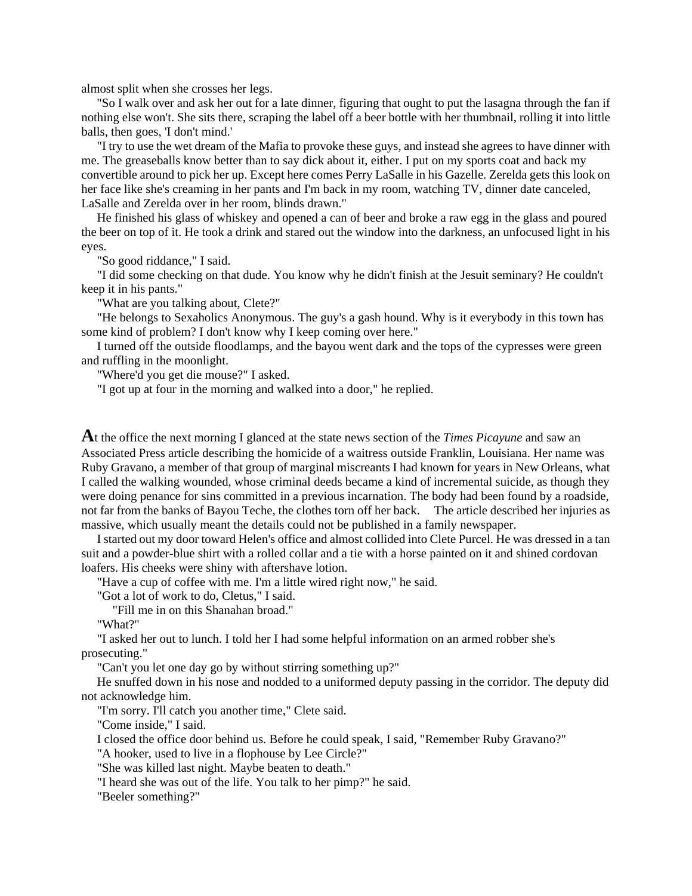almost split when she crosses her legs.

"So I walk over and ask her out for a late dinner, figuring that ought to put the lasagna through the fan if nothing else won't. She sits there, scraping the label off a beer bottle with her thumbnail, rolling it into little balls, then goes, 'I don't mind.'

"I try to use the wet dream of the Mafia to provoke these guys, and instead she agrees to have dinner with me. The greaseballs know better than to say dick about it, either. I put on my sports coat and back my convertible around to pick her up. Except here comes Perry LaSalle in his Gazelle. Zerelda gets this look on her face like she's creaming in her pants and I'm back in my room, watching TV, dinner date canceled, LaSalle and Zerelda over in her room, blinds drawn."

He finished his glass of whiskey and opened a can of beer and broke a raw egg in the glass and poured the beer on top of it. He took a drink and stared out the window into the darkness, an unfocused light in his eyes.

"So good riddance," I said.

"I did some checking on that dude. You know why he didn't finish at the Jesuit seminary? He couldn't keep it in his pants."

"What are you talking about, Clete?"

"He belongs to Sexaholics Anonymous. The guy's a gash hound. Why is it everybody in this town has some kind of problem? I don't know why I keep coming over here."

I turned off the outside floodlamps, and the bayou went dark and the tops of the cypresses were green and ruffling in the moonlight.

"Where'd you get die mouse?" I asked.

"I got up at four in the morning and walked into a door," he replied.

**A**t the office the next morning I glanced at the state news section of the *Times Picayune* and saw an Associated Press article describing the homicide of a waitress outside Franklin, Louisiana. Her name was Ruby Gravano, a member of that group of marginal miscreants I had known for years in New Orleans, what I called the walking wounded, whose criminal deeds became a kind of incremental suicide, as though they were doing penance for sins committed in a previous incarnation. The body had been found by a roadside, not far from the banks of Bayou Teche, the clothes torn off her back. The article described her injuries as massive, which usually meant the details could not be published in a family newspaper.

I started out my door toward Helen's office and almost collided into Clete Purcel. He was dressed in a tan suit and a powder-blue shirt with a rolled collar and a tie with a horse painted on it and shined cordovan loafers. His cheeks were shiny with aftershave lotion.

"Have a cup of coffee with me. I'm a little wired right now," he said.

"Got a lot of work to do, Cletus," I said.

"Fill me in on this Shanahan broad."

"What?"

"I asked her out to lunch. I told her I had some helpful information on an armed robber she's prosecuting."

"Can't you let one day go by without stirring something up?"

He snuffed down in his nose and nodded to a uniformed deputy passing in the corridor. The deputy did not acknowledge him.

"I'm sorry. I'll catch you another time," Clete said.

"Come inside," I said.

I closed the office door behind us. Before he could speak, I said, "Remember Ruby Gravano?"

"A hooker, used to live in a flophouse by Lee Circle?"

"She was killed last night. Maybe beaten to death."

"I heard she was out of the life. You talk to her pimp?" he said.

"Beeler something?"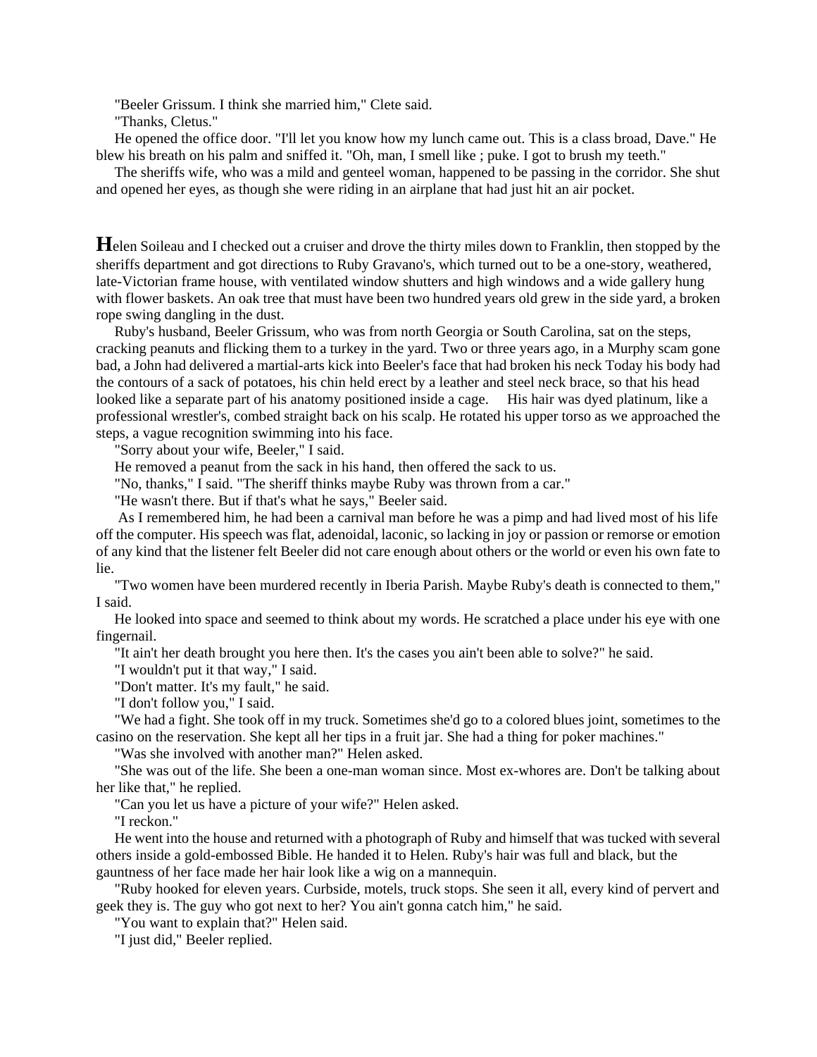"Beeler Grissum. I think she married him," Clete said.

"Thanks, Cletus."

He opened the office door. "I'll let you know how my lunch came out. This is a class broad, Dave." He blew his breath on his palm and sniffed it. "Oh, man, I smell like ; puke. I got to brush my teeth."

The sheriffs wife, who was a mild and genteel woman, happened to be passing in the corridor. She shut and opened her eyes, as though she were riding in an airplane that had just hit an air pocket.

**H**elen Soileau and I checked out a cruiser and drove the thirty miles down to Franklin, then stopped by the sheriffs department and got directions to Ruby Gravano's, which turned out to be a one-story, weathered, late-Victorian frame house, with ventilated window shutters and high windows and a wide gallery hung with flower baskets. An oak tree that must have been two hundred years old grew in the side yard, a broken rope swing dangling in the dust.

Ruby's husband, Beeler Grissum, who was from north Georgia or South Carolina, sat on the steps, cracking peanuts and flicking them to a turkey in the yard. Two or three years ago, in a Murphy scam gone bad, a John had delivered a martial-arts kick into Beeler's face that had broken his neck Today his body had the contours of a sack of potatoes, his chin held erect by a leather and steel neck brace, so that his head looked like a separate part of his anatomy positioned inside a cage. His hair was dyed platinum, like a professional wrestler's, combed straight back on his scalp. He rotated his upper torso as we approached the steps, a vague recognition swimming into his face.

"Sorry about your wife, Beeler," I said.

He removed a peanut from the sack in his hand, then offered the sack to us.

"No, thanks," I said. "The sheriff thinks maybe Ruby was thrown from a car."

"He wasn't there. But if that's what he says," Beeler said.

As I remembered him, he had been a carnival man before he was a pimp and had lived most of his life off the computer. His speech was flat, adenoidal, laconic, so lacking in joy or passion or remorse or emotion of any kind that the listener felt Beeler did not care enough about others or the world or even his own fate to lie.

"Two women have been murdered recently in Iberia Parish. Maybe Ruby's death is connected to them," I said.

He looked into space and seemed to think about my words. He scratched a place under his eye with one fingernail.

"It ain't her death brought you here then. It's the cases you ain't been able to solve?" he said.

"I wouldn't put it that way," I said.

"Don't matter. It's my fault," he said.

"I don't follow you," I said.

"We had a fight. She took off in my truck. Sometimes she'd go to a colored blues joint, sometimes to the casino on the reservation. She kept all her tips in a fruit jar. She had a thing for poker machines."

"Was she involved with another man?" Helen asked.

"She was out of the life. She been a one-man woman since. Most ex-whores are. Don't be talking about her like that," he replied.

"Can you let us have a picture of your wife?" Helen asked.

"I reckon."

He went into the house and returned with a photograph of Ruby and himself that was tucked with several others inside a gold-embossed Bible. He handed it to Helen. Ruby's hair was full and black, but the gauntness of her face made her hair look like a wig on a mannequin.

"Ruby hooked for eleven years. Curbside, motels, truck stops. She seen it all, every kind of pervert and geek they is. The guy who got next to her? You ain't gonna catch him," he said.

"You want to explain that?" Helen said.

"I just did," Beeler replied.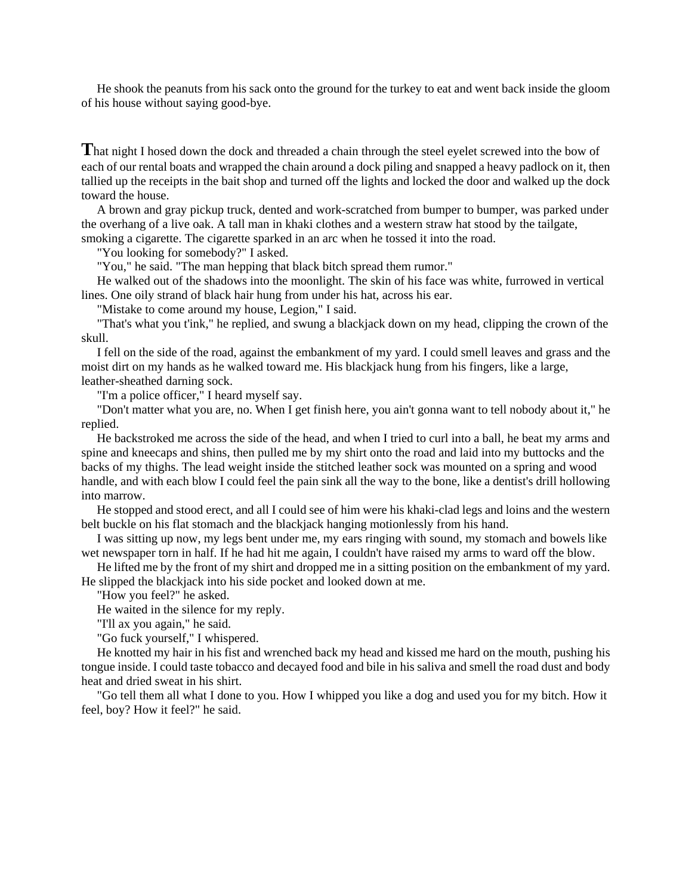He shook the peanuts from his sack onto the ground for the turkey to eat and went back inside the gloom of his house without saying good-bye.

That night I hosed down the dock and threaded a chain through the steel eyelet screwed into the bow of each of our rental boats and wrapped the chain around a dock piling and snapped a heavy padlock on it, then tallied up the receipts in the bait shop and turned off the lights and locked the door and walked up the dock toward the house.

A brown and gray pickup truck, dented and work-scratched from bumper to bumper, was parked under the overhang of a live oak. A tall man in khaki clothes and a western straw hat stood by the tailgate, smoking a cigarette. The cigarette sparked in an arc when he tossed it into the road.

"You looking for somebody?" I asked.

"You," he said. "The man hepping that black bitch spread them rumor."

He walked out of the shadows into the moonlight. The skin of his face was white, furrowed in vertical lines. One oily strand of black hair hung from under his hat, across his ear.

"Mistake to come around my house, Legion," I said.

"That's what you t'ink," he replied, and swung a blackjack down on my head, clipping the crown of the skull.

I fell on the side of the road, against the embankment of my yard. I could smell leaves and grass and the moist dirt on my hands as he walked toward me. His blackjack hung from his fingers, like a large, leather-sheathed darning sock.

"I'm a police officer," I heard myself say.

"Don't matter what you are, no. When I get finish here, you ain't gonna want to tell nobody about it," he replied.

He backstroked me across the side of the head, and when I tried to curl into a ball, he beat my arms and spine and kneecaps and shins, then pulled me by my shirt onto the road and laid into my buttocks and the backs of my thighs. The lead weight inside the stitched leather sock was mounted on a spring and wood handle, and with each blow I could feel the pain sink all the way to the bone, like a dentist's drill hollowing into marrow.

He stopped and stood erect, and all I could see of him were his khaki-clad legs and loins and the western belt buckle on his flat stomach and the blackjack hanging motionlessly from his hand.

I was sitting up now, my legs bent under me, my ears ringing with sound, my stomach and bowels like wet newspaper torn in half. If he had hit me again, I couldn't have raised my arms to ward off the blow.

He lifted me by the front of my shirt and dropped me in a sitting position on the embankment of my yard. He slipped the blackjack into his side pocket and looked down at me.

"How you feel?" he asked.

He waited in the silence for my reply.

"I'll ax you again," he said.

"Go fuck yourself," I whispered.

He knotted my hair in his fist and wrenched back my head and kissed me hard on the mouth, pushing his tongue inside. I could taste tobacco and decayed food and bile in his saliva and smell the road dust and body heat and dried sweat in his shirt.

"Go tell them all what I done to you. How I whipped you like a dog and used you for my bitch. How it feel, boy? How it feel?" he said.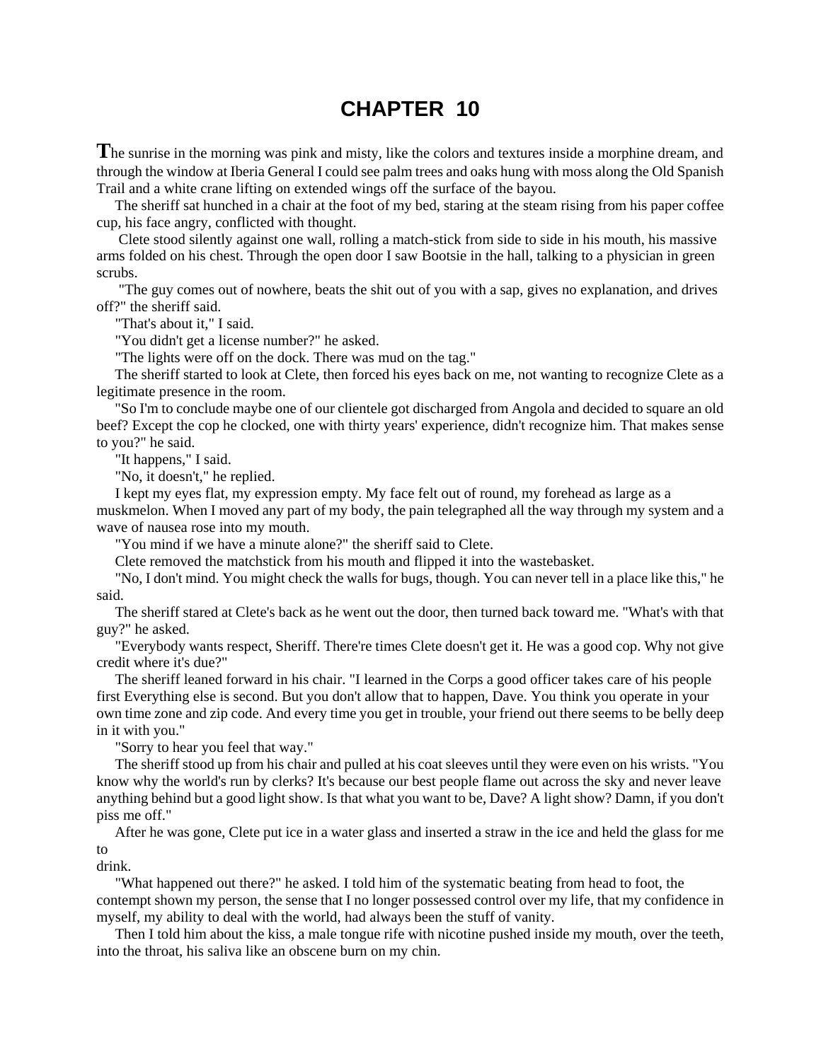# CHAPTER 10

**T**he sunrise in the morning was pink and misty, like the colors and textures inside a morphine dream, and through the window at Iberia General I could see palm trees and oaks hung with moss along the Old Spanish Trail and a white crane lifting on extended wings off the surface of the bayou.

The sheriff sat hunched in a chair at the foot of my bed, staring at the steam rising from his paper coffee cup, his face angry, conflicted with thought.

Clete stood silently against one wall, rolling a match-stick from side to side in his mouth, his massive arms folded on his chest. Through the open door I saw Bootsie in the hall, talking to a physician in green scrubs.

"The guy comes out of nowhere, beats the shit out of you with a sap, gives no explanation, and drives off?" the sheriff said.

"That's about it," I said.

"You didn't get a license number?" he asked.

"The lights were off on the dock. There was mud on the tag."

The sheriff started to look at Clete, then forced his eyes back on me, not wanting to recognize Clete as a legitimate presence in the room.

"So I'm to conclude maybe one of our clientele got discharged from Angola and decided to square an old beef? Except the cop he clocked, one with thirty years' experience, didn't recognize him. That makes sense to you?" he said.

"It happens," I said.

"No, it doesn't," he replied.

I kept my eyes flat, my expression empty. My face felt out of round, my forehead as large as a muskmelon. When I moved any part of my body, the pain telegraphed all the way through my system and a wave of nausea rose into my mouth.

"You mind if we have a minute alone?" the sheriff said to Clete.

Clete removed the matchstick from his mouth and flipped it into the wastebasket.

"No, I don't mind. You might check the walls for bugs, though. You can never tell in a place like this," he said.

The sheriff stared at Clete's back as he went out the door, then turned back toward me. "What's with that guy?" he asked.

"Everybody wants respect, Sheriff. There're times Clete doesn't get it. He was a good cop. Why not give credit where it's due?"

The sheriff leaned forward in his chair. "I learned in the Corps a good officer takes care of his people first Everything else is second. But you don't allow that to happen, Dave. You think you operate in your own time zone and zip code. And every time you get in trouble, your friend out there seems to be belly deep in it with you."

"Sorry to hear you feel that way."

The sheriff stood up from his chair and pulled at his coat sleeves until they were even on his wrists. "You know why the world's run by clerks? It's because our best people flame out across the sky and never leave anything behind but a good light show. Is that what you want to be, Dave? A light show? Damn, if you don't piss me off."

After he was gone, Clete put ice in a water glass and inserted a straw in the ice and held the glass for me to drink.

"What happened out there?" he asked. I told him of the systematic beating from head to foot, the contempt shown my person, the sense that I no longer possessed control over my life, that my confidence in myself, my ability to deal with the world, had always been the stuff of vanity.

Then I told him about the kiss, a male tongue rife with nicotine pushed inside my mouth, over the teeth, into the throat, his saliva like an obscene burn on my chin.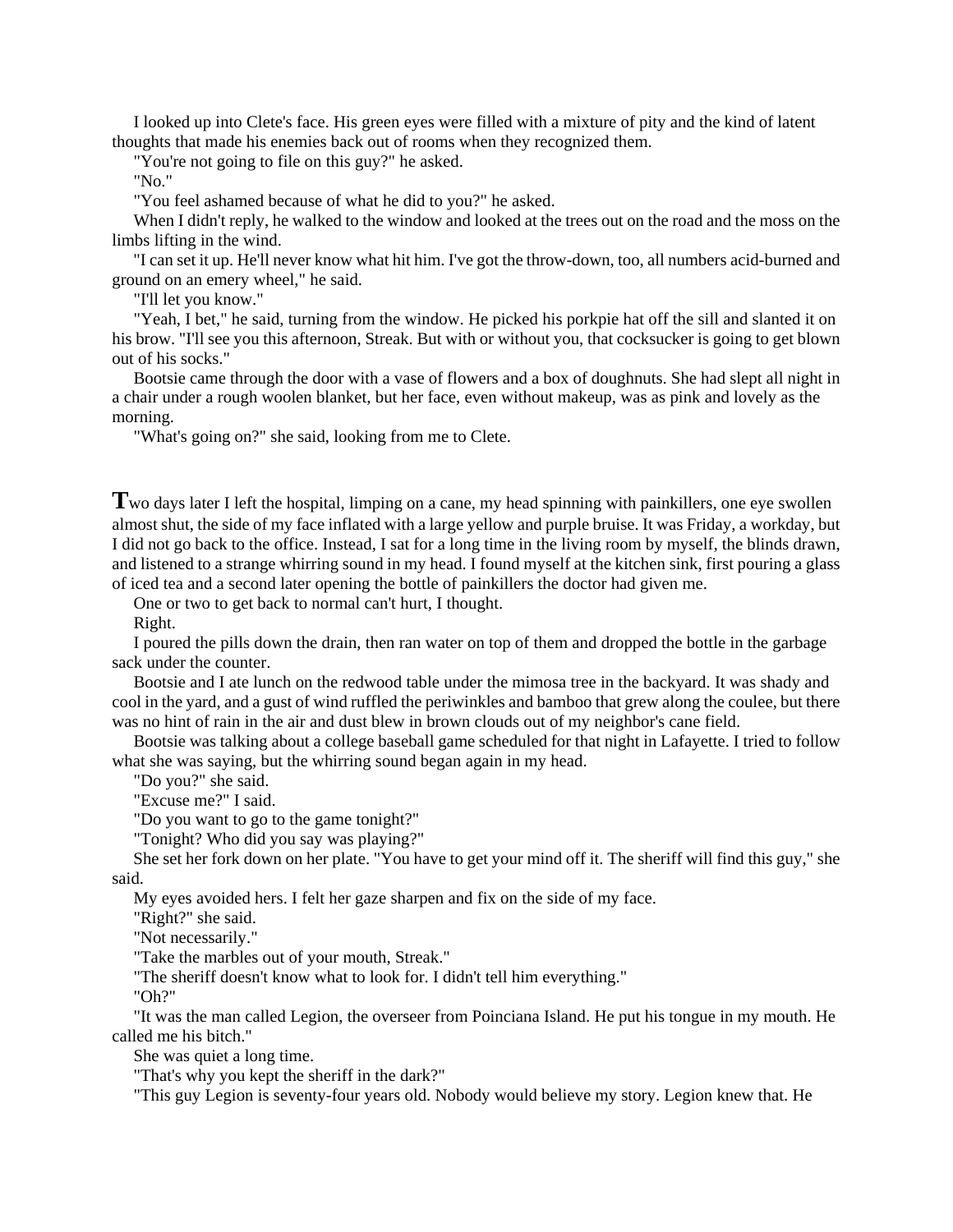I looked up into Clete's face. His green eyes were filled with a mixture of pity and the kind of latent thoughts that made his enemies back out of rooms when they recognized them.

"You're not going to file on this guy?" he asked.

"No."

"You feel ashamed because of what he did to you?" he asked.

When I didn't reply, he walked to the window and looked at the trees out on the road and the moss on the limbs lifting in the wind.

"I can set it up. He'll never know what hit him. I've got the throw-down, too, all numbers acid-burned and ground on an emery wheel," he said.

"I'll let you know."

"Yeah, I bet," he said, turning from the window. He picked his porkpie hat off the sill and slanted it on his brow. "I'll see you this afternoon, Streak. But with or without you, that cocksucker is going to get blown out of his socks."

Bootsie came through the door with a vase of flowers and a box of doughnuts. She had slept all night in a chair under a rough woolen blanket, but her face, even without makeup, was as pink and lovely as the morning.

"What's going on?" she said, looking from me to Clete.

**T**wo days later I left the hospital, limping on a cane, my head spinning with painkillers, one eye swollen almost shut, the side of my face inflated with a large yellow and purple bruise. It was Friday, a workday, but I did not go back to the office. Instead, I sat for a long time in the living room by myself, the blinds drawn, and listened to a strange whirring sound in my head. I found myself at the kitchen sink, first pouring a glass of iced tea and a second later opening the bottle of painkillers the doctor had given me.

One or two to get back to normal can't hurt, I thought.

Right.

I poured the pills down the drain, then ran water on top of them and dropped the bottle in the garbage sack under the counter.

Bootsie and I ate lunch on the redwood table under the mimosa tree in the backyard. It was shady and cool in the yard, and a gust of wind ruffled the periwinkles and bamboo that grew along the coulee, but there was no hint of rain in the air and dust blew in brown clouds out of my neighbor's cane field.

Bootsie was talking about a college baseball game scheduled for that night in Lafayette. I tried to follow what she was saying, but the whirring sound began again in my head.

"Do you?" she said.

"Excuse me?" I said.

"Do you want to go to the game tonight?"

"Tonight? Who did you say was playing?"

She set her fork down on her plate. "You have to get your mind off it. The sheriff will find this guy," she said.

My eyes avoided hers. I felt her gaze sharpen and fix on the side of my face.

"Right?" she said.

"Not necessarily."

"Take the marbles out of your mouth, Streak."

"The sheriff doesn't know what to look for. I didn't tell him everything."

"Oh?"

"It was the man called Legion, the overseer from Poinciana Island. He put his tongue in my mouth. He called me his bitch."

She was quiet a long time.

"That's why you kept the sheriff in the dark?"

"This guy Legion is seventy-four years old. Nobody would believe my story. Legion knew that. He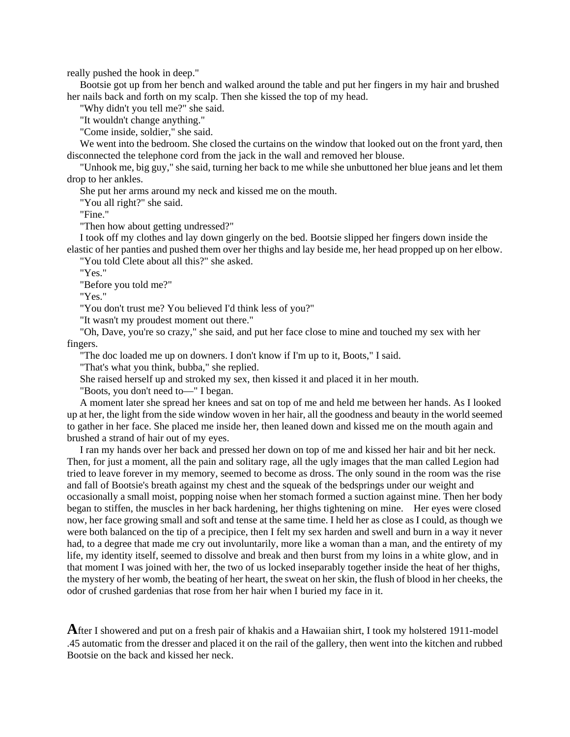really pushed the hook in deep."

Bootsie got up from her bench and walked around the table and put her fingers in my hair and brushed her nails back and forth on my scalp. Then she kissed the top of my head.

"Why didn't you tell me?" she said.

"It wouldn't change anything."

"Come inside, soldier," she said.

We went into the bedroom. She closed the curtains on the window that looked out on the front yard, then disconnected the telephone cord from the jack in the wall and removed her blouse.

"Unhook me, big guy," she said, turning her back to me while she unbuttoned her blue jeans and let them drop to her ankles.

She put her arms around my neck and kissed me on the mouth.

"You all right?" she said.

"Fine."

"Then how about getting undressed?"

I took off my clothes and lay down gingerly on the bed. Bootsie slipped her fingers down inside the elastic of her panties and pushed them over her thighs and lay beside me, her head propped up on her elbow.

"You told Clete about all this?" she asked.

"Yes."

"Before you told me?"

"Yes."

"You don't trust me? You believed I'd think less of you?"

"It wasn't my proudest moment out there."

"Oh, Dave, you're so crazy," she said, and put her face close to mine and touched my sex with her fingers.

"The doc loaded me up on downers. I don't know if I'm up to it, Boots," I said.

"That's what you think, bubba," she replied.

She raised herself up and stroked my sex, then kissed it and placed it in her mouth.

"Boots, you don't need to—" I began.

A moment later she spread her knees and sat on top of me and held me between her hands. As I looked up at her, the light from the side window woven in her hair, all the goodness and beauty in the world seemed to gather in her face. She placed me inside her, then leaned down and kissed me on the mouth again and brushed a strand of hair out of my eyes.

I ran my hands over her back and pressed her down on top of me and kissed her hair and bit her neck. Then, for just a moment, all the pain and solitary rage, all the ugly images that the man called Legion had tried to leave forever in my memory, seemed to become as dross. The only sound in the room was the rise and fall of Bootsie's breath against my chest and the squeak of the bedsprings under our weight and occasionally a small moist, popping noise when her stomach formed a suction against mine. Then her body began to stiffen, the muscles in her back hardening, her thighs tightening on mine. Her eyes were closed now, her face growing small and soft and tense at the same time. I held her as close as I could, as though we were both balanced on the tip of a precipice, then I felt my sex harden and swell and burn in a way it never had, to a degree that made me cry out involuntarily, more like a woman than a man, and the entirety of my life, my identity itself, seemed to dissolve and break and then burst from my loins in a white glow, and in that moment I was joined with her, the two of us locked inseparably together inside the heat of her thighs, the mystery of her womb, the beating of her heart, the sweat on her skin, the flush of blood in her cheeks, the odor of crushed gardenias that rose from her hair when I buried my face in it.

**A**fter I showered and put on a fresh pair of khakis and a Hawaiian shirt, I took my holstered 1911-model .45 automatic from the dresser and placed it on the rail of the gallery, then went into the kitchen and rubbed Bootsie on the back and kissed her neck.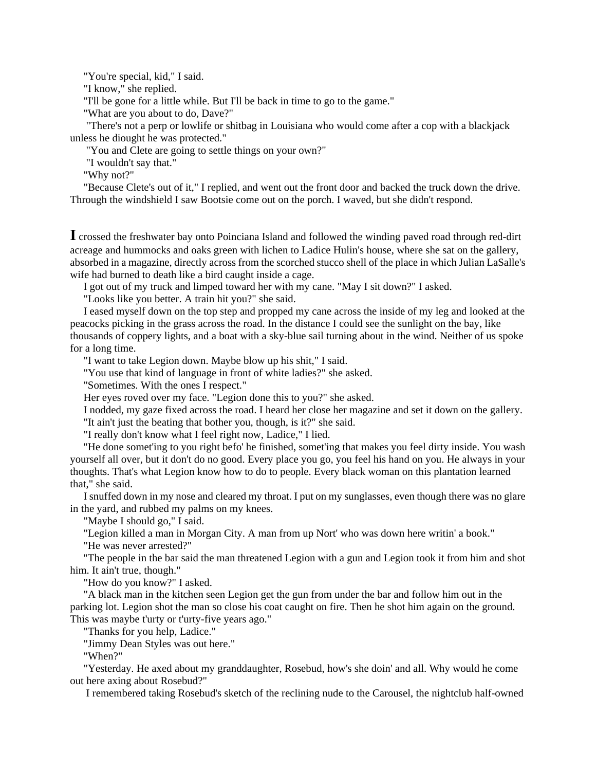"You're special, kid," I said.

"I know," she replied.

"I'll be gone for a little while. But I'll be back in time to go to the game."

"What are you about to do, Dave?"

"There's not a perp or lowlife or shitbag in Louisiana who would come after a cop with a blackjack unless he diought he was protected."

"You and Clete are going to settle things on your own?"

"I wouldn't say that."

"Why not?"

"Because Clete's out of it," I replied, and went out the front door and backed the truck down the drive. Through the windshield I saw Bootsie come out on the porch. I waved, but she didn't respond.

**I** crossed the freshwater bay onto Poinciana Island and followed the winding paved road through red-dirt acreage and hummocks and oaks green with lichen to Ladice Hulin's house, where she sat on the gallery, absorbed in a magazine, directly across from the scorched stucco shell of the place in which Julian LaSalle's wife had burned to death like a bird caught inside a cage.

I got out of my truck and limped toward her with my cane. "May I sit down?" I asked.

"Looks like you better. A train hit you?" she said.

I eased myself down on the top step and propped my cane across the inside of my leg and looked at the peacocks picking in the grass across the road. In the distance I could see the sunlight on the bay, like thousands of coppery lights, and a boat with a sky-blue sail turning about in the wind. Neither of us spoke for a long time.

"I want to take Legion down. Maybe blow up his shit," I said.

"You use that kind of language in front of white ladies?" she asked.

"Sometimes. With the ones I respect."

Her eyes roved over my face. "Legion done this to you?" she asked.

I nodded, my gaze fixed across the road. I heard her close her magazine and set it down on the gallery.

"It ain't just the beating that bother you, though, is it?" she said.

"I really don't know what I feel right now, Ladice," I lied.

"He done somet'ing to you right befo' he finished, somet'ing that makes you feel dirty inside. You wash yourself all over, but it don't do no good. Every place you go, you feel his hand on you. He always in your thoughts. That's what Legion know how to do to people. Every black woman on this plantation learned that," she said.

I snuffed down in my nose and cleared my throat. I put on my sunglasses, even though there was no glare in the yard, and rubbed my palms on my knees.

"Maybe I should go," I said.

"Legion killed a man in Morgan City. A man from up Nort' who was down here writin' a book."

"He was never arrested?"

"The people in the bar said the man threatened Legion with a gun and Legion took it from him and shot him. It ain't true, though."

"How do you know?" I asked.

"A black man in the kitchen seen Legion get the gun from under the bar and follow him out in the parking lot. Legion shot the man so close his coat caught on fire. Then he shot him again on the ground. This was maybe t'urty or t'urty-five years ago."

"Thanks for you help, Ladice."

"Jimmy Dean Styles was out here."

"When?"

"Yesterday. He axed about my granddaughter, Rosebud, how's she doin' and all. Why would he come out here axing about Rosebud?"

I remembered taking Rosebud's sketch of the reclining nude to the Carousel, the nightclub half-owned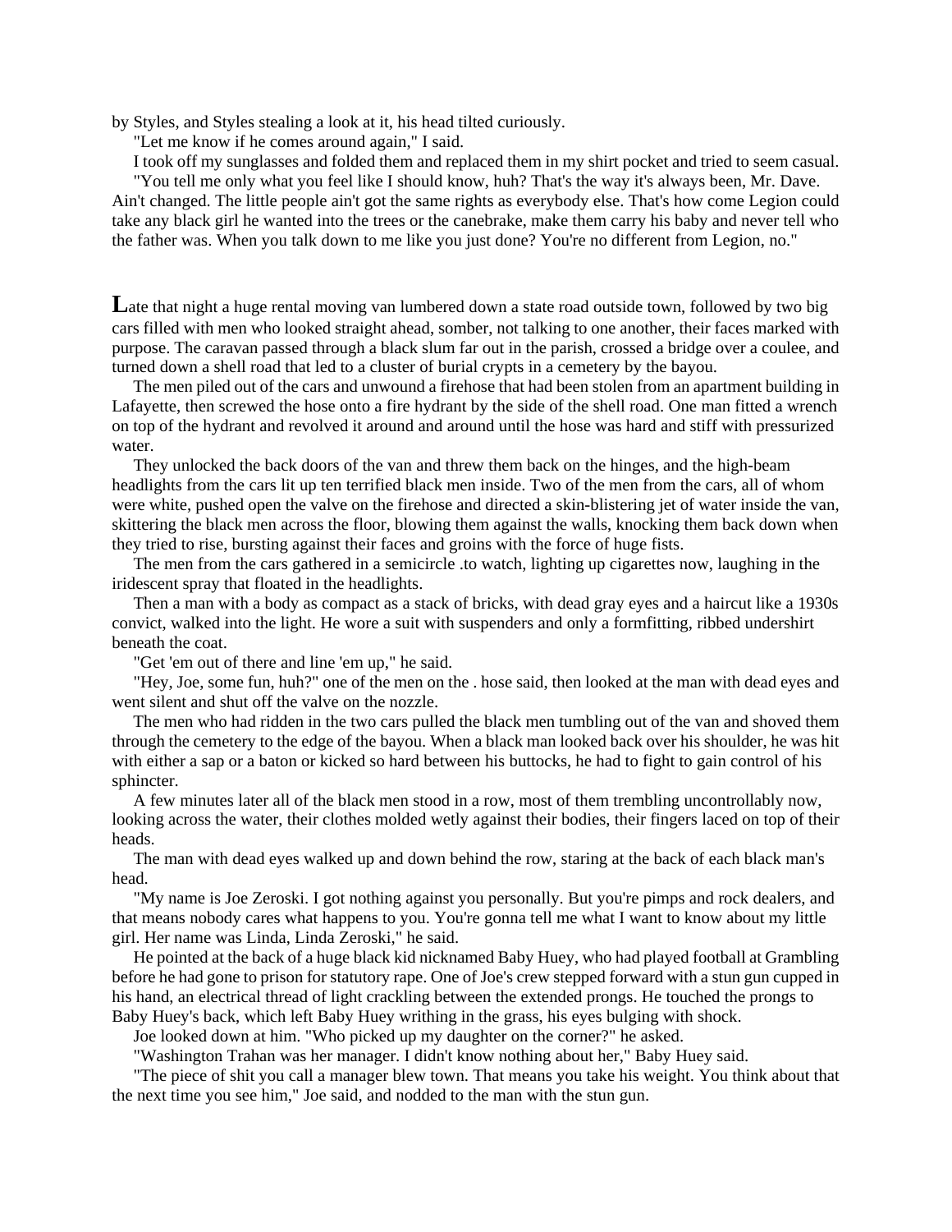by Styles, and Styles stealing a look at it, his head tilted curiously.

"Let me know if he comes around again," I said.

I took off my sunglasses and folded them and replaced them in my shirt pocket and tried to seem casual.

"You tell me only what you feel like I should know, huh? That's the way it's always been, Mr. Dave. Ain't changed. The little people ain't got the same rights as everybody else. That's how come Legion could take any black girl he wanted into the trees or the canebrake, make them carry his baby and never tell who the father was. When you talk down to me like you just done? You're no different from Legion, no."

**L**ate that night a huge rental moving van lumbered down a state road outside town, followed by two big cars filled with men who looked straight ahead, somber, not talking to one another, their faces marked with purpose. The caravan passed through a black slum far out in the parish, crossed a bridge over a coulee, and turned down a shell road that led to a cluster of burial crypts in a cemetery by the bayou.

The men piled out of the cars and unwound a firehose that had been stolen from an apartment building in Lafayette, then screwed the hose onto a fire hydrant by the side of the shell road. One man fitted a wrench on top of the hydrant and revolved it around and around until the hose was hard and stiff with pressurized water.

They unlocked the back doors of the van and threw them back on the hinges, and the high-beam headlights from the cars lit up ten terrified black men inside. Two of the men from the cars, all of whom were white, pushed open the valve on the firehose and directed a skin-blistering jet of water inside the van, skittering the black men across the floor, blowing them against the walls, knocking them back down when they tried to rise, bursting against their faces and groins with the force of huge fists.

The men from the cars gathered in a semicircle .to watch, lighting up cigarettes now, laughing in the iridescent spray that floated in the headlights.

Then a man with a body as compact as a stack of bricks, with dead gray eyes and a haircut like a 1930s convict, walked into the light. He wore a suit with suspenders and only a formfitting, ribbed undershirt beneath the coat.

"Get 'em out of there and line 'em up," he said.

"Hey, Joe, some fun, huh?" one of the men on the . hose said, then looked at the man with dead eyes and went silent and shut off the valve on the nozzle.

The men who had ridden in the two cars pulled the black men tumbling out of the van and shoved them through the cemetery to the edge of the bayou. When a black man looked back over his shoulder, he was hit with either a sap or a baton or kicked so hard between his buttocks, he had to fight to gain control of his sphincter.

A few minutes later all of the black men stood in a row, most of them trembling uncontrollably now, looking across the water, their clothes molded wetly against their bodies, their fingers laced on top of their heads.

The man with dead eyes walked up and down behind the row, staring at the back of each black man's head.

"My name is Joe Zeroski. I got nothing against you personally. But you're pimps and rock dealers, and that means nobody cares what happens to you. You're gonna tell me what I want to know about my little girl. Her name was Linda, Linda Zeroski," he said.

He pointed at the back of a huge black kid nicknamed Baby Huey, who had played football at Grambling before he had gone to prison for statutory rape. One of Joe's crew stepped forward with a stun gun cupped in his hand, an electrical thread of light crackling between the extended prongs. He touched the prongs to Baby Huey's back, which left Baby Huey writhing in the grass, his eyes bulging with shock.

Joe looked down at him. "Who picked up my daughter on the corner?" he asked.

"Washington Trahan was her manager. I didn't know nothing about her," Baby Huey said.

"The piece of shit you call a manager blew town. That means you take his weight. You think about that the next time you see him," Joe said, and nodded to the man with the stun gun.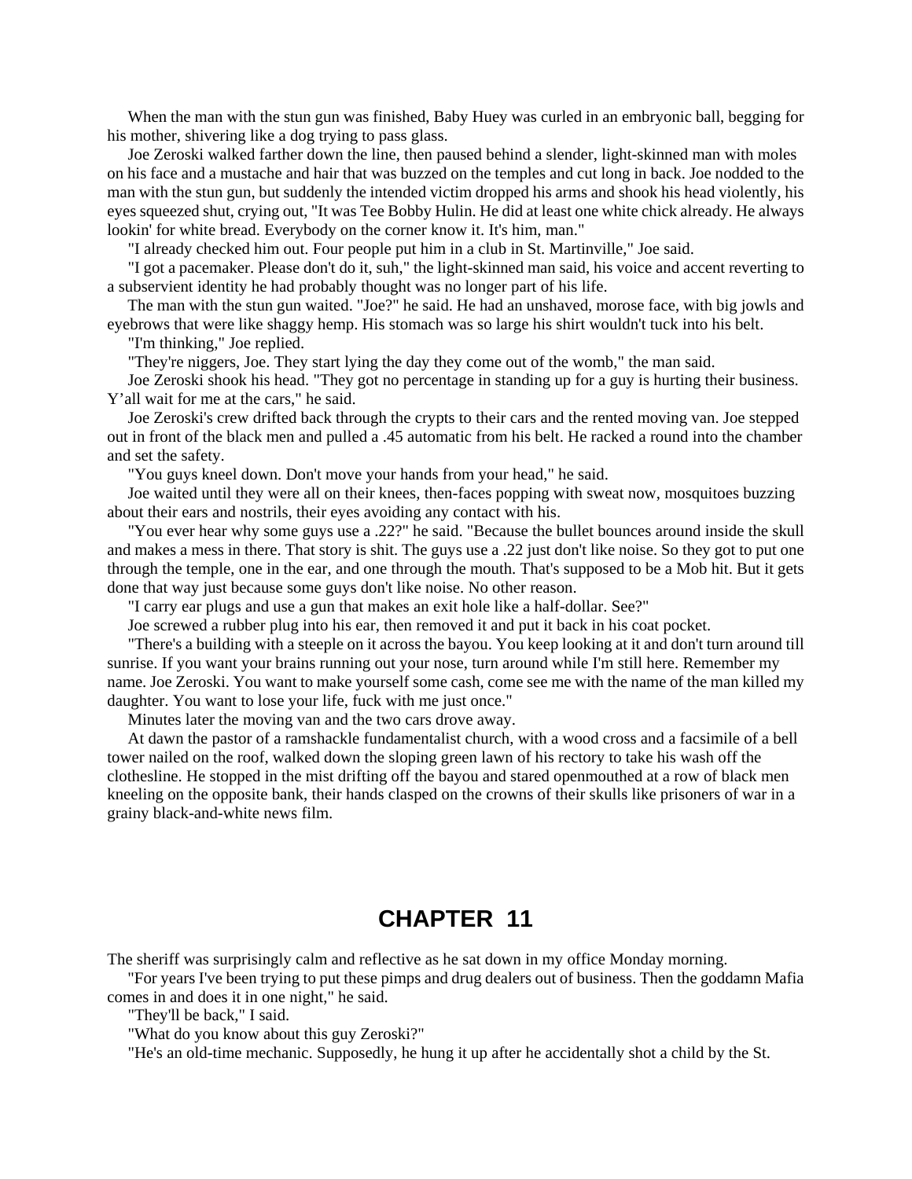When the man with the stun gun was finished, Baby Huey was curled in an embryonic ball, begging for his mother, shivering like a dog trying to pass glass.

Joe Zeroski walked farther down the line, then paused behind a slender, light-skinned man with moles on his face and a mustache and hair that was buzzed on the temples and cut long in back. Joe nodded to the man with the stun gun, but suddenly the intended victim dropped his arms and shook his head violently, his eyes squeezed shut, crying out, "It was Tee Bobby Hulin. He did at least one white chick already. He always lookin' for white bread. Everybody on the corner know it. It's him, man."

"I already checked him out. Four people put him in a club in St. Martinville," Joe said.

"I got a pacemaker. Please don't do it, suh," the light-skinned man said, his voice and accent reverting to a subservient identity he had probably thought was no longer part of his life.

The man with the stun gun waited. "Joe?" he said. He had an unshaved, morose face, with big jowls and eyebrows that were like shaggy hemp. His stomach was so large his shirt wouldn't tuck into his belt.

"I'm thinking," Joe replied.

"They're niggers, Joe. They start lying the day they come out of the womb," the man said.

Joe Zeroski shook his head. "They got no percentage in standing up for a guy is hurting their business. Y'all wait for me at the cars," he said.

Joe Zeroski's crew drifted back through the crypts to their cars and the rented moving van. Joe stepped out in front of the black men and pulled a .45 automatic from his belt. He racked a round into the chamber and set the safety.

"You guys kneel down. Don't move your hands from your head," he said.

Joe waited until they were all on their knees, then-faces popping with sweat now, mosquitoes buzzing about their ears and nostrils, their eyes avoiding any contact with his.

"You ever hear why some guys use a .22?" he said. "Because the bullet bounces around inside the skull and makes a mess in there. That story is shit. The guys use a .22 just don't like noise. So they got to put one through the temple, one in the ear, and one through the mouth. That's supposed to be a Mob hit. But it gets done that way just because some guys don't like noise. No other reason.

"I carry ear plugs and use a gun that makes an exit hole like a half-dollar. See?"

Joe screwed a rubber plug into his ear, then removed it and put it back in his coat pocket.

"There's a building with a steeple on it across the bayou. You keep looking at it and don't turn around till sunrise. If you want your brains running out your nose, turn around while I'm still here. Remember my name. Joe Zeroski. You want to make yourself some cash, come see me with the name of the man killed my daughter. You want to lose your life, fuck with me just once."

Minutes later the moving van and the two cars drove away.

At dawn the pastor of a ramshackle fundamentalist church, with a wood cross and a facsimile of a bell tower nailed on the roof, walked down the sloping green lawn of his rectory to take his wash off the clothesline. He stopped in the mist drifting off the bayou and stared openmouthed at a row of black men kneeling on the opposite bank, their hands clasped on the crowns of their skulls like prisoners of war in a grainy black-and-white news film.

# CHAPTER 11

The sheriff was surprisingly calm and reflective as he sat down in my office Monday morning.

"For years I've been trying to put these pimps and drug dealers out of business. Then the goddamn Mafia comes in and does it in one night," he said.

"They'll be back," I said.

"What do you know about this guy Zeroski?"

"He's an old-time mechanic. Supposedly, he hung it up after he accidentally shot a child by the St.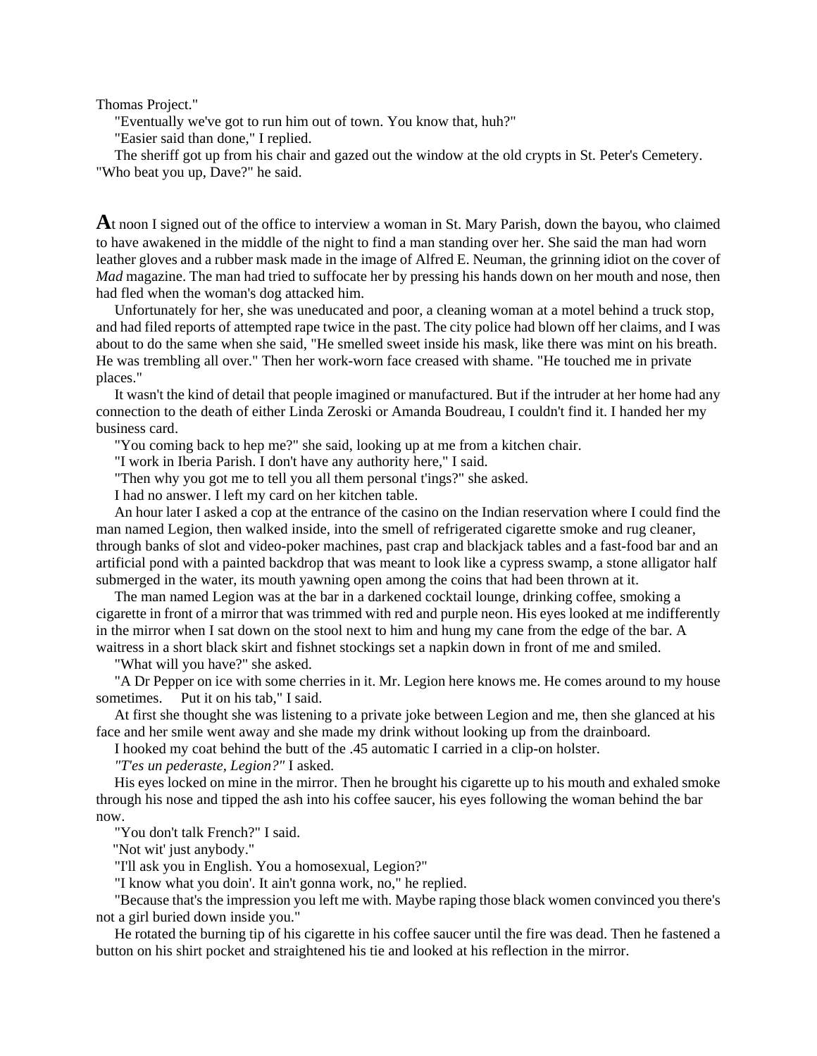Thomas Project."

"Eventually we've got to run him out of town. You know that, huh?"

"Easier said than done," I replied.

The sheriff got up from his chair and gazed out the window at the old crypts in St. Peter's Cemetery. "Who beat you up, Dave?" he said.

**A**t noon I signed out of the office to interview a woman in St. Mary Parish, down the bayou, who claimed to have awakened in the middle of the night to find a man standing over her. She said the man had worn leather gloves and a rubber mask made in the image of Alfred E. Neuman, the grinning idiot on the cover of *Mad* magazine. The man had tried to suffocate her by pressing his hands down on her mouth and nose, then had fled when the woman's dog attacked him.

Unfortunately for her, she was uneducated and poor, a cleaning woman at a motel behind a truck stop, and had filed reports of attempted rape twice in the past. The city police had blown off her claims, and I was about to do the same when she said, "He smelled sweet inside his mask, like there was mint on his breath. He was trembling all over." Then her work-worn face creased with shame. "He touched me in private places."

It wasn't the kind of detail that people imagined or manufactured. But if the intruder at her home had any connection to the death of either Linda Zeroski or Amanda Boudreau, I couldn't find it. I handed her my business card.

"You coming back to hep me?" she said, looking up at me from a kitchen chair.

"I work in Iberia Parish. I don't have any authority here," I said.

"Then why you got me to tell you all them personal t'ings?" she asked.

I had no answer. I left my card on her kitchen table.

An hour later I asked a cop at the entrance of the casino on the Indian reservation where I could find the man named Legion, then walked inside, into the smell of refrigerated cigarette smoke and rug cleaner, through banks of slot and video-poker machines, past crap and blackjack tables and a fast-food bar and an artificial pond with a painted backdrop that was meant to look like a cypress swamp, a stone alligator half submerged in the water, its mouth yawning open among the coins that had been thrown at it.

The man named Legion was at the bar in a darkened cocktail lounge, drinking coffee, smoking a cigarette in front of a mirror that was trimmed with red and purple neon. His eyes looked at me indifferently in the mirror when I sat down on the stool next to him and hung my cane from the edge of the bar. A waitress in a short black skirt and fishnet stockings set a napkin down in front of me and smiled.

"What will you have?" she asked.

"A Dr Pepper on ice with some cherries in it. Mr. Legion here knows me. He comes around to my house sometimes. Put it on his tab," I said.

At first she thought she was listening to a private joke between Legion and me, then she glanced at his face and her smile went away and she made my drink without looking up from the drainboard.

I hooked my coat behind the butt of the .45 automatic I carried in a clip-on holster.

*"T'es un pederaste, Legion?"* I asked.

His eyes locked on mine in the mirror. Then he brought his cigarette up to his mouth and exhaled smoke through his nose and tipped the ash into his coffee saucer, his eyes following the woman behind the bar now.

"You don't talk French?" I said.

"Not wit' just anybody."

"I'll ask you in English. You a homosexual, Legion?"

"I know what you doin'. It ain't gonna work, no," he replied.

"Because that's the impression you left me with. Maybe raping those black women convinced you there's not a girl buried down inside you."

He rotated the burning tip of his cigarette in his coffee saucer until the fire was dead. Then he fastened a button on his shirt pocket and straightened his tie and looked at his reflection in the mirror.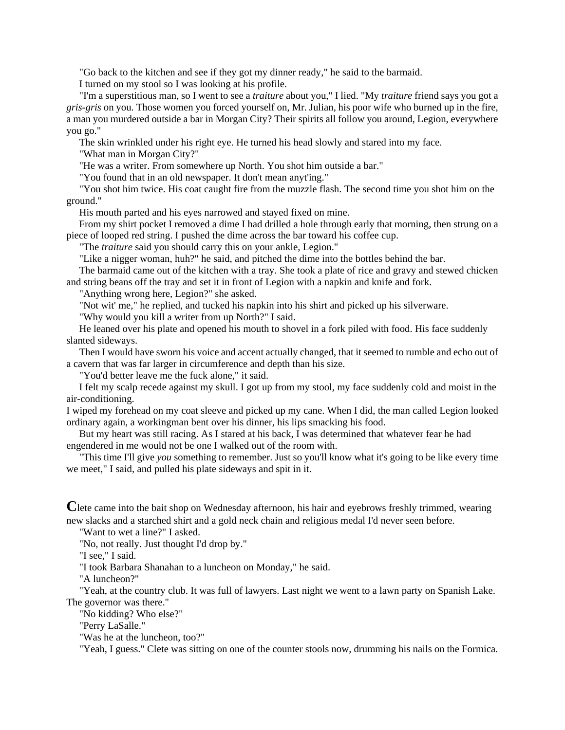"Go back to the kitchen and see if they got my dinner ready," he said to the barmaid.

I turned on my stool so I was looking at his profile.

"I'm a superstitious man, so I went to see a *traiture* about you," I lied. "My *traiture* friend says you got a *gris-gris* on you. Those women you forced yourself on, Mr. Julian, his poor wife who burned up in the fire, a man you murdered outside a bar in Morgan City? Their spirits all follow you around, Legion, everywhere you go."

The skin wrinkled under his right eye. He turned his head slowly and stared into my face.

"What man in Morgan City?"

"He was a writer. From somewhere up North. You shot him outside a bar."

"You found that in an old newspaper. It don't mean anyt'ing."

"You shot him twice. His coat caught fire from the muzzle flash. The second time you shot him on the ground."

His mouth parted and his eyes narrowed and stayed fixed on mine.

From my shirt pocket I removed a dime I had drilled a hole through early that morning, then strung on a piece of looped red string. I pushed the dime across the bar toward his coffee cup.

"The *traiture* said you should carry this on your ankle, Legion."

"Like a nigger woman, huh?" he said, and pitched the dime into the bottles behind the bar.

The barmaid came out of the kitchen with a tray. She took a plate of rice and gravy and stewed chicken and string beans off the tray and set it in front of Legion with a napkin and knife and fork.

"Anything wrong here, Legion?" she asked.

"Not wit' me," he replied, and tucked his napkin into his shirt and picked up his silverware.

"Why would you kill a writer from up North?" I said.

He leaned over his plate and opened his mouth to shovel in a fork piled with food. His face suddenly slanted sideways.

Then I would have sworn his voice and accent actually changed, that it seemed to rumble and echo out of a cavern that was far larger in circumference and depth than his size.

"You'd better leave me the fuck alone," it said.

I felt my scalp recede against my skull. I got up from my stool, my face suddenly cold and moist in the air-conditioning.

I wiped my forehead on my coat sleeve and picked up my cane. When I did, the man called Legion looked ordinary again, a workingman bent over his dinner, his lips smacking his food.

But my heart was still racing. As I stared at his back, I was determined that whatever fear he had engendered in me would not be one I walked out of the room with.

"This time I'll give *you* something to remember. Just so you'll know what it's going to be like every time we meet," I said, and pulled his plate sideways and spit in it.

**C**lete came into the bait shop on Wednesday afternoon, his hair and eyebrows freshly trimmed, wearing new slacks and a starched shirt and a gold neck chain and religious medal I'd never seen before.

"Want to wet a line?" I asked.

"No, not really. Just thought I'd drop by."

"I see," I said.

"I took Barbara Shanahan to a luncheon on Monday," he said.

"A luncheon?"

"Yeah, at the country club. It was full of lawyers. Last night we went to a lawn party on Spanish Lake. The governor was there."

"No kidding? Who else?"

"Perry LaSalle."

"Was he at the luncheon, too?"

"Yeah, I guess." Clete was sitting on one of the counter stools now, drumming his nails on the Formica.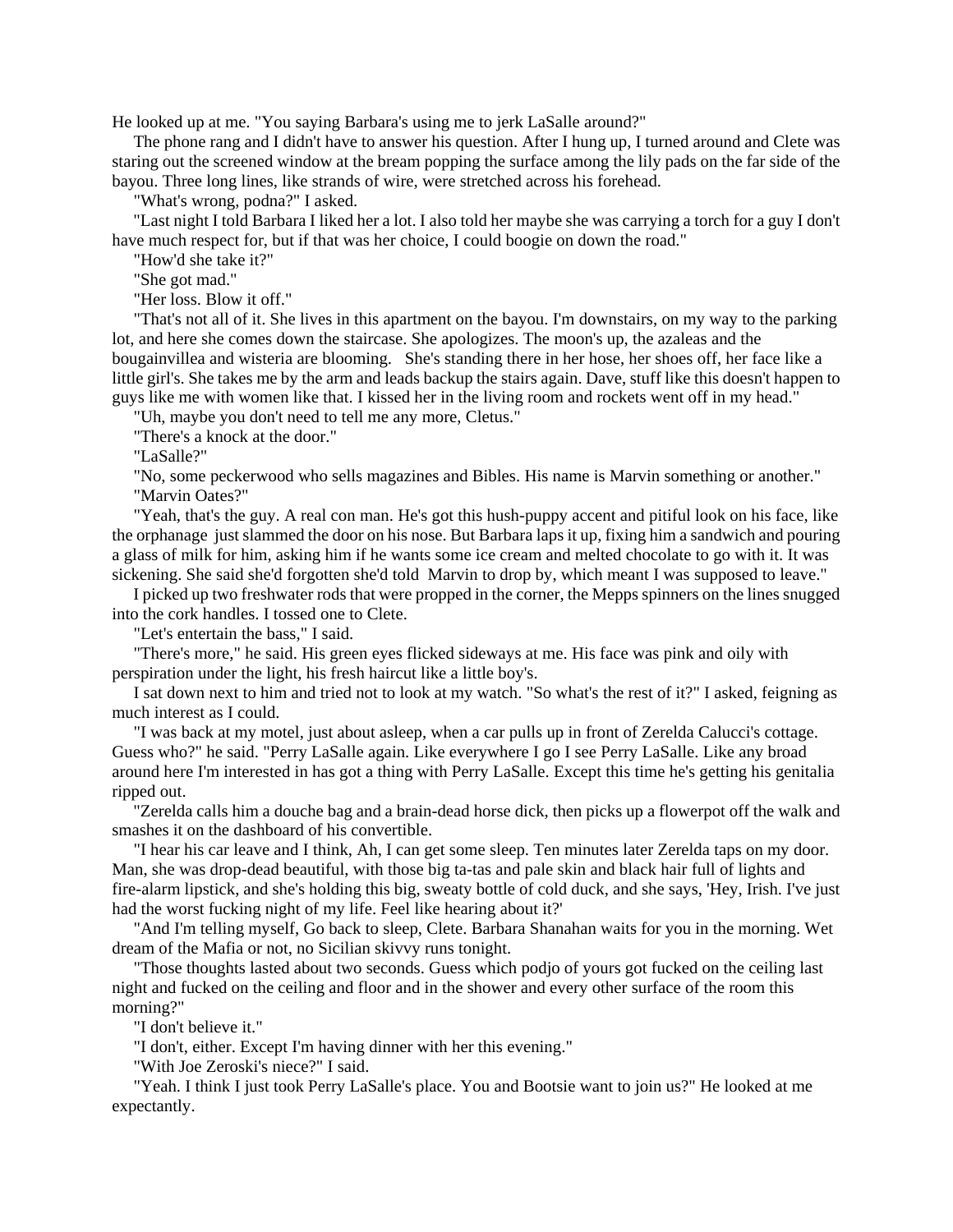He looked up at me. "You saying Barbara's using me to jerk LaSalle around?"

The phone rang and I didn't have to answer his question. After I hung up, I turned around and Clete was staring out the screened window at the bream popping the surface among the lily pads on the far side of the bayou. Three long lines, like strands of wire, were stretched across his forehead.

"What's wrong, podna?" I asked.

"Last night I told Barbara I liked her a lot. I also told her maybe she was carrying a torch for a guy I don't have much respect for, but if that was her choice, I could boogie on down the road."

"How'd she take it?"

"She got mad."

"Her loss. Blow it off."

"That's not all of it. She lives in this apartment on the bayou. I'm downstairs, on my way to the parking lot, and here she comes down the staircase. She apologizes. The moon's up, the azaleas and the bougainvillea and wisteria are blooming. She's standing there in her hose, her shoes off, her face like a little girl's. She takes me by the arm and leads backup the stairs again. Dave, stuff like this doesn't happen to guys like me with women like that. I kissed her in the living room and rockets went off in my head."

"Uh, maybe you don't need to tell me any more, Cletus."

"There's a knock at the door."

"LaSalle?"

"No, some peckerwood who sells magazines and Bibles. His name is Marvin something or another."

"Marvin Oates?"

"Yeah, that's the guy. A real con man. He's got this hush-puppy accent and pitiful look on his face, like the orphanage just slammed the door on his nose. But Barbara laps it up, fixing him a sandwich and pouring a glass of milk for him, asking him if he wants some ice cream and melted chocolate to go with it. It was sickening. She said she'd forgotten she'd told Marvin to drop by, which meant I was supposed to leave."

I picked up two freshwater rods that were propped in the corner, the Mepps spinners on the lines snugged into the cork handles. I tossed one to Clete.

"Let's entertain the bass," I said.

"There's more," he said. His green eyes flicked sideways at me. His face was pink and oily with perspiration under the light, his fresh haircut like a little boy's.

I sat down next to him and tried not to look at my watch. "So what's the rest of it?" I asked, feigning as much interest as I could.

"I was back at my motel, just about asleep, when a car pulls up in front of Zerelda Calucci's cottage. Guess who?" he said. "Perry LaSalle again. Like everywhere I go I see Perry LaSalle. Like any broad around here I'm interested in has got a thing with Perry LaSalle. Except this time he's getting his genitalia ripped out.

"Zerelda calls him a douche bag and a brain-dead horse dick, then picks up a flowerpot off the walk and smashes it on the dashboard of his convertible.

"I hear his car leave and I think, Ah, I can get some sleep. Ten minutes later Zerelda taps on my door. Man, she was drop-dead beautiful, with those big ta-tas and pale skin and black hair full of lights and fire-alarm lipstick, and she's holding this big, sweaty bottle of cold duck, and she says, 'Hey, Irish. I've just had the worst fucking night of my life. Feel like hearing about it?'

"And I'm telling myself, Go back to sleep, Clete. Barbara Shanahan waits for you in the morning. Wet dream of the Mafia or not, no Sicilian skivvy runs tonight.

"Those thoughts lasted about two seconds. Guess which podjo of yours got fucked on the ceiling last night and fucked on the ceiling and floor and in the shower and every other surface of the room this morning?"

"I don't believe it."

"I don't, either. Except I'm having dinner with her this evening."

"With Joe Zeroski's niece?" I said.

"Yeah. I think I just took Perry LaSalle's place. You and Bootsie want to join us?" He looked at me expectantly.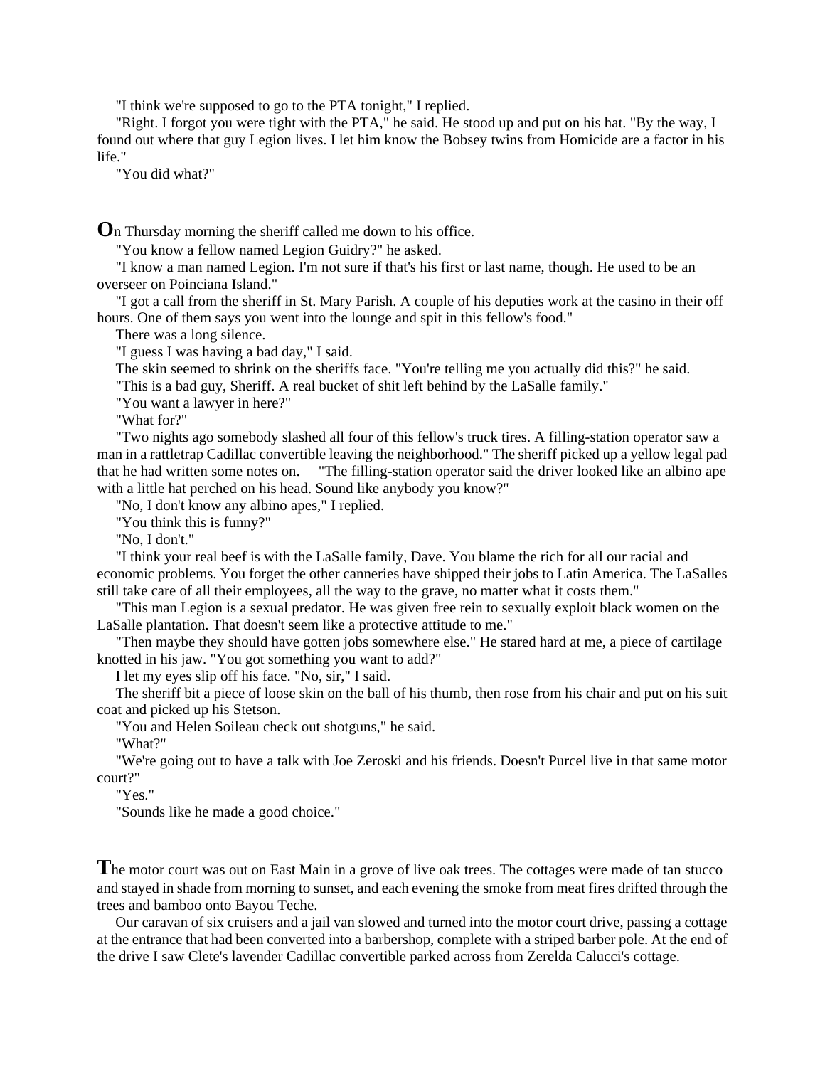"I think we're supposed to go to the PTA tonight," I replied.

"Right. I forgot you were tight with the PTA," he said. He stood up and put on his hat. "By the way, I found out where that guy Legion lives. I let him know the Bobsey twins from Homicide are a factor in his life."

"You did what?"

**O**n Thursday morning the sheriff called me down to his office.

"You know a fellow named Legion Guidry?" he asked.

"I know a man named Legion. I'm not sure if that's his first or last name, though. He used to be an overseer on Poinciana Island."

"I got a call from the sheriff in St. Mary Parish. A couple of his deputies work at the casino in their off hours. One of them says you went into the lounge and spit in this fellow's food."

There was a long silence.

"I guess I was having a bad day," I said.

The skin seemed to shrink on the sheriffs face. "You're telling me you actually did this?" he said.

"This is a bad guy, Sheriff. A real bucket of shit left behind by the LaSalle family."

"You want a lawyer in here?"

"What for?"

"Two nights ago somebody slashed all four of this fellow's truck tires. A filling-station operator saw a man in a rattletrap Cadillac convertible leaving the neighborhood." The sheriff picked up a yellow legal pad that he had written some notes on. "The filling-station operator said the driver looked like an albino ape with a little hat perched on his head. Sound like anybody you know?"

"No, I don't know any albino apes," I replied.

"You think this is funny?"

"No, I don't."

"I think your real beef is with the LaSalle family, Dave. You blame the rich for all our racial and economic problems. You forget the other canneries have shipped their jobs to Latin America. The LaSalles still take care of all their employees, all the way to the grave, no matter what it costs them."

"This man Legion is a sexual predator. He was given free rein to sexually exploit black women on the LaSalle plantation. That doesn't seem like a protective attitude to me."

"Then maybe they should have gotten jobs somewhere else." He stared hard at me, a piece of cartilage knotted in his jaw. "You got something you want to add?"

I let my eyes slip off his face. "No, sir," I said.

The sheriff bit a piece of loose skin on the ball of his thumb, then rose from his chair and put on his suit coat and picked up his Stetson.

"You and Helen Soileau check out shotguns," he said.

"What?"

"We're going out to have a talk with Joe Zeroski and his friends. Doesn't Purcel live in that same motor court?"

"Yes."

"Sounds like he made a good choice."

**T**he motor court was out on East Main in a grove of live oak trees. The cottages were made of tan stucco and stayed in shade from morning to sunset, and each evening the smoke from meat fires drifted through the trees and bamboo onto Bayou Teche.

Our caravan of six cruisers and a jail van slowed and turned into the motor court drive, passing a cottage at the entrance that had been converted into a barbershop, complete with a striped barber pole. At the end of the drive I saw Clete's lavender Cadillac convertible parked across from Zerelda Calucci's cottage.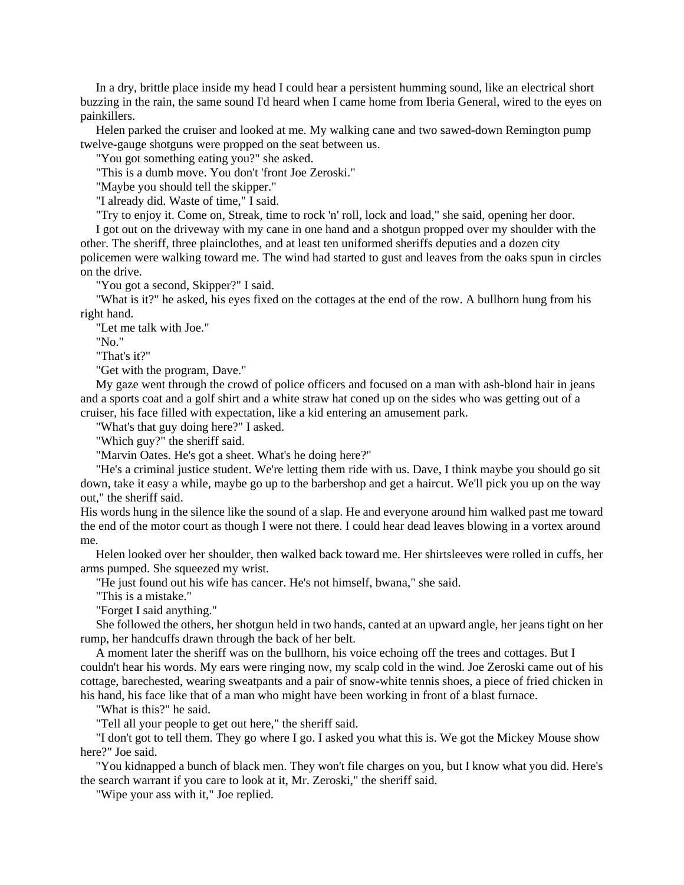In a dry, brittle place inside my head I could hear a persistent humming sound, like an electrical short buzzing in the rain, the same sound I'd heard when I came home from Iberia General, wired to the eyes on painkillers.

Helen parked the cruiser and looked at me. My walking cane and two sawed-down Remington pump twelve-gauge shotguns were propped on the seat between us.

"You got something eating you?" she asked.

"This is a dumb move. You don't 'front Joe Zeroski."

"Maybe you should tell the skipper."

"I already did. Waste of time," I said.

"Try to enjoy it. Come on, Streak, time to rock 'n' roll, lock and load," she said, opening her door.

I got out on the driveway with my cane in one hand and a shotgun propped over my shoulder with the other. The sheriff, three plainclothes, and at least ten uniformed sheriffs deputies and a dozen city policemen were walking toward me. The wind had started to gust and leaves from the oaks spun in circles on the drive.

"You got a second, Skipper?" I said.

"What is it?" he asked, his eyes fixed on the cottages at the end of the row. A bullhorn hung from his right hand.

"Let me talk with Joe."

"No."

"That's it?"

"Get with the program, Dave."

My gaze went through the crowd of police officers and focused on a man with ash-blond hair in jeans and a sports coat and a golf shirt and a white straw hat coned up on the sides who was getting out of a cruiser, his face filled with expectation, like a kid entering an amusement park.

"What's that guy doing here?" I asked.

"Which guy?" the sheriff said.

"Marvin Oates. He's got a sheet. What's he doing here?"

"He's a criminal justice student. We're letting them ride with us. Dave, I think maybe you should go sit down, take it easy a while, maybe go up to the barbershop and get a haircut. We'll pick you up on the way out," the sheriff said.

His words hung in the silence like the sound of a slap. He and everyone around him walked past me toward the end of the motor court as though I were not there. I could hear dead leaves blowing in a vortex around me.

Helen looked over her shoulder, then walked back toward me. Her shirtsleeves were rolled in cuffs, her arms pumped. She squeezed my wrist.

"He just found out his wife has cancer. He's not himself, bwana," she said.

"This is a mistake."

"Forget I said anything."

She followed the others, her shotgun held in two hands, canted at an upward angle, her jeans tight on her rump, her handcuffs drawn through the back of her belt.

A moment later the sheriff was on the bullhorn, his voice echoing off the trees and cottages. But I couldn't hear his words. My ears were ringing now, my scalp cold in the wind. Joe Zeroski came out of his cottage, barechested, wearing sweatpants and a pair of snow-white tennis shoes, a piece of fried chicken in his hand, his face like that of a man who might have been working in front of a blast furnace.

"What is this?" he said.

"Tell all your people to get out here," the sheriff said.

"I don't got to tell them. They go where I go. I asked you what this is. We got the Mickey Mouse show here?" Joe said.

"You kidnapped a bunch of black men. They won't file charges on you, but I know what you did. Here's the search warrant if you care to look at it, Mr. Zeroski," the sheriff said.

"Wipe your ass with it," Joe replied.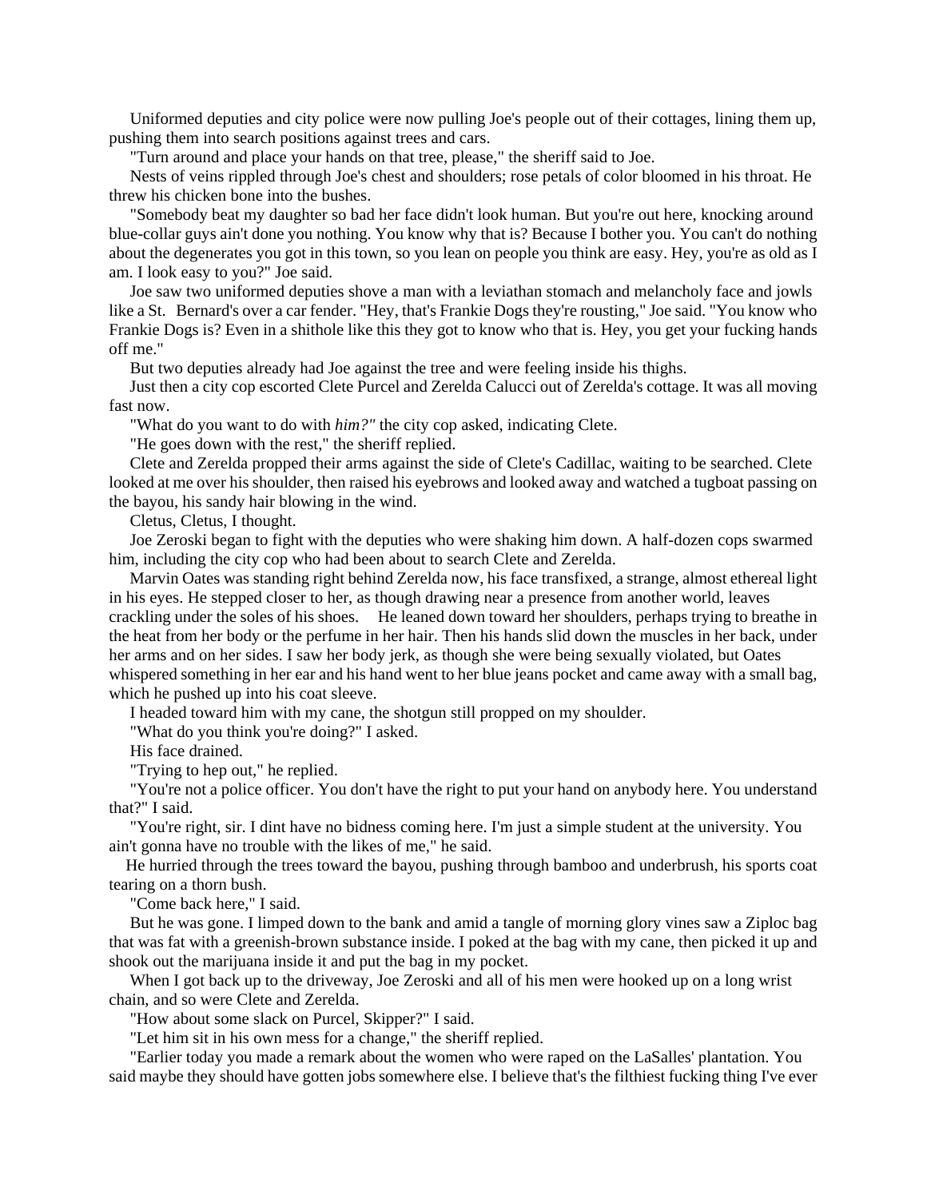Uniformed deputies and city police were now pulling Joe's people out of their cottages, lining them up, pushing them into search positions against trees and cars.

"Turn around and place your hands on that tree, please," the sheriff said to Joe.

Nests of veins rippled through Joe's chest and shoulders; rose petals of color bloomed in his throat. He threw his chicken bone into the bushes.

"Somebody beat my daughter so bad her face didn't look human. But you're out here, knocking around blue-collar guys ain't done you nothing. You know why that is? Because I bother you. You can't do nothing about the degenerates you got in this town, so you lean on people you think are easy. Hey, you're as old as I am. I look easy to you?" Joe said.

Joe saw two uniformed deputies shove a man with a leviathan stomach and melancholy face and jowls like a St. Bernard's over a car fender. "Hey, that's Frankie Dogs they're rousting," Joe said. "You know who Frankie Dogs is? Even in a shithole like this they got to know who that is. Hey, you get your fucking hands off me."

But two deputies already had Joe against the tree and were feeling inside his thighs.

Just then a city cop escorted Clete Purcel and Zerelda Calucci out of Zerelda's cottage. It was all moving fast now.

"What do you want to do with *him?"* the city cop asked, indicating Clete.

"He goes down with the rest," the sheriff replied.

Clete and Zerelda propped their arms against the side of Clete's Cadillac, waiting to be searched. Clete looked at me over his shoulder, then raised his eyebrows and looked away and watched a tugboat passing on the bayou, his sandy hair blowing in the wind.

Cletus, Cletus, I thought.

Joe Zeroski began to fight with the deputies who were shaking him down. A half-dozen cops swarmed him, including the city cop who had been about to search Clete and Zerelda.

Marvin Oates was standing right behind Zerelda now, his face transfixed, a strange, almost ethereal light in his eyes. He stepped closer to her, as though drawing near a presence from another world, leaves crackling under the soles of his shoes. He leaned down toward her shoulders, perhaps trying to breathe in the heat from her body or the perfume in her hair. Then his hands slid down the muscles in her back, under her arms and on her sides. I saw her body jerk, as though she were being sexually violated, but Oates whispered something in her ear and his hand went to her blue jeans pocket and came away with a small bag, which he pushed up into his coat sleeve.

I headed toward him with my cane, the shotgun still propped on my shoulder.

"What do you think you're doing?" I asked.

His face drained.

"Trying to hep out," he replied.

"You're not a police officer. You don't have the right to put your hand on anybody here. You understand that?" I said.

"You're right, sir. I dint have no bidness coming here. I'm just a simple student at the university. You ain't gonna have no trouble with the likes of me," he said.

He hurried through the trees toward the bayou, pushing through bamboo and underbrush, his sports coat tearing on a thorn bush.

"Come back here," I said.

But he was gone. I limped down to the bank and amid a tangle of morning glory vines saw a Ziploc bag that was fat with a greenish-brown substance inside. I poked at the bag with my cane, then picked it up and shook out the marijuana inside it and put the bag in my pocket.

When I got back up to the driveway, Joe Zeroski and all of his men were hooked up on a long wrist chain, and so were Clete and Zerelda.

"How about some slack on Purcel, Skipper?" I said.

"Let him sit in his own mess for a change," the sheriff replied.

"Earlier today you made a remark about the women who were raped on the LaSalles' plantation. You said maybe they should have gotten jobs somewhere else. I believe that's the filthiest fucking thing I've ever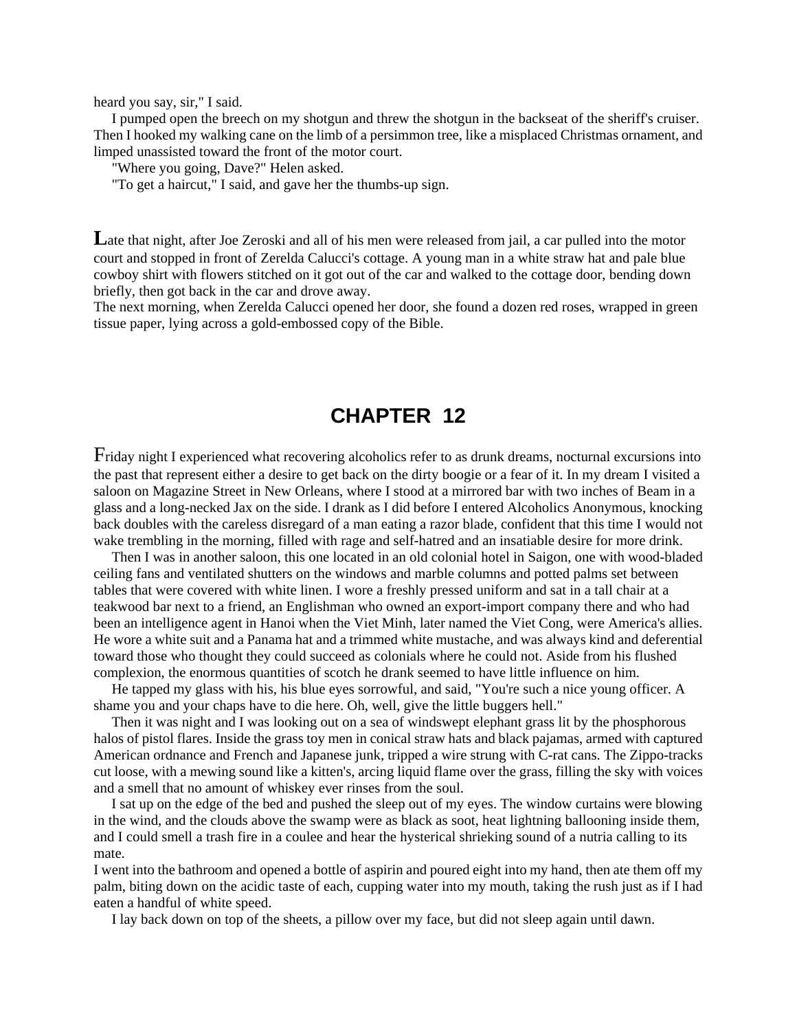heard you say, sir," I said.

I pumped open the breech on my shotgun and threw the shotgun in the backseat of the sheriff's cruiser. Then I hooked my walking cane on the limb of a persimmon tree, like a misplaced Christmas ornament, and limped unassisted toward the front of the motor court.

"Where you going, Dave?" Helen asked.

"To get a haircut," I said, and gave her the thumbs-up sign.

Late that night, after Joe Zeroski and all of his men were released from jail, a car pulled into the motor court and stopped in front of Zerelda Calucci's cottage. A young man in a white straw hat and pale blue cowboy shirt with flowers stitched on it got out of the car and walked to the cottage door, bending down briefly, then got back in the car and drove away.

The next morning, when Zerelda Calucci opened her door, she found a dozen red roses, wrapped in green tissue paper, lying across a gold-embossed copy of the Bible.

## CHAPTER 12

Friday night I experienced what recovering alcoholics refer to as drunk dreams, nocturnal excursions into the past that represent either a desire to get back on the dirty boogie or a fear of it. In my dream I visited a saloon on Magazine Street in New Orleans, where I stood at a mirrored bar with two inches of Beam in a glass and a long-necked Jax on the side. I drank as I did before I entered Alcoholics Anonymous, knocking back doubles with the careless disregard of a man eating a razor blade, confident that this time I would not wake trembling in the morning, filled with rage and self-hatred and an insatiable desire for more drink.

Then I was in another saloon, this one located in an old colonial hotel in Saigon, one with wood-bladed ceiling fans and ventilated shutters on the windows and marble columns and potted palms set between tables that were covered with white linen. I wore a freshly pressed uniform and sat in a tall chair at a teakwood bar next to a friend, an Englishman who owned an export-import company there and who had been an intelligence agent in Hanoi when the Viet Minh, later named the Viet Cong, were America's allies. He wore a white suit and a Panama hat and a trimmed white mustache, and was always kind and deferential toward those who thought they could succeed as colonials where he could not. Aside from his flushed complexion, the enormous quantities of scotch he drank seemed to have little influence on him.

He tapped my glass with his, his blue eyes sorrowful, and said, "You're such a nice young officer. A shame you and your chaps have to die here. Oh, well, give the little buggers hell."

Then it was night and I was looking out on a sea of windswept elephant grass lit by the phosphorous halos of pistol flares. Inside the grass toy men in conical straw hats and black pajamas, armed with captured American ordnance and French and Japanese junk, tripped a wire strung with C-rat cans. The Zippo-tracks cut loose, with a mewing sound like a kitten's, arcing liquid flame over the grass, filling the sky with voices and a smell that no amount of whiskey ever rinses from the soul.

I sat up on the edge of the bed and pushed the sleep out of my eyes. The window curtains were blowing in the wind, and the clouds above the swamp were as black as soot, heat lightning ballooning inside them, and I could smell a trash fire in a coulee and hear the hysterical shrieking sound of a nutria calling to its mate.

I went into the bathroom and opened a bottle of aspirin and poured eight into my hand, then ate them off my palm, biting down on the acidic taste of each, cupping water into my mouth, taking the rush just as if I had eaten a handful of white speed.

I lay back down on top of the sheets, a pillow over my face, but did not sleep again until dawn.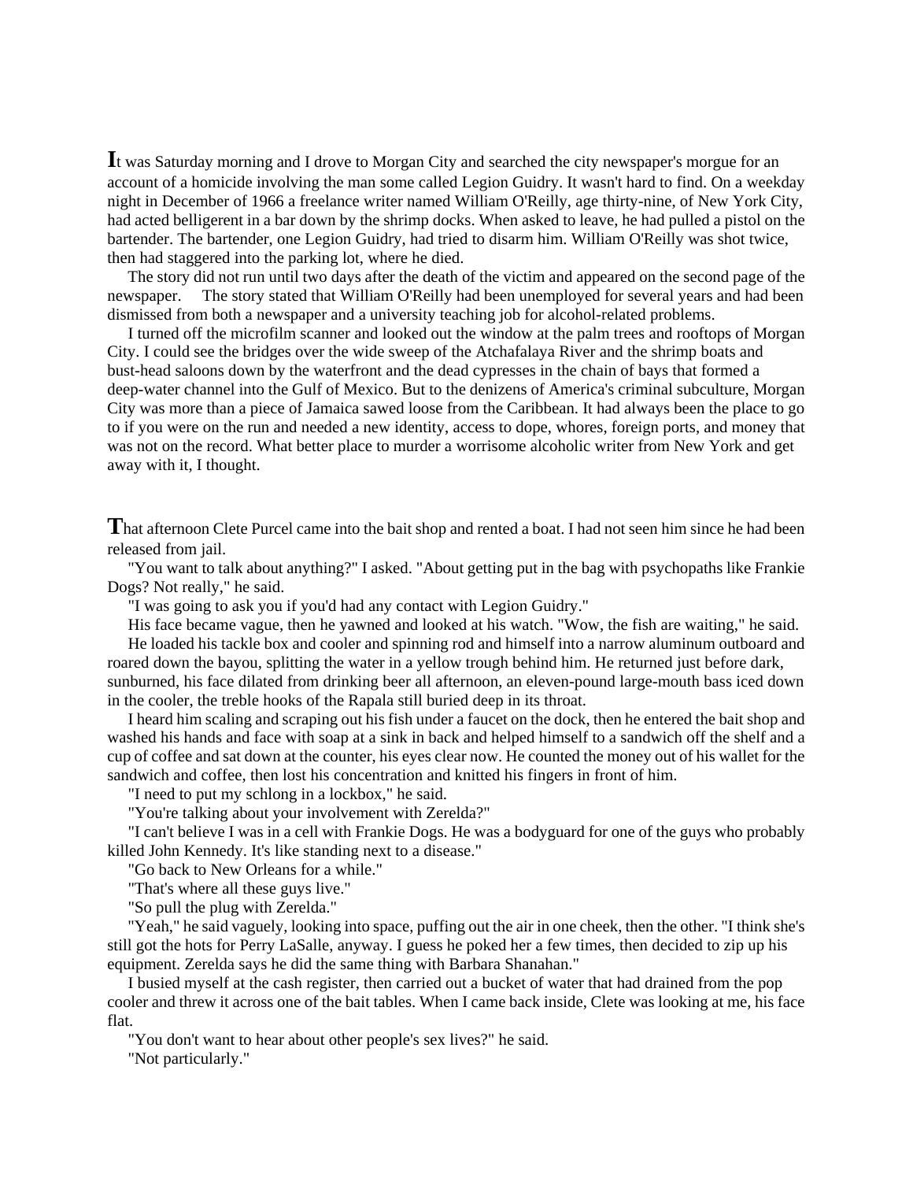It was Saturday morning and I drove to Morgan City and searched the city newspaper's morgue for an account of a homicide involving the man some called Legion Guidry. It wasn't hard to find. On a weekday night in December of 1966 a freelance writer named William O'Reilly, age thirty-nine, of New York City, had acted belligerent in a bar down by the shrimp docks. When asked to leave, he had pulled a pistol on the bartender. The bartender, one Legion Guidry, had tried to disarm him. William O'Reilly was shot twice, then had staggered into the parking lot, where he died.

The story did not run until two days after the death of the victim and appeared on the second page of the newspaper. The story stated that William O'Reilly had been unemployed for several years and had been dismissed from both a newspaper and a university teaching job for alcohol-related problems.

I turned off the microfilm scanner and looked out the window at the palm trees and rooftops of Morgan City. I could see the bridges over the wide sweep of the Atchafalaya River and the shrimp boats and bust-head saloons down by the waterfront and the dead cypresses in the chain of bays that formed a deep-water channel into the Gulf of Mexico. But to the denizens of America's criminal subculture, Morgan City was more than a piece of Jamaica sawed loose from the Caribbean. It had always been the place to go to if you were on the run and needed a new identity, access to dope, whores, foreign ports, and money that was not on the record. What better place to murder a worrisome alcoholic writer from New York and get away with it, I thought.

That afternoon Clete Purcel came into the bait shop and rented a boat. I had not seen him since he had been released from jail.

"You want to talk about anything?" I asked. "About getting put in the bag with psychopaths like Frankie Dogs? Not really," he said.

"I was going to ask you if you'd had any contact with Legion Guidry."

His face became vague, then he yawned and looked at his watch. "Wow, the fish are waiting," he said.

He loaded his tackle box and cooler and spinning rod and himself into a narrow aluminum outboard and roared down the bayou, splitting the water in a yellow trough behind him. He returned just before dark, sunburned, his face dilated from drinking beer all afternoon, an eleven-pound large-mouth bass iced down in the cooler, the treble hooks of the Rapala still buried deep in its throat.

I heard him scaling and scraping out his fish under a faucet on the dock, then he entered the bait shop and washed his hands and face with soap at a sink in back and helped himself to a sandwich off the shelf and a cup of coffee and sat down at the counter, his eyes clear now. He counted the money out of his wallet for the sandwich and coffee, then lost his concentration and knitted his fingers in front of him.

"I need to put my schlong in a lockbox," he said.

"You're talking about your involvement with Zerelda?"

"I can't believe I was in a cell with Frankie Dogs. He was a bodyguard for one of the guys who probably killed John Kennedy. It's like standing next to a disease."

"Go back to New Orleans for a while."

"That's where all these guys live."

"So pull the plug with Zerelda."

"Yeah," he said vaguely, looking into space, puffing out the air in one cheek, then the other. "I think she's still got the hots for Perry LaSalle, anyway. I guess he poked her a few times, then decided to zip up his equipment. Zerelda says he did the same thing with Barbara Shanahan."

I busied myself at the cash register, then carried out a bucket of water that had drained from the pop cooler and threw it across one of the bait tables. When I came back inside, Clete was looking at me, his face flat.

"You don't want to hear about other people's sex lives?" he said.

"Not particularly."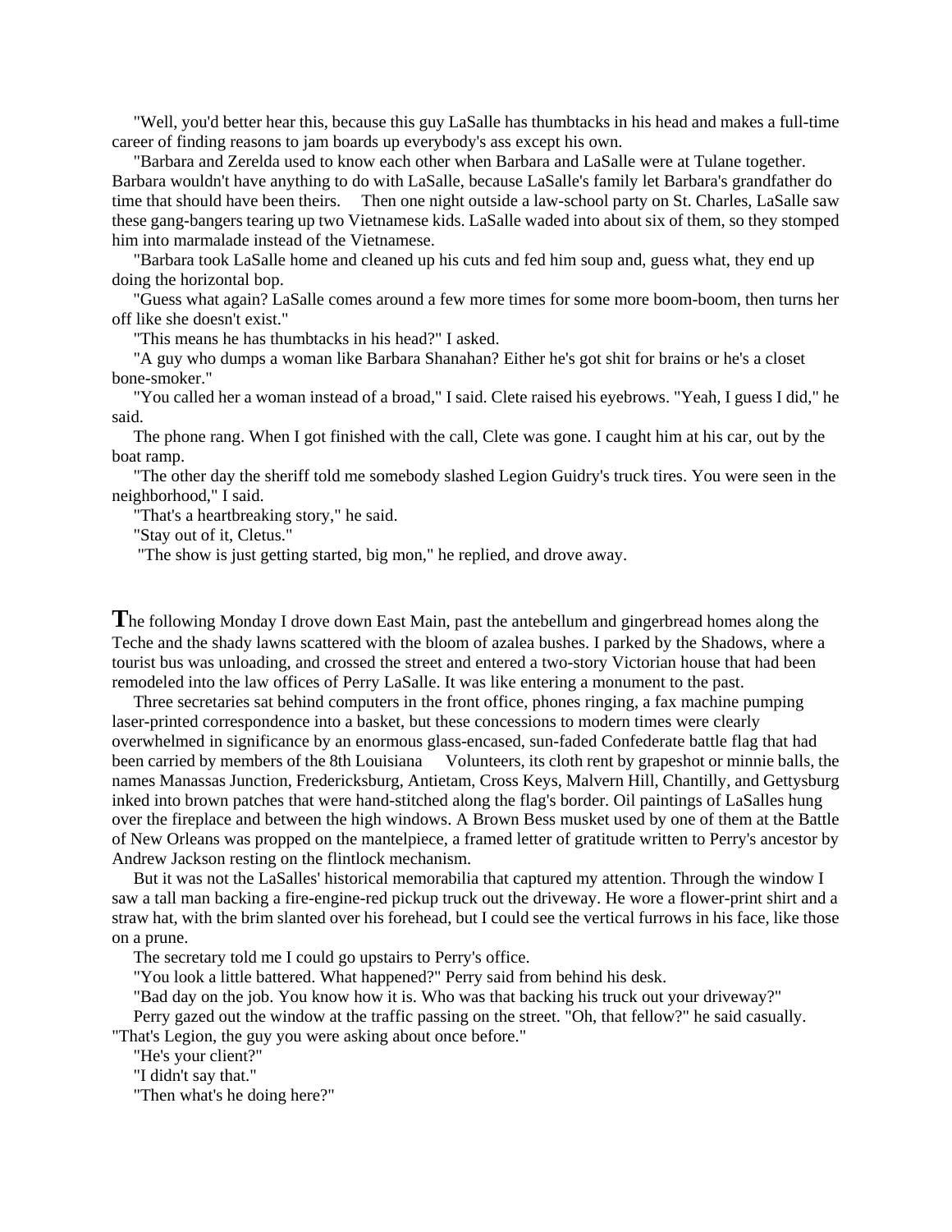"Well, you'd better hear this, because this guy LaSalle has thumbtacks in his head and makes a full-time career of finding reasons to jam boards up everybody's ass except his own.

"Barbara and Zerelda used to know each other when Barbara and LaSalle were at Tulane together. Barbara wouldn't have anything to do with LaSalle, because LaSalle's family let Barbara's grandfather do time that should have been theirs. Then one night outside a law-school party on St. Charles, LaSalle saw these gang-bangers tearing up two Vietnamese kids. LaSalle waded into about six of them, so they stomped him into marmalade instead of the Vietnamese.

"Barbara took LaSalle home and cleaned up his cuts and fed him soup and, guess what, they end up doing the horizontal bop.

"Guess what again? LaSalle comes around a few more times for some more boom-boom, then turns her off like she doesn't exist."

"This means he has thumbtacks in his head?" I asked.

"A guy who dumps a woman like Barbara Shanahan? Either he's got shit for brains or he's a closet bone-smoker."

"You called her a woman instead of a broad," I said. Clete raised his eyebrows. "Yeah, I guess I did," he said.

The phone rang. When I got finished with the call, Clete was gone. I caught him at his car, out by the boat ramp.

"The other day the sheriff told me somebody slashed Legion Guidry's truck tires. You were seen in the neighborhood," I said.

"That's a heartbreaking story," he said.

"Stay out of it, Cletus."

"The show is just getting started, big mon," he replied, and drove away.

**T**he following Monday I drove down East Main, past the antebellum and gingerbread homes along the Teche and the shady lawns scattered with the bloom of azalea bushes. I parked by the Shadows, where a tourist bus was unloading, and crossed the street and entered a two-story Victorian house that had been remodeled into the law offices of Perry LaSalle. It was like entering a monument to the past.

Three secretaries sat behind computers in the front office, phones ringing, a fax machine pumping laser-printed correspondence into a basket, but these concessions to modern times were clearly overwhelmed in significance by an enormous glass-encased, sun-faded Confederate battle flag that had been carried by members of the 8th Louisiana Volunteers, its cloth rent by grapeshot or minnie balls, the names Manassas Junction, Fredericksburg, Antietam, Cross Keys, Malvern Hill, Chantilly, and Gettysburg inked into brown patches that were hand-stitched along the flag's border. Oil paintings of LaSalles hung over the fireplace and between the high windows. A Brown Bess musket used by one of them at the Battle of New Orleans was propped on the mantelpiece, a framed letter of gratitude written to Perry's ancestor by Andrew Jackson resting on the flintlock mechanism.

But it was not the LaSalles' historical memorabilia that captured my attention. Through the window I saw a tall man backing a fire-engine-red pickup truck out the driveway. He wore a flower-print shirt and a straw hat, with the brim slanted over his forehead, but I could see the vertical furrows in his face, like those on a prune.

The secretary told me I could go upstairs to Perry's office.

"You look a little battered. What happened?" Perry said from behind his desk.

"Bad day on the job. You know how it is. Who was that backing his truck out your driveway?"

Perry gazed out the window at the traffic passing on the street. "Oh, that fellow?" he said casually. "That's Legion, the guy you were asking about once before."

"He's your client?"

"I didn't say that."

"Then what's he doing here?"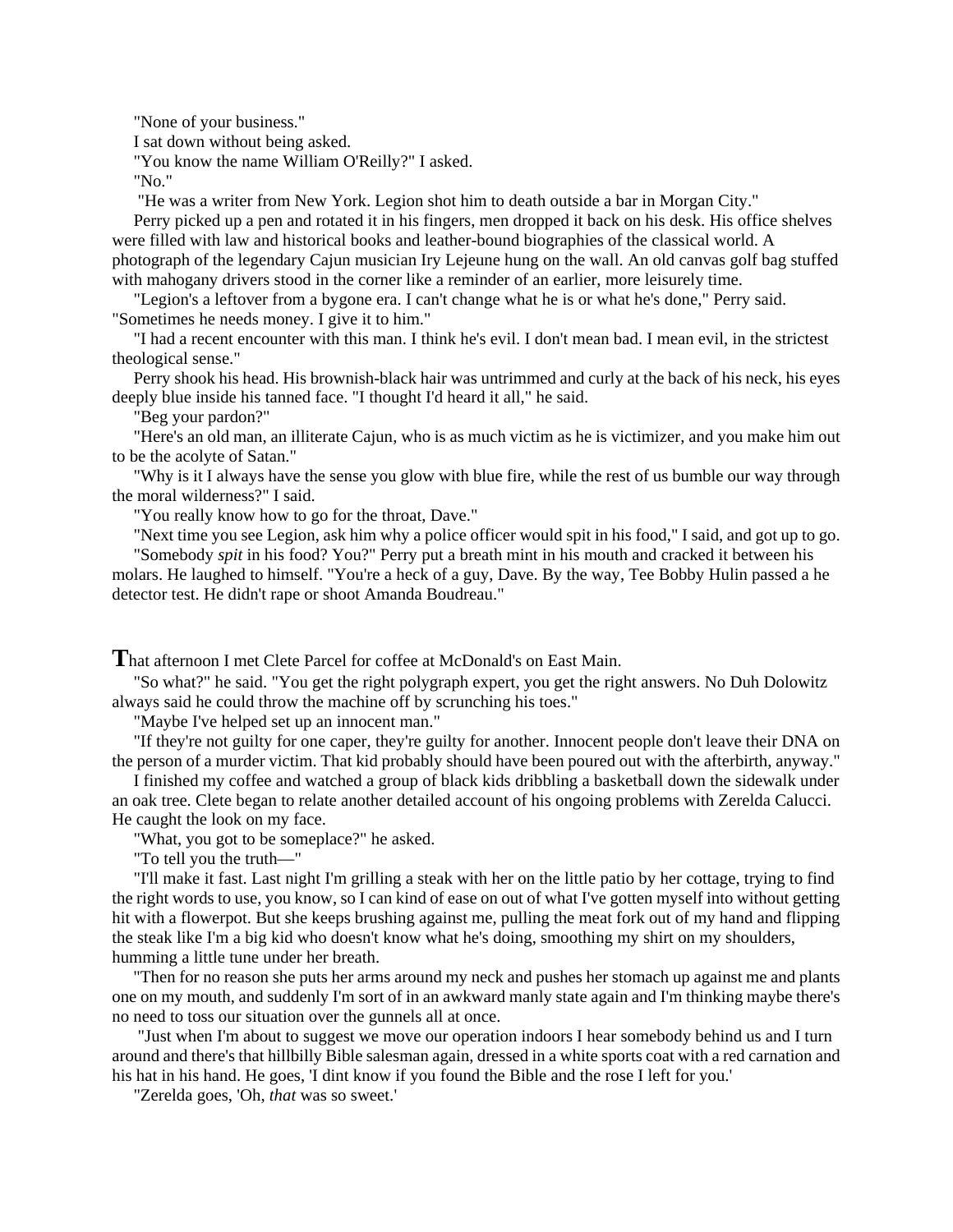"None of your business."

I sat down without being asked.

"You know the name William O'Reilly?" I asked.

"No."

"He was a writer from New York. Legion shot him to death outside a bar in Morgan City."

Perry picked up a pen and rotated it in his fingers, men dropped it back on his desk. His office shelves were filled with law and historical books and leather-bound biographies of the classical world. A photograph of the legendary Cajun musician Iry Lejeune hung on the wall. An old canvas golf bag stuffed with mahogany drivers stood in the corner like a reminder of an earlier, more leisurely time.

"Legion's a leftover from a bygone era. I can't change what he is or what he's done," Perry said. "Sometimes he needs money. I give it to him."

"I had a recent encounter with this man. I think he's evil. I don't mean bad. I mean evil, in the strictest theological sense."

Perry shook his head. His brownish-black hair was untrimmed and curly at the back of his neck, his eyes deeply blue inside his tanned face. "I thought I'd heard it all," he said.

"Beg your pardon?"

"Here's an old man, an illiterate Cajun, who is as much victim as he is victimizer, and you make him out to be the acolyte of Satan."

"Why is it I always have the sense you glow with blue fire, while the rest of us bumble our way through the moral wilderness?" I said.

"You really know how to go for the throat, Dave."

"Next time you see Legion, ask him why a police officer would spit in his food," I said, and got up to go.

"Somebody *spit* in his food? You?" Perry put a breath mint in his mouth and cracked it between his molars. He laughed to himself. "You're a heck of a guy, Dave. By the way, Tee Bobby Hulin passed a he detector test. He didn't rape or shoot Amanda Boudreau."

**T**hat afternoon I met Clete Parcel for coffee at McDonald's on East Main.

"So what?" he said. "You get the right polygraph expert, you get the right answers. No Duh Dolowitz always said he could throw the machine off by scrunching his toes."

"Maybe I've helped set up an innocent man."

"If they're not guilty for one caper, they're guilty for another. Innocent people don't leave their DNA on the person of a murder victim. That kid probably should have been poured out with the afterbirth, anyway."

I finished my coffee and watched a group of black kids dribbling a basketball down the sidewalk under an oak tree. Clete began to relate another detailed account of his ongoing problems with Zerelda Calucci. He caught the look on my face.

"What, you got to be someplace?" he asked.

"To tell you the truth—"

"I'll make it fast. Last night I'm grilling a steak with her on the little patio by her cottage, trying to find the right words to use, you know, so I can kind of ease on out of what I've gotten myself into without getting hit with a flowerpot. But she keeps brushing against me, pulling the meat fork out of my hand and flipping the steak like I'm a big kid who doesn't know what he's doing, smoothing my shirt on my shoulders, humming a little tune under her breath.

"Then for no reason she puts her arms around my neck and pushes her stomach up against me and plants one on my mouth, and suddenly I'm sort of in an awkward manly state again and I'm thinking maybe there's no need to toss our situation over the gunnels all at once.

"Just when I'm about to suggest we move our operation indoors I hear somebody behind us and I turn around and there's that hillbilly Bible salesman again, dressed in a white sports coat with a red carnation and his hat in his hand. He goes, 'I dint know if you found the Bible and the rose I left for you.'

"Zerelda goes, 'Oh, *that* was so sweet.'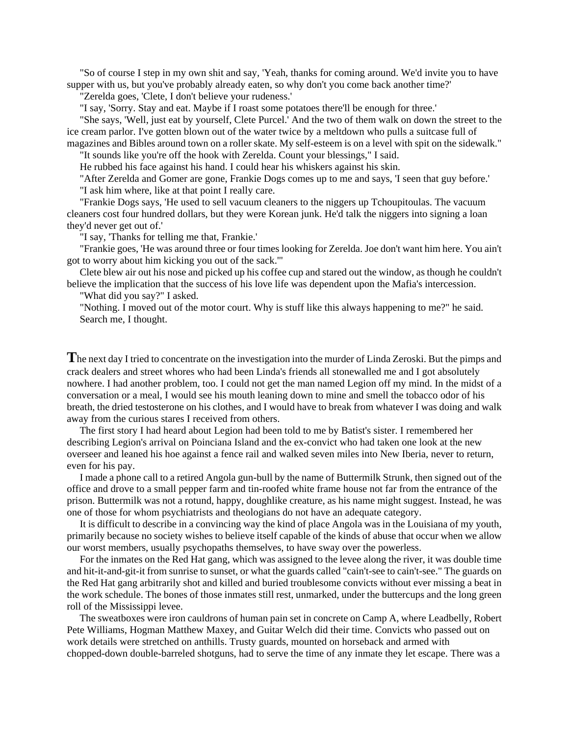"So of course I step in my own shit and say, 'Yeah, thanks for coming around. We'd invite you to have supper with us, but you've probably already eaten, so why don't you come back another time?'

"Zerelda goes, 'Clete, I don't believe your rudeness.'

"I say, 'Sorry. Stay and eat. Maybe if I roast some potatoes there'll be enough for three.'

"She says, 'Well, just eat by yourself, Clete Purcel.' And the two of them walk on down the street to the ice cream parlor. I've gotten blown out of the water twice by a meltdown who pulls a suitcase full of magazines and Bibles around town on a roller skate. My self-esteem is on a level with spit on the sidewalk."

"It sounds like you're off the hook with Zerelda. Count your blessings," I said.

He rubbed his face against his hand. I could hear his whiskers against his skin.

"After Zerelda and Gomer are gone, Frankie Dogs comes up to me and says, 'I seen that guy before.'

"I ask him where, like at that point I really care.

"Frankie Dogs says, 'He used to sell vacuum cleaners to the niggers up Tchoupitoulas. The vacuum cleaners cost four hundred dollars, but they were Korean junk. He'd talk the niggers into signing a loan they'd never get out of.'

"I say, 'Thanks for telling me that, Frankie.'

"Frankie goes, 'He was around three or four times looking for Zerelda. Joe don't want him here. You ain't got to worry about him kicking you out of the sack.'"

Clete blew air out his nose and picked up his coffee cup and stared out the window, as though he couldn't believe the implication that the success of his love life was dependent upon the Mafia's intercession.

"What did you say?" I asked.

"Nothing. I moved out of the motor court. Why is stuff like this always happening to me?" he said.

Search me, I thought.

**T**he next day I tried to concentrate on the investigation into the murder of Linda Zeroski. But the pimps and crack dealers and street whores who had been Linda's friends all stonewalled me and I got absolutely nowhere. I had another problem, too. I could not get the man named Legion off my mind. In the midst of a conversation or a meal, I would see his mouth leaning down to mine and smell the tobacco odor of his breath, the dried testosterone on his clothes, and I would have to break from whatever I was doing and walk away from the curious stares I received from others.

The first story I had heard about Legion had been told to me by Batist's sister. I remembered her describing Legion's arrival on Poinciana Island and the ex-convict who had taken one look at the new overseer and leaned his hoe against a fence rail and walked seven miles into New Iberia, never to return, even for his pay.

I made a phone call to a retired Angola gun-bull by the name of Buttermilk Strunk, then signed out of the office and drove to a small pepper farm and tin-roofed white frame house not far from the entrance of the prison. Buttermilk was not a rotund, happy, doughlike creature, as his name might suggest. Instead, he was one of those for whom psychiatrists and theologians do not have an adequate category.

It is difficult to describe in a convincing way the kind of place Angola was in the Louisiana of my youth, primarily because no society wishes to believe itself capable of the kinds of abuse that occur when we allow our worst members, usually psychopaths themselves, to have sway over the powerless.

For the inmates on the Red Hat gang, which was assigned to the levee along the river, it was double time and hit-it-and-git-it from sunrise to sunset, or what the guards called "cain't-see to cain't-see." The guards on the Red Hat gang arbitrarily shot and killed and buried troublesome convicts without ever missing a beat in the work schedule. The bones of those inmates still rest, unmarked, under the buttercups and the long green roll of the Mississippi levee.

The sweatboxes were iron cauldrons of human pain set in concrete on Camp A, where Leadbelly, Robert Pete Williams, Hogman Matthew Maxey, and Guitar Welch did their time. Convicts who passed out on work details were stretched on anthills. Trusty guards, mounted on horseback and armed with chopped-down double-barreled shotguns, had to serve the time of any inmate they let escape. There was a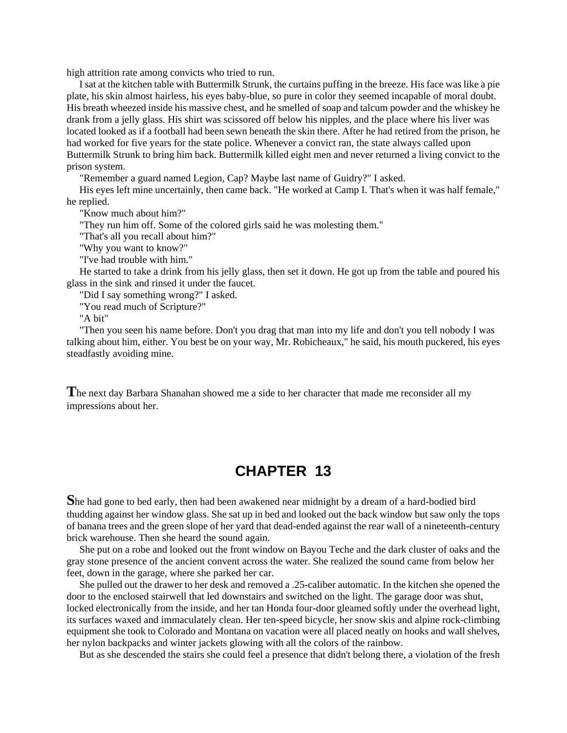high attrition rate among convicts who tried to run.

I sat at the kitchen table with Buttermilk Strunk, the curtains puffing in the breeze. His face was like a pie plate, his skin almost hairless, his eyes baby-blue, so pure in color they seemed incapable of moral doubt. His breath wheezed inside his massive chest, and he smelled of soap and talcum powder and the whiskey he drank from a jelly glass. His shirt was scissored off below his nipples, and the place where his liver was located looked as if a football had been sewn beneath the skin there. After he had retired from the prison, he had worked for five years for the state police. Whenever a convict ran, the state always called upon Buttermilk Strunk to bring him back. Buttermilk killed eight men and never returned a living convict to the prison system.

"Remember a guard named Legion, Cap? Maybe last name of Guidry?" I asked.

His eyes left mine uncertainly, then came back. "He worked at Camp I. That's when it was half female," he replied.

"Know much about him?"

"They run him off. Some of the colored girls said he was molesting them."

"That's all you recall about him?"

"Why you want to know?"

"I've had trouble with him."

He started to take a drink from his jelly glass, then set it down. He got up from the table and poured his glass in the sink and rinsed it under the faucet.

"Did I say something wrong?" I asked.

"You read much of Scripture?"

"A bit"

"Then you seen his name before. Don't you drag that man into my life and don't you tell nobody I was talking about him, either. You best be on your way, Mr. Robicheaux," he said, his mouth puckered, his eyes steadfastly avoiding mine.

**T**he next day Barbara Shanahan showed me a side to her character that made me reconsider all my impressions about her.

## CHAPTER 13

**S**he had gone to bed early, then had been awakened near midnight by a dream of a hard-bodied bird thudding against her window glass. She sat up in bed and looked out the back window but saw only the tops of banana trees and the green slope of her yard that dead-ended against the rear wall of a nineteenth-century brick warehouse. Then she heard the sound again.

She put on a robe and looked out the front window on Bayou Teche and the dark cluster of oaks and the gray stone presence of the ancient convent across the water. She realized the sound came from below her feet, down in the garage, where she parked her car.

She pulled out the drawer to her desk and removed a .25-caliber automatic. In the kitchen she opened the door to the enclosed stairwell that led downstairs and switched on the light. The garage door was shut, locked electronically from the inside, and her tan Honda four-door gleamed softly under the overhead light, its surfaces waxed and immaculately clean. Her ten-speed bicycle, her snow skis and alpine rock-climbing equipment she took to Colorado and Montana on vacation were all placed neatly on hooks and wall shelves, her nylon backpacks and winter jackets glowing with all the colors of the rainbow.

But as she descended the stairs she could feel a presence that didn't belong there, a violation of the fresh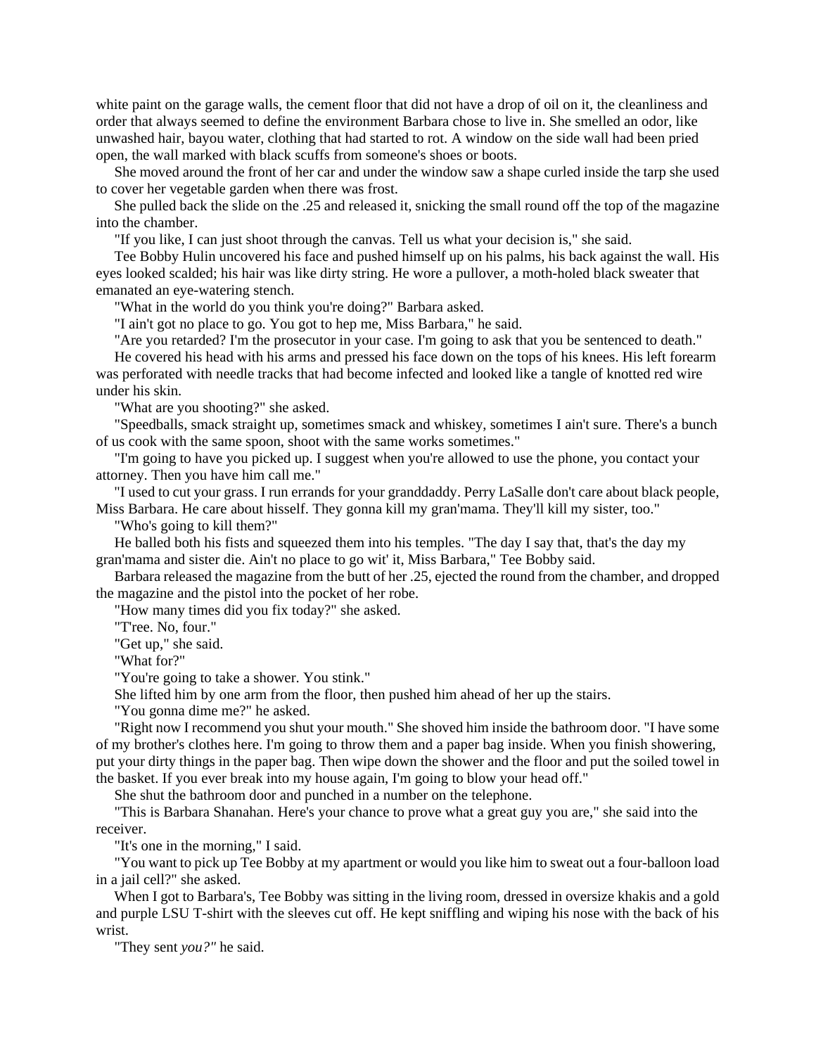white paint on the garage walls, the cement floor that did not have a drop of oil on it, the cleanliness and order that always seemed to define the environment Barbara chose to live in. She smelled an odor, like unwashed hair, bayou water, clothing that had started to rot. A window on the side wall had been pried open, the wall marked with black scuffs from someone's shoes or boots.

She moved around the front of her car and under the window saw a shape curled inside the tarp she used to cover her vegetable garden when there was frost.

She pulled back the slide on the .25 and released it, snicking the small round off the top of the magazine into the chamber.

"If you like, I can just shoot through the canvas. Tell us what your decision is," she said.

Tee Bobby Hulin uncovered his face and pushed himself up on his palms, his back against the wall. His eyes looked scalded; his hair was like dirty string. He wore a pullover, a moth-holed black sweater that emanated an eye-watering stench.

"What in the world do you think you're doing?" Barbara asked.

"I ain't got no place to go. You got to hep me, Miss Barbara," he said.

"Are you retarded? I'm the prosecutor in your case. I'm going to ask that you be sentenced to death."

He covered his head with his arms and pressed his face down on the tops of his knees. His left forearm was perforated with needle tracks that had become infected and looked like a tangle of knotted red wire under his skin.

"What are you shooting?" she asked.

"Speedballs, smack straight up, sometimes smack and whiskey, sometimes I ain't sure. There's a bunch of us cook with the same spoon, shoot with the same works sometimes."

"I'm going to have you picked up. I suggest when you're allowed to use the phone, you contact your attorney. Then you have him call me."

"I used to cut your grass. I run errands for your granddaddy. Perry LaSalle don't care about black people, Miss Barbara. He care about hisself. They gonna kill my gran'mama. They'll kill my sister, too."

"Who's going to kill them?"

He balled both his fists and squeezed them into his temples. "The day I say that, that's the day my gran'mama and sister die. Ain't no place to go wit' it, Miss Barbara," Tee Bobby said.

Barbara released the magazine from the butt of her .25, ejected the round from the chamber, and dropped the magazine and the pistol into the pocket of her robe.

"How many times did you fix today?" she asked.

"T'ree. No, four."

"Get up," she said.

"What for?"

"You're going to take a shower. You stink."

She lifted him by one arm from the floor, then pushed him ahead of her up the stairs.

"You gonna dime me?" he asked.

"Right now I recommend you shut your mouth." She shoved him inside the bathroom door. "I have some of my brother's clothes here. I'm going to throw them and a paper bag inside. When you finish showering, put your dirty things in the paper bag. Then wipe down the shower and the floor and put the soiled towel in the basket. If you ever break into my house again, I'm going to blow your head off."

She shut the bathroom door and punched in a number on the telephone.

"This is Barbara Shanahan. Here's your chance to prove what a great guy you are," she said into the receiver.

"It's one in the morning," I said.

"You want to pick up Tee Bobby at my apartment or would you like him to sweat out a four-balloon load in a jail cell?" she asked.

When I got to Barbara's, Tee Bobby was sitting in the living room, dressed in oversize khakis and a gold and purple LSU T-shirt with the sleeves cut off. He kept sniffling and wiping his nose with the back of his wrist.

"They sent *you?"* he said.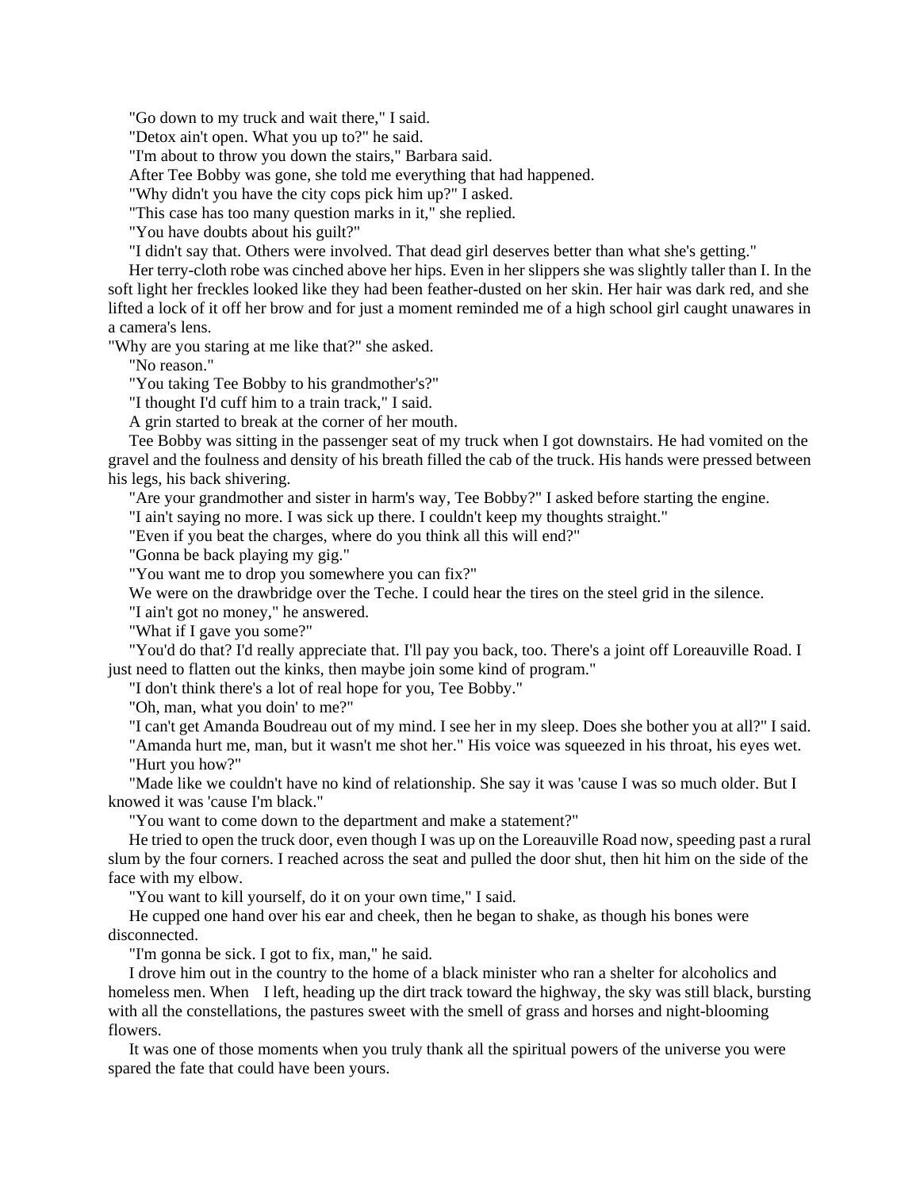"Go down to my truck and wait there," I said.

"Detox ain't open. What you up to?" he said.

"I'm about to throw you down the stairs," Barbara said.

After Tee Bobby was gone, she told me everything that had happened.

"Why didn't you have the city cops pick him up?" I asked.

"This case has too many question marks in it," she replied.

"You have doubts about his guilt?"

"I didn't say that. Others were involved. That dead girl deserves better than what she's getting."

Her terry-cloth robe was cinched above her hips. Even in her slippers she was slightly taller than I. In the soft light her freckles looked like they had been feather-dusted on her skin. Her hair was dark red, and she lifted a lock of it off her brow and for just a moment reminded me of a high school girl caught unawares in a camera's lens.

"Why are you staring at me like that?" she asked.

"No reason."

"You taking Tee Bobby to his grandmother's?"

"I thought I'd cuff him to a train track," I said.

A grin started to break at the corner of her mouth.

Tee Bobby was sitting in the passenger seat of my truck when I got downstairs. He had vomited on the gravel and the foulness and density of his breath filled the cab of the truck. His hands were pressed between his legs, his back shivering.

"Are your grandmother and sister in harm's way, Tee Bobby?" I asked before starting the engine.

"I ain't saying no more. I was sick up there. I couldn't keep my thoughts straight."

"Even if you beat the charges, where do you think all this will end?"

"Gonna be back playing my gig."

"You want me to drop you somewhere you can fix?"

We were on the drawbridge over the Teche. I could hear the tires on the steel grid in the silence.

"I ain't got no money," he answered.

"What if I gave you some?"

"You'd do that? I'd really appreciate that. I'll pay you back, too. There's a joint off Loreauville Road. I just need to flatten out the kinks, then maybe join some kind of program."

"I don't think there's a lot of real hope for you, Tee Bobby."

"Oh, man, what you doin' to me?"

"I can't get Amanda Boudreau out of my mind. I see her in my sleep. Does she bother you at all?" I said.

"Amanda hurt me, man, but it wasn't me shot her." His voice was squeezed in his throat, his eyes wet.

"Hurt you how?"

"Made like we couldn't have no kind of relationship. She say it was 'cause I was so much older. But I knowed it was 'cause I'm black."

"You want to come down to the department and make a statement?"

He tried to open the truck door, even though I was up on the Loreauville Road now, speeding past a rural slum by the four corners. I reached across the seat and pulled the door shut, then hit him on the side of the face with my elbow.

"You want to kill yourself, do it on your own time," I said.

He cupped one hand over his ear and cheek, then he began to shake, as though his bones were disconnected.

"I'm gonna be sick. I got to fix, man," he said.

I drove him out in the country to the home of a black minister who ran a shelter for alcoholics and homeless men. When I left, heading up the dirt track toward the highway, the sky was still black, bursting with all the constellations, the pastures sweet with the smell of grass and horses and night-blooming flowers.

It was one of those moments when you truly thank all the spiritual powers of the universe you were spared the fate that could have been yours.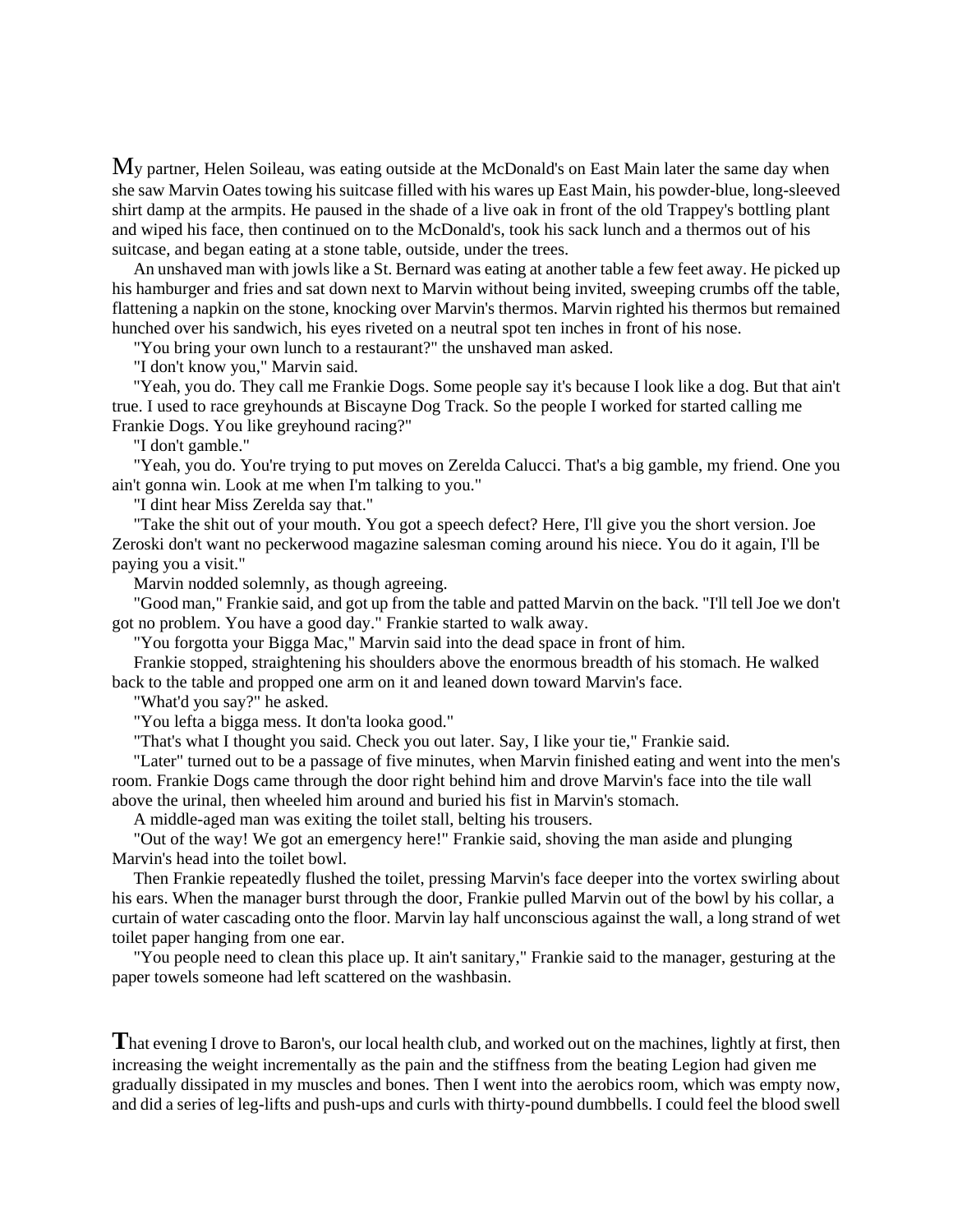My partner, Helen Soileau, was eating outside at the McDonald's on East Main later the same day when she saw Marvin Oates towing his suitcase filled with his wares up East Main, his powder-blue, long-sleeved shirt damp at the armpits. He paused in the shade of a live oak in front of the old Trappey's bottling plant and wiped his face, then continued on to the McDonald's, took his sack lunch and a thermos out of his suitcase, and began eating at a stone table, outside, under the trees.

An unshaved man with jowls like a St. Bernard was eating at another table a few feet away. He picked up his hamburger and fries and sat down next to Marvin without being invited, sweeping crumbs off the table, flattening a napkin on the stone, knocking over Marvin's thermos. Marvin righted his thermos but remained hunched over his sandwich, his eyes riveted on a neutral spot ten inches in front of his nose.

"You bring your own lunch to a restaurant?" the unshaved man asked.

"I don't know you," Marvin said.

"Yeah, you do. They call me Frankie Dogs. Some people say it's because I look like a dog. But that ain't true. I used to race greyhounds at Biscayne Dog Track. So the people I worked for started calling me Frankie Dogs. You like greyhound racing?"

"I don't gamble."

"Yeah, you do. You're trying to put moves on Zerelda Calucci. That's a big gamble, my friend. One you ain't gonna win. Look at me when I'm talking to you."

"I dint hear Miss Zerelda say that."

"Take the shit out of your mouth. You got a speech defect? Here, I'll give you the short version. Joe Zeroski don't want no peckerwood magazine salesman coming around his niece. You do it again, I'll be paying you a visit."

Marvin nodded solemnly, as though agreeing.

"Good man," Frankie said, and got up from the table and patted Marvin on the back. "I'll tell Joe we don't got no problem. You have a good day." Frankie started to walk away.

"You forgotta your Bigga Mac," Marvin said into the dead space in front of him.

Frankie stopped, straightening his shoulders above the enormous breadth of his stomach. He walked back to the table and propped one arm on it and leaned down toward Marvin's face.

"What'd you say?" he asked.

"You lefta a bigga mess. It don'ta looka good."

"That's what I thought you said. Check you out later. Say, I like your tie," Frankie said.

"Later" turned out to be a passage of five minutes, when Marvin finished eating and went into the men's room. Frankie Dogs came through the door right behind him and drove Marvin's face into the tile wall above the urinal, then wheeled him around and buried his fist in Marvin's stomach.

A middle-aged man was exiting the toilet stall, belting his trousers.

"Out of the way! We got an emergency here!" Frankie said, shoving the man aside and plunging Marvin's head into the toilet bowl.

Then Frankie repeatedly flushed the toilet, pressing Marvin's face deeper into the vortex swirling about his ears. When the manager burst through the door, Frankie pulled Marvin out of the bowl by his collar, a curtain of water cascading onto the floor. Marvin lay half unconscious against the wall, a long strand of wet toilet paper hanging from one ear.

"You people need to clean this place up. It ain't sanitary," Frankie said to the manager, gesturing at the paper towels someone had left scattered on the washbasin.

That evening I drove to Baron's, our local health club, and worked out on the machines, lightly at first, then increasing the weight incrementally as the pain and the stiffness from the beating Legion had given me gradually dissipated in my muscles and bones. Then I went into the aerobics room, which was empty now, and did a series of leg-lifts and push-ups and curls with thirty-pound dumbbells. I could feel the blood swell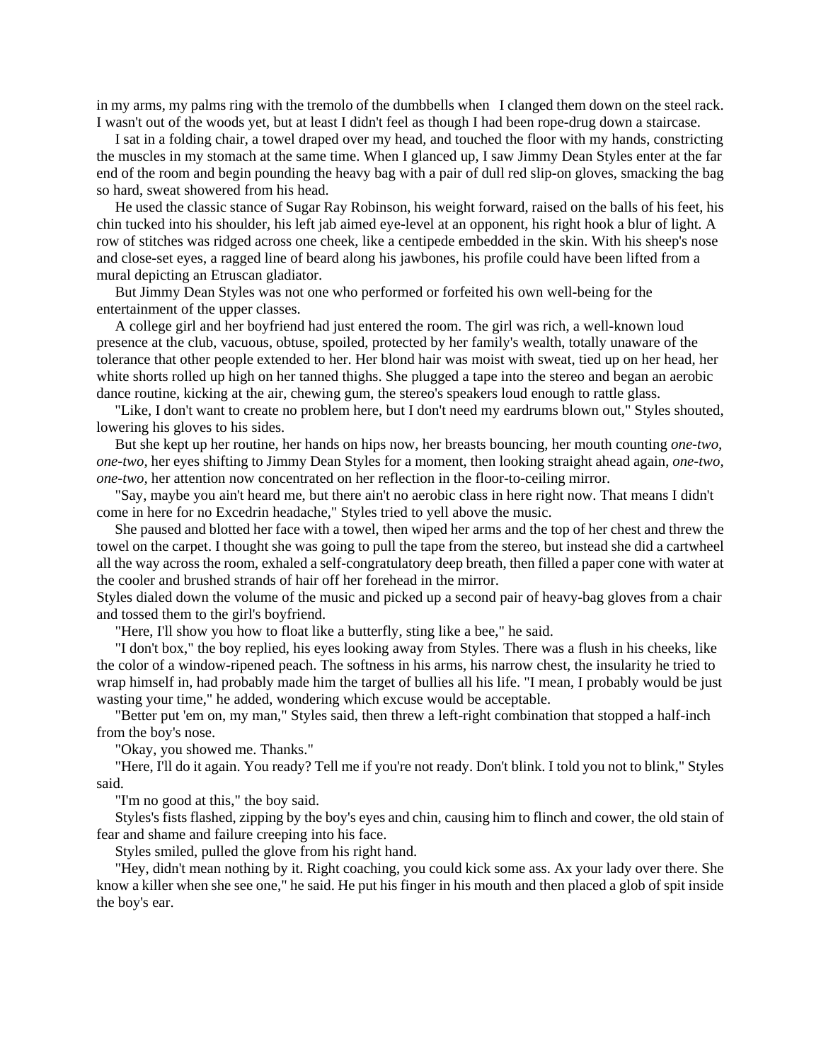in my arms, my palms ring with the tremolo of the dumbbells when I clanged them down on the steel rack. I wasn't out of the woods yet, but at least I didn't feel as though I had been rope-drug down a staircase.

I sat in a folding chair, a towel draped over my head, and touched the floor with my hands, constricting the muscles in my stomach at the same time. When I glanced up, I saw Jimmy Dean Styles enter at the far end of the room and begin pounding the heavy bag with a pair of dull red slip-on gloves, smacking the bag so hard, sweat showered from his head.

He used the classic stance of Sugar Ray Robinson, his weight forward, raised on the balls of his feet, his chin tucked into his shoulder, his left jab aimed eye-level at an opponent, his right hook a blur of light. A row of stitches was ridged across one cheek, like a centipede embedded in the skin. With his sheep's nose and close-set eyes, a ragged line of beard along his jawbones, his profile could have been lifted from a mural depicting an Etruscan gladiator.

But Jimmy Dean Styles was not one who performed or forfeited his own well-being for the entertainment of the upper classes.

A college girl and her boyfriend had just entered the room. The girl was rich, a well-known loud presence at the club, vacuous, obtuse, spoiled, protected by her family's wealth, totally unaware of the tolerance that other people extended to her. Her blond hair was moist with sweat, tied up on her head, her white shorts rolled up high on her tanned thighs. She plugged a tape into the stereo and began an aerobic dance routine, kicking at the air, chewing gum, the stereo's speakers loud enough to rattle glass.

"Like, I don't want to create no problem here, but I don't need my eardrums blown out," Styles shouted, lowering his gloves to his sides.

But she kept up her routine, her hands on hips now, her breasts bouncing, her mouth counting *one-two, one-two,* her eyes shifting to Jimmy Dean Styles for a moment, then looking straight ahead again, *one-two, one-two,* her attention now concentrated on her reflection in the floor-to-ceiling mirror.

"Say, maybe you ain't heard me, but there ain't no aerobic class in here right now. That means I didn't come in here for no Excedrin headache," Styles tried to yell above the music.

She paused and blotted her face with a towel, then wiped her arms and the top of her chest and threw the towel on the carpet. I thought she was going to pull the tape from the stereo, but instead she did a cartwheel all the way across the room, exhaled a self-congratulatory deep breath, then filled a paper cone with water at the cooler and brushed strands of hair off her forehead in the mirror.

Styles dialed down the volume of the music and picked up a second pair of heavy-bag gloves from a chair and tossed them to the girl's boyfriend.

"Here, I'll show you how to float like a butterfly, sting like a bee," he said.

"I don't box," the boy replied, his eyes looking away from Styles. There was a flush in his cheeks, like the color of a window-ripened peach. The softness in his arms, his narrow chest, the insularity he tried to wrap himself in, had probably made him the target of bullies all his life. "I mean, I probably would be just wasting your time," he added, wondering which excuse would be acceptable.

"Better put 'em on, my man," Styles said, then threw a left-right combination that stopped a half-inch from the boy's nose.

"Okay, you showed me. Thanks."

"Here, I'll do it again. You ready? Tell me if you're not ready. Don't blink. I told you not to blink," Styles said.

"I'm no good at this," the boy said.

Styles's fists flashed, zipping by the boy's eyes and chin, causing him to flinch and cower, the old stain of fear and shame and failure creeping into his face.

Styles smiled, pulled the glove from his right hand.

"Hey, didn't mean nothing by it. Right coaching, you could kick some ass. Ax your lady over there. She know a killer when she see one," he said. He put his finger in his mouth and then placed a glob of spit inside the boy's ear.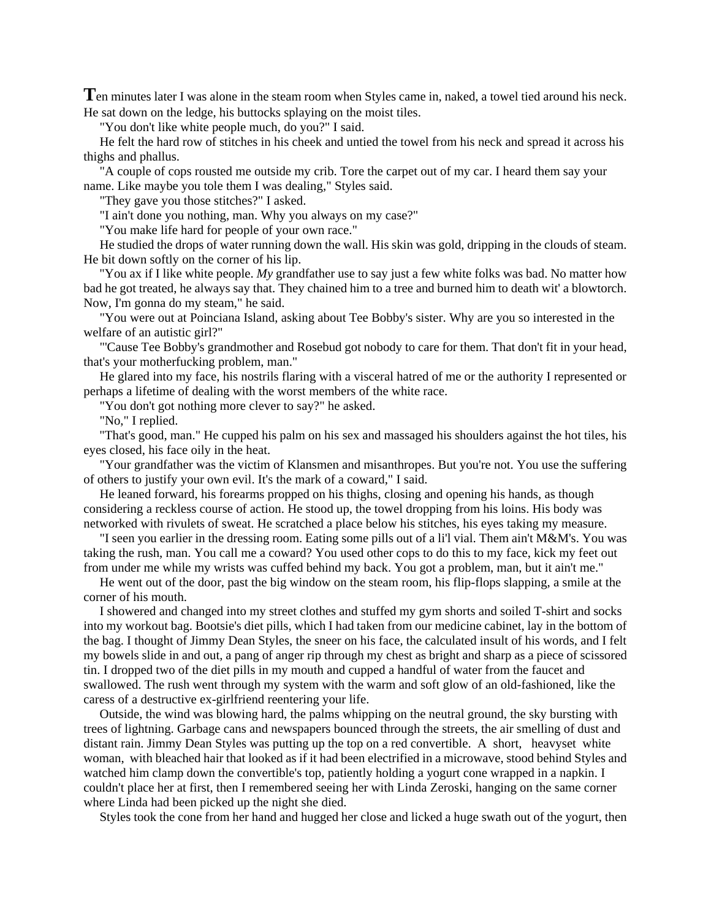**T**en minutes later I was alone in the steam room when Styles came in, naked, a towel tied around his neck. He sat down on the ledge, his buttocks splaying on the moist tiles.

"You don't like white people much, do you?" I said.

He felt the hard row of stitches in his cheek and untied the towel from his neck and spread it across his thighs and phallus.

"A couple of cops rousted me outside my crib. Tore the carpet out of my car. I heard them say your name. Like maybe you tole them I was dealing," Styles said.

"They gave you those stitches?" I asked.

"I ain't done you nothing, man. Why you always on my case?"

"You make life hard for people of your own race."

He studied the drops of water running down the wall. His skin was gold, dripping in the clouds of steam. He bit down softly on the corner of his lip.

"You ax if I like white people. *My* grandfather use to say just a few white folks was bad. No matter how bad he got treated, he always say that. They chained him to a tree and burned him to death wit' a blowtorch. Now, I'm gonna do my steam," he said.

"You were out at Poinciana Island, asking about Tee Bobby's sister. Why are you so interested in the welfare of an autistic girl?"

"'Cause Tee Bobby's grandmother and Rosebud got nobody to care for them. That don't fit in your head, that's your motherfucking problem, man."

He glared into my face, his nostrils flaring with a visceral hatred of me or the authority I represented or perhaps a lifetime of dealing with the worst members of the white race.

"You don't got nothing more clever to say?" he asked.

"No," I replied.

"That's good, man." He cupped his palm on his sex and massaged his shoulders against the hot tiles, his eyes closed, his face oily in the heat.

"Your grandfather was the victim of Klansmen and misanthropes. But you're not. You use the suffering of others to justify your own evil. It's the mark of a coward," I said.

He leaned forward, his forearms propped on his thighs, closing and opening his hands, as though considering a reckless course of action. He stood up, the towel dropping from his loins. His body was networked with rivulets of sweat. He scratched a place below his stitches, his eyes taking my measure.

"I seen you earlier in the dressing room. Eating some pills out of a li'l vial. Them ain't M&M's. You was taking the rush, man. You call me a coward? You used other cops to do this to my face, kick my feet out from under me while my wrists was cuffed behind my back. You got a problem, man, but it ain't me."

He went out of the door, past the big window on the steam room, his flip-flops slapping, a smile at the corner of his mouth.

I showered and changed into my street clothes and stuffed my gym shorts and soiled T-shirt and socks into my workout bag. Bootsie's diet pills, which I had taken from our medicine cabinet, lay in the bottom of the bag. I thought of Jimmy Dean Styles, the sneer on his face, the calculated insult of his words, and I felt my bowels slide in and out, a pang of anger rip through my chest as bright and sharp as a piece of scissored tin. I dropped two of the diet pills in my mouth and cupped a handful of water from the faucet and swallowed. The rush went through my system with the warm and soft glow of an old-fashioned, like the caress of a destructive ex-girlfriend reentering your life.

Outside, the wind was blowing hard, the palms whipping on the neutral ground, the sky bursting with trees of lightning. Garbage cans and newspapers bounced through the streets, the air smelling of dust and distant rain. Jimmy Dean Styles was putting up the top on a red convertible. A short, heavyset white woman, with bleached hair that looked as if it had been electrified in a microwave, stood behind Styles and watched him clamp down the convertible's top, patiently holding a yogurt cone wrapped in a napkin. I couldn't place her at first, then I remembered seeing her with Linda Zeroski, hanging on the same corner where Linda had been picked up the night she died.

Styles took the cone from her hand and hugged her close and licked a huge swath out of the yogurt, then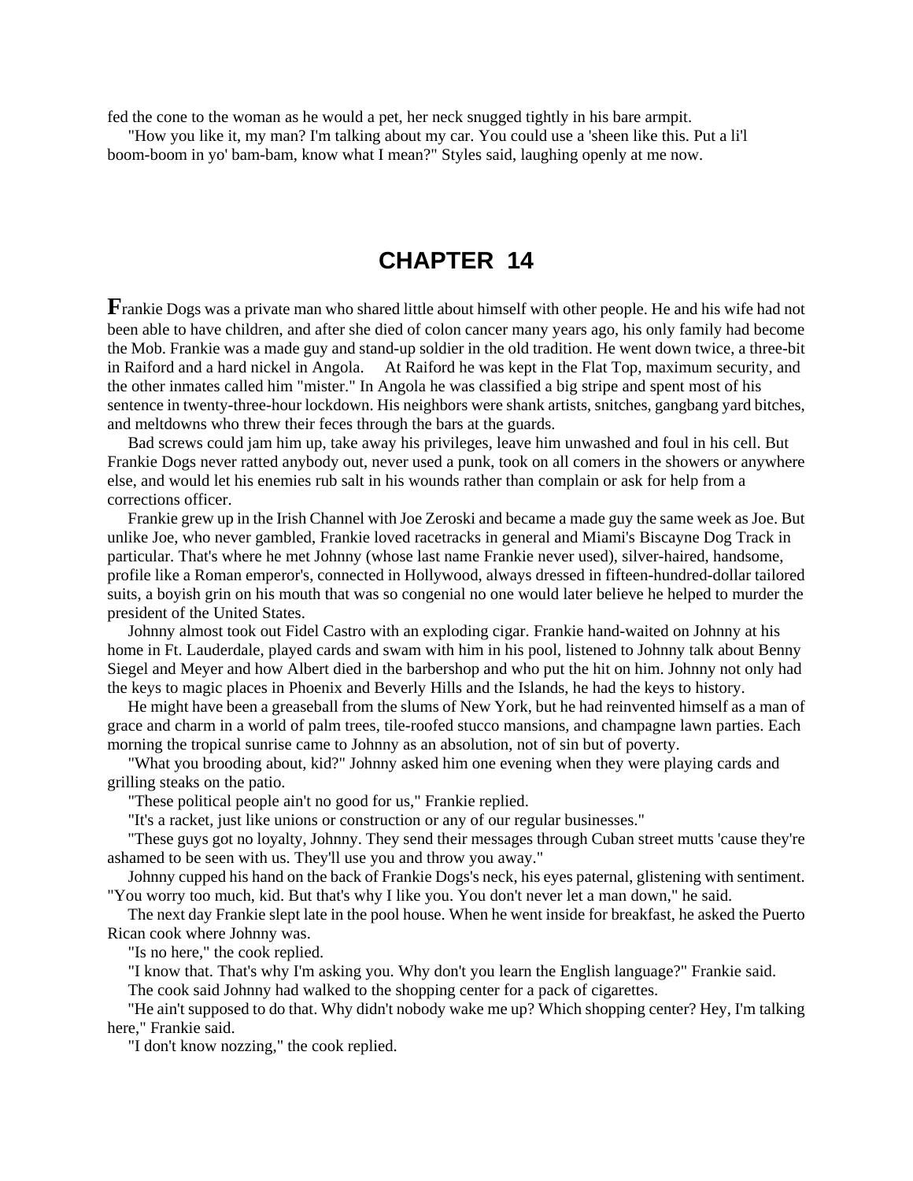fed the cone to the woman as he would a pet, her neck snugged tightly in his bare armpit.

"How you like it, my man? I'm talking about my car. You could use a 'sheen like this. Put a li'l boom-boom in yo' bam-bam, know what I mean?" Styles said, laughing openly at me now.

# CHAPTER 14

**F**rankie Dogs was a private man who shared little about himself with other people. He and his wife had not been able to have children, and after she died of colon cancer many years ago, his only family had become the Mob. Frankie was a made guy and stand-up soldier in the old tradition. He went down twice, a three-bit in Raiford and a hard nickel in Angola. At Raiford he was kept in the Flat Top, maximum security, and the other inmates called him "mister." In Angola he was classified a big stripe and spent most of his sentence in twenty-three-hour lockdown. His neighbors were shank artists, snitches, gangbang yard bitches, and meltdowns who threw their feces through the bars at the guards.

Bad screws could jam him up, take away his privileges, leave him unwashed and foul in his cell. But Frankie Dogs never ratted anybody out, never used a punk, took on all comers in the showers or anywhere else, and would let his enemies rub salt in his wounds rather than complain or ask for help from a corrections officer.

Frankie grew up in the Irish Channel with Joe Zeroski and became a made guy the same week as Joe. But unlike Joe, who never gambled, Frankie loved racetracks in general and Miami's Biscayne Dog Track in particular. That's where he met Johnny (whose last name Frankie never used), silver-haired, handsome, profile like a Roman emperor's, connected in Hollywood, always dressed in fifteen-hundred-dollar tailored suits, a boyish grin on his mouth that was so congenial no one would later believe he helped to murder the president of the United States.

Johnny almost took out Fidel Castro with an exploding cigar. Frankie hand-waited on Johnny at his home in Ft. Lauderdale, played cards and swam with him in his pool, listened to Johnny talk about Benny Siegel and Meyer and how Albert died in the barbershop and who put the hit on him. Johnny not only had the keys to magic places in Phoenix and Beverly Hills and the Islands, he had the keys to history.

He might have been a greaseball from the slums of New York, but he had reinvented himself as a man of grace and charm in a world of palm trees, tile-roofed stucco mansions, and champagne lawn parties. Each morning the tropical sunrise came to Johnny as an absolution, not of sin but of poverty.

"What you brooding about, kid?" Johnny asked him one evening when they were playing cards and grilling steaks on the patio.

"These political people ain't no good for us," Frankie replied.

"It's a racket, just like unions or construction or any of our regular businesses."

"These guys got no loyalty, Johnny. They send their messages through Cuban street mutts 'cause they're ashamed to be seen with us. They'll use you and throw you away."

Johnny cupped his hand on the back of Frankie Dogs's neck, his eyes paternal, glistening with sentiment. "You worry too much, kid. But that's why I like you. You don't never let a man down," he said.

The next day Frankie slept late in the pool house. When he went inside for breakfast, he asked the Puerto Rican cook where Johnny was.

"Is no here," the cook replied.

"I know that. That's why I'm asking you. Why don't you learn the English language?" Frankie said.

The cook said Johnny had walked to the shopping center for a pack of cigarettes.

"He ain't supposed to do that. Why didn't nobody wake me up? Which shopping center? Hey, I'm talking here," Frankie said.

"I don't know nozzing," the cook replied.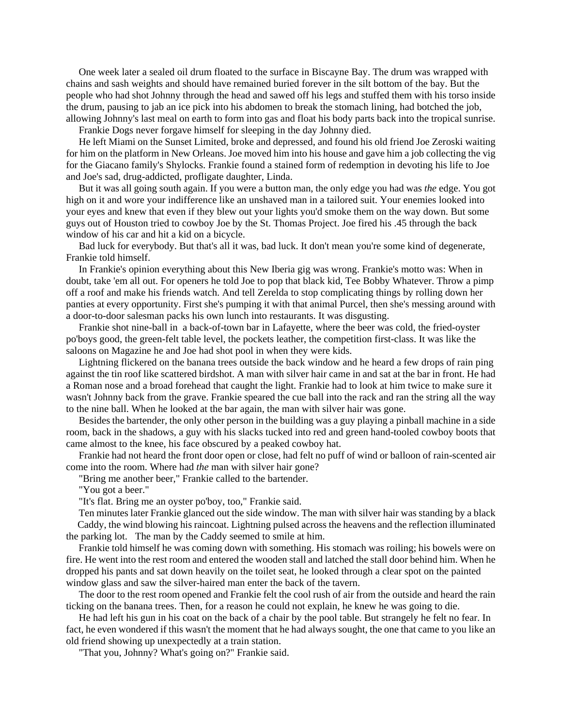One week later a sealed oil drum floated to the surface in Biscayne Bay. The drum was wrapped with chains and sash weights and should have remained buried forever in the silt bottom of the bay. But the people who had shot Johnny through the head and sawed off his legs and stuffed them with his torso inside the drum, pausing to jab an ice pick into his abdomen to break the stomach lining, had botched the job, allowing Johnny's last meal on earth to form into gas and float his body parts back into the tropical sunrise.

Frankie Dogs never forgave himself for sleeping in the day Johnny died.

He left Miami on the Sunset Limited, broke and depressed, and found his old friend Joe Zeroski waiting for him on the platform in New Orleans. Joe moved him into his house and gave him a job collecting the vig for the Giacano family's Shylocks. Frankie found a stained form of redemption in devoting his life to Joe and Joe's sad, drug-addicted, profligate daughter, Linda.

But it was all going south again. If you were a button man, the only edge you had was *the* edge. You got high on it and wore your indifference like an unshaved man in a tailored suit. Your enemies looked into your eyes and knew that even if they blew out your lights you'd smoke them on the way down. But some guys out of Houston tried to cowboy Joe by the St. Thomas Project. Joe fired his .45 through the back window of his car and hit a kid on a bicycle.

Bad luck for everybody. But that's all it was, bad luck. It don't mean you're some kind of degenerate, Frankie told himself.

In Frankie's opinion everything about this New Iberia gig was wrong. Frankie's motto was: When in doubt, take 'em all out. For openers he told Joe to pop that black kid, Tee Bobby Whatever. Throw a pimp off a roof and make his friends watch. And tell Zerelda to stop complicating things by rolling down her panties at every opportunity. First she's pumping it with that animal Purcel, then she's messing around with a door-to-door salesman packs his own lunch into restaurants. It was disgusting.

Frankie shot nine-ball in a back-of-town bar in Lafayette, where the beer was cold, the fried-oyster po'boys good, the green-felt table level, the pockets leather, the competition first-class. It was like the saloons on Magazine he and Joe had shot pool in when they were kids.

Lightning flickered on the banana trees outside the back window and he heard a few drops of rain ping against the tin roof like scattered birdshot. A man with silver hair came in and sat at the bar in front. He had a Roman nose and a broad forehead that caught the light. Frankie had to look at him twice to make sure it wasn't Johnny back from the grave. Frankie speared the cue ball into the rack and ran the string all the way to the nine ball. When he looked at the bar again, the man with silver hair was gone.

Besides the bartender, the only other person in the building was a guy playing a pinball machine in a side room, back in the shadows, a guy with his slacks tucked into red and green hand-tooled cowboy boots that came almost to the knee, his face obscured by a peaked cowboy hat.

Frankie had not heard the front door open or close, had felt no puff of wind or balloon of rain-scented air come into the room. Where had *the* man with silver hair gone?

"Bring me another beer," Frankie called to the bartender.

"You got a beer."

"It's flat. Bring me an oyster po'boy, too," Frankie said.

Ten minutes later Frankie glanced out the side window. The man with silver hair was standing by a black Caddy, the wind blowing his raincoat. Lightning pulsed across the heavens and the reflection illuminated the parking lot. The man by the Caddy seemed to smile at him.

Frankie told himself he was coming down with something. His stomach was roiling; his bowels were on fire. He went into the rest room and entered the wooden stall and latched the stall door behind him. When he dropped his pants and sat down heavily on the toilet seat, he looked through a clear spot on the painted window glass and saw the silver-haired man enter the back of the tavern.

The door to the rest room opened and Frankie felt the cool rush of air from the outside and heard the rain ticking on the banana trees. Then, for a reason he could not explain, he knew he was going to die.

He had left his gun in his coat on the back of a chair by the pool table. But strangely he felt no fear. In fact, he even wondered if this wasn't the moment that he had always sought, the one that came to you like an old friend showing up unexpectedly at a train station.

"That you, Johnny? What's going on?" Frankie said.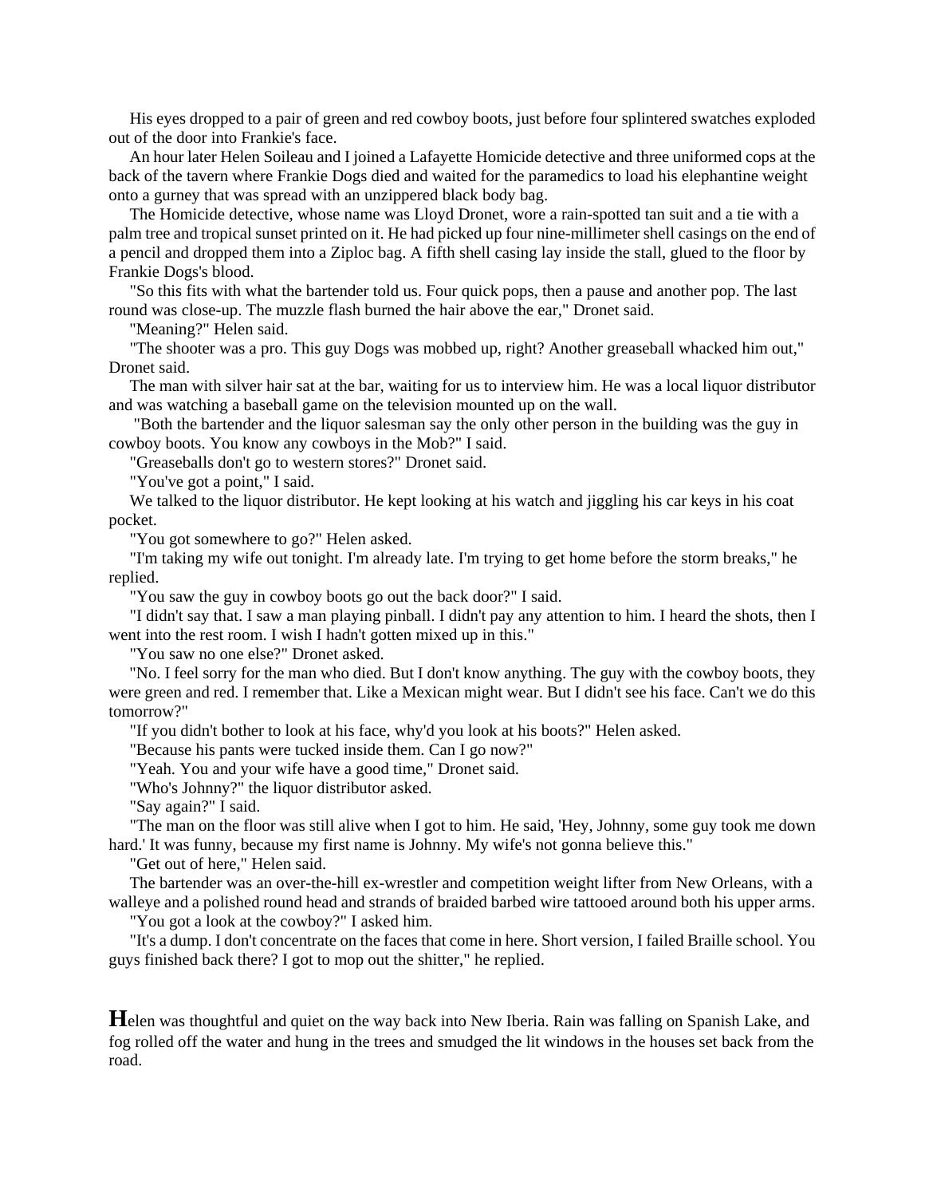His eyes dropped to a pair of green and red cowboy boots, just before four splintered swatches exploded out of the door into Frankie's face.

An hour later Helen Soileau and I joined a Lafayette Homicide detective and three uniformed cops at the back of the tavern where Frankie Dogs died and waited for the paramedics to load his elephantine weight onto a gurney that was spread with an unzippered black body bag.

The Homicide detective, whose name was Lloyd Dronet, wore a rain-spotted tan suit and a tie with a palm tree and tropical sunset printed on it. He had picked up four nine-millimeter shell casings on the end of a pencil and dropped them into a Ziploc bag. A fifth shell casing lay inside the stall, glued to the floor by Frankie Dogs's blood.

"So this fits with what the bartender told us. Four quick pops, then a pause and another pop. The last round was close-up. The muzzle flash burned the hair above the ear," Dronet said.

"Meaning?" Helen said.

"The shooter was a pro. This guy Dogs was mobbed up, right? Another greaseball whacked him out," Dronet said.

The man with silver hair sat at the bar, waiting for us to interview him. He was a local liquor distributor and was watching a baseball game on the television mounted up on the wall.

"Both the bartender and the liquor salesman say the only other person in the building was the guy in cowboy boots. You know any cowboys in the Mob?" I said.

"Greaseballs don't go to western stores?" Dronet said.

"You've got a point," I said.

We talked to the liquor distributor. He kept looking at his watch and jiggling his car keys in his coat pocket.

"You got somewhere to go?" Helen asked.

"I'm taking my wife out tonight. I'm already late. I'm trying to get home before the storm breaks," he replied.

"You saw the guy in cowboy boots go out the back door?" I said.

"I didn't say that. I saw a man playing pinball. I didn't pay any attention to him. I heard the shots, then I went into the rest room. I wish I hadn't gotten mixed up in this."

"You saw no one else?" Dronet asked.

"No. I feel sorry for the man who died. But I don't know anything. The guy with the cowboy boots, they were green and red. I remember that. Like a Mexican might wear. But I didn't see his face. Can't we do this tomorrow?"

"If you didn't bother to look at his face, why'd you look at his boots?" Helen asked.

"Because his pants were tucked inside them. Can I go now?"

"Yeah. You and your wife have a good time," Dronet said.

"Who's Johnny?" the liquor distributor asked.

"Say again?" I said.

"The man on the floor was still alive when I got to him. He said, 'Hey, Johnny, some guy took me down hard.' It was funny, because my first name is Johnny. My wife's not gonna believe this."

"Get out of here," Helen said.

The bartender was an over-the-hill ex-wrestler and competition weight lifter from New Orleans, with a walleye and a polished round head and strands of braided barbed wire tattooed around both his upper arms.

"You got a look at the cowboy?" I asked him.

"It's a dump. I don't concentrate on the faces that come in here. Short version, I failed Braille school. You guys finished back there? I got to mop out the shitter," he replied.

**H**elen was thoughtful and quiet on the way back into New Iberia. Rain was falling on Spanish Lake, and fog rolled off the water and hung in the trees and smudged the lit windows in the houses set back from the road.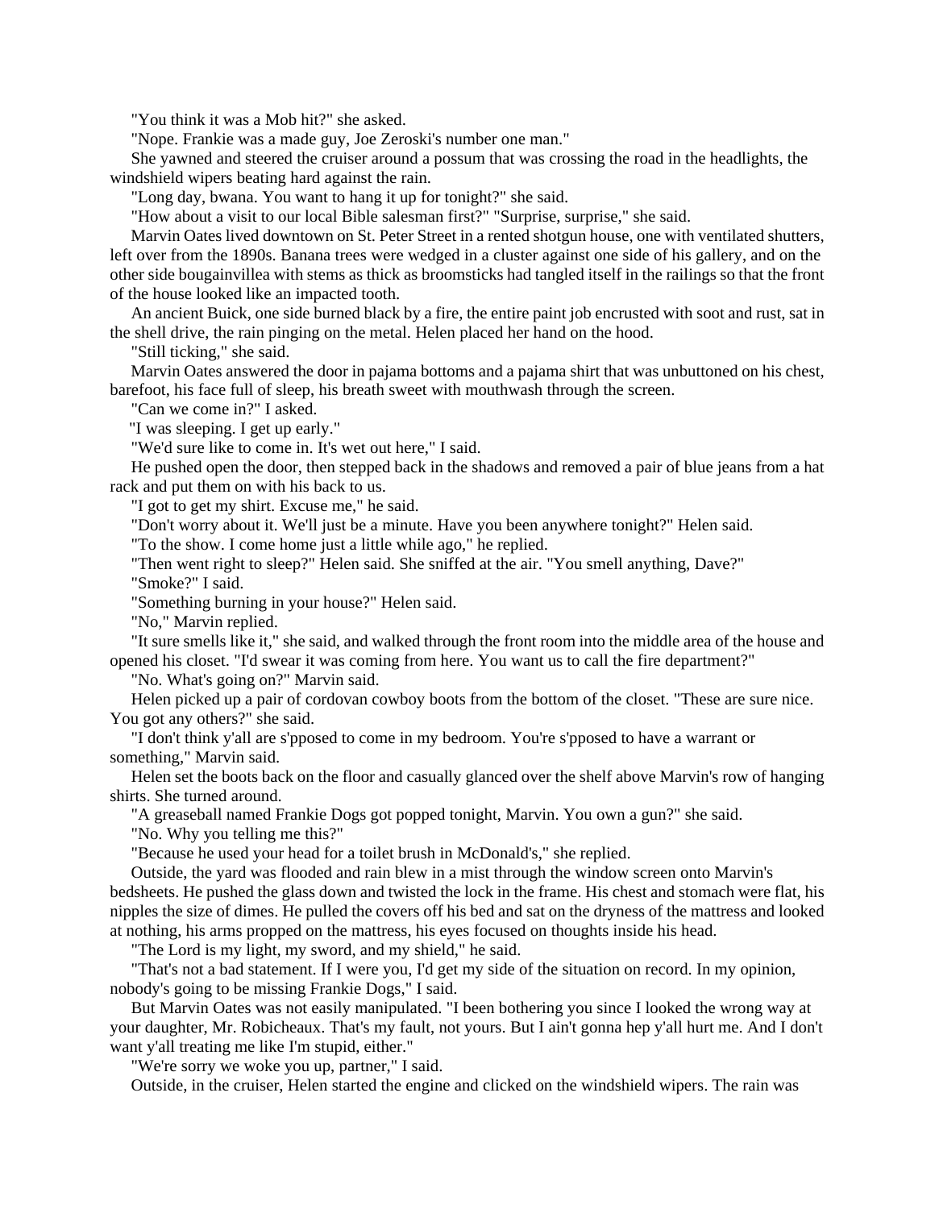"You think it was a Mob hit?" she asked.

"Nope. Frankie was a made guy, Joe Zeroski's number one man."

She yawned and steered the cruiser around a possum that was crossing the road in the headlights, the windshield wipers beating hard against the rain.

"Long day, bwana. You want to hang it up for tonight?" she said.

"How about a visit to our local Bible salesman first?" "Surprise, surprise," she said.

Marvin Oates lived downtown on St. Peter Street in a rented shotgun house, one with ventilated shutters, left over from the 1890s. Banana trees were wedged in a cluster against one side of his gallery, and on the other side bougainvillea with stems as thick as broomsticks had tangled itself in the railings so that the front of the house looked like an impacted tooth.

An ancient Buick, one side burned black by a fire, the entire paint job encrusted with soot and rust, sat in the shell drive, the rain pinging on the metal. Helen placed her hand on the hood.

"Still ticking," she said.

Marvin Oates answered the door in pajama bottoms and a pajama shirt that was unbuttoned on his chest, barefoot, his face full of sleep, his breath sweet with mouthwash through the screen.

"Can we come in?" I asked.

"I was sleeping. I get up early."

"We'd sure like to come in. It's wet out here," I said.

He pushed open the door, then stepped back in the shadows and removed a pair of blue jeans from a hat rack and put them on with his back to us.

"I got to get my shirt. Excuse me," he said.

"Don't worry about it. We'll just be a minute. Have you been anywhere tonight?" Helen said.

"To the show. I come home just a little while ago," he replied.

"Then went right to sleep?" Helen said. She sniffed at the air. "You smell anything, Dave?"

"Smoke?" I said.

"Something burning in your house?" Helen said.

"No," Marvin replied.

"It sure smells like it," she said, and walked through the front room into the middle area of the house and opened his closet. "I'd swear it was coming from here. You want us to call the fire department?"

"No. What's going on?" Marvin said.

Helen picked up a pair of cordovan cowboy boots from the bottom of the closet. "These are sure nice. You got any others?" she said.

"I don't think y'all are s'pposed to come in my bedroom. You're s'pposed to have a warrant or something," Marvin said.

Helen set the boots back on the floor and casually glanced over the shelf above Marvin's row of hanging shirts. She turned around.

"A greaseball named Frankie Dogs got popped tonight, Marvin. You own a gun?" she said.

"No. Why you telling me this?"

"Because he used your head for a toilet brush in McDonald's," she replied.

Outside, the yard was flooded and rain blew in a mist through the window screen onto Marvin's bedsheets. He pushed the glass down and twisted the lock in the frame. His chest and stomach were flat, his nipples the size of dimes. He pulled the covers off his bed and sat on the dryness of the mattress and looked at nothing, his arms propped on the mattress, his eyes focused on thoughts inside his head.

"The Lord is my light, my sword, and my shield," he said.

"That's not a bad statement. If I were you, I'd get my side of the situation on record. In my opinion, nobody's going to be missing Frankie Dogs," I said.

But Marvin Oates was not easily manipulated. "I been bothering you since I looked the wrong way at your daughter, Mr. Robicheaux. That's my fault, not yours. But I ain't gonna hep y'all hurt me. And I don't want y'all treating me like I'm stupid, either."

"We're sorry we woke you up, partner," I said.

Outside, in the cruiser, Helen started the engine and clicked on the windshield wipers. The rain was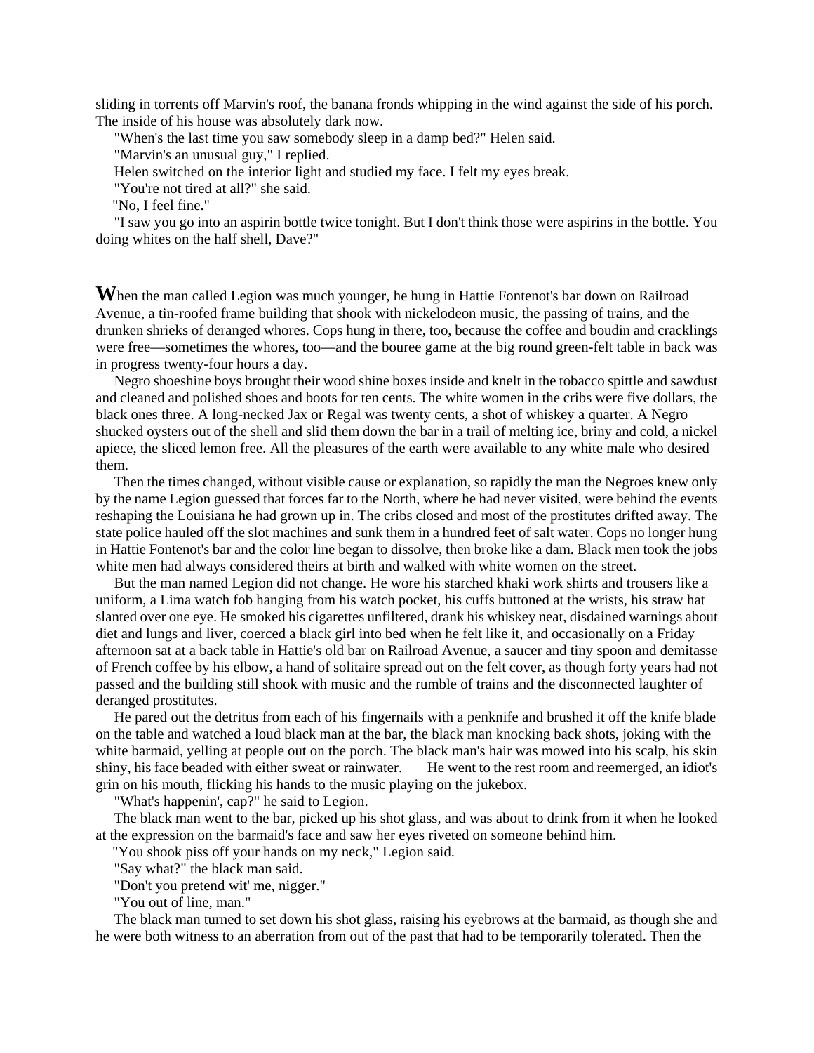sliding in torrents off Marvin's roof, the banana fronds whipping in the wind against the side of his porch. The inside of his house was absolutely dark now.

"When's the last time you saw somebody sleep in a damp bed?" Helen said.

"Marvin's an unusual guy," I replied.

Helen switched on the interior light and studied my face. I felt my eyes break.

"You're not tired at all?" she said.

"No, I feel fine."

"I saw you go into an aspirin bottle twice tonight. But I don't think those were aspirins in the bottle. You doing whites on the half shell, Dave?"

**W**hen the man called Legion was much younger, he hung in Hattie Fontenot's bar down on Railroad Avenue, a tin-roofed frame building that shook with nickelodeon music, the passing of trains, and the drunken shrieks of deranged whores. Cops hung in there, too, because the coffee and boudin and cracklings were free—sometimes the whores, too—and the bouree game at the big round green-felt table in back was in progress twenty-four hours a day.

Negro shoeshine boys brought their wood shine boxes inside and knelt in the tobacco spittle and sawdust and cleaned and polished shoes and boots for ten cents. The white women in the cribs were five dollars, the black ones three. A long-necked Jax or Regal was twenty cents, a shot of whiskey a quarter. A Negro shucked oysters out of the shell and slid them down the bar in a trail of melting ice, briny and cold, a nickel apiece, the sliced lemon free. All the pleasures of the earth were available to any white male who desired them.

Then the times changed, without visible cause or explanation, so rapidly the man the Negroes knew only by the name Legion guessed that forces far to the North, where he had never visited, were behind the events reshaping the Louisiana he had grown up in. The cribs closed and most of the prostitutes drifted away. The state police hauled off the slot machines and sunk them in a hundred feet of salt water. Cops no longer hung in Hattie Fontenot's bar and the color line began to dissolve, then broke like a dam. Black men took the jobs white men had always considered theirs at birth and walked with white women on the street.

But the man named Legion did not change. He wore his starched khaki work shirts and trousers like a uniform, a Lima watch fob hanging from his watch pocket, his cuffs buttoned at the wrists, his straw hat slanted over one eye. He smoked his cigarettes unfiltered, drank his whiskey neat, disdained warnings about diet and lungs and liver, coerced a black girl into bed when he felt like it, and occasionally on a Friday afternoon sat at a back table in Hattie's old bar on Railroad Avenue, a saucer and tiny spoon and demitasse of French coffee by his elbow, a hand of solitaire spread out on the felt cover, as though forty years had not passed and the building still shook with music and the rumble of trains and the disconnected laughter of deranged prostitutes.

He pared out the detritus from each of his fingernails with a penknife and brushed it off the knife blade on the table and watched a loud black man at the bar, the black man knocking back shots, joking with the white barmaid, yelling at people out on the porch. The black man's hair was mowed into his scalp, his skin shiny, his face beaded with either sweat or rainwater. He went to the rest room and reemerged, an idiot's grin on his mouth, flicking his hands to the music playing on the jukebox.

"What's happenin', cap?" he said to Legion.

The black man went to the bar, picked up his shot glass, and was about to drink from it when he looked at the expression on the barmaid's face and saw her eyes riveted on someone behind him.

"You shook piss off your hands on my neck," Legion said.

"Say what?" the black man said.

"Don't you pretend wit' me, nigger."

"You out of line, man."

The black man turned to set down his shot glass, raising his eyebrows at the barmaid, as though she and he were both witness to an aberration from out of the past that had to be temporarily tolerated. Then the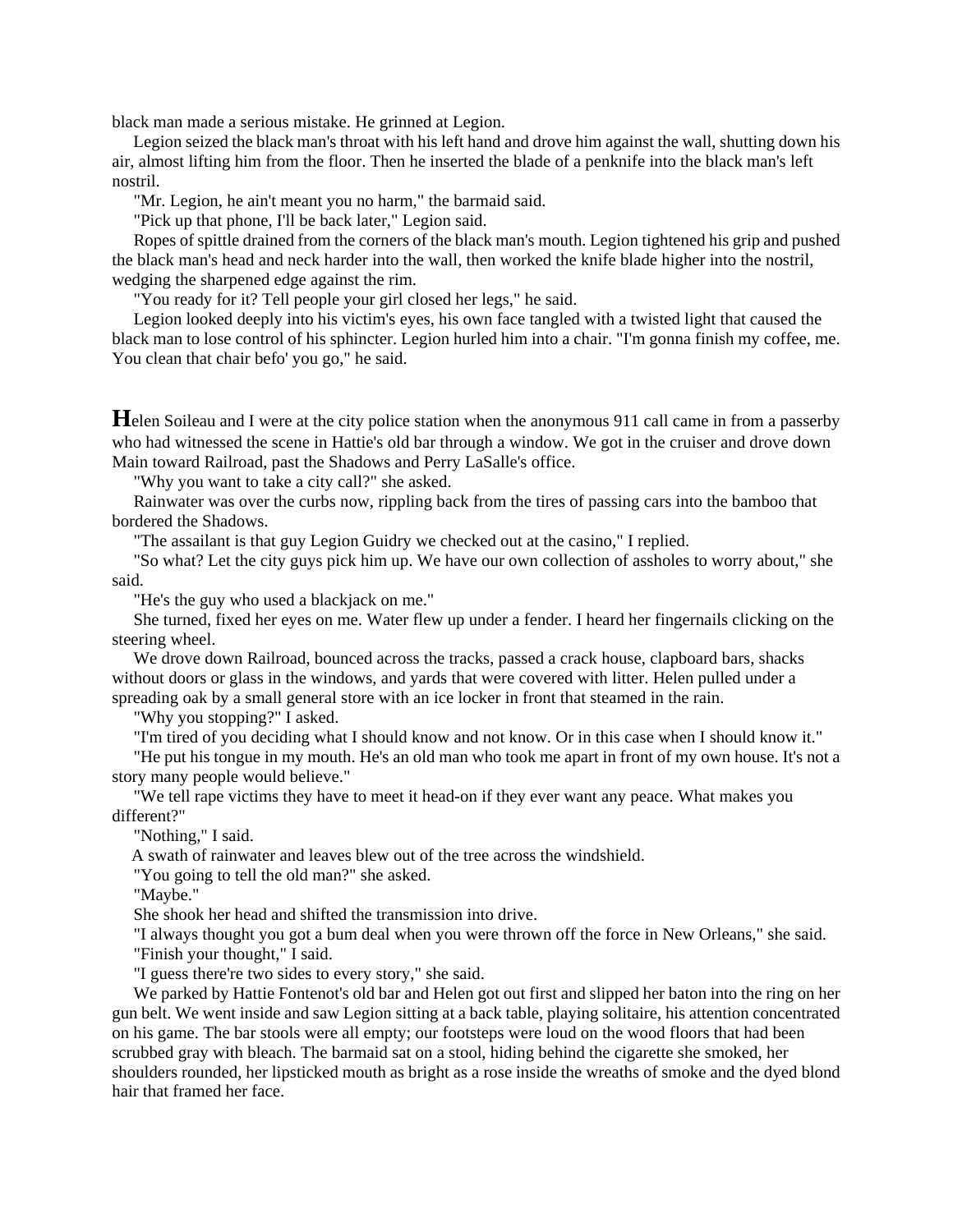black man made a serious mistake. He grinned at Legion.

Legion seized the black man's throat with his left hand and drove him against the wall, shutting down his air, almost lifting him from the floor. Then he inserted the blade of a penknife into the black man's left nostril.

"Mr. Legion, he ain't meant you no harm," the barmaid said.

"Pick up that phone, I'll be back later," Legion said.

Ropes of spittle drained from the corners of the black man's mouth. Legion tightened his grip and pushed the black man's head and neck harder into the wall, then worked the knife blade higher into the nostril, wedging the sharpened edge against the rim.

"You ready for it? Tell people your girl closed her legs," he said.

Legion looked deeply into his victim's eyes, his own face tangled with a twisted light that caused the black man to lose control of his sphincter. Legion hurled him into a chair. "I'm gonna finish my coffee, me. You clean that chair befo' you go," he said.

**H**elen Soileau and I were at the city police station when the anonymous 911 call came in from a passerby who had witnessed the scene in Hattie's old bar through a window. We got in the cruiser and drove down Main toward Railroad, past the Shadows and Perry LaSalle's office.

"Why you want to take a city call?" she asked.

Rainwater was over the curbs now, rippling back from the tires of passing cars into the bamboo that bordered the Shadows.

"The assailant is that guy Legion Guidry we checked out at the casino," I replied.

"So what? Let the city guys pick him up. We have our own collection of assholes to worry about," she said.

"He's the guy who used a blackjack on me."

She turned, fixed her eyes on me. Water flew up under a fender. I heard her fingernails clicking on the steering wheel.

We drove down Railroad, bounced across the tracks, passed a crack house, clapboard bars, shacks without doors or glass in the windows, and yards that were covered with litter. Helen pulled under a spreading oak by a small general store with an ice locker in front that steamed in the rain.

"Why you stopping?" I asked.

"I'm tired of you deciding what I should know and not know. Or in this case when I should know it."

"He put his tongue in my mouth. He's an old man who took me apart in front of my own house. It's not a story many people would believe."

"We tell rape victims they have to meet it head-on if they ever want any peace. What makes you different?"

"Nothing," I said.

A swath of rainwater and leaves blew out of the tree across the windshield.

"You going to tell the old man?" she asked.

"Maybe."

She shook her head and shifted the transmission into drive.

"I always thought you got a bum deal when you were thrown off the force in New Orleans," she said.

"Finish your thought," I said.

"I guess there're two sides to every story," she said.

We parked by Hattie Fontenot's old bar and Helen got out first and slipped her baton into the ring on her gun belt. We went inside and saw Legion sitting at a back table, playing solitaire, his attention concentrated on his game. The bar stools were all empty; our footsteps were loud on the wood floors that had been scrubbed gray with bleach. The barmaid sat on a stool, hiding behind the cigarette she smoked, her shoulders rounded, her lipsticked mouth as bright as a rose inside the wreaths of smoke and the dyed blond hair that framed her face.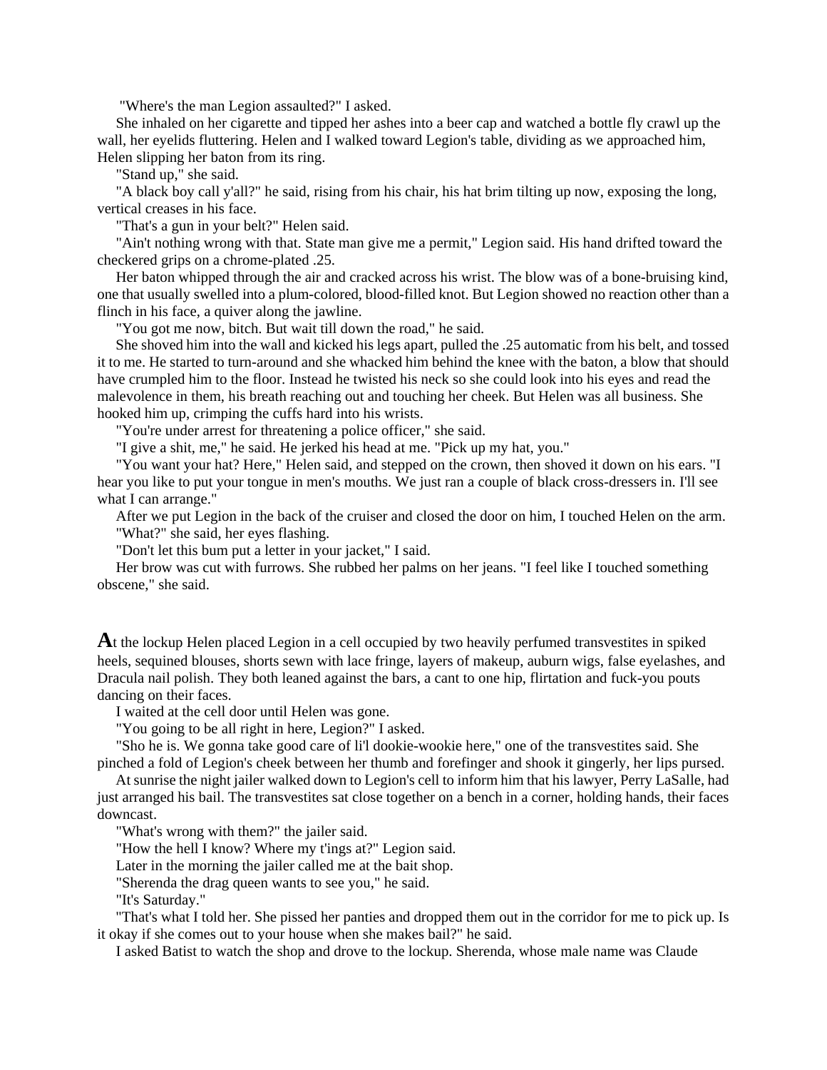"Where's the man Legion assaulted?" I asked.

She inhaled on her cigarette and tipped her ashes into a beer cap and watched a bottle fly crawl up the wall, her eyelids fluttering. Helen and I walked toward Legion's table, dividing as we approached him, Helen slipping her baton from its ring.

"Stand up," she said.

"A black boy call y'all?" he said, rising from his chair, his hat brim tilting up now, exposing the long, vertical creases in his face.

"That's a gun in your belt?" Helen said.

"Ain't nothing wrong with that. State man give me a permit," Legion said. His hand drifted toward the checkered grips on a chrome-plated .25.

Her baton whipped through the air and cracked across his wrist. The blow was of a bone-bruising kind, one that usually swelled into a plum-colored, blood-filled knot. But Legion showed no reaction other than a flinch in his face, a quiver along the jawline.

"You got me now, bitch. But wait till down the road," he said.

She shoved him into the wall and kicked his legs apart, pulled the .25 automatic from his belt, and tossed it to me. He started to turn-around and she whacked him behind the knee with the baton, a blow that should have crumpled him to the floor. Instead he twisted his neck so she could look into his eyes and read the malevolence in them, his breath reaching out and touching her cheek. But Helen was all business. She hooked him up, crimping the cuffs hard into his wrists.

"You're under arrest for threatening a police officer," she said.

"I give a shit, me," he said. He jerked his head at me. "Pick up my hat, you."

"You want your hat? Here," Helen said, and stepped on the crown, then shoved it down on his ears. "I hear you like to put your tongue in men's mouths. We just ran a couple of black cross-dressers in. I'll see what I can arrange."

After we put Legion in the back of the cruiser and closed the door on him, I touched Helen on the arm.

"What?" she said, her eyes flashing.

"Don't let this bum put a letter in your jacket," I said.

Her brow was cut with furrows. She rubbed her palms on her jeans. "I feel like I touched something obscene," she said.

**A**t the lockup Helen placed Legion in a cell occupied by two heavily perfumed transvestites in spiked heels, sequined blouses, shorts sewn with lace fringe, layers of makeup, auburn wigs, false eyelashes, and Dracula nail polish. They both leaned against the bars, a cant to one hip, flirtation and fuck-you pouts dancing on their faces.

I waited at the cell door until Helen was gone.

"You going to be all right in here, Legion?" I asked.

"Sho he is. We gonna take good care of li'l dookie-wookie here," one of the transvestites said. She pinched a fold of Legion's cheek between her thumb and forefinger and shook it gingerly, her lips pursed.

At sunrise the night jailer walked down to Legion's cell to inform him that his lawyer, Perry LaSalle, had just arranged his bail. The transvestites sat close together on a bench in a corner, holding hands, their faces downcast.

"What's wrong with them?" the jailer said.

"How the hell I know? Where my t'ings at?" Legion said.

Later in the morning the jailer called me at the bait shop.

"Sherenda the drag queen wants to see you," he said.

"It's Saturday."

"That's what I told her. She pissed her panties and dropped them out in the corridor for me to pick up. Is it okay if she comes out to your house when she makes bail?" he said.

I asked Batist to watch the shop and drove to the lockup. Sherenda, whose male name was Claude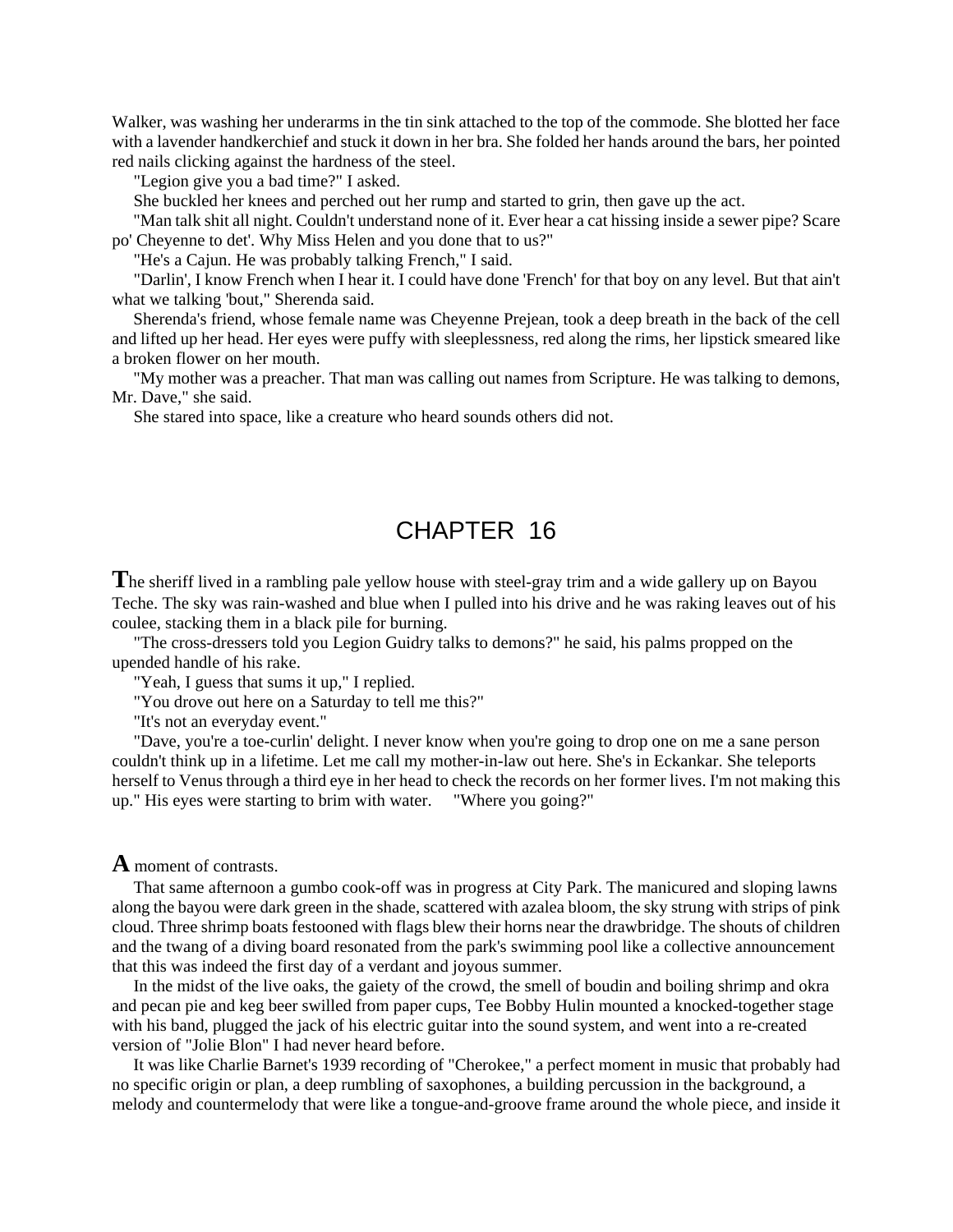Walker, was washing her underarms in the tin sink attached to the top of the commode. She blotted her face with a lavender handkerchief and stuck it down in her bra. She folded her hands around the bars, her pointed red nails clicking against the hardness of the steel.

"Legion give you a bad time?" I asked.

She buckled her knees and perched out her rump and started to grin, then gave up the act.

"Man talk shit all night. Couldn't understand none of it. Ever hear a cat hissing inside a sewer pipe? Scare po' Cheyenne to det'. Why Miss Helen and you done that to us?"

"He's a Cajun. He was probably talking French," I said.

"Darlin', I know French when I hear it. I could have done 'French' for that boy on any level. But that ain't what we talking 'bout," Sherenda said.

Sherenda's friend, whose female name was Cheyenne Prejean, took a deep breath in the back of the cell and lifted up her head. Her eyes were puffy with sleeplessness, red along the rims, her lipstick smeared like a broken flower on her mouth.

"My mother was a preacher. That man was calling out names from Scripture. He was talking to demons, Mr. Dave," she said.

She stared into space, like a creature who heard sounds others did not.

# CHAPTER 16

**T**he sheriff lived in a rambling pale yellow house with steel-gray trim and a wide gallery up on Bayou Teche. The sky was rain-washed and blue when I pulled into his drive and he was raking leaves out of his coulee, stacking them in a black pile for burning.

"The cross-dressers told you Legion Guidry talks to demons?" he said, his palms propped on the upended handle of his rake.

"Yeah, I guess that sums it up," I replied.

"You drove out here on a Saturday to tell me this?"

"It's not an everyday event."

"Dave, you're a toe-curlin' delight. I never know when you're going to drop one on me a sane person couldn't think up in a lifetime. Let me call my mother-in-law out here. She's in Eckankar. She teleports herself to Venus through a third eye in her head to check the records on her former lives. I'm not making this up." His eyes were starting to brim with water. "Where you going?"

**A** moment of contrasts.

That same afternoon a gumbo cook-off was in progress at City Park. The manicured and sloping lawns along the bayou were dark green in the shade, scattered with azalea bloom, the sky strung with strips of pink cloud. Three shrimp boats festooned with flags blew their horns near the drawbridge. The shouts of children and the twang of a diving board resonated from the park's swimming pool like a collective announcement that this was indeed the first day of a verdant and joyous summer.

In the midst of the live oaks, the gaiety of the crowd, the smell of boudin and boiling shrimp and okra and pecan pie and keg beer swilled from paper cups, Tee Bobby Hulin mounted a knocked-together stage with his band, plugged the jack of his electric guitar into the sound system, and went into a re-created version of "Jolie Blon" I had never heard before.

It was like Charlie Barnet's 1939 recording of "Cherokee," a perfect moment in music that probably had no specific origin or plan, a deep rumbling of saxophones, a building percussion in the background, a melody and countermelody that were like a tongue-and-groove frame around the whole piece, and inside it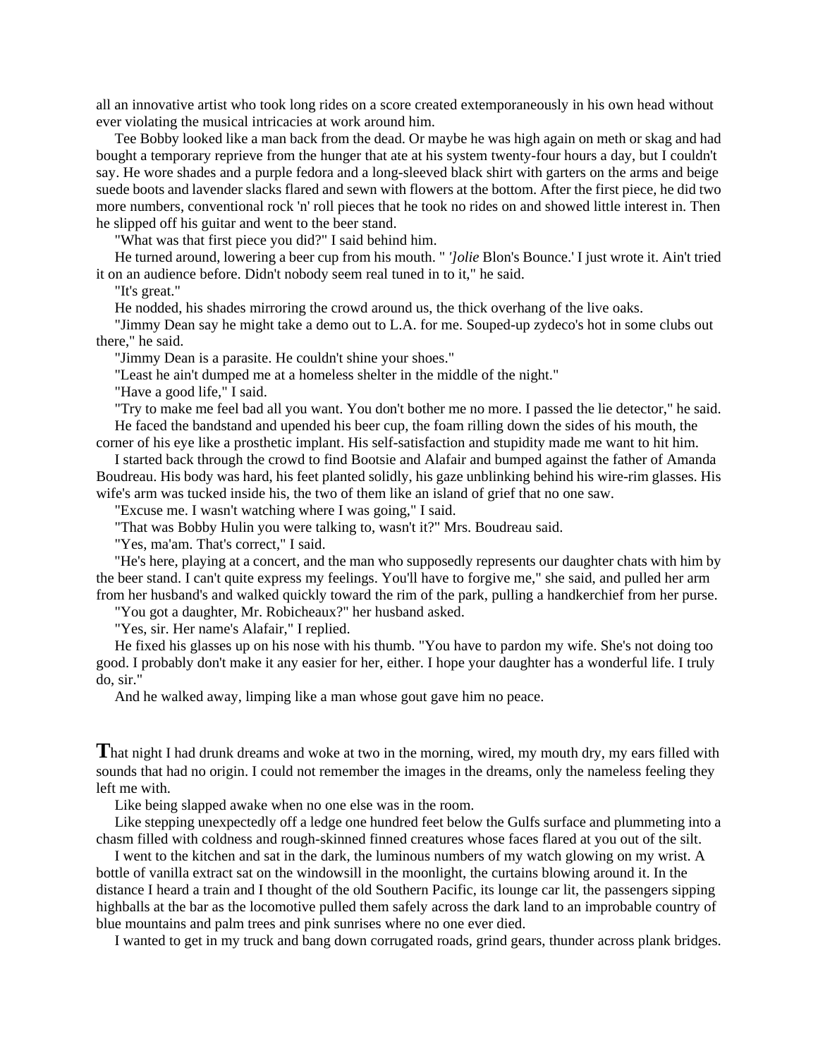all an innovative artist who took long rides on a score created extemporaneously in his own head without ever violating the musical intricacies at work around him.

Tee Bobby looked like a man back from the dead. Or maybe he was high again on meth or skag and had bought a temporary reprieve from the hunger that ate at his system twenty-four hours a day, but I couldn't say. He wore shades and a purple fedora and a long-sleeved black shirt with garters on the arms and beige suede boots and lavender slacks flared and sewn with flowers at the bottom. After the first piece, he did two more numbers, conventional rock 'n' roll pieces that he took no rides on and showed little interest in. Then he slipped off his guitar and went to the beer stand.

"What was that first piece you did?" I said behind him.

He turned around, lowering a beer cup from his mouth. " '*Jolie* Blon's Bounce.' I just wrote it. Ain't tried it on an audience before. Didn't nobody seem real tuned in to it," he said.

"It's great."

He nodded, his shades mirroring the crowd around us, the thick overhang of the live oaks.

"Jimmy Dean say he might take a demo out to L.A. for me. Souped-up zydeco's hot in some clubs out there," he said.

"Jimmy Dean is a parasite. He couldn't shine your shoes."

"Least he ain't dumped me at a homeless shelter in the middle of the night."

"Have a good life," I said.

"Try to make me feel bad all you want. You don't bother me no more. I passed the lie detector," he said.

He faced the bandstand and upended his beer cup, the foam rilling down the sides of his mouth, the corner of his eye like a prosthetic implant. His self-satisfaction and stupidity made me want to hit him.

I started back through the crowd to find Bootsie and Alafair and bumped against the father of Amanda Boudreau. His body was hard, his feet planted solidly, his gaze unblinking behind his wire-rim glasses. His wife's arm was tucked inside his, the two of them like an island of grief that no one saw.

"Excuse me. I wasn't watching where I was going," I said.

"That was Bobby Hulin you were talking to, wasn't it?" Mrs. Boudreau said.

"Yes, ma'am. That's correct," I said.

"He's here, playing at a concert, and the man who supposedly represents our daughter chats with him by the beer stand. I can't quite express my feelings. You'll have to forgive me," she said, and pulled her arm from her husband's and walked quickly toward the rim of the park, pulling a handkerchief from her purse.

"You got a daughter, Mr. Robicheaux?" her husband asked.

"Yes, sir. Her name's Alafair," I replied.

He fixed his glasses up on his nose with his thumb. "You have to pardon my wife. She's not doing too good. I probably don't make it any easier for her, either. I hope your daughter has a wonderful life. I truly do, sir."

And he walked away, limping like a man whose gout gave him no peace.

**T**hat night I had drunk dreams and woke at two in the morning, wired, my mouth dry, my ears filled with sounds that had no origin. I could not remember the images in the dreams, only the nameless feeling they left me with.

Like being slapped awake when no one else was in the room.

Like stepping unexpectedly off a ledge one hundred feet below the Gulfs surface and plummeting into a chasm filled with coldness and rough-skinned finned creatures whose faces flared at you out of the silt.

I went to the kitchen and sat in the dark, the luminous numbers of my watch glowing on my wrist. A bottle of vanilla extract sat on the windowsill in the moonlight, the curtains blowing around it. In the distance I heard a train and I thought of the old Southern Pacific, its lounge car lit, the passengers sipping highballs at the bar as the locomotive pulled them safely across the dark land to an improbable country of blue mountains and palm trees and pink sunrises where no one ever died.

I wanted to get in my truck and bang down corrugated roads, grind gears, thunder across plank bridges.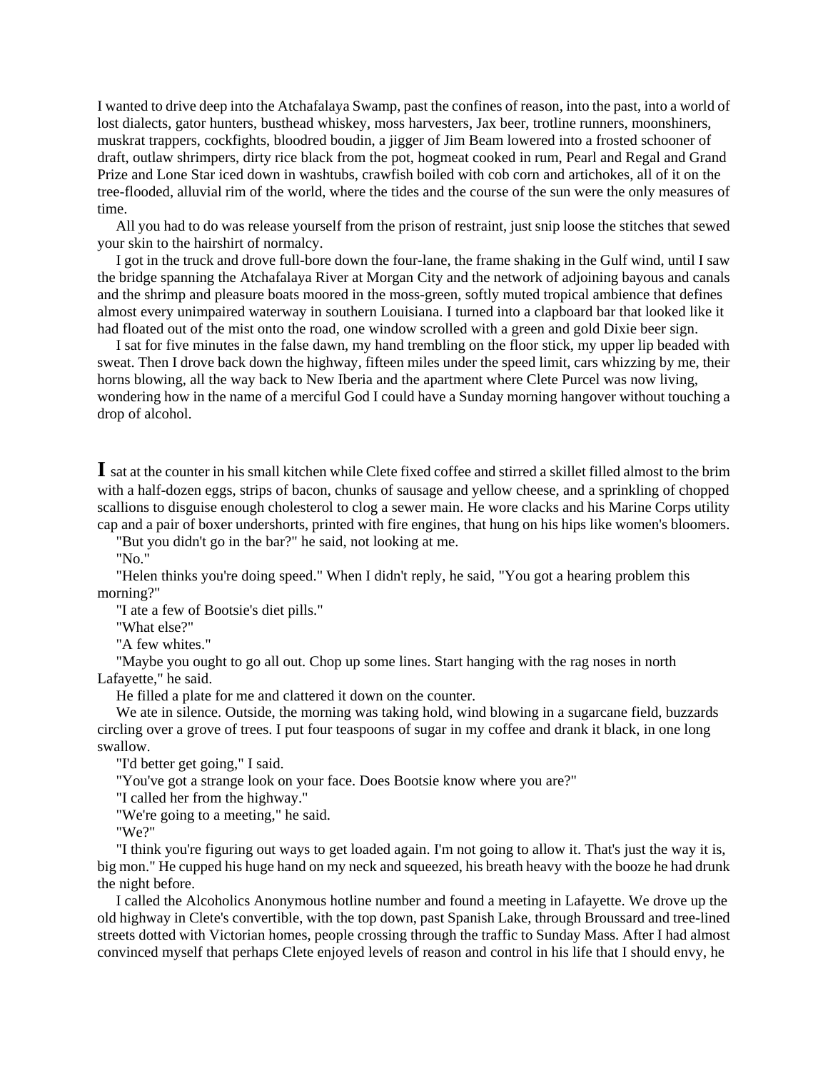I wanted to drive deep into the Atchafalaya Swamp, past the confines of reason, into the past, into a world of lost dialects, gator hunters, busthead whiskey, moss harvesters, Jax beer, trotline runners, moonshiners, muskrat trappers, cockfights, bloodred boudin, a jigger of Jim Beam lowered into a frosted schooner of draft, outlaw shrimpers, dirty rice black from the pot, hogmeat cooked in rum, Pearl and Regal and Grand Prize and Lone Star iced down in washtubs, crawfish boiled with cob corn and artichokes, all of it on the tree-flooded, alluvial rim of the world, where the tides and the course of the sun were the only measures of time.

All you had to do was release yourself from the prison of restraint, just snip loose the stitches that sewed your skin to the hairshirt of normalcy.

I got in the truck and drove full-bore down the four-lane, the frame shaking in the Gulf wind, until I saw the bridge spanning the Atchafalaya River at Morgan City and the network of adjoining bayous and canals and the shrimp and pleasure boats moored in the moss-green, softly muted tropical ambience that defines almost every unimpaired waterway in southern Louisiana. I turned into a clapboard bar that looked like it had floated out of the mist onto the road, one window scrolled with a green and gold Dixie beer sign.

I sat for five minutes in the false dawn, my hand trembling on the floor stick, my upper lip beaded with sweat. Then I drove back down the highway, fifteen miles under the speed limit, cars whizzing by me, their horns blowing, all the way back to New Iberia and the apartment where Clete Purcel was now living, wondering how in the name of a merciful God I could have a Sunday morning hangover without touching a drop of alcohol.

**I** sat at the counter in his small kitchen while Clete fixed coffee and stirred a skillet filled almost to the brim with a half-dozen eggs, strips of bacon, chunks of sausage and yellow cheese, and a sprinkling of chopped scallions to disguise enough cholesterol to clog a sewer main. He wore clacks and his Marine Corps utility cap and a pair of boxer undershorts, printed with fire engines, that hung on his hips like women's bloomers.

"But you didn't go in the bar?" he said, not looking at me.

"No."

"Helen thinks you're doing speed." When I didn't reply, he said, "You got a hearing problem this morning?"

"I ate a few of Bootsie's diet pills."

"What else?"

"A few whites."

"Maybe you ought to go all out. Chop up some lines. Start hanging with the rag noses in north Lafayette," he said.

He filled a plate for me and clattered it down on the counter.

We ate in silence. Outside, the morning was taking hold, wind blowing in a sugarcane field, buzzards circling over a grove of trees. I put four teaspoons of sugar in my coffee and drank it black, in one long swallow.

"I'd better get going," I said.

"You've got a strange look on your face. Does Bootsie know where you are?"

"I called her from the highway."

"We're going to a meeting," he said.

"We?"

"I think you're figuring out ways to get loaded again. I'm not going to allow it. That's just the way it is, big mon." He cupped his huge hand on my neck and squeezed, his breath heavy with the booze he had drunk the night before.

I called the Alcoholics Anonymous hotline number and found a meeting in Lafayette. We drove up the old highway in Clete's convertible, with the top down, past Spanish Lake, through Broussard and tree-lined streets dotted with Victorian homes, people crossing through the traffic to Sunday Mass. After I had almost convinced myself that perhaps Clete enjoyed levels of reason and control in his life that I should envy, he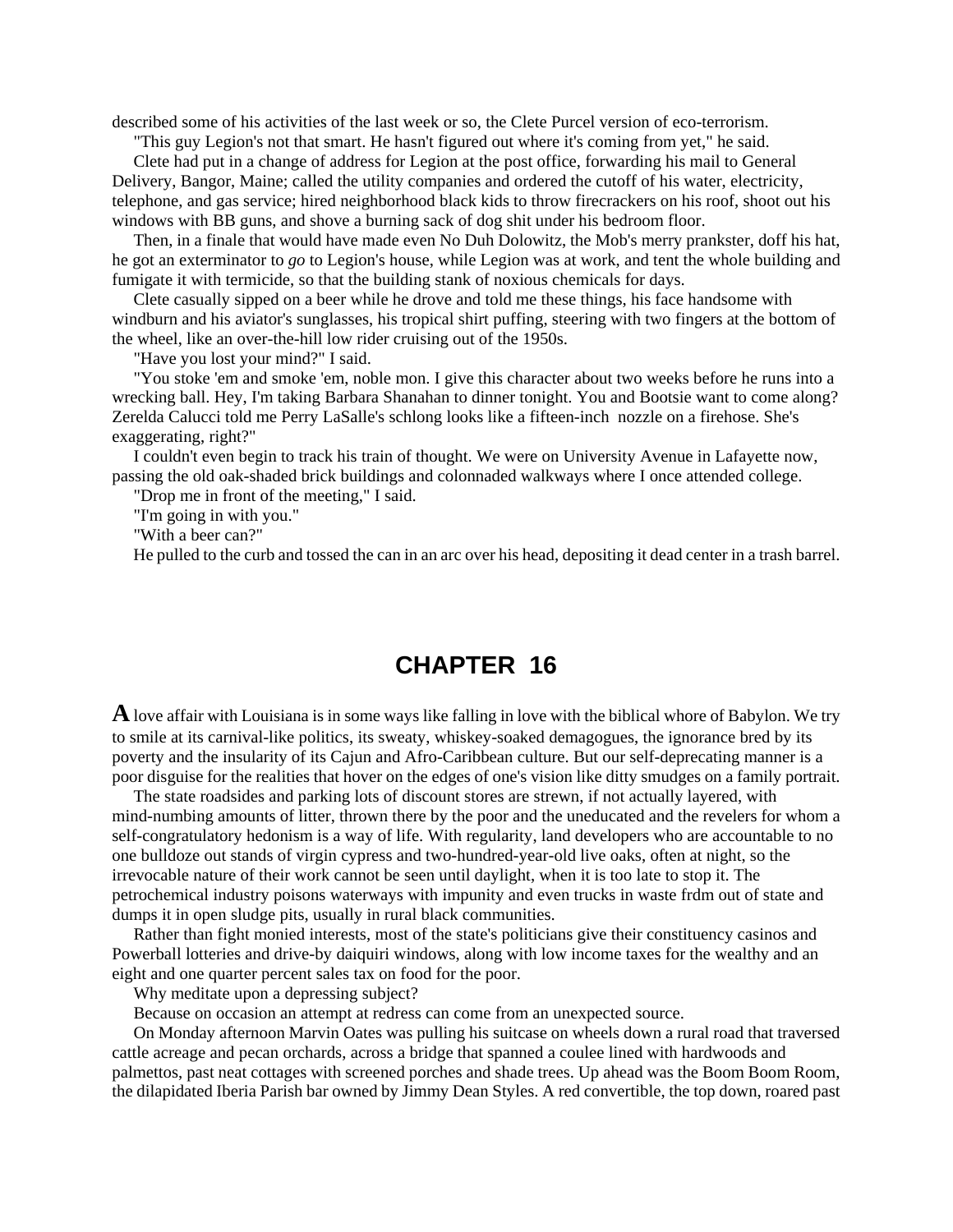described some of his activities of the last week or so, the Clete Purcel version of eco-terrorism.

"This guy Legion's not that smart. He hasn't figured out where it's coming from yet," he said.

Clete had put in a change of address for Legion at the post office, forwarding his mail to General Delivery, Bangor, Maine; called the utility companies and ordered the cutoff of his water, electricity, telephone, and gas service; hired neighborhood black kids to throw firecrackers on his roof, shoot out his windows with BB guns, and shove a burning sack of dog shit under his bedroom floor.

Then, in a finale that would have made even No Duh Dolowitz, the Mob's merry prankster, doff his hat, he got an exterminator to *go* to Legion's house, while Legion was at work, and tent the whole building and fumigate it with termicide, so that the building stank of noxious chemicals for days.

Clete casually sipped on a beer while he drove and told me these things, his face handsome with windburn and his aviator's sunglasses, his tropical shirt puffing, steering with two fingers at the bottom of the wheel, like an over-the-hill low rider cruising out of the 1950s.

"Have you lost your mind?" I said.

"You stoke 'em and smoke 'em, noble mon. I give this character about two weeks before he runs into a wrecking ball. Hey, I'm taking Barbara Shanahan to dinner tonight. You and Bootsie want to come along? Zerelda Calucci told me Perry LaSalle's schlong looks like a fifteen-inch nozzle on a firehose. She's exaggerating, right?"

I couldn't even begin to track his train of thought. We were on University Avenue in Lafayette now, passing the old oak-shaded brick buildings and colonnaded walkways where I once attended college.

"Drop me in front of the meeting," I said.

"I'm going in with you."

"With a beer can?"

He pulled to the curb and tossed the can in an arc over his head, depositing it dead center in a trash barrel.

## CHAPTER 16

**A** love affair with Louisiana is in some ways like falling in love with the biblical whore of Babylon. We try to smile at its carnival-like politics, its sweaty, whiskey-soaked demagogues, the ignorance bred by its poverty and the insularity of its Cajun and Afro-Caribbean culture. But our self-deprecating manner is a poor disguise for the realities that hover on the edges of one's vision like ditty smudges on a family portrait.

The state roadsides and parking lots of discount stores are strewn, if not actually layered, with mind-numbing amounts of litter, thrown there by the poor and the uneducated and the revelers for whom a self-congratulatory hedonism is a way of life. With regularity, land developers who are accountable to no one bulldoze out stands of virgin cypress and two-hundred-year-old live oaks, often at night, so the irrevocable nature of their work cannot be seen until daylight, when it is too late to stop it. The petrochemical industry poisons waterways with impunity and even trucks in waste frdm out of state and dumps it in open sludge pits, usually in rural black communities.

Rather than fight monied interests, most of the state's politicians give their constituency casinos and Powerball lotteries and drive-by daiquiri windows, along with low income taxes for the wealthy and an eight and one quarter percent sales tax on food for the poor.

Why meditate upon a depressing subject?

Because on occasion an attempt at redress can come from an unexpected source.

On Monday afternoon Marvin Oates was pulling his suitcase on wheels down a rural road that traversed cattle acreage and pecan orchards, across a bridge that spanned a coulee lined with hardwoods and palmettos, past neat cottages with screened porches and shade trees. Up ahead was the Boom Boom Room, the dilapidated Iberia Parish bar owned by Jimmy Dean Styles. A red convertible, the top down, roared past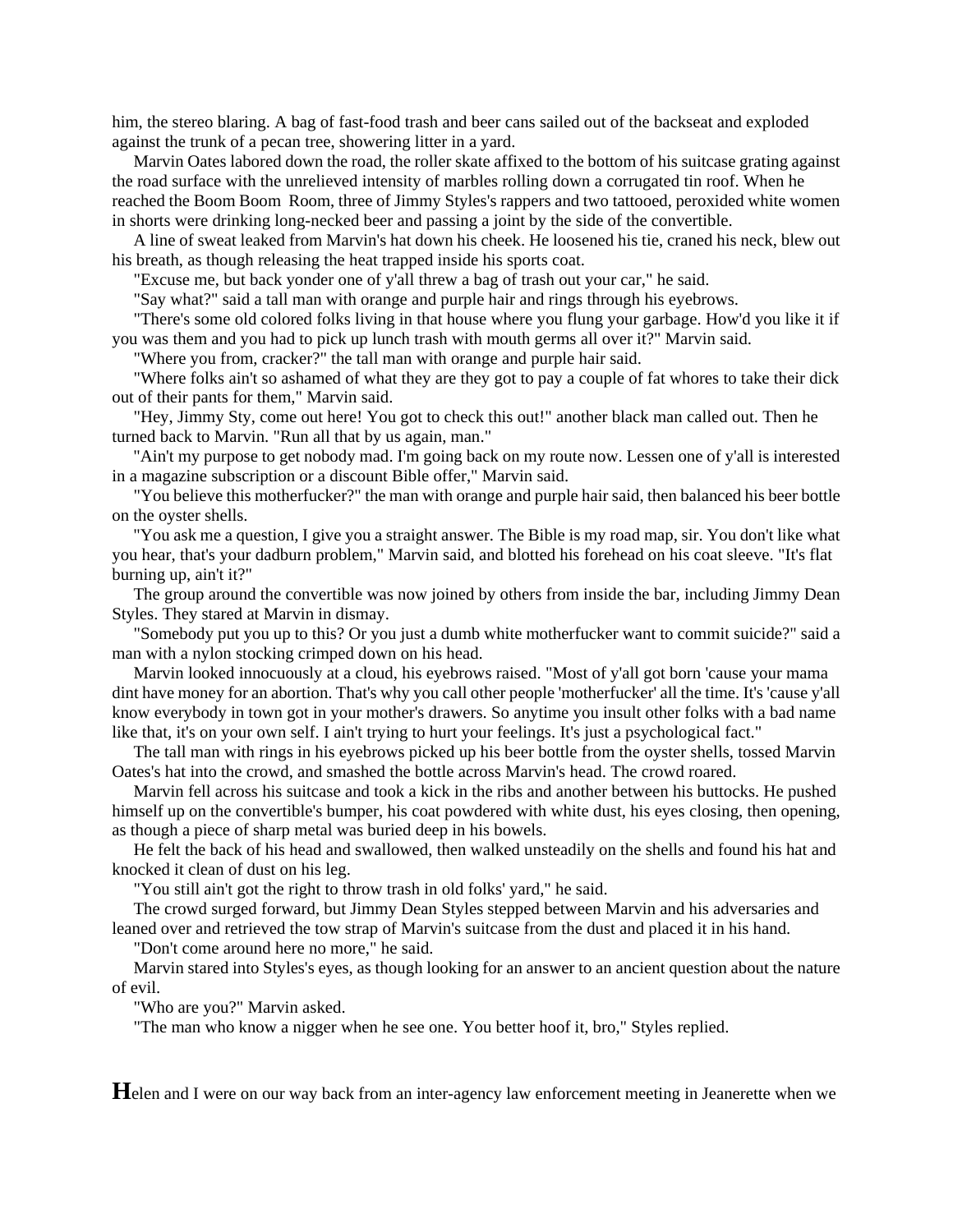him, the stereo blaring. A bag of fast-food trash and beer cans sailed out of the backseat and exploded against the trunk of a pecan tree, showering litter in a yard.

Marvin Oates labored down the road, the roller skate affixed to the bottom of his suitcase grating against the road surface with the unrelieved intensity of marbles rolling down a corrugated tin roof. When he reached the Boom Boom Room, three of Jimmy Styles's rappers and two tattooed, peroxided white women in shorts were drinking long-necked beer and passing a joint by the side of the convertible.

A line of sweat leaked from Marvin's hat down his cheek. He loosened his tie, craned his neck, blew out his breath, as though releasing the heat trapped inside his sports coat.

"Excuse me, but back yonder one of y'all threw a bag of trash out your car," he said.

"Say what?" said a tall man with orange and purple hair and rings through his eyebrows.

"There's some old colored folks living in that house where you flung your garbage. How'd you like it if you was them and you had to pick up lunch trash with mouth germs all over it?" Marvin said.

"Where you from, cracker?" the tall man with orange and purple hair said.

"Where folks ain't so ashamed of what they are they got to pay a couple of fat whores to take their dick out of their pants for them," Marvin said.

"Hey, Jimmy Sty, come out here! You got to check this out!" another black man called out. Then he turned back to Marvin. "Run all that by us again, man."

"Ain't my purpose to get nobody mad. I'm going back on my route now. Lessen one of y'all is interested in a magazine subscription or a discount Bible offer," Marvin said.

"You believe this motherfucker?" the man with orange and purple hair said, then balanced his beer bottle on the oyster shells.

"You ask me a question, I give you a straight answer. The Bible is my road map, sir. You don't like what you hear, that's your dadburn problem," Marvin said, and blotted his forehead on his coat sleeve. "It's flat burning up, ain't it?"

The group around the convertible was now joined by others from inside the bar, including Jimmy Dean Styles. They stared at Marvin in dismay.

"Somebody put you up to this? Or you just a dumb white motherfucker want to commit suicide?" said a man with a nylon stocking crimped down on his head.

Marvin looked innocuously at a cloud, his eyebrows raised. "Most of y'all got born 'cause your mama dint have money for an abortion. That's why you call other people 'motherfucker' all the time. It's 'cause y'all know everybody in town got in your mother's drawers. So anytime you insult other folks with a bad name like that, it's on your own self. I ain't trying to hurt your feelings. It's just a psychological fact."

The tall man with rings in his eyebrows picked up his beer bottle from the oyster shells, tossed Marvin Oates's hat into the crowd, and smashed the bottle across Marvin's head. The crowd roared.

Marvin fell across his suitcase and took a kick in the ribs and another between his buttocks. He pushed himself up on the convertible's bumper, his coat powdered with white dust, his eyes closing, then opening, as though a piece of sharp metal was buried deep in his bowels.

He felt the back of his head and swallowed, then walked unsteadily on the shells and found his hat and knocked it clean of dust on his leg.

"You still ain't got the right to throw trash in old folks' yard," he said.

The crowd surged forward, but Jimmy Dean Styles stepped between Marvin and his adversaries and leaned over and retrieved the tow strap of Marvin's suitcase from the dust and placed it in his hand.

"Don't come around here no more," he said.

Marvin stared into Styles's eyes, as though looking for an answer to an ancient question about the nature of evil.

"Who are you?" Marvin asked.

"The man who know a nigger when he see one. You better hoof it, bro," Styles replied.

**H**elen and I were on our way back from an inter-agency law enforcement meeting in Jeanerette when we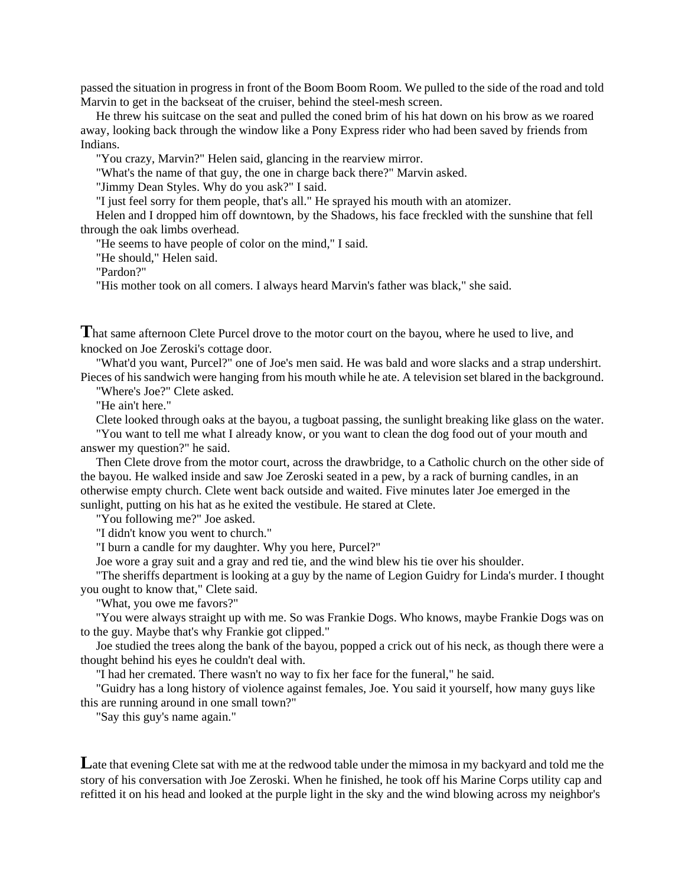passed the situation in progress in front of the Boom Boom Room. We pulled to the side of the road and told Marvin to get in the backseat of the cruiser, behind the steel-mesh screen.

He threw his suitcase on the seat and pulled the coned brim of his hat down on his brow as we roared away, looking back through the window like a Pony Express rider who had been saved by friends from Indians.

"You crazy, Marvin?" Helen said, glancing in the rearview mirror.

"What's the name of that guy, the one in charge back there?" Marvin asked.

"Jimmy Dean Styles. Why do you ask?" I said.

"I just feel sorry for them people, that's all." He sprayed his mouth with an atomizer.

Helen and I dropped him off downtown, by the Shadows, his face freckled with the sunshine that fell through the oak limbs overhead.

"He seems to have people of color on the mind," I said.

"He should," Helen said.

"Pardon?"

"His mother took on all comers. I always heard Marvin's father was black," she said.

**T**hat same afternoon Clete Purcel drove to the motor court on the bayou, where he used to live, and knocked on Joe Zeroski's cottage door.

"What'd you want, Purcel?" one of Joe's men said. He was bald and wore slacks and a strap undershirt. Pieces of his sandwich were hanging from his mouth while he ate. A television set blared in the background.

"Where's Joe?" Clete asked.

"He ain't here."

Clete looked through oaks at the bayou, a tugboat passing, the sunlight breaking like glass on the water.

"You want to tell me what I already know, or you want to clean the dog food out of your mouth and answer my question?" he said.

Then Clete drove from the motor court, across the drawbridge, to a Catholic church on the other side of the bayou. He walked inside and saw Joe Zeroski seated in a pew, by a rack of burning candles, in an otherwise empty church. Clete went back outside and waited. Five minutes later Joe emerged in the sunlight, putting on his hat as he exited the vestibule. He stared at Clete.

"You following me?" Joe asked.

"I didn't know you went to church."

"I burn a candle for my daughter. Why you here, Purcel?"

Joe wore a gray suit and a gray and red tie, and the wind blew his tie over his shoulder.

"The sheriffs department is looking at a guy by the name of Legion Guidry for Linda's murder. I thought you ought to know that," Clete said.

"What, you owe me favors?"

"You were always straight up with me. So was Frankie Dogs. Who knows, maybe Frankie Dogs was on to the guy. Maybe that's why Frankie got clipped."

Joe studied the trees along the bank of the bayou, popped a crick out of his neck, as though there were a thought behind his eyes he couldn't deal with.

"I had her cremated. There wasn't no way to fix her face for the funeral," he said.

"Guidry has a long history of violence against females, Joe. You said it yourself, how many guys like this are running around in one small town?"

"Say this guy's name again."

**L**ate that evening Clete sat with me at the redwood table under the mimosa in my backyard and told me the story of his conversation with Joe Zeroski. When he finished, he took off his Marine Corps utility cap and refitted it on his head and looked at the purple light in the sky and the wind blowing across my neighbor's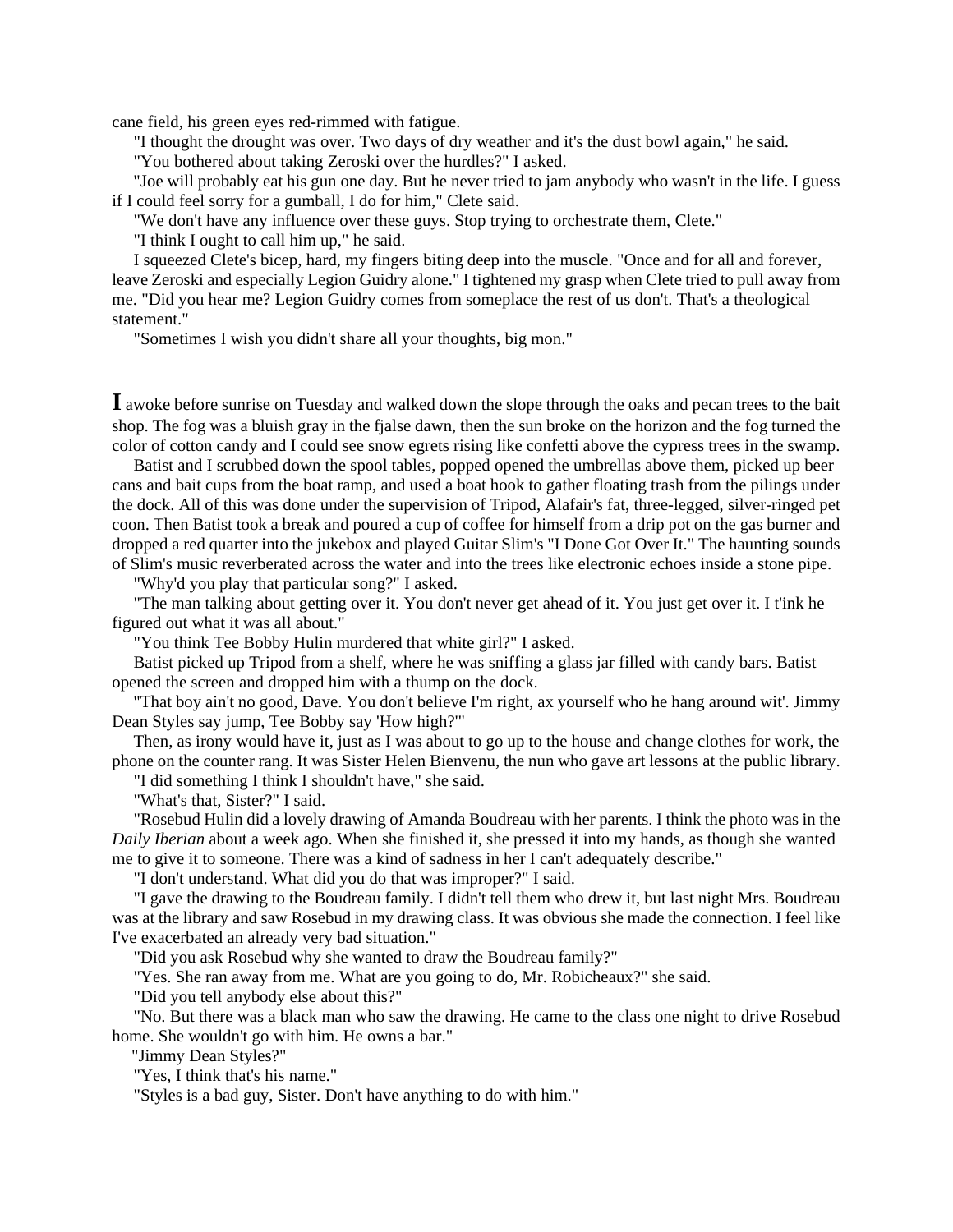cane field, his green eyes red-rimmed with fatigue.

"I thought the drought was over. Two days of dry weather and it's the dust bowl again," he said.

"You bothered about taking Zeroski over the hurdles?" I asked.

"Joe will probably eat his gun one day. But he never tried to jam anybody who wasn't in the life. I guess if I could feel sorry for a gumball, I do for him," Clete said.

"We don't have any influence over these guys. Stop trying to orchestrate them, Clete."

"I think I ought to call him up," he said.

I squeezed Clete's bicep, hard, my fingers biting deep into the muscle. "Once and for all and forever, leave Zeroski and especially Legion Guidry alone." I tightened my grasp when Clete tried to pull away from me. "Did you hear me? Legion Guidry comes from someplace the rest of us don't. That's a theological statement."

"Sometimes I wish you didn't share all your thoughts, big mon."

**I** awoke before sunrise on Tuesday and walked down the slope through the oaks and pecan trees to the bait shop. The fog was a bluish gray in the fjalse dawn, then the sun broke on the horizon and the fog turned the color of cotton candy and I could see snow egrets rising like confetti above the cypress trees in the swamp.

Batist and I scrubbed down the spool tables, popped opened the umbrellas above them, picked up beer cans and bait cups from the boat ramp, and used a boat hook to gather floating trash from the pilings under the dock. All of this was done under the supervision of Tripod, Alafair's fat, three-legged, silver-ringed pet coon. Then Batist took a break and poured a cup of coffee for himself from a drip pot on the gas burner and dropped a red quarter into the jukebox and played Guitar Slim's "I Done Got Over It." The haunting sounds of Slim's music reverberated across the water and into the trees like electronic echoes inside a stone pipe.

"Why'd you play that particular song?" I asked.

"The man talking about getting over it. You don't never get ahead of it. You just get over it. I t'ink he figured out what it was all about."

"You think Tee Bobby Hulin murdered that white girl?" I asked.

Batist picked up Tripod from a shelf, where he was sniffing a glass jar filled with candy bars. Batist opened the screen and dropped him with a thump on the dock.

"That boy ain't no good, Dave. You don't believe I'm right, ax yourself who he hang around wit'. Jimmy Dean Styles say jump, Tee Bobby say 'How high?'"

Then, as irony would have it, just as I was about to go up to the house and change clothes for work, the phone on the counter rang. It was Sister Helen Bienvenu, the nun who gave art lessons at the public library.

"I did something I think I shouldn't have," she said.

"What's that, Sister?" I said.

"Rosebud Hulin did a lovely drawing of Amanda Boudreau with her parents. I think the photo was in the *Daily Iberian* about a week ago. When she finished it, she pressed it into my hands, as though she wanted me to give it to someone. There was a kind of sadness in her I can't adequately describe."

"I don't understand. What did you do that was improper?" I said.

"I gave the drawing to the Boudreau family. I didn't tell them who drew it, but last night Mrs. Boudreau was at the library and saw Rosebud in my drawing class. It was obvious she made the connection. I feel like I've exacerbated an already very bad situation."

"Did you ask Rosebud why she wanted to draw the Boudreau family?"

"Yes. She ran away from me. What are you going to do, Mr. Robicheaux?" she said.

"Did you tell anybody else about this?"

"No. But there was a black man who saw the drawing. He came to the class one night to drive Rosebud home. She wouldn't go with him. He owns a bar."

"Jimmy Dean Styles?"

"Yes, I think that's his name."

"Styles is a bad guy, Sister. Don't have anything to do with him."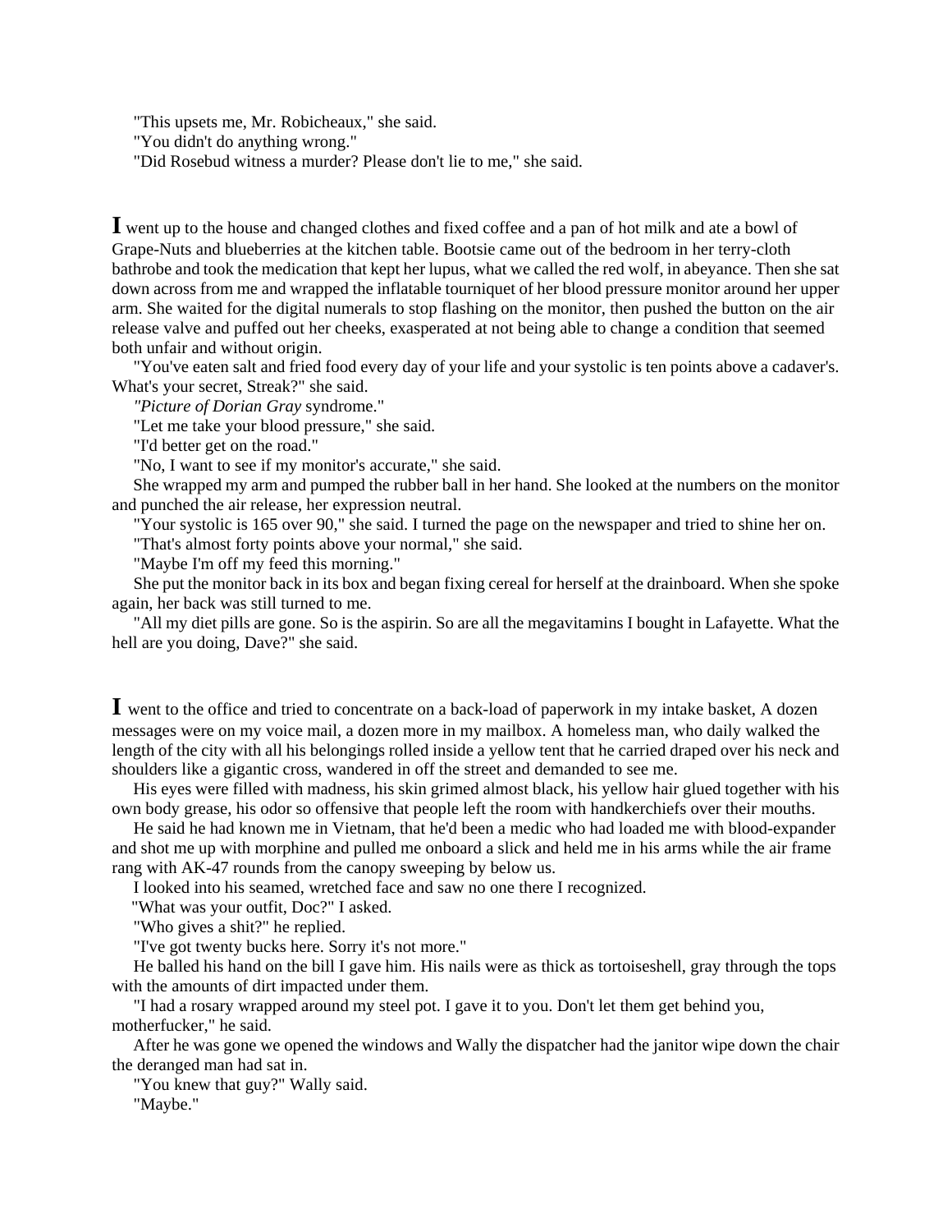"This upsets me, Mr. Robicheaux," she said.

"You didn't do anything wrong."

"Did Rosebud witness a murder? Please don't lie to me," she said.

**I** went up to the house and changed clothes and fixed coffee and a pan of hot milk and ate a bowl of Grape-Nuts and blueberries at the kitchen table. Bootsie came out of the bedroom in her terry-cloth bathrobe and took the medication that kept her lupus, what we called the red wolf, in abeyance. Then she sat down across from me and wrapped the inflatable tourniquet of her blood pressure monitor around her upper arm. She waited for the digital numerals to stop flashing on the monitor, then pushed the button on the air release valve and puffed out her cheeks, exasperated at not being able to change a condition that seemed both unfair and without origin.

"You've eaten salt and fried food every day of your life and your systolic is ten points above a cadaver's. What's your secret, Streak?" she said.

*"Picture of Dorian Gray* syndrome."

"Let me take your blood pressure," she said.

"I'd better get on the road."

"No, I want to see if my monitor's accurate," she said.

She wrapped my arm and pumped the rubber ball in her hand. She looked at the numbers on the monitor and punched the air release, her expression neutral.

"Your systolic is 165 over 90," she said. I turned the page on the newspaper and tried to shine her on.

"That's almost forty points above your normal," she said.

"Maybe I'm off my feed this morning."

She put the monitor back in its box and began fixing cereal for herself at the drainboard. When she spoke again, her back was still turned to me.

"All my diet pills are gone. So is the aspirin. So are all the megavitamins I bought in Lafayette. What the hell are you doing, Dave?" she said.

**I** went to the office and tried to concentrate on a back-load of paperwork in my intake basket, A dozen messages were on my voice mail, a dozen more in my mailbox. A homeless man, who daily walked the length of the city with all his belongings rolled inside a yellow tent that he carried draped over his neck and shoulders like a gigantic cross, wandered in off the street and demanded to see me.

His eyes were filled with madness, his skin grimed almost black, his yellow hair glued together with his own body grease, his odor so offensive that people left the room with handkerchiefs over their mouths.

He said he had known me in Vietnam, that he'd been a medic who had loaded me with blood-expander and shot me up with morphine and pulled me onboard a slick and held me in his arms while the air frame rang with AK-47 rounds from the canopy sweeping by below us.

I looked into his seamed, wretched face and saw no one there I recognized.

"What was your outfit, Doc?" I asked.

"Who gives a shit?" he replied.

"I've got twenty bucks here. Sorry it's not more."

He balled his hand on the bill I gave him. His nails were as thick as tortoiseshell, gray through the tops with the amounts of dirt impacted under them.

"I had a rosary wrapped around my steel pot. I gave it to you. Don't let them get behind you, motherfucker," he said.

After he was gone we opened the windows and Wally the dispatcher had the janitor wipe down the chair the deranged man had sat in.

"You knew that guy?" Wally said.

"Maybe."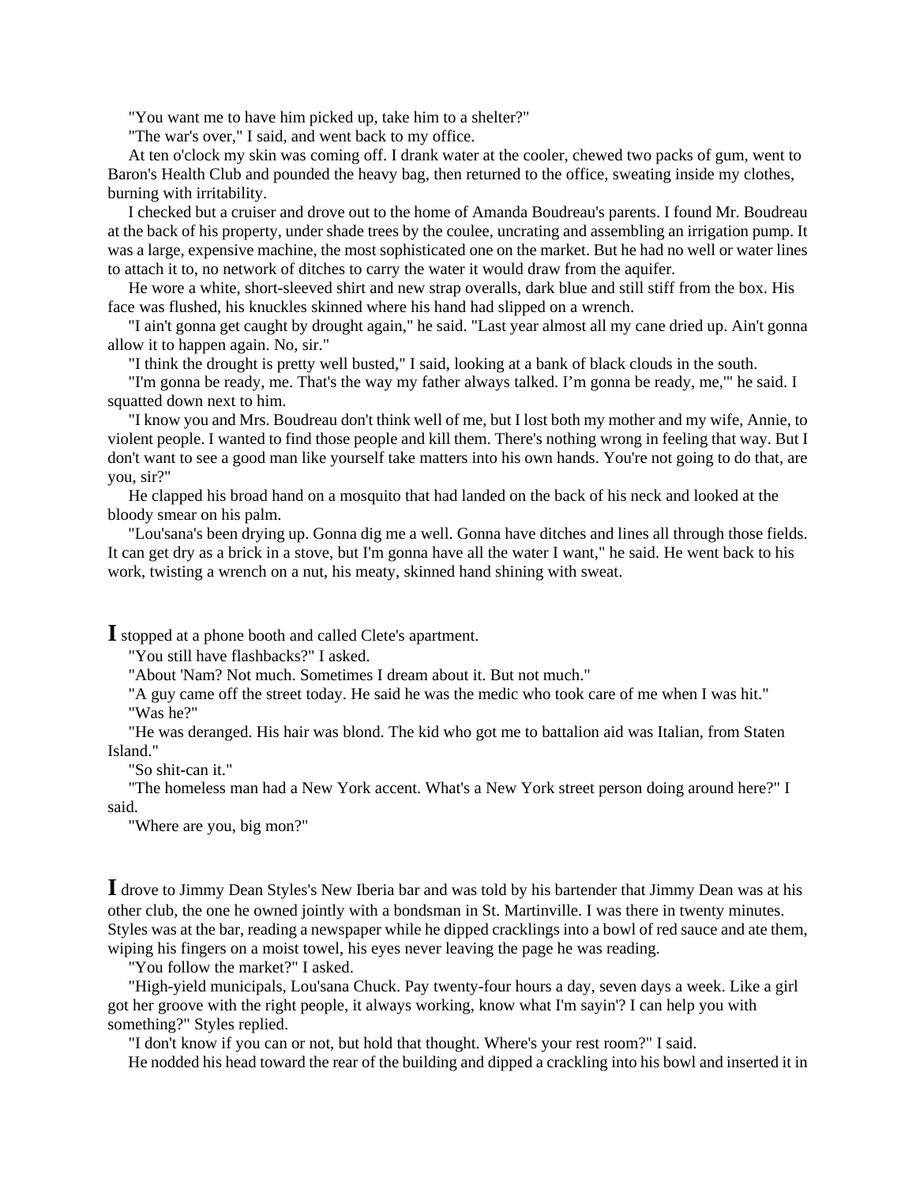"You want me to have him picked up, take him to a shelter?"

"The war's over," I said, and went back to my office.

At ten o'clock my skin was coming off. I drank water at the cooler, chewed two packs of gum, went to Baron's Health Club and pounded the heavy bag, then returned to the office, sweating inside my clothes, burning with irritability.

I checked but a cruiser and drove out to the home of Amanda Boudreau's parents. I found Mr. Boudreau at the back of his property, under shade trees by the coulee, uncrating and assembling an irrigation pump. It was a large, expensive machine, the most sophisticated one on the market. But he had no well or water lines to attach it to, no network of ditches to carry the water it would draw from the aquifer.

He wore a white, short-sleeved shirt and new strap overalls, dark blue and still stiff from the box. His face was flushed, his knuckles skinned where his hand had slipped on a wrench.

"I ain't gonna get caught by drought again," he said. "Last year almost all my cane dried up. Ain't gonna allow it to happen again. No, sir."

"I think the drought is pretty well busted," I said, looking at a bank of black clouds in the south.

"I'm gonna be ready, me. That's the way my father always talked. I'm gonna be ready, me,'" he said. I squatted down next to him.

"I know you and Mrs. Boudreau don't think well of me, but I lost both my mother and my wife, Annie, to violent people. I wanted to find those people and kill them. There's nothing wrong in feeling that way. But I don't want to see a good man like yourself take matters into his own hands. You're not going to do that, are you, sir?"

He clapped his broad hand on a mosquito that had landed on the back of his neck and looked at the bloody smear on his palm.

"Lou'sana's been drying up. Gonna dig me a well. Gonna have ditches and lines all through those fields. It can get dry as a brick in a stove, but I'm gonna have all the water I want," he said. He went back to his work, twisting a wrench on a nut, his meaty, skinned hand shining with sweat.

**I** stopped at a phone booth and called Clete's apartment.

"You still have flashbacks?" I asked.

"About 'Nam? Not much. Sometimes I dream about it. But not much."

"A guy came off the street today. He said he was the medic who took care of me when I was hit."

"Was he?"

"He was deranged. His hair was blond. The kid who got me to battalion aid was Italian, from Staten Island."

"So shit-can it."

"The homeless man had a New York accent. What's a New York street person doing around here?" I said.

"Where are you, big mon?"

**I** drove to Jimmy Dean Styles's New Iberia bar and was told by his bartender that Jimmy Dean was at his other club, the one he owned jointly with a bondsman in St. Martinville. I was there in twenty minutes. Styles was at the bar, reading a newspaper while he dipped cracklings into a bowl of red sauce and ate them, wiping his fingers on a moist towel, his eyes never leaving the page he was reading.

"You follow the market?" I asked.

"High-yield municipals, Lou'sana Chuck. Pay twenty-four hours a day, seven days a week. Like a girl got her groove with the right people, it always working, know what I'm sayin'? I can help you with something?" Styles replied.

"I don't know if you can or not, but hold that thought. Where's your rest room?" I said.

He nodded his head toward the rear of the building and dipped a crackling into his bowl and inserted it in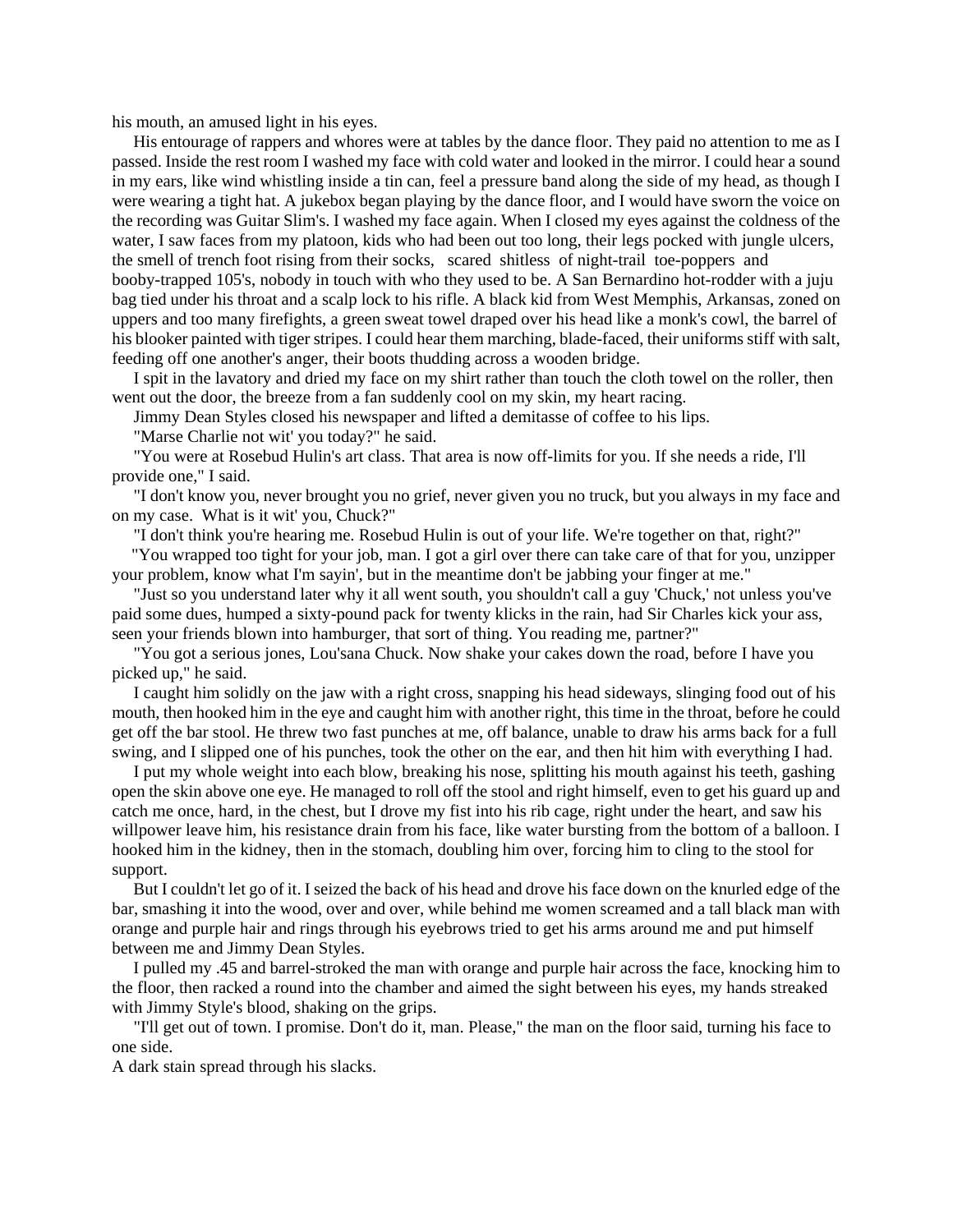his mouth, an amused light in his eyes.

His entourage of rappers and whores were at tables by the dance floor. They paid no attention to me as I passed. Inside the rest room I washed my face with cold water and looked in the mirror. I could hear a sound in my ears, like wind whistling inside a tin can, feel a pressure band along the side of my head, as though I were wearing a tight hat. A jukebox began playing by the dance floor, and I would have sworn the voice on the recording was Guitar Slim's. I washed my face again. When I closed my eyes against the coldness of the water, I saw faces from my platoon, kids who had been out too long, their legs pocked with jungle ulcers, the smell of trench foot rising from their socks, scared shitless of night-trail toe-poppers and booby-trapped 105's, nobody in touch with who they used to be. A San Bernardino hot-rodder with a juju bag tied under his throat and a scalp lock to his rifle. A black kid from West Memphis, Arkansas, zoned on uppers and too many firefights, a green sweat towel draped over his head like a monk's cowl, the barrel of his blooker painted with tiger stripes. I could hear them marching, blade-faced, their uniforms stiff with salt, feeding off one another's anger, their boots thudding across a wooden bridge.

I spit in the lavatory and dried my face on my shirt rather than touch the cloth towel on the roller, then went out the door, the breeze from a fan suddenly cool on my skin, my heart racing.

Jimmy Dean Styles closed his newspaper and lifted a demitasse of coffee to his lips.

"Marse Charlie not wit' you today?" he said.

"You were at Rosebud Hulin's art class. That area is now off-limits for you. If she needs a ride, I'll provide one," I said.

"I don't know you, never brought you no grief, never given you no truck, but you always in my face and on my case. What is it wit' you, Chuck?"

"I don't think you're hearing me. Rosebud Hulin is out of your life. We're together on that, right?"

"You wrapped too tight for your job, man. I got a girl over there can take care of that for you, unzipper your problem, know what I'm sayin', but in the meantime don't be jabbing your finger at me."

"Just so you understand later why it all went south, you shouldn't call a guy 'Chuck,' not unless you've paid some dues, humped a sixty-pound pack for twenty klicks in the rain, had Sir Charles kick your ass, seen your friends blown into hamburger, that sort of thing. You reading me, partner?"

"You got a serious jones, Lou'sana Chuck. Now shake your cakes down the road, before I have you picked up," he said.

I caught him solidly on the jaw with a right cross, snapping his head sideways, slinging food out of his mouth, then hooked him in the eye and caught him with another right, this time in the throat, before he could get off the bar stool. He threw two fast punches at me, off balance, unable to draw his arms back for a full swing, and I slipped one of his punches, took the other on the ear, and then hit him with everything I had.

I put my whole weight into each blow, breaking his nose, splitting his mouth against his teeth, gashing open the skin above one eye. He managed to roll off the stool and right himself, even to get his guard up and catch me once, hard, in the chest, but I drove my fist into his rib cage, right under the heart, and saw his willpower leave him, his resistance drain from his face, like water bursting from the bottom of a balloon. I hooked him in the kidney, then in the stomach, doubling him over, forcing him to cling to the stool for support.

But I couldn't let go of it. I seized the back of his head and drove his face down on the knurled edge of the bar, smashing it into the wood, over and over, while behind me women screamed and a tall black man with orange and purple hair and rings through his eyebrows tried to get his arms around me and put himself between me and Jimmy Dean Styles.

I pulled my .45 and barrel-stroked the man with orange and purple hair across the face, knocking him to the floor, then racked a round into the chamber and aimed the sight between his eyes, my hands streaked with Jimmy Style's blood, shaking on the grips.

"I'll get out of town. I promise. Don't do it, man. Please," the man on the floor said, turning his face to one side.

A dark stain spread through his slacks.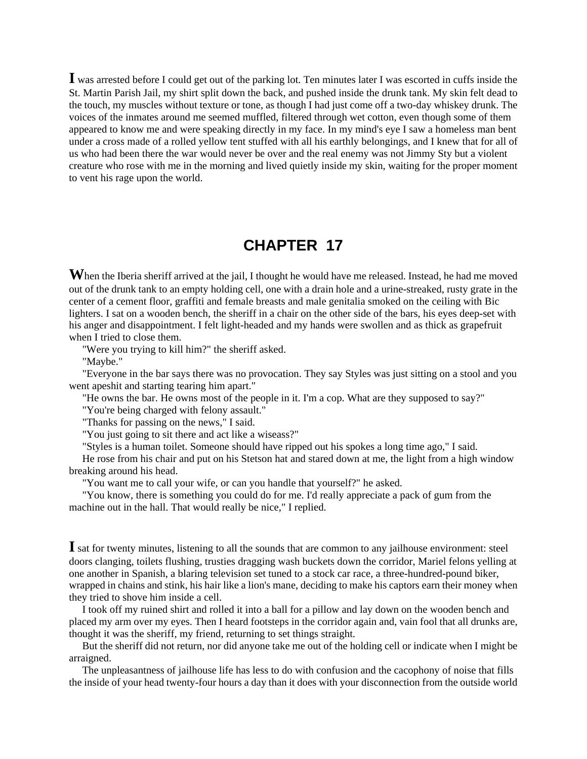I was arrested before I could get out of the parking lot. Ten minutes later I was escorted in cuffs inside the St. Martin Parish Jail, my shirt split down the back, and pushed inside the drunk tank. My skin felt dead to the touch, my muscles without texture or tone, as though I had just come off a two-day whiskey drunk. The voices of the inmates around me seemed muffled, filtered through wet cotton, even though some of them appeared to know me and were speaking directly in my face. In my mind's eye I saw a homeless man bent under a cross made of a rolled yellow tent stuffed with all his earthly belongings, and I knew that for all of us who had been there the war would never be over and the real enemy was not Jimmy Sty but a violent creature who rose with me in the morning and lived quietly inside my skin, waiting for the proper moment to vent his rage upon the world.

# CHAPTER 17

When the Iberia sheriff arrived at the jail, I thought he would have me released. Instead, he had me moved out of the drunk tank to an empty holding cell, one with a drain hole and a urine-streaked, rusty grate in the center of a cement floor, graffiti and female breasts and male genitalia smoked on the ceiling with Bic lighters. I sat on a wooden bench, the sheriff in a chair on the other side of the bars, his eyes deep-set with his anger and disappointment. I felt light-headed and my hands were swollen and as thick as grapefruit when I tried to close them.

"Were you trying to kill him?" the sheriff asked.

"Maybe."

"Everyone in the bar says there was no provocation. They say Styles was just sitting on a stool and you went apeshit and starting tearing him apart."

"He owns the bar. He owns most of the people in it. I'm a cop. What are they supposed to say?"

"You're being charged with felony assault."

"Thanks for passing on the news," I said.

"You just going to sit there and act like a wiseass?"

"Styles is a human toilet. Someone should have ripped out his spokes a long time ago," I said.

He rose from his chair and put on his Stetson hat and stared down at me, the light from a high window breaking around his head.

"You want me to call your wife, or can you handle that yourself?" he asked.

"You know, there is something you could do for me. I'd really appreciate a pack of gum from the machine out in the hall. That would really be nice," I replied.

I sat for twenty minutes, listening to all the sounds that are common to any jailhouse environment: steel doors clanging, toilets flushing, trusties dragging wash buckets down the corridor, Mariel felons yelling at one another in Spanish, a blaring television set tuned to a stock car race, a three-hundred-pound biker, wrapped in chains and stink, his hair like a lion's mane, deciding to make his captors earn their money when they tried to shove him inside a cell.

I took off my ruined shirt and rolled it into a ball for a pillow and lay down on the wooden bench and placed my arm over my eyes. Then I heard footsteps in the corridor again and, vain fool that all drunks are, thought it was the sheriff, my friend, returning to set things straight.

But the sheriff did not return, nor did anyone take me out of the holding cell or indicate when I might be arraigned.

The unpleasantness of jailhouse life has less to do with confusion and the cacophony of noise that fills the inside of your head twenty-four hours a day than it does with your disconnection from the outside world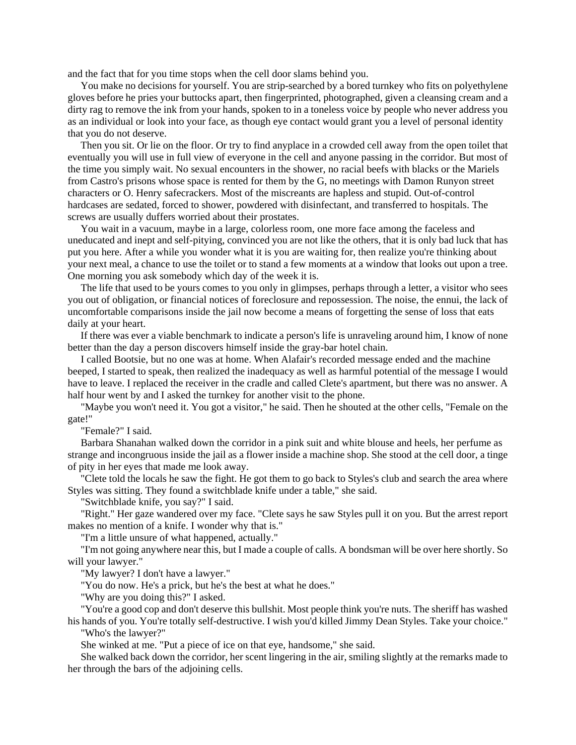and the fact that for you time stops when the cell door slams behind you.

You make no decisions for yourself. You are strip-searched by a bored turnkey who fits on polyethylene gloves before he pries your buttocks apart, then fingerprinted, photographed, given a cleansing cream and a dirty rag to remove the ink from your hands, spoken to in a toneless voice by people who never address you as an individual or look into your face, as though eye contact would grant you a level of personal identity that you do not deserve.

Then you sit. Or lie on the floor. Or try to find anyplace in a crowded cell away from the open toilet that eventually you will use in full view of everyone in the cell and anyone passing in the corridor. But most of the time you simply wait. No sexual encounters in the shower, no racial beefs with blacks or the Mariels from Castro's prisons whose space is rented for them by the G, no meetings with Damon Runyon street characters or O. Henry safecrackers. Most of the miscreants are hapless and stupid. Out-of-control hardcases are sedated, forced to shower, powdered with disinfectant, and transferred to hospitals. The screws are usually duffers worried about their prostates.

You wait in a vacuum, maybe in a large, colorless room, one more face among the faceless and uneducated and inept and self-pitying, convinced you are not like the others, that it is only bad luck that has put you here. After a while you wonder what it is you are waiting for, then realize you're thinking about your next meal, a chance to use the toilet or to stand a few moments at a window that looks out upon a tree. One morning you ask somebody which day of the week it is.

The life that used to be yours comes to you only in glimpses, perhaps through a letter, a visitor who sees you out of obligation, or financial notices of foreclosure and repossession. The noise, the ennui, the lack of uncomfortable comparisons inside the jail now become a means of forgetting the sense of loss that eats daily at your heart.

If there was ever a viable benchmark to indicate a person's life is unraveling around him, I know of none better than the day a person discovers himself inside the gray-bar hotel chain.

I called Bootsie, but no one was at home. When Alafair's recorded message ended and the machine beeped, I started to speak, then realized the inadequacy as well as harmful potential of the message I would have to leave. I replaced the receiver in the cradle and called Clete's apartment, but there was no answer. A half hour went by and I asked the turnkey for another visit to the phone.

"Maybe you won't need it. You got a visitor," he said. Then he shouted at the other cells, "Female on the gate!"

"Female?" I said.

Barbara Shanahan walked down the corridor in a pink suit and white blouse and heels, her perfume as strange and incongruous inside the jail as a flower inside a machine shop. She stood at the cell door, a tinge of pity in her eyes that made me look away.

"Clete told the locals he saw the fight. He got them to go back to Styles's club and search the area where Styles was sitting. They found a switchblade knife under a table," she said.

"Switchblade knife, you say?" I said.

"Right." Her gaze wandered over my face. "Clete says he saw Styles pull it on you. But the arrest report makes no mention of a knife. I wonder why that is."

"I'm a little unsure of what happened, actually."

"I'm not going anywhere near this, but I made a couple of calls. A bondsman will be over here shortly. So will your lawyer."

"My lawyer? I don't have a lawyer."

"You do now. He's a prick, but he's the best at what he does."

"Why are you doing this?" I asked.

"You're a good cop and don't deserve this bullshit. Most people think you're nuts. The sheriff has washed his hands of you. You're totally self-destructive. I wish you'd killed Jimmy Dean Styles. Take your choice."

"Who's the lawyer?"

She winked at me. "Put a piece of ice on that eye, handsome," she said.

She walked back down the corridor, her scent lingering in the air, smiling slightly at the remarks made to her through the bars of the adjoining cells.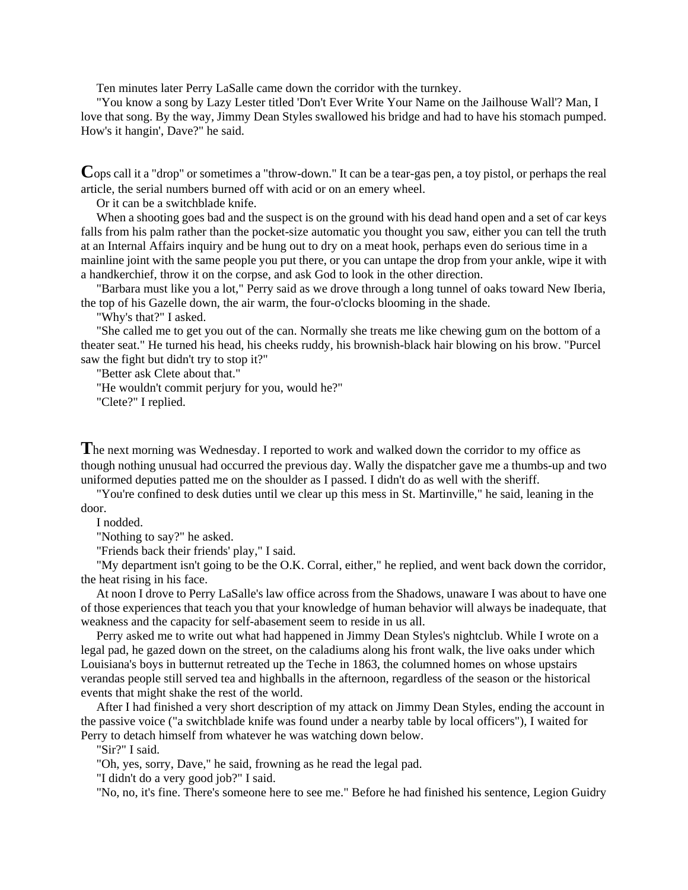Ten minutes later Perry LaSalle came down the corridor with the turnkey.

"You know a song by Lazy Lester titled 'Don't Ever Write Your Name on the Jailhouse Wall'? Man, I love that song. By the way, Jimmy Dean Styles swallowed his bridge and had to have his stomach pumped. How's it hangin', Dave?" he said.

**C**ops call it a "drop" or sometimes a "throw-down." It can be a tear-gas pen, a toy pistol, or perhaps the real article, the serial numbers burned off with acid or on an emery wheel.

Or it can be a switchblade knife.

When a shooting goes bad and the suspect is on the ground with his dead hand open and a set of car keys falls from his palm rather than the pocket-size automatic you thought you saw, either you can tell the truth at an Internal Affairs inquiry and be hung out to dry on a meat hook, perhaps even do serious time in a mainline joint with the same people you put there, or you can untape the drop from your ankle, wipe it with a handkerchief, throw it on the corpse, and ask God to look in the other direction.

"Barbara must like you a lot," Perry said as we drove through a long tunnel of oaks toward New Iberia, the top of his Gazelle down, the air warm, the four-o'clocks blooming in the shade.

"Why's that?" I asked.

"She called me to get you out of the can. Normally she treats me like chewing gum on the bottom of a theater seat." He turned his head, his cheeks ruddy, his brownish-black hair blowing on his brow. "Purcel saw the fight but didn't try to stop it?"

"Better ask Clete about that."

"He wouldn't commit perjury for you, would he?"

"Clete?" I replied.

**T**he next morning was Wednesday. I reported to work and walked down the corridor to my office as though nothing unusual had occurred the previous day. Wally the dispatcher gave me a thumbs-up and two uniformed deputies patted me on the shoulder as I passed. I didn't do as well with the sheriff.

"You're confined to desk duties until we clear up this mess in St. Martinville," he said, leaning in the door.

I nodded.

"Nothing to say?" he asked.

"Friends back their friends' play," I said.

"My department isn't going to be the O.K. Corral, either," he replied, and went back down the corridor, the heat rising in his face.

At noon I drove to Perry LaSalle's law office across from the Shadows, unaware I was about to have one of those experiences that teach you that your knowledge of human behavior will always be inadequate, that weakness and the capacity for self-abasement seem to reside in us all.

Perry asked me to write out what had happened in Jimmy Dean Styles's nightclub. While I wrote on a legal pad, he gazed down on the street, on the caladiums along his front walk, the live oaks under which Louisiana's boys in butternut retreated up the Teche in 1863, the columned homes on whose upstairs verandas people still served tea and highballs in the afternoon, regardless of the season or the historical events that might shake the rest of the world.

After I had finished a very short description of my attack on Jimmy Dean Styles, ending the account in the passive voice ("a switchblade knife was found under a nearby table by local officers"), I waited for Perry to detach himself from whatever he was watching down below.

"Sir?" I said.

"Oh, yes, sorry, Dave," he said, frowning as he read the legal pad.

"I didn't do a very good job?" I said.

"No, no, it's fine. There's someone here to see me." Before he had finished his sentence, Legion Guidry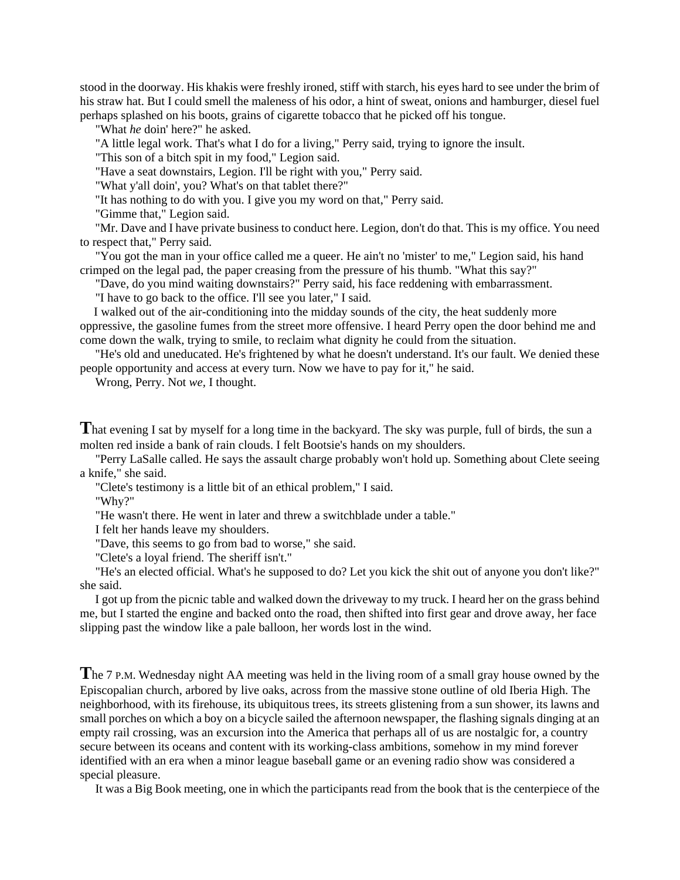stood in the doorway. His khakis were freshly ironed, stiff with starch, his eyes hard to see under the brim of his straw hat. But I could smell the maleness of his odor, a hint of sweat, onions and hamburger, diesel fuel perhaps splashed on his boots, grains of cigarette tobacco that he picked off his tongue.

"What *he* doin' here?" he asked.

"A little legal work. That's what I do for a living," Perry said, trying to ignore the insult.

"This son of a bitch spit in my food," Legion said.

"Have a seat downstairs, Legion. I'll be right with you," Perry said.

"What y'all doin', you? What's on that tablet there?"

"It has nothing to do with you. I give you my word on that," Perry said.

"Gimme that," Legion said.

"Mr. Dave and I have private business to conduct here. Legion, don't do that. This is my office. You need to respect that," Perry said.

"You got the man in your office called me a queer. He ain't no 'mister' to me," Legion said, his hand crimped on the legal pad, the paper creasing from the pressure of his thumb. "What this say?"

"Dave, do you mind waiting downstairs?" Perry said, his face reddening with embarrassment.

"I have to go back to the office. I'll see you later," I said.

I walked out of the air-conditioning into the midday sounds of the city, the heat suddenly more oppressive, the gasoline fumes from the street more offensive. I heard Perry open the door behind me and come down the walk, trying to smile, to reclaim what dignity he could from the situation.

"He's old and uneducated. He's frightened by what he doesn't understand. It's our fault. We denied these people opportunity and access at every turn. Now we have to pay for it," he said.

Wrong, Perry. Not *we*, I thought.

**T**hat evening I sat by myself for a long time in the backyard. The sky was purple, full of birds, the sun a molten red inside a bank of rain clouds. I felt Bootsie's hands on my shoulders.

"Perry LaSalle called. He says the assault charge probably won't hold up. Something about Clete seeing a knife," she said.

"Clete's testimony is a little bit of an ethical problem," I said.

"Why?"

"He wasn't there. He went in later and threw a switchblade under a table."

I felt her hands leave my shoulders.

"Dave, this seems to go from bad to worse," she said.

"Clete's a loyal friend. The sheriff isn't."

"He's an elected official. What's he supposed to do? Let you kick the shit out of anyone you don't like?" she said.

I got up from the picnic table and walked down the driveway to my truck. I heard her on the grass behind me, but I started the engine and backed onto the road, then shifted into first gear and drove away, her face slipping past the window like a pale balloon, her words lost in the wind.

**T**he 7 P.M. Wednesday night AA meeting was held in the living room of a small gray house owned by the Episcopalian church, arbored by live oaks, across from the massive stone outline of old Iberia High. The neighborhood, with its firehouse, its ubiquitous trees, its streets glistening from a sun shower, its lawns and small porches on which a boy on a bicycle sailed the afternoon newspaper, the flashing signals dinging at an empty rail crossing, was an excursion into the America that perhaps all of us are nostalgic for, a country secure between its oceans and content with its working-class ambitions, somehow in my mind forever identified with an era when a minor league baseball game or an evening radio show was considered a special pleasure.

It was a Big Book meeting, one in which the participants read from the book that is the centerpiece of the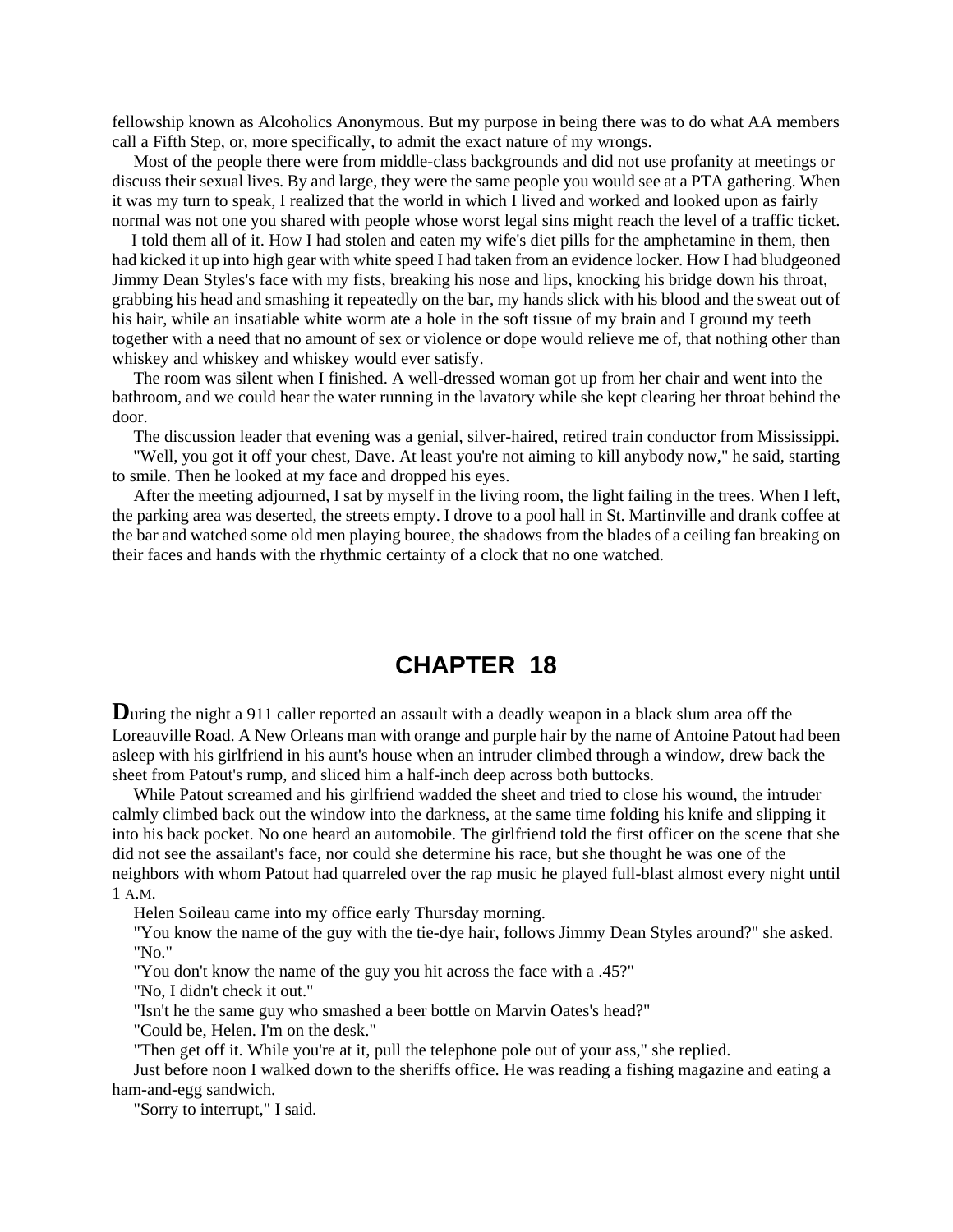fellowship known as Alcoholics Anonymous. But my purpose in being there was to do what AA members call a Fifth Step, or, more specifically, to admit the exact nature of my wrongs.

Most of the people there were from middle-class backgrounds and did not use profanity at meetings or discuss their sexual lives. By and large, they were the same people you would see at a PTA gathering. When it was my turn to speak, I realized that the world in which I lived and worked and looked upon as fairly normal was not one you shared with people whose worst legal sins might reach the level of a traffic ticket.

I told them all of it. How I had stolen and eaten my wife's diet pills for the amphetamine in them, then had kicked it up into high gear with white speed I had taken from an evidence locker. How I had bludgeoned Jimmy Dean Styles's face with my fists, breaking his nose and lips, knocking his bridge down his throat, grabbing his head and smashing it repeatedly on the bar, my hands slick with his blood and the sweat out of his hair, while an insatiable white worm ate a hole in the soft tissue of my brain and I ground my teeth together with a need that no amount of sex or violence or dope would relieve me of, that nothing other than whiskey and whiskey and whiskey would ever satisfy.

The room was silent when I finished. A well-dressed woman got up from her chair and went into the bathroom, and we could hear the water running in the lavatory while she kept clearing her throat behind the door.

The discussion leader that evening was a genial, silver-haired, retired train conductor from Mississippi.

"Well, you got it off your chest, Dave. At least you're not aiming to kill anybody now," he said, starting to smile. Then he looked at my face and dropped his eyes.

After the meeting adjourned, I sat by myself in the living room, the light failing in the trees. When I left, the parking area was deserted, the streets empty. I drove to a pool hall in St. Martinville and drank coffee at the bar and watched some old men playing bouree, the shadows from the blades of a ceiling fan breaking on their faces and hands with the rhythmic certainty of a clock that no one watched.

# CHAPTER 18

**D**uring the night a 911 caller reported an assault with a deadly weapon in a black slum area off the Loreauville Road. A New Orleans man with orange and purple hair by the name of Antoine Patout had been asleep with his girlfriend in his aunt's house when an intruder climbed through a window, drew back the sheet from Patout's rump, and sliced him a half-inch deep across both buttocks.

While Patout screamed and his girlfriend wadded the sheet and tried to close his wound, the intruder calmly climbed back out the window into the darkness, at the same time folding his knife and slipping it into his back pocket. No one heard an automobile. The girlfriend told the first officer on the scene that she did not see the assailant's face, nor could she determine his race, but she thought he was one of the neighbors with whom Patout had quarreled over the rap music he played full-blast almost every night until 1 A.M.

Helen Soileau came into my office early Thursday morning.

"You know the name of the guy with the tie-dye hair, follows Jimmy Dean Styles around?" she asked.

"No."

"You don't know the name of the guy you hit across the face with a .45?"

"No, I didn't check it out."

"Isn't he the same guy who smashed a beer bottle on Marvin Oates's head?"

"Could be, Helen. I'm on the desk."

"Then get off it. While you're at it, pull the telephone pole out of your ass," she replied.

Just before noon I walked down to the sheriffs office. He was reading a fishing magazine and eating a ham-and-egg sandwich.

"Sorry to interrupt," I said.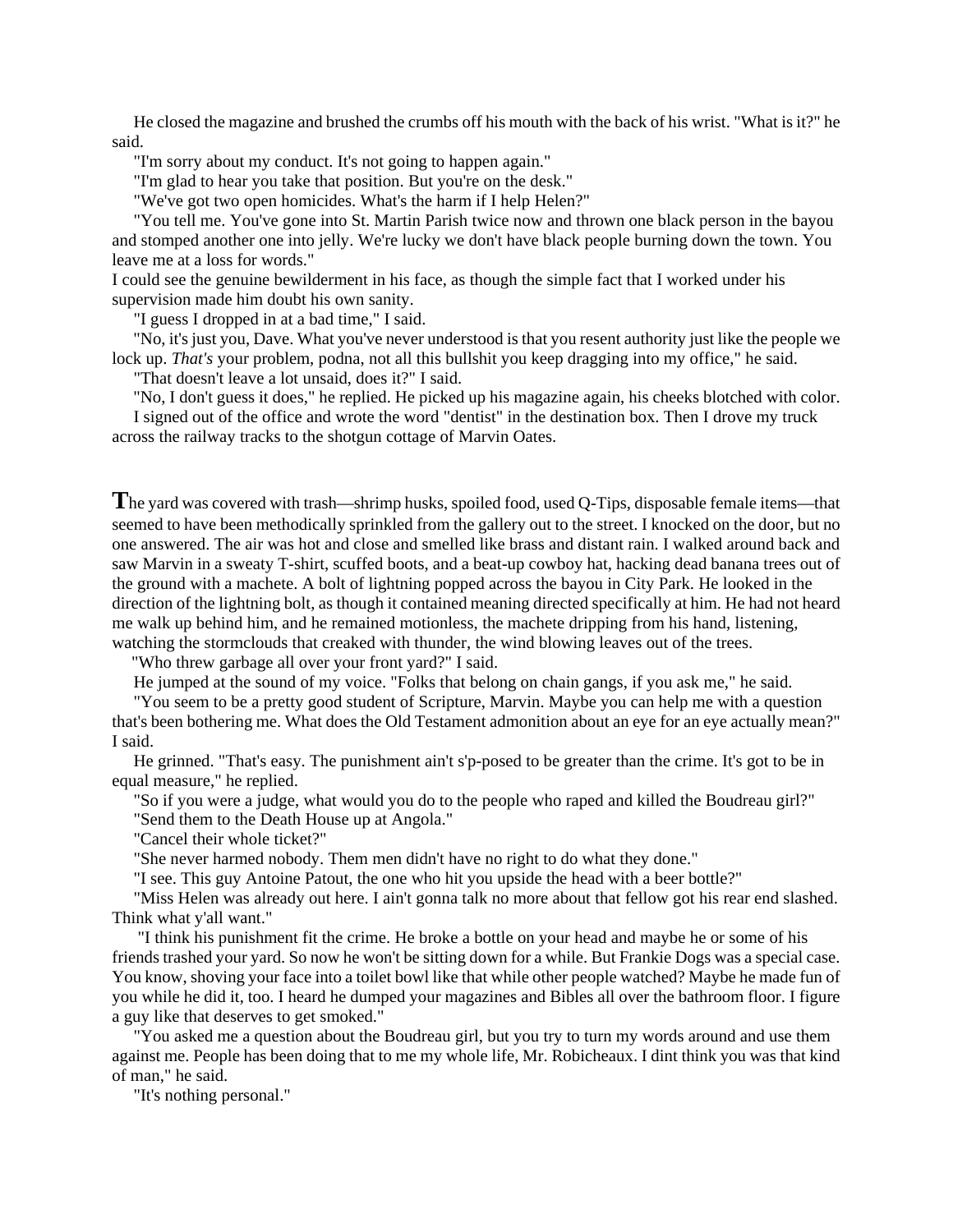He closed the magazine and brushed the crumbs off his mouth with the back of his wrist. "What is it?" he said.

"I'm sorry about my conduct. It's not going to happen again."

"I'm glad to hear you take that position. But you're on the desk."

"We've got two open homicides. What's the harm if I help Helen?"

"You tell me. You've gone into St. Martin Parish twice now and thrown one black person in the bayou and stomped another one into jelly. We're lucky we don't have black people burning down the town. You leave me at a loss for words."

I could see the genuine bewilderment in his face, as though the simple fact that I worked under his supervision made him doubt his own sanity.

"I guess I dropped in at a bad time," I said.

"No, it's just you, Dave. What you've never understood is that you resent authority just like the people we lock up. *That's* your problem, podna, not all this bullshit you keep dragging into my office," he said.

"That doesn't leave a lot unsaid, does it?" I said.

"No, I don't guess it does," he replied. He picked up his magazine again, his cheeks blotched with color.

I signed out of the office and wrote the word "dentist" in the destination box. Then I drove my truck across the railway tracks to the shotgun cottage of Marvin Oates.

**T**he yard was covered with trash—shrimp husks, spoiled food, used Q-Tips, disposable female items—that seemed to have been methodically sprinkled from the gallery out to the street. I knocked on the door, but no one answered. The air was hot and close and smelled like brass and distant rain. I walked around back and saw Marvin in a sweaty T-shirt, scuffed boots, and a beat-up cowboy hat, hacking dead banana trees out of the ground with a machete. A bolt of lightning popped across the bayou in City Park. He looked in the direction of the lightning bolt, as though it contained meaning directed specifically at him. He had not heard me walk up behind him, and he remained motionless, the machete dripping from his hand, listening, watching the stormclouds that creaked with thunder, the wind blowing leaves out of the trees.

"Who threw garbage all over your front yard?" I said.

He jumped at the sound of my voice. "Folks that belong on chain gangs, if you ask me," he said.

"You seem to be a pretty good student of Scripture, Marvin. Maybe you can help me with a question that's been bothering me. What does the Old Testament admonition about an eye for an eye actually mean?" I said.

He grinned. "That's easy. The punishment ain't s'p-posed to be greater than the crime. It's got to be in equal measure," he replied.

"So if you were a judge, what would you do to the people who raped and killed the Boudreau girl?"

"Send them to the Death House up at Angola."

"Cancel their whole ticket?"

"She never harmed nobody. Them men didn't have no right to do what they done."

"I see. This guy Antoine Patout, the one who hit you upside the head with a beer bottle?"

"Miss Helen was already out here. I ain't gonna talk no more about that fellow got his rear end slashed. Think what y'all want."

"I think his punishment fit the crime. He broke a bottle on your head and maybe he or some of his friends trashed your yard. So now he won't be sitting down for a while. But Frankie Dogs was a special case. You know, shoving your face into a toilet bowl like that while other people watched? Maybe he made fun of you while he did it, too. I heard he dumped your magazines and Bibles all over the bathroom floor. I figure a guy like that deserves to get smoked."

"You asked me a question about the Boudreau girl, but you try to turn my words around and use them against me. People has been doing that to me my whole life, Mr. Robicheaux. I dint think you was that kind of man," he said.

"It's nothing personal."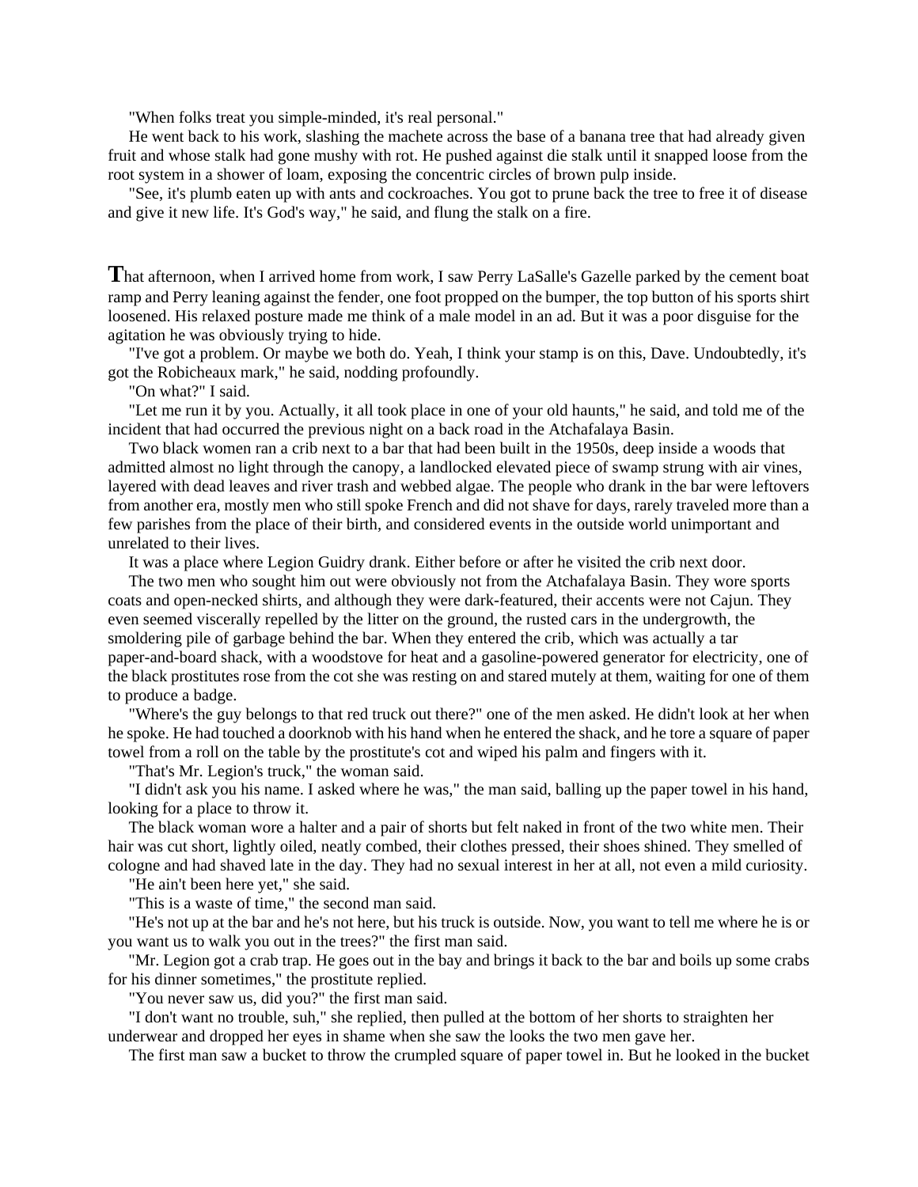"When folks treat you simple-minded, it's real personal."

He went back to his work, slashing the machete across the base of a banana tree that had already given fruit and whose stalk had gone mushy with rot. He pushed against die stalk until it snapped loose from the root system in a shower of loam, exposing the concentric circles of brown pulp inside.

"See, it's plumb eaten up with ants and cockroaches. You got to prune back the tree to free it of disease and give it new life. It's God's way," he said, and flung the stalk on a fire.

**T**hat afternoon, when I arrived home from work, I saw Perry LaSalle's Gazelle parked by the cement boat ramp and Perry leaning against the fender, one foot propped on the bumper, the top button of his sports shirt loosened. His relaxed posture made me think of a male model in an ad. But it was a poor disguise for the agitation he was obviously trying to hide.

"I've got a problem. Or maybe we both do. Yeah, I think your stamp is on this, Dave. Undoubtedly, it's got the Robicheaux mark," he said, nodding profoundly.

"On what?" I said.

"Let me run it by you. Actually, it all took place in one of your old haunts," he said, and told me of the incident that had occurred the previous night on a back road in the Atchafalaya Basin.

Two black women ran a crib next to a bar that had been built in the 1950s, deep inside a woods that admitted almost no light through the canopy, a landlocked elevated piece of swamp strung with air vines, layered with dead leaves and river trash and webbed algae. The people who drank in the bar were leftovers from another era, mostly men who still spoke French and did not shave for days, rarely traveled more than a few parishes from the place of their birth, and considered events in the outside world unimportant and unrelated to their lives.

It was a place where Legion Guidry drank. Either before or after he visited the crib next door.

The two men who sought him out were obviously not from the Atchafalaya Basin. They wore sports coats and open-necked shirts, and although they were dark-featured, their accents were not Cajun. They even seemed viscerally repelled by the litter on the ground, the rusted cars in the undergrowth, the smoldering pile of garbage behind the bar. When they entered the crib, which was actually a tar paper-and-board shack, with a woodstove for heat and a gasoline-powered generator for electricity, one of the black prostitutes rose from the cot she was resting on and stared mutely at them, waiting for one of them to produce a badge.

"Where's the guy belongs to that red truck out there?" one of the men asked. He didn't look at her when he spoke. He had touched a doorknob with his hand when he entered the shack, and he tore a square of paper towel from a roll on the table by the prostitute's cot and wiped his palm and fingers with it.

"That's Mr. Legion's truck," the woman said.

"I didn't ask you his name. I asked where he was," the man said, balling up the paper towel in his hand, looking for a place to throw it.

The black woman wore a halter and a pair of shorts but felt naked in front of the two white men. Their hair was cut short, lightly oiled, neatly combed, their clothes pressed, their shoes shined. They smelled of cologne and had shaved late in the day. They had no sexual interest in her at all, not even a mild curiosity.

"He ain't been here yet," she said.

"This is a waste of time," the second man said.

"He's not up at the bar and he's not here, but his truck is outside. Now, you want to tell me where he is or you want us to walk you out in the trees?" the first man said.

"Mr. Legion got a crab trap. He goes out in the bay and brings it back to the bar and boils up some crabs for his dinner sometimes," the prostitute replied.

"You never saw us, did you?" the first man said.

"I don't want no trouble, suh," she replied, then pulled at the bottom of her shorts to straighten her underwear and dropped her eyes in shame when she saw the looks the two men gave her.

The first man saw a bucket to throw the crumpled square of paper towel in. But he looked in the bucket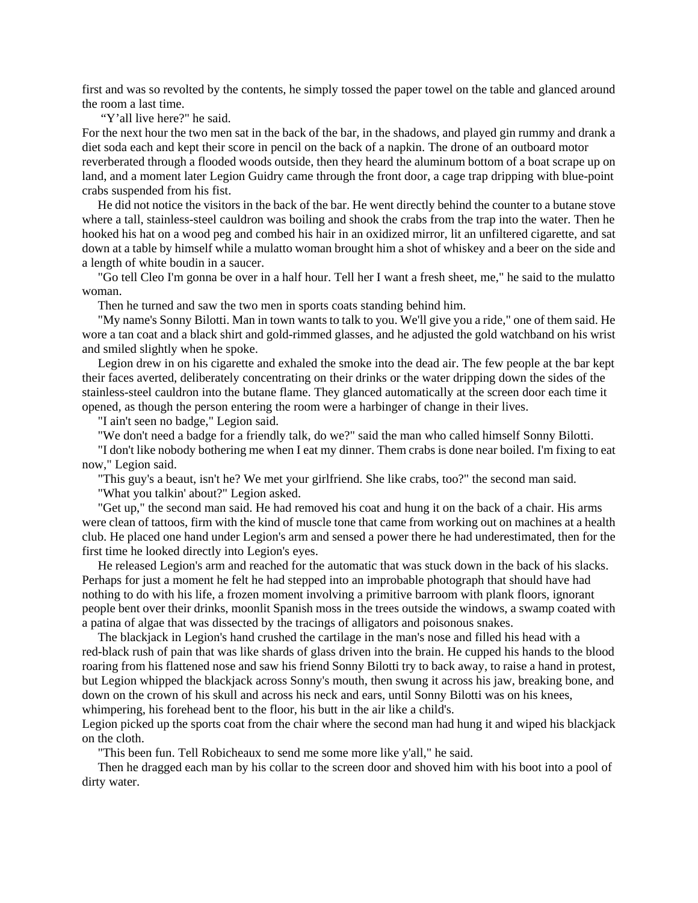first and was so revolted by the contents, he simply tossed the paper towel on the table and glanced around the room a last time.

"Y'all live here?" he said.

For the next hour the two men sat in the back of the bar, in the shadows, and played gin rummy and drank a diet soda each and kept their score in pencil on the back of a napkin. The drone of an outboard motor reverberated through a flooded woods outside, then they heard the aluminum bottom of a boat scrape up on land, and a moment later Legion Guidry came through the front door, a cage trap dripping with blue-point crabs suspended from his fist.

He did not notice the visitors in the back of the bar. He went directly behind the counter to a butane stove where a tall, stainless-steel cauldron was boiling and shook the crabs from the trap into the water. Then he hooked his hat on a wood peg and combed his hair in an oxidized mirror, lit an unfiltered cigarette, and sat down at a table by himself while a mulatto woman brought him a shot of whiskey and a beer on the side and a length of white boudin in a saucer.

"Go tell Cleo I'm gonna be over in a half hour. Tell her I want a fresh sheet, me," he said to the mulatto woman.

Then he turned and saw the two men in sports coats standing behind him.

"My name's Sonny Bilotti. Man in town wants to talk to you. We'll give you a ride," one of them said. He wore a tan coat and a black shirt and gold-rimmed glasses, and he adjusted the gold watchband on his wrist and smiled slightly when he spoke.

Legion drew in on his cigarette and exhaled the smoke into the dead air. The few people at the bar kept their faces averted, deliberately concentrating on their drinks or the water dripping down the sides of the stainless-steel cauldron into the butane flame. They glanced automatically at the screen door each time it opened, as though the person entering the room were a harbinger of change in their lives.

"I ain't seen no badge," Legion said.

"We don't need a badge for a friendly talk, do we?" said the man who called himself Sonny Bilotti.

"I don't like nobody bothering me when I eat my dinner. Them crabs is done near boiled. I'm fixing to eat now," Legion said.

"This guy's a beaut, isn't he? We met your girlfriend. She like crabs, too?" the second man said.

"What you talkin' about?" Legion asked.

"Get up," the second man said. He had removed his coat and hung it on the back of a chair. His arms were clean of tattoos, firm with the kind of muscle tone that came from working out on machines at a health club. He placed one hand under Legion's arm and sensed a power there he had underestimated, then for the first time he looked directly into Legion's eyes.

He released Legion's arm and reached for the automatic that was stuck down in the back of his slacks. Perhaps for just a moment he felt he had stepped into an improbable photograph that should have had nothing to do with his life, a frozen moment involving a primitive barroom with plank floors, ignorant people bent over their drinks, moonlit Spanish moss in the trees outside the windows, a swamp coated with a patina of algae that was dissected by the tracings of alligators and poisonous snakes.

The blackjack in Legion's hand crushed the cartilage in the man's nose and filled his head with a red-black rush of pain that was like shards of glass driven into the brain. He cupped his hands to the blood roaring from his flattened nose and saw his friend Sonny Bilotti try to back away, to raise a hand in protest, but Legion whipped the blackjack across Sonny's mouth, then swung it across his jaw, breaking bone, and down on the crown of his skull and across his neck and ears, until Sonny Bilotti was on his knees, whimpering, his forehead bent to the floor, his butt in the air like a child's.

Legion picked up the sports coat from the chair where the second man had hung it and wiped his blackjack on the cloth.

"This been fun. Tell Robicheaux to send me some more like y'all," he said.

Then he dragged each man by his collar to the screen door and shoved him with his boot into a pool of dirty water.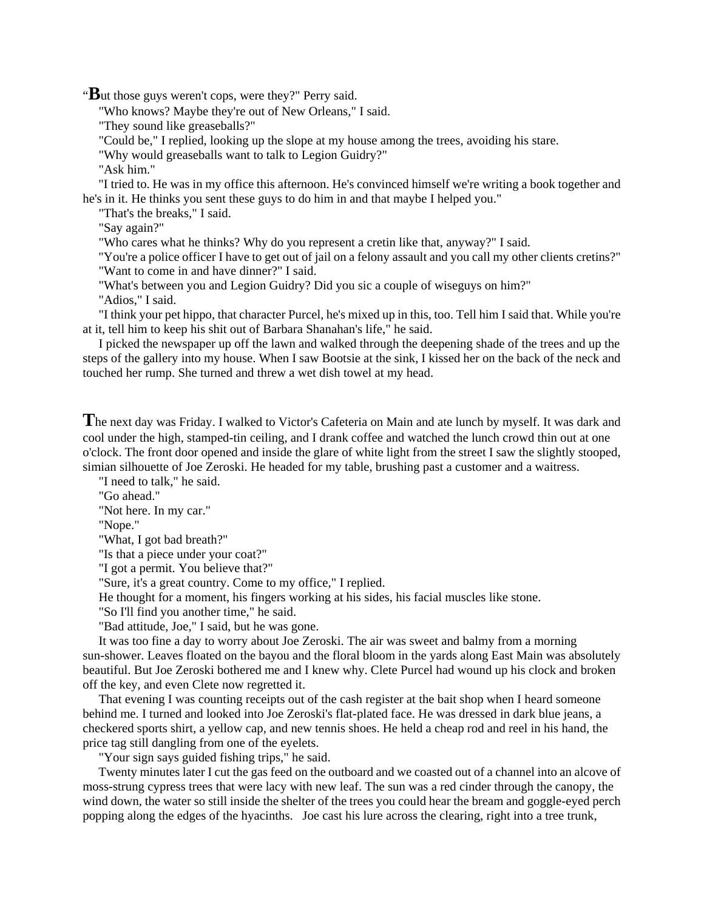"But those guys weren't cops, were they?" Perry said.

"Who knows? Maybe they're out of New Orleans," I said.

"They sound like greaseballs?"

"Could be," I replied, looking up the slope at my house among the trees, avoiding his stare.

"Why would greaseballs want to talk to Legion Guidry?"

"Ask him."

"I tried to. He was in my office this afternoon. He's convinced himself we're writing a book together and he's in it. He thinks you sent these guys to do him in and that maybe I helped you."

"That's the breaks," I said.

"Say again?"

"Who cares what he thinks? Why do you represent a cretin like that, anyway?" I said.

"You're a police officer I have to get out of jail on a felony assault and you call my other clients cretins?"

"Want to come in and have dinner?" I said.

"What's between you and Legion Guidry? Did you sic a couple of wiseguys on him?"

"Adios," I said.

"I think your pet hippo, that character Purcel, he's mixed up in this, too. Tell him I said that. While you're at it, tell him to keep his shit out of Barbara Shanahan's life," he said.

I picked the newspaper up off the lawn and walked through the deepening shade of the trees and up the steps of the gallery into my house. When I saw Bootsie at the sink, I kissed her on the back of the neck and touched her rump. She turned and threw a wet dish towel at my head.

The next day was Friday. I walked to Victor's Cafeteria on Main and ate lunch by myself. It was dark and cool under the high, stamped-tin ceiling, and I drank coffee and watched the lunch crowd thin out at one o'clock. The front door opened and inside the glare of white light from the street I saw the slightly stooped, simian silhouette of Joe Zeroski. He headed for my table, brushing past a customer and a waitress.

"I need to talk," he said.

"Go ahead."

"Not here. In my car."

"Nope."

"What, I got bad breath?"

"Is that a piece under your coat?"

"I got a permit. You believe that?"

"Sure, it's a great country. Come to my office," I replied.

He thought for a moment, his fingers working at his sides, his facial muscles like stone.

"So I'll find you another time," he said.

"Bad attitude, Joe," I said, but he was gone.

It was too fine a day to worry about Joe Zeroski. The air was sweet and balmy from a morning sun-shower. Leaves floated on the bayou and the floral bloom in the yards along East Main was absolutely beautiful. But Joe Zeroski bothered me and I knew why. Clete Purcel had wound up his clock and broken off the key, and even Clete now regretted it.

That evening I was counting receipts out of the cash register at the bait shop when I heard someone behind me. I turned and looked into Joe Zeroski's flat-plated face. He was dressed in dark blue jeans, a checkered sports shirt, a yellow cap, and new tennis shoes. He held a cheap rod and reel in his hand, the price tag still dangling from one of the eyelets.

"Your sign says guided fishing trips," he said.

Twenty minutes later I cut the gas feed on the outboard and we coasted out of a channel into an alcove of moss-strung cypress trees that were lacy with new leaf. The sun was a red cinder through the canopy, the wind down, the water so still inside the shelter of the trees you could hear the bream and goggle-eyed perch popping along the edges of the hyacinths. Joe cast his lure across the clearing, right into a tree trunk,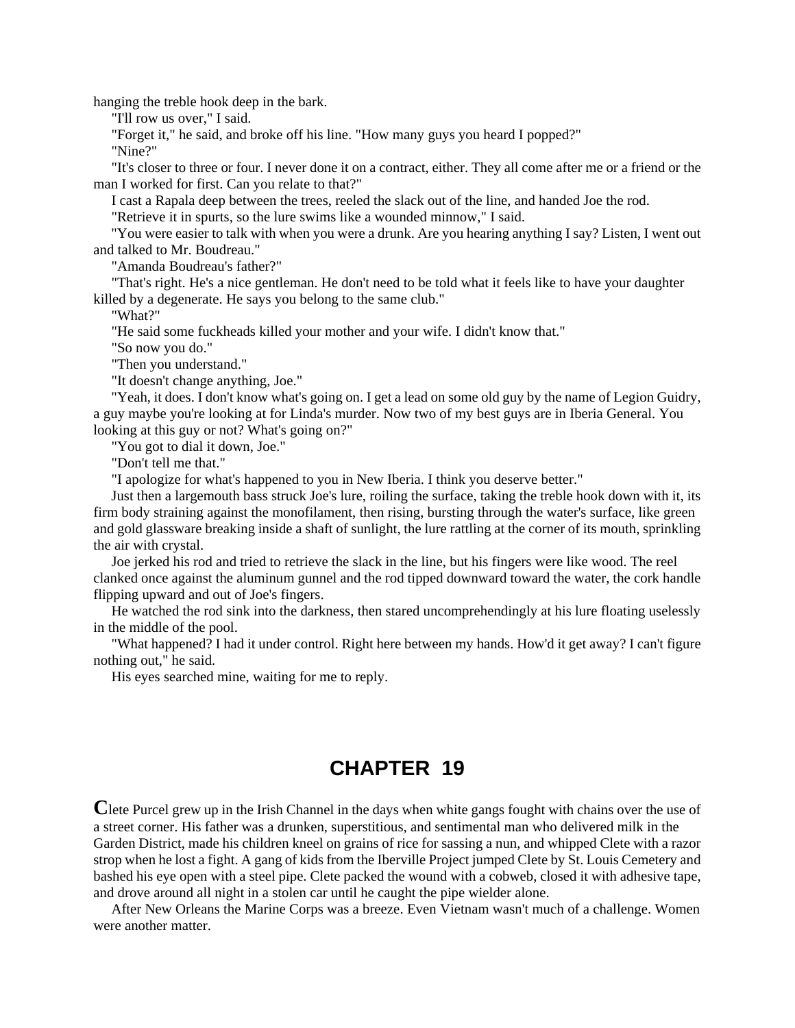hanging the treble hook deep in the bark.

"I'll row us over," I said.

"Forget it," he said, and broke off his line. "How many guys you heard I popped?"

"Nine?"

"It's closer to three or four. I never done it on a contract, either. They all come after me or a friend or the man I worked for first. Can you relate to that?"

I cast a Rapala deep between the trees, reeled the slack out of the line, and handed Joe the rod.

"Retrieve it in spurts, so the lure swims like a wounded minnow," I said.

"You were easier to talk with when you were a drunk. Are you hearing anything I say? Listen, I went out and talked to Mr. Boudreau."

"Amanda Boudreau's father?"

"That's right. He's a nice gentleman. He don't need to be told what it feels like to have your daughter killed by a degenerate. He says you belong to the same club."

"What?"

"He said some fuckheads killed your mother and your wife. I didn't know that."

"So now you do."

"Then you understand."

"It doesn't change anything, Joe."

"Yeah, it does. I don't know what's going on. I get a lead on some old guy by the name of Legion Guidry, a guy maybe you're looking at for Linda's murder. Now two of my best guys are in Iberia General. You looking at this guy or not? What's going on?"

"You got to dial it down, Joe."

"Don't tell me that."

"I apologize for what's happened to you in New Iberia. I think you deserve better."

Just then a largemouth bass struck Joe's lure, roiling the surface, taking the treble hook down with it, its firm body straining against the monofilament, then rising, bursting through the water's surface, like green and gold glassware breaking inside a shaft of sunlight, the lure rattling at the corner of its mouth, sprinkling the air with crystal.

Joe jerked his rod and tried to retrieve the slack in the line, but his fingers were like wood. The reel clanked once against the aluminum gunnel and the rod tipped downward toward the water, the cork handle flipping upward and out of Joe's fingers.

He watched the rod sink into the darkness, then stared uncomprehendingly at his lure floating uselessly in the middle of the pool.

"What happened? I had it under control. Right here between my hands. How'd it get away? I can't figure nothing out," he said.

His eyes searched mine, waiting for me to reply.

# CHAPTER 19

Clete Purcel grew up in the Irish Channel in the days when white gangs fought with chains over the use of a street corner. His father was a drunken, superstitious, and sentimental man who delivered milk in the Garden District, made his children kneel on grains of rice for sassing a nun, and whipped Clete with a razor strop when he lost a fight. A gang of kids from the Iberville Project jumped Clete by St. Louis Cemetery and bashed his eye open with a steel pipe. Clete packed the wound with a cobweb, closed it with adhesive tape, and drove around all night in a stolen car until he caught the pipe wielder alone.

After New Orleans the Marine Corps was a breeze. Even Vietnam wasn't much of a challenge. Women were another matter.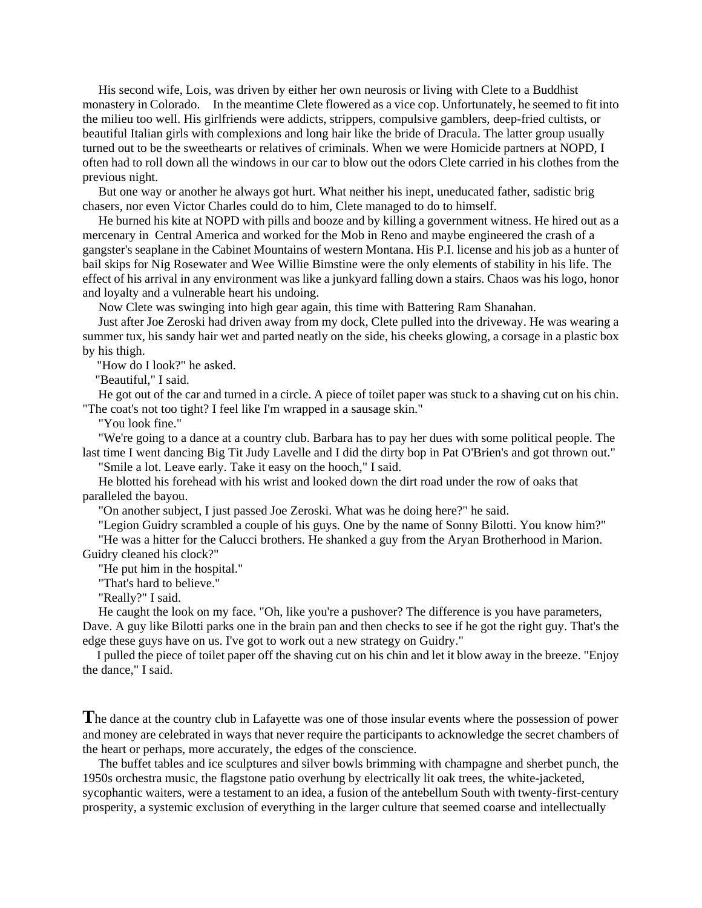His second wife, Lois, was driven by either her own neurosis or living with Clete to a Buddhist monastery in Colorado. In the meantime Clete flowered as a vice cop. Unfortunately, he seemed to fit into the milieu too well. His girlfriends were addicts, strippers, compulsive gamblers, deep-fried cultists, or beautiful Italian girls with complexions and long hair like the bride of Dracula. The latter group usually turned out to be the sweethearts or relatives of criminals. When we were Homicide partners at NOPD, I often had to roll down all the windows in our car to blow out the odors Clete carried in his clothes from the previous night.

But one way or another he always got hurt. What neither his inept, uneducated father, sadistic brig chasers, nor even Victor Charles could do to him, Clete managed to do to himself.

He burned his kite at NOPD with pills and booze and by killing a government witness. He hired out as a mercenary in Central America and worked for the Mob in Reno and maybe engineered the crash of a gangster's seaplane in the Cabinet Mountains of western Montana. His P.I. license and his job as a hunter of bail skips for Nig Rosewater and Wee Willie Bimstine were the only elements of stability in his life. The effect of his arrival in any environment was like a junkyard falling down a stairs. Chaos was his logo, honor and loyalty and a vulnerable heart his undoing.

Now Clete was swinging into high gear again, this time with Battering Ram Shanahan.

Just after Joe Zeroski had driven away from my dock, Clete pulled into the driveway. He was wearing a summer tux, his sandy hair wet and parted neatly on the side, his cheeks glowing, a corsage in a plastic box by his thigh.

"How do I look?" he asked.

"Beautiful," I said.

He got out of the car and turned in a circle. A piece of toilet paper was stuck to a shaving cut on his chin. "The coat's not too tight? I feel like I'm wrapped in a sausage skin."

"You look fine."

"We're going to a dance at a country club. Barbara has to pay her dues with some political people. The last time I went dancing Big Tit Judy Lavelle and I did the dirty bop in Pat O'Brien's and got thrown out."

"Smile a lot. Leave early. Take it easy on the hooch," I said.

He blotted his forehead with his wrist and looked down the dirt road under the row of oaks that paralleled the bayou.

"On another subject, I just passed Joe Zeroski. What was he doing here?" he said.

"Legion Guidry scrambled a couple of his guys. One by the name of Sonny Bilotti. You know him?"

"He was a hitter for the Calucci brothers. He shanked a guy from the Aryan Brotherhood in Marion. Guidry cleaned his clock?"

"He put him in the hospital."

"That's hard to believe."

"Really?" I said.

He caught the look on my face. "Oh, like you're a pushover? The difference is you have parameters, Dave. A guy like Bilotti parks one in the brain pan and then checks to see if he got the right guy. That's the edge these guys have on us. I've got to work out a new strategy on Guidry."

I pulled the piece of toilet paper off the shaving cut on his chin and let it blow away in the breeze. "Enjoy the dance," I said.

**T**he dance at the country club in Lafayette was one of those insular events where the possession of power and money are celebrated in ways that never require the participants to acknowledge the secret chambers of the heart or perhaps, more accurately, the edges of the conscience.

The buffet tables and ice sculptures and silver bowls brimming with champagne and sherbet punch, the 1950s orchestra music, the flagstone patio overhung by electrically lit oak trees, the white-jacketed, sycophantic waiters, were a testament to an idea, a fusion of the antebellum South with twenty-first-century prosperity, a systemic exclusion of everything in the larger culture that seemed coarse and intellectually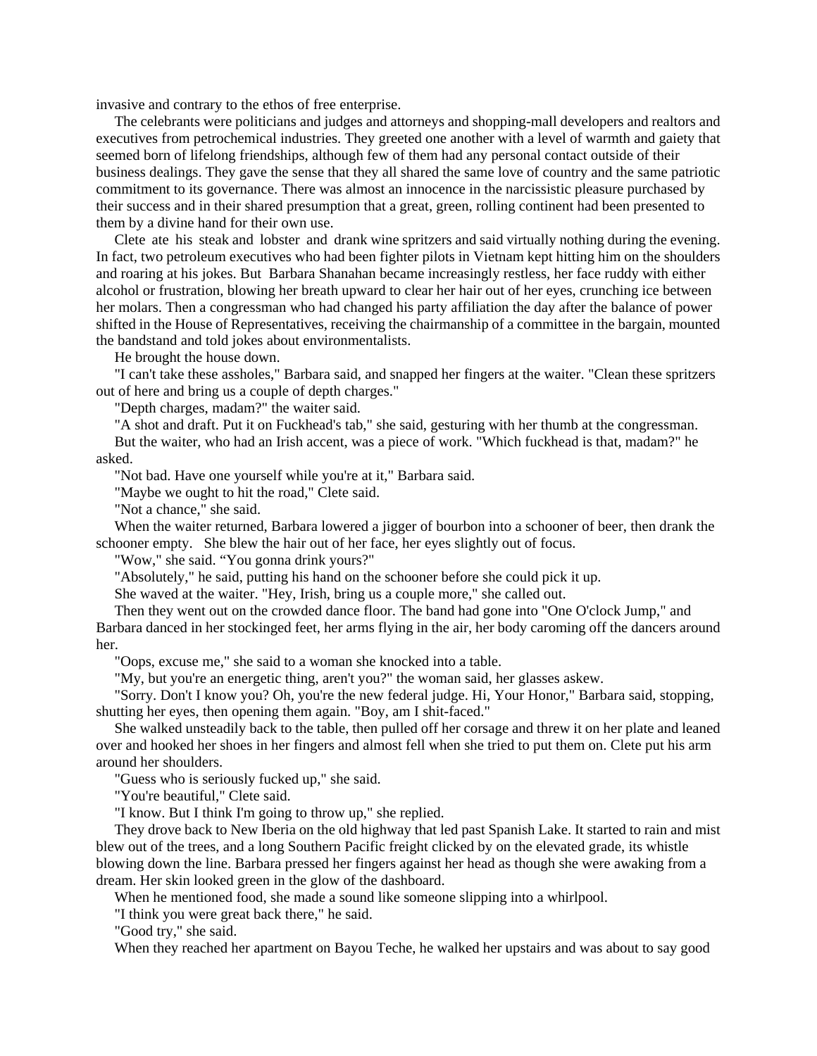invasive and contrary to the ethos of free enterprise.

The celebrants were politicians and judges and attorneys and shopping-mall developers and realtors and executives from petrochemical industries. They greeted one another with a level of warmth and gaiety that seemed born of lifelong friendships, although few of them had any personal contact outside of their business dealings. They gave the sense that they all shared the same love of country and the same patriotic commitment to its governance. There was almost an innocence in the narcissistic pleasure purchased by their success and in their shared presumption that a great, green, rolling continent had been presented to them by a divine hand for their own use.

Clete ate his steak and lobster and drank wine spritzers and said virtually nothing during the evening. In fact, two petroleum executives who had been fighter pilots in Vietnam kept hitting him on the shoulders and roaring at his jokes. But Barbara Shanahan became increasingly restless, her face ruddy with either alcohol or frustration, blowing her breath upward to clear her hair out of her eyes, crunching ice between her molars. Then a congressman who had changed his party affiliation the day after the balance of power shifted in the House of Representatives, receiving the chairmanship of a committee in the bargain, mounted the bandstand and told jokes about environmentalists.

He brought the house down.

"I can't take these assholes," Barbara said, and snapped her fingers at the waiter. "Clean these spritzers out of here and bring us a couple of depth charges."

"Depth charges, madam?" the waiter said.

"A shot and draft. Put it on Fuckhead's tab," she said, gesturing with her thumb at the congressman.

But the waiter, who had an Irish accent, was a piece of work. "Which fuckhead is that, madam?" he asked.

"Not bad. Have one yourself while you're at it," Barbara said.

"Maybe we ought to hit the road," Clete said.

"Not a chance," she said.

When the waiter returned, Barbara lowered a jigger of bourbon into a schooner of beer, then drank the schooner empty. She blew the hair out of her face, her eyes slightly out of focus.

"Wow," she said. "You gonna drink yours?"

"Absolutely," he said, putting his hand on the schooner before she could pick it up.

She waved at the waiter. "Hey, Irish, bring us a couple more," she called out.

Then they went out on the crowded dance floor. The band had gone into "One O'clock Jump," and Barbara danced in her stockinged feet, her arms flying in the air, her body caroming off the dancers around her.

"Oops, excuse me," she said to a woman she knocked into a table.

"My, but you're an energetic thing, aren't you?" the woman said, her glasses askew.

"Sorry. Don't I know you? Oh, you're the new federal judge. Hi, Your Honor," Barbara said, stopping, shutting her eyes, then opening them again. "Boy, am I shit-faced."

She walked unsteadily back to the table, then pulled off her corsage and threw it on her plate and leaned over and hooked her shoes in her fingers and almost fell when she tried to put them on. Clete put his arm around her shoulders.

"Guess who is seriously fucked up," she said.

"You're beautiful," Clete said.

"I know. But I think I'm going to throw up," she replied.

They drove back to New Iberia on the old highway that led past Spanish Lake. It started to rain and mist blew out of the trees, and a long Southern Pacific freight clicked by on the elevated grade, its whistle blowing down the line. Barbara pressed her fingers against her head as though she were awaking from a dream. Her skin looked green in the glow of the dashboard.

When he mentioned food, she made a sound like someone slipping into a whirlpool.

"I think you were great back there," he said.

"Good try," she said.

When they reached her apartment on Bayou Teche, he walked her upstairs and was about to say good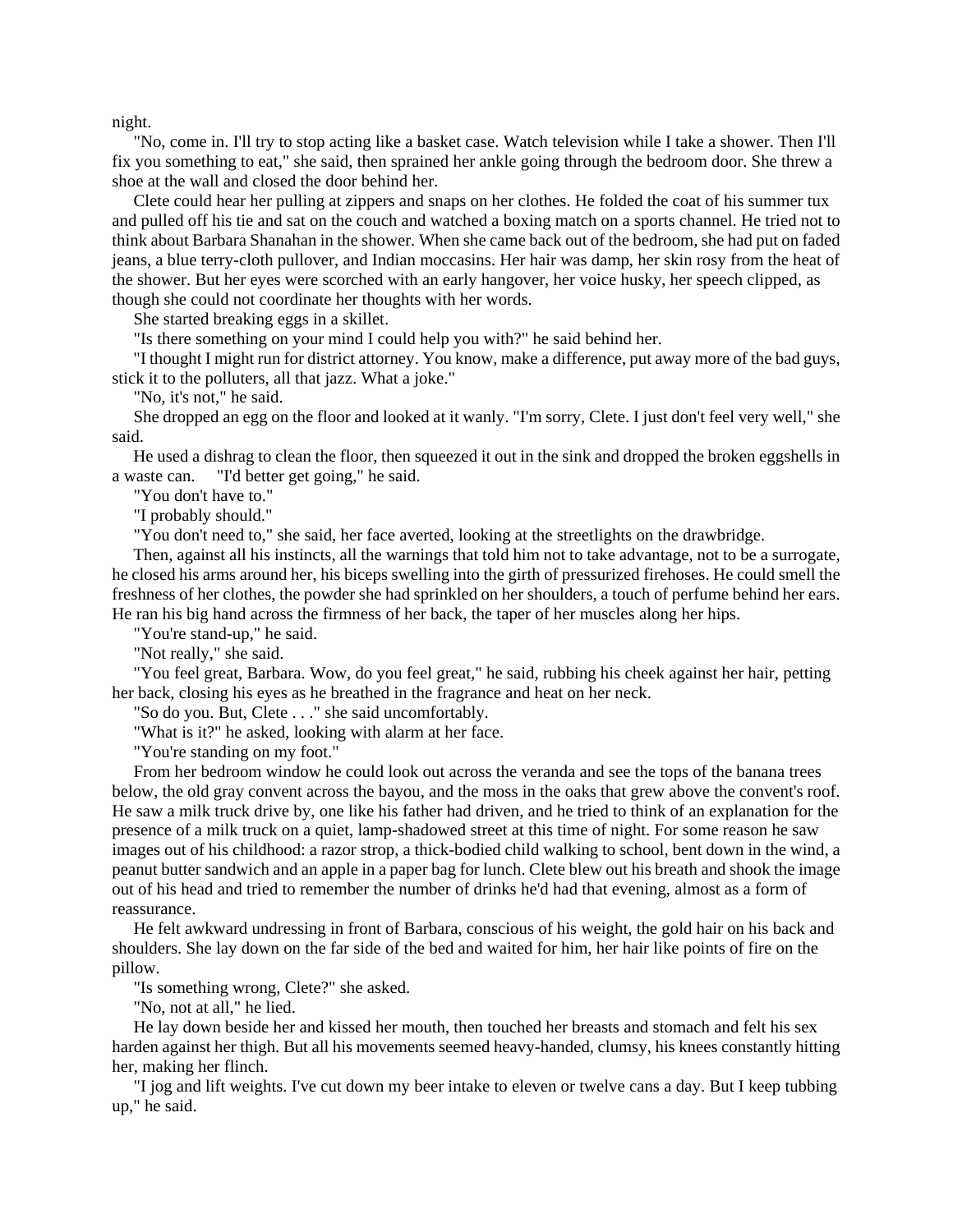night.

"No, come in. I'll try to stop acting like a basket case. Watch television while I take a shower. Then I'll fix you something to eat," she said, then sprained her ankle going through the bedroom door. She threw a shoe at the wall and closed the door behind her.

Clete could hear her pulling at zippers and snaps on her clothes. He folded the coat of his summer tux and pulled off his tie and sat on the couch and watched a boxing match on a sports channel. He tried not to think about Barbara Shanahan in the shower. When she came back out of the bedroom, she had put on faded jeans, a blue terry-cloth pullover, and Indian moccasins. Her hair was damp, her skin rosy from the heat of the shower. But her eyes were scorched with an early hangover, her voice husky, her speech clipped, as though she could not coordinate her thoughts with her words.

She started breaking eggs in a skillet.

"Is there something on your mind I could help you with?" he said behind her.

"I thought I might run for district attorney. You know, make a difference, put away more of the bad guys, stick it to the polluters, all that jazz. What a joke."

"No, it's not," he said.

She dropped an egg on the floor and looked at it wanly. "I'm sorry, Clete. I just don't feel very well," she said.

He used a dishrag to clean the floor, then squeezed it out in the sink and dropped the broken eggshells in a waste can. "I'd better get going," he said.

"You don't have to."

"I probably should."

"You don't need to," she said, her face averted, looking at the streetlights on the drawbridge.

Then, against all his instincts, all the warnings that told him not to take advantage, not to be a surrogate, he closed his arms around her, his biceps swelling into the girth of pressurized firehoses. He could smell the freshness of her clothes, the powder she had sprinkled on her shoulders, a touch of perfume behind her ears. He ran his big hand across the firmness of her back, the taper of her muscles along her hips.

"You're stand-up," he said.

"Not really," she said.

"You feel great, Barbara. Wow, do you feel great," he said, rubbing his cheek against her hair, petting her back, closing his eyes as he breathed in the fragrance and heat on her neck.

"So do you. But, Clete . . ." she said uncomfortably.

"What is it?" he asked, looking with alarm at her face.

"You're standing on my foot."

From her bedroom window he could look out across the veranda and see the tops of the banana trees below, the old gray convent across the bayou, and the moss in the oaks that grew above the convent's roof. He saw a milk truck drive by, one like his father had driven, and he tried to think of an explanation for the presence of a milk truck on a quiet, lamp-shadowed street at this time of night. For some reason he saw images out of his childhood: a razor strop, a thick-bodied child walking to school, bent down in the wind, a peanut butter sandwich and an apple in a paper bag for lunch. Clete blew out his breath and shook the image out of his head and tried to remember the number of drinks he'd had that evening, almost as a form of reassurance.

He felt awkward undressing in front of Barbara, conscious of his weight, the gold hair on his back and shoulders. She lay down on the far side of the bed and waited for him, her hair like points of fire on the pillow.

"Is something wrong, Clete?" she asked.

"No, not at all," he lied.

He lay down beside her and kissed her mouth, then touched her breasts and stomach and felt his sex harden against her thigh. But all his movements seemed heavy-handed, clumsy, his knees constantly hitting her, making her flinch.

"I jog and lift weights. I've cut down my beer intake to eleven or twelve cans a day. But I keep tubbing up," he said.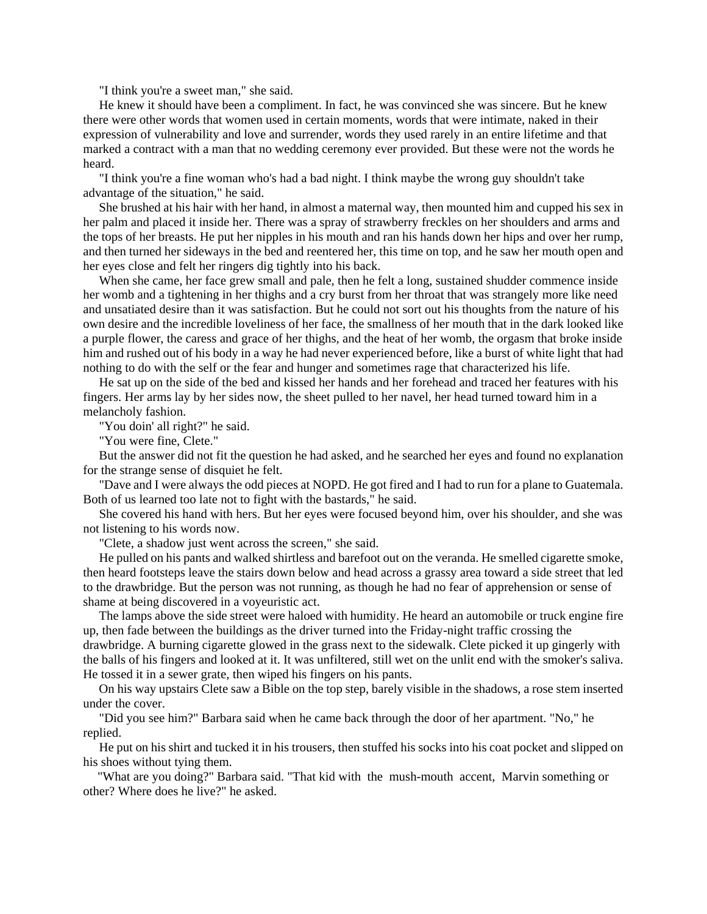"I think you're a sweet man," she said.

He knew it should have been a compliment. In fact, he was convinced she was sincere. But he knew there were other words that women used in certain moments, words that were intimate, naked in their expression of vulnerability and love and surrender, words they used rarely in an entire lifetime and that marked a contract with a man that no wedding ceremony ever provided. But these were not the words he heard.

"I think you're a fine woman who's had a bad night. I think maybe the wrong guy shouldn't take advantage of the situation," he said.

She brushed at his hair with her hand, in almost a maternal way, then mounted him and cupped his sex in her palm and placed it inside her. There was a spray of strawberry freckles on her shoulders and arms and the tops of her breasts. He put her nipples in his mouth and ran his hands down her hips and over her rump, and then turned her sideways in the bed and reentered her, this time on top, and he saw her mouth open and her eyes close and felt her ringers dig tightly into his back.

When she came, her face grew small and pale, then he felt a long, sustained shudder commence inside her womb and a tightening in her thighs and a cry burst from her throat that was strangely more like need and unsatiated desire than it was satisfaction. But he could not sort out his thoughts from the nature of his own desire and the incredible loveliness of her face, the smallness of her mouth that in the dark looked like a purple flower, the caress and grace of her thighs, and the heat of her womb, the orgasm that broke inside him and rushed out of his body in a way he had never experienced before, like a burst of white light that had nothing to do with the self or the fear and hunger and sometimes rage that characterized his life.

He sat up on the side of the bed and kissed her hands and her forehead and traced her features with his fingers. Her arms lay by her sides now, the sheet pulled to her navel, her head turned toward him in a melancholy fashion.

"You doin' all right?" he said.

"You were fine, Clete."

But the answer did not fit the question he had asked, and he searched her eyes and found no explanation for the strange sense of disquiet he felt.

"Dave and I were always the odd pieces at NOPD. He got fired and I had to run for a plane to Guatemala. Both of us learned too late not to fight with the bastards," he said.

She covered his hand with hers. But her eyes were focused beyond him, over his shoulder, and she was not listening to his words now.

"Clete, a shadow just went across the screen," she said.

He pulled on his pants and walked shirtless and barefoot out on the veranda. He smelled cigarette smoke, then heard footsteps leave the stairs down below and head across a grassy area toward a side street that led to the drawbridge. But the person was not running, as though he had no fear of apprehension or sense of shame at being discovered in a voyeuristic act.

The lamps above the side street were haloed with humidity. He heard an automobile or truck engine fire up, then fade between the buildings as the driver turned into the Friday-night traffic crossing the drawbridge. A burning cigarette glowed in the grass next to the sidewalk. Clete picked it up gingerly with the balls of his fingers and looked at it. It was unfiltered, still wet on the unlit end with the smoker's saliva. He tossed it in a sewer grate, then wiped his fingers on his pants.

On his way upstairs Clete saw a Bible on the top step, barely visible in the shadows, a rose stem inserted under the cover.

"Did you see him?" Barbara said when he came back through the door of her apartment. "No," he replied.

He put on his shirt and tucked it in his trousers, then stuffed his socks into his coat pocket and slipped on his shoes without tying them.

"What are you doing?" Barbara said. "That kid with the mush-mouth accent, Marvin something or other? Where does he live?" he asked.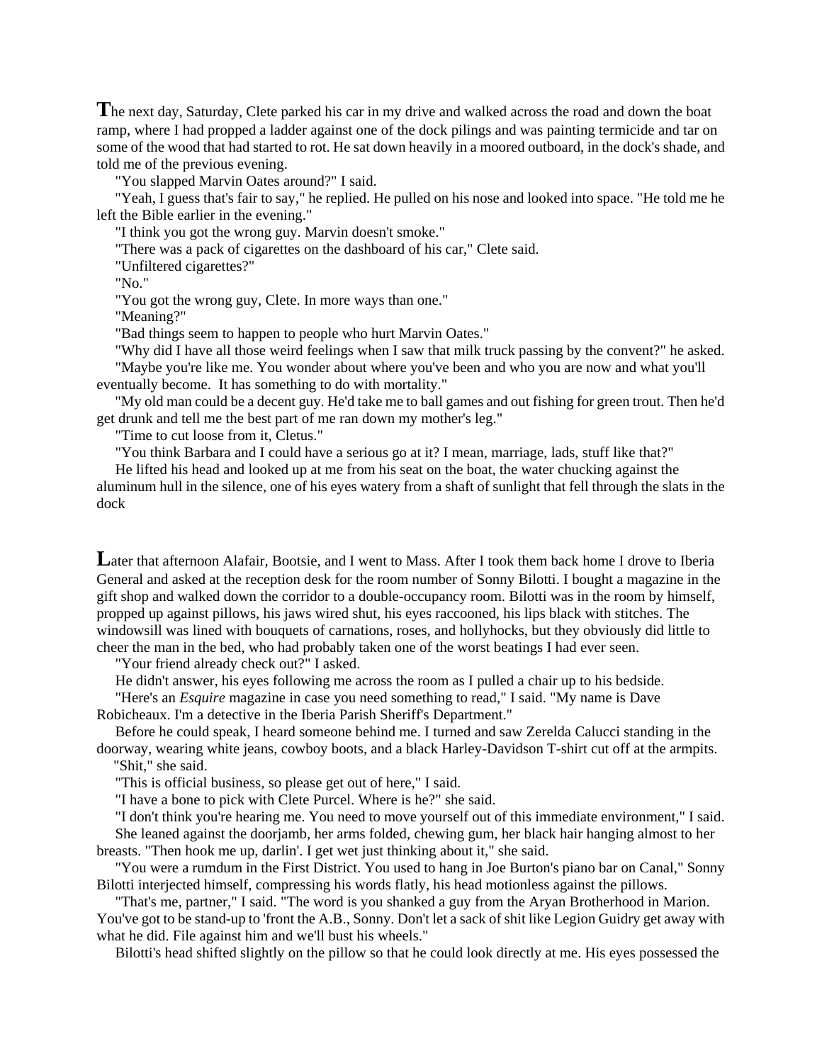**T**he next day, Saturday, Clete parked his car in my drive and walked across the road and down the boat ramp, where I had propped a ladder against one of the dock pilings and was painting termicide and tar on some of the wood that had started to rot. He sat down heavily in a moored outboard, in the dock's shade, and told me of the previous evening.

"You slapped Marvin Oates around?" I said.

"Yeah, I guess that's fair to say," he replied. He pulled on his nose and looked into space. "He told me he left the Bible earlier in the evening."

"I think you got the wrong guy. Marvin doesn't smoke."

"There was a pack of cigarettes on the dashboard of his car," Clete said.

"Unfiltered cigarettes?"

"No."

"You got the wrong guy, Clete. In more ways than one."

"Meaning?"

"Bad things seem to happen to people who hurt Marvin Oates."

"Why did I have all those weird feelings when I saw that milk truck passing by the convent?" he asked.

"Maybe you're like me. You wonder about where you've been and who you are now and what you'll eventually become. It has something to do with mortality."

"My old man could be a decent guy. He'd take me to ball games and out fishing for green trout. Then he'd get drunk and tell me the best part of me ran down my mother's leg."

"Time to cut loose from it, Cletus."

"You think Barbara and I could have a serious go at it? I mean, marriage, lads, stuff like that?"

He lifted his head and looked up at me from his seat on the boat, the water chucking against the aluminum hull in the silence, one of his eyes watery from a shaft of sunlight that fell through the slats in the dock

**L**ater that afternoon Alafair, Bootsie, and I went to Mass. After I took them back home I drove to Iberia General and asked at the reception desk for the room number of Sonny Bilotti. I bought a magazine in the gift shop and walked down the corridor to a double-occupancy room. Bilotti was in the room by himself, propped up against pillows, his jaws wired shut, his eyes raccooned, his lips black with stitches. The windowsill was lined with bouquets of carnations, roses, and hollyhocks, but they obviously did little to cheer the man in the bed, who had probably taken one of the worst beatings I had ever seen.

"Your friend already check out?" I asked.

He didn't answer, his eyes following me across the room as I pulled a chair up to his bedside.

"Here's an *Esquire* magazine in case you need something to read," I said. "My name is Dave Robicheaux. I'm a detective in the Iberia Parish Sheriff's Department."

Before he could speak, I heard someone behind me. I turned and saw Zerelda Calucci standing in the doorway, wearing white jeans, cowboy boots, and a black Harley-Davidson T-shirt cut off at the armpits.

"Shit," she said.

"This is official business, so please get out of here," I said.

"I have a bone to pick with Clete Purcel. Where is he?" she said.

"I don't think you're hearing me. You need to move yourself out of this immediate environment," I said.

She leaned against the doorjamb, her arms folded, chewing gum, her black hair hanging almost to her breasts. "Then hook me up, darlin'. I get wet just thinking about it," she said.

"You were a rumdum in the First District. You used to hang in Joe Burton's piano bar on Canal," Sonny Bilotti interjected himself, compressing his words flatly, his head motionless against the pillows.

"That's me, partner," I said. "The word is you shanked a guy from the Aryan Brotherhood in Marion. You've got to be stand-up to 'front the A.B., Sonny. Don't let a sack of shit like Legion Guidry get away with what he did. File against him and we'll bust his wheels."

Bilotti's head shifted slightly on the pillow so that he could look directly at me. His eyes possessed the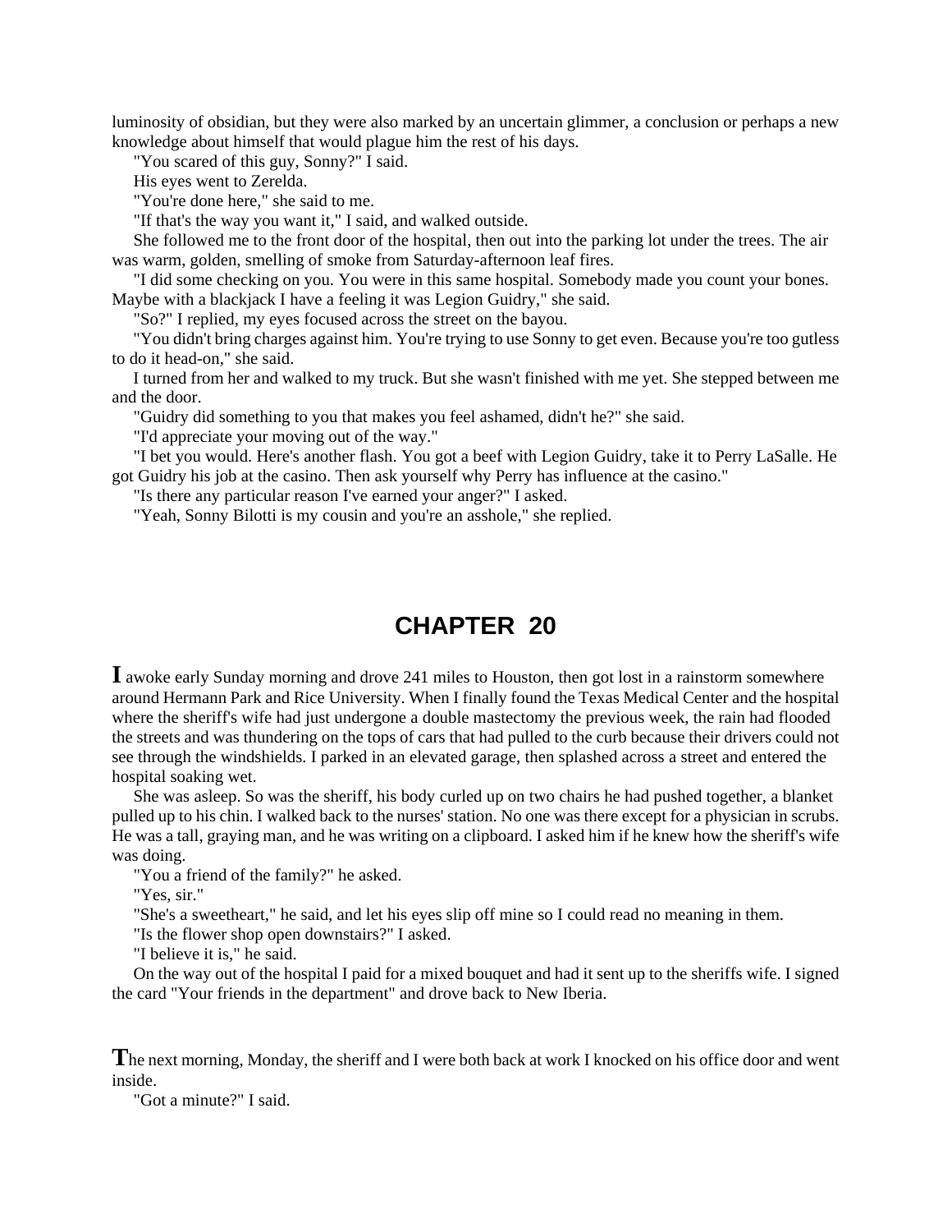luminosity of obsidian, but they were also marked by an uncertain glimmer, a conclusion or perhaps a new knowledge about himself that would plague him the rest of his days.

"You scared of this guy, Sonny?" I said.

His eyes went to Zerelda.

"You're done here," she said to me.

"If that's the way you want it," I said, and walked outside.

She followed me to the front door of the hospital, then out into the parking lot under the trees. The air was warm, golden, smelling of smoke from Saturday-afternoon leaf fires.

"I did some checking on you. You were in this same hospital. Somebody made you count your bones. Maybe with a blackjack I have a feeling it was Legion Guidry," she said.

"So?" I replied, my eyes focused across the street on the bayou.

"You didn't bring charges against him. You're trying to use Sonny to get even. Because you're too gutless to do it head-on," she said.

I turned from her and walked to my truck. But she wasn't finished with me yet. She stepped between me and the door.

"Guidry did something to you that makes you feel ashamed, didn't he?" she said.

"I'd appreciate your moving out of the way."

"I bet you would. Here's another flash. You got a beef with Legion Guidry, take it to Perry LaSalle. He got Guidry his job at the casino. Then ask yourself why Perry has influence at the casino."

"Is there any particular reason I've earned your anger?" I asked.

"Yeah, Sonny Bilotti is my cousin and you're an asshole," she replied.

# CHAPTER 20

**I** awoke early Sunday morning and drove 241 miles to Houston, then got lost in a rainstorm somewhere around Hermann Park and Rice University. When I finally found the Texas Medical Center and the hospital where the sheriff's wife had just undergone a double mastectomy the previous week, the rain had flooded the streets and was thundering on the tops of cars that had pulled to the curb because their drivers could not see through the windshields. I parked in an elevated garage, then splashed across a street and entered the hospital soaking wet.

She was asleep. So was the sheriff, his body curled up on two chairs he had pushed together, a blanket pulled up to his chin. I walked back to the nurses' station. No one was there except for a physician in scrubs. He was a tall, graying man, and he was writing on a clipboard. I asked him if he knew how the sheriff's wife was doing.

"You a friend of the family?" he asked.

"Yes, sir."

"She's a sweetheart," he said, and let his eyes slip off mine so I could read no meaning in them.

"Is the flower shop open downstairs?" I asked.

"I believe it is," he said.

On the way out of the hospital I paid for a mixed bouquet and had it sent up to the sheriffs wife. I signed the card "Your friends in the department" and drove back to New Iberia.

**T**he next morning, Monday, the sheriff and I were both back at work I knocked on his office door and went inside.

"Got a minute?" I said.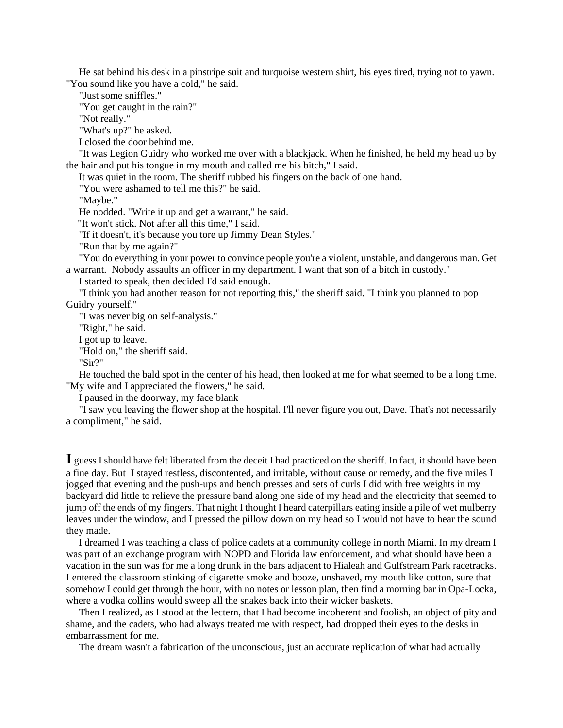He sat behind his desk in a pinstripe suit and turquoise western shirt, his eyes tired, trying not to yawn. "You sound like you have a cold," he said.

"Just some sniffles."

"You get caught in the rain?"

"Not really."

"What's up?" he asked.

I closed the door behind me.

"It was Legion Guidry who worked me over with a blackjack. When he finished, he held my head up by the hair and put his tongue in my mouth and called me his bitch," I said.

It was quiet in the room. The sheriff rubbed his fingers on the back of one hand.

"You were ashamed to tell me this?" he said.

"Maybe."

He nodded. "Write it up and get a warrant," he said.

"It won't stick. Not after all this time," I said.

"If it doesn't, it's because you tore up Jimmy Dean Styles."

"Run that by me again?"

"You do everything in your power to convince people you're a violent, unstable, and dangerous man. Get a warrant. Nobody assaults an officer in my department. I want that son of a bitch in custody."

I started to speak, then decided I'd said enough.

"I think you had another reason for not reporting this," the sheriff said. "I think you planned to pop Guidry yourself."

"I was never big on self-analysis."

"Right," he said.

I got up to leave.

"Hold on," the sheriff said.

"Sir?"

He touched the bald spot in the center of his head, then looked at me for what seemed to be a long time. "My wife and I appreciated the flowers," he said.

I paused in the doorway, my face blank

"I saw you leaving the flower shop at the hospital. I'll never figure you out, Dave. That's not necessarily a compliment," he said.

**I** guess I should have felt liberated from the deceit I had practiced on the sheriff. In fact, it should have been a fine day. But I stayed restless, discontented, and irritable, without cause or remedy, and the five miles I jogged that evening and the push-ups and bench presses and sets of curls I did with free weights in my backyard did little to relieve the pressure band along one side of my head and the electricity that seemed to jump off the ends of my fingers. That night I thought I heard caterpillars eating inside a pile of wet mulberry leaves under the window, and I pressed the pillow down on my head so I would not have to hear the sound they made.

I dreamed I was teaching a class of police cadets at a community college in north Miami. In my dream I was part of an exchange program with NOPD and Florida law enforcement, and what should have been a vacation in the sun was for me a long drunk in the bars adjacent to Hialeah and Gulfstream Park racetracks. I entered the classroom stinking of cigarette smoke and booze, unshaved, my mouth like cotton, sure that somehow I could get through the hour, with no notes or lesson plan, then find a morning bar in Opa-Locka, where a vodka collins would sweep all the snakes back into their wicker baskets.

Then I realized, as I stood at the lectern, that I had become incoherent and foolish, an object of pity and shame, and the cadets, who had always treated me with respect, had dropped their eyes to the desks in embarrassment for me.

The dream wasn't a fabrication of the unconscious, just an accurate replication of what had actually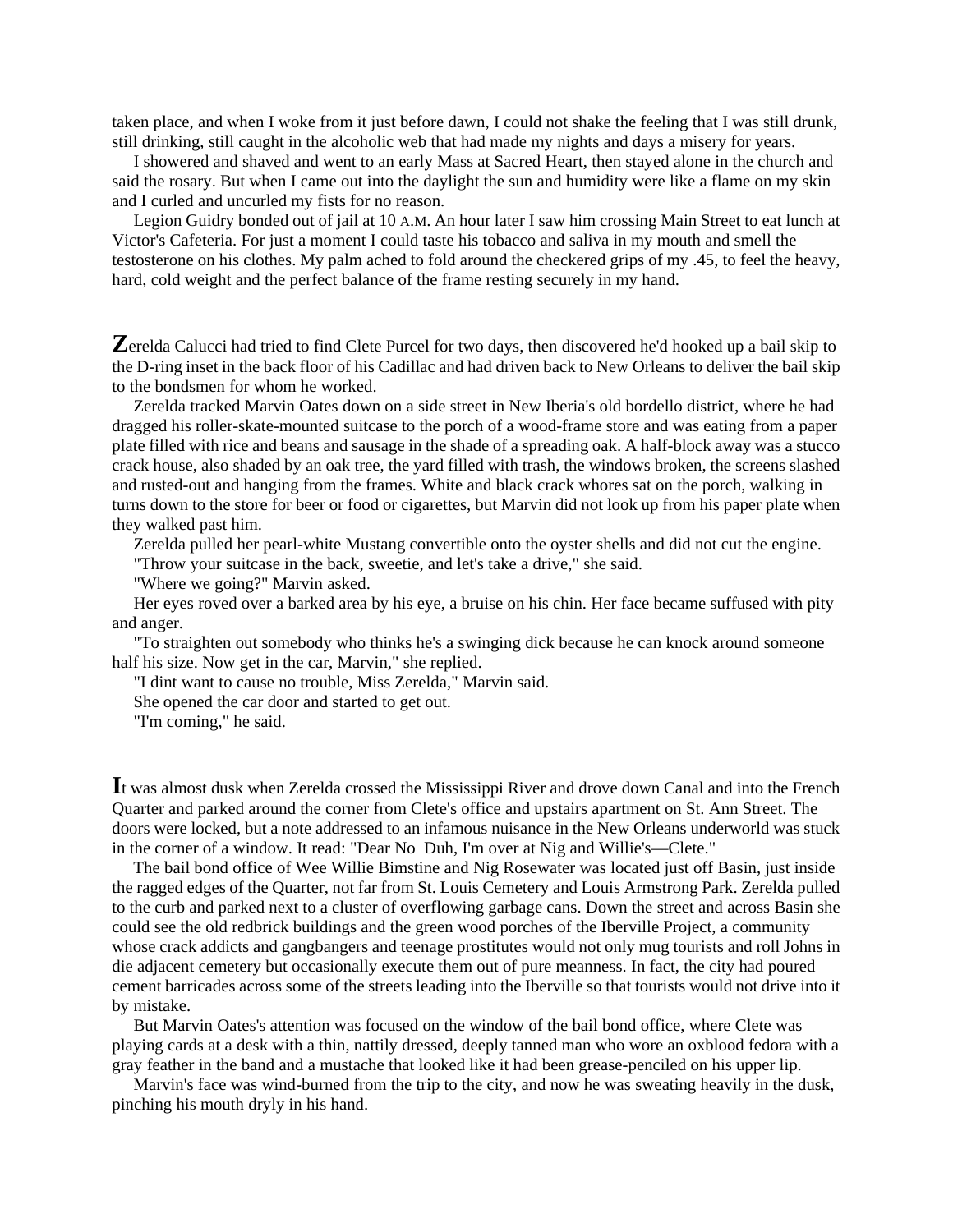taken place, and when I woke from it just before dawn, I could not shake the feeling that I was still drunk, still drinking, still caught in the alcoholic web that had made my nights and days a misery for years.

I showered and shaved and went to an early Mass at Sacred Heart, then stayed alone in the church and said the rosary. But when I came out into the daylight the sun and humidity were like a flame on my skin and I curled and uncurled my fists for no reason.

Legion Guidry bonded out of jail at 10 A.M. An hour later I saw him crossing Main Street to eat lunch at Victor's Cafeteria. For just a moment I could taste his tobacco and saliva in my mouth and smell the testosterone on his clothes. My palm ached to fold around the checkered grips of my .45, to feel the heavy, hard, cold weight and the perfect balance of the frame resting securely in my hand.

**Z**erelda Calucci had tried to find Clete Purcel for two days, then discovered he'd hooked up a bail skip to the D-ring inset in the back floor of his Cadillac and had driven back to New Orleans to deliver the bail skip to the bondsmen for whom he worked.

Zerelda tracked Marvin Oates down on a side street in New Iberia's old bordello district, where he had dragged his roller-skate-mounted suitcase to the porch of a wood-frame store and was eating from a paper plate filled with rice and beans and sausage in the shade of a spreading oak. A half-block away was a stucco crack house, also shaded by an oak tree, the yard filled with trash, the windows broken, the screens slashed and rusted-out and hanging from the frames. White and black crack whores sat on the porch, walking in turns down to the store for beer or food or cigarettes, but Marvin did not look up from his paper plate when they walked past him.

Zerelda pulled her pearl-white Mustang convertible onto the oyster shells and did not cut the engine.

"Throw your suitcase in the back, sweetie, and let's take a drive," she said.

"Where we going?" Marvin asked.

Her eyes roved over a barked area by his eye, a bruise on his chin. Her face became suffused with pity and anger.

"To straighten out somebody who thinks he's a swinging dick because he can knock around someone half his size. Now get in the car, Marvin," she replied.

"I dint want to cause no trouble, Miss Zerelda," Marvin said.

She opened the car door and started to get out.

"I'm coming," he said.

**I**t was almost dusk when Zerelda crossed the Mississippi River and drove down Canal and into the French Quarter and parked around the corner from Clete's office and upstairs apartment on St. Ann Street. The doors were locked, but a note addressed to an infamous nuisance in the New Orleans underworld was stuck in the corner of a window. It read: "Dear No Duh, I'm over at Nig and Willie's—Clete."

The bail bond office of Wee Willie Bimstine and Nig Rosewater was located just off Basin, just inside the ragged edges of the Quarter, not far from St. Louis Cemetery and Louis Armstrong Park. Zerelda pulled to the curb and parked next to a cluster of overflowing garbage cans. Down the street and across Basin she could see the old redbrick buildings and the green wood porches of the Iberville Project, a community whose crack addicts and gangbangers and teenage prostitutes would not only mug tourists and roll Johns in die adjacent cemetery but occasionally execute them out of pure meanness. In fact, the city had poured cement barricades across some of the streets leading into the Iberville so that tourists would not drive into it by mistake.

But Marvin Oates's attention was focused on the window of the bail bond office, where Clete was playing cards at a desk with a thin, nattily dressed, deeply tanned man who wore an oxblood fedora with a gray feather in the band and a mustache that looked like it had been grease-penciled on his upper lip.

Marvin's face was wind-burned from the trip to the city, and now he was sweating heavily in the dusk, pinching his mouth dryly in his hand.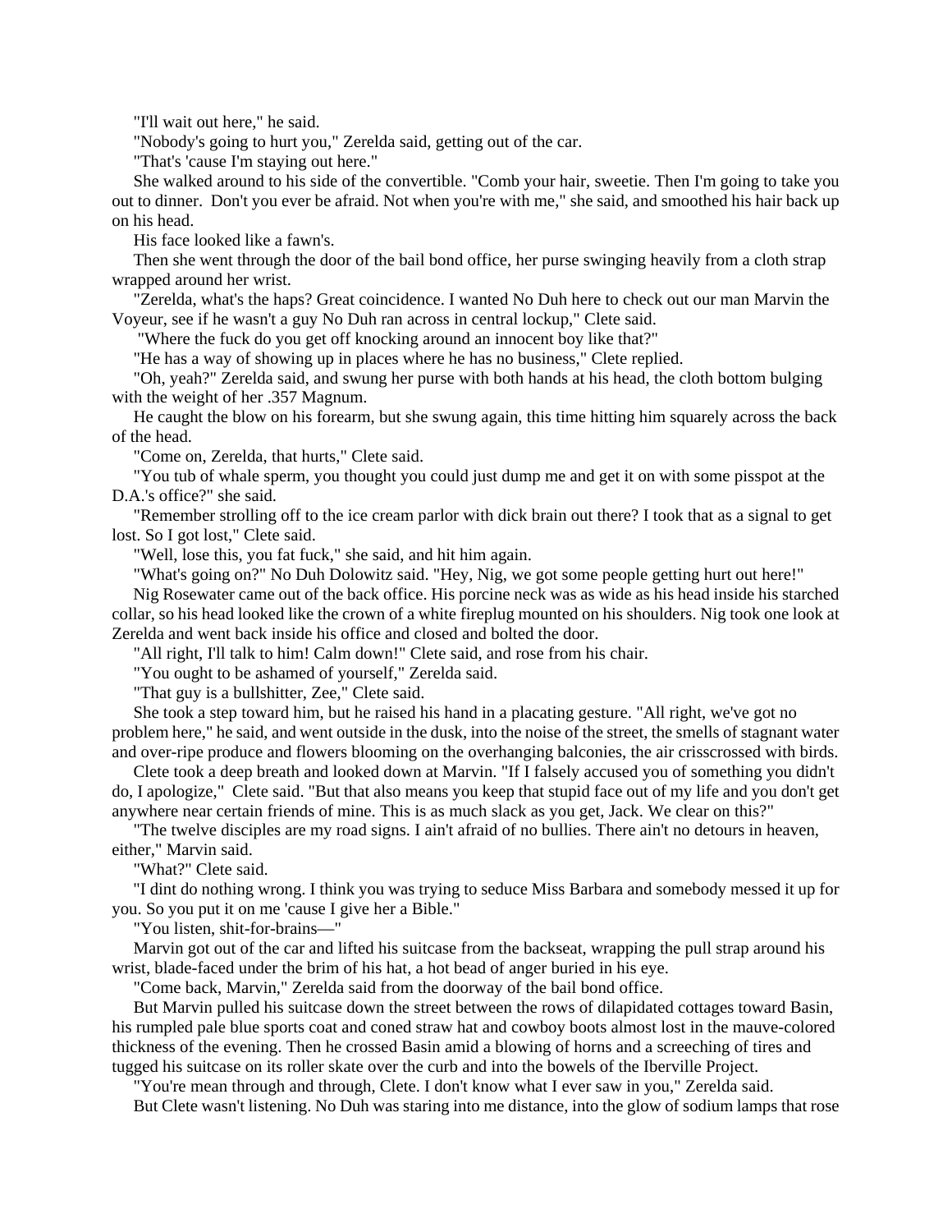"I'll wait out here," he said.

"Nobody's going to hurt you," Zerelda said, getting out of the car.

"That's 'cause I'm staying out here."

She walked around to his side of the convertible. "Comb your hair, sweetie. Then I'm going to take you out to dinner. Don't you ever be afraid. Not when you're with me," she said, and smoothed his hair back up on his head.

His face looked like a fawn's.

Then she went through the door of the bail bond office, her purse swinging heavily from a cloth strap wrapped around her wrist.

"Zerelda, what's the haps? Great coincidence. I wanted No Duh here to check out our man Marvin the Voyeur, see if he wasn't a guy No Duh ran across in central lockup," Clete said.

"Where the fuck do you get off knocking around an innocent boy like that?"

"He has a way of showing up in places where he has no business," Clete replied.

"Oh, yeah?" Zerelda said, and swung her purse with both hands at his head, the cloth bottom bulging with the weight of her .357 Magnum.

He caught the blow on his forearm, but she swung again, this time hitting him squarely across the back of the head.

"Come on, Zerelda, that hurts," Clete said.

"You tub of whale sperm, you thought you could just dump me and get it on with some pisspot at the D.A.'s office?" she said.

"Remember strolling off to the ice cream parlor with dick brain out there? I took that as a signal to get lost. So I got lost," Clete said.

"Well, lose this, you fat fuck," she said, and hit him again.

"What's going on?" No Duh Dolowitz said. "Hey, Nig, we got some people getting hurt out here!"

Nig Rosewater came out of the back office. His porcine neck was as wide as his head inside his starched collar, so his head looked like the crown of a white fireplug mounted on his shoulders. Nig took one look at Zerelda and went back inside his office and closed and bolted the door.

"All right, I'll talk to him! Calm down!" Clete said, and rose from his chair.

"You ought to be ashamed of yourself," Zerelda said.

"That guy is a bullshitter, Zee," Clete said.

She took a step toward him, but he raised his hand in a placating gesture. "All right, we've got no problem here," he said, and went outside in the dusk, into the noise of the street, the smells of stagnant water and over-ripe produce and flowers blooming on the overhanging balconies, the air crisscrossed with birds.

Clete took a deep breath and looked down at Marvin. "If I falsely accused you of something you didn't do, I apologize," Clete said. "But that also means you keep that stupid face out of my life and you don't get anywhere near certain friends of mine. This is as much slack as you get, Jack. We clear on this?"

"The twelve disciples are my road signs. I ain't afraid of no bullies. There ain't no detours in heaven, either," Marvin said.

"What?" Clete said.

"I dint do nothing wrong. I think you was trying to seduce Miss Barbara and somebody messed it up for you. So you put it on me 'cause I give her a Bible."

"You listen, shit-for-brains—"

Marvin got out of the car and lifted his suitcase from the backseat, wrapping the pull strap around his wrist, blade-faced under the brim of his hat, a hot bead of anger buried in his eye.

"Come back, Marvin," Zerelda said from the doorway of the bail bond office.

But Marvin pulled his suitcase down the street between the rows of dilapidated cottages toward Basin, his rumpled pale blue sports coat and coned straw hat and cowboy boots almost lost in the mauve-colored thickness of the evening. Then he crossed Basin amid a blowing of horns and a screeching of tires and tugged his suitcase on its roller skate over the curb and into the bowels of the Iberville Project.

"You're mean through and through, Clete. I don't know what I ever saw in you," Zerelda said.

But Clete wasn't listening. No Duh was staring into me distance, into the glow of sodium lamps that rose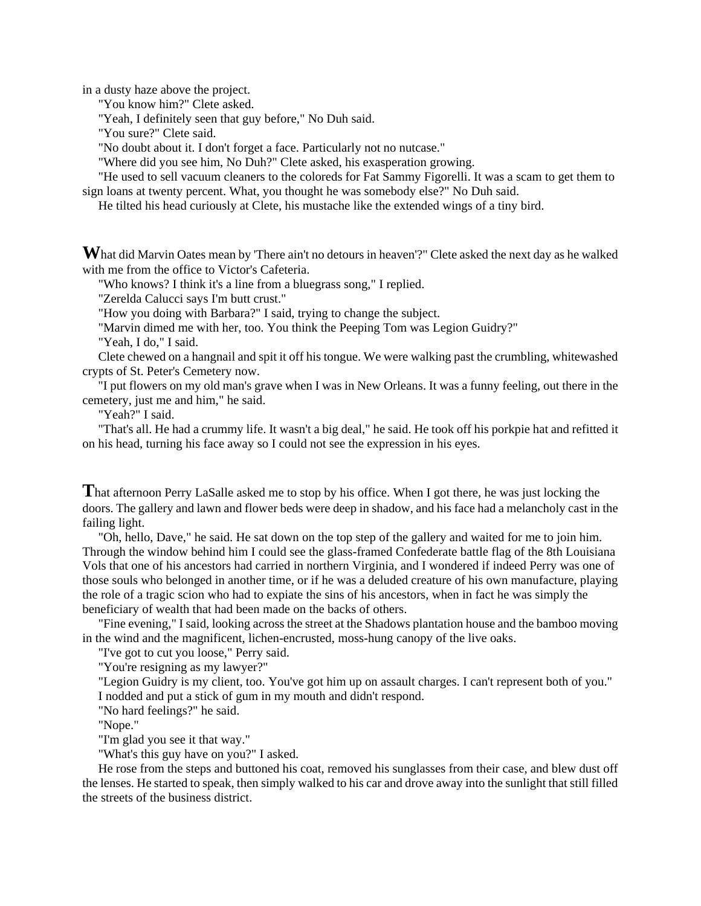in a dusty haze above the project.

"You know him?" Clete asked.

"Yeah, I definitely seen that guy before," No Duh said.

"You sure?" Clete said.

"No doubt about it. I don't forget a face. Particularly not no nutcase."

"Where did you see him, No Duh?" Clete asked, his exasperation growing.

"He used to sell vacuum cleaners to the coloreds for Fat Sammy Figorelli. It was a scam to get them to sign loans at twenty percent. What, you thought he was somebody else?" No Duh said.

He tilted his head curiously at Clete, his mustache like the extended wings of a tiny bird.

**W**hat did Marvin Oates mean by 'There ain't no detours in heaven'?" Clete asked the next day as he walked with me from the office to Victor's Cafeteria.

"Who knows? I think it's a line from a bluegrass song," I replied.

"Zerelda Calucci says I'm butt crust."

"How you doing with Barbara?" I said, trying to change the subject.

"Marvin dimed me with her, too. You think the Peeping Tom was Legion Guidry?"

"Yeah, I do," I said.

Clete chewed on a hangnail and spit it off his tongue. We were walking past the crumbling, whitewashed crypts of St. Peter's Cemetery now.

"I put flowers on my old man's grave when I was in New Orleans. It was a funny feeling, out there in the cemetery, just me and him," he said.

"Yeah?" I said.

"That's all. He had a crummy life. It wasn't a big deal," he said. He took off his porkpie hat and refitted it on his head, turning his face away so I could not see the expression in his eyes.

**T**hat afternoon Perry LaSalle asked me to stop by his office. When I got there, he was just locking the doors. The gallery and lawn and flower beds were deep in shadow, and his face had a melancholy cast in the failing light.

"Oh, hello, Dave," he said. He sat down on the top step of the gallery and waited for me to join him. Through the window behind him I could see the glass-framed Confederate battle flag of the 8th Louisiana Vols that one of his ancestors had carried in northern Virginia, and I wondered if indeed Perry was one of those souls who belonged in another time, or if he was a deluded creature of his own manufacture, playing the role of a tragic scion who had to expiate the sins of his ancestors, when in fact he was simply the beneficiary of wealth that had been made on the backs of others.

"Fine evening," I said, looking across the street at the Shadows plantation house and the bamboo moving in the wind and the magnificent, lichen-encrusted, moss-hung canopy of the live oaks.

"I've got to cut you loose," Perry said.

"You're resigning as my lawyer?"

"Legion Guidry is my client, too. You've got him up on assault charges. I can't represent both of you."

I nodded and put a stick of gum in my mouth and didn't respond.

"No hard feelings?" he said.

"Nope."

"I'm glad you see it that way."

"What's this guy have on you?" I asked.

He rose from the steps and buttoned his coat, removed his sunglasses from their case, and blew dust off the lenses. He started to speak, then simply walked to his car and drove away into the sunlight that still filled the streets of the business district.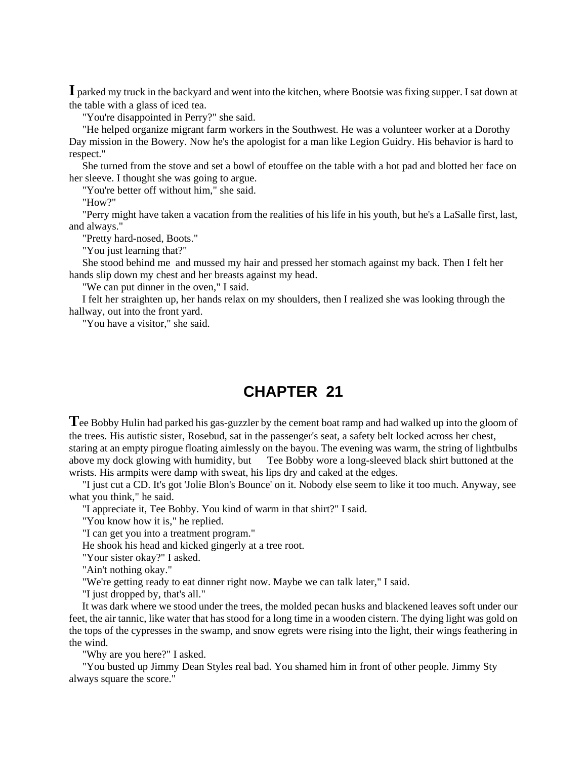I parked my truck in the backyard and went into the kitchen, where Bootsie was fixing supper. I sat down at the table with a glass of iced tea.

"You're disappointed in Perry?" she said.

"He helped organize migrant farm workers in the Southwest. He was a volunteer worker at a Dorothy Day mission in the Bowery. Now he's the apologist for a man like Legion Guidry. His behavior is hard to respect."

She turned from the stove and set a bowl of etouffee on the table with a hot pad and blotted her face on her sleeve. I thought she was going to argue.

"You're better off without him," she said.

"How?"

"Perry might have taken a vacation from the realities of his life in his youth, but he's a LaSalle first, last, and always."

"Pretty hard-nosed, Boots."

"You just learning that?"

She stood behind me and mussed my hair and pressed her stomach against my back. Then I felt her hands slip down my chest and her breasts against my head.

"We can put dinner in the oven," I said.

I felt her straighten up, her hands relax on my shoulders, then I realized she was looking through the hallway, out into the front yard.

"You have a visitor," she said.

# CHAPTER 21

Tee Bobby Hulin had parked his gas-guzzler by the cement boat ramp and had walked up into the gloom of the trees. His autistic sister, Rosebud, sat in the passenger's seat, a safety belt locked across her chest, staring at an empty pirogue floating aimlessly on the bayou. The evening was warm, the string of lightbulbs above my dock glowing with humidity, but Tee Bobby wore a long-sleeved black shirt buttoned at the wrists. His armpits were damp with sweat, his lips dry and caked at the edges.

"I just cut a CD. It's got 'Jolie Blon's Bounce' on it. Nobody else seem to like it too much. Anyway, see what you think," he said.

"I appreciate it, Tee Bobby. You kind of warm in that shirt?" I said.

"You know how it is," he replied.

"I can get you into a treatment program."

He shook his head and kicked gingerly at a tree root.

"Your sister okay?" I asked.

"Ain't nothing okay."

"We're getting ready to eat dinner right now. Maybe we can talk later," I said.

"I just dropped by, that's all."

It was dark where we stood under the trees, the molded pecan husks and blackened leaves soft under our feet, the air tannic, like water that has stood for a long time in a wooden cistern. The dying light was gold on the tops of the cypresses in the swamp, and snow egrets were rising into the light, their wings feathering in the wind.

"Why are you here?" I asked.

"You busted up Jimmy Dean Styles real bad. You shamed him in front of other people. Jimmy Sty always square the score."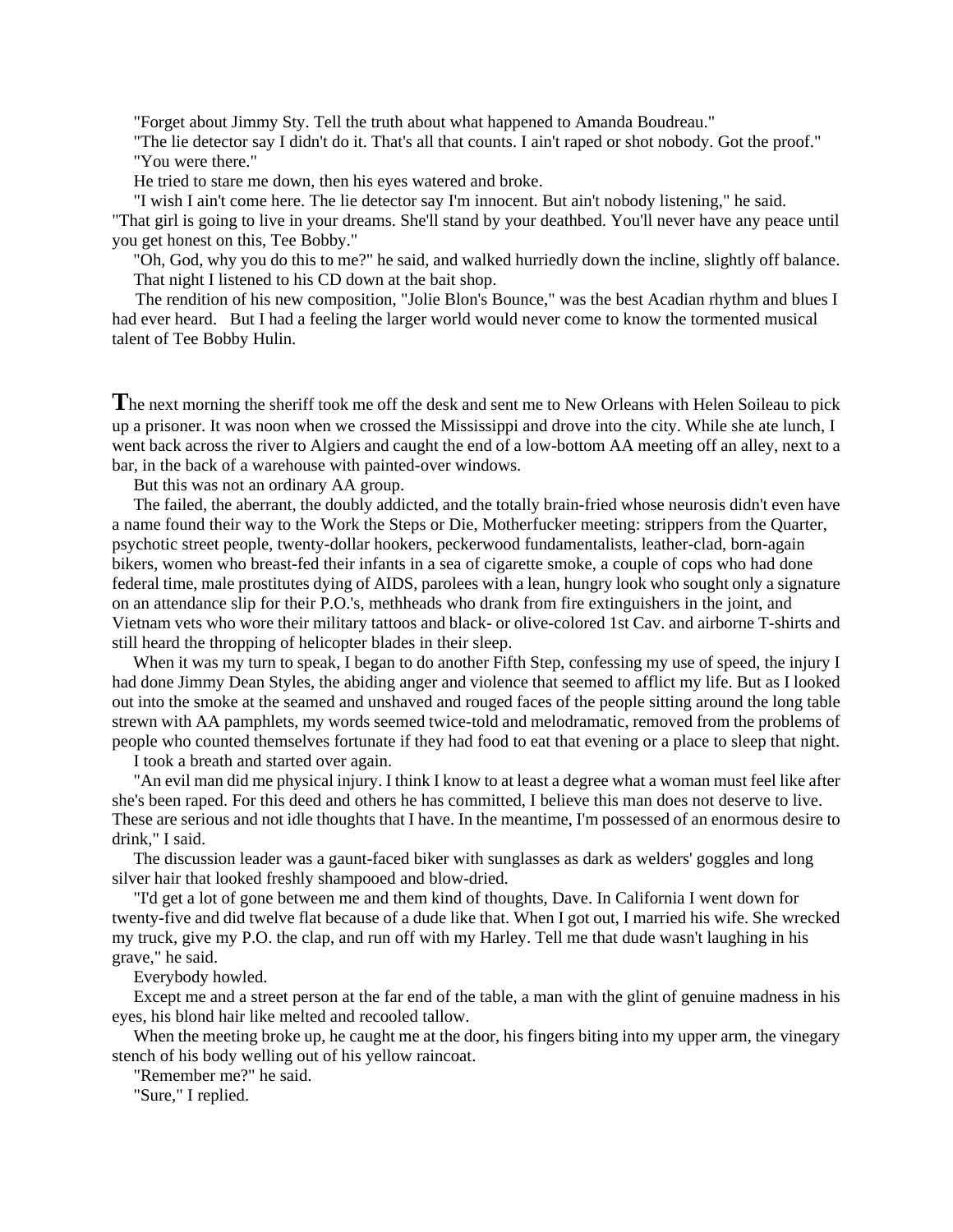"Forget about Jimmy Sty. Tell the truth about what happened to Amanda Boudreau."

"The lie detector say I didn't do it. That's all that counts. I ain't raped or shot nobody. Got the proof."

"You were there."

He tried to stare me down, then his eyes watered and broke.

"I wish I ain't come here. The lie detector say I'm innocent. But ain't nobody listening," he said.

"That girl is going to live in your dreams. She'll stand by your deathbed. You'll never have any peace until you get honest on this, Tee Bobby."

"Oh, God, why you do this to me?" he said, and walked hurriedly down the incline, slightly off balance.

That night I listened to his CD down at the bait shop.

The rendition of his new composition, "Jolie Blon's Bounce," was the best Acadian rhythm and blues I had ever heard. But I had a feeling the larger world would never come to know the tormented musical talent of Tee Bobby Hulin.

**T**he next morning the sheriff took me off the desk and sent me to New Orleans with Helen Soileau to pick up a prisoner. It was noon when we crossed the Mississippi and drove into the city. While she ate lunch, I went back across the river to Algiers and caught the end of a low-bottom AA meeting off an alley, next to a bar, in the back of a warehouse with painted-over windows.

But this was not an ordinary AA group.

The failed, the aberrant, the doubly addicted, and the totally brain-fried whose neurosis didn't even have a name found their way to the Work the Steps or Die, Motherfucker meeting: strippers from the Quarter, psychotic street people, twenty-dollar hookers, peckerwood fundamentalists, leather-clad, born-again bikers, women who breast-fed their infants in a sea of cigarette smoke, a couple of cops who had done federal time, male prostitutes dying of AIDS, parolees with a lean, hungry look who sought only a signature on an attendance slip for their P.O.'s, methheads who drank from fire extinguishers in the joint, and Vietnam vets who wore their military tattoos and black- or olive-colored 1st Cav. and airborne T-shirts and still heard the thropping of helicopter blades in their sleep.

When it was my turn to speak, I began to do another Fifth Step, confessing my use of speed, the injury I had done Jimmy Dean Styles, the abiding anger and violence that seemed to afflict my life. But as I looked out into the smoke at the seamed and unshaved and rouged faces of the people sitting around the long table strewn with AA pamphlets, my words seemed twice-told and melodramatic, removed from the problems of people who counted themselves fortunate if they had food to eat that evening or a place to sleep that night.

I took a breath and started over again.

"An evil man did me physical injury. I think I know to at least a degree what a woman must feel like after she's been raped. For this deed and others he has committed, I believe this man does not deserve to live. These are serious and not idle thoughts that I have. In the meantime, I'm possessed of an enormous desire to drink," I said.

The discussion leader was a gaunt-faced biker with sunglasses as dark as welders' goggles and long silver hair that looked freshly shampooed and blow-dried.

"I'd get a lot of gone between me and them kind of thoughts, Dave. In California I went down for twenty-five and did twelve flat because of a dude like that. When I got out, I married his wife. She wrecked my truck, give my P.O. the clap, and run off with my Harley. Tell me that dude wasn't laughing in his grave," he said.

Everybody howled.

Except me and a street person at the far end of the table, a man with the glint of genuine madness in his eyes, his blond hair like melted and recooled tallow.

When the meeting broke up, he caught me at the door, his fingers biting into my upper arm, the vinegary stench of his body welling out of his yellow raincoat.

"Remember me?" he said.

"Sure," I replied.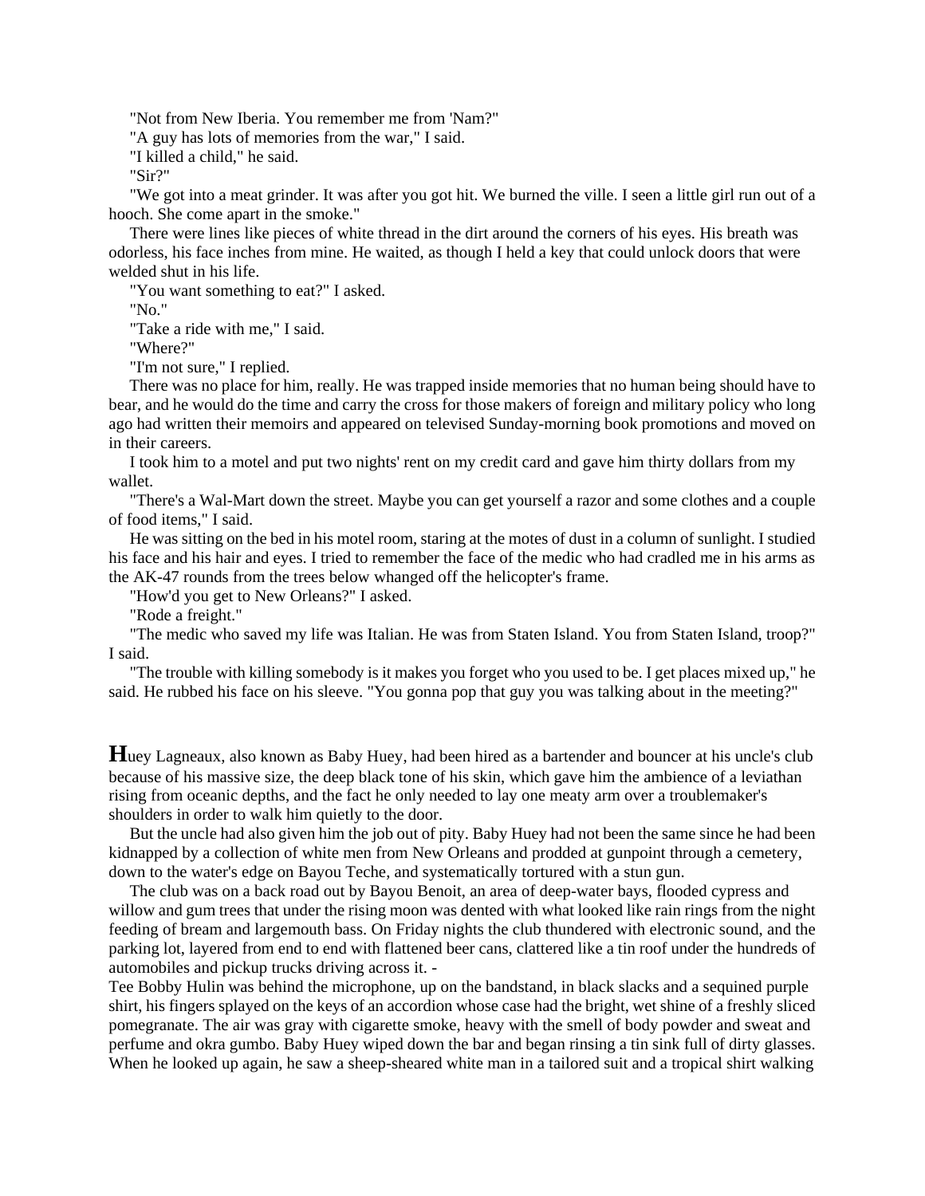"Not from New Iberia. You remember me from 'Nam?"

"A guy has lots of memories from the war," I said.

"I killed a child," he said.

"Sir?"

"We got into a meat grinder. It was after you got hit. We burned the ville. I seen a little girl run out of a hooch. She come apart in the smoke."

There were lines like pieces of white thread in the dirt around the corners of his eyes. His breath was odorless, his face inches from mine. He waited, as though I held a key that could unlock doors that were welded shut in his life.

"You want something to eat?" I asked.

"No."

"Take a ride with me," I said.

"Where?"

"I'm not sure," I replied.

There was no place for him, really. He was trapped inside memories that no human being should have to bear, and he would do the time and carry the cross for those makers of foreign and military policy who long ago had written their memoirs and appeared on televised Sunday-morning book promotions and moved on in their careers.

I took him to a motel and put two nights' rent on my credit card and gave him thirty dollars from my wallet.

"There's a Wal-Mart down the street. Maybe you can get yourself a razor and some clothes and a couple of food items," I said.

He was sitting on the bed in his motel room, staring at the motes of dust in a column of sunlight. I studied his face and his hair and eyes. I tried to remember the face of the medic who had cradled me in his arms as the AK-47 rounds from the trees below whanged off the helicopter's frame.

"How'd you get to New Orleans?" I asked.

"Rode a freight."

"The medic who saved my life was Italian. He was from Staten Island. You from Staten Island, troop?" I said.

"The trouble with killing somebody is it makes you forget who you used to be. I get places mixed up," he said. He rubbed his face on his sleeve. "You gonna pop that guy you was talking about in the meeting?"

**H**uey Lagneaux, also known as Baby Huey, had been hired as a bartender and bouncer at his uncle's club because of his massive size, the deep black tone of his skin, which gave him the ambience of a leviathan rising from oceanic depths, and the fact he only needed to lay one meaty arm over a troublemaker's shoulders in order to walk him quietly to the door.

But the uncle had also given him the job out of pity. Baby Huey had not been the same since he had been kidnapped by a collection of white men from New Orleans and prodded at gunpoint through a cemetery, down to the water's edge on Bayou Teche, and systematically tortured with a stun gun.

The club was on a back road out by Bayou Benoit, an area of deep-water bays, flooded cypress and willow and gum trees that under the rising moon was dented with what looked like rain rings from the night feeding of bream and largemouth bass. On Friday nights the club thundered with electronic sound, and the parking lot, layered from end to end with flattened beer cans, clattered like a tin roof under the hundreds of automobiles and pickup trucks driving across it. -

Tee Bobby Hulin was behind the microphone, up on the bandstand, in black slacks and a sequined purple shirt, his fingers splayed on the keys of an accordion whose case had the bright, wet shine of a freshly sliced pomegranate. The air was gray with cigarette smoke, heavy with the smell of body powder and sweat and perfume and okra gumbo. Baby Huey wiped down the bar and began rinsing a tin sink full of dirty glasses. When he looked up again, he saw a sheep-sheared white man in a tailored suit and a tropical shirt walking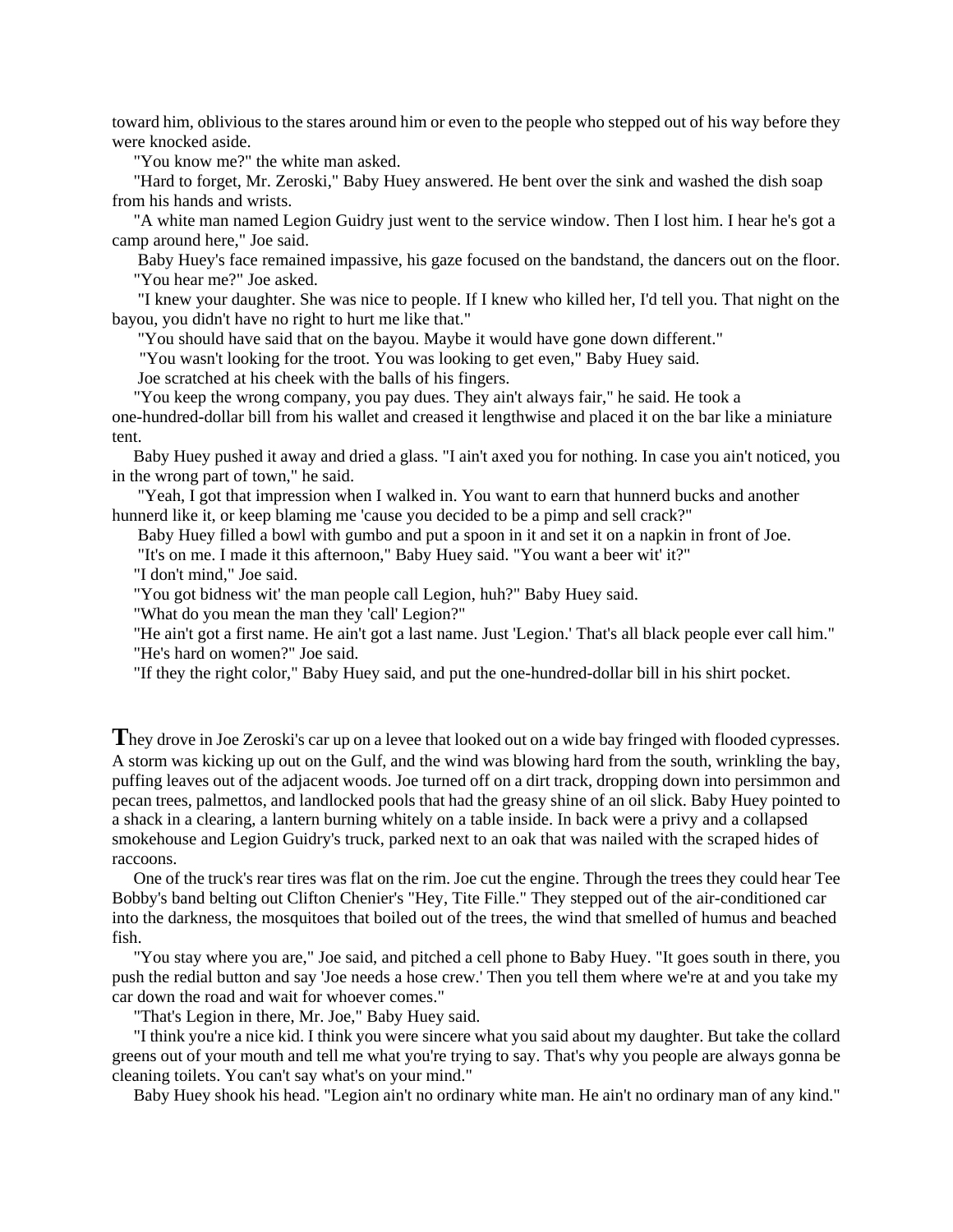toward him, oblivious to the stares around him or even to the people who stepped out of his way before they were knocked aside.

"You know me?" the white man asked.

"Hard to forget, Mr. Zeroski," Baby Huey answered. He bent over the sink and washed the dish soap from his hands and wrists.

"A white man named Legion Guidry just went to the service window. Then I lost him. I hear he's got a camp around here," Joe said.

Baby Huey's face remained impassive, his gaze focused on the bandstand, the dancers out on the floor.

"You hear me?" Joe asked.

"I knew your daughter. She was nice to people. If I knew who killed her, I'd tell you. That night on the bayou, you didn't have no right to hurt me like that."

"You should have said that on the bayou. Maybe it would have gone down different."

"You wasn't looking for the troot. You was looking to get even," Baby Huey said.

Joe scratched at his cheek with the balls of his fingers.

"You keep the wrong company, you pay dues. They ain't always fair," he said. He took a one-hundred-dollar bill from his wallet and creased it lengthwise and placed it on the bar like a miniature tent.

Baby Huey pushed it away and dried a glass. "I ain't axed you for nothing. In case you ain't noticed, you in the wrong part of town," he said.

"Yeah, I got that impression when I walked in. You want to earn that hunnerd bucks and another hunnerd like it, or keep blaming me 'cause you decided to be a pimp and sell crack?"

Baby Huey filled a bowl with gumbo and put a spoon in it and set it on a napkin in front of Joe.

"It's on me. I made it this afternoon," Baby Huey said. "You want a beer wit' it?"

"I don't mind," Joe said.

"You got bidness wit' the man people call Legion, huh?" Baby Huey said.

"What do you mean the man they 'call' Legion?"

"He ain't got a first name. He ain't got a last name. Just 'Legion.' That's all black people ever call him."

"He's hard on women?" Joe said.

"If they the right color," Baby Huey said, and put the one-hundred-dollar bill in his shirt pocket.

**T**hey drove in Joe Zeroski's car up on a levee that looked out on a wide bay fringed with flooded cypresses. A storm was kicking up out on the Gulf, and the wind was blowing hard from the south, wrinkling the bay, puffing leaves out of the adjacent woods. Joe turned off on a dirt track, dropping down into persimmon and pecan trees, palmettos, and landlocked pools that had the greasy shine of an oil slick. Baby Huey pointed to a shack in a clearing, a lantern burning whitely on a table inside. In back were a privy and a collapsed smokehouse and Legion Guidry's truck, parked next to an oak that was nailed with the scraped hides of raccoons.

One of the truck's rear tires was flat on the rim. Joe cut the engine. Through the trees they could hear Tee Bobby's band belting out Clifton Chenier's "Hey, Tite Fille." They stepped out of the air-conditioned car into the darkness, the mosquitoes that boiled out of the trees, the wind that smelled of humus and beached fish.

"You stay where you are," Joe said, and pitched a cell phone to Baby Huey. "It goes south in there, you push the redial button and say 'Joe needs a hose crew.' Then you tell them where we're at and you take my car down the road and wait for whoever comes."

"That's Legion in there, Mr. Joe," Baby Huey said.

"I think you're a nice kid. I think you were sincere what you said about my daughter. But take the collard greens out of your mouth and tell me what you're trying to say. That's why you people are always gonna be cleaning toilets. You can't say what's on your mind."

Baby Huey shook his head. "Legion ain't no ordinary white man. He ain't no ordinary man of any kind."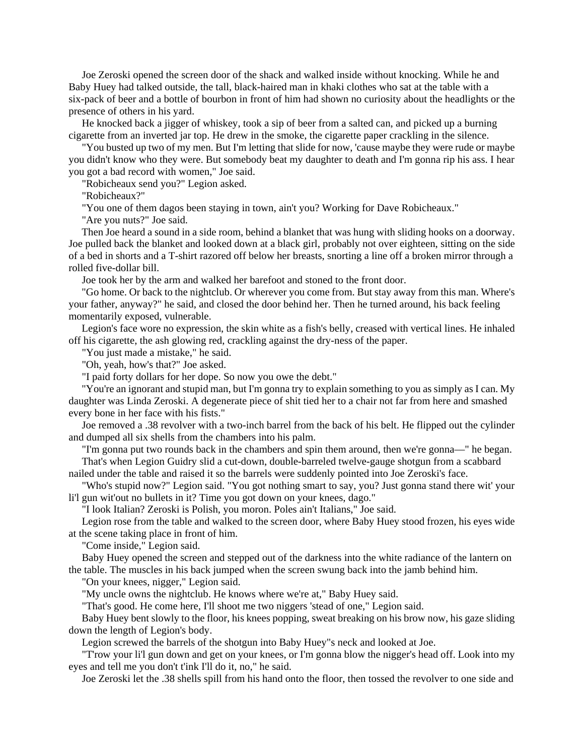Joe Zeroski opened the screen door of the shack and walked inside without knocking. While he and Baby Huey had talked outside, the tall, black-haired man in khaki clothes who sat at the table with a six-pack of beer and a bottle of bourbon in front of him had shown no curiosity about the headlights or the presence of others in his yard.

He knocked back a jigger of whiskey, took a sip of beer from a salted can, and picked up a burning cigarette from an inverted jar top. He drew in the smoke, the cigarette paper crackling in the silence.

"You busted up two of my men. But I'm letting that slide for now, 'cause maybe they were rude or maybe you didn't know who they were. But somebody beat my daughter to death and I'm gonna rip his ass. I hear you got a bad record with women," Joe said.

"Robicheaux send you?" Legion asked.

"Robicheaux?"

"You one of them dagos been staying in town, ain't you? Working for Dave Robicheaux."

"Are you nuts?" Joe said.

Then Joe heard a sound in a side room, behind a blanket that was hung with sliding hooks on a doorway. Joe pulled back the blanket and looked down at a black girl, probably not over eighteen, sitting on the side of a bed in shorts and a T-shirt razored off below her breasts, snorting a line off a broken mirror through a rolled five-dollar bill.

Joe took her by the arm and walked her barefoot and stoned to the front door.

"Go home. Or back to the nightclub. Or wherever you come from. But stay away from this man. Where's your father, anyway?" he said, and closed the door behind her. Then he turned around, his back feeling momentarily exposed, vulnerable.

Legion's face wore no expression, the skin white as a fish's belly, creased with vertical lines. He inhaled off his cigarette, the ash glowing red, crackling against the dry-ness of the paper.

"You just made a mistake," he said.

"Oh, yeah, how's that?" Joe asked.

"I paid forty dollars for her dope. So now you owe the debt."

"You're an ignorant and stupid man, but I'm gonna try to explain something to you as simply as I can. My daughter was Linda Zeroski. A degenerate piece of shit tied her to a chair not far from here and smashed every bone in her face with his fists."

Joe removed a .38 revolver with a two-inch barrel from the back of his belt. He flipped out the cylinder and dumped all six shells from the chambers into his palm.

"I'm gonna put two rounds back in the chambers and spin them around, then we're gonna—" he began.

That's when Legion Guidry slid a cut-down, double-barreled twelve-gauge shotgun from a scabbard nailed under the table and raised it so the barrels were suddenly pointed into Joe Zeroski's face.

"Who's stupid now?" Legion said. "You got nothing smart to say, you? Just gonna stand there wit' your li'l gun wit'out no bullets in it? Time you got down on your knees, dago."

"I look Italian? Zeroski is Polish, you moron. Poles ain't Italians," Joe said.

Legion rose from the table and walked to the screen door, where Baby Huey stood frozen, his eyes wide at the scene taking place in front of him.

"Come inside," Legion said.

Baby Huey opened the screen and stepped out of the darkness into the white radiance of the lantern on the table. The muscles in his back jumped when the screen swung back into the jamb behind him.

"On your knees, nigger," Legion said.

"My uncle owns the nightclub. He knows where we're at," Baby Huey said.

"That's good. He come here, I'll shoot me two niggers 'stead of one," Legion said.

Baby Huey bent slowly to the floor, his knees popping, sweat breaking on his brow now, his gaze sliding down the length of Legion's body.

Legion screwed the barrels of the shotgun into Baby Huey"s neck and looked at Joe.

"T'row your li'l gun down and get on your knees, or I'm gonna blow the nigger's head off. Look into my eyes and tell me you don't t'ink I'll do it, no," he said.

Joe Zeroski let the .38 shells spill from his hand onto the floor, then tossed the revolver to one side and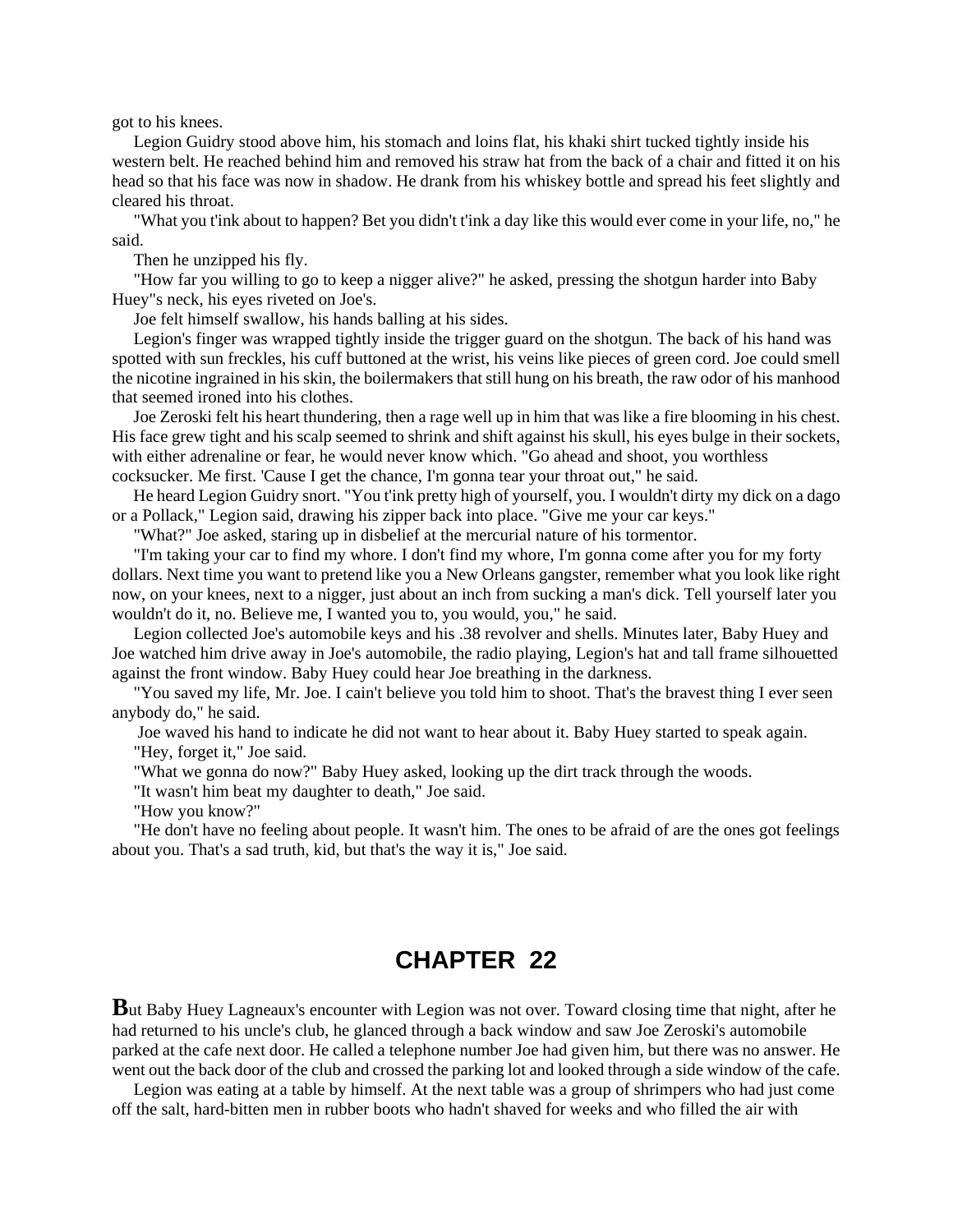got to his knees.

Legion Guidry stood above him, his stomach and loins flat, his khaki shirt tucked tightly inside his western belt. He reached behind him and removed his straw hat from the back of a chair and fitted it on his head so that his face was now in shadow. He drank from his whiskey bottle and spread his feet slightly and cleared his throat.

"What you t'ink about to happen? Bet you didn't t'ink a day like this would ever come in your life, no," he said.

Then he unzipped his fly.

"How far you willing to go to keep a nigger alive?" he asked, pressing the shotgun harder into Baby Huey"s neck, his eyes riveted on Joe's.

Joe felt himself swallow, his hands balling at his sides.

Legion's finger was wrapped tightly inside the trigger guard on the shotgun. The back of his hand was spotted with sun freckles, his cuff buttoned at the wrist, his veins like pieces of green cord. Joe could smell the nicotine ingrained in his skin, the boilermakers that still hung on his breath, the raw odor of his manhood that seemed ironed into his clothes.

Joe Zeroski felt his heart thundering, then a rage well up in him that was like a fire blooming in his chest. His face grew tight and his scalp seemed to shrink and shift against his skull, his eyes bulge in their sockets, with either adrenaline or fear, he would never know which. "Go ahead and shoot, you worthless cocksucker. Me first. 'Cause I get the chance, I'm gonna tear your throat out," he said.

He heard Legion Guidry snort. "You t'ink pretty high of yourself, you. I wouldn't dirty my dick on a dago or a Pollack," Legion said, drawing his zipper back into place. "Give me your car keys."

"What?" Joe asked, staring up in disbelief at the mercurial nature of his tormentor.

"I'm taking your car to find my whore. I don't find my whore, I'm gonna come after you for my forty dollars. Next time you want to pretend like you a New Orleans gangster, remember what you look like right now, on your knees, next to a nigger, just about an inch from sucking a man's dick. Tell yourself later you wouldn't do it, no. Believe me, I wanted you to, you would, you," he said.

Legion collected Joe's automobile keys and his .38 revolver and shells. Minutes later, Baby Huey and Joe watched him drive away in Joe's automobile, the radio playing, Legion's hat and tall frame silhouetted against the front window. Baby Huey could hear Joe breathing in the darkness.

"You saved my life, Mr. Joe. I cain't believe you told him to shoot. That's the bravest thing I ever seen anybody do," he said.

Joe waved his hand to indicate he did not want to hear about it. Baby Huey started to speak again.

"Hey, forget it," Joe said.

"What we gonna do now?" Baby Huey asked, looking up the dirt track through the woods.

"It wasn't him beat my daughter to death," Joe said.

"How you know?"

"He don't have no feeling about people. It wasn't him. The ones to be afraid of are the ones got feelings about you. That's a sad truth, kid, but that's the way it is," Joe said.

# CHAPTER 22

**B**ut Baby Huey Lagneaux's encounter with Legion was not over. Toward closing time that night, after he had returned to his uncle's club, he glanced through a back window and saw Joe Zeroski's automobile parked at the cafe next door. He called a telephone number Joe had given him, but there was no answer. He went out the back door of the club and crossed the parking lot and looked through a side window of the cafe.

Legion was eating at a table by himself. At the next table was a group of shrimpers who had just come off the salt, hard-bitten men in rubber boots who hadn't shaved for weeks and who filled the air with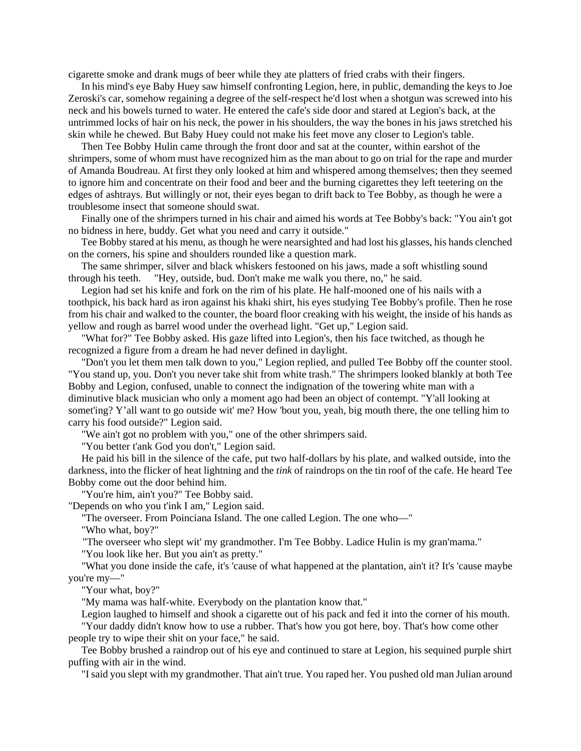cigarette smoke and drank mugs of beer while they ate platters of fried crabs with their fingers.

In his mind's eye Baby Huey saw himself confronting Legion, here, in public, demanding the keys to Joe Zeroski's car, somehow regaining a degree of the self-respect he'd lost when a shotgun was screwed into his neck and his bowels turned to water. He entered the cafe's side door and stared at Legion's back, at the untrimmed locks of hair on his neck, the power in his shoulders, the way the bones in his jaws stretched his skin while he chewed. But Baby Huey could not make his feet move any closer to Legion's table.

Then Tee Bobby Hulin came through the front door and sat at the counter, within earshot of the shrimpers, some of whom must have recognized him as the man about to go on trial for the rape and murder of Amanda Boudreau. At first they only looked at him and whispered among themselves; then they seemed to ignore him and concentrate on their food and beer and the burning cigarettes they left teetering on the edges of ashtrays. But willingly or not, their eyes began to drift back to Tee Bobby, as though he were a troublesome insect that someone should swat.

Finally one of the shrimpers turned in his chair and aimed his words at Tee Bobby's back: "You ain't got no bidness in here, buddy. Get what you need and carry it outside."

Tee Bobby stared at his menu, as though he were nearsighted and had lost his glasses, his hands clenched on the corners, his spine and shoulders rounded like a question mark.

The same shrimper, silver and black whiskers festooned on his jaws, made a soft whistling sound through his teeth. "Hey, outside, bud. Don't make me walk you there, no," he said.

Legion had set his knife and fork on the rim of his plate. He half-mooned one of his nails with a toothpick, his back hard as iron against his khaki shirt, his eyes studying Tee Bobby's profile. Then he rose from his chair and walked to the counter, the board floor creaking with his weight, the inside of his hands as yellow and rough as barrel wood under the overhead light. "Get up," Legion said.

"What for?" Tee Bobby asked. His gaze lifted into Legion's, then his face twitched, as though he recognized a figure from a dream he had never defined in daylight.

"Don't you let them men talk down to you," Legion replied, and pulled Tee Bobby off the counter stool. "You stand up, you. Don't you never take shit from white trash." The shrimpers looked blankly at both Tee Bobby and Legion, confused, unable to connect the indignation of the towering white man with a diminutive black musician who only a moment ago had been an object of contempt. "Y'all looking at somet'ing? Y'all want to go outside wit' me? How 'bout you, yeah, big mouth there, the one telling him to carry his food outside?" Legion said.

"We ain't got no problem with you," one of the other shrimpers said.

"You better t'ank God you don't," Legion said.

He paid his bill in the silence of the cafe, put two half-dollars by his plate, and walked outside, into the darkness, into the flicker of heat lightning and the *tink* of raindrops on the tin roof of the cafe. He heard Tee Bobby come out the door behind him.

"You're him, ain't you?" Tee Bobby said.

"Depends on who you t'ink I am," Legion said.

"The overseer. From Poinciana Island. The one called Legion. The one who—"

"Who what, boy?"

"The overseer who slept wit' my grandmother. I'm Tee Bobby. Ladice Hulin is my gran'mama."

"You look like her. But you ain't as pretty."

"What you done inside the cafe, it's 'cause of what happened at the plantation, ain't it? It's 'cause maybe you're my—"

"Your what, boy?"

"My mama was half-white. Everybody on the plantation know that."

Legion laughed to himself and shook a cigarette out of his pack and fed it into the corner of his mouth.

"Your daddy didn't know how to use a rubber. That's how you got here, boy. That's how come other people try to wipe their shit on your face," he said.

Tee Bobby brushed a raindrop out of his eye and continued to stare at Legion, his sequined purple shirt puffing with air in the wind.

"I said you slept with my grandmother. That ain't true. You raped her. You pushed old man Julian around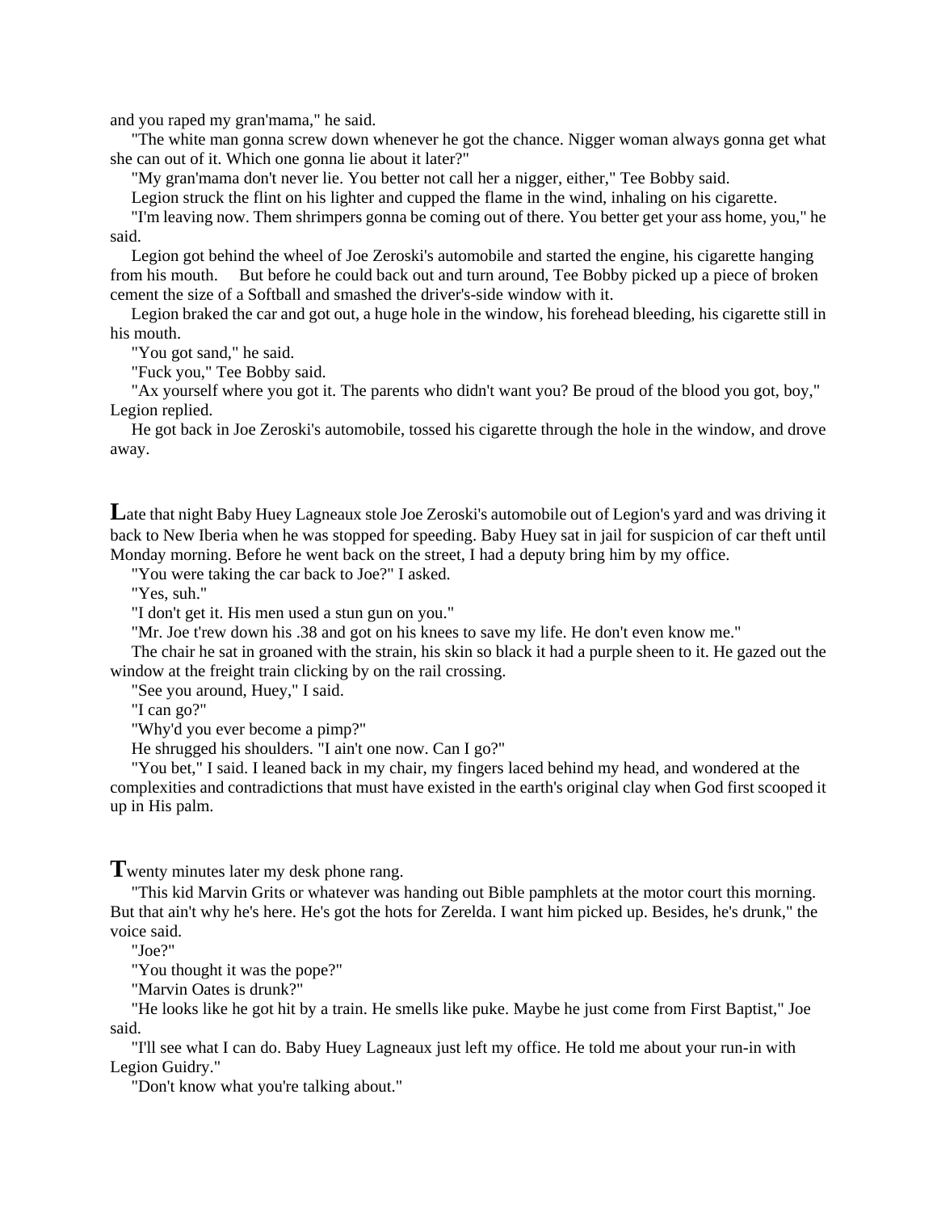and you raped my gran'mama," he said.

"The white man gonna screw down whenever he got the chance. Nigger woman always gonna get what she can out of it. Which one gonna lie about it later?"

"My gran'mama don't never lie. You better not call her a nigger, either," Tee Bobby said.

Legion struck the flint on his lighter and cupped the flame in the wind, inhaling on his cigarette.

"I'm leaving now. Them shrimpers gonna be coming out of there. You better get your ass home, you," he said.

Legion got behind the wheel of Joe Zeroski's automobile and started the engine, his cigarette hanging from his mouth. But before he could back out and turn around, Tee Bobby picked up a piece of broken cement the size of a Softball and smashed the driver's-side window with it.

Legion braked the car and got out, a huge hole in the window, his forehead bleeding, his cigarette still in his mouth.

"You got sand," he said.

"Fuck you," Tee Bobby said.

"Ax yourself where you got it. The parents who didn't want you? Be proud of the blood you got, boy," Legion replied.

He got back in Joe Zeroski's automobile, tossed his cigarette through the hole in the window, and drove away.

**L**ate that night Baby Huey Lagneaux stole Joe Zeroski's automobile out of Legion's yard and was driving it back to New Iberia when he was stopped for speeding. Baby Huey sat in jail for suspicion of car theft until Monday morning. Before he went back on the street, I had a deputy bring him by my office.

"You were taking the car back to Joe?" I asked.

"Yes, suh."

"I don't get it. His men used a stun gun on you."

"Mr. Joe t'rew down his .38 and got on his knees to save my life. He don't even know me."

The chair he sat in groaned with the strain, his skin so black it had a purple sheen to it. He gazed out the window at the freight train clicking by on the rail crossing.

"See you around, Huey," I said.

"I can go?"

"Why'd you ever become a pimp?"

He shrugged his shoulders. "I ain't one now. Can I go?"

"You bet," I said. I leaned back in my chair, my fingers laced behind my head, and wondered at the complexities and contradictions that must have existed in the earth's original clay when God first scooped it up in His palm.

**T**wenty minutes later my desk phone rang.

"This kid Marvin Grits or whatever was handing out Bible pamphlets at the motor court this morning. But that ain't why he's here. He's got the hots for Zerelda. I want him picked up. Besides, he's drunk," the voice said.

"Joe?"

"You thought it was the pope?"

"Marvin Oates is drunk?"

"He looks like he got hit by a train. He smells like puke. Maybe he just come from First Baptist," Joe said.

"I'll see what I can do. Baby Huey Lagneaux just left my office. He told me about your run-in with Legion Guidry."

"Don't know what you're talking about."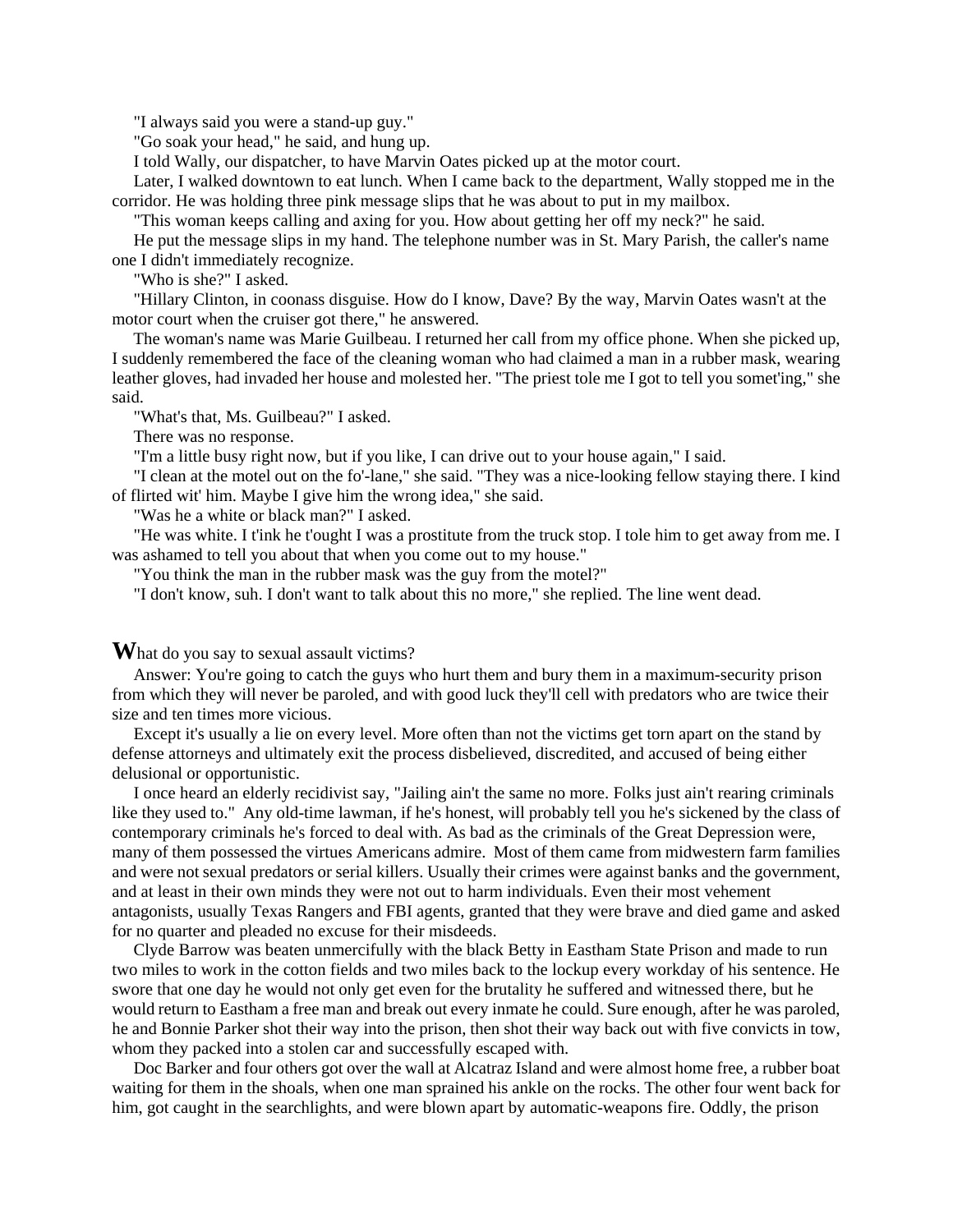"I always said you were a stand-up guy."

"Go soak your head," he said, and hung up.

I told Wally, our dispatcher, to have Marvin Oates picked up at the motor court.

Later, I walked downtown to eat lunch. When I came back to the department, Wally stopped me in the corridor. He was holding three pink message slips that he was about to put in my mailbox.

"This woman keeps calling and axing for you. How about getting her off my neck?" he said.

He put the message slips in my hand. The telephone number was in St. Mary Parish, the caller's name one I didn't immediately recognize.

"Who is she?" I asked.

"Hillary Clinton, in coonass disguise. How do I know, Dave? By the way, Marvin Oates wasn't at the motor court when the cruiser got there," he answered.

The woman's name was Marie Guilbeau. I returned her call from my office phone. When she picked up, I suddenly remembered the face of the cleaning woman who had claimed a man in a rubber mask, wearing leather gloves, had invaded her house and molested her. "The priest tole me I got to tell you somet'ing," she said.

"What's that, Ms. Guilbeau?" I asked.

There was no response.

"I'm a little busy right now, but if you like, I can drive out to your house again," I said.

"I clean at the motel out on the fo'-lane," she said. "They was a nice-looking fellow staying there. I kind of flirted wit' him. Maybe I give him the wrong idea," she said.

"Was he a white or black man?" I asked.

"He was white. I t'ink he t'ought I was a prostitute from the truck stop. I tole him to get away from me. I was ashamed to tell you about that when you come out to my house."

"You think the man in the rubber mask was the guy from the motel?"

"I don't know, suh. I don't want to talk about this no more," she replied. The line went dead.

**W**hat do you say to sexual assault victims?

Answer: You're going to catch the guys who hurt them and bury them in a maximum-security prison from which they will never be paroled, and with good luck they'll cell with predators who are twice their size and ten times more vicious.

Except it's usually a lie on every level. More often than not the victims get torn apart on the stand by defense attorneys and ultimately exit the process disbelieved, discredited, and accused of being either delusional or opportunistic.

I once heard an elderly recidivist say, "Jailing ain't the same no more. Folks just ain't rearing criminals like they used to." Any old-time lawman, if he's honest, will probably tell you he's sickened by the class of contemporary criminals he's forced to deal with. As bad as the criminals of the Great Depression were, many of them possessed the virtues Americans admire. Most of them came from midwestern farm families and were not sexual predators or serial killers. Usually their crimes were against banks and the government, and at least in their own minds they were not out to harm individuals. Even their most vehement antagonists, usually Texas Rangers and FBI agents, granted that they were brave and died game and asked for no quarter and pleaded no excuse for their misdeeds.

Clyde Barrow was beaten unmercifully with the black Betty in Eastham State Prison and made to run two miles to work in the cotton fields and two miles back to the lockup every workday of his sentence. He swore that one day he would not only get even for the brutality he suffered and witnessed there, but he would return to Eastham a free man and break out every inmate he could. Sure enough, after he was paroled, he and Bonnie Parker shot their way into the prison, then shot their way back out with five convicts in tow, whom they packed into a stolen car and successfully escaped with.

Doc Barker and four others got over the wall at Alcatraz Island and were almost home free, a rubber boat waiting for them in the shoals, when one man sprained his ankle on the rocks. The other four went back for him, got caught in the searchlights, and were blown apart by automatic-weapons fire. Oddly, the prison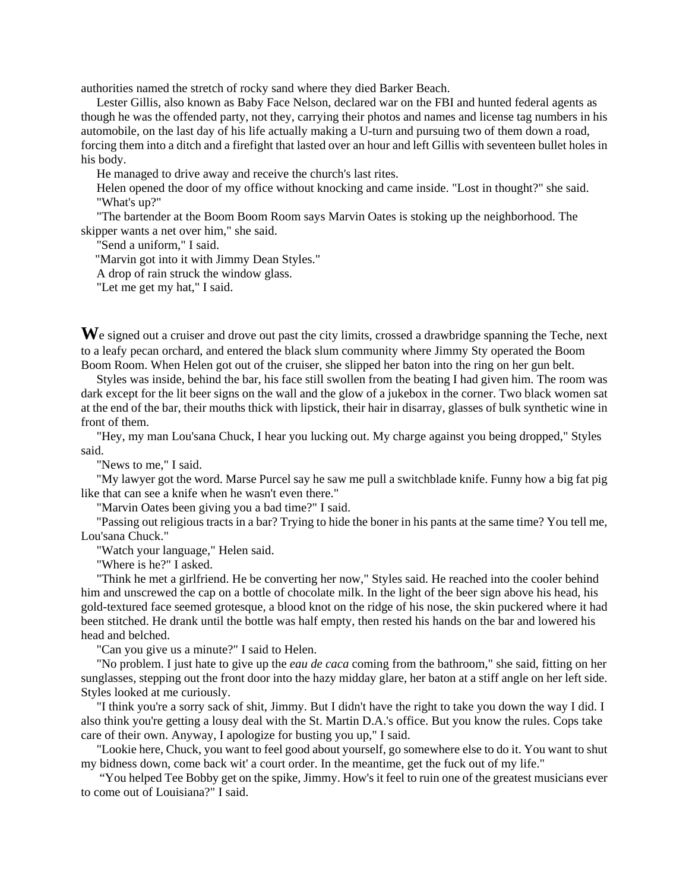authorities named the stretch of rocky sand where they died Barker Beach.

Lester Gillis, also known as Baby Face Nelson, declared war on the FBI and hunted federal agents as though he was the offended party, not they, carrying their photos and names and license tag numbers in his automobile, on the last day of his life actually making a U-turn and pursuing two of them down a road, forcing them into a ditch and a firefight that lasted over an hour and left Gillis with seventeen bullet holes in his body.

He managed to drive away and receive the church's last rites.

Helen opened the door of my office without knocking and came inside. "Lost in thought?" she said.

"What's up?"

"The bartender at the Boom Boom Room says Marvin Oates is stoking up the neighborhood. The skipper wants a net over him," she said.

"Send a uniform," I said.

"Marvin got into it with Jimmy Dean Styles."

A drop of rain struck the window glass.

"Let me get my hat," I said.

**W**e signed out a cruiser and drove out past the city limits, crossed a drawbridge spanning the Teche, next to a leafy pecan orchard, and entered the black slum community where Jimmy Sty operated the Boom Boom Room. When Helen got out of the cruiser, she slipped her baton into the ring on her gun belt.

Styles was inside, behind the bar, his face still swollen from the beating I had given him. The room was dark except for the lit beer signs on the wall and the glow of a jukebox in the corner. Two black women sat at the end of the bar, their mouths thick with lipstick, their hair in disarray, glasses of bulk synthetic wine in front of them.

"Hey, my man Lou'sana Chuck, I hear you lucking out. My charge against you being dropped," Styles said.

"News to me," I said.

"My lawyer got the word. Marse Purcel say he saw me pull a switchblade knife. Funny how a big fat pig like that can see a knife when he wasn't even there."

"Marvin Oates been giving you a bad time?" I said.

"Passing out religious tracts in a bar? Trying to hide the boner in his pants at the same time? You tell me, Lou'sana Chuck."

"Watch your language," Helen said.

"Where is he?" I asked.

"Think he met a girlfriend. He be converting her now," Styles said. He reached into the cooler behind him and unscrewed the cap on a bottle of chocolate milk. In the light of the beer sign above his head, his gold-textured face seemed grotesque, a blood knot on the ridge of his nose, the skin puckered where it had been stitched. He drank until the bottle was half empty, then rested his hands on the bar and lowered his head and belched.

"Can you give us a minute?" I said to Helen.

"No problem. I just hate to give up the *eau de caca* coming from the bathroom," she said, fitting on her sunglasses, stepping out the front door into the hazy midday glare, her baton at a stiff angle on her left side. Styles looked at me curiously.

"I think you're a sorry sack of shit, Jimmy. But I didn't have the right to take you down the way I did. I also think you're getting a lousy deal with the St. Martin D.A.'s office. But you know the rules. Cops take care of their own. Anyway, I apologize for busting you up," I said.

"Lookie here, Chuck, you want to feel good about yourself, go somewhere else to do it. You want to shut my bidness down, come back wit' a court order. In the meantime, get the fuck out of my life."

"You helped Tee Bobby get on the spike, Jimmy. How's it feel to ruin one of the greatest musicians ever to come out of Louisiana?" I said.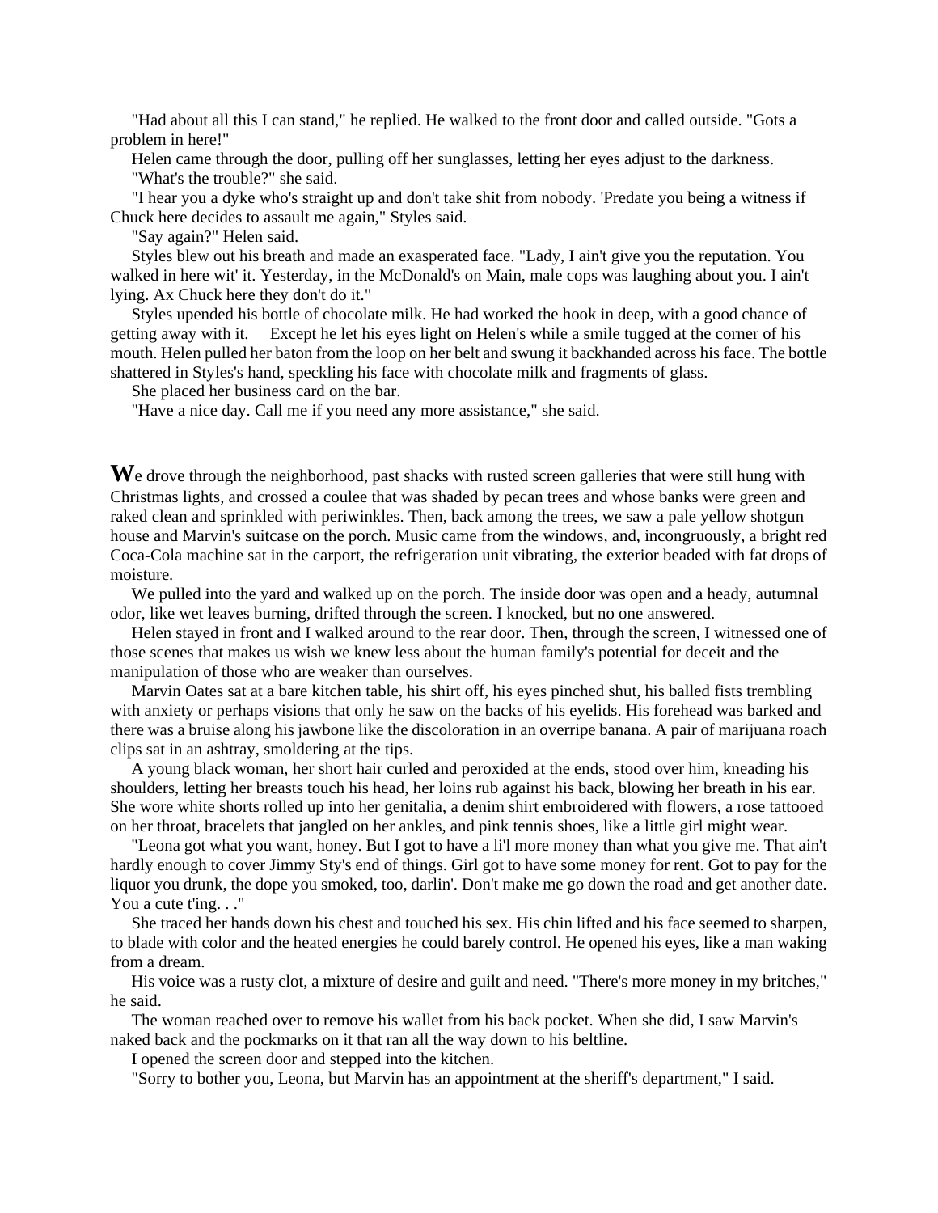"Had about all this I can stand," he replied. He walked to the front door and called outside. "Gots a problem in here!"

Helen came through the door, pulling off her sunglasses, letting her eyes adjust to the darkness.

"What's the trouble?" she said.

"I hear you a dyke who's straight up and don't take shit from nobody. 'Predate you being a witness if Chuck here decides to assault me again," Styles said.

"Say again?" Helen said.

Styles blew out his breath and made an exasperated face. "Lady, I ain't give you the reputation. You walked in here wit' it. Yesterday, in the McDonald's on Main, male cops was laughing about you. I ain't lying. Ax Chuck here they don't do it."

Styles upended his bottle of chocolate milk. He had worked the hook in deep, with a good chance of getting away with it. Except he let his eyes light on Helen's while a smile tugged at the corner of his mouth. Helen pulled her baton from the loop on her belt and swung it backhanded across his face. The bottle shattered in Styles's hand, speckling his face with chocolate milk and fragments of glass.

She placed her business card on the bar.

"Have a nice day. Call me if you need any more assistance," she said.

**W**e drove through the neighborhood, past shacks with rusted screen galleries that were still hung with Christmas lights, and crossed a coulee that was shaded by pecan trees and whose banks were green and raked clean and sprinkled with periwinkles. Then, back among the trees, we saw a pale yellow shotgun house and Marvin's suitcase on the porch. Music came from the windows, and, incongruously, a bright red Coca-Cola machine sat in the carport, the refrigeration unit vibrating, the exterior beaded with fat drops of moisture.

We pulled into the yard and walked up on the porch. The inside door was open and a heady, autumnal odor, like wet leaves burning, drifted through the screen. I knocked, but no one answered.

Helen stayed in front and I walked around to the rear door. Then, through the screen, I witnessed one of those scenes that makes us wish we knew less about the human family's potential for deceit and the manipulation of those who are weaker than ourselves.

Marvin Oates sat at a bare kitchen table, his shirt off, his eyes pinched shut, his balled fists trembling with anxiety or perhaps visions that only he saw on the backs of his eyelids. His forehead was barked and there was a bruise along his jawbone like the discoloration in an overripe banana. A pair of marijuana roach clips sat in an ashtray, smoldering at the tips.

A young black woman, her short hair curled and peroxided at the ends, stood over him, kneading his shoulders, letting her breasts touch his head, her loins rub against his back, blowing her breath in his ear. She wore white shorts rolled up into her genitalia, a denim shirt embroidered with flowers, a rose tattooed on her throat, bracelets that jangled on her ankles, and pink tennis shoes, like a little girl might wear.

"Leona got what you want, honey. But I got to have a li'l more money than what you give me. That ain't hardly enough to cover Jimmy Sty's end of things. Girl got to have some money for rent. Got to pay for the liquor you drunk, the dope you smoked, too, darlin'. Don't make me go down the road and get another date. You a cute t'ing. . ."

She traced her hands down his chest and touched his sex. His chin lifted and his face seemed to sharpen, to blade with color and the heated energies he could barely control. He opened his eyes, like a man waking from a dream.

His voice was a rusty clot, a mixture of desire and guilt and need. "There's more money in my britches," he said.

The woman reached over to remove his wallet from his back pocket. When she did, I saw Marvin's naked back and the pockmarks on it that ran all the way down to his beltline.

I opened the screen door and stepped into the kitchen.

"Sorry to bother you, Leona, but Marvin has an appointment at the sheriff's department," I said.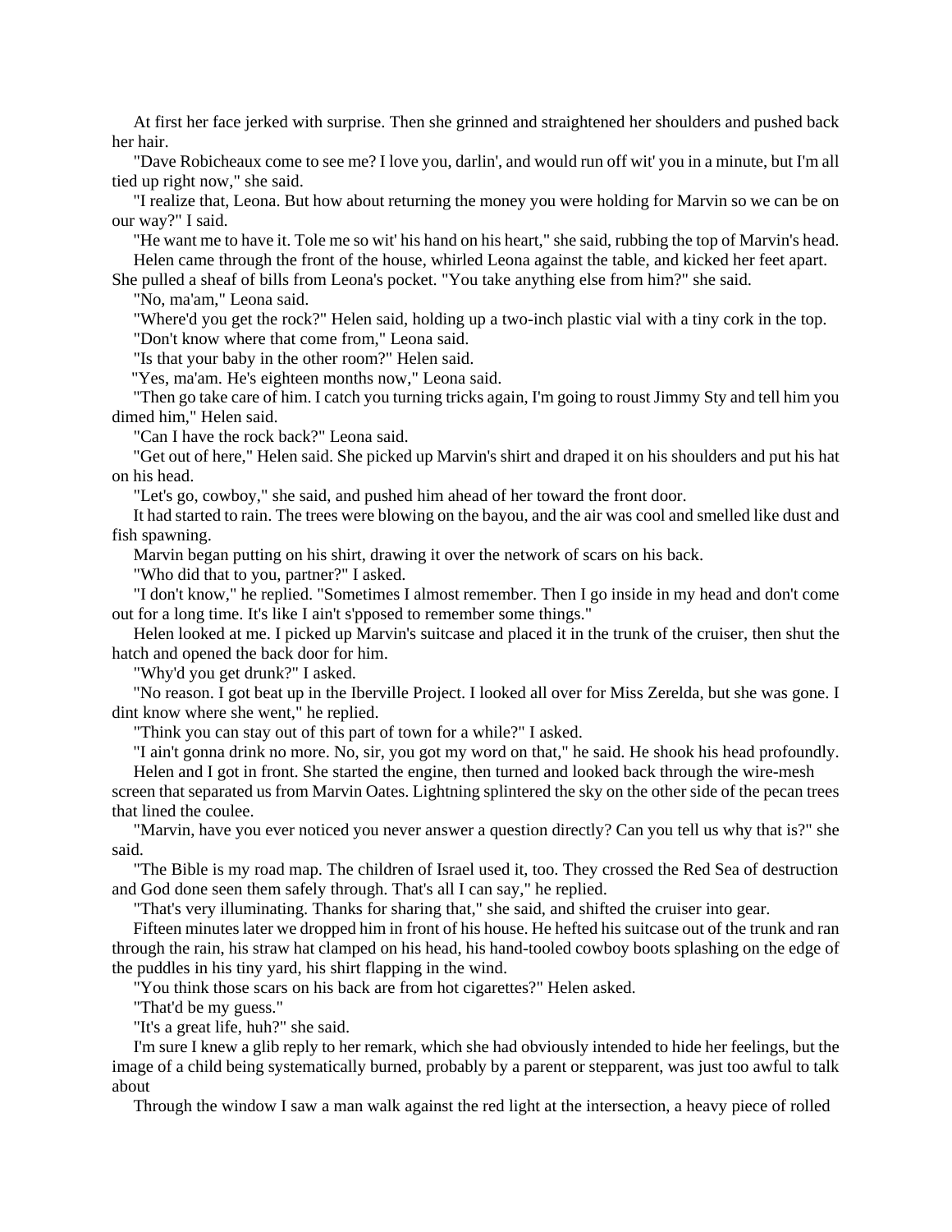At first her face jerked with surprise. Then she grinned and straightened her shoulders and pushed back her hair.

"Dave Robicheaux come to see me? I love you, darlin', and would run off wit' you in a minute, but I'm all tied up right now," she said.

"I realize that, Leona. But how about returning the money you were holding for Marvin so we can be on our way?" I said.

"He want me to have it. Tole me so wit' his hand on his heart," she said, rubbing the top of Marvin's head.

Helen came through the front of the house, whirled Leona against the table, and kicked her feet apart. She pulled a sheaf of bills from Leona's pocket. "You take anything else from him?" she said.

"No, ma'am," Leona said.

"Where'd you get the rock?" Helen said, holding up a two-inch plastic vial with a tiny cork in the top.

"Don't know where that come from," Leona said.

"Is that your baby in the other room?" Helen said.

"Yes, ma'am. He's eighteen months now," Leona said.

"Then go take care of him. I catch you turning tricks again, I'm going to roust Jimmy Sty and tell him you dimed him," Helen said.

"Can I have the rock back?" Leona said.

"Get out of here," Helen said. She picked up Marvin's shirt and draped it on his shoulders and put his hat on his head.

"Let's go, cowboy," she said, and pushed him ahead of her toward the front door.

It had started to rain. The trees were blowing on the bayou, and the air was cool and smelled like dust and fish spawning.

Marvin began putting on his shirt, drawing it over the network of scars on his back.

"Who did that to you, partner?" I asked.

"I don't know," he replied. "Sometimes I almost remember. Then I go inside in my head and don't come out for a long time. It's like I ain't s'pposed to remember some things."

Helen looked at me. I picked up Marvin's suitcase and placed it in the trunk of the cruiser, then shut the hatch and opened the back door for him.

"Why'd you get drunk?" I asked.

"No reason. I got beat up in the Iberville Project. I looked all over for Miss Zerelda, but she was gone. I dint know where she went," he replied.

"Think you can stay out of this part of town for a while?" I asked.

"I ain't gonna drink no more. No, sir, you got my word on that," he said. He shook his head profoundly.

Helen and I got in front. She started the engine, then turned and looked back through the wire-mesh screen that separated us from Marvin Oates. Lightning splintered the sky on the other side of the pecan trees that lined the coulee.

"Marvin, have you ever noticed you never answer a question directly? Can you tell us why that is?" she said.

"The Bible is my road map. The children of Israel used it, too. They crossed the Red Sea of destruction and God done seen them safely through. That's all I can say," he replied.

"That's very illuminating. Thanks for sharing that," she said, and shifted the cruiser into gear.

Fifteen minutes later we dropped him in front of his house. He hefted his suitcase out of the trunk and ran through the rain, his straw hat clamped on his head, his hand-tooled cowboy boots splashing on the edge of the puddles in his tiny yard, his shirt flapping in the wind.

"You think those scars on his back are from hot cigarettes?" Helen asked.

"That'd be my guess."

"It's a great life, huh?" she said.

I'm sure I knew a glib reply to her remark, which she had obviously intended to hide her feelings, but the image of a child being systematically burned, probably by a parent or stepparent, was just too awful to talk about

Through the window I saw a man walk against the red light at the intersection, a heavy piece of rolled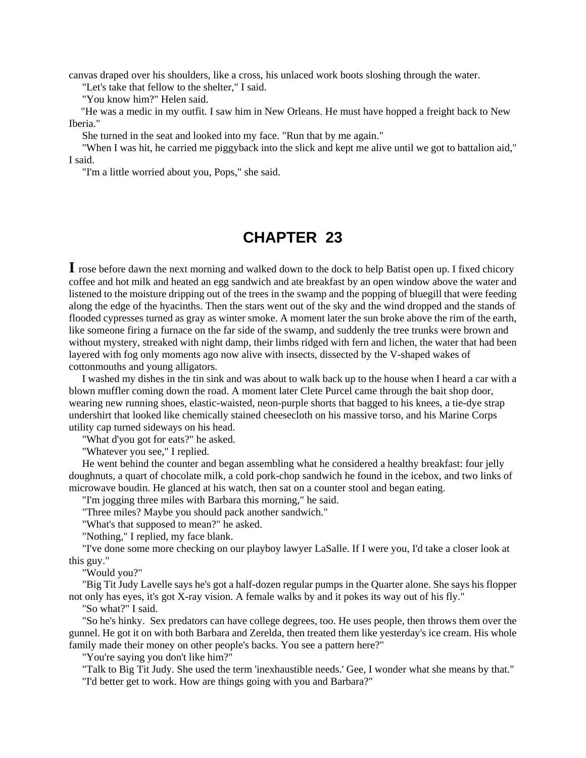canvas draped over his shoulders, like a cross, his unlaced work boots sloshing through the water.

"Let's take that fellow to the shelter," I said.

"You know him?" Helen said.

"He was a medic in my outfit. I saw him in New Orleans. He must have hopped a freight back to New Iberia."

She turned in the seat and looked into my face. "Run that by me again."

"When I was hit, he carried me piggyback into the slick and kept me alive until we got to battalion aid," I said.

"I'm a little worried about you, Pops," she said.

# CHAPTER 23

**I** rose before dawn the next morning and walked down to the dock to help Batist open up. I fixed chicory coffee and hot milk and heated an egg sandwich and ate breakfast by an open window above the water and listened to the moisture dripping out of the trees in the swamp and the popping of bluegill that were feeding along the edge of the hyacinths. Then the stars went out of the sky and the wind dropped and the stands of flooded cypresses turned as gray as winter smoke. A moment later the sun broke above the rim of the earth, like someone firing a furnace on the far side of the swamp, and suddenly the tree trunks were brown and without mystery, streaked with night damp, their limbs ridged with fern and lichen, the water that had been layered with fog only moments ago now alive with insects, dissected by the V-shaped wakes of cottonmouths and young alligators.

I washed my dishes in the tin sink and was about to walk back up to the house when I heard a car with a blown muffler coming down the road. A moment later Clete Purcel came through the bait shop door, wearing new running shoes, elastic-waisted, neon-purple shorts that bagged to his knees, a tie-dye strap undershirt that looked like chemically stained cheesecloth on his massive torso, and his Marine Corps utility cap turned sideways on his head.

"What d'you got for eats?" he asked.

"Whatever you see," I replied.

He went behind the counter and began assembling what he considered a healthy breakfast: four jelly doughnuts, a quart of chocolate milk, a cold pork-chop sandwich he found in the icebox, and two links of microwave boudin. He glanced at his watch, then sat on a counter stool and began eating.

"I'm jogging three miles with Barbara this morning," he said.

"Three miles? Maybe you should pack another sandwich."

"What's that supposed to mean?" he asked.

"Nothing," I replied, my face blank.

"I've done some more checking on our playboy lawyer LaSalle. If I were you, I'd take a closer look at this guy."

"Would you?"

"Big Tit Judy Lavelle says he's got a half-dozen regular pumps in the Quarter alone. She says his flopper not only has eyes, it's got X-ray vision. A female walks by and it pokes its way out of his fly."

"So what?" I said.

"So he's hinky. Sex predators can have college degrees, too. He uses people, then throws them over the gunnel. He got it on with both Barbara and Zerelda, then treated them like yesterday's ice cream. His whole family made their money on other people's backs. You see a pattern here?"

"You're saying you don't like him?"

"Talk to Big Tit Judy. She used the term 'inexhaustible needs.' Gee, I wonder what she means by that."

"I'd better get to work. How are things going with you and Barbara?"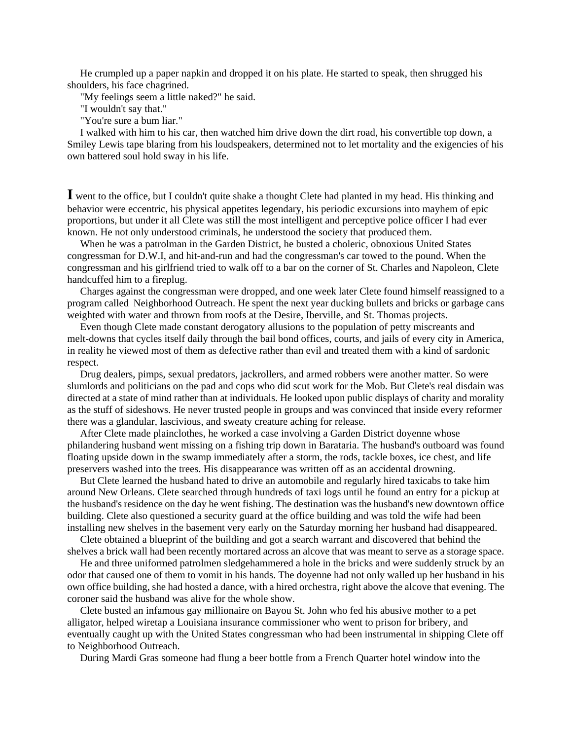He crumpled up a paper napkin and dropped it on his plate. He started to speak, then shrugged his shoulders, his face chagrined.

"My feelings seem a little naked?" he said.

"I wouldn't say that."

"You're sure a bum liar."

I walked with him to his car, then watched him drive down the dirt road, his convertible top down, a Smiley Lewis tape blaring from his loudspeakers, determined not to let mortality and the exigencies of his own battered soul hold sway in his life.

**I** went to the office, but I couldn't quite shake a thought Clete had planted in my head. His thinking and behavior were eccentric, his physical appetites legendary, his periodic excursions into mayhem of epic proportions, but under it all Clete was still the most intelligent and perceptive police officer I had ever known. He not only understood criminals, he understood the society that produced them.

When he was a patrolman in the Garden District, he busted a choleric, obnoxious United States congressman for D.W.I, and hit-and-run and had the congressman's car towed to the pound. When the congressman and his girlfriend tried to walk off to a bar on the corner of St. Charles and Napoleon, Clete handcuffed him to a fireplug.

Charges against the congressman were dropped, and one week later Clete found himself reassigned to a program called Neighborhood Outreach. He spent the next year ducking bullets and bricks or garbage cans weighted with water and thrown from roofs at the Desire, Iberville, and St. Thomas projects.

Even though Clete made constant derogatory allusions to the population of petty miscreants and melt-downs that cycles itself daily through the bail bond offices, courts, and jails of every city in America, in reality he viewed most of them as defective rather than evil and treated them with a kind of sardonic respect.

Drug dealers, pimps, sexual predators, jackrollers, and armed robbers were another matter. So were slumlords and politicians on the pad and cops who did scut work for the Mob. But Clete's real disdain was directed at a state of mind rather than at individuals. He looked upon public displays of charity and morality as the stuff of sideshows. He never trusted people in groups and was convinced that inside every reformer there was a glandular, lascivious, and sweaty creature aching for release.

After Clete made plainclothes, he worked a case involving a Garden District doyenne whose philandering husband went missing on a fishing trip down in Barataria. The husband's outboard was found floating upside down in the swamp immediately after a storm, the rods, tackle boxes, ice chest, and life preservers washed into the trees. His disappearance was written off as an accidental drowning.

But Clete learned the husband hated to drive an automobile and regularly hired taxicabs to take him around New Orleans. Clete searched through hundreds of taxi logs until he found an entry for a pickup at the husband's residence on the day he went fishing. The destination was the husband's new downtown office building. Clete also questioned a security guard at the office building and was told the wife had been installing new shelves in the basement very early on the Saturday morning her husband had disappeared.

Clete obtained a blueprint of the building and got a search warrant and discovered that behind the shelves a brick wall had been recently mortared across an alcove that was meant to serve as a storage space.

He and three uniformed patrolmen sledgehammered a hole in the bricks and were suddenly struck by an odor that caused one of them to vomit in his hands. The doyenne had not only walled up her husband in his own office building, she had hosted a dance, with a hired orchestra, right above the alcove that evening. The coroner said the husband was alive for the whole show.

Clete busted an infamous gay millionaire on Bayou St. John who fed his abusive mother to a pet alligator, helped wiretap a Louisiana insurance commissioner who went to prison for bribery, and eventually caught up with the United States congressman who had been instrumental in shipping Clete off to Neighborhood Outreach.

During Mardi Gras someone had flung a beer bottle from a French Quarter hotel window into the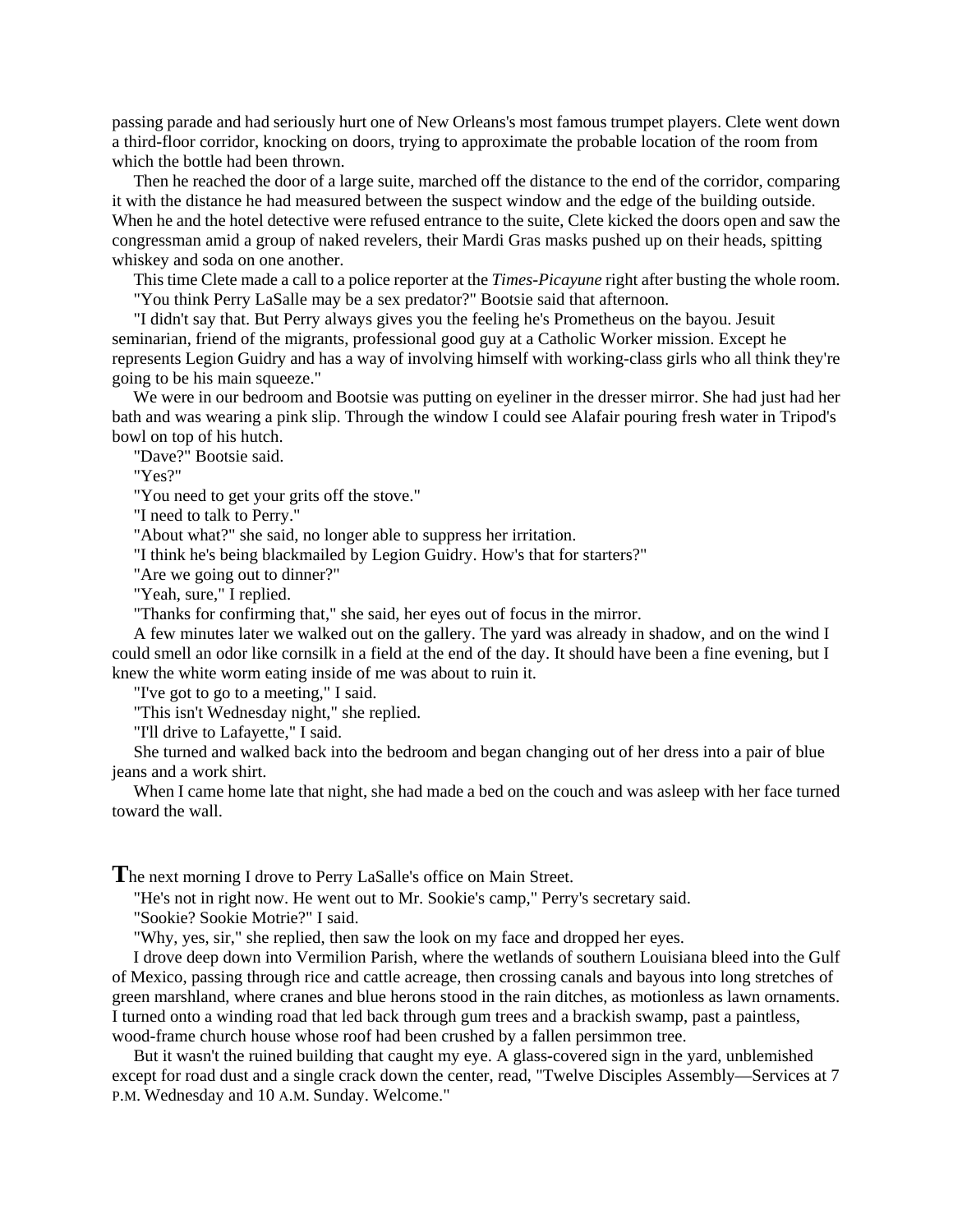passing parade and had seriously hurt one of New Orleans's most famous trumpet players. Clete went down a third-floor corridor, knocking on doors, trying to approximate the probable location of the room from which the bottle had been thrown.

Then he reached the door of a large suite, marched off the distance to the end of the corridor, comparing it with the distance he had measured between the suspect window and the edge of the building outside. When he and the hotel detective were refused entrance to the suite, Clete kicked the doors open and saw the congressman amid a group of naked revelers, their Mardi Gras masks pushed up on their heads, spitting whiskey and soda on one another.

This time Clete made a call to a police reporter at the *Times-Picayune* right after busting the whole room.

"You think Perry LaSalle may be a sex predator?" Bootsie said that afternoon.

"I didn't say that. But Perry always gives you the feeling he's Prometheus on the bayou. Jesuit seminarian, friend of the migrants, professional good guy at a Catholic Worker mission. Except he represents Legion Guidry and has a way of involving himself with working-class girls who all think they're going to be his main squeeze."

We were in our bedroom and Bootsie was putting on eyeliner in the dresser mirror. She had just had her bath and was wearing a pink slip. Through the window I could see Alafair pouring fresh water in Tripod's bowl on top of his hutch.

"Dave?" Bootsie said.

"Yes?"

"You need to get your grits off the stove."

"I need to talk to Perry."

"About what?" she said, no longer able to suppress her irritation.

"I think he's being blackmailed by Legion Guidry. How's that for starters?"

"Are we going out to dinner?"

"Yeah, sure," I replied.

"Thanks for confirming that," she said, her eyes out of focus in the mirror.

A few minutes later we walked out on the gallery. The yard was already in shadow, and on the wind I could smell an odor like cornsilk in a field at the end of the day. It should have been a fine evening, but I knew the white worm eating inside of me was about to ruin it.

"I've got to go to a meeting," I said.

"This isn't Wednesday night," she replied.

"I'll drive to Lafayette," I said.

She turned and walked back into the bedroom and began changing out of her dress into a pair of blue jeans and a work shirt.

When I came home late that night, she had made a bed on the couch and was asleep with her face turned toward the wall.

**T**he next morning I drove to Perry LaSalle's office on Main Street.

"He's not in right now. He went out to Mr. Sookie's camp," Perry's secretary said.

"Sookie? Sookie Motrie?" I said.

"Why, yes, sir," she replied, then saw the look on my face and dropped her eyes.

I drove deep down into Vermilion Parish, where the wetlands of southern Louisiana bleed into the Gulf of Mexico, passing through rice and cattle acreage, then crossing canals and bayous into long stretches of green marshland, where cranes and blue herons stood in the rain ditches, as motionless as lawn ornaments. I turned onto a winding road that led back through gum trees and a brackish swamp, past a paintless, wood-frame church house whose roof had been crushed by a fallen persimmon tree.

But it wasn't the ruined building that caught my eye. A glass-covered sign in the yard, unblemished except for road dust and a single crack down the center, read, "Twelve Disciples Assembly—Services at 7 P.M. Wednesday and 10 A.M. Sunday. Welcome."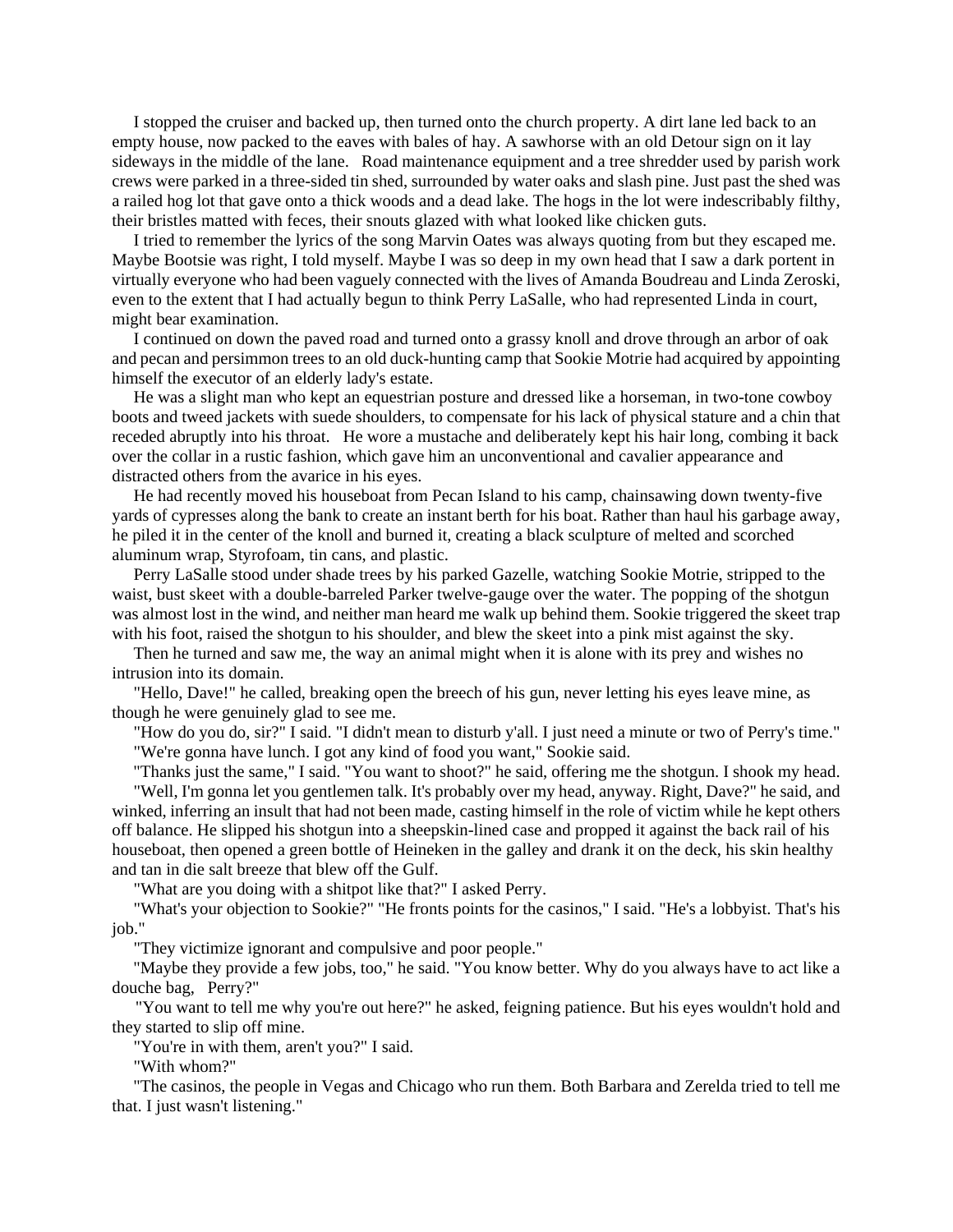I stopped the cruiser and backed up, then turned onto the church property. A dirt lane led back to an empty house, now packed to the eaves with bales of hay. A sawhorse with an old Detour sign on it lay sideways in the middle of the lane. Road maintenance equipment and a tree shredder used by parish work crews were parked in a three-sided tin shed, surrounded by water oaks and slash pine. Just past the shed was a railed hog lot that gave onto a thick woods and a dead lake. The hogs in the lot were indescribably filthy, their bristles matted with feces, their snouts glazed with what looked like chicken guts.

I tried to remember the lyrics of the song Marvin Oates was always quoting from but they escaped me. Maybe Bootsie was right, I told myself. Maybe I was so deep in my own head that I saw a dark portent in virtually everyone who had been vaguely connected with the lives of Amanda Boudreau and Linda Zeroski, even to the extent that I had actually begun to think Perry LaSalle, who had represented Linda in court, might bear examination.

I continued on down the paved road and turned onto a grassy knoll and drove through an arbor of oak and pecan and persimmon trees to an old duck-hunting camp that Sookie Motrie had acquired by appointing himself the executor of an elderly lady's estate.

He was a slight man who kept an equestrian posture and dressed like a horseman, in two-tone cowboy boots and tweed jackets with suede shoulders, to compensate for his lack of physical stature and a chin that receded abruptly into his throat. He wore a mustache and deliberately kept his hair long, combing it back over the collar in a rustic fashion, which gave him an unconventional and cavalier appearance and distracted others from the avarice in his eyes.

He had recently moved his houseboat from Pecan Island to his camp, chainsawing down twenty-five yards of cypresses along the bank to create an instant berth for his boat. Rather than haul his garbage away, he piled it in the center of the knoll and burned it, creating a black sculpture of melted and scorched aluminum wrap, Styrofoam, tin cans, and plastic.

Perry LaSalle stood under shade trees by his parked Gazelle, watching Sookie Motrie, stripped to the waist, bust skeet with a double-barreled Parker twelve-gauge over the water. The popping of the shotgun was almost lost in the wind, and neither man heard me walk up behind them. Sookie triggered the skeet trap with his foot, raised the shotgun to his shoulder, and blew the skeet into a pink mist against the sky.

Then he turned and saw me, the way an animal might when it is alone with its prey and wishes no intrusion into its domain.

"Hello, Dave!" he called, breaking open the breech of his gun, never letting his eyes leave mine, as though he were genuinely glad to see me.

"How do you do, sir?" I said. "I didn't mean to disturb y'all. I just need a minute or two of Perry's time."

"We're gonna have lunch. I got any kind of food you want," Sookie said.

"Thanks just the same," I said. "You want to shoot?" he said, offering me the shotgun. I shook my head.

"Well, I'm gonna let you gentlemen talk. It's probably over my head, anyway. Right, Dave?" he said, and winked, inferring an insult that had not been made, casting himself in the role of victim while he kept others off balance. He slipped his shotgun into a sheepskin-lined case and propped it against the back rail of his houseboat, then opened a green bottle of Heineken in the galley and drank it on the deck, his skin healthy and tan in die salt breeze that blew off the Gulf.

"What are you doing with a shitpot like that?" I asked Perry.

"What's your objection to Sookie?" "He fronts points for the casinos," I said. "He's a lobbyist. That's his job."

"They victimize ignorant and compulsive and poor people."

"Maybe they provide a few jobs, too," he said. "You know better. Why do you always have to act like a douche bag, Perry?"

"You want to tell me why you're out here?" he asked, feigning patience. But his eyes wouldn't hold and they started to slip off mine.

"You're in with them, aren't you?" I said.

"With whom?"

"The casinos, the people in Vegas and Chicago who run them. Both Barbara and Zerelda tried to tell me that. I just wasn't listening."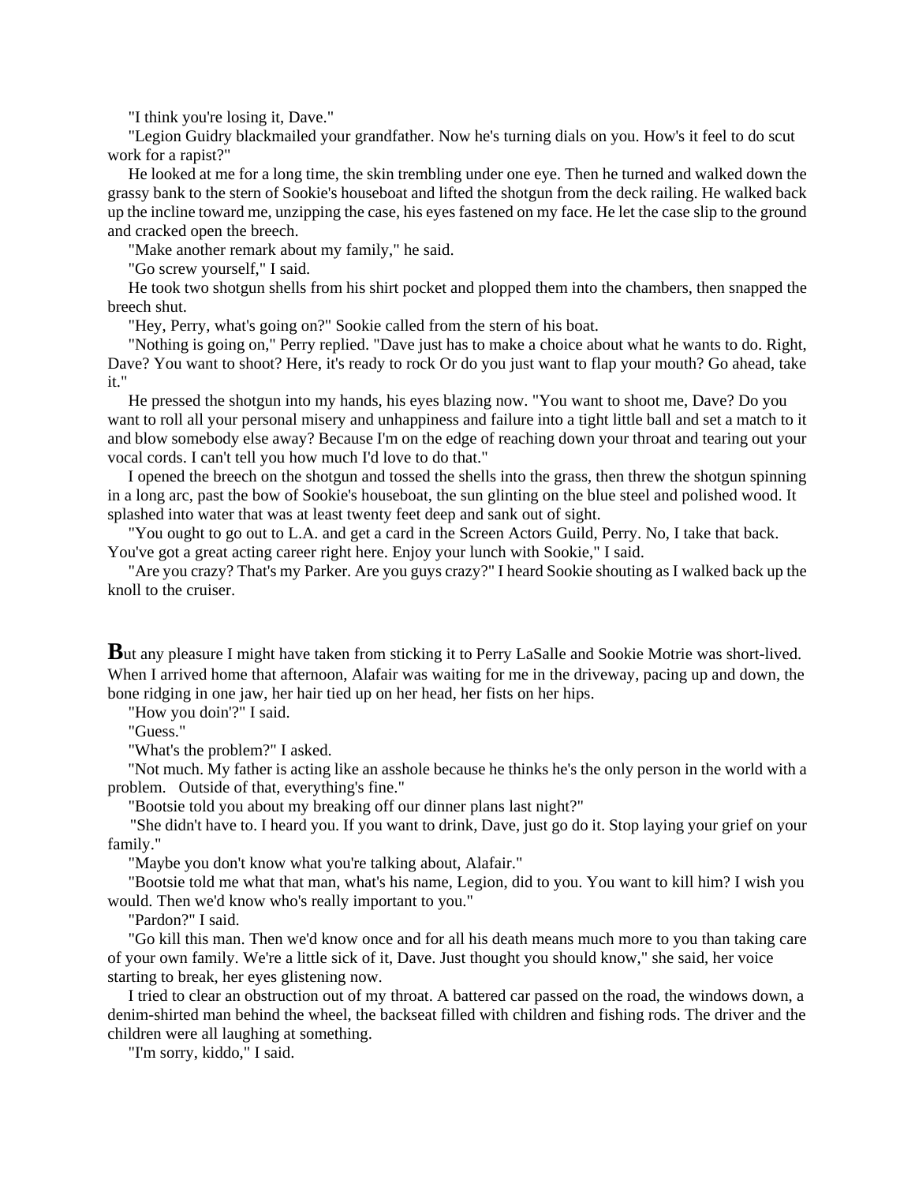"I think you're losing it, Dave."

"Legion Guidry blackmailed your grandfather. Now he's turning dials on you. How's it feel to do scut work for a rapist?"

He looked at me for a long time, the skin trembling under one eye. Then he turned and walked down the grassy bank to the stern of Sookie's houseboat and lifted the shotgun from the deck railing. He walked back up the incline toward me, unzipping the case, his eyes fastened on my face. He let the case slip to the ground and cracked open the breech.

"Make another remark about my family," he said.

"Go screw yourself," I said.

He took two shotgun shells from his shirt pocket and plopped them into the chambers, then snapped the breech shut.

"Hey, Perry, what's going on?" Sookie called from the stern of his boat.

"Nothing is going on," Perry replied. "Dave just has to make a choice about what he wants to do. Right, Dave? You want to shoot? Here, it's ready to rock Or do you just want to flap your mouth? Go ahead, take it."

He pressed the shotgun into my hands, his eyes blazing now. "You want to shoot me, Dave? Do you want to roll all your personal misery and unhappiness and failure into a tight little ball and set a match to it and blow somebody else away? Because I'm on the edge of reaching down your throat and tearing out your vocal cords. I can't tell you how much I'd love to do that."

I opened the breech on the shotgun and tossed the shells into the grass, then threw the shotgun spinning in a long arc, past the bow of Sookie's houseboat, the sun glinting on the blue steel and polished wood. It splashed into water that was at least twenty feet deep and sank out of sight.

"You ought to go out to L.A. and get a card in the Screen Actors Guild, Perry. No, I take that back. You've got a great acting career right here. Enjoy your lunch with Sookie," I said.

"Are you crazy? That's my Parker. Are you guys crazy?" I heard Sookie shouting as I walked back up the knoll to the cruiser.

**B**ut any pleasure I might have taken from sticking it to Perry LaSalle and Sookie Motrie was short-lived. When I arrived home that afternoon, Alafair was waiting for me in the driveway, pacing up and down, the bone ridging in one jaw, her hair tied up on her head, her fists on her hips.

"How you doin'?" I said.

"Guess."

"What's the problem?" I asked.

"Not much. My father is acting like an asshole because he thinks he's the only person in the world with a problem. Outside of that, everything's fine."

"Bootsie told you about my breaking off our dinner plans last night?"

"She didn't have to. I heard you. If you want to drink, Dave, just go do it. Stop laying your grief on your family."

"Maybe you don't know what you're talking about, Alafair."

"Bootsie told me what that man, what's his name, Legion, did to you. You want to kill him? I wish you would. Then we'd know who's really important to you."

"Pardon?" I said.

"Go kill this man. Then we'd know once and for all his death means much more to you than taking care of your own family. We're a little sick of it, Dave. Just thought you should know," she said, her voice starting to break, her eyes glistening now.

I tried to clear an obstruction out of my throat. A battered car passed on the road, the windows down, a denim-shirted man behind the wheel, the backseat filled with children and fishing rods. The driver and the children were all laughing at something.

"I'm sorry, kiddo," I said.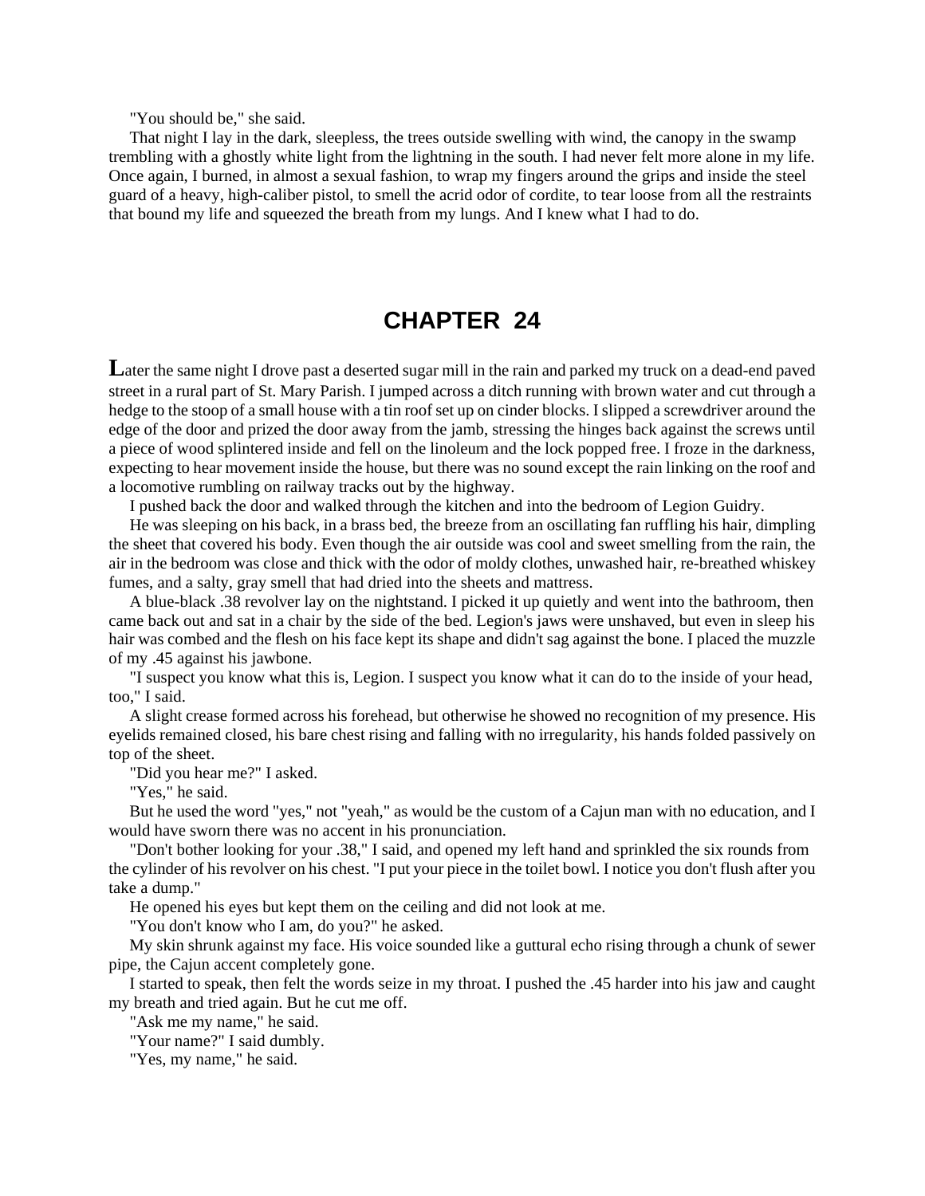"You should be," she said.

That night I lay in the dark, sleepless, the trees outside swelling with wind, the canopy in the swamp trembling with a ghostly white light from the lightning in the south. I had never felt more alone in my life. Once again, I burned, in almost a sexual fashion, to wrap my fingers around the grips and inside the steel guard of a heavy, high-caliber pistol, to smell the acrid odor of cordite, to tear loose from all the restraints that bound my life and squeezed the breath from my lungs. And I knew what I had to do.

## CHAPTER 24

**L**ater the same night I drove past a deserted sugar mill in the rain and parked my truck on a dead-end paved street in a rural part of St. Mary Parish. I jumped across a ditch running with brown water and cut through a hedge to the stoop of a small house with a tin roof set up on cinder blocks. I slipped a screwdriver around the edge of the door and prized the door away from the jamb, stressing the hinges back against the screws until a piece of wood splintered inside and fell on the linoleum and the lock popped free. I froze in the darkness, expecting to hear movement inside the house, but there was no sound except the rain linking on the roof and a locomotive rumbling on railway tracks out by the highway.

I pushed back the door and walked through the kitchen and into the bedroom of Legion Guidry.

He was sleeping on his back, in a brass bed, the breeze from an oscillating fan ruffling his hair, dimpling the sheet that covered his body. Even though the air outside was cool and sweet smelling from the rain, the air in the bedroom was close and thick with the odor of moldy clothes, unwashed hair, re-breathed whiskey fumes, and a salty, gray smell that had dried into the sheets and mattress.

A blue-black .38 revolver lay on the nightstand. I picked it up quietly and went into the bathroom, then came back out and sat in a chair by the side of the bed. Legion's jaws were unshaved, but even in sleep his hair was combed and the flesh on his face kept its shape and didn't sag against the bone. I placed the muzzle of my .45 against his jawbone.

"I suspect you know what this is, Legion. I suspect you know what it can do to the inside of your head, too," I said.

A slight crease formed across his forehead, but otherwise he showed no recognition of my presence. His eyelids remained closed, his bare chest rising and falling with no irregularity, his hands folded passively on top of the sheet.

"Did you hear me?" I asked.

"Yes," he said.

But he used the word "yes," not "yeah," as would be the custom of a Cajun man with no education, and I would have sworn there was no accent in his pronunciation.

"Don't bother looking for your .38," I said, and opened my left hand and sprinkled the six rounds from the cylinder of his revolver on his chest. "I put your piece in the toilet bowl. I notice you don't flush after you take a dump."

He opened his eyes but kept them on the ceiling and did not look at me.

"You don't know who I am, do you?" he asked.

My skin shrunk against my face. His voice sounded like a guttural echo rising through a chunk of sewer pipe, the Cajun accent completely gone.

I started to speak, then felt the words seize in my throat. I pushed the .45 harder into his jaw and caught my breath and tried again. But he cut me off.

"Ask me my name," he said.

"Your name?" I said dumbly.

"Yes, my name," he said.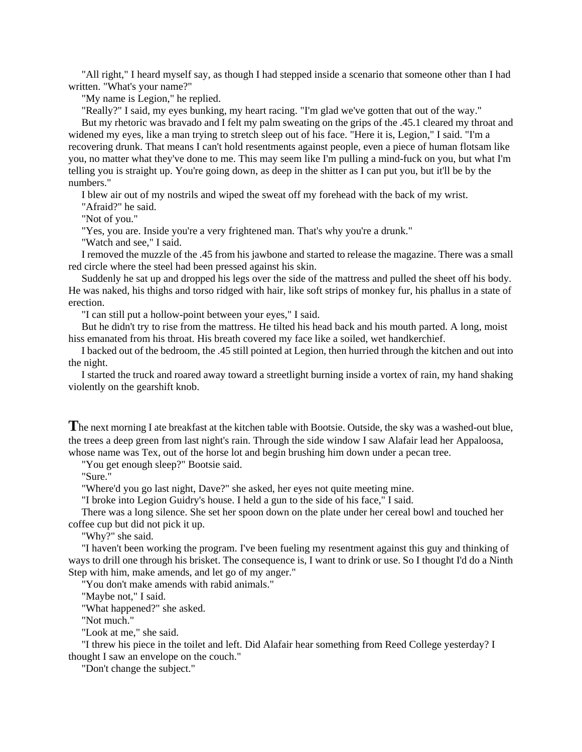"All right," I heard myself say, as though I had stepped inside a scenario that someone other than I had written. "What's your name?"

"My name is Legion," he replied.

"Really?" I said, my eyes bunking, my heart racing. "I'm glad we've gotten that out of the way."

But my rhetoric was bravado and I felt my palm sweating on the grips of the .45.1 cleared my throat and widened my eyes, like a man trying to stretch sleep out of his face. "Here it is, Legion," I said. "I'm a recovering drunk. That means I can't hold resentments against people, even a piece of human flotsam like you, no matter what they've done to me. This may seem like I'm pulling a mind-fuck on you, but what I'm telling you is straight up. You're going down, as deep in the shitter as I can put you, but it'll be by the numbers."

I blew air out of my nostrils and wiped the sweat off my forehead with the back of my wrist.

"Afraid?" he said.

"Not of you."

"Yes, you are. Inside you're a very frightened man. That's why you're a drunk."

"Watch and see," I said.

I removed the muzzle of the .45 from his jawbone and started to release the magazine. There was a small red circle where the steel had been pressed against his skin.

Suddenly he sat up and dropped his legs over the side of the mattress and pulled the sheet off his body. He was naked, his thighs and torso ridged with hair, like soft strips of monkey fur, his phallus in a state of erection.

"I can still put a hollow-point between your eyes," I said.

But he didn't try to rise from the mattress. He tilted his head back and his mouth parted. A long, moist hiss emanated from his throat. His breath covered my face like a soiled, wet handkerchief.

I backed out of the bedroom, the .45 still pointed at Legion, then hurried through the kitchen and out into the night.

I started the truck and roared away toward a streetlight burning inside a vortex of rain, my hand shaking violently on the gearshift knob.

**T**he next morning I ate breakfast at the kitchen table with Bootsie. Outside, the sky was a washed-out blue, the trees a deep green from last night's rain. Through the side window I saw Alafair lead her Appaloosa, whose name was Tex, out of the horse lot and begin brushing him down under a pecan tree.

"You get enough sleep?" Bootsie said.

"Sure."

"Where'd you go last night, Dave?" she asked, her eyes not quite meeting mine.

"I broke into Legion Guidry's house. I held a gun to the side of his face," I said.

There was a long silence. She set her spoon down on the plate under her cereal bowl and touched her coffee cup but did not pick it up.

"Why?" she said.

"I haven't been working the program. I've been fueling my resentment against this guy and thinking of ways to drill one through his brisket. The consequence is, I want to drink or use. So I thought I'd do a Ninth Step with him, make amends, and let go of my anger."

"You don't make amends with rabid animals."

"Maybe not," I said.

"What happened?" she asked.

"Not much."

"Look at me," she said.

"I threw his piece in the toilet and left. Did Alafair hear something from Reed College yesterday? I thought I saw an envelope on the couch."

"Don't change the subject."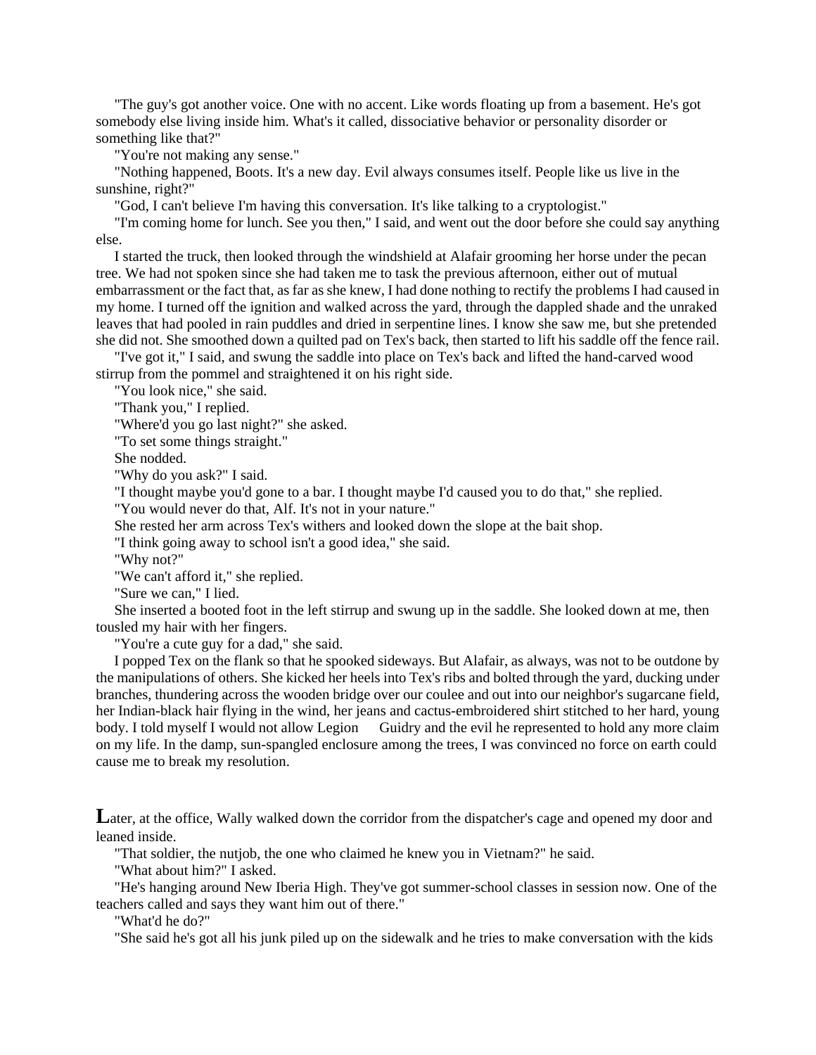"The guy's got another voice. One with no accent. Like words floating up from a basement. He's got somebody else living inside him. What's it called, dissociative behavior or personality disorder or something like that?"

"You're not making any sense."

"Nothing happened, Boots. It's a new day. Evil always consumes itself. People like us live in the sunshine, right?"

"God, I can't believe I'm having this conversation. It's like talking to a cryptologist."

"I'm coming home for lunch. See you then," I said, and went out the door before she could say anything else.

I started the truck, then looked through the windshield at Alafair grooming her horse under the pecan tree. We had not spoken since she had taken me to task the previous afternoon, either out of mutual embarrassment or the fact that, as far as she knew, I had done nothing to rectify the problems I had caused in my home. I turned off the ignition and walked across the yard, through the dappled shade and the unraked leaves that had pooled in rain puddles and dried in serpentine lines. I know she saw me, but she pretended she did not. She smoothed down a quilted pad on Tex's back, then started to lift his saddle off the fence rail.

"I've got it," I said, and swung the saddle into place on Tex's back and lifted the hand-carved wood stirrup from the pommel and straightened it on his right side.

"You look nice," she said.

"Thank you," I replied.

"Where'd you go last night?" she asked.

"To set some things straight."

She nodded.

"Why do you ask?" I said.

"I thought maybe you'd gone to a bar. I thought maybe I'd caused you to do that," she replied.

"You would never do that, Alf. It's not in your nature."

She rested her arm across Tex's withers and looked down the slope at the bait shop.

"I think going away to school isn't a good idea," she said.

"Why not?"

"We can't afford it," she replied.

"Sure we can," I lied.

She inserted a booted foot in the left stirrup and swung up in the saddle. She looked down at me, then tousled my hair with her fingers.

"You're a cute guy for a dad," she said.

I popped Tex on the flank so that he spooked sideways. But Alafair, as always, was not to be outdone by the manipulations of others. She kicked her heels into Tex's ribs and bolted through the yard, ducking under branches, thundering across the wooden bridge over our coulee and out into our neighbor's sugarcane field, her Indian-black hair flying in the wind, her jeans and cactus-embroidered shirt stitched to her hard, young body. I told myself I would not allow Legion Guidry and the evil he represented to hold any more claim on my life. In the damp, sun-spangled enclosure among the trees, I was convinced no force on earth could cause me to break my resolution.

**L**ater, at the office, Wally walked down the corridor from the dispatcher's cage and opened my door and leaned inside.

"That soldier, the nutjob, the one who claimed he knew you in Vietnam?" he said.

"What about him?" I asked.

"He's hanging around New Iberia High. They've got summer-school classes in session now. One of the teachers called and says they want him out of there."

"What'd he do?"

"She said he's got all his junk piled up on the sidewalk and he tries to make conversation with the kids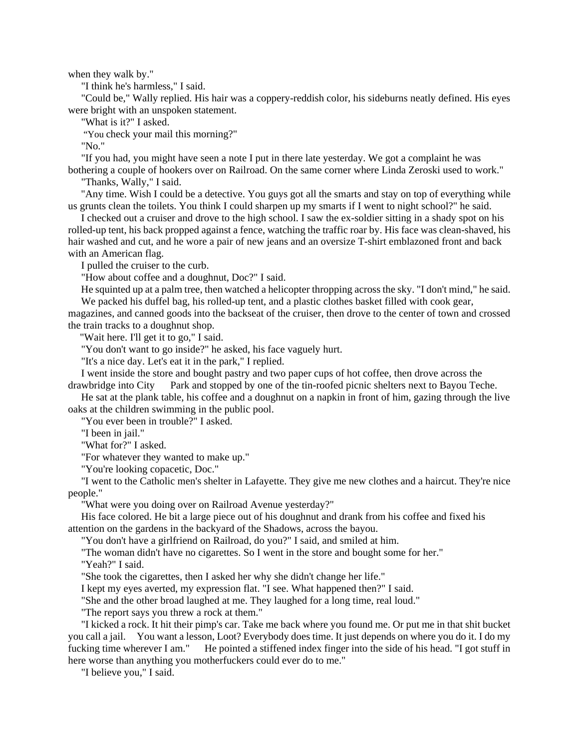when they walk by."

"I think he's harmless," I said.

"Could be," Wally replied. His hair was a coppery-reddish color, his sideburns neatly defined. His eyes were bright with an unspoken statement.

"What is it?" I asked.

"You check your mail this morning?"

"No."

"If you had, you might have seen a note I put in there late yesterday. We got a complaint he was bothering a couple of hookers over on Railroad. On the same corner where Linda Zeroski used to work."

"Thanks, Wally," I said.

"Any time. Wish I could be a detective. You guys got all the smarts and stay on top of everything while us grunts clean the toilets. You think I could sharpen up my smarts if I went to night school?" he said.

I checked out a cruiser and drove to the high school. I saw the ex-soldier sitting in a shady spot on his rolled-up tent, his back propped against a fence, watching the traffic roar by. His face was clean-shaved, his hair washed and cut, and he wore a pair of new jeans and an oversize T-shirt emblazoned front and back with an American flag.

I pulled the cruiser to the curb.

"How about coffee and a doughnut, Doc?" I said.

He squinted up at a palm tree, then watched a helicopter thropping across the sky. "I don't mind," he said.

We packed his duffel bag, his rolled-up tent, and a plastic clothes basket filled with cook gear, magazines, and canned goods into the backseat of the cruiser, then drove to the center of town and crossed the train tracks to a doughnut shop.

"Wait here. I'll get it to go," I said.

"You don't want to go inside?" he asked, his face vaguely hurt.

"It's a nice day. Let's eat it in the park," I replied.

I went inside the store and bought pastry and two paper cups of hot coffee, then drove across the drawbridge into City Park and stopped by one of the tin-roofed picnic shelters next to Bayou Teche.

He sat at the plank table, his coffee and a doughnut on a napkin in front of him, gazing through the live oaks at the children swimming in the public pool.

"You ever been in trouble?" I asked.

"I been in jail."

"What for?" I asked.

"For whatever they wanted to make up."

"You're looking copacetic, Doc."

"I went to the Catholic men's shelter in Lafayette. They give me new clothes and a haircut. They're nice people."

"What were you doing over on Railroad Avenue yesterday?"

His face colored. He bit a large piece out of his doughnut and drank from his coffee and fixed his attention on the gardens in the backyard of the Shadows, across the bayou.

"You don't have a girlfriend on Railroad, do you?" I said, and smiled at him.

"The woman didn't have no cigarettes. So I went in the store and bought some for her."

"Yeah?" I said.

"She took the cigarettes, then I asked her why she didn't change her life."

I kept my eyes averted, my expression flat. "I see. What happened then?" I said.

"She and the other broad laughed at me. They laughed for a long time, real loud."

"The report says you threw a rock at them."

"I kicked a rock. It hit their pimp's car. Take me back where you found me. Or put me in that shit bucket you call a jail. You want a lesson, Loot? Everybody does time. It just depends on where you do it. I do my fucking time wherever I am." He pointed a stiffened index finger into the side of his head. "I got stuff in here worse than anything you motherfuckers could ever do to me."

"I believe you," I said.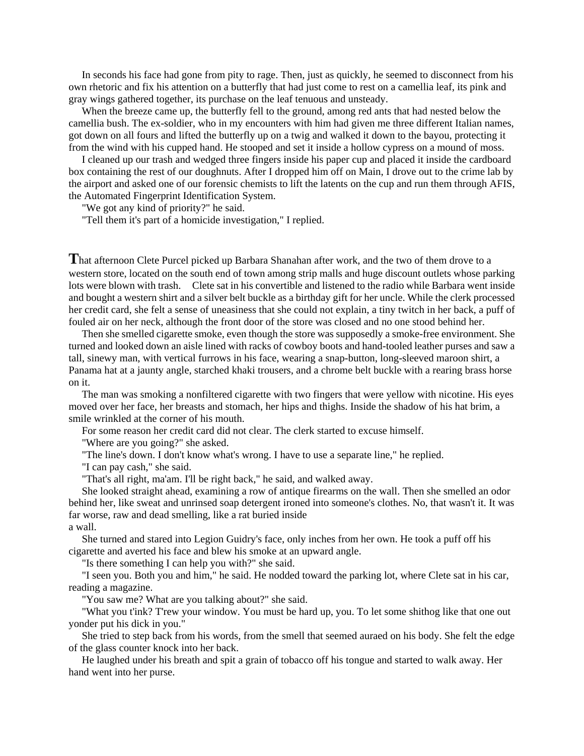In seconds his face had gone from pity to rage. Then, just as quickly, he seemed to disconnect from his own rhetoric and fix his attention on a butterfly that had just come to rest on a camellia leaf, its pink and gray wings gathered together, its purchase on the leaf tenuous and unsteady.

When the breeze came up, the butterfly fell to the ground, among red ants that had nested below the camellia bush. The ex-soldier, who in my encounters with him had given me three different Italian names, got down on all fours and lifted the butterfly up on a twig and walked it down to the bayou, protecting it from the wind with his cupped hand. He stooped and set it inside a hollow cypress on a mound of moss.

I cleaned up our trash and wedged three fingers inside his paper cup and placed it inside the cardboard box containing the rest of our doughnuts. After I dropped him off on Main, I drove out to the crime lab by the airport and asked one of our forensic chemists to lift the latents on the cup and run them through AFIS, the Automated Fingerprint Identification System.

"We got any kind of priority?" he said.

"Tell them it's part of a homicide investigation," I replied.

**T**hat afternoon Clete Purcel picked up Barbara Shanahan after work, and the two of them drove to a western store, located on the south end of town among strip malls and huge discount outlets whose parking lots were blown with trash. Clete sat in his convertible and listened to the radio while Barbara went inside and bought a western shirt and a silver belt buckle as a birthday gift for her uncle. While the clerk processed her credit card, she felt a sense of uneasiness that she could not explain, a tiny twitch in her back, a puff of fouled air on her neck, although the front door of the store was closed and no one stood behind her.

Then she smelled cigarette smoke, even though the store was supposedly a smoke-free environment. She turned and looked down an aisle lined with racks of cowboy boots and hand-tooled leather purses and saw a tall, sinewy man, with vertical furrows in his face, wearing a snap-button, long-sleeved maroon shirt, a Panama hat at a jaunty angle, starched khaki trousers, and a chrome belt buckle with a rearing brass horse on it.

The man was smoking a nonfiltered cigarette with two fingers that were yellow with nicotine. His eyes moved over her face, her breasts and stomach, her hips and thighs. Inside the shadow of his hat brim, a smile wrinkled at the corner of his mouth.

For some reason her credit card did not clear. The clerk started to excuse himself.

"Where are you going?" she asked.

"The line's down. I don't know what's wrong. I have to use a separate line," he replied.

"I can pay cash," she said.

"That's all right, ma'am. I'll be right back," he said, and walked away.

She looked straight ahead, examining a row of antique firearms on the wall. Then she smelled an odor behind her, like sweat and unrinsed soap detergent ironed into someone's clothes. No, that wasn't it. It was far worse, raw and dead smelling, like a rat buried inside a wall.

She turned and stared into Legion Guidry's face, only inches from her own. He took a puff off his cigarette and averted his face and blew his smoke at an upward angle.

"Is there something I can help you with?" she said.

"I seen you. Both you and him," he said. He nodded toward the parking lot, where Clete sat in his car, reading a magazine.

"You saw me? What are you talking about?" she said.

"What you t'ink? T'rew your window. You must be hard up, you. To let some shithog like that one out yonder put his dick in you."

She tried to step back from his words, from the smell that seemed auraed on his body. She felt the edge of the glass counter knock into her back.

He laughed under his breath and spit a grain of tobacco off his tongue and started to walk away. Her hand went into her purse.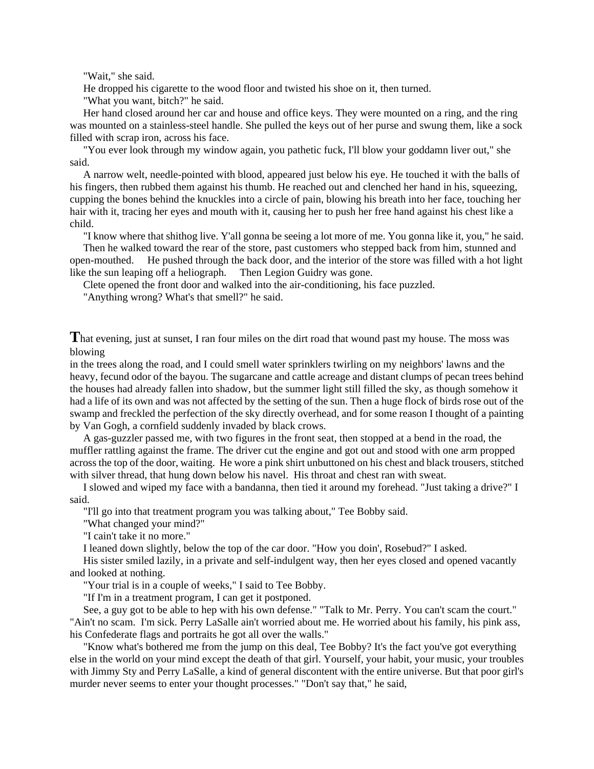"Wait," she said.

He dropped his cigarette to the wood floor and twisted his shoe on it, then turned.

"What you want, bitch?" he said.

Her hand closed around her car and house and office keys. They were mounted on a ring, and the ring was mounted on a stainless-steel handle. She pulled the keys out of her purse and swung them, like a sock filled with scrap iron, across his face.

"You ever look through my window again, you pathetic fuck, I'll blow your goddamn liver out," she said.

A narrow welt, needle-pointed with blood, appeared just below his eye. He touched it with the balls of his fingers, then rubbed them against his thumb. He reached out and clenched her hand in his, squeezing, cupping the bones behind the knuckles into a circle of pain, blowing his breath into her face, touching her hair with it, tracing her eyes and mouth with it, causing her to push her free hand against his chest like a child.

"I know where that shithog live. Y'all gonna be seeing a lot more of me. You gonna like it, you," he said.

Then he walked toward the rear of the store, past customers who stepped back from him, stunned and open-mouthed. He pushed through the back door, and the interior of the store was filled with a hot light like the sun leaping off a heliograph. Then Legion Guidry was gone.

Clete opened the front door and walked into the air-conditioning, his face puzzled.

"Anything wrong? What's that smell?" he said.

**T**hat evening, just at sunset, I ran four miles on the dirt road that wound past my house. The moss was blowing in the trees along the road, and I could smell water sprinklers twirling on my neighbors' lawns and the heavy, fecund odor of the bayou. The sugarcane and cattle acreage and distant clumps of pecan trees behind the houses had already fallen into shadow, but the summer light still filled the sky, as though somehow it had a life of its own and was not affected by the setting of the sun. Then a huge flock of birds rose out of the swamp and freckled the perfection of the sky directly overhead, and for some reason I thought of a painting by Van Gogh, a cornfield suddenly invaded by black crows.

A gas-guzzler passed me, with two figures in the front seat, then stopped at a bend in the road, the muffler rattling against the frame. The driver cut the engine and got out and stood with one arm propped across the top of the door, waiting. He wore a pink shirt unbuttoned on his chest and black trousers, stitched with silver thread, that hung down below his navel. His throat and chest ran with sweat.

I slowed and wiped my face with a bandanna, then tied it around my forehead. "Just taking a drive?" I said.

"I'll go into that treatment program you was talking about," Tee Bobby said.

"What changed your mind?"

"I cain't take it no more."

I leaned down slightly, below the top of the car door. "How you doin', Rosebud?" I asked.

His sister smiled lazily, in a private and self-indulgent way, then her eyes closed and opened vacantly and looked at nothing.

"Your trial is in a couple of weeks," I said to Tee Bobby.

"If I'm in a treatment program, I can get it postponed.

See, a guy got to be able to hep with his own defense." "Talk to Mr. Perry. You can't scam the court." "Ain't no scam. I'm sick. Perry LaSalle ain't worried about me. He worried about his family, his pink ass, his Confederate flags and portraits he got all over the walls."

"Know what's bothered me from the jump on this deal, Tee Bobby? It's the fact you've got everything else in the world on your mind except the death of that girl. Yourself, your habit, your music, your troubles with Jimmy Sty and Perry LaSalle, a kind of general discontent with the entire universe. But that poor girl's murder never seems to enter your thought processes." "Don't say that," he said,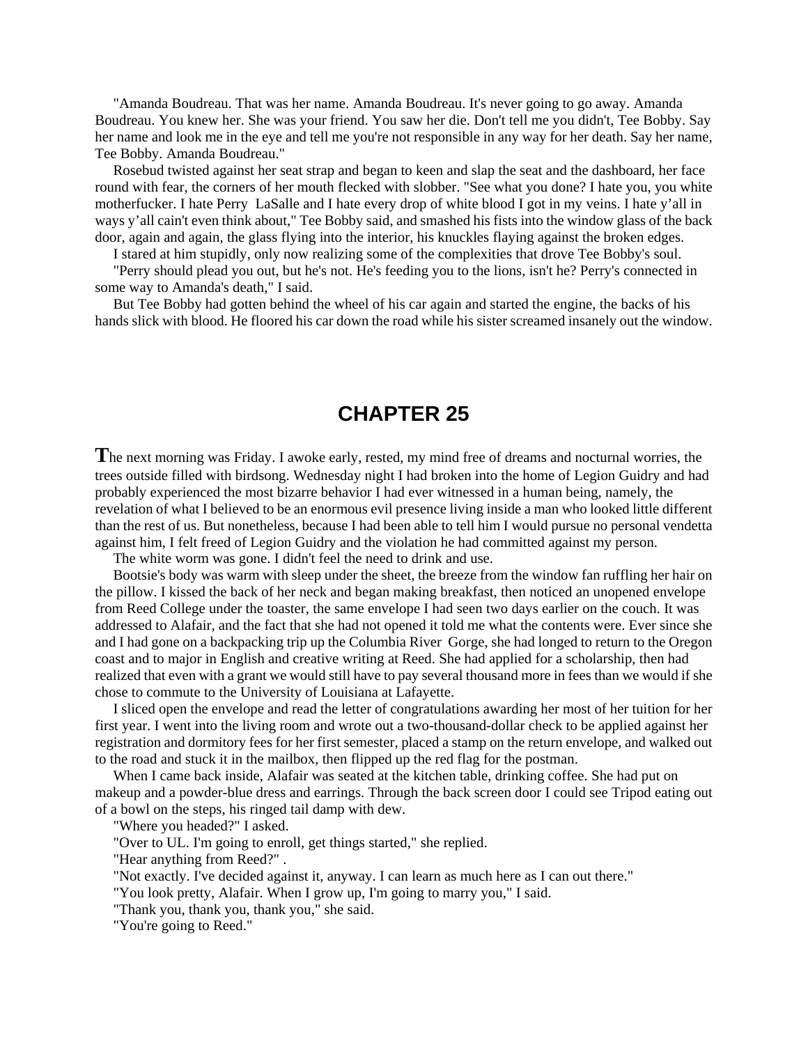"Amanda Boudreau. That was her name. Amanda Boudreau. It's never going to go away. Amanda Boudreau. You knew her. She was your friend. You saw her die. Don't tell me you didn't, Tee Bobby. Say her name and look me in the eye and tell me you're not responsible in any way for her death. Say her name, Tee Bobby. Amanda Boudreau."

Rosebud twisted against her seat strap and began to keen and slap the seat and the dashboard, her face round with fear, the corners of her mouth flecked with slobber. "See what you done? I hate you, you white motherfucker. I hate Perry LaSalle and I hate every drop of white blood I got in my veins. I hate y'all in ways y'all cain't even think about," Tee Bobby said, and smashed his fists into the window glass of the back door, again and again, the glass flying into the interior, his knuckles flaying against the broken edges.

I stared at him stupidly, only now realizing some of the complexities that drove Tee Bobby's soul.

"Perry should plead you out, but he's not. He's feeding you to the lions, isn't he? Perry's connected in some way to Amanda's death," I said.

But Tee Bobby had gotten behind the wheel of his car again and started the engine, the backs of his hands slick with blood. He floored his car down the road while his sister screamed insanely out the window.

# CHAPTER 25

**T**he next morning was Friday. I awoke early, rested, my mind free of dreams and nocturnal worries, the trees outside filled with birdsong. Wednesday night I had broken into the home of Legion Guidry and had probably experienced the most bizarre behavior I had ever witnessed in a human being, namely, the revelation of what I believed to be an enormous evil presence living inside a man who looked little different than the rest of us. But nonetheless, because I had been able to tell him I would pursue no personal vendetta against him, I felt freed of Legion Guidry and the violation he had committed against my person.

The white worm was gone. I didn't feel the need to drink and use.

Bootsie's body was warm with sleep under the sheet, the breeze from the window fan ruffling her hair on the pillow. I kissed the back of her neck and began making breakfast, then noticed an unopened envelope from Reed College under the toaster, the same envelope I had seen two days earlier on the couch. It was addressed to Alafair, and the fact that she had not opened it told me what the contents were. Ever since she and I had gone on a backpacking trip up the Columbia River Gorge, she had longed to return to the Oregon coast and to major in English and creative writing at Reed. She had applied for a scholarship, then had realized that even with a grant we would still have to pay several thousand more in fees than we would if she chose to commute to the University of Louisiana at Lafayette.

I sliced open the envelope and read the letter of congratulations awarding her most of her tuition for her first year. I went into the living room and wrote out a two-thousand-dollar check to be applied against her registration and dormitory fees for her first semester, placed a stamp on the return envelope, and walked out to the road and stuck it in the mailbox, then flipped up the red flag for the postman.

When I came back inside, Alafair was seated at the kitchen table, drinking coffee. She had put on makeup and a powder-blue dress and earrings. Through the back screen door I could see Tripod eating out of a bowl on the steps, his ringed tail damp with dew.

"Where you headed?" I asked.

"Over to UL. I'm going to enroll, get things started," she replied.

"Hear anything from Reed?" .

"Not exactly. I've decided against it, anyway. I can learn as much here as I can out there."

"You look pretty, Alafair. When I grow up, I'm going to marry you," I said.

"Thank you, thank you, thank you," she said.

"You're going to Reed."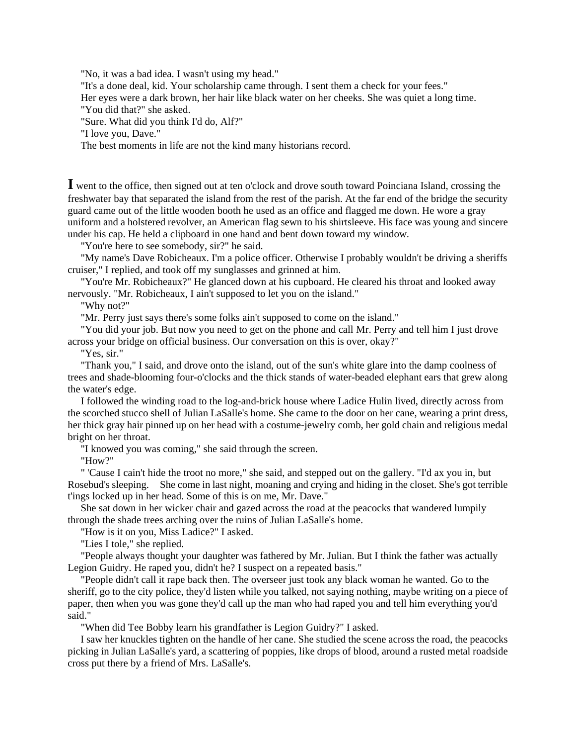"No, it was a bad idea. I wasn't using my head."

"It's a done deal, kid. Your scholarship came through. I sent them a check for your fees."

Her eyes were a dark brown, her hair like black water on her cheeks. She was quiet a long time.

"You did that?" she asked.

"Sure. What did you think I'd do, Alf?"

"I love you, Dave."

The best moments in life are not the kind many historians record.

**I** went to the office, then signed out at ten o'clock and drove south toward Poinciana Island, crossing the freshwater bay that separated the island from the rest of the parish. At the far end of the bridge the security guard came out of the little wooden booth he used as an office and flagged me down. He wore a gray uniform and a holstered revolver, an American flag sewn to his shirtsleeve. His face was young and sincere under his cap. He held a clipboard in one hand and bent down toward my window.

"You're here to see somebody, sir?" he said.

"My name's Dave Robicheaux. I'm a police officer. Otherwise I probably wouldn't be driving a sheriffs cruiser," I replied, and took off my sunglasses and grinned at him.

"You're Mr. Robicheaux?" He glanced down at his cupboard. He cleared his throat and looked away nervously. "Mr. Robicheaux, I ain't supposed to let you on the island."

"Why not?"

"Mr. Perry just says there's some folks ain't supposed to come on the island."

"You did your job. But now you need to get on the phone and call Mr. Perry and tell him I just drove across your bridge on official business. Our conversation on this is over, okay?"

"Yes, sir."

"Thank you," I said, and drove onto the island, out of the sun's white glare into the damp coolness of trees and shade-blooming four-o'clocks and the thick stands of water-beaded elephant ears that grew along the water's edge.

I followed the winding road to the log-and-brick house where Ladice Hulin lived, directly across from the scorched stucco shell of Julian LaSalle's home. She came to the door on her cane, wearing a print dress, her thick gray hair pinned up on her head with a costume-jewelry comb, her gold chain and religious medal bright on her throat.

"I knowed you was coming," she said through the screen.

"How?"

" 'Cause I cain't hide the troot no more," she said, and stepped out on the gallery. "I'd ax you in, but Rosebud's sleeping. She come in last night, moaning and crying and hiding in the closet. She's got terrible t'ings locked up in her head. Some of this is on me, Mr. Dave."

She sat down in her wicker chair and gazed across the road at the peacocks that wandered lumpily through the shade trees arching over the ruins of Julian LaSalle's home.

"How is it on you, Miss Ladice?" I asked.

"Lies I tole," she replied.

"People always thought your daughter was fathered by Mr. Julian. But I think the father was actually Legion Guidry. He raped you, didn't he? I suspect on a repeated basis."

"People didn't call it rape back then. The overseer just took any black woman he wanted. Go to the sheriff, go to the city police, they'd listen while you talked, not saying nothing, maybe writing on a piece of paper, then when you was gone they'd call up the man who had raped you and tell him everything you'd said."

"When did Tee Bobby learn his grandfather is Legion Guidry?" I asked.

I saw her knuckles tighten on the handle of her cane. She studied the scene across the road, the peacocks picking in Julian LaSalle's yard, a scattering of poppies, like drops of blood, around a rusted metal roadside cross put there by a friend of Mrs. LaSalle's.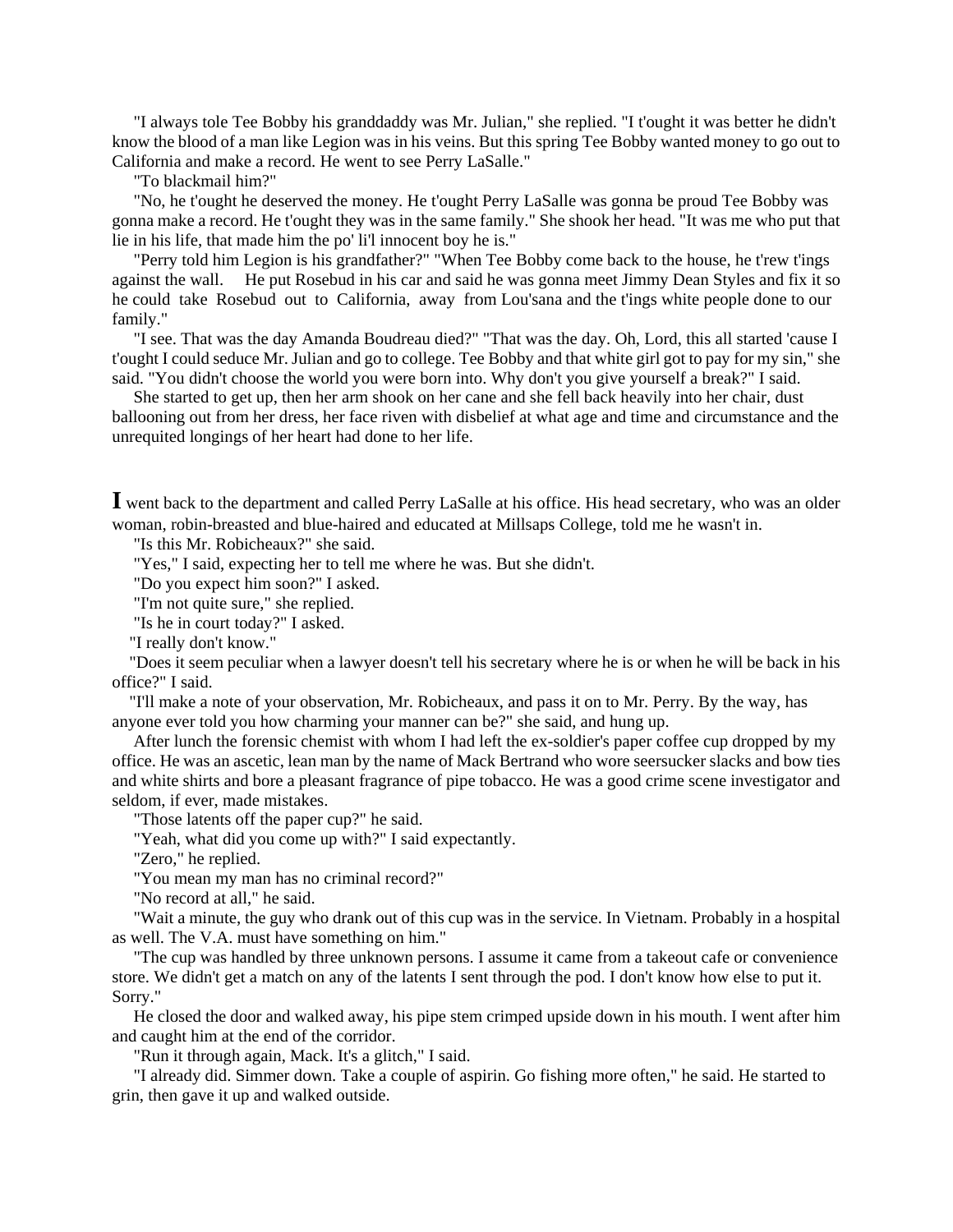"I always tole Tee Bobby his granddaddy was Mr. Julian," she replied. "I t'ought it was better he didn't know the blood of a man like Legion was in his veins. But this spring Tee Bobby wanted money to go out to California and make a record. He went to see Perry LaSalle."

"To blackmail him?"

"No, he t'ought he deserved the money. He t'ought Perry LaSalle was gonna be proud Tee Bobby was gonna make a record. He t'ought they was in the same family." She shook her head. "It was me who put that lie in his life, that made him the po' li'l innocent boy he is."

"Perry told him Legion is his grandfather?" "When Tee Bobby come back to the house, he t'rew t'ings against the wall. He put Rosebud in his car and said he was gonna meet Jimmy Dean Styles and fix it so he could take Rosebud out to California, away from Lou'sana and the t'ings white people done to our family."

"I see. That was the day Amanda Boudreau died?" "That was the day. Oh, Lord, this all started 'cause I t'ought I could seduce Mr. Julian and go to college. Tee Bobby and that white girl got to pay for my sin," she said. "You didn't choose the world you were born into. Why don't you give yourself a break?" I said.

She started to get up, then her arm shook on her cane and she fell back heavily into her chair, dust ballooning out from her dress, her face riven with disbelief at what age and time and circumstance and the unrequited longings of her heart had done to her life.

**I** went back to the department and called Perry LaSalle at his office. His head secretary, who was an older woman, robin-breasted and blue-haired and educated at Millsaps College, told me he wasn't in.

"Is this Mr. Robicheaux?" she said.

"Yes," I said, expecting her to tell me where he was. But she didn't.

"Do you expect him soon?" I asked.

"I'm not quite sure," she replied.

"Is he in court today?" I asked.

"I really don't know."

"Does it seem peculiar when a lawyer doesn't tell his secretary where he is or when he will be back in his office?" I said.

"I'll make a note of your observation, Mr. Robicheaux, and pass it on to Mr. Perry. By the way, has anyone ever told you how charming your manner can be?" she said, and hung up.

After lunch the forensic chemist with whom I had left the ex-soldier's paper coffee cup dropped by my office. He was an ascetic, lean man by the name of Mack Bertrand who wore seersucker slacks and bow ties and white shirts and bore a pleasant fragrance of pipe tobacco. He was a good crime scene investigator and seldom, if ever, made mistakes.

"Those latents off the paper cup?" he said.

"Yeah, what did you come up with?" I said expectantly.

"Zero," he replied.

"You mean my man has no criminal record?"

"No record at all," he said.

"Wait a minute, the guy who drank out of this cup was in the service. In Vietnam. Probably in a hospital as well. The V.A. must have something on him."

"The cup was handled by three unknown persons. I assume it came from a takeout cafe or convenience store. We didn't get a match on any of the latents I sent through the pod. I don't know how else to put it. Sorry."

He closed the door and walked away, his pipe stem crimped upside down in his mouth. I went after him and caught him at the end of the corridor.

"Run it through again, Mack. It's a glitch," I said.

"I already did. Simmer down. Take a couple of aspirin. Go fishing more often," he said. He started to grin, then gave it up and walked outside.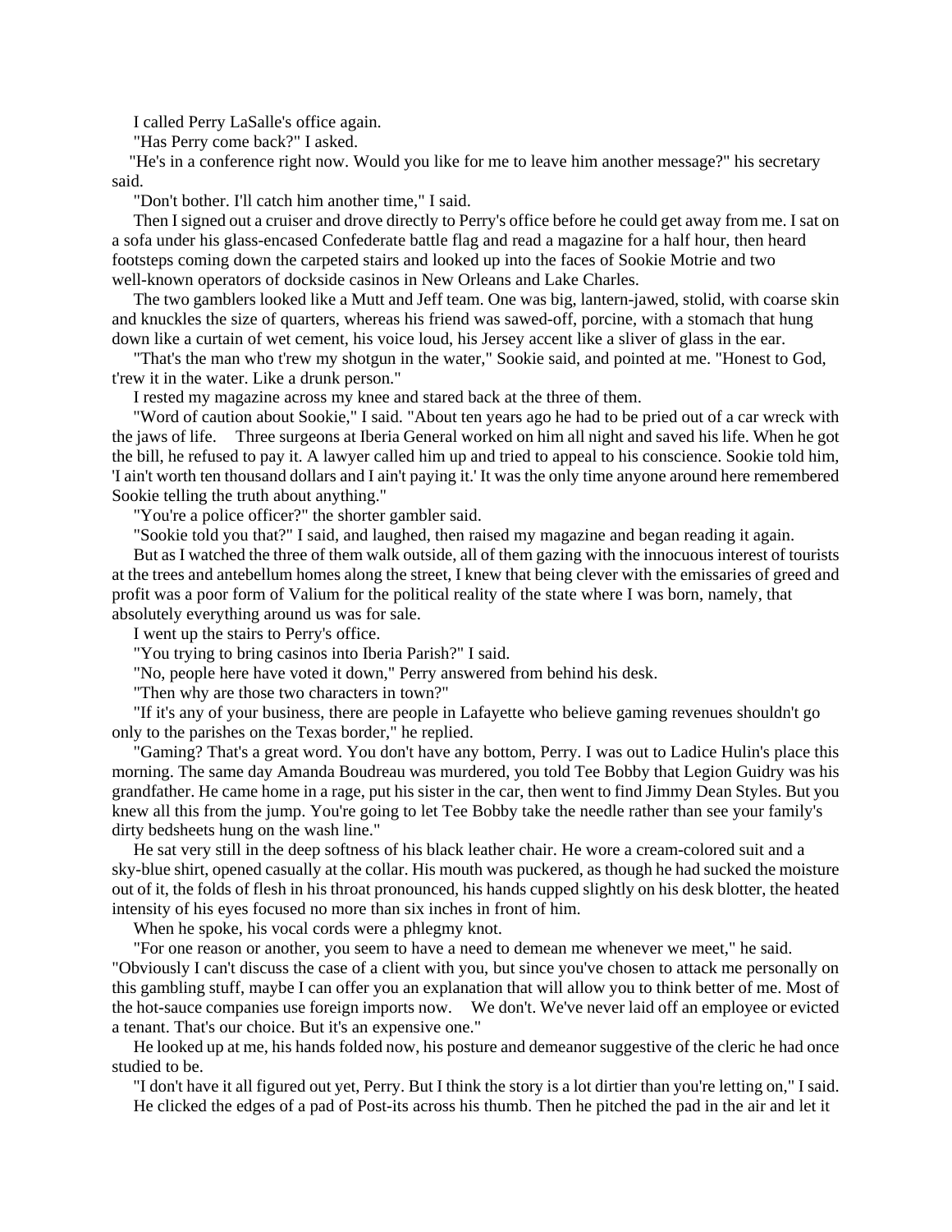I called Perry LaSalle's office again.

"Has Perry come back?" I asked.

"He's in a conference right now. Would you like for me to leave him another message?" his secretary said.

"Don't bother. I'll catch him another time," I said.

Then I signed out a cruiser and drove directly to Perry's office before he could get away from me. I sat on a sofa under his glass-encased Confederate battle flag and read a magazine for a half hour, then heard footsteps coming down the carpeted stairs and looked up into the faces of Sookie Motrie and two well-known operators of dockside casinos in New Orleans and Lake Charles.

The two gamblers looked like a Mutt and Jeff team. One was big, lantern-jawed, stolid, with coarse skin and knuckles the size of quarters, whereas his friend was sawed-off, porcine, with a stomach that hung down like a curtain of wet cement, his voice loud, his Jersey accent like a sliver of glass in the ear.

"That's the man who t'rew my shotgun in the water," Sookie said, and pointed at me. "Honest to God, t'rew it in the water. Like a drunk person."

I rested my magazine across my knee and stared back at the three of them.

"Word of caution about Sookie," I said. "About ten years ago he had to be pried out of a car wreck with the jaws of life. Three surgeons at Iberia General worked on him all night and saved his life. When he got the bill, he refused to pay it. A lawyer called him up and tried to appeal to his conscience. Sookie told him, 'I ain't worth ten thousand dollars and I ain't paying it.' It was the only time anyone around here remembered Sookie telling the truth about anything."

"You're a police officer?" the shorter gambler said.

"Sookie told you that?" I said, and laughed, then raised my magazine and began reading it again.

But as I watched the three of them walk outside, all of them gazing with the innocuous interest of tourists at the trees and antebellum homes along the street, I knew that being clever with the emissaries of greed and profit was a poor form of Valium for the political reality of the state where I was born, namely, that absolutely everything around us was for sale.

I went up the stairs to Perry's office.

"You trying to bring casinos into Iberia Parish?" I said.

"No, people here have voted it down," Perry answered from behind his desk.

"Then why are those two characters in town?"

"If it's any of your business, there are people in Lafayette who believe gaming revenues shouldn't go only to the parishes on the Texas border," he replied.

"Gaming? That's a great word. You don't have any bottom, Perry. I was out to Ladice Hulin's place this morning. The same day Amanda Boudreau was murdered, you told Tee Bobby that Legion Guidry was his grandfather. He came home in a rage, put his sister in the car, then went to find Jimmy Dean Styles. But you knew all this from the jump. You're going to let Tee Bobby take the needle rather than see your family's dirty bedsheets hung on the wash line."

He sat very still in the deep softness of his black leather chair. He wore a cream-colored suit and a sky-blue shirt, opened casually at the collar. His mouth was puckered, as though he had sucked the moisture out of it, the folds of flesh in his throat pronounced, his hands cupped slightly on his desk blotter, the heated intensity of his eyes focused no more than six inches in front of him.

When he spoke, his vocal cords were a phlegmy knot.

"For one reason or another, you seem to have a need to demean me whenever we meet," he said. "Obviously I can't discuss the case of a client with you, but since you've chosen to attack me personally on this gambling stuff, maybe I can offer you an explanation that will allow you to think better of me. Most of the hot-sauce companies use foreign imports now. We don't. We've never laid off an employee or evicted a tenant. That's our choice. But it's an expensive one."

He looked up at me, his hands folded now, his posture and demeanor suggestive of the cleric he had once studied to be.

"I don't have it all figured out yet, Perry. But I think the story is a lot dirtier than you're letting on," I said.

He clicked the edges of a pad of Post-its across his thumb. Then he pitched the pad in the air and let it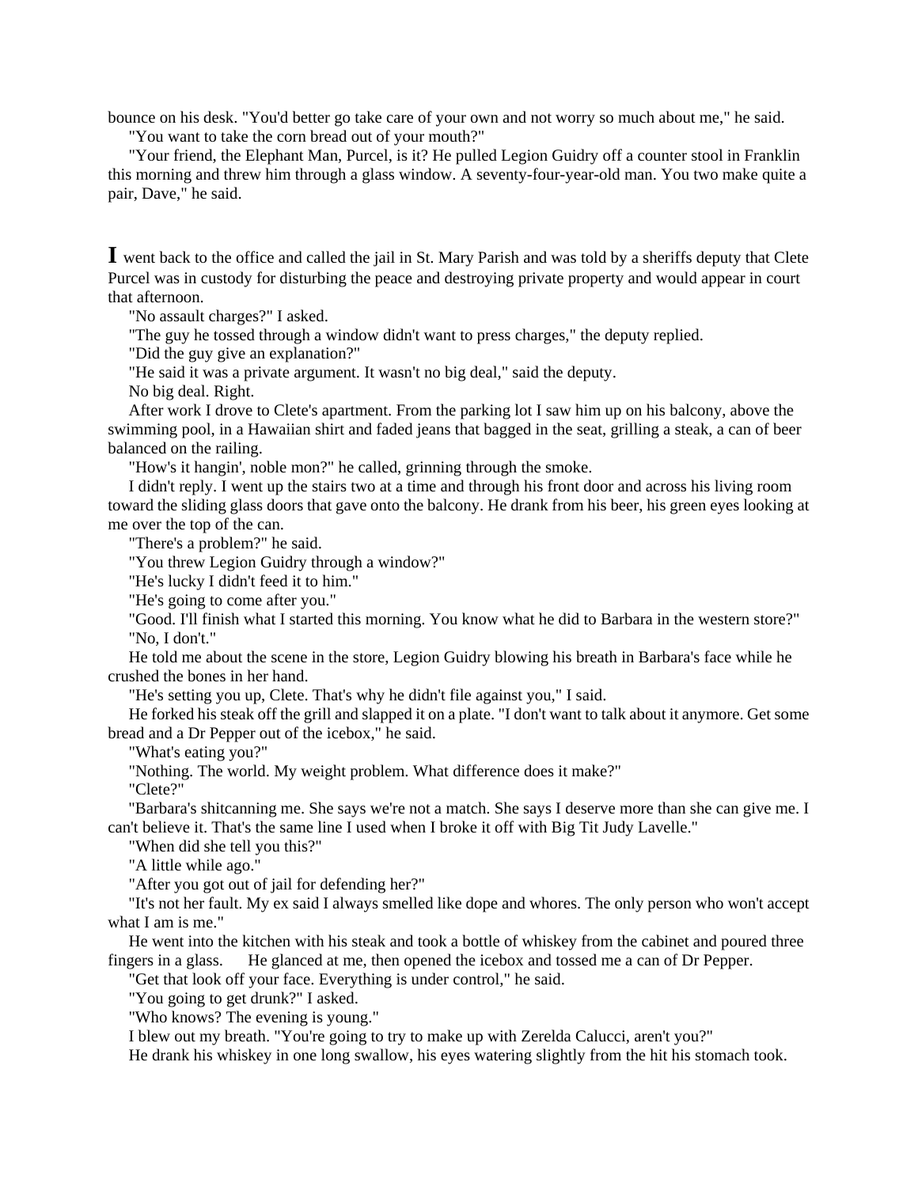bounce on his desk. "You'd better go take care of your own and not worry so much about me," he said.

"You want to take the corn bread out of your mouth?"

"Your friend, the Elephant Man, Purcel, is it? He pulled Legion Guidry off a counter stool in Franklin this morning and threw him through a glass window. A seventy-four-year-old man. You two make quite a pair, Dave," he said.

**I** went back to the office and called the jail in St. Mary Parish and was told by a sheriffs deputy that Clete Purcel was in custody for disturbing the peace and destroying private property and would appear in court that afternoon.

"No assault charges?" I asked.

"The guy he tossed through a window didn't want to press charges," the deputy replied.

"Did the guy give an explanation?"

"He said it was a private argument. It wasn't no big deal," said the deputy.

No big deal. Right.

After work I drove to Clete's apartment. From the parking lot I saw him up on his balcony, above the swimming pool, in a Hawaiian shirt and faded jeans that bagged in the seat, grilling a steak, a can of beer balanced on the railing.

"How's it hangin', noble mon?" he called, grinning through the smoke.

I didn't reply. I went up the stairs two at a time and through his front door and across his living room toward the sliding glass doors that gave onto the balcony. He drank from his beer, his green eyes looking at me over the top of the can.

"There's a problem?" he said.

"You threw Legion Guidry through a window?"

"He's lucky I didn't feed it to him."

"He's going to come after you."

"Good. I'll finish what I started this morning. You know what he did to Barbara in the western store?"

"No, I don't."

He told me about the scene in the store, Legion Guidry blowing his breath in Barbara's face while he crushed the bones in her hand.

"He's setting you up, Clete. That's why he didn't file against you," I said.

He forked his steak off the grill and slapped it on a plate. "I don't want to talk about it anymore. Get some bread and a Dr Pepper out of the icebox," he said.

"What's eating you?"

"Nothing. The world. My weight problem. What difference does it make?"

"Clete?"

"Barbara's shitcanning me. She says we're not a match. She says I deserve more than she can give me. I can't believe it. That's the same line I used when I broke it off with Big Tit Judy Lavelle."

"When did she tell you this?"

"A little while ago."

"After you got out of jail for defending her?"

"It's not her fault. My ex said I always smelled like dope and whores. The only person who won't accept what I am is me."

He went into the kitchen with his steak and took a bottle of whiskey from the cabinet and poured three fingers in a glass. He glanced at me, then opened the icebox and tossed me a can of Dr Pepper.

"Get that look off your face. Everything is under control," he said.

"You going to get drunk?" I asked.

"Who knows? The evening is young."

I blew out my breath. "You're going to try to make up with Zerelda Calucci, aren't you?"

He drank his whiskey in one long swallow, his eyes watering slightly from the hit his stomach took.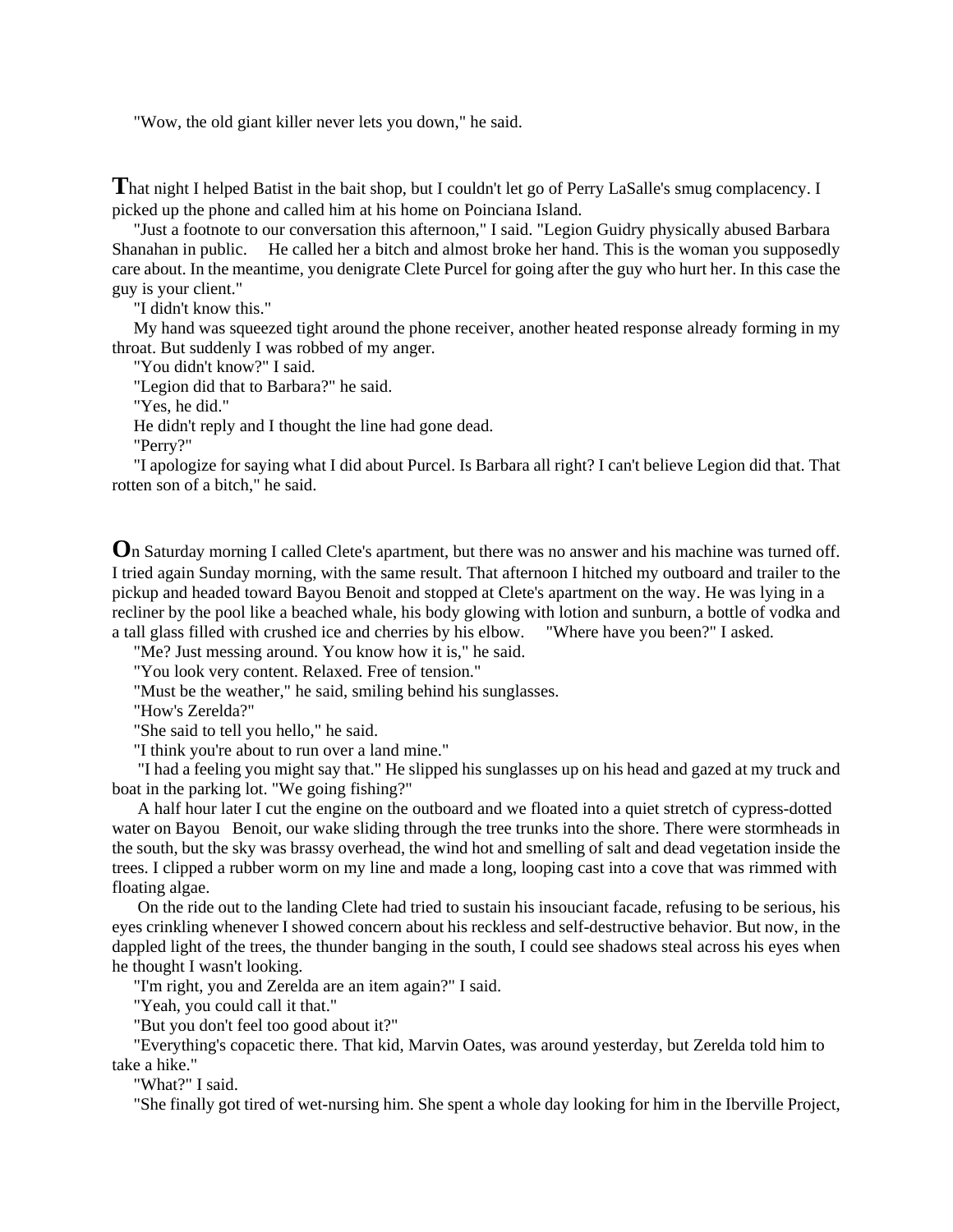"Wow, the old giant killer never lets you down," he said.

**T**hat night I helped Batist in the bait shop, but I couldn't let go of Perry LaSalle's smug complacency. I picked up the phone and called him at his home on Poinciana Island.

"Just a footnote to our conversation this afternoon," I said. "Legion Guidry physically abused Barbara Shanahan in public. He called her a bitch and almost broke her hand. This is the woman you supposedly care about. In the meantime, you denigrate Clete Purcel for going after the guy who hurt her. In this case the guy is your client."

"I didn't know this."

My hand was squeezed tight around the phone receiver, another heated response already forming in my throat. But suddenly I was robbed of my anger.

"You didn't know?" I said.

"Legion did that to Barbara?" he said.

"Yes, he did."

He didn't reply and I thought the line had gone dead.

"Perry?"

"I apologize for saying what I did about Purcel. Is Barbara all right? I can't believe Legion did that. That rotten son of a bitch," he said.

**O**n Saturday morning I called Clete's apartment, but there was no answer and his machine was turned off. I tried again Sunday morning, with the same result. That afternoon I hitched my outboard and trailer to the pickup and headed toward Bayou Benoit and stopped at Clete's apartment on the way. He was lying in a recliner by the pool like a beached whale, his body glowing with lotion and sunburn, a bottle of vodka and a tall glass filled with crushed ice and cherries by his elbow. "Where have you been?" I asked.

"Me? Just messing around. You know how it is," he said.

"You look very content. Relaxed. Free of tension."

"Must be the weather," he said, smiling behind his sunglasses.

"How's Zerelda?"

"She said to tell you hello," he said.

"I think you're about to run over a land mine."

"I had a feeling you might say that." He slipped his sunglasses up on his head and gazed at my truck and boat in the parking lot. "We going fishing?"

A half hour later I cut the engine on the outboard and we floated into a quiet stretch of cypress-dotted water on Bayou Benoit, our wake sliding through the tree trunks into the shore. There were stormheads in the south, but the sky was brassy overhead, the wind hot and smelling of salt and dead vegetation inside the trees. I clipped a rubber worm on my line and made a long, looping cast into a cove that was rimmed with floating algae.

On the ride out to the landing Clete had tried to sustain his insouciant facade, refusing to be serious, his eyes crinkling whenever I showed concern about his reckless and self-destructive behavior. But now, in the dappled light of the trees, the thunder banging in the south, I could see shadows steal across his eyes when he thought I wasn't looking.

"I'm right, you and Zerelda are an item again?" I said.

"Yeah, you could call it that."

"But you don't feel too good about it?"

"Everything's copacetic there. That kid, Marvin Oates, was around yesterday, but Zerelda told him to take a hike."

"What?" I said.

"She finally got tired of wet-nursing him. She spent a whole day looking for him in the Iberville Project,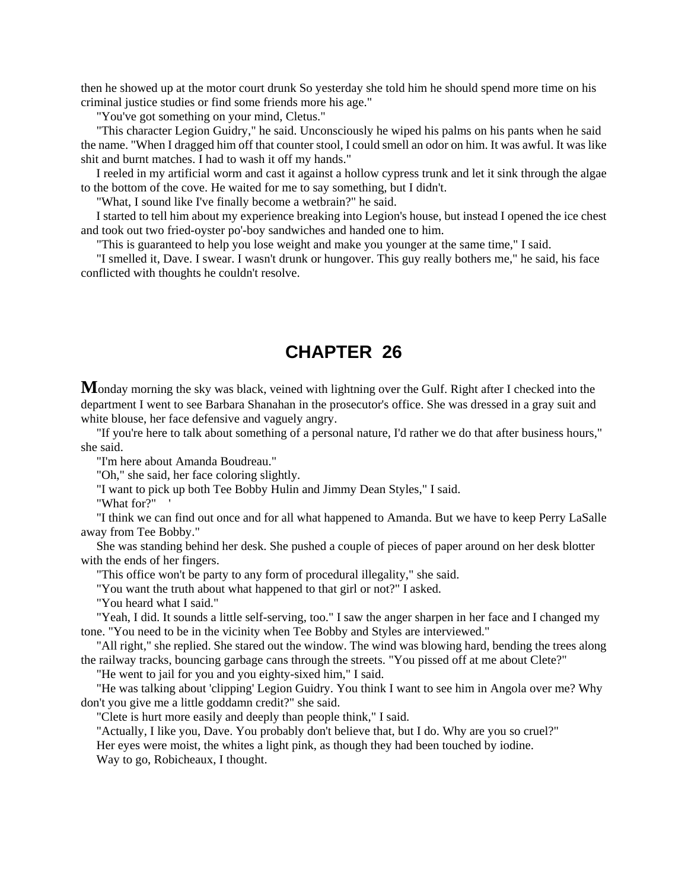then he showed up at the motor court drunk So yesterday she told him he should spend more time on his criminal justice studies or find some friends more his age."

"You've got something on your mind, Cletus."

"This character Legion Guidry," he said. Unconsciously he wiped his palms on his pants when he said the name. "When I dragged him off that counter stool, I could smell an odor on him. It was awful. It was like shit and burnt matches. I had to wash it off my hands."

I reeled in my artificial worm and cast it against a hollow cypress trunk and let it sink through the algae to the bottom of the cove. He waited for me to say something, but I didn't.

"What, I sound like I've finally become a wetbrain?" he said.

I started to tell him about my experience breaking into Legion's house, but instead I opened the ice chest and took out two fried-oyster po'-boy sandwiches and handed one to him.

"This is guaranteed to help you lose weight and make you younger at the same time," I said.

"I smelled it, Dave. I swear. I wasn't drunk or hungover. This guy really bothers me," he said, his face conflicted with thoughts he couldn't resolve.

# CHAPTER 26

**M**onday morning the sky was black, veined with lightning over the Gulf. Right after I checked into the department I went to see Barbara Shanahan in the prosecutor's office. She was dressed in a gray suit and white blouse, her face defensive and vaguely angry.

"If you're here to talk about something of a personal nature, I'd rather we do that after business hours," she said.

"I'm here about Amanda Boudreau."

"Oh," she said, her face coloring slightly.

"I want to pick up both Tee Bobby Hulin and Jimmy Dean Styles," I said.

"What for?" '

"I think we can find out once and for all what happened to Amanda. But we have to keep Perry LaSalle away from Tee Bobby."

She was standing behind her desk. She pushed a couple of pieces of paper around on her desk blotter with the ends of her fingers.

"This office won't be party to any form of procedural illegality," she said.

"You want the truth about what happened to that girl or not?" I asked.

"You heard what I said."

"Yeah, I did. It sounds a little self-serving, too." I saw the anger sharpen in her face and I changed my tone. "You need to be in the vicinity when Tee Bobby and Styles are interviewed."

"All right," she replied. She stared out the window. The wind was blowing hard, bending the trees along the railway tracks, bouncing garbage cans through the streets. "You pissed off at me about Clete?"

"He went to jail for you and you eighty-sixed him," I said.

"He was talking about 'clipping' Legion Guidry. You think I want to see him in Angola over me? Why don't you give me a little goddamn credit?" she said.

"Clete is hurt more easily and deeply than people think," I said.

"Actually, I like you, Dave. You probably don't believe that, but I do. Why are you so cruel?"

Her eyes were moist, the whites a light pink, as though they had been touched by iodine.

Way to go, Robicheaux, I thought.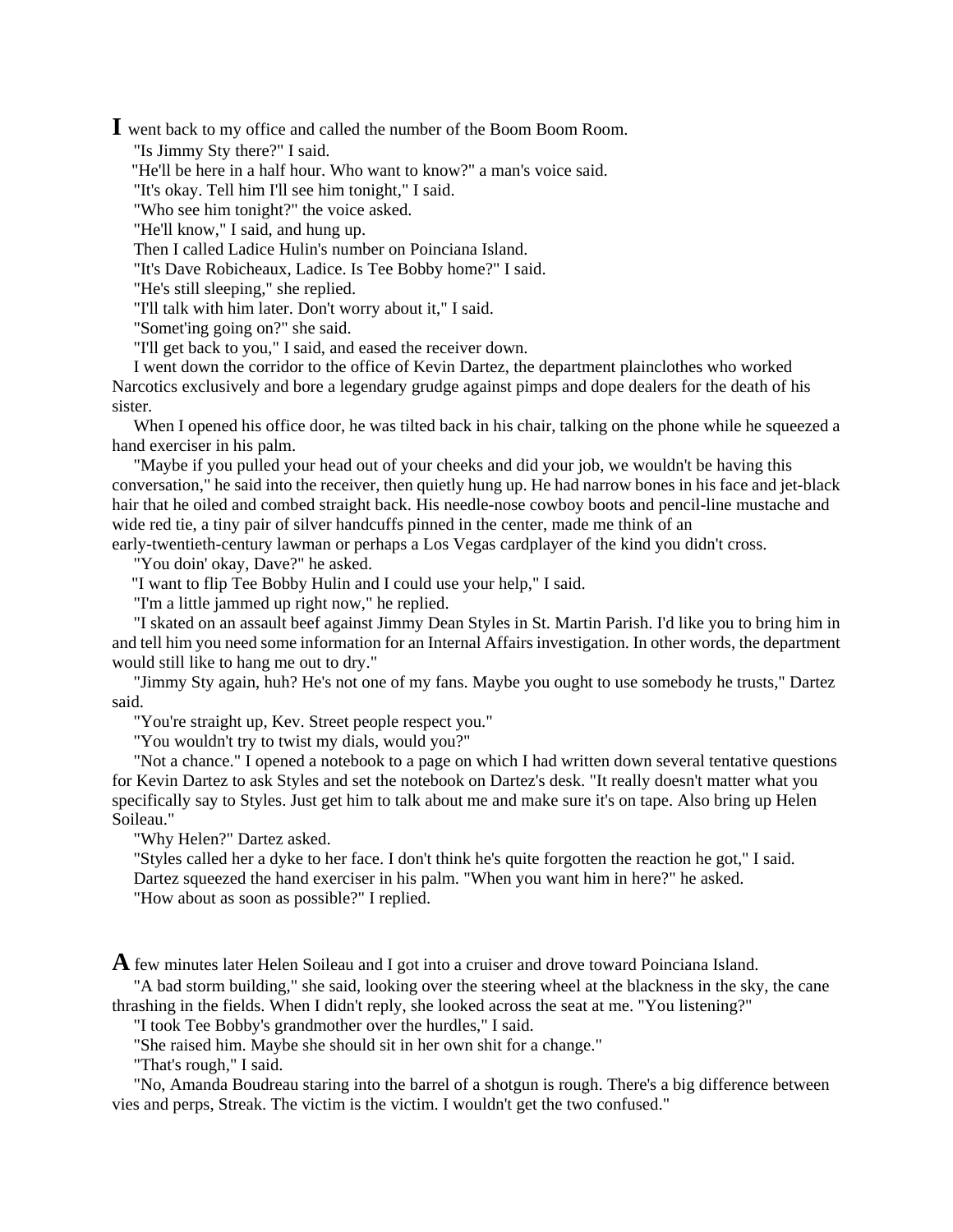**I** went back to my office and called the number of the Boom Boom Room.

"Is Jimmy Sty there?" I said.

"He'll be here in a half hour. Who want to know?" a man's voice said.

"It's okay. Tell him I'll see him tonight," I said.

"Who see him tonight?" the voice asked.

"He'll know," I said, and hung up.

Then I called Ladice Hulin's number on Poinciana Island.

"It's Dave Robicheaux, Ladice. Is Tee Bobby home?" I said.

"He's still sleeping," she replied.

"I'll talk with him later. Don't worry about it," I said.

"Somet'ing going on?" she said.

"I'll get back to you," I said, and eased the receiver down.

I went down the corridor to the office of Kevin Dartez, the department plainclothes who worked Narcotics exclusively and bore a legendary grudge against pimps and dope dealers for the death of his sister.

When I opened his office door, he was tilted back in his chair, talking on the phone while he squeezed a hand exerciser in his palm.

"Maybe if you pulled your head out of your cheeks and did your job, we wouldn't be having this conversation," he said into the receiver, then quietly hung up. He had narrow bones in his face and jet-black hair that he oiled and combed straight back. His needle-nose cowboy boots and pencil-line mustache and wide red tie, a tiny pair of silver handcuffs pinned in the center, made me think of an early-twentieth-century lawman or perhaps a Los Vegas cardplayer of the kind you didn't cross.

"You doin' okay, Dave?" he asked.

"I want to flip Tee Bobby Hulin and I could use your help," I said.

"I'm a little jammed up right now," he replied.

"I skated on an assault beef against Jimmy Dean Styles in St. Martin Parish. I'd like you to bring him in and tell him you need some information for an Internal Affairs investigation. In other words, the department would still like to hang me out to dry."

"Jimmy Sty again, huh? He's not one of my fans. Maybe you ought to use somebody he trusts," Dartez said.

"You're straight up, Kev. Street people respect you."

"You wouldn't try to twist my dials, would you?"

"Not a chance." I opened a notebook to a page on which I had written down several tentative questions for Kevin Dartez to ask Styles and set the notebook on Dartez's desk. "It really doesn't matter what you specifically say to Styles. Just get him to talk about me and make sure it's on tape. Also bring up Helen Soileau."

"Why Helen?" Dartez asked.

"Styles called her a dyke to her face. I don't think he's quite forgotten the reaction he got," I said.

Dartez squeezed the hand exerciser in his palm. "When you want him in here?" he asked.

"How about as soon as possible?" I replied.

**A** few minutes later Helen Soileau and I got into a cruiser and drove toward Poinciana Island.

"A bad storm building," she said, looking over the steering wheel at the blackness in the sky, the cane thrashing in the fields. When I didn't reply, she looked across the seat at me. "You listening?"

"I took Tee Bobby's grandmother over the hurdles," I said.

"She raised him. Maybe she should sit in her own shit for a change."

"That's rough," I said.

"No, Amanda Boudreau staring into the barrel of a shotgun is rough. There's a big difference between vics and perps, Streak. The victim is the victim. I wouldn't get the two confused."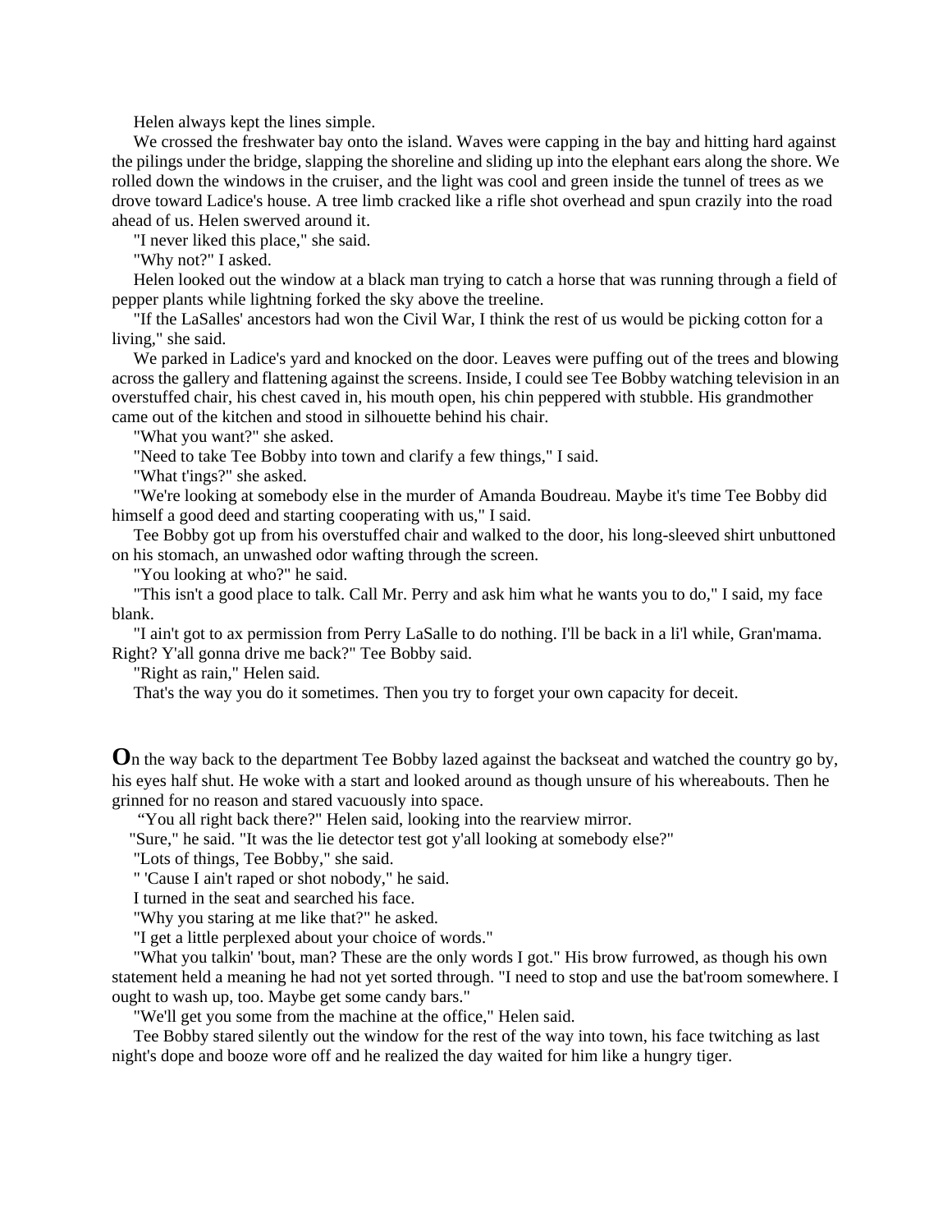Helen always kept the lines simple.

We crossed the freshwater bay onto the island. Waves were capping in the bay and hitting hard against the pilings under the bridge, slapping the shoreline and sliding up into the elephant ears along the shore. We rolled down the windows in the cruiser, and the light was cool and green inside the tunnel of trees as we drove toward Ladice's house. A tree limb cracked like a rifle shot overhead and spun crazily into the road ahead of us. Helen swerved around it.

"I never liked this place," she said.

"Why not?" I asked.

Helen looked out the window at a black man trying to catch a horse that was running through a field of pepper plants while lightning forked the sky above the treeline.

"If the LaSalles' ancestors had won the Civil War, I think the rest of us would be picking cotton for a living," she said.

We parked in Ladice's yard and knocked on the door. Leaves were puffing out of the trees and blowing across the gallery and flattening against the screens. Inside, I could see Tee Bobby watching television in an overstuffed chair, his chest caved in, his mouth open, his chin peppered with stubble. His grandmother came out of the kitchen and stood in silhouette behind his chair.

"What you want?" she asked.

"Need to take Tee Bobby into town and clarify a few things," I said.

"What t'ings?" she asked.

"We're looking at somebody else in the murder of Amanda Boudreau. Maybe it's time Tee Bobby did himself a good deed and starting cooperating with us," I said.

Tee Bobby got up from his overstuffed chair and walked to the door, his long-sleeved shirt unbuttoned on his stomach, an unwashed odor wafting through the screen.

"You looking at who?" he said.

"This isn't a good place to talk. Call Mr. Perry and ask him what he wants you to do," I said, my face blank.

"I ain't got to ax permission from Perry LaSalle to do nothing. I'll be back in a li'l while, Gran'mama. Right? Y'all gonna drive me back?" Tee Bobby said.

"Right as rain," Helen said.

That's the way you do it sometimes. Then you try to forget your own capacity for deceit.

**O**n the way back to the department Tee Bobby lazed against the backseat and watched the country go by, his eyes half shut. He woke with a start and looked around as though unsure of his whereabouts. Then he grinned for no reason and stared vacuously into space.

"You all right back there?" Helen said, looking into the rearview mirror.

"Sure," he said. "It was the lie detector test got y'all looking at somebody else?"

"Lots of things, Tee Bobby," she said.

" 'Cause I ain't raped or shot nobody," he said.

I turned in the seat and searched his face.

"Why you staring at me like that?" he asked.

"I get a little perplexed about your choice of words."

"What you talkin' 'bout, man? These are the only words I got." His brow furrowed, as though his own statement held a meaning he had not yet sorted through. "I need to stop and use the bat'room somewhere. I ought to wash up, too. Maybe get some candy bars."

"We'll get you some from the machine at the office," Helen said.

Tee Bobby stared silently out the window for the rest of the way into town, his face twitching as last night's dope and booze wore off and he realized the day waited for him like a hungry tiger.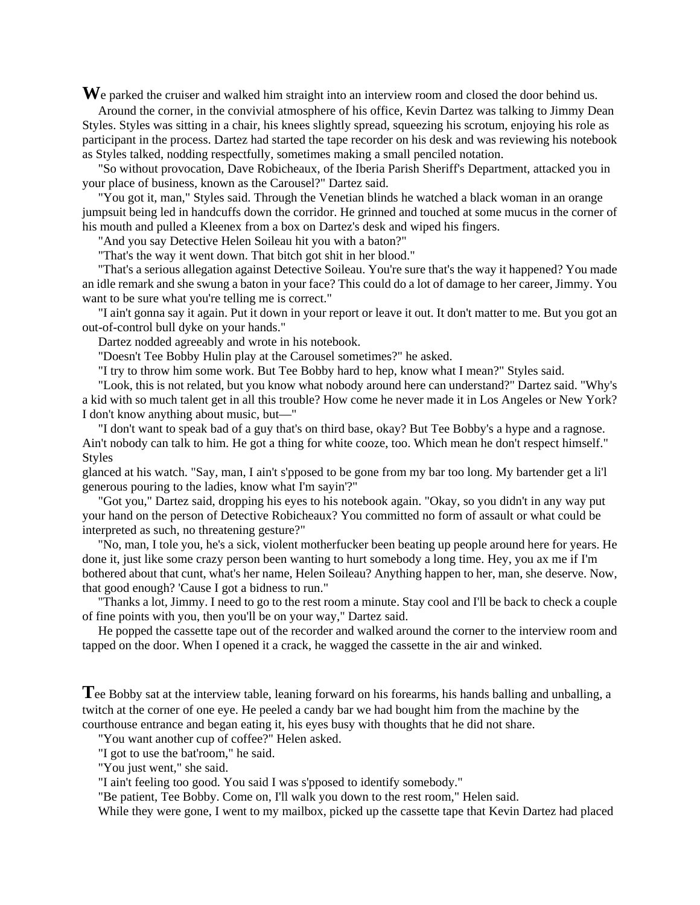**W**e parked the cruiser and walked him straight into an interview room and closed the door behind us.

Around the corner, in the convivial atmosphere of his office, Kevin Dartez was talking to Jimmy Dean Styles. Styles was sitting in a chair, his knees slightly spread, squeezing his scrotum, enjoying his role as participant in the process. Dartez had started the tape recorder on his desk and was reviewing his notebook as Styles talked, nodding respectfully, sometimes making a small penciled notation.

"So without provocation, Dave Robicheaux, of the Iberia Parish Sheriff's Department, attacked you in your place of business, known as the Carousel?" Dartez said.

"You got it, man," Styles said. Through the Venetian blinds he watched a black woman in an orange jumpsuit being led in handcuffs down the corridor. He grinned and touched at some mucus in the corner of his mouth and pulled a Kleenex from a box on Dartez's desk and wiped his fingers.

"And you say Detective Helen Soileau hit you with a baton?"

"That's the way it went down. That bitch got shit in her blood."

"That's a serious allegation against Detective Soileau. You're sure that's the way it happened? You made an idle remark and she swung a baton in your face? This could do a lot of damage to her career, Jimmy. You want to be sure what you're telling me is correct."

"I ain't gonna say it again. Put it down in your report or leave it out. It don't matter to me. But you got an out-of-control bull dyke on your hands."

Dartez nodded agreeably and wrote in his notebook.

"Doesn't Tee Bobby Hulin play at the Carousel sometimes?" he asked.

"I try to throw him some work. But Tee Bobby hard to hep, know what I mean?" Styles said.

"Look, this is not related, but you know what nobody around here can understand?" Dartez said. "Why's a kid with so much talent get in all this trouble? How come he never made it in Los Angeles or New York? I don't know anything about music, but—"

"I don't want to speak bad of a guy that's on third base, okay? But Tee Bobby's a hype and a ragnose. Ain't nobody can talk to him. He got a thing for white cooze, too. Which mean he don't respect himself." Styles glanced at his watch. "Say, man, I ain't s'pposed to be gone from my bar too long. My bartender get a li'l generous pouring to the ladies, know what I'm sayin'?"

"Got you," Dartez said, dropping his eyes to his notebook again. "Okay, so you didn't in any way put your hand on the person of Detective Robicheaux? You committed no form of assault or what could be interpreted as such, no threatening gesture?"

"No, man, I tole you, he's a sick, violent motherfucker been beating up people around here for years. He done it, just like some crazy person been wanting to hurt somebody a long time. Hey, you ax me if I'm bothered about that cunt, what's her name, Helen Soileau? Anything happen to her, man, she deserve. Now, that good enough? 'Cause I got a bidness to run."

"Thanks a lot, Jimmy. I need to go to the rest room a minute. Stay cool and I'll be back to check a couple of fine points with you, then you'll be on your way," Dartez said.

He popped the cassette tape out of the recorder and walked around the corner to the interview room and tapped on the door. When I opened it a crack, he wagged the cassette in the air and winked.

**T**ee Bobby sat at the interview table, leaning forward on his forearms, his hands balling and unballing, a twitch at the corner of one eye. He peeled a candy bar we had bought him from the machine by the courthouse entrance and began eating it, his eyes busy with thoughts that he did not share.

"You want another cup of coffee?" Helen asked.

"I got to use the bat'room," he said.

"You just went," she said.

"I ain't feeling too good. You said I was s'pposed to identify somebody."

"Be patient, Tee Bobby. Come on, I'll walk you down to the rest room," Helen said.

While they were gone, I went to my mailbox, picked up the cassette tape that Kevin Dartez had placed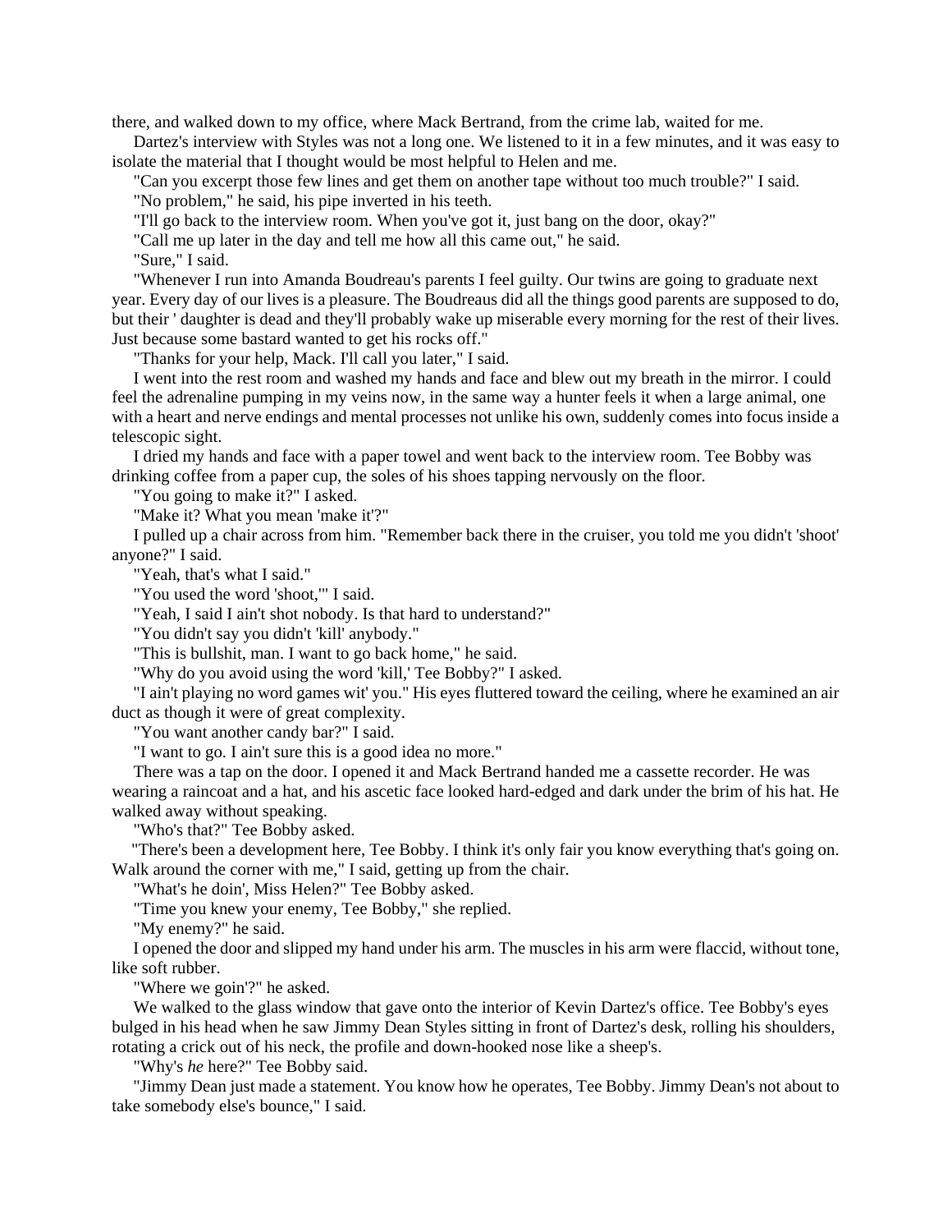there, and walked down to my office, where Mack Bertrand, from the crime lab, waited for me.

Dartez's interview with Styles was not a long one. We listened to it in a few minutes, and it was easy to isolate the material that I thought would be most helpful to Helen and me.

"Can you excerpt those few lines and get them on another tape without too much trouble?" I said.

"No problem," he said, his pipe inverted in his teeth.

"I'll go back to the interview room. When you've got it, just bang on the door, okay?"

"Call me up later in the day and tell me how all this came out," he said.

"Sure," I said.

"Whenever I run into Amanda Boudreau's parents I feel guilty. Our twins are going to graduate next year. Every day of our lives is a pleasure. The Boudreaus did all the things good parents are supposed to do, but their ' daughter is dead and they'll probably wake up miserable every morning for the rest of their lives. Just because some bastard wanted to get his rocks off."

"Thanks for your help, Mack. I'll call you later," I said.

I went into the rest room and washed my hands and face and blew out my breath in the mirror. I could feel the adrenaline pumping in my veins now, in the same way a hunter feels it when a large animal, one with a heart and nerve endings and mental processes not unlike his own, suddenly comes into focus inside a telescopic sight.

I dried my hands and face with a paper towel and went back to the interview room. Tee Bobby was drinking coffee from a paper cup, the soles of his shoes tapping nervously on the floor.

"You going to make it?" I asked.

"Make it? What you mean 'make it'?"

I pulled up a chair across from him. "Remember back there in the cruiser, you told me you didn't 'shoot' anyone?" I said.

"Yeah, that's what I said."

"You used the word 'shoot,'" I said.

"Yeah, I said I ain't shot nobody. Is that hard to understand?"

"You didn't say you didn't 'kill' anybody."

"This is bullshit, man. I want to go back home," he said.

"Why do you avoid using the word 'kill,' Tee Bobby?" I asked.

"I ain't playing no word games wit' you." His eyes fluttered toward the ceiling, where he examined an air duct as though it were of great complexity.

"You want another candy bar?" I said.

"I want to go. I ain't sure this is a good idea no more."

There was a tap on the door. I opened it and Mack Bertrand handed me a cassette recorder. He was wearing a raincoat and a hat, and his ascetic face looked hard-edged and dark under the brim of his hat. He walked away without speaking.

"Who's that?" Tee Bobby asked.

"There's been a development here, Tee Bobby. I think it's only fair you know everything that's going on. Walk around the corner with me," I said, getting up from the chair.

"What's he doin', Miss Helen?" Tee Bobby asked.

"Time you knew your enemy, Tee Bobby," she replied.

"My enemy?" he said.

I opened the door and slipped my hand under his arm. The muscles in his arm were flaccid, without tone, like soft rubber.

"Where we goin'?" he asked.

We walked to the glass window that gave onto the interior of Kevin Dartez's office. Tee Bobby's eyes bulged in his head when he saw Jimmy Dean Styles sitting in front of Dartez's desk, rolling his shoulders, rotating a crick out of his neck, the profile and down-hooked nose like a sheep's.

"Why's *he* here?" Tee Bobby said.

"Jimmy Dean just made a statement. You know how he operates, Tee Bobby. Jimmy Dean's not about to take somebody else's bounce," I said.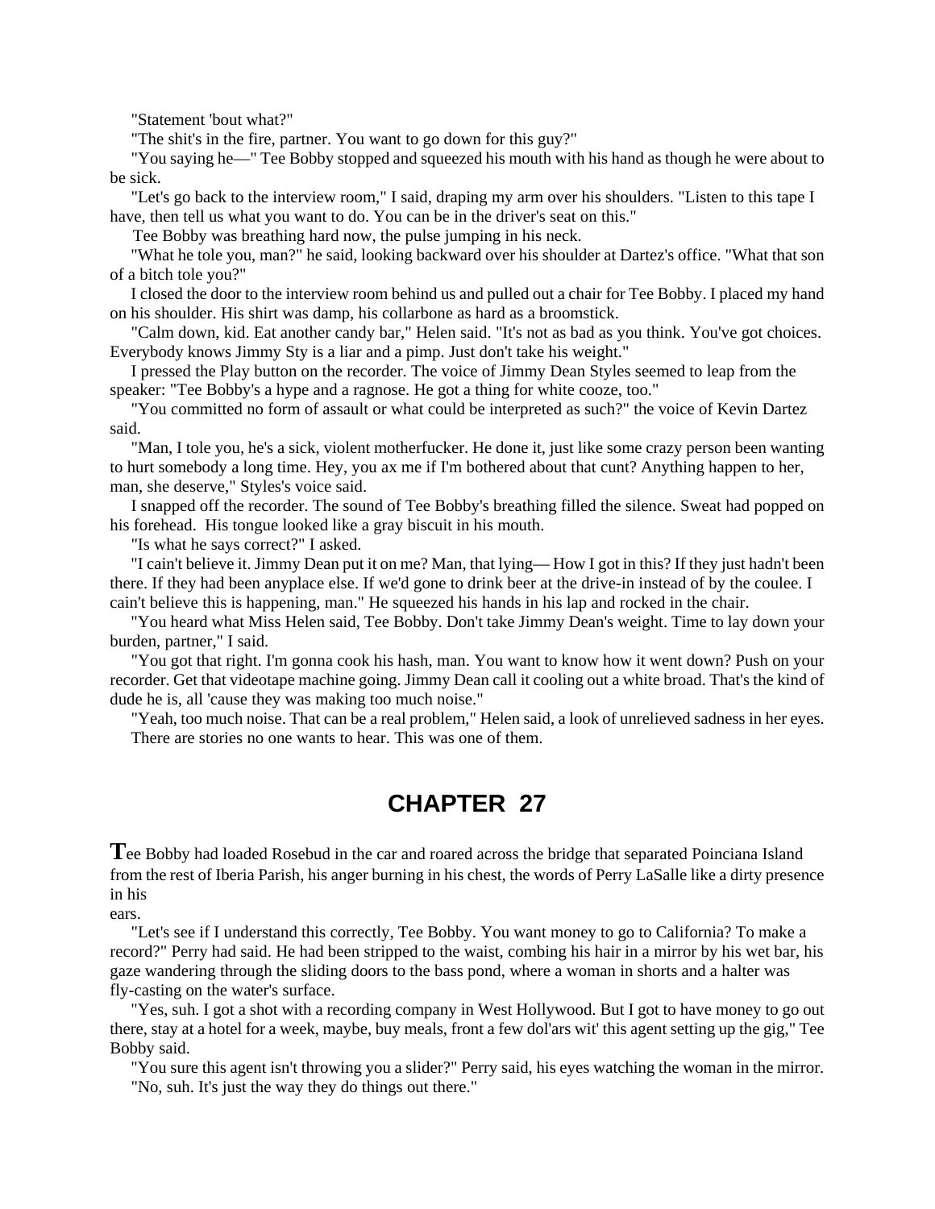"Statement 'bout what?"

"The shit's in the fire, partner. You want to go down for this guy?"

"You saying he—" Tee Bobby stopped and squeezed his mouth with his hand as though he were about to be sick.

"Let's go back to the interview room," I said, draping my arm over his shoulders. "Listen to this tape I have, then tell us what you want to do. You can be in the driver's seat on this."

Tee Bobby was breathing hard now, the pulse jumping in his neck.

"What he tole you, man?" he said, looking backward over his shoulder at Dartez's office. "What that son of a bitch tole you?"

I closed the door to the interview room behind us and pulled out a chair for Tee Bobby. I placed my hand on his shoulder. His shirt was damp, his collarbone as hard as a broomstick.

"Calm down, kid. Eat another candy bar," Helen said. "It's not as bad as you think. You've got choices. Everybody knows Jimmy Sty is a liar and a pimp. Just don't take his weight."

I pressed the Play button on the recorder. The voice of Jimmy Dean Styles seemed to leap from the speaker: "Tee Bobby's a hype and a ragnose. He got a thing for white cooze, too."

"You committed no form of assault or what could be interpreted as such?" the voice of Kevin Dartez said.

"Man, I tole you, he's a sick, violent motherfucker. He done it, just like some crazy person been wanting to hurt somebody a long time. Hey, you ax me if I'm bothered about that cunt? Anything happen to her, man, she deserve," Styles's voice said.

I snapped off the recorder. The sound of Tee Bobby's breathing filled the silence. Sweat had popped on his forehead. His tongue looked like a gray biscuit in his mouth.

"Is what he says correct?" I asked.

"I cain't believe it. Jimmy Dean put it on me? Man, that lying— How I got in this? If they just hadn't been there. If they had been anyplace else. If we'd gone to drink beer at the drive-in instead of by the coulee. I cain't believe this is happening, man." He squeezed his hands in his lap and rocked in the chair.

"You heard what Miss Helen said, Tee Bobby. Don't take Jimmy Dean's weight. Time to lay down your burden, partner," I said.

"You got that right. I'm gonna cook his hash, man. You want to know how it went down? Push on your recorder. Get that videotape machine going. Jimmy Dean call it cooling out a white broad. That's the kind of dude he is, all 'cause they was making too much noise."

"Yeah, too much noise. That can be a real problem," Helen said, a look of unrelieved sadness in her eyes.

There are stories no one wants to hear. This was one of them.

# CHAPTER 27

**T**ee Bobby had loaded Rosebud in the car and roared across the bridge that separated Poinciana Island from the rest of Iberia Parish, his anger burning in his chest, the words of Perry LaSalle like a dirty presence in his ears.

"Let's see if I understand this correctly, Tee Bobby. You want money to go to California? To make a record?" Perry had said. He had been stripped to the waist, combing his hair in a mirror by his wet bar, his gaze wandering through the sliding doors to the bass pond, where a woman in shorts and a halter was fly-casting on the water's surface.

"Yes, suh. I got a shot with a recording company in West Hollywood. But I got to have money to go out there, stay at a hotel for a week, maybe, buy meals, front a few dol'ars wit' this agent setting up the gig," Tee Bobby said.

"You sure this agent isn't throwing you a slider?" Perry said, his eyes watching the woman in the mirror.

"No, suh. It's just the way they do things out there."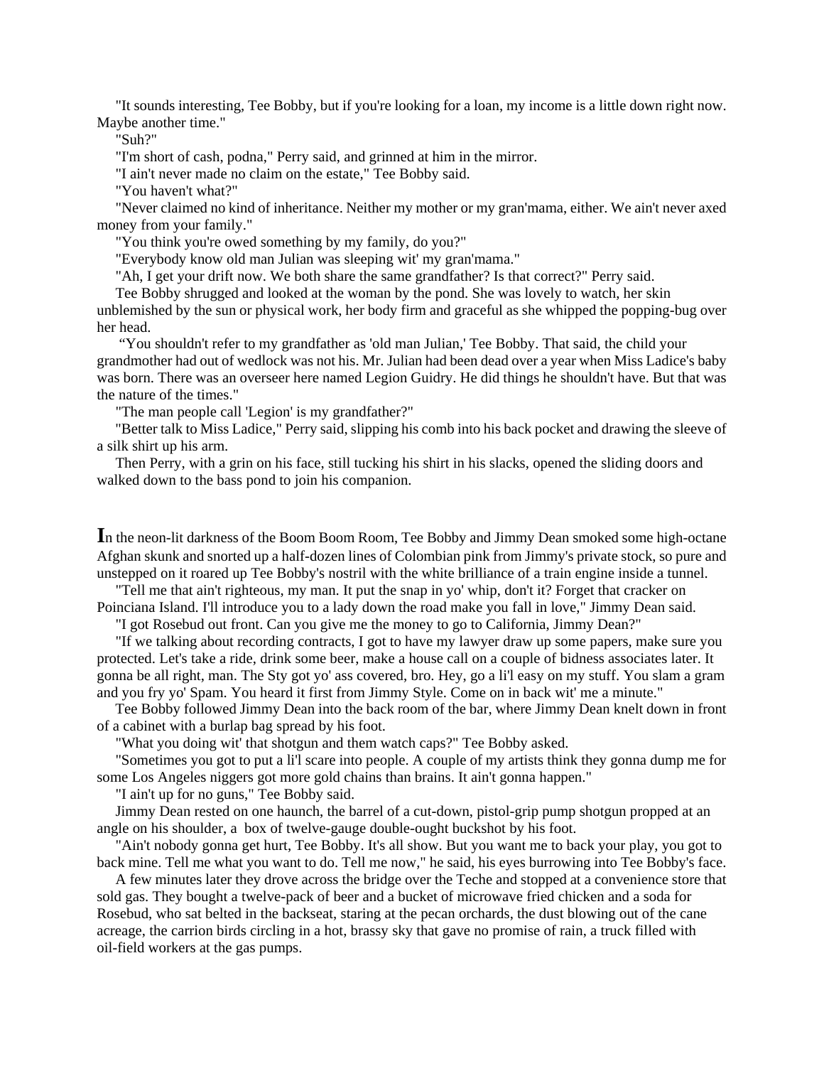"It sounds interesting, Tee Bobby, but if you're looking for a loan, my income is a little down right now. Maybe another time."

"Suh?"

"I'm short of cash, podna," Perry said, and grinned at him in the mirror.

"I ain't never made no claim on the estate," Tee Bobby said.

"You haven't what?"

"Never claimed no kind of inheritance. Neither my mother or my gran'mama, either. We ain't never axed money from your family."

"You think you're owed something by my family, do you?"

"Everybody know old man Julian was sleeping wit' my gran'mama."

"Ah, I get your drift now. We both share the same grandfather? Is that correct?" Perry said.

Tee Bobby shrugged and looked at the woman by the pond. She was lovely to watch, her skin unblemished by the sun or physical work, her body firm and graceful as she whipped the popping-bug over her head.

"You shouldn't refer to my grandfather as 'old man Julian,' Tee Bobby. That said, the child your grandmother had out of wedlock was not his. Mr. Julian had been dead over a year when Miss Ladice's baby was born. There was an overseer here named Legion Guidry. He did things he shouldn't have. But that was the nature of the times."

"The man people call 'Legion' is my grandfather?"

"Better talk to Miss Ladice," Perry said, slipping his comb into his back pocket and drawing the sleeve of a silk shirt up his arm.

Then Perry, with a grin on his face, still tucking his shirt in his slacks, opened the sliding doors and walked down to the bass pond to join his companion.

**I**n the neon-lit darkness of the Boom Boom Room, Tee Bobby and Jimmy Dean smoked some high-octane Afghan skunk and snorted up a half-dozen lines of Colombian pink from Jimmy's private stock, so pure and unstepped on it roared up Tee Bobby's nostril with the white brilliance of a train engine inside a tunnel.

"Tell me that ain't righteous, my man. It put the snap in yo' whip, don't it? Forget that cracker on Poinciana Island. I'll introduce you to a lady down the road make you fall in love," Jimmy Dean said.

"I got Rosebud out front. Can you give me the money to go to California, Jimmy Dean?"

"If we talking about recording contracts, I got to have my lawyer draw up some papers, make sure you protected. Let's take a ride, drink some beer, make a house call on a couple of bidness associates later. It gonna be all right, man. The Sty got yo' ass covered, bro. Hey, go a li'l easy on my stuff. You slam a gram and you fry yo' Spam. You heard it first from Jimmy Style. Come on in back wit' me a minute."

Tee Bobby followed Jimmy Dean into the back room of the bar, where Jimmy Dean knelt down in front of a cabinet with a burlap bag spread by his foot.

"What you doing wit' that shotgun and them watch caps?" Tee Bobby asked.

"Sometimes you got to put a li'l scare into people. A couple of my artists think they gonna dump me for some Los Angeles niggers got more gold chains than brains. It ain't gonna happen."

"I ain't up for no guns," Tee Bobby said.

Jimmy Dean rested on one haunch, the barrel of a cut-down, pistol-grip pump shotgun propped at an angle on his shoulder, a box of twelve-gauge double-ought buckshot by his foot.

"Ain't nobody gonna get hurt, Tee Bobby. It's all show. But you want me to back your play, you got to back mine. Tell me what you want to do. Tell me now," he said, his eyes burrowing into Tee Bobby's face.

A few minutes later they drove across the bridge over the Teche and stopped at a convenience store that sold gas. They bought a twelve-pack of beer and a bucket of microwave fried chicken and a soda for Rosebud, who sat belted in the backseat, staring at the pecan orchards, the dust blowing out of the cane acreage, the carrion birds circling in a hot, brassy sky that gave no promise of rain, a truck filled with oil-field workers at the gas pumps.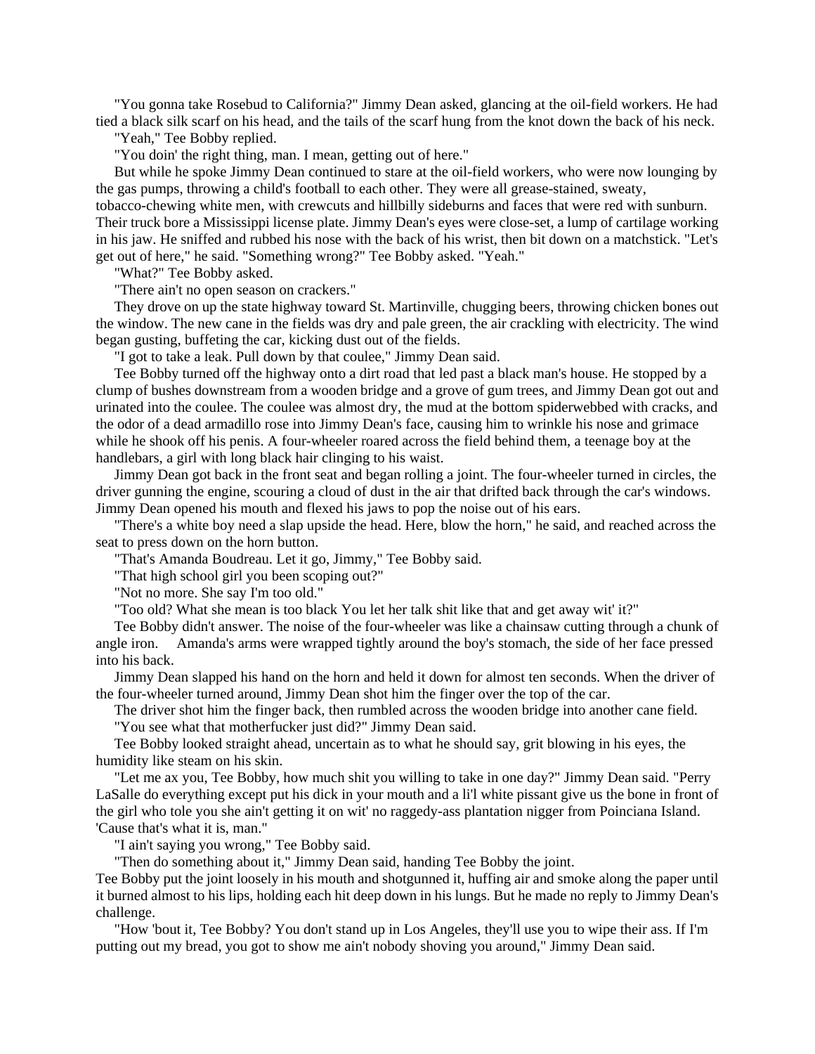"You gonna take Rosebud to California?" Jimmy Dean asked, glancing at the oil-field workers. He had tied a black silk scarf on his head, and the tails of the scarf hung from the knot down the back of his neck.

"Yeah," Tee Bobby replied.

"You doin' the right thing, man. I mean, getting out of here."

But while he spoke Jimmy Dean continued to stare at the oil-field workers, who were now lounging by the gas pumps, throwing a child's football to each other. They were all grease-stained, sweaty, tobacco-chewing white men, with crewcuts and hillbilly sideburns and faces that were red with sunburn. Their truck bore a Mississippi license plate. Jimmy Dean's eyes were close-set, a lump of cartilage working in his jaw. He sniffed and rubbed his nose with the back of his wrist, then bit down on a matchstick. "Let's get out of here," he said. "Something wrong?" Tee Bobby asked. "Yeah."

"What?" Tee Bobby asked.

"There ain't no open season on crackers."

They drove on up the state highway toward St. Martinville, chugging beers, throwing chicken bones out the window. The new cane in the fields was dry and pale green, the air crackling with electricity. The wind began gusting, buffeting the car, kicking dust out of the fields.

"I got to take a leak. Pull down by that coulee," Jimmy Dean said.

Tee Bobby turned off the highway onto a dirt road that led past a black man's house. He stopped by a clump of bushes downstream from a wooden bridge and a grove of gum trees, and Jimmy Dean got out and urinated into the coulee. The coulee was almost dry, the mud at the bottom spiderwebbed with cracks, and the odor of a dead armadillo rose into Jimmy Dean's face, causing him to wrinkle his nose and grimace while he shook off his penis. A four-wheeler roared across the field behind them, a teenage boy at the handlebars, a girl with long black hair clinging to his waist.

Jimmy Dean got back in the front seat and began rolling a joint. The four-wheeler turned in circles, the driver gunning the engine, scouring a cloud of dust in the air that drifted back through the car's windows. Jimmy Dean opened his mouth and flexed his jaws to pop the noise out of his ears.

"There's a white boy need a slap upside the head. Here, blow the horn," he said, and reached across the seat to press down on the horn button.

"That's Amanda Boudreau. Let it go, Jimmy," Tee Bobby said.

"That high school girl you been scoping out?"

"Not no more. She say I'm too old."

"Too old? What she mean is too black You let her talk shit like that and get away wit' it?"

Tee Bobby didn't answer. The noise of the four-wheeler was like a chainsaw cutting through a chunk of angle iron. Amanda's arms were wrapped tightly around the boy's stomach, the side of her face pressed into his back.

Jimmy Dean slapped his hand on the horn and held it down for almost ten seconds. When the driver of the four-wheeler turned around, Jimmy Dean shot him the finger over the top of the car.

The driver shot him the finger back, then rumbled across the wooden bridge into another cane field.

"You see what that motherfucker just did?" Jimmy Dean said.

Tee Bobby looked straight ahead, uncertain as to what he should say, grit blowing in his eyes, the humidity like steam on his skin.

"Let me ax you, Tee Bobby, how much shit you willing to take in one day?" Jimmy Dean said. "Perry LaSalle do everything except put his dick in your mouth and a li'l white pissant give us the bone in front of the girl who tole you she ain't getting it on wit' no raggedy-ass plantation nigger from Poinciana Island. 'Cause that's what it is, man."

"I ain't saying you wrong," Tee Bobby said.

"Then do something about it," Jimmy Dean said, handing Tee Bobby the joint.

Tee Bobby put the joint loosely in his mouth and shotgunned it, huffing air and smoke along the paper until it burned almost to his lips, holding each hit deep down in his lungs. But he made no reply to Jimmy Dean's challenge.

"How 'bout it, Tee Bobby? You don't stand up in Los Angeles, they'll use you to wipe their ass. If I'm putting out my bread, you got to show me ain't nobody shoving you around," Jimmy Dean said.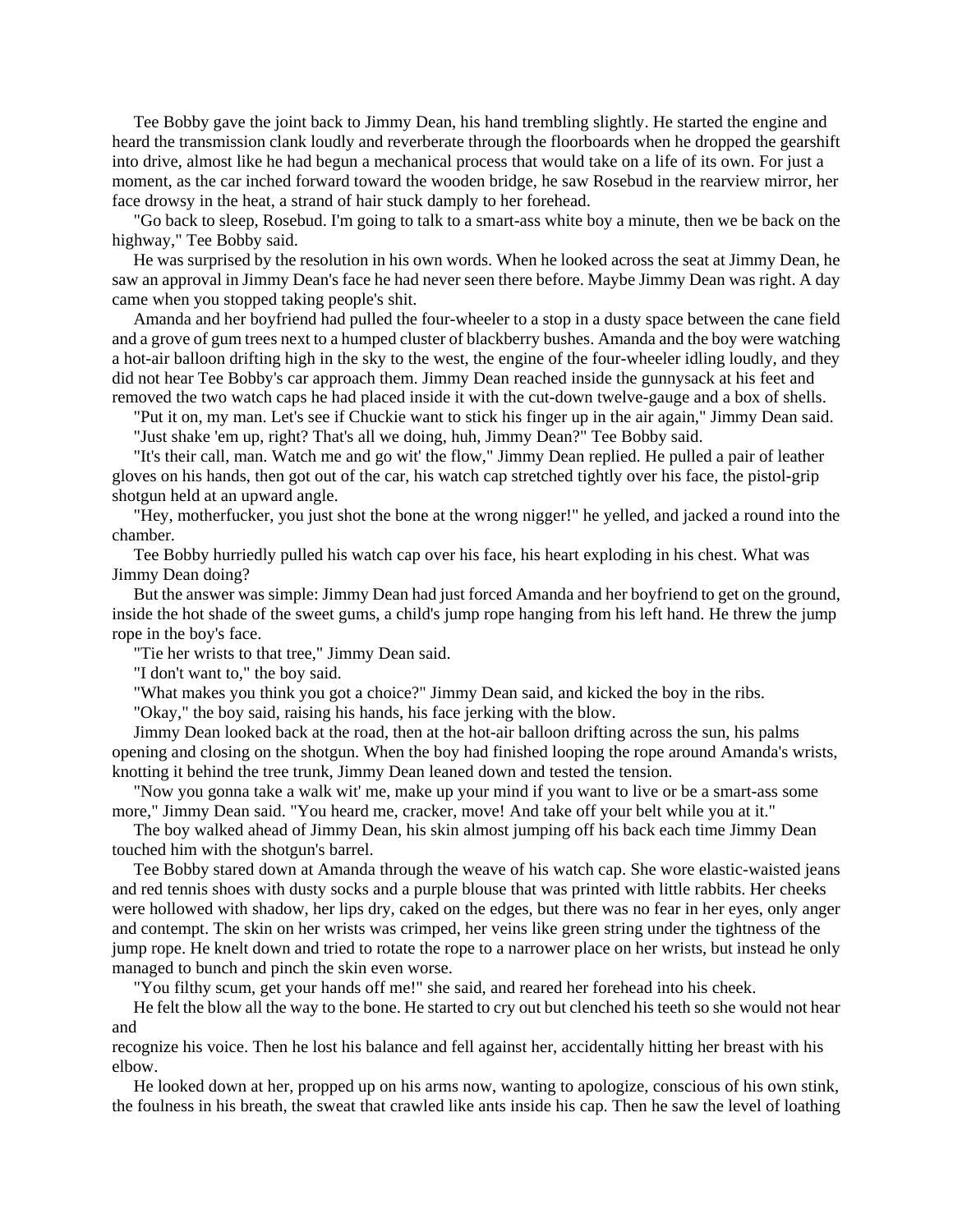Tee Bobby gave the joint back to Jimmy Dean, his hand trembling slightly. He started the engine and heard the transmission clank loudly and reverberate through the floorboards when he dropped the gearshift into drive, almost like he had begun a mechanical process that would take on a life of its own. For just a moment, as the car inched forward toward the wooden bridge, he saw Rosebud in the rearview mirror, her face drowsy in the heat, a strand of hair stuck damply to her forehead.

"Go back to sleep, Rosebud. I'm going to talk to a smart-ass white boy a minute, then we be back on the highway," Tee Bobby said.

He was surprised by the resolution in his own words. When he looked across the seat at Jimmy Dean, he saw an approval in Jimmy Dean's face he had never seen there before. Maybe Jimmy Dean was right. A day came when you stopped taking people's shit.

Amanda and her boyfriend had pulled the four-wheeler to a stop in a dusty space between the cane field and a grove of gum trees next to a humped cluster of blackberry bushes. Amanda and the boy were watching a hot-air balloon drifting high in the sky to the west, the engine of the four-wheeler idling loudly, and they did not hear Tee Bobby's car approach them. Jimmy Dean reached inside the gunnysack at his feet and removed the two watch caps he had placed inside it with the cut-down twelve-gauge and a box of shells.

"Put it on, my man. Let's see if Chuckie want to stick his finger up in the air again," Jimmy Dean said.

"Just shake 'em up, right? That's all we doing, huh, Jimmy Dean?" Tee Bobby said.

"It's their call, man. Watch me and go wit' the flow," Jimmy Dean replied. He pulled a pair of leather gloves on his hands, then got out of the car, his watch cap stretched tightly over his face, the pistol-grip shotgun held at an upward angle.

"Hey, motherfucker, you just shot the bone at the wrong nigger!" he yelled, and jacked a round into the chamber.

Tee Bobby hurriedly pulled his watch cap over his face, his heart exploding in his chest. What was Jimmy Dean doing?

But the answer was simple: Jimmy Dean had just forced Amanda and her boyfriend to get on the ground, inside the hot shade of the sweet gums, a child's jump rope hanging from his left hand. He threw the jump rope in the boy's face.

"Tie her wrists to that tree," Jimmy Dean said.

"I don't want to," the boy said.

"What makes you think you got a choice?" Jimmy Dean said, and kicked the boy in the ribs.

"Okay," the boy said, raising his hands, his face jerking with the blow.

Jimmy Dean looked back at the road, then at the hot-air balloon drifting across the sun, his palms opening and closing on the shotgun. When the boy had finished looping the rope around Amanda's wrists, knotting it behind the tree trunk, Jimmy Dean leaned down and tested the tension.

"Now you gonna take a walk wit' me, make up your mind if you want to live or be a smart-ass some more," Jimmy Dean said. "You heard me, cracker, move! And take off your belt while you at it."

The boy walked ahead of Jimmy Dean, his skin almost jumping off his back each time Jimmy Dean touched him with the shotgun's barrel.

Tee Bobby stared down at Amanda through the weave of his watch cap. She wore elastic-waisted jeans and red tennis shoes with dusty socks and a purple blouse that was printed with little rabbits. Her cheeks were hollowed with shadow, her lips dry, caked on the edges, but there was no fear in her eyes, only anger and contempt. The skin on her wrists was crimped, her veins like green string under the tightness of the jump rope. He knelt down and tried to rotate the rope to a narrower place on her wrists, but instead he only managed to bunch and pinch the skin even worse.

"You filthy scum, get your hands off me!" she said, and reared her forehead into his cheek.

He felt the blow all the way to the bone. He started to cry out but clenched his teeth so she would not hear and recognize his voice. Then he lost his balance and fell against her, accidentally hitting her breast with his elbow.

He looked down at her, propped up on his arms now, wanting to apologize, conscious of his own stink, the foulness in his breath, the sweat that crawled like ants inside his cap. Then he saw the level of loathing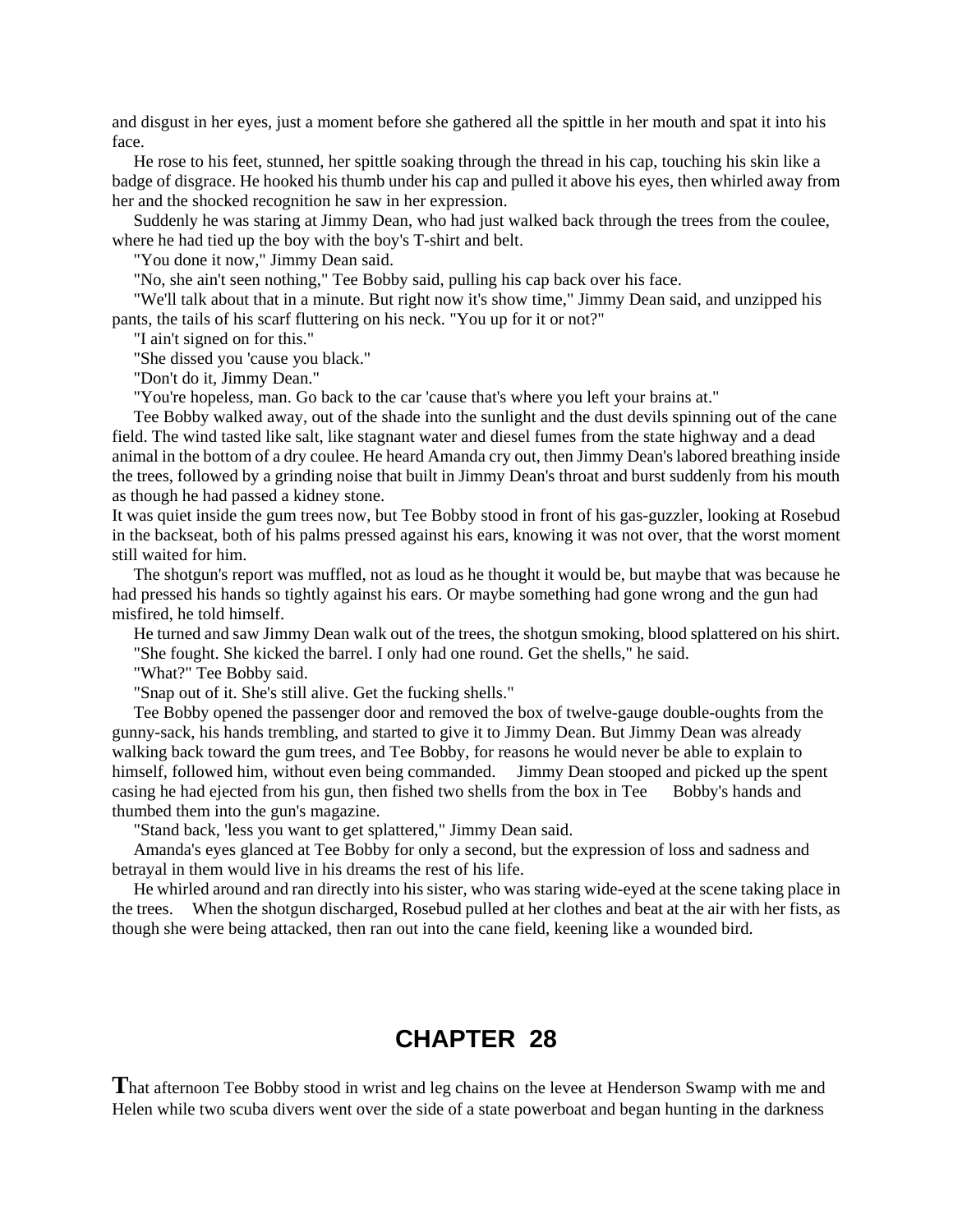and disgust in her eyes, just a moment before she gathered all the spittle in her mouth and spat it into his face.

He rose to his feet, stunned, her spittle soaking through the thread in his cap, touching his skin like a badge of disgrace. He hooked his thumb under his cap and pulled it above his eyes, then whirled away from her and the shocked recognition he saw in her expression.

Suddenly he was staring at Jimmy Dean, who had just walked back through the trees from the coulee, where he had tied up the boy with the boy's T-shirt and belt.

"You done it now," Jimmy Dean said.

"No, she ain't seen nothing," Tee Bobby said, pulling his cap back over his face.

"We'll talk about that in a minute. But right now it's show time," Jimmy Dean said, and unzipped his pants, the tails of his scarf fluttering on his neck. "You up for it or not?"

"I ain't signed on for this."

"She dissed you 'cause you black."

"Don't do it, Jimmy Dean."

"You're hopeless, man. Go back to the car 'cause that's where you left your brains at."

Tee Bobby walked away, out of the shade into the sunlight and the dust devils spinning out of the cane field. The wind tasted like salt, like stagnant water and diesel fumes from the state highway and a dead animal in the bottom of a dry coulee. He heard Amanda cry out, then Jimmy Dean's labored breathing inside the trees, followed by a grinding noise that built in Jimmy Dean's throat and burst suddenly from his mouth as though he had passed a kidney stone.

It was quiet inside the gum trees now, but Tee Bobby stood in front of his gas-guzzler, looking at Rosebud in the backseat, both of his palms pressed against his ears, knowing it was not over, that the worst moment still waited for him.

The shotgun's report was muffled, not as loud as he thought it would be, but maybe that was because he had pressed his hands so tightly against his ears. Or maybe something had gone wrong and the gun had misfired, he told himself.

He turned and saw Jimmy Dean walk out of the trees, the shotgun smoking, blood splattered on his shirt.

"She fought. She kicked the barrel. I only had one round. Get the shells," he said.

"What?" Tee Bobby said.

"Snap out of it. She's still alive. Get the fucking shells."

Tee Bobby opened the passenger door and removed the box of twelve-gauge double-oughts from the gunny-sack, his hands trembling, and started to give it to Jimmy Dean. But Jimmy Dean was already walking back toward the gum trees, and Tee Bobby, for reasons he would never be able to explain to himself, followed him, without even being commanded. Jimmy Dean stooped and picked up the spent casing he had ejected from his gun, then fished two shells from the box in Tee Bobby's hands and thumbed them into the gun's magazine.

"Stand back, 'less you want to get splattered," Jimmy Dean said.

Amanda's eyes glanced at Tee Bobby for only a second, but the expression of loss and sadness and betrayal in them would live in his dreams the rest of his life.

He whirled around and ran directly into his sister, who was staring wide-eyed at the scene taking place in the trees. When the shotgun discharged, Rosebud pulled at her clothes and beat at the air with her fists, as though she were being attacked, then ran out into the cane field, keening like a wounded bird.

## CHAPTER 28

That afternoon Tee Bobby stood in wrist and leg chains on the levee at Henderson Swamp with me and Helen while two scuba divers went over the side of a state powerboat and began hunting in the darkness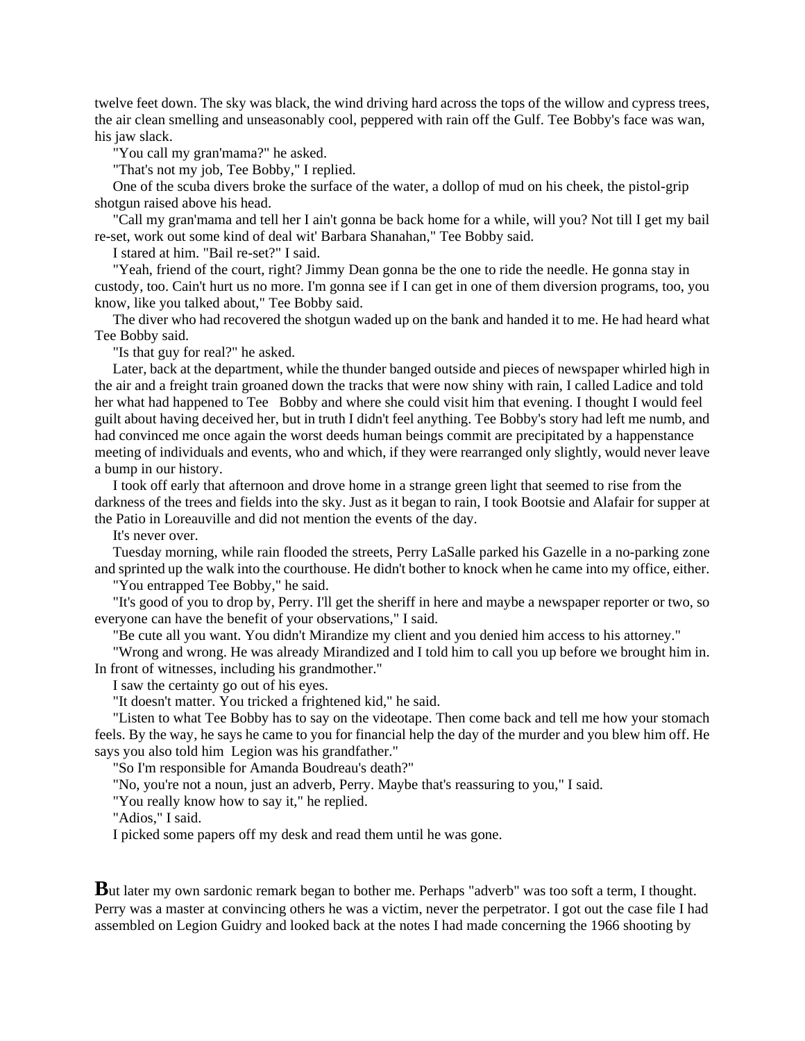twelve feet down. The sky was black, the wind driving hard across the tops of the willow and cypress trees, the air clean smelling and unseasonably cool, peppered with rain off the Gulf. Tee Bobby's face was wan, his jaw slack.

"You call my gran'mama?" he asked.

"That's not my job, Tee Bobby," I replied.

One of the scuba divers broke the surface of the water, a dollop of mud on his cheek, the pistol-grip shotgun raised above his head.

"Call my gran'mama and tell her I ain't gonna be back home for a while, will you? Not till I get my bail re-set, work out some kind of deal wit' Barbara Shanahan," Tee Bobby said.

I stared at him. "Bail re-set?" I said.

"Yeah, friend of the court, right? Jimmy Dean gonna be the one to ride the needle. He gonna stay in custody, too. Cain't hurt us no more. I'm gonna see if I can get in one of them diversion programs, too, you know, like you talked about," Tee Bobby said.

The diver who had recovered the shotgun waded up on the bank and handed it to me. He had heard what Tee Bobby said.

"Is that guy for real?" he asked.

Later, back at the department, while the thunder banged outside and pieces of newspaper whirled high in the air and a freight train groaned down the tracks that were now shiny with rain, I called Ladice and told her what had happened to Tee Bobby and where she could visit him that evening. I thought I would feel guilt about having deceived her, but in truth I didn't feel anything. Tee Bobby's story had left me numb, and had convinced me once again the worst deeds human beings commit are precipitated by a happenstance meeting of individuals and events, who and which, if they were rearranged only slightly, would never leave a bump in our history.

I took off early that afternoon and drove home in a strange green light that seemed to rise from the darkness of the trees and fields into the sky. Just as it began to rain, I took Bootsie and Alafair for supper at the Patio in Loreauville and did not mention the events of the day.

It's never over.

Tuesday morning, while rain flooded the streets, Perry LaSalle parked his Gazelle in a no-parking zone and sprinted up the walk into the courthouse. He didn't bother to knock when he came into my office, either.

"You entrapped Tee Bobby," he said.

"It's good of you to drop by, Perry. I'll get the sheriff in here and maybe a newspaper reporter or two, so everyone can have the benefit of your observations," I said.

"Be cute all you want. You didn't Mirandize my client and you denied him access to his attorney."

"Wrong and wrong. He was already Mirandized and I told him to call you up before we brought him in. In front of witnesses, including his grandmother."

I saw the certainty go out of his eyes.

"It doesn't matter. You tricked a frightened kid," he said.

"Listen to what Tee Bobby has to say on the videotape. Then come back and tell me how your stomach feels. By the way, he says he came to you for financial help the day of the murder and you blew him off. He says you also told him Legion was his grandfather."

"So I'm responsible for Amanda Boudreau's death?"

"No, you're not a noun, just an adverb, Perry. Maybe that's reassuring to you," I said.

"You really know how to say it," he replied.

"Adios," I said.

I picked some papers off my desk and read them until he was gone.

**B**ut later my own sardonic remark began to bother me. Perhaps "adverb" was too soft a term, I thought. Perry was a master at convincing others he was a victim, never the perpetrator. I got out the case file I had assembled on Legion Guidry and looked back at the notes I had made concerning the 1966 shooting by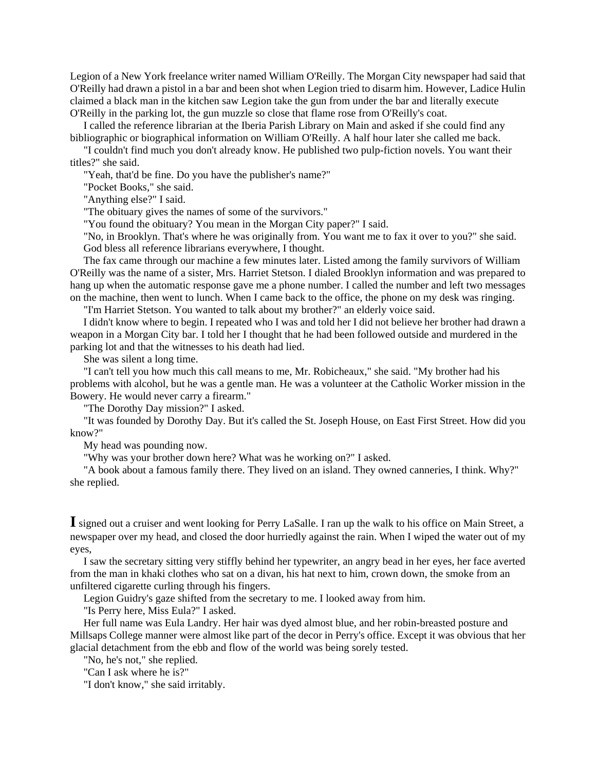Legion of a New York freelance writer named William O'Reilly. The Morgan City newspaper had said that O'Reilly had drawn a pistol in a bar and been shot when Legion tried to disarm him. However, Ladice Hulin claimed a black man in the kitchen saw Legion take the gun from under the bar and literally execute O'Reilly in the parking lot, the gun muzzle so close that flame rose from O'Reilly's coat.

I called the reference librarian at the Iberia Parish Library on Main and asked if she could find any bibliographic or biographical information on William O'Reilly. A half hour later she called me back.

"I couldn't find much you don't already know. He published two pulp-fiction novels. You want their titles?" she said.

"Yeah, that'd be fine. Do you have the publisher's name?"

"Pocket Books," she said.

"Anything else?" I said.

"The obituary gives the names of some of the survivors."

"You found the obituary? You mean in the Morgan City paper?" I said.

"No, in Brooklyn. That's where he was originally from. You want me to fax it over to you?" she said.

God bless all reference librarians everywhere, I thought.

The fax came through our machine a few minutes later. Listed among the family survivors of William O'Reilly was the name of a sister, Mrs. Harriet Stetson. I dialed Brooklyn information and was prepared to hang up when the automatic response gave me a phone number. I called the number and left two messages on the machine, then went to lunch. When I came back to the office, the phone on my desk was ringing.

"I'm Harriet Stetson. You wanted to talk about my brother?" an elderly voice said.

I didn't know where to begin. I repeated who I was and told her I did not believe her brother had drawn a weapon in a Morgan City bar. I told her I thought that he had been followed outside and murdered in the parking lot and that the witnesses to his death had lied.

She was silent a long time.

"I can't tell you how much this call means to me, Mr. Robicheaux," she said. "My brother had his problems with alcohol, but he was a gentle man. He was a volunteer at the Catholic Worker mission in the Bowery. He would never carry a firearm."

"The Dorothy Day mission?" I asked.

"It was founded by Dorothy Day. But it's called the St. Joseph House, on East First Street. How did you know?"

My head was pounding now.

"Why was your brother down here? What was he working on?" I asked.

"A book about a famous family there. They lived on an island. They owned canneries, I think. Why?" she replied.

**I** signed out a cruiser and went looking for Perry LaSalle. I ran up the walk to his office on Main Street, a newspaper over my head, and closed the door hurriedly against the rain. When I wiped the water out of my eyes,

I saw the secretary sitting very stiffly behind her typewriter, an angry bead in her eyes, her face averted from the man in khaki clothes who sat on a divan, his hat next to him, crown down, the smoke from an unfiltered cigarette curling through his fingers.

Legion Guidry's gaze shifted from the secretary to me. I looked away from him.

"Is Perry here, Miss Eula?" I asked.

Her full name was Eula Landry. Her hair was dyed almost blue, and her robin-breasted posture and Millsaps College manner were almost like part of the decor in Perry's office. Except it was obvious that her glacial detachment from the ebb and flow of the world was being sorely tested.

"No, he's not," she replied.

"Can I ask where he is?"

"I don't know," she said irritably.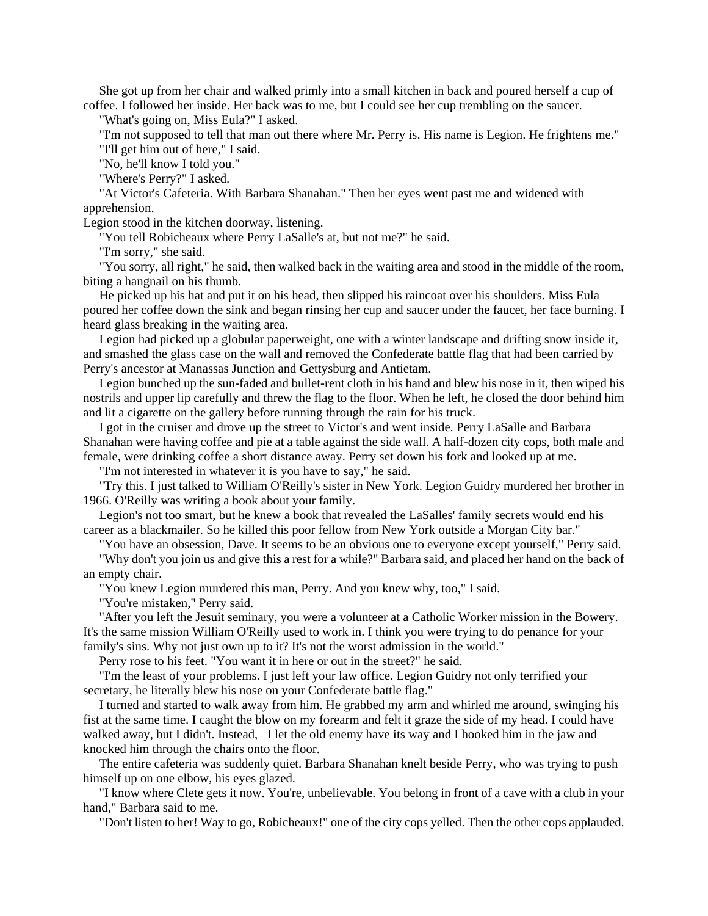She got up from her chair and walked primly into a small kitchen in back and poured herself a cup of coffee. I followed her inside. Her back was to me, but I could see her cup trembling on the saucer.

"What's going on, Miss Eula?" I asked.

"I'm not supposed to tell that man out there where Mr. Perry is. His name is Legion. He frightens me."

"I'll get him out of here," I said.

"No, he'll know I told you."

"Where's Perry?" I asked.

"At Victor's Cafeteria. With Barbara Shanahan." Then her eyes went past me and widened with apprehension.

Legion stood in the kitchen doorway, listening.

"You tell Robicheaux where Perry LaSalle's at, but not me?" he said.

"I'm sorry," she said.

"You sorry, all right," he said, then walked back in the waiting area and stood in the middle of the room, biting a hangnail on his thumb.

He picked up his hat and put it on his head, then slipped his raincoat over his shoulders. Miss Eula poured her coffee down the sink and began rinsing her cup and saucer under the faucet, her face burning. I heard glass breaking in the waiting area.

Legion had picked up a globular paperweight, one with a winter landscape and drifting snow inside it, and smashed the glass case on the wall and removed the Confederate battle flag that had been carried by Perry's ancestor at Manassas Junction and Gettysburg and Antietam.

Legion bunched up the sun-faded and bullet-rent cloth in his hand and blew his nose in it, then wiped his nostrils and upper lip carefully and threw the flag to the floor. When he left, he closed the door behind him and lit a cigarette on the gallery before running through the rain for his truck.

I got in the cruiser and drove up the street to Victor's and went inside. Perry LaSalle and Barbara Shanahan were having coffee and pie at a table against the side wall. A half-dozen city cops, both male and female, were drinking coffee a short distance away. Perry set down his fork and looked up at me.

"I'm not interested in whatever it is you have to say," he said.

"Try this. I just talked to William O'Reilly's sister in New York. Legion Guidry murdered her brother in 1966. O'Reilly was writing a book about your family.

Legion's not too smart, but he knew a book that revealed the LaSalles' family secrets would end his career as a blackmailer. So he killed this poor fellow from New York outside a Morgan City bar."

"You have an obsession, Dave. It seems to be an obvious one to everyone except yourself," Perry said.

"Why don't you join us and give this a rest for a while?" Barbara said, and placed her hand on the back of an empty chair.

"You knew Legion murdered this man, Perry. And you knew why, too," I said.

"You're mistaken," Perry said.

"After you left the Jesuit seminary, you were a volunteer at a Catholic Worker mission in the Bowery. It's the same mission William O'Reilly used to work in. I think you were trying to do penance for your family's sins. Why not just own up to it? It's not the worst admission in the world."

Perry rose to his feet. "You want it in here or out in the street?" he said.

"I'm the least of your problems. I just left your law office. Legion Guidry not only terrified your secretary, he literally blew his nose on your Confederate battle flag."

I turned and started to walk away from him. He grabbed my arm and whirled me around, swinging his fist at the same time. I caught the blow on my forearm and felt it graze the side of my head. I could have walked away, but I didn't. Instead, I let the old enemy have its way and I hooked him in the jaw and knocked him through the chairs onto the floor.

The entire cafeteria was suddenly quiet. Barbara Shanahan knelt beside Perry, who was trying to push himself up on one elbow, his eyes glazed.

"I know where Clete gets it now. You're, unbelievable. You belong in front of a cave with a club in your hand," Barbara said to me.

"Don't listen to her! Way to go, Robicheaux!" one of the city cops yelled. Then the other cops applauded.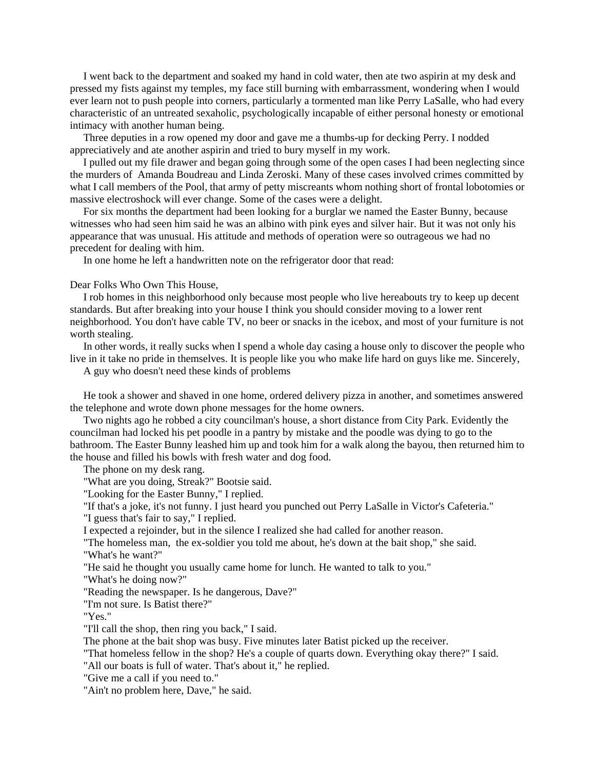I went back to the department and soaked my hand in cold water, then ate two aspirin at my desk and pressed my fists against my temples, my face still burning with embarrassment, wondering when I would ever learn not to push people into corners, particularly a tormented man like Perry LaSalle, who had every characteristic of an untreated sexaholic, psychologically incapable of either personal honesty or emotional intimacy with another human being.

Three deputies in a row opened my door and gave me a thumbs-up for decking Perry. I nodded appreciatively and ate another aspirin and tried to bury myself in my work.

I pulled out my file drawer and began going through some of the open cases I had been neglecting since the murders of Amanda Boudreau and Linda Zeroski. Many of these cases involved crimes committed by what I call members of the Pool, that army of petty miscreants whom nothing short of frontal lobotomies or massive electroshock will ever change. Some of the cases were a delight.

For six months the department had been looking for a burglar we named the Easter Bunny, because witnesses who had seen him said he was an albino with pink eyes and silver hair. But it was not only his appearance that was unusual. His attitude and methods of operation were so outrageous we had no precedent for dealing with him.

In one home he left a handwritten note on the refrigerator door that read:

Dear Folks Who Own This House,

I rob homes in this neighborhood only because most people who live hereabouts try to keep up decent standards. But after breaking into your house I think you should consider moving to a lower rent neighborhood. You don't have cable TV, no beer or snacks in the icebox, and most of your furniture is not worth stealing.

In other words, it really sucks when I spend a whole day casing a house only to discover the people who live in it take no pride in themselves. It is people like you who make life hard on guys like me. Sincerely,

A guy who doesn't need these kinds of problems

He took a shower and shaved in one home, ordered delivery pizza in another, and sometimes answered the telephone and wrote down phone messages for the home owners.

Two nights ago he robbed a city councilman's house, a short distance from City Park. Evidently the councilman had locked his pet poodle in a pantry by mistake and the poodle was dying to go to the bathroom. The Easter Bunny leashed him up and took him for a walk along the bayou, then returned him to the house and filled his bowls with fresh water and dog food.

The phone on my desk rang.

"What are you doing, Streak?" Bootsie said.

"Looking for the Easter Bunny," I replied.

"If that's a joke, it's not funny. I just heard you punched out Perry LaSalle in Victor's Cafeteria."

"I guess that's fair to say," I replied.

I expected a rejoinder, but in the silence I realized she had called for another reason.

"The homeless man, the ex-soldier you told me about, he's down at the bait shop," she said.

"What's he want?"

"He said he thought you usually came home for lunch. He wanted to talk to you."

"What's he doing now?"

"Reading the newspaper. Is he dangerous, Dave?"

"I'm not sure. Is Batist there?"

"Yes."

"I'll call the shop, then ring you back," I said.

The phone at the bait shop was busy. Five minutes later Batist picked up the receiver.

"That homeless fellow in the shop? He's a couple of quarts down. Everything okay there?" I said.

"All our boats is full of water. That's about it," he replied.

"Give me a call if you need to."

"Ain't no problem here, Dave," he said.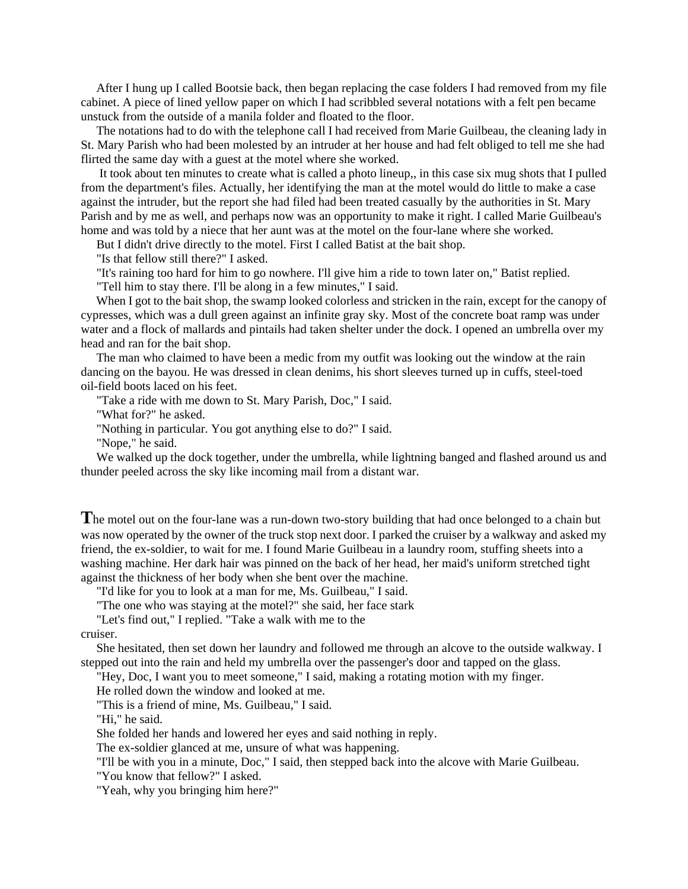After I hung up I called Bootsie back, then began replacing the case folders I had removed from my file cabinet. A piece of lined yellow paper on which I had scribbled several notations with a felt pen became unstuck from the outside of a manila folder and floated to the floor.

The notations had to do with the telephone call I had received from Marie Guilbeau, the cleaning lady in St. Mary Parish who had been molested by an intruder at her house and had felt obliged to tell me she had flirted the same day with a guest at the motel where she worked.

It took about ten minutes to create what is called a photo lineup,, in this case six mug shots that I pulled from the department's files. Actually, her identifying the man at the motel would do little to make a case against the intruder, but the report she had filed had been treated casually by the authorities in St. Mary Parish and by me as well, and perhaps now was an opportunity to make it right. I called Marie Guilbeau's home and was told by a niece that her aunt was at the motel on the four-lane where she worked.

But I didn't drive directly to the motel. First I called Batist at the bait shop.

"Is that fellow still there?" I asked.

"It's raining too hard for him to go nowhere. I'll give him a ride to town later on," Batist replied.

"Tell him to stay there. I'll be along in a few minutes," I said.

When I got to the bait shop, the swamp looked colorless and stricken in the rain, except for the canopy of cypresses, which was a dull green against an infinite gray sky. Most of the concrete boat ramp was under water and a flock of mallards and pintails had taken shelter under the dock. I opened an umbrella over my head and ran for the bait shop.

The man who claimed to have been a medic from my outfit was looking out the window at the rain dancing on the bayou. He was dressed in clean denims, his short sleeves turned up in cuffs, steel-toed oil-field boots laced on his feet.

"Take a ride with me down to St. Mary Parish, Doc," I said.

"What for?" he asked.

"Nothing in particular. You got anything else to do?" I said.

"Nope," he said.

We walked up the dock together, under the umbrella, while lightning banged and flashed around us and thunder peeled across the sky like incoming mail from a distant war.

**T**he motel out on the four-lane was a run-down two-story building that had once belonged to a chain but was now operated by the owner of the truck stop next door. I parked the cruiser by a walkway and asked my friend, the ex-soldier, to wait for me. I found Marie Guilbeau in a laundry room, stuffing sheets into a washing machine. Her dark hair was pinned on the back of her head, her maid's uniform stretched tight against the thickness of her body when she bent over the machine.

"I'd like for you to look at a man for me, Ms. Guilbeau," I said.

"The one who was staying at the motel?" she said, her face stark

"Let's find out," I replied. "Take a walk with me to the cruiser.

She hesitated, then set down her laundry and followed me through an alcove to the outside walkway. I stepped out into the rain and held my umbrella over the passenger's door and tapped on the glass.

"Hey, Doc, I want you to meet someone," I said, making a rotating motion with my finger.

He rolled down the window and looked at me.

"This is a friend of mine, Ms. Guilbeau," I said.

"Hi," he said.

She folded her hands and lowered her eyes and said nothing in reply.

The ex-soldier glanced at me, unsure of what was happening.

"I'll be with you in a minute, Doc," I said, then stepped back into the alcove with Marie Guilbeau.

"You know that fellow?" I asked.

"Yeah, why you bringing him here?"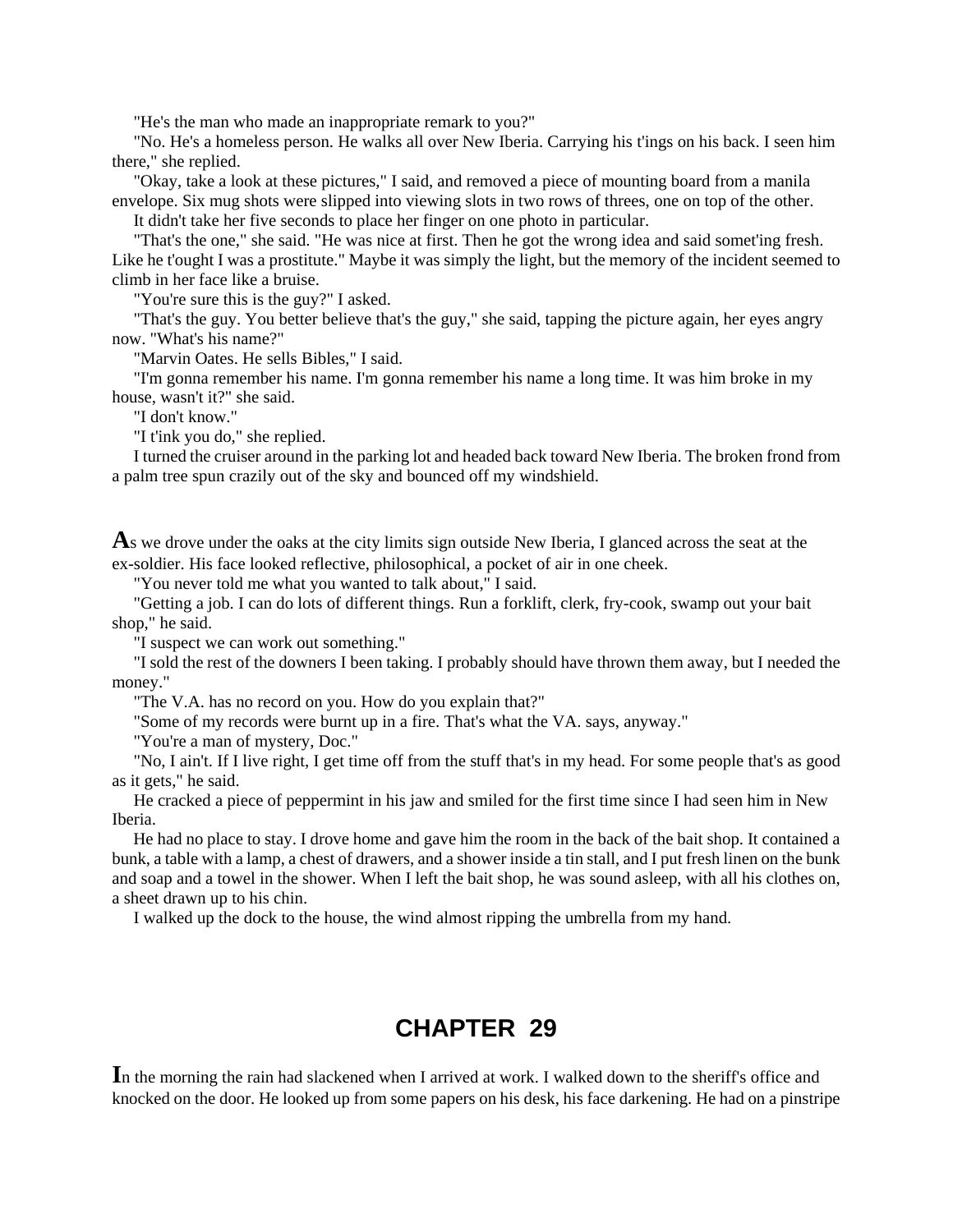"He's the man who made an inappropriate remark to you?"

"No. He's a homeless person. He walks all over New Iberia. Carrying his t'ings on his back. I seen him there," she replied.

"Okay, take a look at these pictures," I said, and removed a piece of mounting board from a manila envelope. Six mug shots were slipped into viewing slots in two rows of threes, one on top of the other.

It didn't take her five seconds to place her finger on one photo in particular.

"That's the one," she said. "He was nice at first. Then he got the wrong idea and said somet'ing fresh. Like he t'ought I was a prostitute." Maybe it was simply the light, but the memory of the incident seemed to climb in her face like a bruise.

"You're sure this is the guy?" I asked.

"That's the guy. You better believe that's the guy," she said, tapping the picture again, her eyes angry now. "What's his name?"

"Marvin Oates. He sells Bibles," I said.

"I'm gonna remember his name. I'm gonna remember his name a long time. It was him broke in my house, wasn't it?" she said.

"I don't know."

"I t'ink you do," she replied.

I turned the cruiser around in the parking lot and headed back toward New Iberia. The broken frond from a palm tree spun crazily out of the sky and bounced off my windshield.

**A**s we drove under the oaks at the city limits sign outside New Iberia, I glanced across the seat at the ex-soldier. His face looked reflective, philosophical, a pocket of air in one cheek.

"You never told me what you wanted to talk about," I said.

"Getting a job. I can do lots of different things. Run a forklift, clerk, fry-cook, swamp out your bait shop," he said.

"I suspect we can work out something."

"I sold the rest of the downers I been taking. I probably should have thrown them away, but I needed the money."

"The V.A. has no record on you. How do you explain that?"

"Some of my records were burnt up in a fire. That's what the VA. says, anyway."

"You're a man of mystery, Doc."

"No, I ain't. If I live right, I get time off from the stuff that's in my head. For some people that's as good as it gets," he said.

He cracked a piece of peppermint in his jaw and smiled for the first time since I had seen him in New Iberia.

He had no place to stay. I drove home and gave him the room in the back of the bait shop. It contained a bunk, a table with a lamp, a chest of drawers, and a shower inside a tin stall, and I put fresh linen on the bunk and soap and a towel in the shower. When I left the bait shop, he was sound asleep, with all his clothes on, a sheet drawn up to his chin.

I walked up the dock to the house, the wind almost ripping the umbrella from my hand.

## CHAPTER 29

**I**n the morning the rain had slackened when I arrived at work. I walked down to the sheriff's office and knocked on the door. He looked up from some papers on his desk, his face darkening. He had on a pinstripe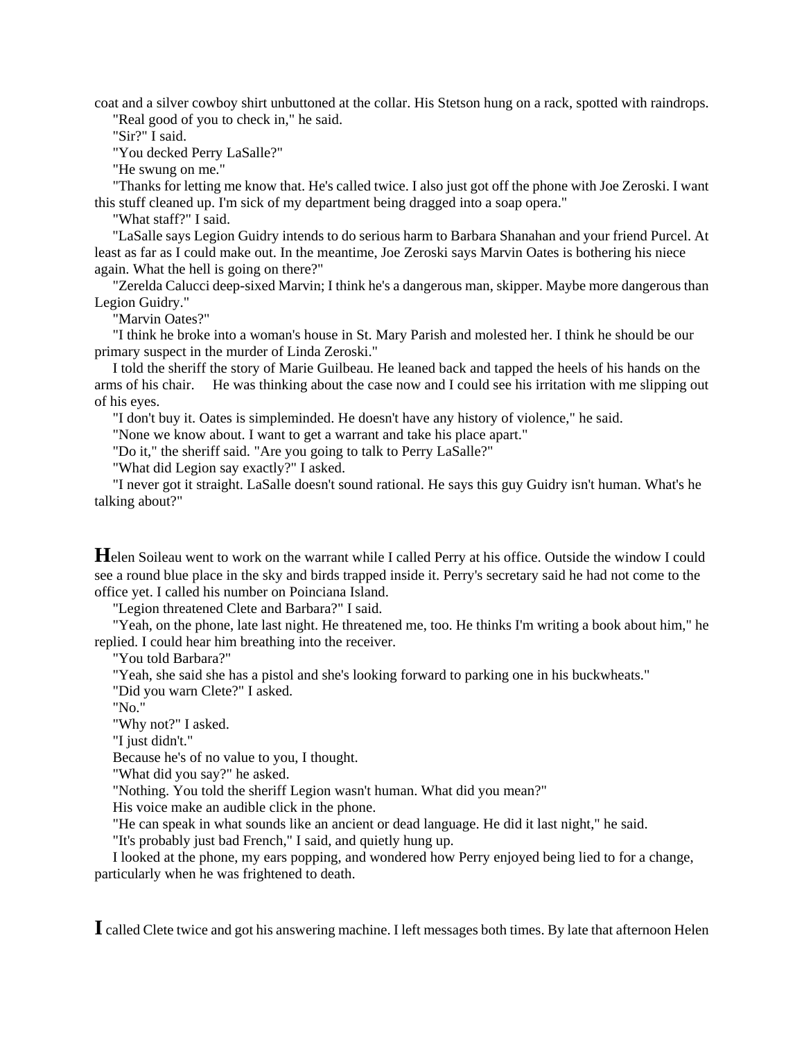coat and a silver cowboy shirt unbuttoned at the collar. His Stetson hung on a rack, spotted with raindrops.

"Real good of you to check in," he said.

"Sir?" I said.

"You decked Perry LaSalle?"

"He swung on me."

"Thanks for letting me know that. He's called twice. I also just got off the phone with Joe Zeroski. I want this stuff cleaned up. I'm sick of my department being dragged into a soap opera."

"What staff?" I said.

"LaSalle says Legion Guidry intends to do serious harm to Barbara Shanahan and your friend Purcel. At least as far as I could make out. In the meantime, Joe Zeroski says Marvin Oates is bothering his niece again. What the hell is going on there?"

"Zerelda Calucci deep-sixed Marvin; I think he's a dangerous man, skipper. Maybe more dangerous than Legion Guidry."

"Marvin Oates?"

"I think he broke into a woman's house in St. Mary Parish and molested her. I think he should be our primary suspect in the murder of Linda Zeroski."

I told the sheriff the story of Marie Guilbeau. He leaned back and tapped the heels of his hands on the arms of his chair. He was thinking about the case now and I could see his irritation with me slipping out of his eyes.

"I don't buy it. Oates is simpleminded. He doesn't have any history of violence," he said.

"None we know about. I want to get a warrant and take his place apart."

"Do it," the sheriff said. "Are you going to talk to Perry LaSalle?"

"What did Legion say exactly?" I asked.

"I never got it straight. LaSalle doesn't sound rational. He says this guy Guidry isn't human. What's he talking about?"

**H**elen Soileau went to work on the warrant while I called Perry at his office. Outside the window I could see a round blue place in the sky and birds trapped inside it. Perry's secretary said he had not come to the office yet. I called his number on Poinciana Island.

"Legion threatened Clete and Barbara?" I said.

"Yeah, on the phone, late last night. He threatened me, too. He thinks I'm writing a book about him," he replied. I could hear him breathing into the receiver.

"You told Barbara?"

"Yeah, she said she has a pistol and she's looking forward to parking one in his buckwheats."

"Did you warn Clete?" I asked.

"No."

"Why not?" I asked.

"I just didn't."

Because he's of no value to you, I thought.

"What did you say?" he asked.

"Nothing. You told the sheriff Legion wasn't human. What did you mean?"

His voice make an audible click in the phone.

"He can speak in what sounds like an ancient or dead language. He did it last night," he said.

"It's probably just bad French," I said, and quietly hung up.

I looked at the phone, my ears popping, and wondered how Perry enjoyed being lied to for a change, particularly when he was frightened to death.

**I** called Clete twice and got his answering machine. I left messages both times. By late that afternoon Helen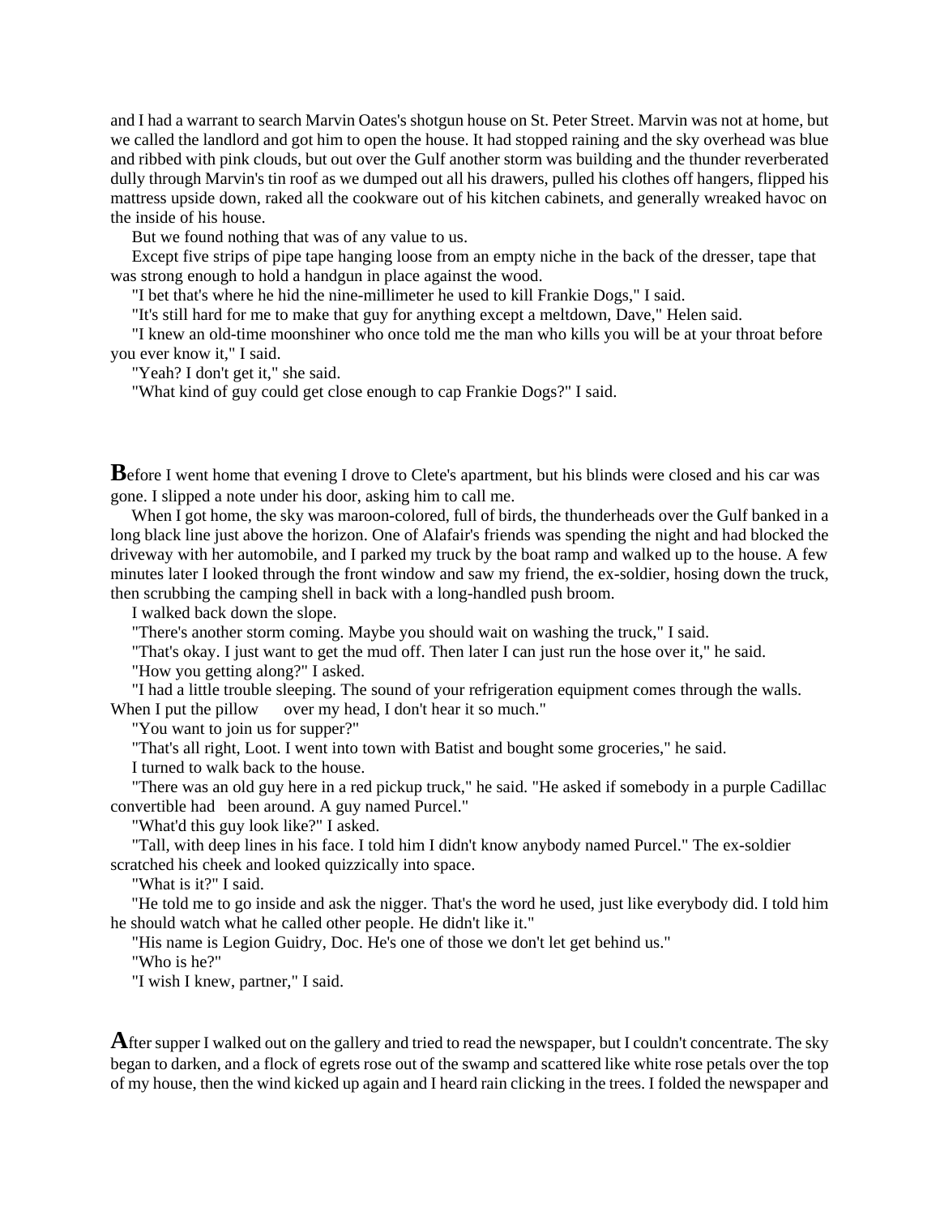and I had a warrant to search Marvin Oates's shotgun house on St. Peter Street. Marvin was not at home, but we called the landlord and got him to open the house. It had stopped raining and the sky overhead was blue and ribbed with pink clouds, but out over the Gulf another storm was building and the thunder reverberated dully through Marvin's tin roof as we dumped out all his drawers, pulled his clothes off hangers, flipped his mattress upside down, raked all the cookware out of his kitchen cabinets, and generally wreaked havoc on the inside of his house.

But we found nothing that was of any value to us.

Except five strips of pipe tape hanging loose from an empty niche in the back of the dresser, tape that was strong enough to hold a handgun in place against the wood.

"I bet that's where he hid the nine-millimeter he used to kill Frankie Dogs," I said.

"It's still hard for me to make that guy for anything except a meltdown, Dave," Helen said.

"I knew an old-time moonshiner who once told me the man who kills you will be at your throat before you ever know it," I said.

"Yeah? I don't get it," she said.

"What kind of guy could get close enough to cap Frankie Dogs?" I said.

**B**efore I went home that evening I drove to Clete's apartment, but his blinds were closed and his car was gone. I slipped a note under his door, asking him to call me.

When I got home, the sky was maroon-colored, full of birds, the thunderheads over the Gulf banked in a long black line just above the horizon. One of Alafair's friends was spending the night and had blocked the driveway with her automobile, and I parked my truck by the boat ramp and walked up to the house. A few minutes later I looked through the front window and saw my friend, the ex-soldier, hosing down the truck, then scrubbing the camping shell in back with a long-handled push broom.

I walked back down the slope.

"There's another storm coming. Maybe you should wait on washing the truck," I said.

"That's okay. I just want to get the mud off. Then later I can just run the hose over it," he said.

"How you getting along?" I asked.

"I had a little trouble sleeping. The sound of your refrigeration equipment comes through the walls. When I put the pillow over my head, I don't hear it so much."

"You want to join us for supper?"

"That's all right, Loot. I went into town with Batist and bought some groceries," he said.

I turned to walk back to the house.

"There was an old guy here in a red pickup truck," he said. "He asked if somebody in a purple Cadillac convertible had been around. A guy named Purcel."

"What'd this guy look like?" I asked.

"Tall, with deep lines in his face. I told him I didn't know anybody named Purcel." The ex-soldier scratched his cheek and looked quizzically into space.

"What is it?" I said.

"He told me to go inside and ask the nigger. That's the word he used, just like everybody did. I told him he should watch what he called other people. He didn't like it."

"His name is Legion Guidry, Doc. He's one of those we don't let get behind us."

"Who is he?"

"I wish I knew, partner," I said.

**A**fter supper I walked out on the gallery and tried to read the newspaper, but I couldn't concentrate. The sky began to darken, and a flock of egrets rose out of the swamp and scattered like white rose petals over the top of my house, then the wind kicked up again and I heard rain clicking in the trees. I folded the newspaper and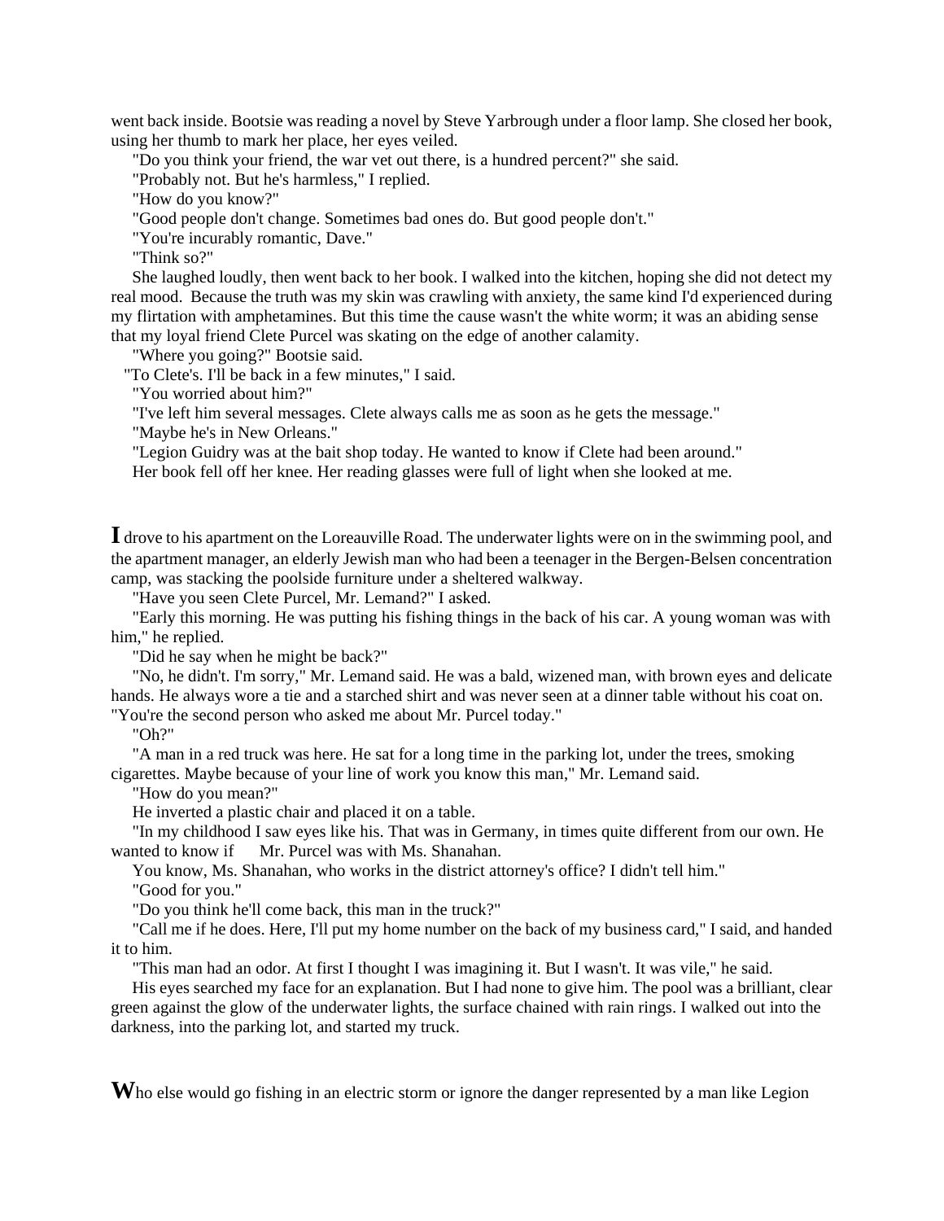went back inside. Bootsie was reading a novel by Steve Yarbrough under a floor lamp. She closed her book, using her thumb to mark her place, her eyes veiled.

"Do you think your friend, the war vet out there, is a hundred percent?" she said.

"Probably not. But he's harmless," I replied.

"How do you know?"

"Good people don't change. Sometimes bad ones do. But good people don't."

"You're incurably romantic, Dave."

"Think so?"

She laughed loudly, then went back to her book. I walked into the kitchen, hoping she did not detect my real mood. Because the truth was my skin was crawling with anxiety, the same kind I'd experienced during my flirtation with amphetamines. But this time the cause wasn't the white worm; it was an abiding sense that my loyal friend Clete Purcel was skating on the edge of another calamity.

"Where you going?" Bootsie said.

"To Clete's. I'll be back in a few minutes," I said.

"You worried about him?"

"I've left him several messages. Clete always calls me as soon as he gets the message."

"Maybe he's in New Orleans."

"Legion Guidry was at the bait shop today. He wanted to know if Clete had been around."

Her book fell off her knee. Her reading glasses were full of light when she looked at me.

**I** drove to his apartment on the Loreauville Road. The underwater lights were on in the swimming pool, and the apartment manager, an elderly Jewish man who had been a teenager in the Bergen-Belsen concentration camp, was stacking the poolside furniture under a sheltered walkway.

"Have you seen Clete Purcel, Mr. Lemand?" I asked.

"Early this morning. He was putting his fishing things in the back of his car. A young woman was with him," he replied.

"Did he say when he might be back?"

"No, he didn't. I'm sorry," Mr. Lemand said. He was a bald, wizened man, with brown eyes and delicate hands. He always wore a tie and a starched shirt and was never seen at a dinner table without his coat on. "You're the second person who asked me about Mr. Purcel today."

"Oh?"

"A man in a red truck was here. He sat for a long time in the parking lot, under the trees, smoking cigarettes. Maybe because of your line of work you know this man," Mr. Lemand said.

"How do you mean?"

He inverted a plastic chair and placed it on a table.

"In my childhood I saw eyes like his. That was in Germany, in times quite different from our own. He wanted to know if Mr. Purcel was with Ms. Shanahan.

You know, Ms. Shanahan, who works in the district attorney's office? I didn't tell him."

"Good for you."

"Do you think he'll come back, this man in the truck?"

"Call me if he does. Here, I'll put my home number on the back of my business card," I said, and handed it to him.

"This man had an odor. At first I thought I was imagining it. But I wasn't. It was vile," he said.

His eyes searched my face for an explanation. But I had none to give him. The pool was a brilliant, clear green against the glow of the underwater lights, the surface chained with rain rings. I walked out into the darkness, into the parking lot, and started my truck.

**W**ho else would go fishing in an electric storm or ignore the danger represented by a man like Legion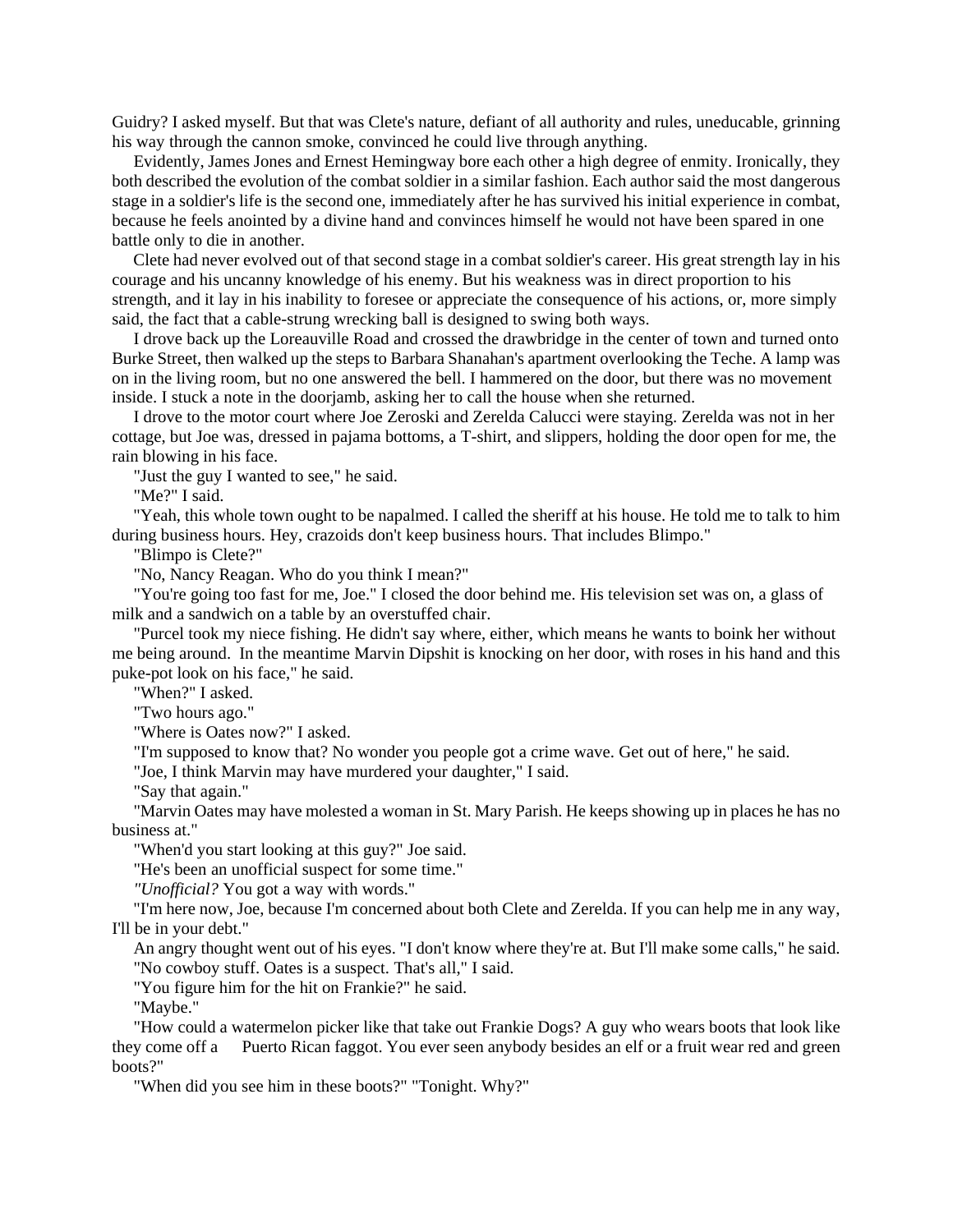Guidry? I asked myself. But that was Clete's nature, defiant of all authority and rules, uneducable, grinning his way through the cannon smoke, convinced he could live through anything.

Evidently, James Jones and Ernest Hemingway bore each other a high degree of enmity. Ironically, they both described the evolution of the combat soldier in a similar fashion. Each author said the most dangerous stage in a soldier's life is the second one, immediately after he has survived his initial experience in combat, because he feels anointed by a divine hand and convinces himself he would not have been spared in one battle only to die in another.

Clete had never evolved out of that second stage in a combat soldier's career. His great strength lay in his courage and his uncanny knowledge of his enemy. But his weakness was in direct proportion to his strength, and it lay in his inability to foresee or appreciate the consequence of his actions, or, more simply said, the fact that a cable-strung wrecking ball is designed to swing both ways.

I drove back up the Loreauville Road and crossed the drawbridge in the center of town and turned onto Burke Street, then walked up the steps to Barbara Shanahan's apartment overlooking the Teche. A lamp was on in the living room, but no one answered the bell. I hammered on the door, but there was no movement inside. I stuck a note in the doorjamb, asking her to call the house when she returned.

I drove to the motor court where Joe Zeroski and Zerelda Calucci were staying. Zerelda was not in her cottage, but Joe was, dressed in pajama bottoms, a T-shirt, and slippers, holding the door open for me, the rain blowing in his face.

"Just the guy I wanted to see," he said.

"Me?" I said.

"Yeah, this whole town ought to be napalmed. I called the sheriff at his house. He told me to talk to him during business hours. Hey, crazoids don't keep business hours. That includes Blimpo."

"Blimpo is Clete?"

"No, Nancy Reagan. Who do you think I mean?"

"You're going too fast for me, Joe." I closed the door behind me. His television set was on, a glass of milk and a sandwich on a table by an overstuffed chair.

"Purcel took my niece fishing. He didn't say where, either, which means he wants to boink her without me being around. In the meantime Marvin Dipshit is knocking on her door, with roses in his hand and this puke-pot look on his face," he said.

"When?" I asked.

"Two hours ago."

"Where is Oates now?" I asked.

"I'm supposed to know that? No wonder you people got a crime wave. Get out of here," he said.

"Joe, I think Marvin may have murdered your daughter," I said.

"Say that again."

"Marvin Oates may have molested a woman in St. Mary Parish. He keeps showing up in places he has no business at."

"When'd you start looking at this guy?" Joe said.

"He's been an unofficial suspect for some time."

*"Unofficial?* You got a way with words."

"I'm here now, Joe, because I'm concerned about both Clete and Zerelda. If you can help me in any way, I'll be in your debt."

An angry thought went out of his eyes. "I don't know where they're at. But I'll make some calls," he said.

"No cowboy stuff. Oates is a suspect. That's all," I said.

"You figure him for the hit on Frankie?" he said.

"Maybe."

"How could a watermelon picker like that take out Frankie Dogs? A guy who wears boots that look like they come off a Puerto Rican faggot. You ever seen anybody besides an elf or a fruit wear red and green boots?"

"When did you see him in these boots?" "Tonight. Why?"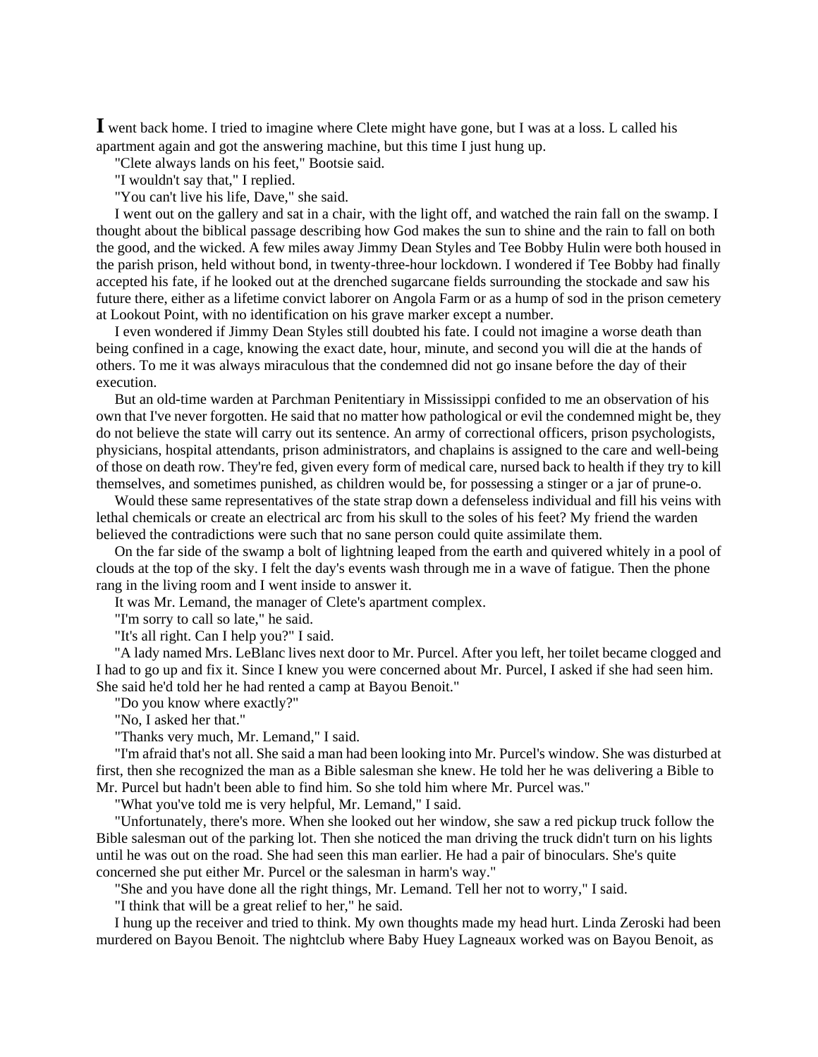**I** went back home. I tried to imagine where Clete might have gone, but I was at a loss. L called his apartment again and got the answering machine, but this time I just hung up.

"Clete always lands on his feet," Bootsie said.

"I wouldn't say that," I replied.

"You can't live his life, Dave," she said.

I went out on the gallery and sat in a chair, with the light off, and watched the rain fall on the swamp. I thought about the biblical passage describing how God makes the sun to shine and the rain to fall on both the good, and the wicked. A few miles away Jimmy Dean Styles and Tee Bobby Hulin were both housed in the parish prison, held without bond, in twenty-three-hour lockdown. I wondered if Tee Bobby had finally accepted his fate, if he looked out at the drenched sugarcane fields surrounding the stockade and saw his future there, either as a lifetime convict laborer on Angola Farm or as a hump of sod in the prison cemetery at Lookout Point, with no identification on his grave marker except a number.

I even wondered if Jimmy Dean Styles still doubted his fate. I could not imagine a worse death than being confined in a cage, knowing the exact date, hour, minute, and second you will die at the hands of others. To me it was always miraculous that the condemned did not go insane before the day of their execution.

But an old-time warden at Parchman Penitentiary in Mississippi confided to me an observation of his own that I've never forgotten. He said that no matter how pathological or evil the condemned might be, they do not believe the state will carry out its sentence. An army of correctional officers, prison psychologists, physicians, hospital attendants, prison administrators, and chaplains is assigned to the care and well-being of those on death row. They're fed, given every form of medical care, nursed back to health if they try to kill themselves, and sometimes punished, as children would be, for possessing a stinger or a jar of prune-o.

Would these same representatives of the state strap down a defenseless individual and fill his veins with lethal chemicals or create an electrical arc from his skull to the soles of his feet? My friend the warden believed the contradictions were such that no sane person could quite assimilate them.

On the far side of the swamp a bolt of lightning leaped from the earth and quivered whitely in a pool of clouds at the top of the sky. I felt the day's events wash through me in a wave of fatigue. Then the phone rang in the living room and I went inside to answer it.

It was Mr. Lemand, the manager of Clete's apartment complex.

"I'm sorry to call so late," he said.

"It's all right. Can I help you?" I said.

"A lady named Mrs. LeBlanc lives next door to Mr. Purcel. After you left, her toilet became clogged and I had to go up and fix it. Since I knew you were concerned about Mr. Purcel, I asked if she had seen him. She said he'd told her he had rented a camp at Bayou Benoit."

"Do you know where exactly?"

"No, I asked her that."

"Thanks very much, Mr. Lemand," I said.

"I'm afraid that's not all. She said a man had been looking into Mr. Purcel's window. She was disturbed at first, then she recognized the man as a Bible salesman she knew. He told her he was delivering a Bible to Mr. Purcel but hadn't been able to find him. So she told him where Mr. Purcel was."

"What you've told me is very helpful, Mr. Lemand," I said.

"Unfortunately, there's more. When she looked out her window, she saw a red pickup truck follow the Bible salesman out of the parking lot. Then she noticed the man driving the truck didn't turn on his lights until he was out on the road. She had seen this man earlier. He had a pair of binoculars. She's quite concerned she put either Mr. Purcel or the salesman in harm's way."

"She and you have done all the right things, Mr. Lemand. Tell her not to worry," I said.

"I think that will be a great relief to her," he said.

I hung up the receiver and tried to think. My own thoughts made my head hurt. Linda Zeroski had been murdered on Bayou Benoit. The nightclub where Baby Huey Lagneaux worked was on Bayou Benoit, as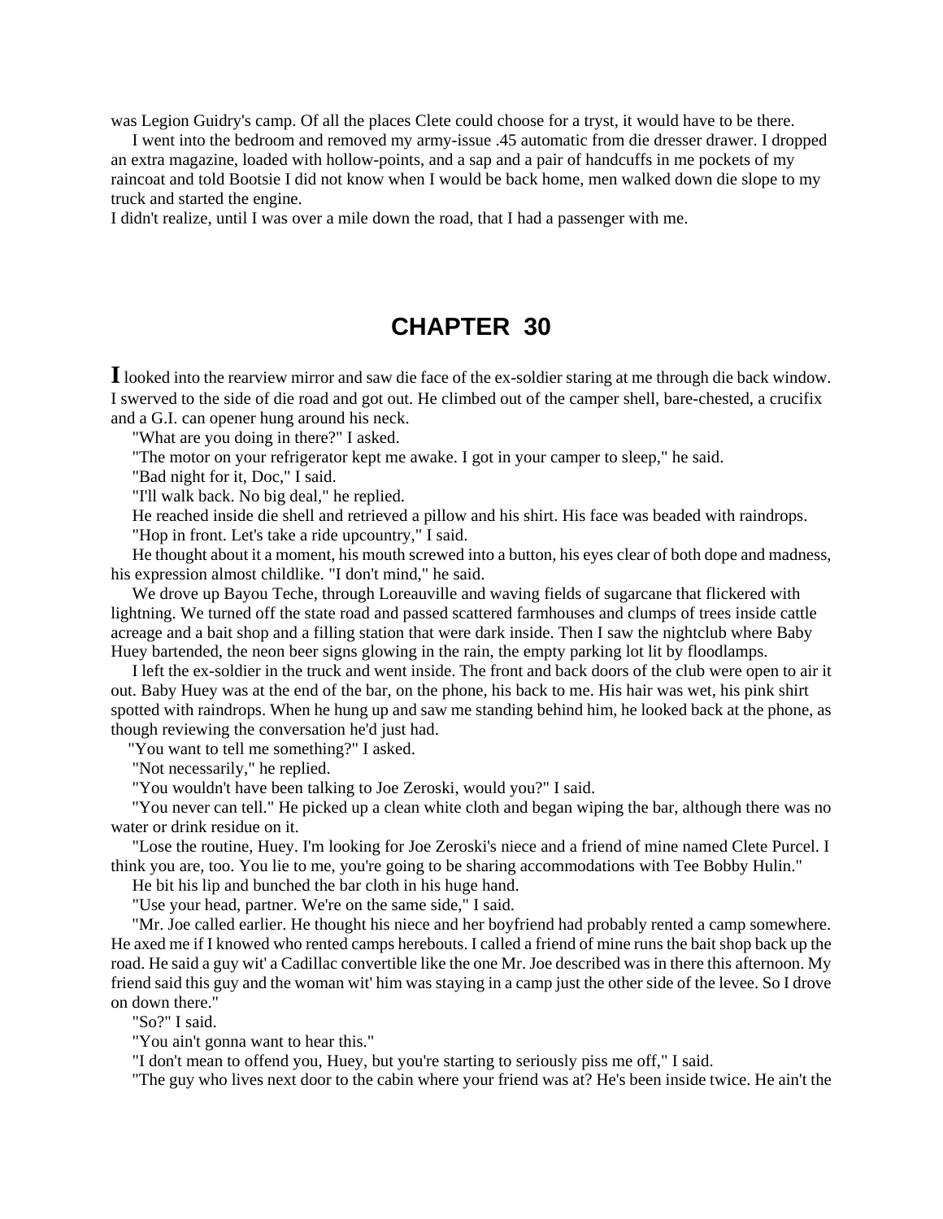was Legion Guidry's camp. Of all the places Clete could choose for a tryst, it would have to be there.

I went into the bedroom and removed my army-issue .45 automatic from die dresser drawer. I dropped an extra magazine, loaded with hollow-points, and a sap and a pair of handcuffs in me pockets of my raincoat and told Bootsie I did not know when I would be back home, men walked down die slope to my truck and started the engine.

I didn't realize, until I was over a mile down the road, that I had a passenger with me.

# CHAPTER 30

**I** looked into the rearview mirror and saw die face of the ex-soldier staring at me through die back window. I swerved to the side of die road and got out. He climbed out of the camper shell, bare-chested, a crucifix and a G.I. can opener hung around his neck.

"What are you doing in there?" I asked.

"The motor on your refrigerator kept me awake. I got in your camper to sleep," he said.

"Bad night for it, Doc," I said.

"I'll walk back. No big deal," he replied.

He reached inside die shell and retrieved a pillow and his shirt. His face was beaded with raindrops.

"Hop in front. Let's take a ride upcountry," I said.

He thought about it a moment, his mouth screwed into a button, his eyes clear of both dope and madness, his expression almost childlike. "I don't mind," he said.

We drove up Bayou Teche, through Loreauville and waving fields of sugarcane that flickered with lightning. We turned off the state road and passed scattered farmhouses and clumps of trees inside cattle acreage and a bait shop and a filling station that were dark inside. Then I saw the nightclub where Baby Huey bartended, the neon beer signs glowing in the rain, the empty parking lot lit by floodlamps.

I left the ex-soldier in the truck and went inside. The front and back doors of the club were open to air it out. Baby Huey was at the end of the bar, on the phone, his back to me. His hair was wet, his pink shirt spotted with raindrops. When he hung up and saw me standing behind him, he looked back at the phone, as though reviewing the conversation he'd just had.

"You want to tell me something?" I asked.

"Not necessarily," he replied.

"You wouldn't have been talking to Joe Zeroski, would you?" I said.

"You never can tell." He picked up a clean white cloth and began wiping the bar, although there was no water or drink residue on it.

"Lose the routine, Huey. I'm looking for Joe Zeroski's niece and a friend of mine named Clete Purcel. I think you are, too. You lie to me, you're going to be sharing accommodations with Tee Bobby Hulin."

He bit his lip and bunched the bar cloth in his huge hand.

"Use your head, partner. We're on the same side," I said.

"Mr. Joe called earlier. He thought his niece and her boyfriend had probably rented a camp somewhere. He axed me if I knowed who rented camps herebouts. I called a friend of mine runs the bait shop back up the road. He said a guy wit' a Cadillac convertible like the one Mr. Joe described was in there this afternoon. My friend said this guy and the woman wit' him was staying in a camp just the other side of the levee. So I drove on down there."

"So?" I said.

"You ain't gonna want to hear this."

"I don't mean to offend you, Huey, but you're starting to seriously piss me off," I said.

"The guy who lives next door to the cabin where your friend was at? He's been inside twice. He ain't the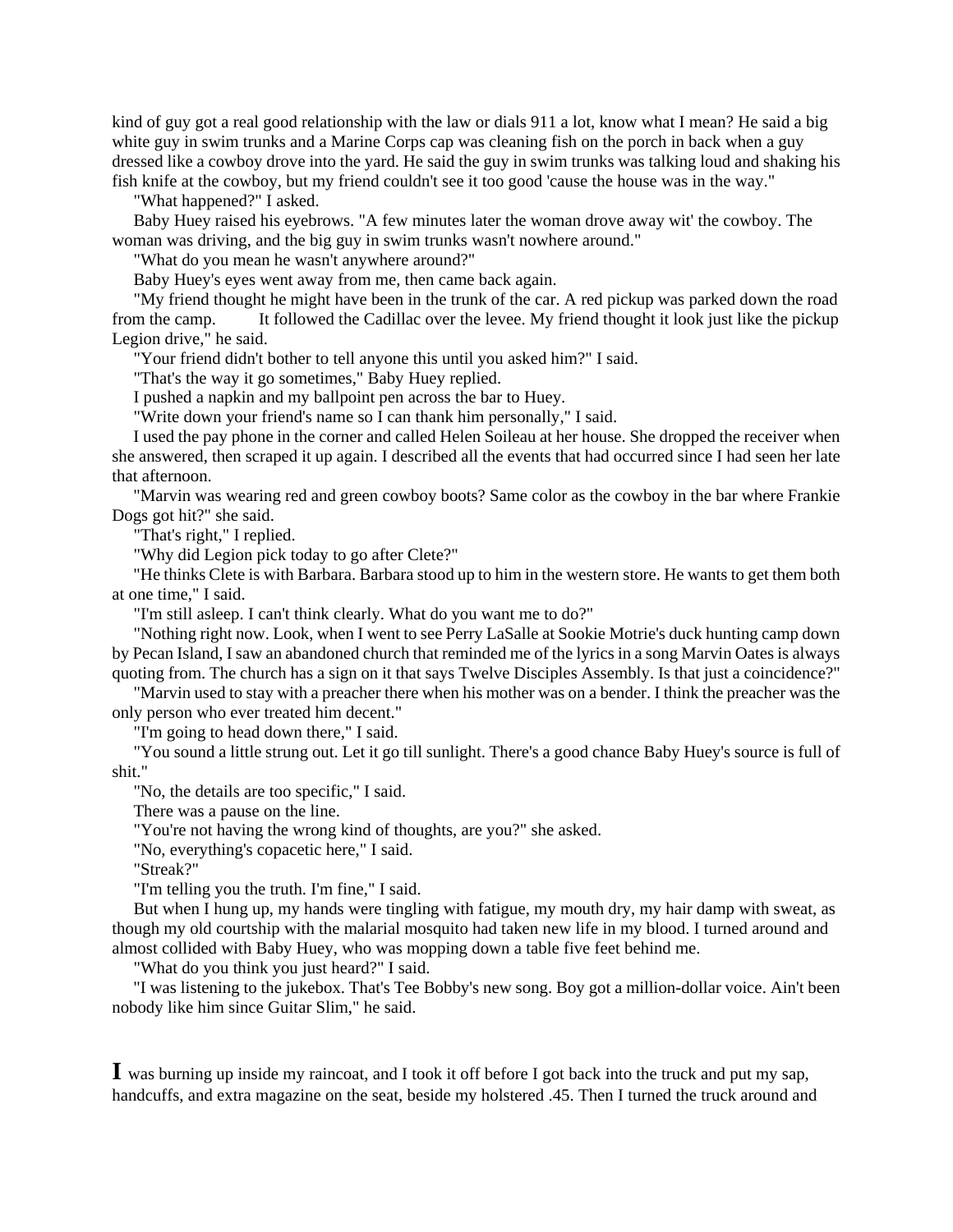kind of guy got a real good relationship with the law or dials 911 a lot, know what I mean? He said a big white guy in swim trunks and a Marine Corps cap was cleaning fish on the porch in back when a guy dressed like a cowboy drove into the yard. He said the guy in swim trunks was talking loud and shaking his fish knife at the cowboy, but my friend couldn't see it too good 'cause the house was in the way."

"What happened?" I asked.

Baby Huey raised his eyebrows. "A few minutes later the woman drove away wit' the cowboy. The woman was driving, and the big guy in swim trunks wasn't nowhere around."

"What do you mean he wasn't anywhere around?"

Baby Huey's eyes went away from me, then came back again.

"My friend thought he might have been in the trunk of the car. A red pickup was parked down the road from the camp. It followed the Cadillac over the levee. My friend thought it look just like the pickup Legion drive," he said.

"Your friend didn't bother to tell anyone this until you asked him?" I said.

"That's the way it go sometimes," Baby Huey replied.

I pushed a napkin and my ballpoint pen across the bar to Huey.

"Write down your friend's name so I can thank him personally," I said.

I used the pay phone in the corner and called Helen Soileau at her house. She dropped the receiver when she answered, then scraped it up again. I described all the events that had occurred since I had seen her late that afternoon.

"Marvin was wearing red and green cowboy boots? Same color as the cowboy in the bar where Frankie Dogs got hit?" she said.

"That's right," I replied.

"Why did Legion pick today to go after Clete?"

"He thinks Clete is with Barbara. Barbara stood up to him in the western store. He wants to get them both at one time," I said.

"I'm still asleep. I can't think clearly. What do you want me to do?"

"Nothing right now. Look, when I went to see Perry LaSalle at Sookie Motrie's duck hunting camp down by Pecan Island, I saw an abandoned church that reminded me of the lyrics in a song Marvin Oates is always quoting from. The church has a sign on it that says Twelve Disciples Assembly. Is that just a coincidence?"

"Marvin used to stay with a preacher there when his mother was on a bender. I think the preacher was the only person who ever treated him decent."

"I'm going to head down there," I said.

"You sound a little strung out. Let it go till sunlight. There's a good chance Baby Huey's source is full of shit."

"No, the details are too specific," I said.

There was a pause on the line.

"You're not having the wrong kind of thoughts, are you?" she asked.

"No, everything's copacetic here," I said.

"Streak?"

"I'm telling you the truth. I'm fine," I said.

But when I hung up, my hands were tingling with fatigue, my mouth dry, my hair damp with sweat, as though my old courtship with the malarial mosquito had taken new life in my blood. I turned around and almost collided with Baby Huey, who was mopping down a table five feet behind me.

"What do you think you just heard?" I said.

"I was listening to the jukebox. That's Tee Bobby's new song. Boy got a million-dollar voice. Ain't been nobody like him since Guitar Slim," he said.

**I** was burning up inside my raincoat, and I took it off before I got back into the truck and put my sap, handcuffs, and extra magazine on the seat, beside my holstered .45. Then I turned the truck around and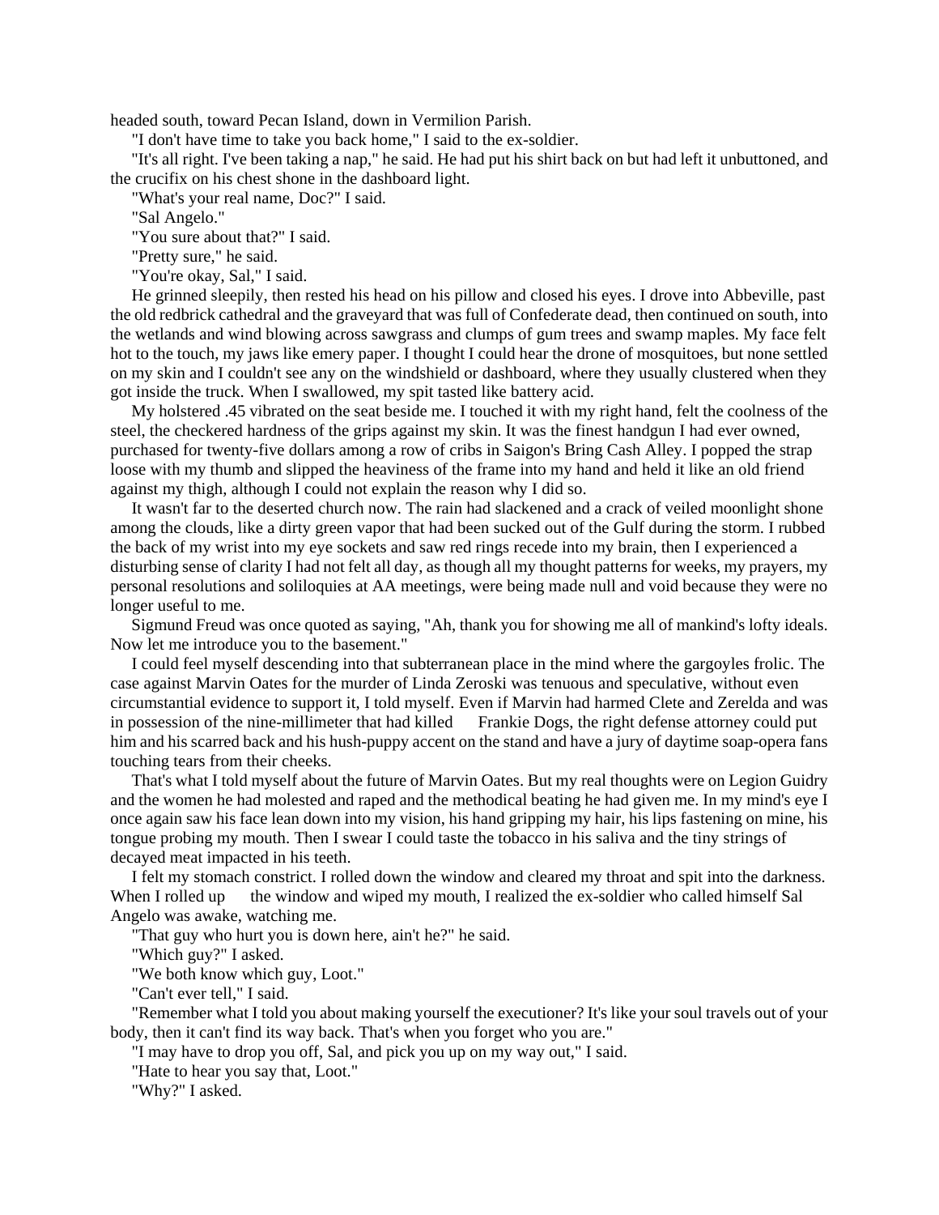headed south, toward Pecan Island, down in Vermilion Parish.

"I don't have time to take you back home," I said to the ex-soldier.

"It's all right. I've been taking a nap," he said. He had put his shirt back on but had left it unbuttoned, and the crucifix on his chest shone in the dashboard light.

"What's your real name, Doc?" I said.

"Sal Angelo."

"You sure about that?" I said.

"Pretty sure," he said.

"You're okay, Sal," I said.

He grinned sleepily, then rested his head on his pillow and closed his eyes. I drove into Abbeville, past the old redbrick cathedral and the graveyard that was full of Confederate dead, then continued on south, into the wetlands and wind blowing across sawgrass and clumps of gum trees and swamp maples. My face felt hot to the touch, my jaws like emery paper. I thought I could hear the drone of mosquitoes, but none settled on my skin and I couldn't see any on the windshield or dashboard, where they usually clustered when they got inside the truck. When I swallowed, my spit tasted like battery acid.

My holstered .45 vibrated on the seat beside me. I touched it with my right hand, felt the coolness of the steel, the checkered hardness of the grips against my skin. It was the finest handgun I had ever owned, purchased for twenty-five dollars among a row of cribs in Saigon's Bring Cash Alley. I popped the strap loose with my thumb and slipped the heaviness of the frame into my hand and held it like an old friend against my thigh, although I could not explain the reason why I did so.

It wasn't far to the deserted church now. The rain had slackened and a crack of veiled moonlight shone among the clouds, like a dirty green vapor that had been sucked out of the Gulf during the storm. I rubbed the back of my wrist into my eye sockets and saw red rings recede into my brain, then I experienced a disturbing sense of clarity I had not felt all day, as though all my thought patterns for weeks, my prayers, my personal resolutions and soliloquies at AA meetings, were being made null and void because they were no longer useful to me.

Sigmund Freud was once quoted as saying, "Ah, thank you for showing me all of mankind's lofty ideals. Now let me introduce you to the basement."

I could feel myself descending into that subterranean place in the mind where the gargoyles frolic. The case against Marvin Oates for the murder of Linda Zeroski was tenuous and speculative, without even circumstantial evidence to support it, I told myself. Even if Marvin had harmed Clete and Zerelda and was in possession of the nine-millimeter that had killed Frankie Dogs, the right defense attorney could put him and his scarred back and his hush-puppy accent on the stand and have a jury of daytime soap-opera fans touching tears from their cheeks.

That's what I told myself about the future of Marvin Oates. But my real thoughts were on Legion Guidry and the women he had molested and raped and the methodical beating he had given me. In my mind's eye I once again saw his face lean down into my vision, his hand gripping my hair, his lips fastening on mine, his tongue probing my mouth. Then I swear I could taste the tobacco in his saliva and the tiny strings of decayed meat impacted in his teeth.

I felt my stomach constrict. I rolled down the window and cleared my throat and spit into the darkness. When I rolled up the window and wiped my mouth, I realized the ex-soldier who called himself Sal Angelo was awake, watching me.

"That guy who hurt you is down here, ain't he?" he said.

"Which guy?" I asked.

"We both know which guy, Loot."

"Can't ever tell," I said.

"Remember what I told you about making yourself the executioner? It's like your soul travels out of your body, then it can't find its way back. That's when you forget who you are."

"I may have to drop you off, Sal, and pick you up on my way out," I said.

"Hate to hear you say that, Loot."

"Why?" I asked.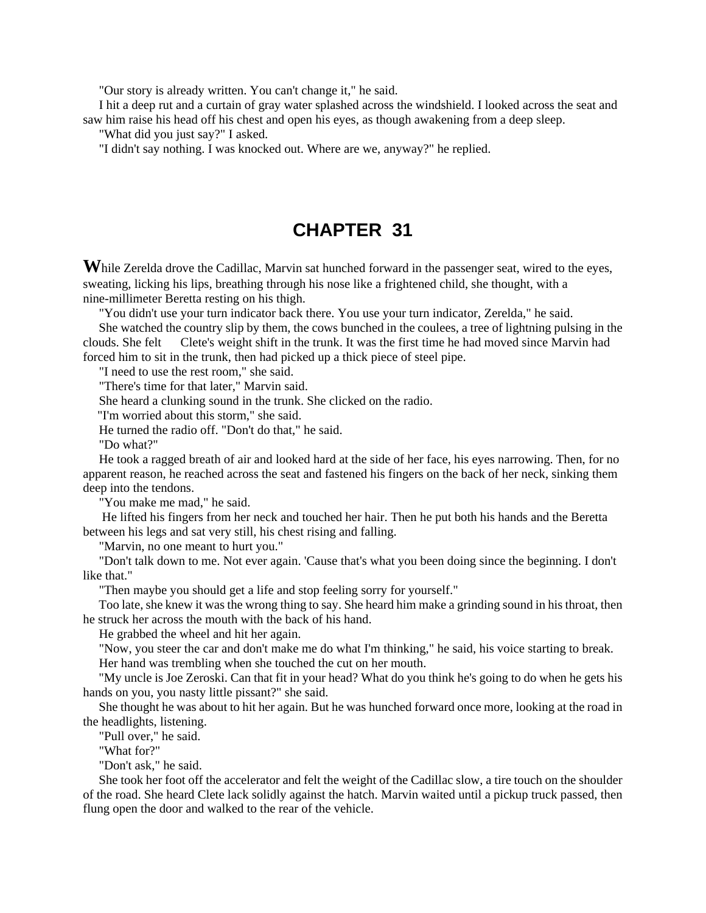"Our story is already written. You can't change it," he said.

I hit a deep rut and a curtain of gray water splashed across the windshield. I looked across the seat and saw him raise his head off his chest and open his eyes, as though awakening from a deep sleep.

"What did you just say?" I asked.

"I didn't say nothing. I was knocked out. Where are we, anyway?" he replied.

# CHAPTER 31

**W**hile Zerelda drove the Cadillac, Marvin sat hunched forward in the passenger seat, wired to the eyes, sweating, licking his lips, breathing through his nose like a frightened child, she thought, with a nine-millimeter Beretta resting on his thigh.

"You didn't use your turn indicator back there. You use your turn indicator, Zerelda," he said.

She watched the country slip by them, the cows bunched in the coulees, a tree of lightning pulsing in the clouds. She felt Clete's weight shift in the trunk. It was the first time he had moved since Marvin had forced him to sit in the trunk, then had picked up a thick piece of steel pipe.

"I need to use the rest room," she said.

"There's time for that later," Marvin said.

She heard a clunking sound in the trunk. She clicked on the radio.

"I'm worried about this storm," she said.

He turned the radio off. "Don't do that," he said.

"Do what?"

He took a ragged breath of air and looked hard at the side of her face, his eyes narrowing. Then, for no apparent reason, he reached across the seat and fastened his fingers on the back of her neck, sinking them deep into the tendons.

"You make me mad," he said.

He lifted his fingers from her neck and touched her hair. Then he put both his hands and the Beretta between his legs and sat very still, his chest rising and falling.

"Marvin, no one meant to hurt you."

"Don't talk down to me. Not ever again. 'Cause that's what you been doing since the beginning. I don't like that."

"Then maybe you should get a life and stop feeling sorry for yourself."

Too late, she knew it was the wrong thing to say. She heard him make a grinding sound in his throat, then he struck her across the mouth with the back of his hand.

He grabbed the wheel and hit her again.

"Now, you steer the car and don't make me do what I'm thinking," he said, his voice starting to break.

Her hand was trembling when she touched the cut on her mouth.

"My uncle is Joe Zeroski. Can that fit in your head? What do you think he's going to do when he gets his hands on you, you nasty little pissant?" she said.

She thought he was about to hit her again. But he was hunched forward once more, looking at the road in the headlights, listening.

"Pull over," he said.

"What for?"

"Don't ask," he said.

She took her foot off the accelerator and felt the weight of the Cadillac slow, a tire touch on the shoulder of the road. She heard Clete lack solidly against the hatch. Marvin waited until a pickup truck passed, then flung open the door and walked to the rear of the vehicle.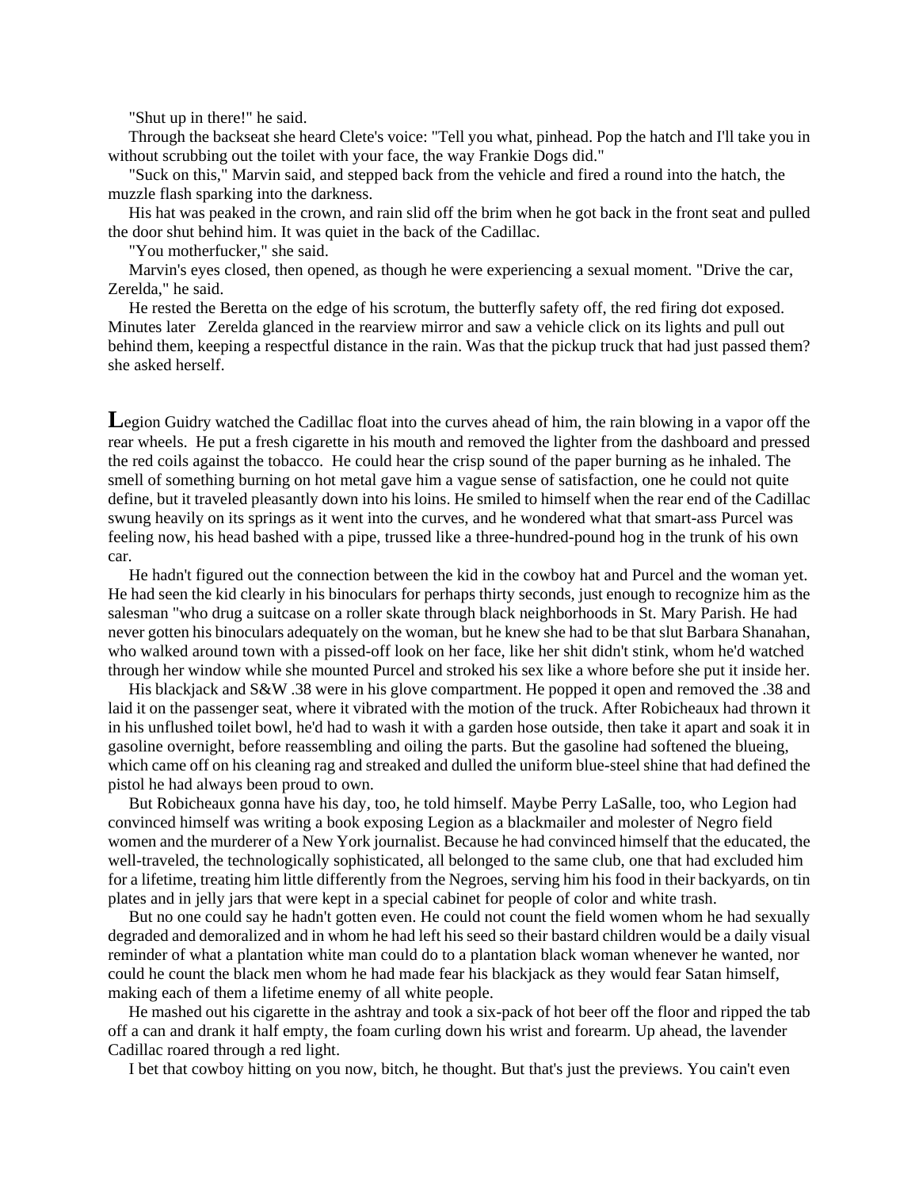"Shut up in there!" he said.

Through the backseat she heard Clete's voice: "Tell you what, pinhead. Pop the hatch and I'll take you in without scrubbing out the toilet with your face, the way Frankie Dogs did."

"Suck on this," Marvin said, and stepped back from the vehicle and fired a round into the hatch, the muzzle flash sparking into the darkness.

His hat was peaked in the crown, and rain slid off the brim when he got back in the front seat and pulled the door shut behind him. It was quiet in the back of the Cadillac.

"You motherfucker," she said.

Marvin's eyes closed, then opened, as though he were experiencing a sexual moment. "Drive the car, Zerelda," he said.

He rested the Beretta on the edge of his scrotum, the butterfly safety off, the red firing dot exposed. Minutes later Zerelda glanced in the rearview mirror and saw a vehicle click on its lights and pull out behind them, keeping a respectful distance in the rain. Was that the pickup truck that had just passed them? she asked herself.

**L**egion Guidry watched the Cadillac float into the curves ahead of him, the rain blowing in a vapor off the rear wheels. He put a fresh cigarette in his mouth and removed the lighter from the dashboard and pressed the red coils against the tobacco. He could hear the crisp sound of the paper burning as he inhaled. The smell of something burning on hot metal gave him a vague sense of satisfaction, one he could not quite define, but it traveled pleasantly down into his loins. He smiled to himself when the rear end of the Cadillac swung heavily on its springs as it went into the curves, and he wondered what that smart-ass Purcel was feeling now, his head bashed with a pipe, trussed like a three-hundred-pound hog in the trunk of his own car.

He hadn't figured out the connection between the kid in the cowboy hat and Purcel and the woman yet. He had seen the kid clearly in his binoculars for perhaps thirty seconds, just enough to recognize him as the salesman "who drug a suitcase on a roller skate through black neighborhoods in St. Mary Parish. He had never gotten his binoculars adequately on the woman, but he knew she had to be that slut Barbara Shanahan, who walked around town with a pissed-off look on her face, like her shit didn't stink, whom he'd watched through her window while she mounted Purcel and stroked his sex like a whore before she put it inside her.

His blackjack and S&W .38 were in his glove compartment. He popped it open and removed the .38 and laid it on the passenger seat, where it vibrated with the motion of the truck. After Robicheaux had thrown it in his unflushed toilet bowl, he'd had to wash it with a garden hose outside, then take it apart and soak it in gasoline overnight, before reassembling and oiling the parts. But the gasoline had softened the blueing, which came off on his cleaning rag and streaked and dulled the uniform blue-steel shine that had defined the pistol he had always been proud to own.

But Robicheaux gonna have his day, too, he told himself. Maybe Perry LaSalle, too, who Legion had convinced himself was writing a book exposing Legion as a blackmailer and molester of Negro field women and the murderer of a New York journalist. Because he had convinced himself that the educated, the well-traveled, the technologically sophisticated, all belonged to the same club, one that had excluded him for a lifetime, treating him little differently from the Negroes, serving him his food in their backyards, on tin plates and in jelly jars that were kept in a special cabinet for people of color and white trash.

But no one could say he hadn't gotten even. He could not count the field women whom he had sexually degraded and demoralized and in whom he had left his seed so their bastard children would be a daily visual reminder of what a plantation white man could do to a plantation black woman whenever he wanted, nor could he count the black men whom he had made fear his blackjack as they would fear Satan himself, making each of them a lifetime enemy of all white people.

He mashed out his cigarette in the ashtray and took a six-pack of hot beer off the floor and ripped the tab off a can and drank it half empty, the foam curling down his wrist and forearm. Up ahead, the lavender Cadillac roared through a red light.

I bet that cowboy hitting on you now, bitch, he thought. But that's just the previews. You cain't even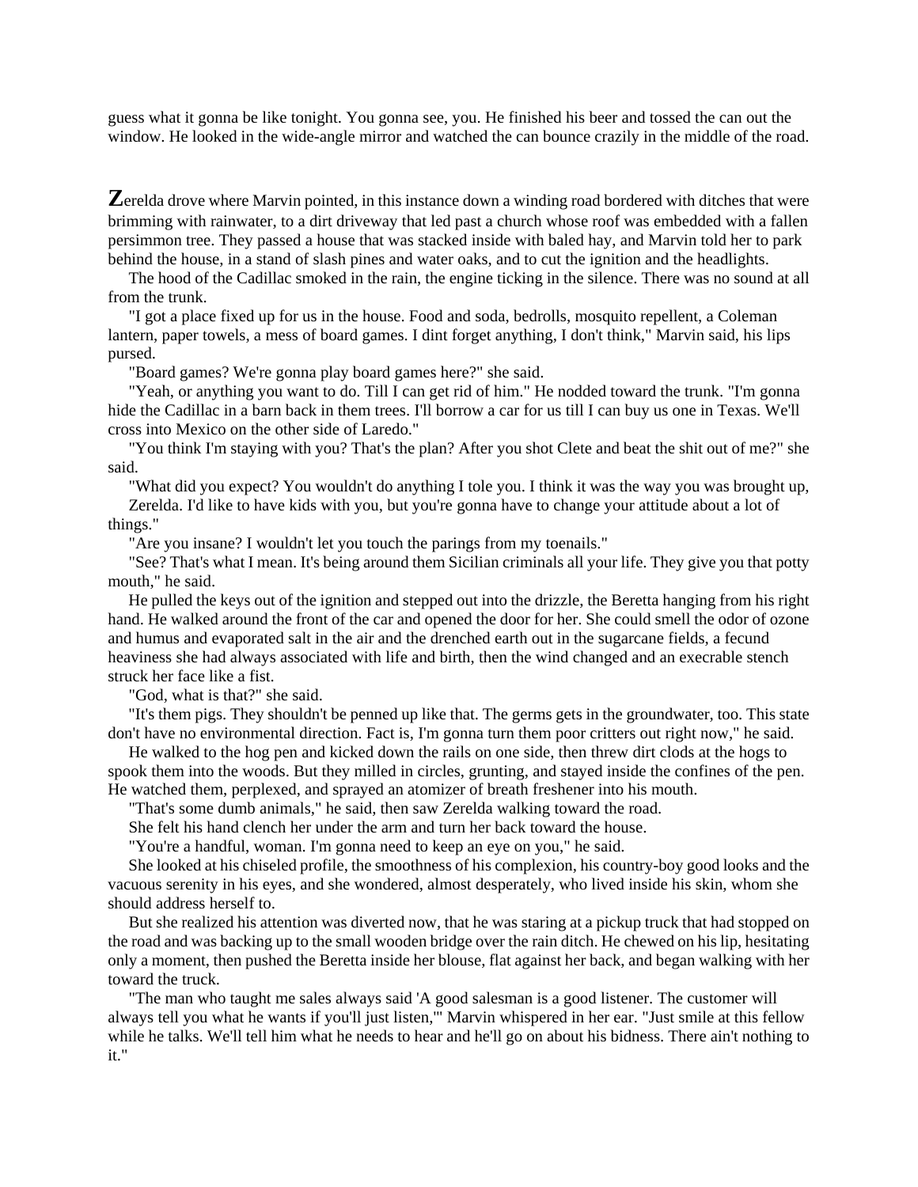guess what it gonna be like tonight. You gonna see, you. He finished his beer and tossed the can out the window. He looked in the wide-angle mirror and watched the can bounce crazily in the middle of the road.

**Z**erelda drove where Marvin pointed, in this instance down a winding road bordered with ditches that were brimming with rainwater, to a dirt driveway that led past a church whose roof was embedded with a fallen persimmon tree. They passed a house that was stacked inside with baled hay, and Marvin told her to park behind the house, in a stand of slash pines and water oaks, and to cut the ignition and the headlights.

The hood of the Cadillac smoked in the rain, the engine ticking in the silence. There was no sound at all from the trunk.

"I got a place fixed up for us in the house. Food and soda, bedrolls, mosquito repellent, a Coleman lantern, paper towels, a mess of board games. I dint forget anything, I don't think," Marvin said, his lips pursed.

"Board games? We're gonna play board games here?" she said.

"Yeah, or anything you want to do. Till I can get rid of him." He nodded toward the trunk. "I'm gonna hide the Cadillac in a barn back in them trees. I'll borrow a car for us till I can buy us one in Texas. We'll cross into Mexico on the other side of Laredo."

"You think I'm staying with you? That's the plan? After you shot Clete and beat the shit out of me?" she said.

"What did you expect? You wouldn't do anything I tole you. I think it was the way you was brought up, Zerelda. I'd like to have kids with you, but you're gonna have to change your attitude about a lot of things."

"Are you insane? I wouldn't let you touch the parings from my toenails."

"See? That's what I mean. It's being around them Sicilian criminals all your life. They give you that potty mouth," he said.

He pulled the keys out of the ignition and stepped out into the drizzle, the Beretta hanging from his right hand. He walked around the front of the car and opened the door for her. She could smell the odor of ozone and humus and evaporated salt in the air and the drenched earth out in the sugarcane fields, a fecund heaviness she had always associated with life and birth, then the wind changed and an execrable stench struck her face like a fist.

"God, what is that?" she said.

"It's them pigs. They shouldn't be penned up like that. The germs gets in the groundwater, too. This state don't have no environmental direction. Fact is, I'm gonna turn them poor critters out right now," he said.

He walked to the hog pen and kicked down the rails on one side, then threw dirt clods at the hogs to spook them into the woods. But they milled in circles, grunting, and stayed inside the confines of the pen. He watched them, perplexed, and sprayed an atomizer of breath freshener into his mouth.

"That's some dumb animals," he said, then saw Zerelda walking toward the road.

She felt his hand clench her under the arm and turn her back toward the house.

"You're a handful, woman. I'm gonna need to keep an eye on you," he said.

She looked at his chiseled profile, the smoothness of his complexion, his country-boy good looks and the vacuous serenity in his eyes, and she wondered, almost desperately, who lived inside his skin, whom she should address herself to.

But she realized his attention was diverted now, that he was staring at a pickup truck that had stopped on the road and was backing up to the small wooden bridge over the rain ditch. He chewed on his lip, hesitating only a moment, then pushed the Beretta inside her blouse, flat against her back, and began walking with her toward the truck.

"The man who taught me sales always said 'A good salesman is a good listener. The customer will always tell you what he wants if you'll just listen,'" Marvin whispered in her ear. "Just smile at this fellow while he talks. We'll tell him what he needs to hear and he'll go on about his bidness. There ain't nothing to it."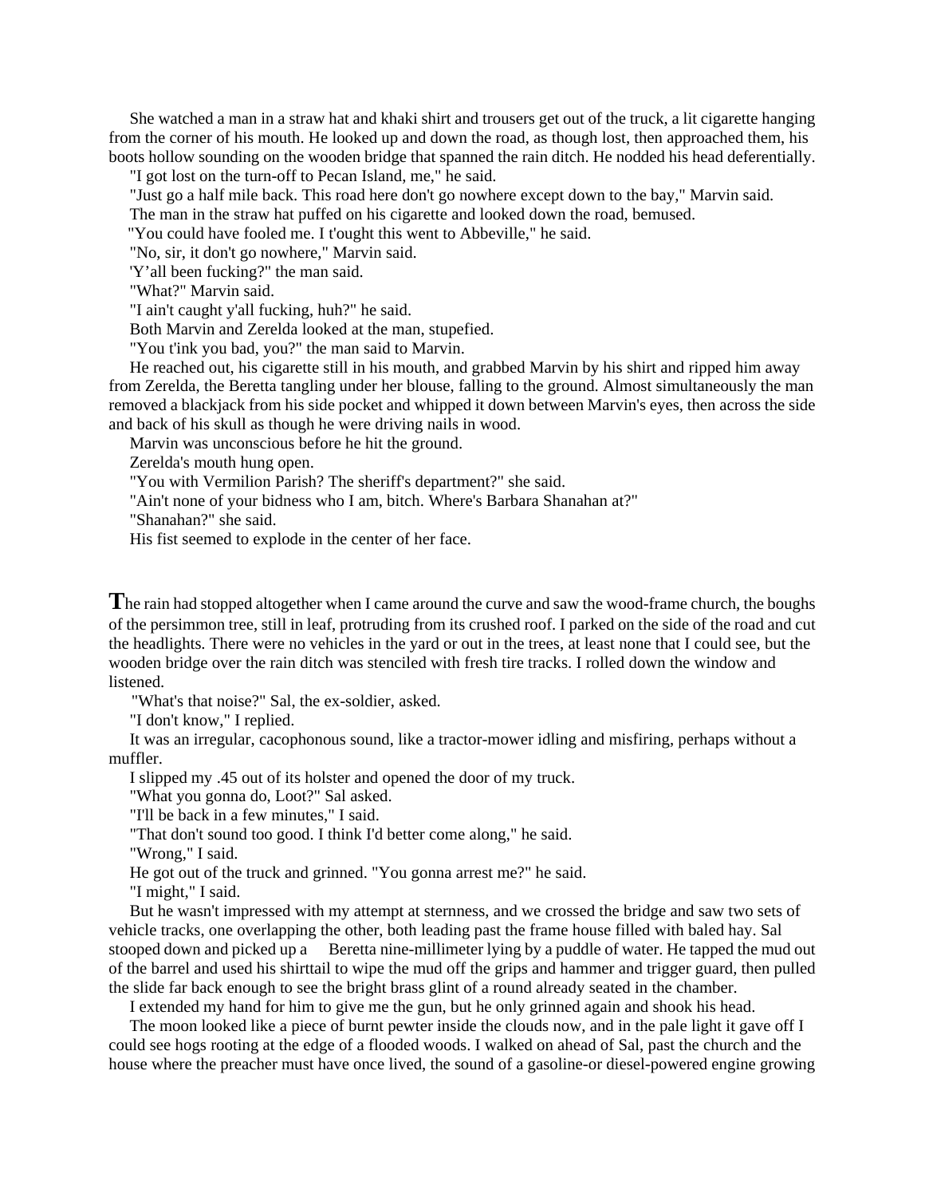She watched a man in a straw hat and khaki shirt and trousers get out of the truck, a lit cigarette hanging from the corner of his mouth. He looked up and down the road, as though lost, then approached them, his boots hollow sounding on the wooden bridge that spanned the rain ditch. He nodded his head deferentially.

"I got lost on the turn-off to Pecan Island, me," he said.

"Just go a half mile back. This road here don't go nowhere except down to the bay," Marvin said.

The man in the straw hat puffed on his cigarette and looked down the road, bemused.

"You could have fooled me. I t'ought this went to Abbeville," he said.

"No, sir, it don't go nowhere," Marvin said.

'Y'all been fucking?" the man said.

"What?" Marvin said.

"I ain't caught y'all fucking, huh?" he said.

Both Marvin and Zerelda looked at the man, stupefied.

"You t'ink you bad, you?" the man said to Marvin.

He reached out, his cigarette still in his mouth, and grabbed Marvin by his shirt and ripped him away from Zerelda, the Beretta tangling under her blouse, falling to the ground. Almost simultaneously the man removed a blackjack from his side pocket and whipped it down between Marvin's eyes, then across the side and back of his skull as though he were driving nails in wood.

Marvin was unconscious before he hit the ground.

Zerelda's mouth hung open.

"You with Vermilion Parish? The sheriff's department?" she said.

"Ain't none of your bidness who I am, bitch. Where's Barbara Shanahan at?"

"Shanahan?" she said.

His fist seemed to explode in the center of her face.

**T**he rain had stopped altogether when I came around the curve and saw the wood-frame church, the boughs of the persimmon tree, still in leaf, protruding from its crushed roof. I parked on the side of the road and cut the headlights. There were no vehicles in the yard or out in the trees, at least none that I could see, but the wooden bridge over the rain ditch was stenciled with fresh tire tracks. I rolled down the window and listened.

"What's that noise?" Sal, the ex-soldier, asked.

"I don't know," I replied.

It was an irregular, cacophonous sound, like a tractor-mower idling and misfiring, perhaps without a muffler.

I slipped my .45 out of its holster and opened the door of my truck.

"What you gonna do, Loot?" Sal asked.

"I'll be back in a few minutes," I said.

"That don't sound too good. I think I'd better come along," he said.

"Wrong," I said.

He got out of the truck and grinned. "You gonna arrest me?" he said.

"I might," I said.

But he wasn't impressed with my attempt at sternness, and we crossed the bridge and saw two sets of vehicle tracks, one overlapping the other, both leading past the frame house filled with baled hay. Sal stooped down and picked up a Beretta nine-millimeter lying by a puddle of water. He tapped the mud out of the barrel and used his shirttail to wipe the mud off the grips and hammer and trigger guard, then pulled the slide far back enough to see the bright brass glint of a round already seated in the chamber.

I extended my hand for him to give me the gun, but he only grinned again and shook his head.

The moon looked like a piece of burnt pewter inside the clouds now, and in the pale light it gave off I could see hogs rooting at the edge of a flooded woods. I walked on ahead of Sal, past the church and the house where the preacher must have once lived, the sound of a gasoline-or diesel-powered engine growing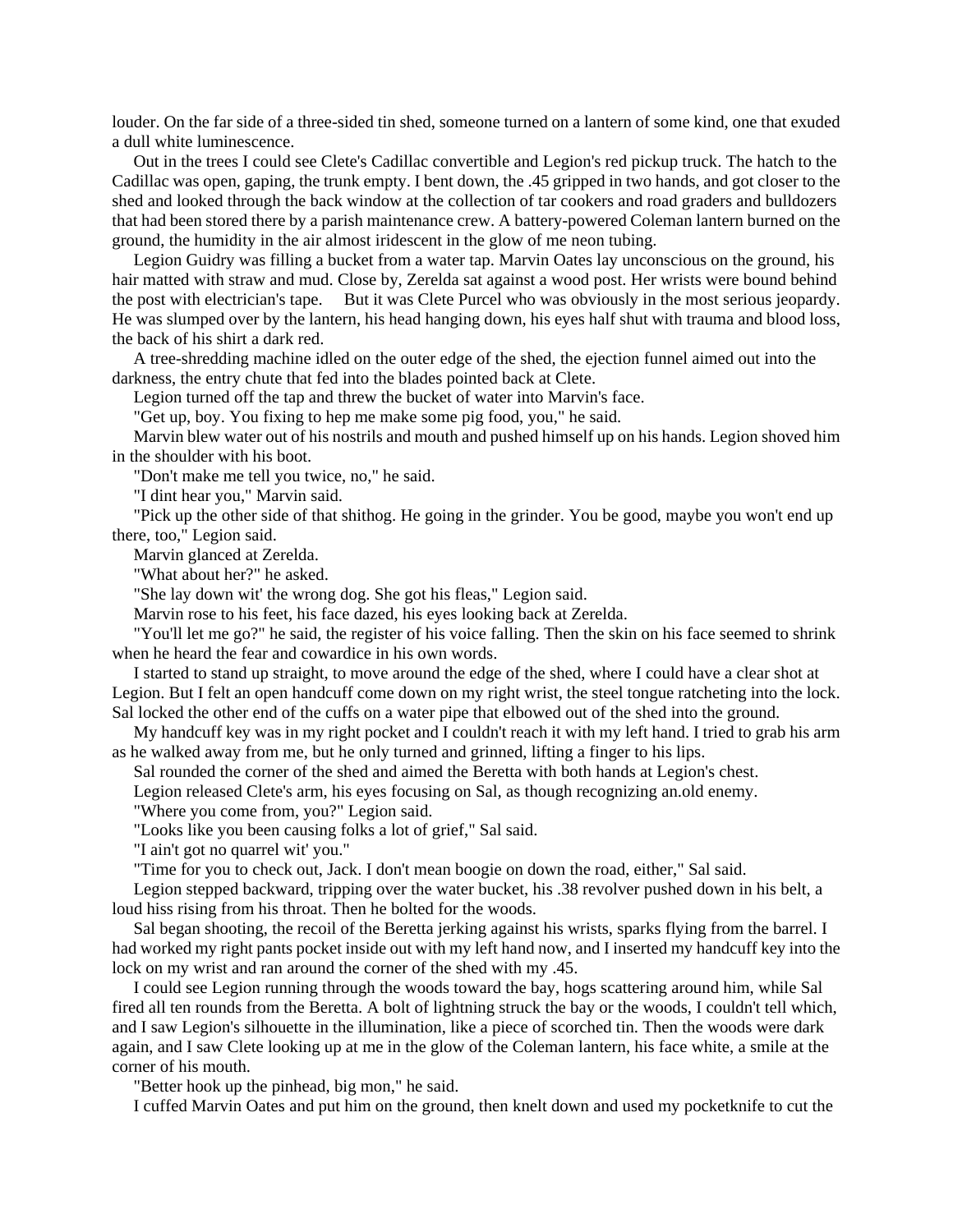louder. On the far side of a three-sided tin shed, someone turned on a lantern of some kind, one that exuded a dull white luminescence.

Out in the trees I could see Clete's Cadillac convertible and Legion's red pickup truck. The hatch to the Cadillac was open, gaping, the trunk empty. I bent down, the .45 gripped in two hands, and got closer to the shed and looked through the back window at the collection of tar cookers and road graders and bulldozers that had been stored there by a parish maintenance crew. A battery-powered Coleman lantern burned on the ground, the humidity in the air almost iridescent in the glow of me neon tubing.

Legion Guidry was filling a bucket from a water tap. Marvin Oates lay unconscious on the ground, his hair matted with straw and mud. Close by, Zerelda sat against a wood post. Her wrists were bound behind the post with electrician's tape. But it was Clete Purcel who was obviously in the most serious jeopardy. He was slumped over by the lantern, his head hanging down, his eyes half shut with trauma and blood loss, the back of his shirt a dark red.

A tree-shredding machine idled on the outer edge of the shed, the ejection funnel aimed out into the darkness, the entry chute that fed into the blades pointed back at Clete.

Legion turned off the tap and threw the bucket of water into Marvin's face.

"Get up, boy. You fixing to hep me make some pig food, you," he said.

Marvin blew water out of his nostrils and mouth and pushed himself up on his hands. Legion shoved him in the shoulder with his boot.

"Don't make me tell you twice, no," he said.

"I dint hear you," Marvin said.

"Pick up the other side of that shithog. He going in the grinder. You be good, maybe you won't end up there, too," Legion said.

Marvin glanced at Zerelda.

"What about her?" he asked.

"She lay down wit' the wrong dog. She got his fleas," Legion said.

Marvin rose to his feet, his face dazed, his eyes looking back at Zerelda.

"You'll let me go?" he said, the register of his voice falling. Then the skin on his face seemed to shrink when he heard the fear and cowardice in his own words.

I started to stand up straight, to move around the edge of the shed, where I could have a clear shot at Legion. But I felt an open handcuff come down on my right wrist, the steel tongue ratcheting into the lock. Sal locked the other end of the cuffs on a water pipe that elbowed out of the shed into the ground.

My handcuff key was in my right pocket and I couldn't reach it with my left hand. I tried to grab his arm as he walked away from me, but he only turned and grinned, lifting a finger to his lips.

Sal rounded the corner of the shed and aimed the Beretta with both hands at Legion's chest.

Legion released Clete's arm, his eyes focusing on Sal, as though recognizing an.old enemy.

"Where you come from, you?" Legion said.

"Looks like you been causing folks a lot of grief," Sal said.

"I ain't got no quarrel wit' you."

"Time for you to check out, Jack. I don't mean boogie on down the road, either," Sal said.

Legion stepped backward, tripping over the water bucket, his .38 revolver pushed down in his belt, a loud hiss rising from his throat. Then he bolted for the woods.

Sal began shooting, the recoil of the Beretta jerking against his wrists, sparks flying from the barrel. I had worked my right pants pocket inside out with my left hand now, and I inserted my handcuff key into the lock on my wrist and ran around the corner of the shed with my .45.

I could see Legion running through the woods toward the bay, hogs scattering around him, while Sal fired all ten rounds from the Beretta. A bolt of lightning struck the bay or the woods, I couldn't tell which, and I saw Legion's silhouette in the illumination, like a piece of scorched tin. Then the woods were dark again, and I saw Clete looking up at me in the glow of the Coleman lantern, his face white, a smile at the corner of his mouth.

"Better hook up the pinhead, big mon," he said.

I cuffed Marvin Oates and put him on the ground, then knelt down and used my pocketknife to cut the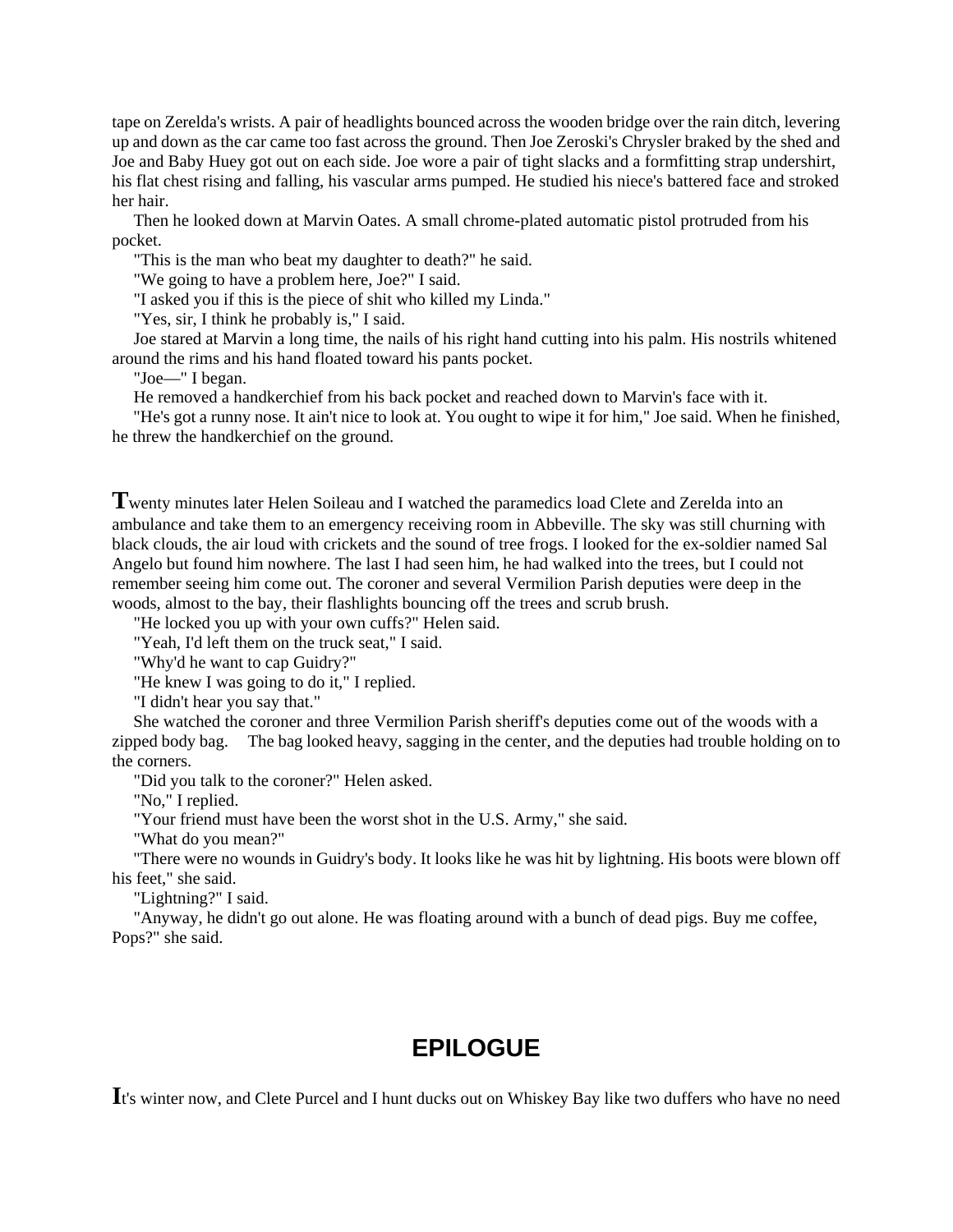tape on Zerelda's wrists. A pair of headlights bounced across the wooden bridge over the rain ditch, levering up and down as the car came too fast across the ground. Then Joe Zeroski's Chrysler braked by the shed and Joe and Baby Huey got out on each side. Joe wore a pair of tight slacks and a formfitting strap undershirt, his flat chest rising and falling, his vascular arms pumped. He studied his niece's battered face and stroked her hair.

Then he looked down at Marvin Oates. A small chrome-plated automatic pistol protruded from his pocket.

"This is the man who beat my daughter to death?" he said.

"We going to have a problem here, Joe?" I said.

"I asked you if this is the piece of shit who killed my Linda."

"Yes, sir, I think he probably is," I said.

Joe stared at Marvin a long time, the nails of his right hand cutting into his palm. His nostrils whitened around the rims and his hand floated toward his pants pocket.

"Joe—" I began.

He removed a handkerchief from his back pocket and reached down to Marvin's face with it.

"He's got a runny nose. It ain't nice to look at. You ought to wipe it for him," Joe said. When he finished, he threw the handkerchief on the ground.

**T**wenty minutes later Helen Soileau and I watched the paramedics load Clete and Zerelda into an ambulance and take them to an emergency receiving room in Abbeville. The sky was still churning with black clouds, the air loud with crickets and the sound of tree frogs. I looked for the ex-soldier named Sal Angelo but found him nowhere. The last I had seen him, he had walked into the trees, but I could not remember seeing him come out. The coroner and several Vermilion Parish deputies were deep in the woods, almost to the bay, their flashlights bouncing off the trees and scrub brush.

"He locked you up with your own cuffs?" Helen said.

"Yeah, I'd left them on the truck seat," I said.

"Why'd he want to cap Guidry?"

"He knew I was going to do it," I replied.

"I didn't hear you say that."

She watched the coroner and three Vermilion Parish sheriff's deputies come out of the woods with a zipped body bag. The bag looked heavy, sagging in the center, and the deputies had trouble holding on to the corners.

"Did you talk to the coroner?" Helen asked.

"No," I replied.

"Your friend must have been the worst shot in the U.S. Army," she said.

"What do you mean?"

"There were no wounds in Guidry's body. It looks like he was hit by lightning. His boots were blown off his feet," she said.

"Lightning?" I said.

"Anyway, he didn't go out alone. He was floating around with a bunch of dead pigs. Buy me coffee, Pops?" she said.

# EPILOGUE

**I**t's winter now, and Clete Purcel and I hunt ducks out on Whiskey Bay like two duffers who have no need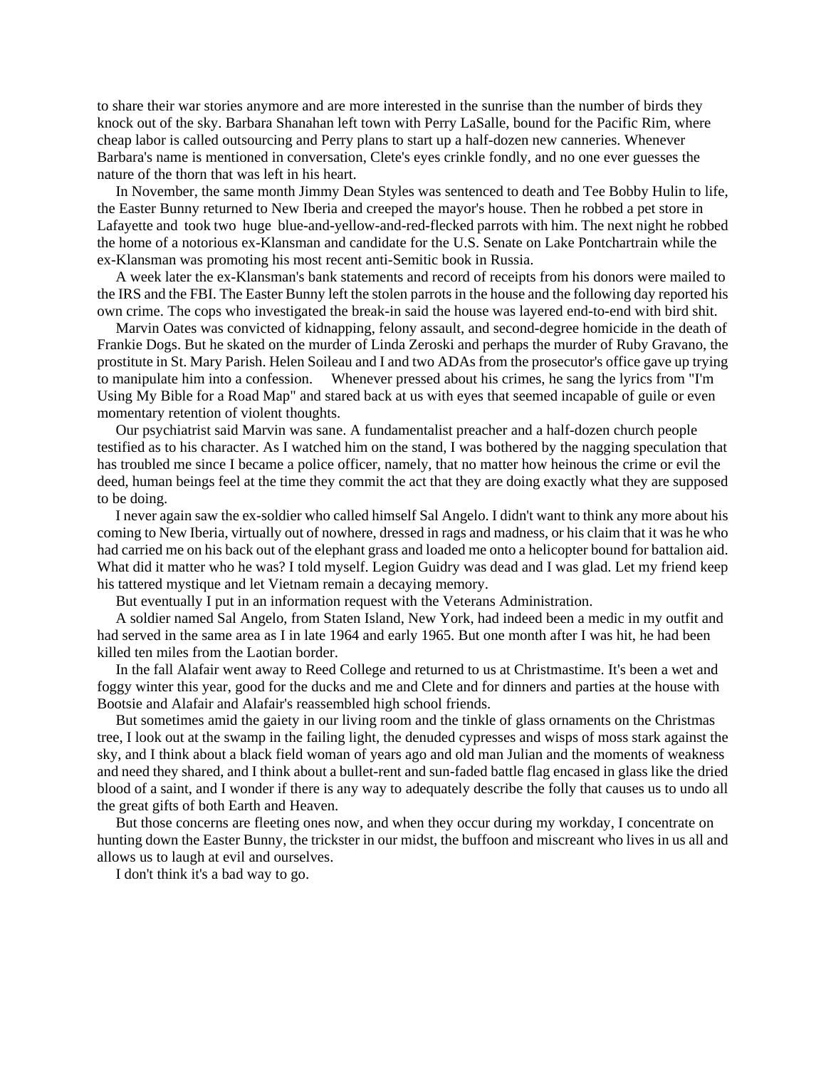to share their war stories anymore and are more interested in the sunrise than the number of birds they knock out of the sky. Barbara Shanahan left town with Perry LaSalle, bound for the Pacific Rim, where cheap labor is called outsourcing and Perry plans to start up a half-dozen new canneries. Whenever Barbara's name is mentioned in conversation, Clete's eyes crinkle fondly, and no one ever guesses the nature of the thorn that was left in his heart.

In November, the same month Jimmy Dean Styles was sentenced to death and Tee Bobby Hulin to life, the Easter Bunny returned to New Iberia and creeped the mayor's house. Then he robbed a pet store in Lafayette and took two huge blue-and-yellow-and-red-flecked parrots with him. The next night he robbed the home of a notorious ex-Klansman and candidate for the U.S. Senate on Lake Pontchartrain while the ex-Klansman was promoting his most recent anti-Semitic book in Russia.

A week later the ex-Klansman's bank statements and record of receipts from his donors were mailed to the IRS and the FBI. The Easter Bunny left the stolen parrots in the house and the following day reported his own crime. The cops who investigated the break-in said the house was layered end-to-end with bird shit.

Marvin Oates was convicted of kidnapping, felony assault, and second-degree homicide in the death of Frankie Dogs. But he skated on the murder of Linda Zeroski and perhaps the murder of Ruby Gravano, the prostitute in St. Mary Parish. Helen Soileau and I and two ADAs from the prosecutor's office gave up trying to manipulate him into a confession. Whenever pressed about his crimes, he sang the lyrics from "I'm Using My Bible for a Road Map" and stared back at us with eyes that seemed incapable of guile or even momentary retention of violent thoughts.

Our psychiatrist said Marvin was sane. A fundamentalist preacher and a half-dozen church people testified as to his character. As I watched him on the stand, I was bothered by the nagging speculation that has troubled me since I became a police officer, namely, that no matter how heinous the crime or evil the deed, human beings feel at the time they commit the act that they are doing exactly what they are supposed to be doing.

I never again saw the ex-soldier who called himself Sal Angelo. I didn't want to think any more about his coming to New Iberia, virtually out of nowhere, dressed in rags and madness, or his claim that it was he who had carried me on his back out of the elephant grass and loaded me onto a helicopter bound for battalion aid. What did it matter who he was? I told myself. Legion Guidry was dead and I was glad. Let my friend keep his tattered mystique and let Vietnam remain a decaying memory.

But eventually I put in an information request with the Veterans Administration.

A soldier named Sal Angelo, from Staten Island, New York, had indeed been a medic in my outfit and had served in the same area as I in late 1964 and early 1965. But one month after I was hit, he had been killed ten miles from the Laotian border.

In the fall Alafair went away to Reed College and returned to us at Christmastime. It's been a wet and foggy winter this year, good for the ducks and me and Clete and for dinners and parties at the house with Bootsie and Alafair and Alafair's reassembled high school friends.

But sometimes amid the gaiety in our living room and the tinkle of glass ornaments on the Christmas tree, I look out at the swamp in the failing light, the denuded cypresses and wisps of moss stark against the sky, and I think about a black field woman of years ago and old man Julian and the moments of weakness and need they shared, and I think about a bullet-rent and sun-faded battle flag encased in glass like the dried blood of a saint, and I wonder if there is any way to adequately describe the folly that causes us to undo all the great gifts of both Earth and Heaven.

But those concerns are fleeting ones now, and when they occur during my workday, I concentrate on hunting down the Easter Bunny, the trickster in our midst, the buffoon and miscreant who lives in us all and allows us to laugh at evil and ourselves.

I don't think it's a bad way to go.